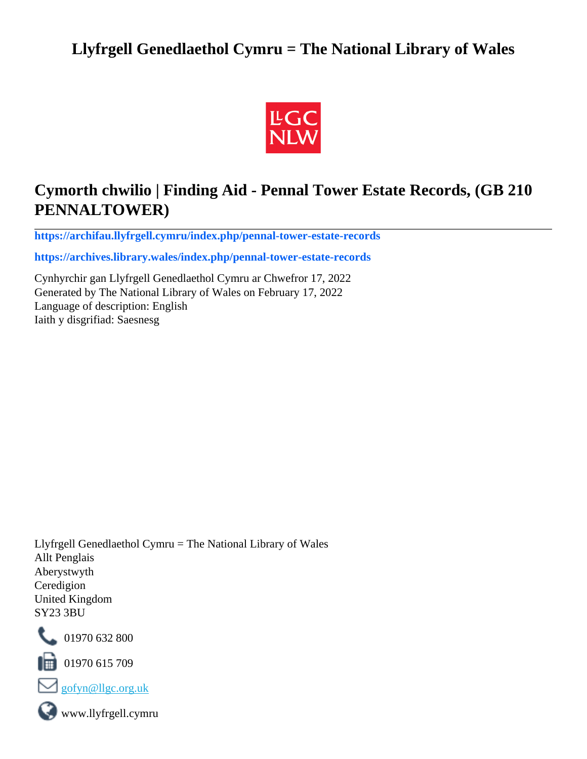# Llyfrgell Genedlaethol Cymru = The National Library of Wales

## Cymorth chwilio | Finding Aid - Pennal Tower Estate Records, (GB 210 PENNALTOWER)

**https://archifau.llyfrgell.cymru/index.php/pennal-tower-estate-records**

**https://archives.library.wales/index.php/pennal-tower-estate-records**

Cynhyrchir gan Llyfrgell Genedlaethol Cymru ar Chwefror 17, 2022
Generated by The National Library of Wales on February 17, 2022
Language of description: English
Iaith y disgrifiad: Saesnesg

Llyfrgell Genedlaethol Cymru = The National Library of Wales
Allt Penglais
Aberystwyth
Ceredigion
United Kingdom
SY23 3BU

01970 632 800

01970 615 709

gofyn@llgc.org.uk

www.llyfrgell.cymru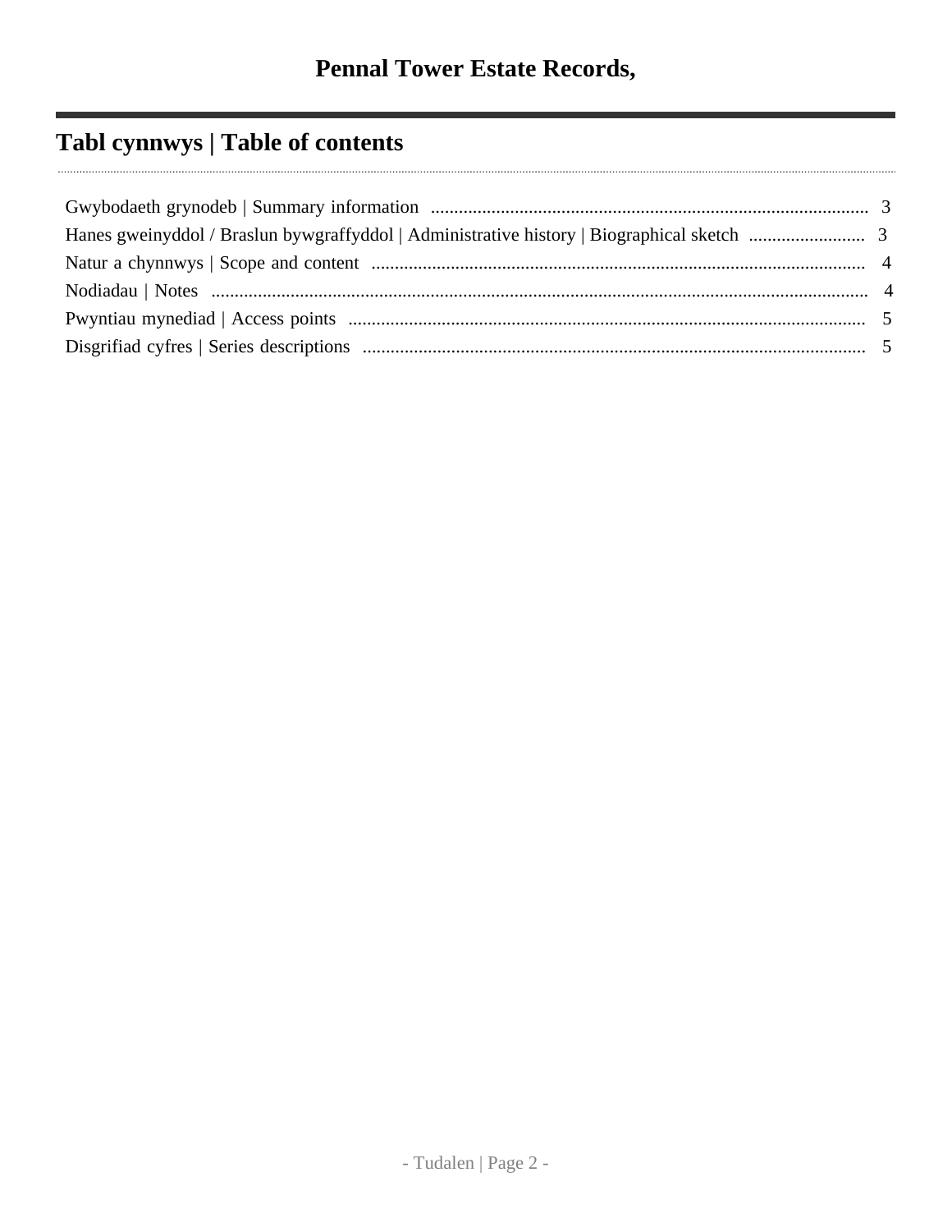# Pennal Tower Estate Records,

## Tabl cynnwys | Table of contents

Gwybodaeth grynodeb | Summary information .......... 3

Hanes gweinyddol / Braslun bywgraffyddol | Administrative history | Biographical sketch .......... 3

Natur a chynnwys | Scope and content .......... 4

Nodiadau | Notes .......... 4

Pwyntiau mynediad | Access points .......... 5

Disgrifiad cyfres | Series descriptions .......... 5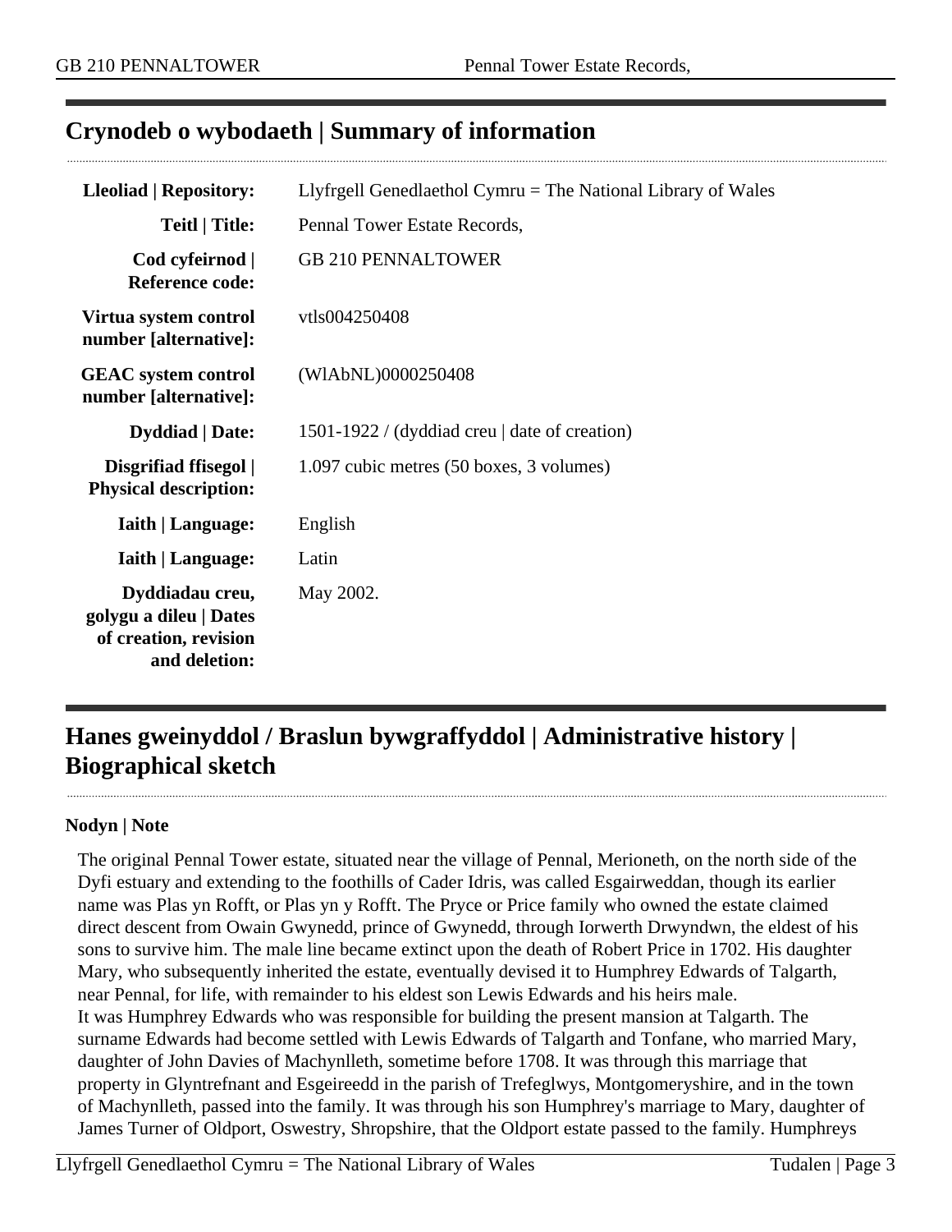## Crynodeb o wybodaeth | Summary of information

| | |
|---|---|
| **Lleoliad \| Repository:** | Llyfrgell Genedlaethol Cymru = The National Library of Wales |
| **Teitl \| Title:** | Pennal Tower Estate Records, |
| **Cod cyfeirnod \| Reference code:** | GB 210 PENNALTOWER |
| **Virtua system control number [alternative]:** | vtls004250408 |
| **GEAC system control number [alternative]:** | (WlAbNL)0000250408 |
| **Dyddiad \| Date:** | 1501-1922 / (dyddiad creu \| date of creation) |
| **Disgrifiad ffisegol \| Physical description:** | 1.097 cubic metres (50 boxes, 3 volumes) |
| **Iaith \| Language:** | English |
| **Iaith \| Language:** | Latin |
| **Dyddiadau creu, golygu a dileu \| Dates of creation, revision and deletion:** | May 2002. |

## Hanes gweinyddol / Braslun bywgraffyddol | Administrative history | Biographical sketch

### Nodyn | Note

The original Pennal Tower estate, situated near the village of Pennal, Merioneth, on the north side of the Dyfi estuary and extending to the foothills of Cader Idris, was called Esgairweddan, though its earlier name was Plas yn Rofft, or Plas yn y Rofft. The Pryce or Price family who owned the estate claimed direct descent from Owain Gwynedd, prince of Gwynedd, through Iorwerth Drwyndwn, the eldest of his sons to survive him. The male line became extinct upon the death of Robert Price in 1702. His daughter Mary, who subsequently inherited the estate, eventually devised it to Humphrey Edwards of Talgarth, near Pennal, for life, with remainder to his eldest son Lewis Edwards and his heirs male.
It was Humphrey Edwards who was responsible for building the present mansion at Talgarth. The surname Edwards had become settled with Lewis Edwards of Talgarth and Tonfane, who married Mary, daughter of John Davies of Machynlleth, sometime before 1708. It was through this marriage that property in Glyntrefnant and Esgeireedd in the parish of Trefeglwys, Montgomeryshire, and in the town of Machynlleth, passed into the family. It was through his son Humphrey's marriage to Mary, daughter of James Turner of Oldport, Oswestry, Shropshire, that the Oldport estate passed to the family. Humphreys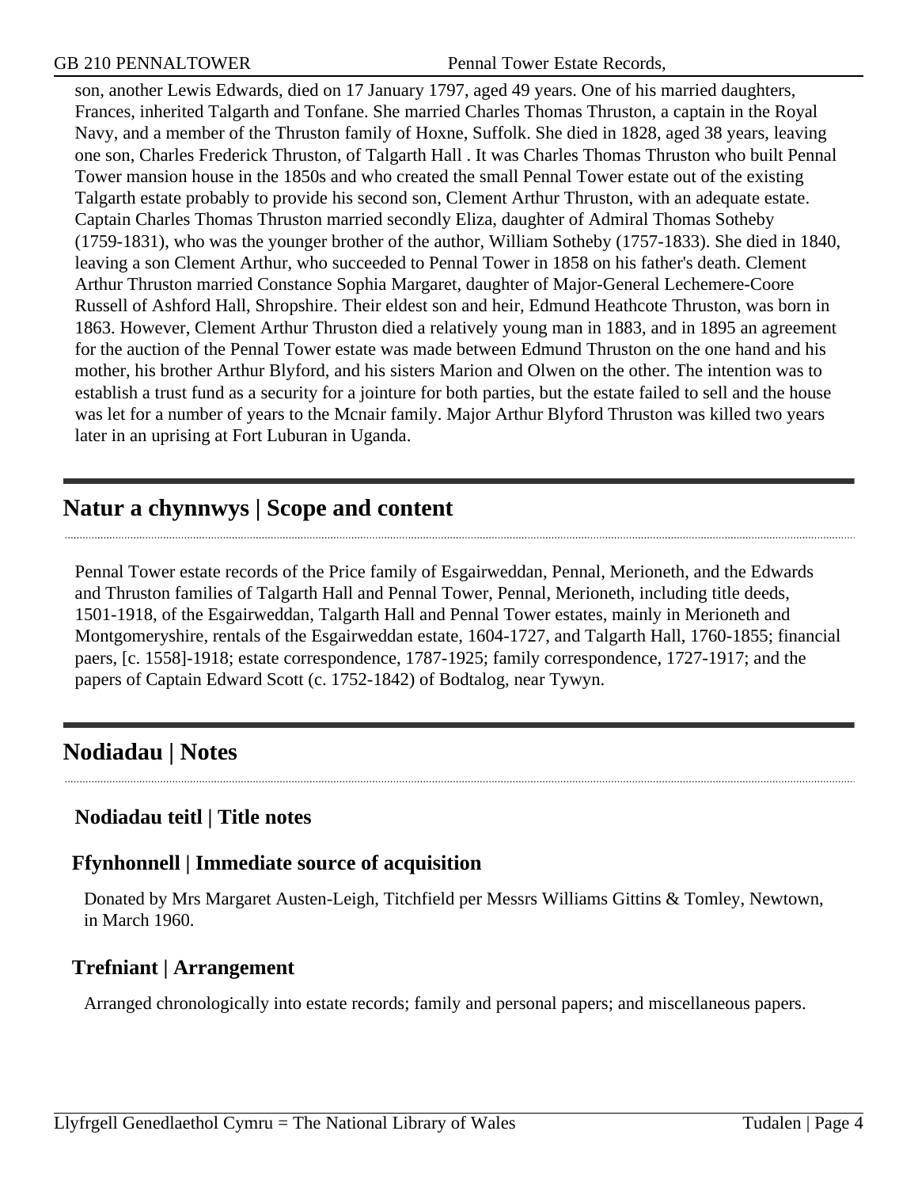son, another Lewis Edwards, died on 17 January 1797, aged 49 years. One of his married daughters, Frances, inherited Talgarth and Tonfane. She married Charles Thomas Thruston, a captain in the Royal Navy, and a member of the Thruston family of Hoxne, Suffolk. She died in 1828, aged 38 years, leaving one son, Charles Frederick Thruston, of Talgarth Hall . It was Charles Thomas Thruston who built Pennal Tower mansion house in the 1850s and who created the small Pennal Tower estate out of the existing Talgarth estate probably to provide his second son, Clement Arthur Thruston, with an adequate estate. Captain Charles Thomas Thruston married secondly Eliza, daughter of Admiral Thomas Sotheby (1759-1831), who was the younger brother of the author, William Sotheby (1757-1833). She died in 1840, leaving a son Clement Arthur, who succeeded to Pennal Tower in 1858 on his father's death. Clement Arthur Thruston married Constance Sophia Margaret, daughter of Major-General Lechemere-Coore Russell of Ashford Hall, Shropshire. Their eldest son and heir, Edmund Heathcote Thruston, was born in 1863. However, Clement Arthur Thruston died a relatively young man in 1883, and in 1895 an agreement for the auction of the Pennal Tower estate was made between Edmund Thruston on the one hand and his mother, his brother Arthur Blyford, and his sisters Marion and Olwen on the other. The intention was to establish a trust fund as a security for a jointure for both parties, but the estate failed to sell and the house was let for a number of years to the Mcnair family. Major Arthur Blyford Thruston was killed two years later in an uprising at Fort Luburan in Uganda.

## Natur a chynnwys | Scope and content

Pennal Tower estate records of the Price family of Esgairweddan, Pennal, Merioneth, and the Edwards and Thruston families of Talgarth Hall and Pennal Tower, Pennal, Merioneth, including title deeds, 1501-1918, of the Esgairweddan, Talgarth Hall and Pennal Tower estates, mainly in Merioneth and Montgomeryshire, rentals of the Esgairweddan estate, 1604-1727, and Talgarth Hall, 1760-1855; financial paers, [c. 1558]-1918; estate correspondence, 1787-1925; family correspondence, 1727-1917; and the papers of Captain Edward Scott (c. 1752-1842) of Bodtalog, near Tywyn.

## Nodiadau | Notes

### Nodiadau teitl | Title notes

### Ffynhonnell | Immediate source of acquisition

Donated by Mrs Margaret Austen-Leigh, Titchfield per Messrs Williams Gittins & Tomley, Newtown, in March 1960.

### Trefniant | Arrangement

Arranged chronologically into estate records; family and personal papers; and miscellaneous papers.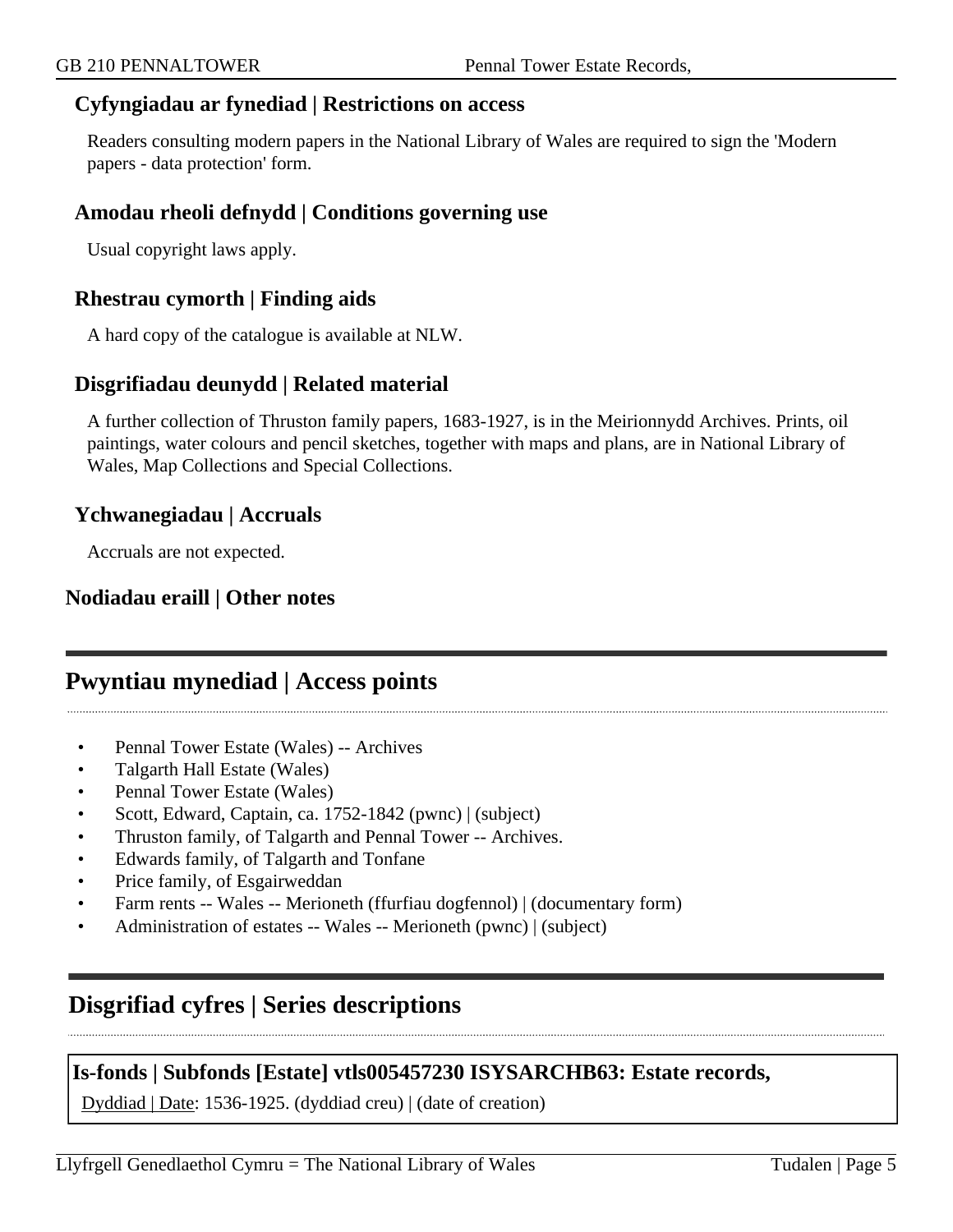### Cyfyngiadau ar fynediad | Restrictions on access

Readers consulting modern papers in the National Library of Wales are required to sign the 'Modern papers - data protection' form.

### Amodau rheoli defnydd | Conditions governing use

Usual copyright laws apply.

### Rhestrau cymorth | Finding aids

A hard copy of the catalogue is available at NLW.

### Disgrifiadau deunydd | Related material

A further collection of Thruston family papers, 1683-1927, is in the Meirionnydd Archives. Prints, oil paintings, water colours and pencil sketches, together with maps and plans, are in National Library of Wales, Map Collections and Special Collections.

### Ychwanegiadau | Accruals

Accruals are not expected.

### Nodiadau eraill | Other notes

## Pwyntiau mynediad | Access points

- Pennal Tower Estate (Wales) -- Archives
- Talgarth Hall Estate (Wales)
- Pennal Tower Estate (Wales)
- Scott, Edward, Captain, ca. 1752-1842 (pwnc) | (subject)
- Thruston family, of Talgarth and Pennal Tower -- Archives.
- Edwards family, of Talgarth and Tonfane
- Price family, of Esgairweddan
- Farm rents -- Wales -- Merioneth (ffurfiau dogfennol) | (documentary form)
- Administration of estates -- Wales -- Merioneth (pwnc) | (subject)

## Disgrifiad cyfres | Series descriptions

**Is-fonds | Subfonds [Estate] vtls005457230 ISYSARCHB63: Estate records,**

Dyddiad | Date: 1536-1925. (dyddiad creu) | (date of creation)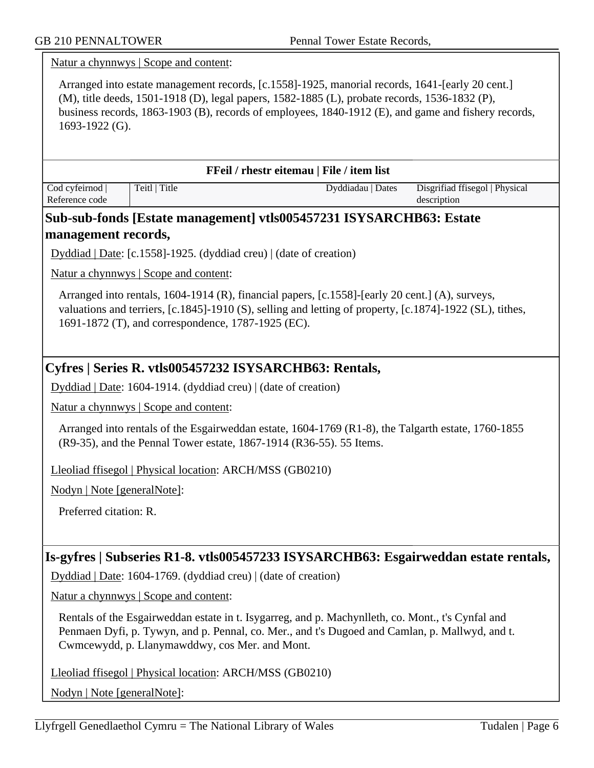Natur a chynnwys | Scope and content:

Arranged into estate management records, [c.1558]-1925, manorial records, 1641-[early 20 cent.] (M), title deeds, 1501-1918 (D), legal papers, 1582-1885 (L), probate records, 1536-1832 (P), business records, 1863-1903 (B), records of employees, 1840-1912 (E), and game and fishery records, 1693-1922 (G).

**FFeil / rhestr eitemau | File / item list**

| Cod cyfeirnod \| Reference code | Teitl \| Title | Dyddiadau \| Dates | Disgrifiad ffisegol \| Physical description |
|---|---|---|---|

## Sub-sub-fonds [Estate management] vtls005457231 ISYSARCHB63: Estate management records,

Dyddiad | Date: [c.1558]-1925. (dyddiad creu) | (date of creation)

Natur a chynnwys | Scope and content:

Arranged into rentals, 1604-1914 (R), financial papers, [c.1558]-[early 20 cent.] (A), surveys, valuations and terriers, [c.1845]-1910 (S), selling and letting of property, [c.1874]-1922 (SL), tithes, 1691-1872 (T), and correspondence, 1787-1925 (EC).

## Cyfres | Series R. vtls005457232 ISYSARCHB63: Rentals,

Dyddiad | Date: 1604-1914. (dyddiad creu) | (date of creation)

Natur a chynnwys | Scope and content:

Arranged into rentals of the Esgairweddan estate, 1604-1769 (R1-8), the Talgarth estate, 1760-1855 (R9-35), and the Pennal Tower estate, 1867-1914 (R36-55). 55 Items.

Lleoliad ffisegol | Physical location: ARCH/MSS (GB0210)

Nodyn | Note [generalNote]:

Preferred citation: R.

## Is-gyfres | Subseries R1-8. vtls005457233 ISYSARCHB63: Esgairweddan estate rentals,

Dyddiad | Date: 1604-1769. (dyddiad creu) | (date of creation)

Natur a chynnwys | Scope and content:

Rentals of the Esgairweddan estate in t. Isygarreg, and p. Machynlleth, co. Mont., t's Cynfal and Penmaen Dyfi, p. Tywyn, and p. Pennal, co. Mer., and t's Dugoed and Camlan, p. Mallwyd, and t. Cwmcewydd, p. Llanymawddwy, cos Mer. and Mont.

Lleoliad ffisegol | Physical location: ARCH/MSS (GB0210)

Nodyn | Note [generalNote]: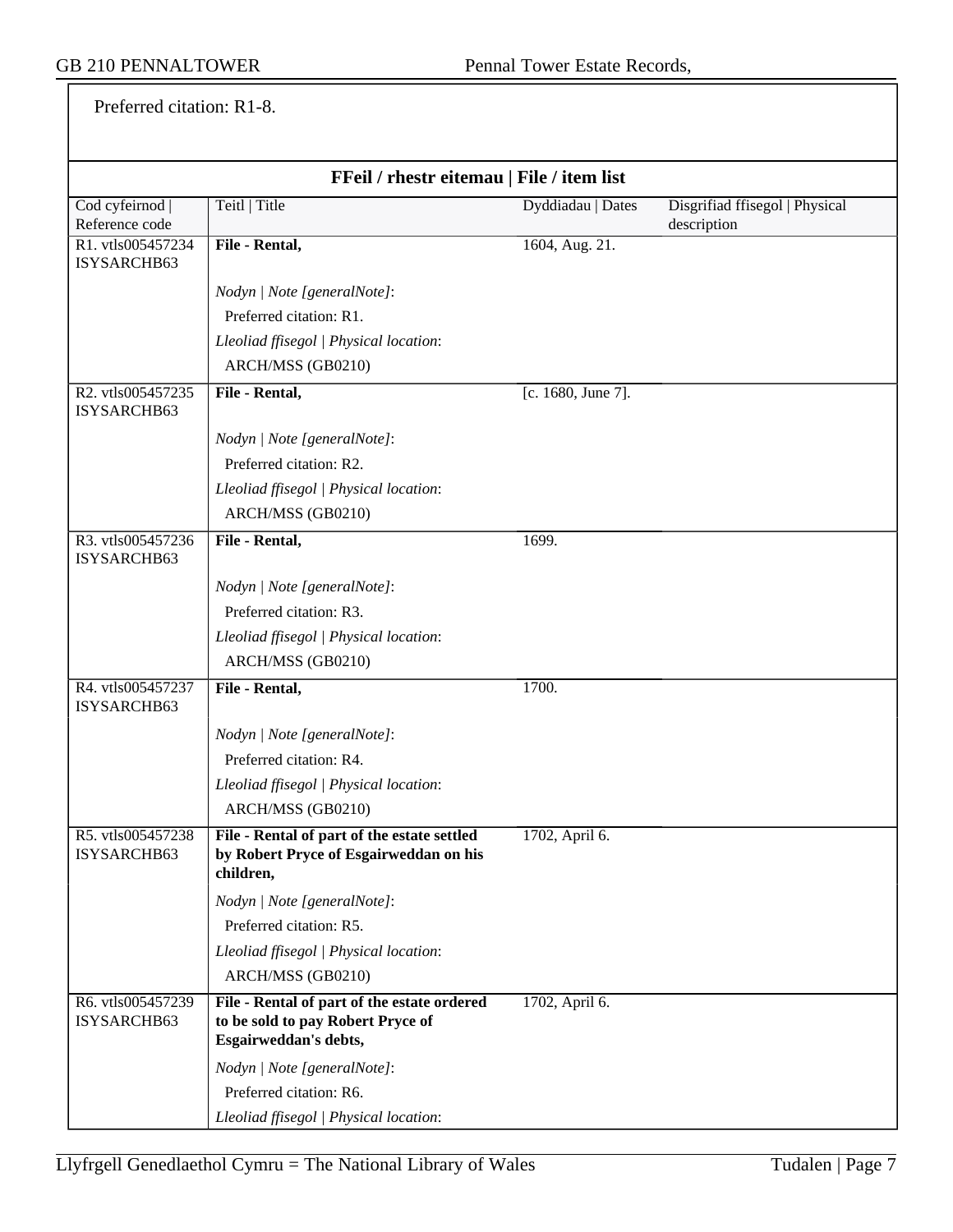Preferred citation: R1-8.

**FFeil / rhestr eitemau | File / item list**

| Cod cyfeirnod \| Reference code | Teitl \| Title | Dyddiadau \| Dates | Disgrifiad ffisegol \| Physical description |
|---|---|---|---|
| R1. vtls005457234 ISYSARCHB63 | **File - Rental,**<br><br>*Nodyn \| Note [generalNote]*:<br>Preferred citation: R1.<br>*Lleoliad ffisegol \| Physical location*:<br>ARCH/MSS (GB0210) | 1604, Aug. 21. | |
| R2. vtls005457235 ISYSARCHB63 | **File - Rental,**<br><br>*Nodyn \| Note [generalNote]*:<br>Preferred citation: R2.<br>*Lleoliad ffisegol \| Physical location*:<br>ARCH/MSS (GB0210) | [c. 1680, June 7]. | |
| R3. vtls005457236 ISYSARCHB63 | **File - Rental,**<br><br>*Nodyn \| Note [generalNote]*:<br>Preferred citation: R3.<br>*Lleoliad ffisegol \| Physical location*:<br>ARCH/MSS (GB0210) | 1699. | |
| R4. vtls005457237 ISYSARCHB63 | **File - Rental,**<br><br>*Nodyn \| Note [generalNote]*:<br>Preferred citation: R4.<br>*Lleoliad ffisegol \| Physical location*:<br>ARCH/MSS (GB0210) | 1700. | |
| R5. vtls005457238 ISYSARCHB63 | **File - Rental of part of the estate settled by Robert Pryce of Esgairweddan on his children,**<br><br>*Nodyn \| Note [generalNote]*:<br>Preferred citation: R5.<br>*Lleoliad ffisegol \| Physical location*:<br>ARCH/MSS (GB0210) | 1702, April 6. | |
| R6. vtls005457239 ISYSARCHB63 | **File - Rental of part of the estate ordered to be sold to pay Robert Pryce of Esgairweddan's debts,**<br><br>*Nodyn \| Note [generalNote]*:<br>Preferred citation: R6.<br>*Lleoliad ffisegol \| Physical location*: | 1702, April 6. | |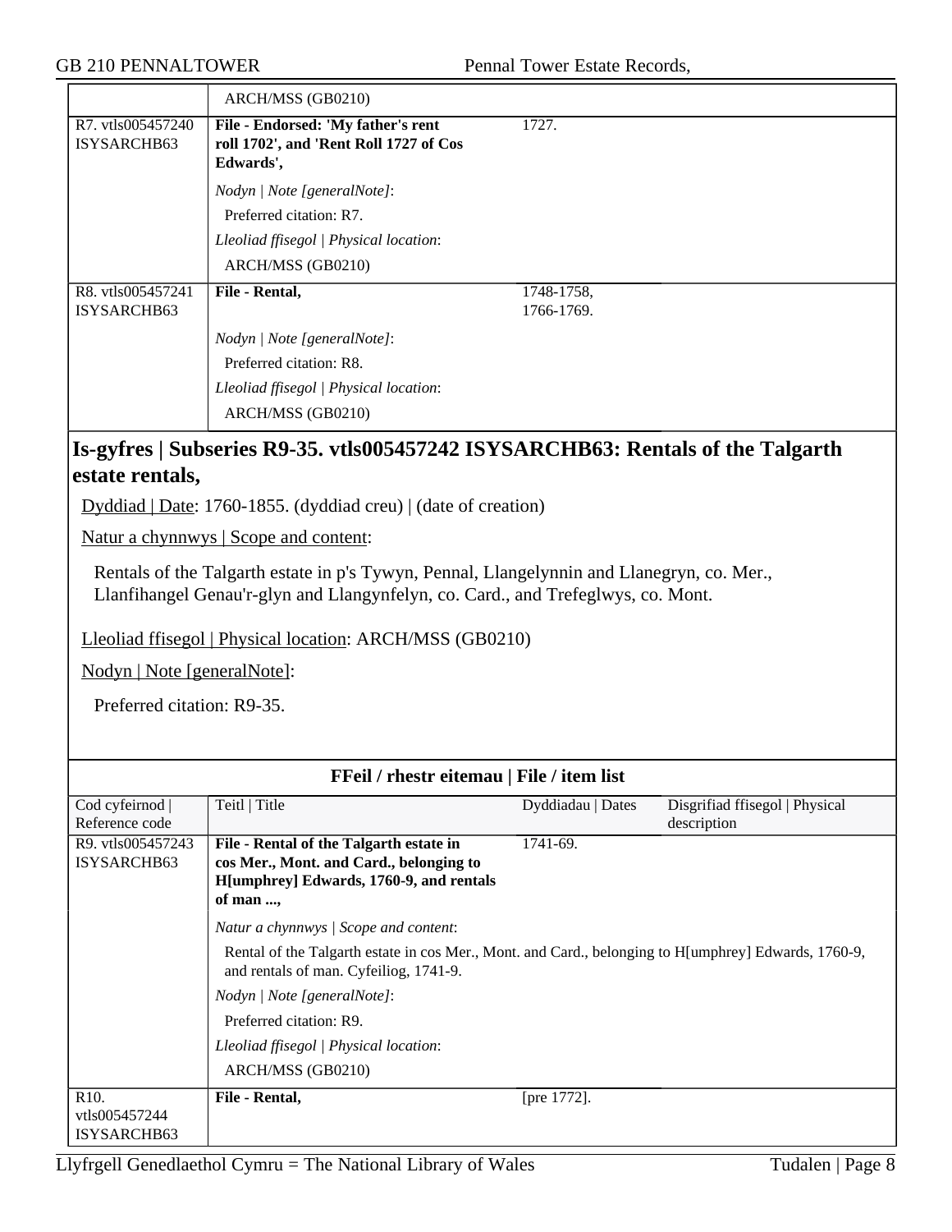| | ARCH/MSS (GB0210) | | |
|---|---|---|---|
| R7. vtls005457240 ISYSARCHB63 | **File - Endorsed: 'My father's rent roll 1702', and 'Rent Roll 1727 of Cos Edwards',** | 1727. | |
| | *Nodyn \| Note [generalNote]*: Preferred citation: R7. *Lleoliad ffisegol \| Physical location*: ARCH/MSS (GB0210) | | |
| R8. vtls005457241 ISYSARCHB63 | **File - Rental,** | 1748-1758, 1766-1769. | |
| | *Nodyn \| Note [generalNote]*: Preferred citation: R8. *Lleoliad ffisegol \| Physical location*: ARCH/MSS (GB0210) | | |

## Is-gyfres | Subseries R9-35. vtls005457242 ISYSARCHB63: Rentals of the Talgarth estate rentals,

Dyddiad | Date: 1760-1855. (dyddiad creu) | (date of creation)

Natur a chynnwys | Scope and content:

Rentals of the Talgarth estate in p's Tywyn, Pennal, Llangelynnin and Llanegryn, co. Mer., Llanfihangel Genau'r-glyn and Llangynfelyn, co. Card., and Trefeglwys, co. Mont.

Lleoliad ffisegol | Physical location: ARCH/MSS (GB0210)

Nodyn | Note [generalNote]:

Preferred citation: R9-35.

**FFeil / rhestr eitemau | File / item list**

| Cod cyfeirnod \| Reference code | Teitl \| Title | Dyddiadau \| Dates | Disgrifiad ffisegol \| Physical description |
|---|---|---|---|
| R9. vtls005457243 ISYSARCHB63 | **File - Rental of the Talgarth estate in cos Mer., Mont. and Card., belonging to H[umphrey] Edwards, 1760-9, and rentals of man ...,** | 1741-69. | |
| | *Natur a chynnwys \| Scope and content*: Rental of the Talgarth estate in cos Mer., Mont. and Card., belonging to H[umphrey] Edwards, 1760-9, and rentals of man. Cyfeiliog, 1741-9. *Nodyn \| Note [generalNote]*: Preferred citation: R9. *Lleoliad ffisegol \| Physical location*: ARCH/MSS (GB0210) | | |
| R10. vtls005457244 ISYSARCHB63 | **File - Rental,** | [pre 1772]. | |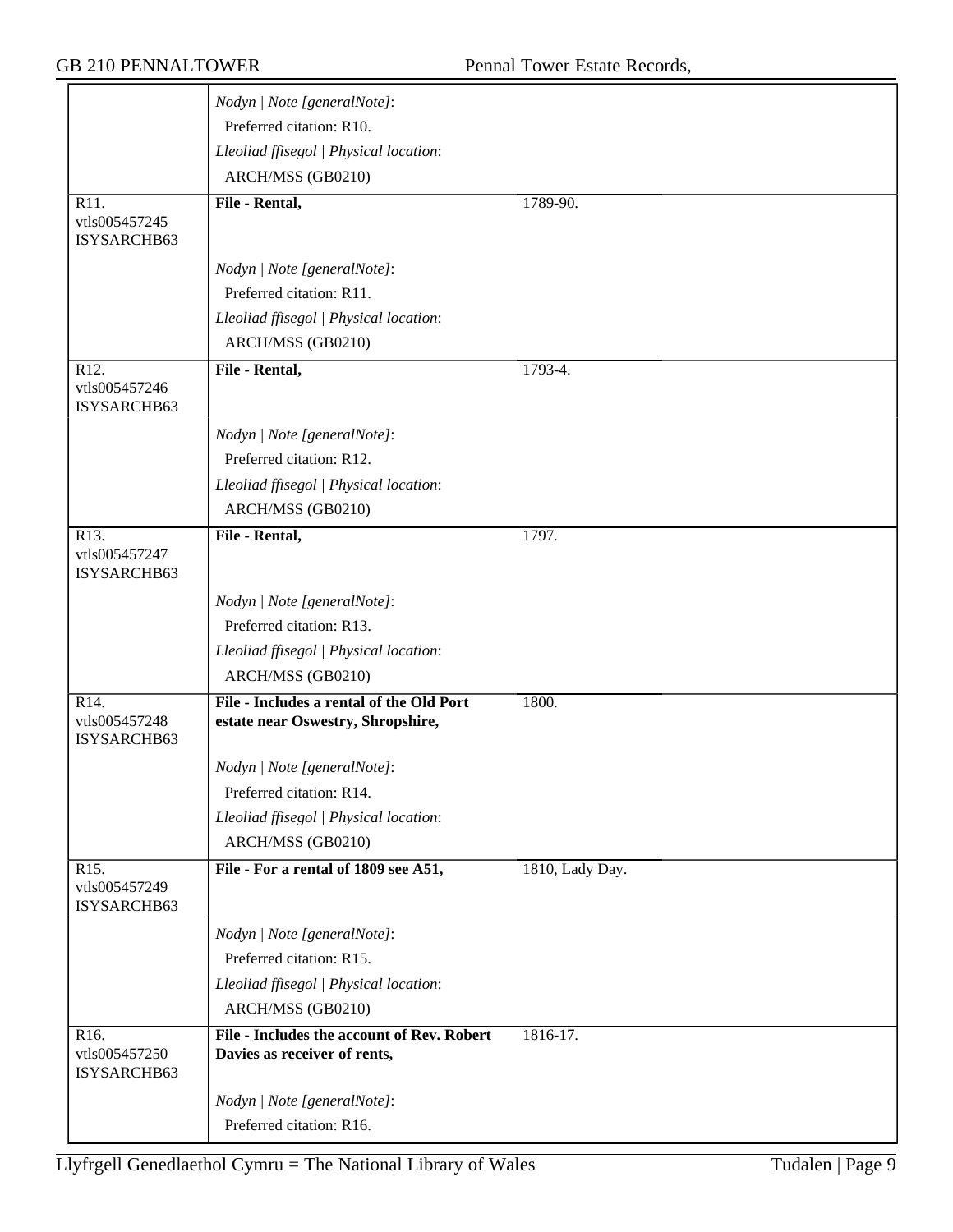| | | | |
|---|---|---|---|
| | *Nodyn \| Note [generalNote]*:<br>Preferred citation: R10.<br>*Lleoliad ffisegol \| Physical location*:<br>ARCH/MSS (GB0210) | | |
| R11.<br>vtls005457245<br>ISYSARCHB63 | **File - Rental,**<br><br>*Nodyn \| Note [generalNote]*:<br>Preferred citation: R11.<br>*Lleoliad ffisegol \| Physical location*:<br>ARCH/MSS (GB0210) | 1789-90. | |
| R12.<br>vtls005457246<br>ISYSARCHB63 | **File - Rental,**<br><br>*Nodyn \| Note [generalNote]*:<br>Preferred citation: R12.<br>*Lleoliad ffisegol \| Physical location*:<br>ARCH/MSS (GB0210) | 1793-4. | |
| R13.<br>vtls005457247<br>ISYSARCHB63 | **File - Rental,**<br><br>*Nodyn \| Note [generalNote]*:<br>Preferred citation: R13.<br>*Lleoliad ffisegol \| Physical location*:<br>ARCH/MSS (GB0210) | 1797. | |
| R14.<br>vtls005457248<br>ISYSARCHB63 | **File - Includes a rental of the Old Port estate near Oswestry, Shropshire,**<br><br>*Nodyn \| Note [generalNote]*:<br>Preferred citation: R14.<br>*Lleoliad ffisegol \| Physical location*:<br>ARCH/MSS (GB0210) | 1800. | |
| R15.<br>vtls005457249<br>ISYSARCHB63 | **File - For a rental of 1809 see A51,**<br><br>*Nodyn \| Note [generalNote]*:<br>Preferred citation: R15.<br>*Lleoliad ffisegol \| Physical location*:<br>ARCH/MSS (GB0210) | 1810, Lady Day. | |
| R16.<br>vtls005457250<br>ISYSARCHB63 | **File - Includes the account of Rev. Robert Davies as receiver of rents,**<br><br>*Nodyn \| Note [generalNote]*:<br>Preferred citation: R16. | 1816-17. | |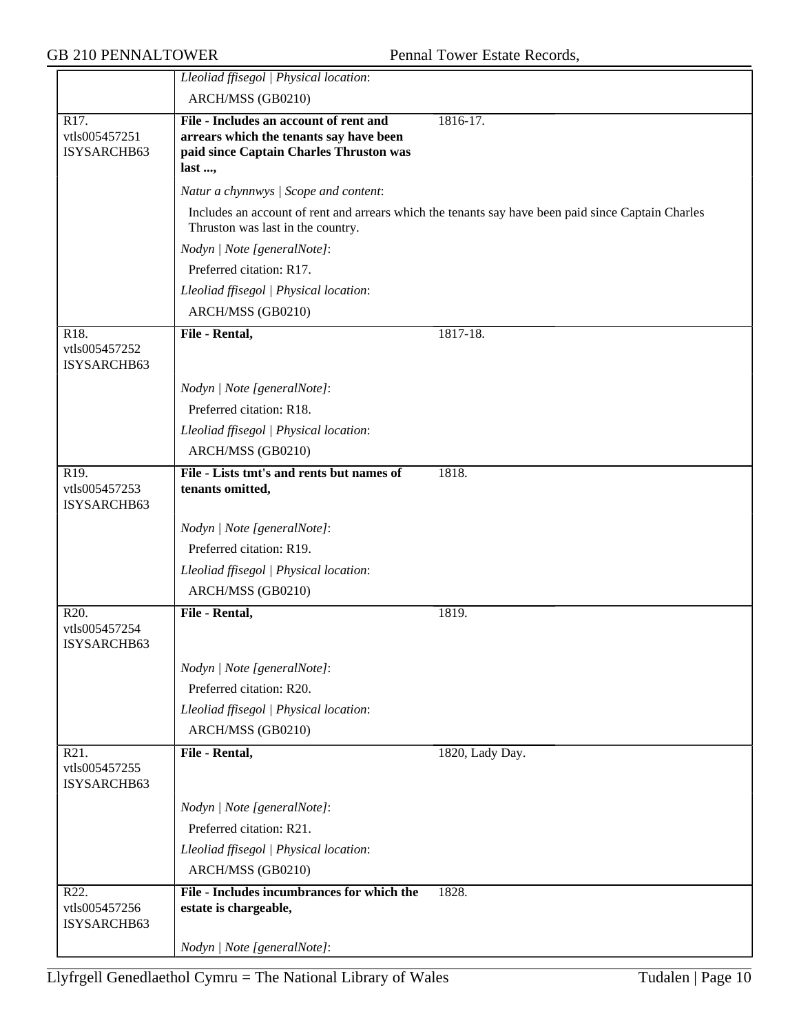*Lleoliad ffisegol | Physical location*:

ARCH/MSS (GB0210)

---

R17.
vtls005457251
ISYSARCHB63

**File - Includes an account of rent and arrears which the tenants say have been paid since Captain Charles Thruston was last ...,** 1816-17.

*Natur a chynnwys | Scope and content*:

Includes an account of rent and arrears which the tenants say have been paid since Captain Charles Thruston was last in the country.

*Nodyn | Note [generalNote]*:

Preferred citation: R17.

*Lleoliad ffisegol | Physical location*:

ARCH/MSS (GB0210)

---

R18.
vtls005457252
ISYSARCHB63

**File - Rental,** 1817-18.

*Nodyn | Note [generalNote]*:

Preferred citation: R18.

*Lleoliad ffisegol | Physical location*:

ARCH/MSS (GB0210)

---

R19.
vtls005457253
ISYSARCHB63

**File - Lists tmt's and rents but names of tenants omitted,** 1818.

*Nodyn | Note [generalNote]*:

Preferred citation: R19.

*Lleoliad ffisegol | Physical location*:

ARCH/MSS (GB0210)

---

R20.
vtls005457254
ISYSARCHB63

**File - Rental,** 1819.

*Nodyn | Note [generalNote]*:

Preferred citation: R20.

*Lleoliad ffisegol | Physical location*:

ARCH/MSS (GB0210)

---

R21.
vtls005457255
ISYSARCHB63

**File - Rental,** 1820, Lady Day.

*Nodyn | Note [generalNote]*:

Preferred citation: R21.

*Lleoliad ffisegol | Physical location*:

ARCH/MSS (GB0210)

---

R22.
vtls005457256
ISYSARCHB63

**File - Includes incumbrances for which the estate is chargeable,** 1828.

*Nodyn | Note [generalNote]*: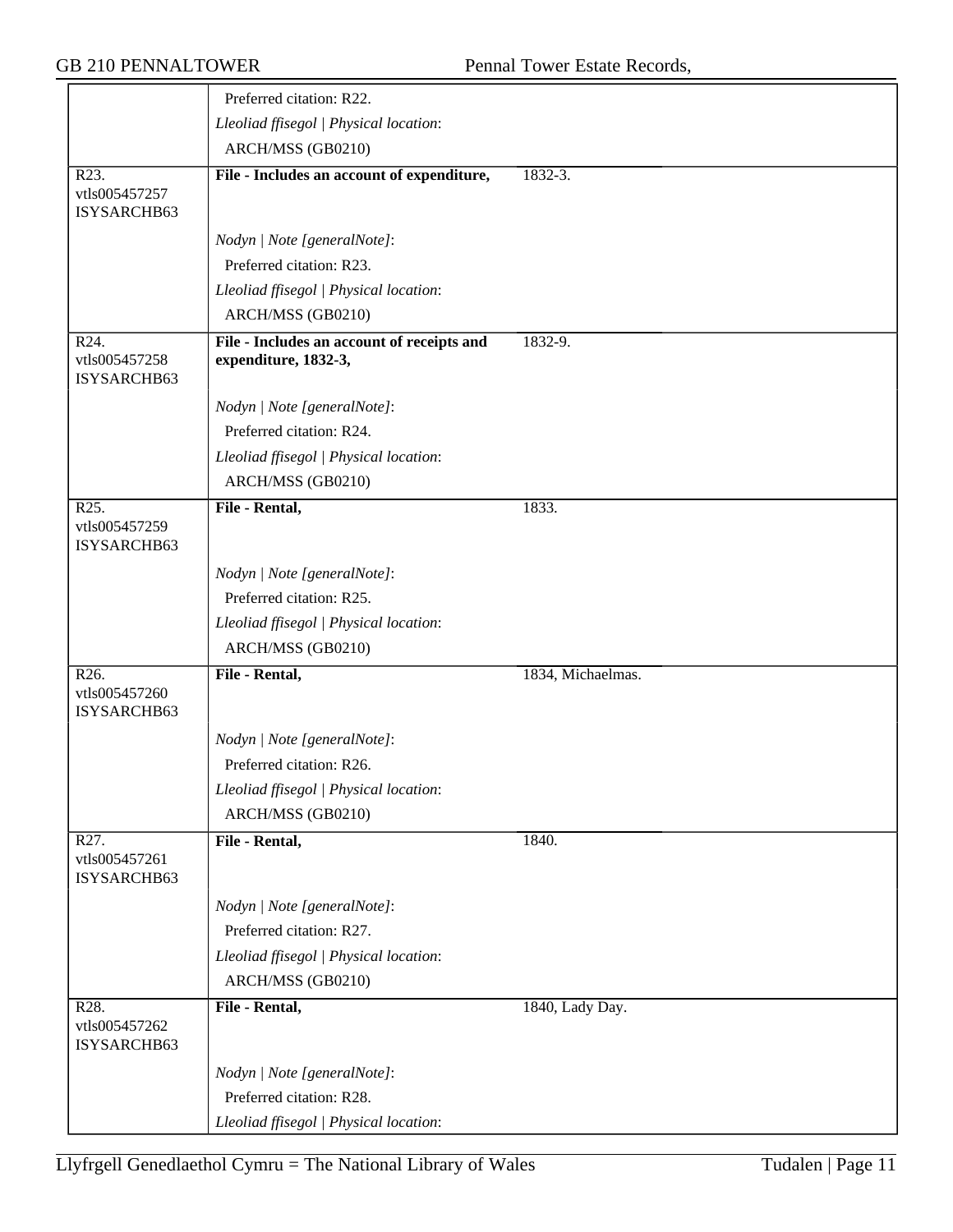| | | |
|---|---|---|
| | Preferred citation: R22. | |
| | *Lleoliad ffisegol \| Physical location*: | |
| | ARCH/MSS (GB0210) | |
| R23. vtls005457257 ISYSARCHB63 | **File - Includes an account of expenditure,** | 1832-3. |
| | *Nodyn \| Note [generalNote]*: | |
| | Preferred citation: R23. | |
| | *Lleoliad ffisegol \| Physical location*: | |
| | ARCH/MSS (GB0210) | |
| R24. vtls005457258 ISYSARCHB63 | **File - Includes an account of receipts and expenditure, 1832-3,** | 1832-9. |
| | *Nodyn \| Note [generalNote]*: | |
| | Preferred citation: R24. | |
| | *Lleoliad ffisegol \| Physical location*: | |
| | ARCH/MSS (GB0210) | |
| R25. vtls005457259 ISYSARCHB63 | **File - Rental,** | 1833. |
| | *Nodyn \| Note [generalNote]*: | |
| | Preferred citation: R25. | |
| | *Lleoliad ffisegol \| Physical location*: | |
| | ARCH/MSS (GB0210) | |
| R26. vtls005457260 ISYSARCHB63 | **File - Rental,** | 1834, Michaelmas. |
| | *Nodyn \| Note [generalNote]*: | |
| | Preferred citation: R26. | |
| | *Lleoliad ffisegol \| Physical location*: | |
| | ARCH/MSS (GB0210) | |
| R27. vtls005457261 ISYSARCHB63 | **File - Rental,** | 1840. |
| | *Nodyn \| Note [generalNote]*: | |
| | Preferred citation: R27. | |
| | *Lleoliad ffisegol \| Physical location*: | |
| | ARCH/MSS (GB0210) | |
| R28. vtls005457262 ISYSARCHB63 | **File - Rental,** | 1840, Lady Day. |
| | *Nodyn \| Note [generalNote]*: | |
| | Preferred citation: R28. | |
| | *Lleoliad ffisegol \| Physical location*: | |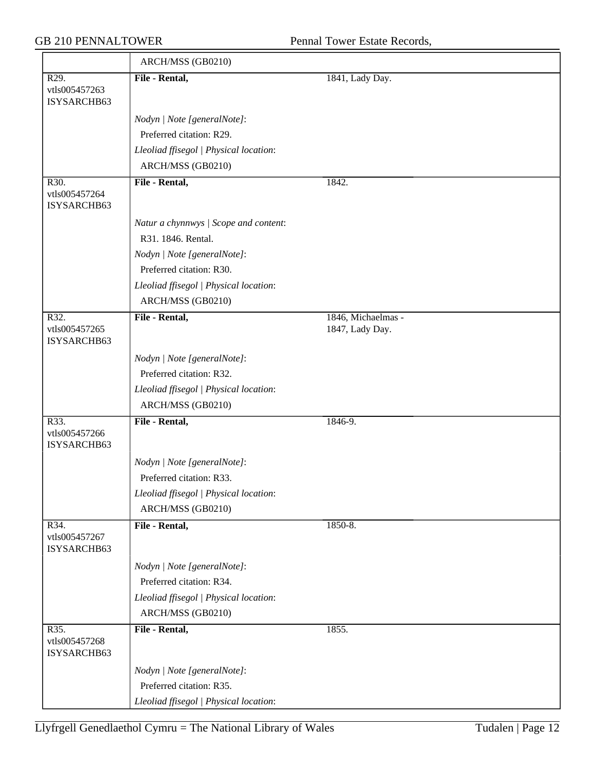| | | |
|---|---|---|
| | ARCH/MSS (GB0210) | |
| R29. vtls005457263 ISYSARCHB63 | **File - Rental,** | 1841, Lady Day. |
| | *Nodyn \| Note [generalNote]*: | |
| | Preferred citation: R29. | |
| | *Lleoliad ffisegol \| Physical location*: | |
| | ARCH/MSS (GB0210) | |
| R30. vtls005457264 ISYSARCHB63 | **File - Rental,** | 1842. |
| | *Natur a chynnwys \| Scope and content*: | |
| | R31. 1846. Rental. | |
| | *Nodyn \| Note [generalNote]*: | |
| | Preferred citation: R30. | |
| | *Lleoliad ffisegol \| Physical location*: | |
| | ARCH/MSS (GB0210) | |
| R32. vtls005457265 ISYSARCHB63 | **File - Rental,** | 1846, Michaelmas - 1847, Lady Day. |
| | *Nodyn \| Note [generalNote]*: | |
| | Preferred citation: R32. | |
| | *Lleoliad ffisegol \| Physical location*: | |
| | ARCH/MSS (GB0210) | |
| R33. vtls005457266 ISYSARCHB63 | **File - Rental,** | 1846-9. |
| | *Nodyn \| Note [generalNote]*: | |
| | Preferred citation: R33. | |
| | *Lleoliad ffisegol \| Physical location*: | |
| | ARCH/MSS (GB0210) | |
| R34. vtls005457267 ISYSARCHB63 | **File - Rental,** | 1850-8. |
| | *Nodyn \| Note [generalNote]*: | |
| | Preferred citation: R34. | |
| | *Lleoliad ffisegol \| Physical location*: | |
| | ARCH/MSS (GB0210) | |
| R35. vtls005457268 ISYSARCHB63 | **File - Rental,** | 1855. |
| | *Nodyn \| Note [generalNote]*: | |
| | Preferred citation: R35. | |
| | *Lleoliad ffisegol \| Physical location*: | |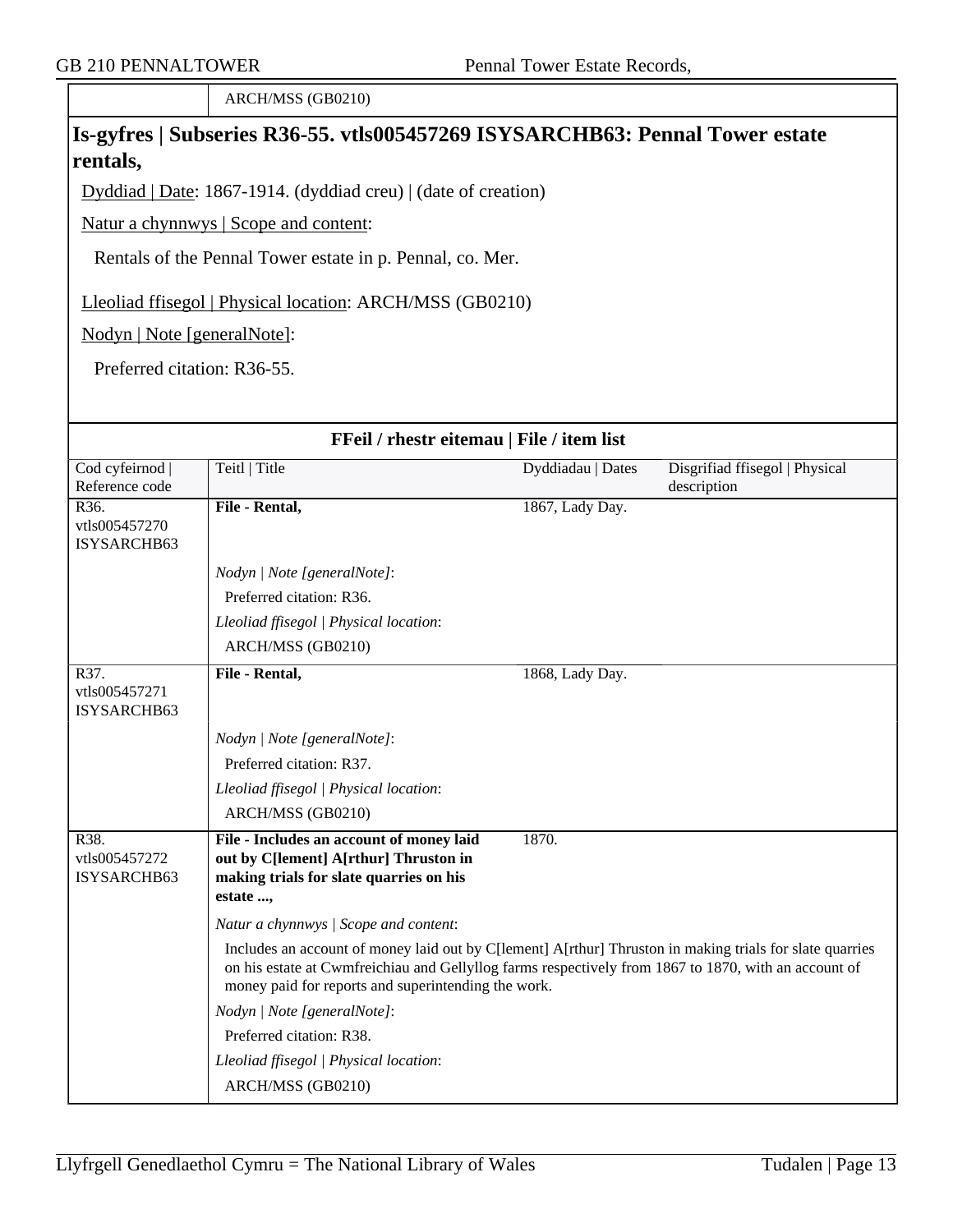| | ARCH/MSS (GB0210) |
|---|---|

## Is-gyfres | Subseries R36-55. vtls005457269 ISYSARCHB63: Pennal Tower estate rentals,

Dyddiad | Date: 1867-1914. (dyddiad creu) | (date of creation)

Natur a chynnwys | Scope and content:

Rentals of the Pennal Tower estate in p. Pennal, co. Mer.

Lleoliad ffisegol | Physical location: ARCH/MSS (GB0210)

Nodyn | Note [generalNote]:

Preferred citation: R36-55.

### FFeil / rhestr eitemau | File / item list

| Cod cyfeirnod \| Reference code | Teitl \| Title | Dyddiadau \| Dates | Disgrifiad ffisegol \| Physical description |
|---|---|---|---|
| R36. vtls005457270 ISYSARCHB63 | **File - Rental,** | 1867, Lady Day. | |
| | *Nodyn \| Note [generalNote]*: Preferred citation: R36. *Lleoliad ffisegol \| Physical location*: ARCH/MSS (GB0210) | | |
| R37. vtls005457271 ISYSARCHB63 | **File - Rental,** | 1868, Lady Day. | |
| | *Nodyn \| Note [generalNote]*: Preferred citation: R37. *Lleoliad ffisegol \| Physical location*: ARCH/MSS (GB0210) | | |
| R38. vtls005457272 ISYSARCHB63 | **File - Includes an account of money laid out by C[lement] A[rthur] Thruston in making trials for slate quarries on his estate ...,** | 1870. | |
| | *Natur a chynnwys \| Scope and content*: Includes an account of money laid out by C[lement] A[rthur] Thruston in making trials for slate quarries on his estate at Cwmfreichiau and Gellyllog farms respectively from 1867 to 1870, with an account of money paid for reports and superintending the work. *Nodyn \| Note [generalNote]*: Preferred citation: R38. *Lleoliad ffisegol \| Physical location*: ARCH/MSS (GB0210) | | |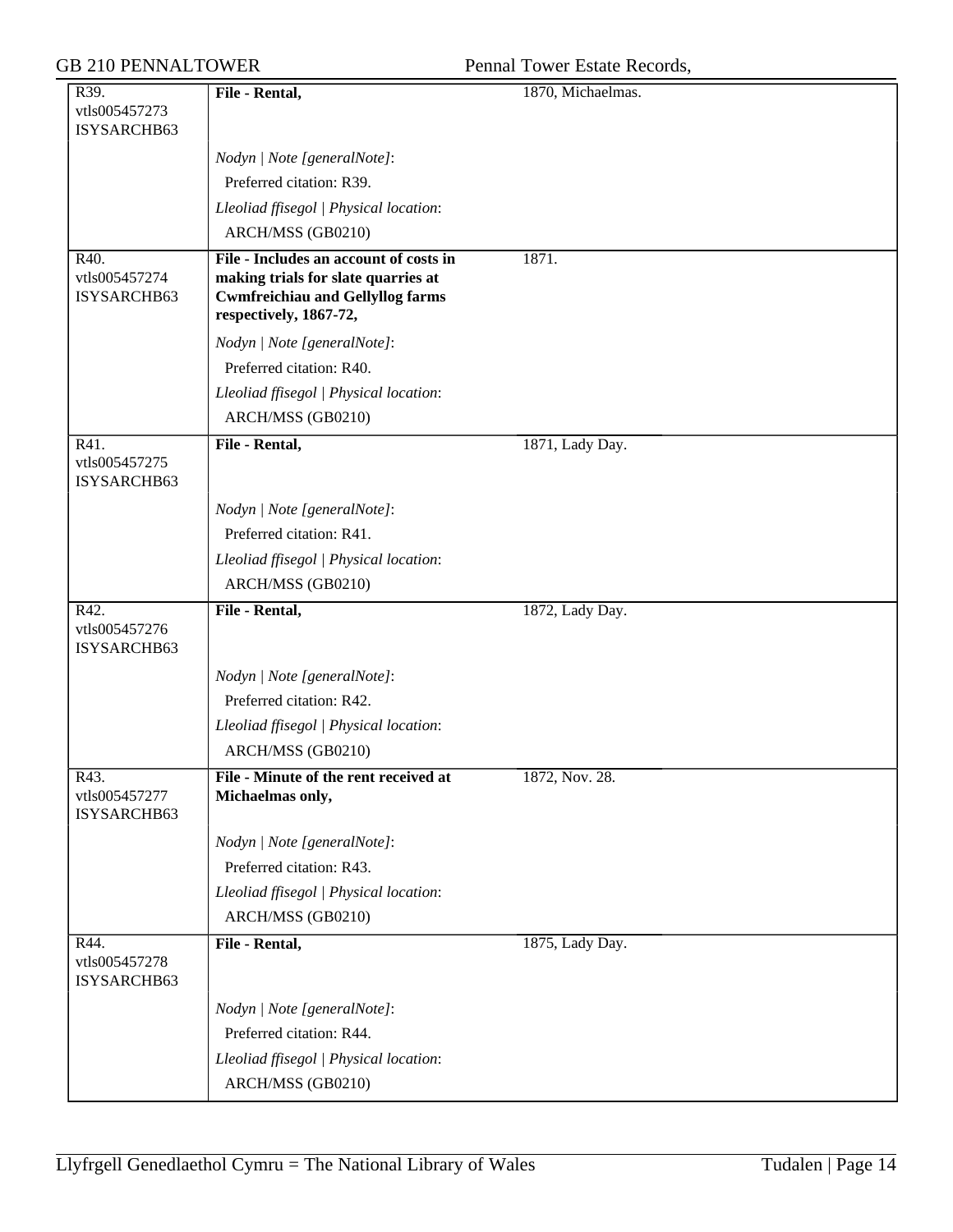| | | |
|---|---|---|
| R39.<br>vtls005457273<br>ISYSARCHB63 | **File - Rental,** | 1870, Michaelmas. |
| | *Nodyn \| Note [generalNote]*:<br>Preferred citation: R39.<br>*Lleoliad ffisegol \| Physical location*:<br>ARCH/MSS (GB0210) | |
| R40.<br>vtls005457274<br>ISYSARCHB63 | **File - Includes an account of costs in making trials for slate quarries at Cwmfreichiau and Gellyllog farms respectively, 1867-72,** | 1871. |
| | *Nodyn \| Note [generalNote]*:<br>Preferred citation: R40.<br>*Lleoliad ffisegol \| Physical location*:<br>ARCH/MSS (GB0210) | |
| R41.<br>vtls005457275<br>ISYSARCHB63 | **File - Rental,** | 1871, Lady Day. |
| | *Nodyn \| Note [generalNote]*:<br>Preferred citation: R41.<br>*Lleoliad ffisegol \| Physical location*:<br>ARCH/MSS (GB0210) | |
| R42.<br>vtls005457276<br>ISYSARCHB63 | **File - Rental,** | 1872, Lady Day. |
| | *Nodyn \| Note [generalNote]*:<br>Preferred citation: R42.<br>*Lleoliad ffisegol \| Physical location*:<br>ARCH/MSS (GB0210) | |
| R43.<br>vtls005457277<br>ISYSARCHB63 | **File - Minute of the rent received at Michaelmas only,** | 1872, Nov. 28. |
| | *Nodyn \| Note [generalNote]*:<br>Preferred citation: R43.<br>*Lleoliad ffisegol \| Physical location*:<br>ARCH/MSS (GB0210) | |
| R44.<br>vtls005457278<br>ISYSARCHB63 | **File - Rental,** | 1875, Lady Day. |
| | *Nodyn \| Note [generalNote]*:<br>Preferred citation: R44.<br>*Lleoliad ffisegol \| Physical location*:<br>ARCH/MSS (GB0210) | |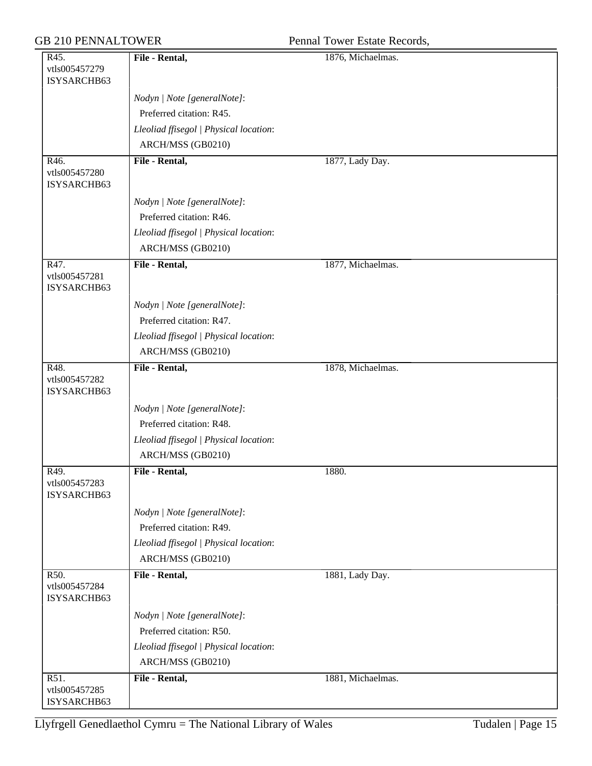| | | |
|---|---|---|
| R45.<br>vtls005457279<br>ISYSARCHB63 | **File - Rental,** | 1876, Michaelmas. |
| | *Nodyn \| Note [generalNote]*:<br>Preferred citation: R45.<br>*Lleoliad ffisegol \| Physical location*:<br>ARCH/MSS (GB0210) | |
| R46.<br>vtls005457280<br>ISYSARCHB63 | **File - Rental,** | 1877, Lady Day. |
| | *Nodyn \| Note [generalNote]*:<br>Preferred citation: R46.<br>*Lleoliad ffisegol \| Physical location*:<br>ARCH/MSS (GB0210) | |
| R47.<br>vtls005457281<br>ISYSARCHB63 | **File - Rental,** | 1877, Michaelmas. |
| | *Nodyn \| Note [generalNote]*:<br>Preferred citation: R47.<br>*Lleoliad ffisegol \| Physical location*:<br>ARCH/MSS (GB0210) | |
| R48.<br>vtls005457282<br>ISYSARCHB63 | **File - Rental,** | 1878, Michaelmas. |
| | *Nodyn \| Note [generalNote]*:<br>Preferred citation: R48.<br>*Lleoliad ffisegol \| Physical location*:<br>ARCH/MSS (GB0210) | |
| R49.<br>vtls005457283<br>ISYSARCHB63 | **File - Rental,** | 1880. |
| | *Nodyn \| Note [generalNote]*:<br>Preferred citation: R49.<br>*Lleoliad ffisegol \| Physical location*:<br>ARCH/MSS (GB0210) | |
| R50.<br>vtls005457284<br>ISYSARCHB63 | **File - Rental,** | 1881, Lady Day. |
| | *Nodyn \| Note [generalNote]*:<br>Preferred citation: R50.<br>*Lleoliad ffisegol \| Physical location*:<br>ARCH/MSS (GB0210) | |
| R51.<br>vtls005457285<br>ISYSARCHB63 | **File - Rental,** | 1881, Michaelmas. |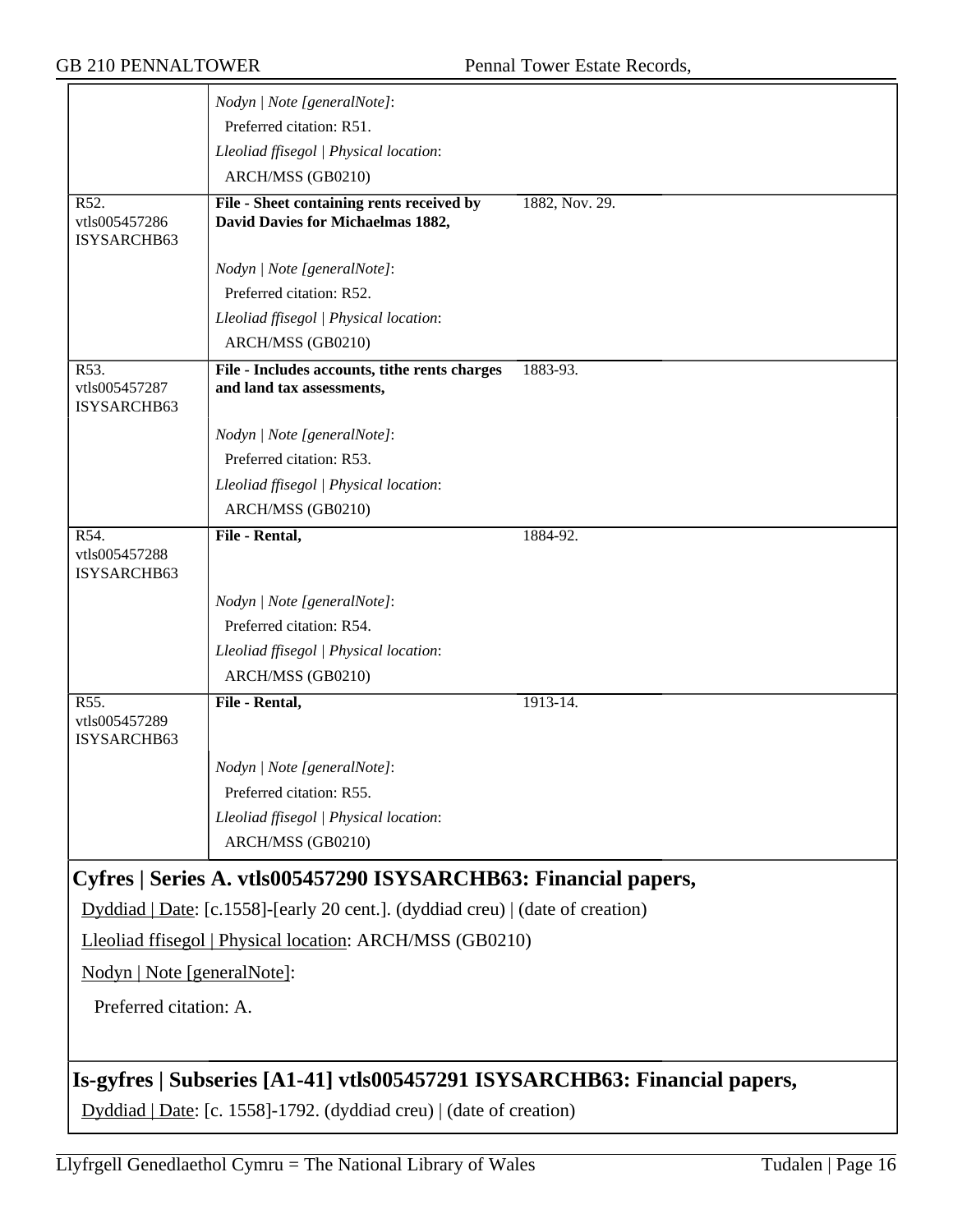Nodyn | Note [generalNote]:

Preferred citation: R51.

Lleoliad ffisegol | Physical location:

ARCH/MSS (GB0210)

| | | |
|---|---|---|
| R52. vtls005457286 ISYSARCHB63 | **File - Sheet containing rents received by David Davies for Michaelmas 1882,** | 1882, Nov. 29. |
| | *Nodyn \| Note [generalNote]*: Preferred citation: R52. *Lleoliad ffisegol \| Physical location*: ARCH/MSS (GB0210) | |
| R53. vtls005457287 ISYSARCHB63 | **File - Includes accounts, tithe rents charges and land tax assessments,** | 1883-93. |
| | *Nodyn \| Note [generalNote]*: Preferred citation: R53. *Lleoliad ffisegol \| Physical location*: ARCH/MSS (GB0210) | |
| R54. vtls005457288 ISYSARCHB63 | **File - Rental,** | 1884-92. |
| | *Nodyn \| Note [generalNote]*: Preferred citation: R54. *Lleoliad ffisegol \| Physical location*: ARCH/MSS (GB0210) | |
| R55. vtls005457289 ISYSARCHB63 | **File - Rental,** | 1913-14. |
| | *Nodyn \| Note [generalNote]*: Preferred citation: R55. *Lleoliad ffisegol \| Physical location*: ARCH/MSS (GB0210) | |

## Cyfres | Series A. vtls005457290 ISYSARCHB63: Financial papers,

Dyddiad | Date: [c.1558]-[early 20 cent.]. (dyddiad creu) | (date of creation)

Lleoliad ffisegol | Physical location: ARCH/MSS (GB0210)

Nodyn | Note [generalNote]:

Preferred citation: A.

## Is-gyfres | Subseries [A1-41] vtls005457291 ISYSARCHB63: Financial papers,

Dyddiad | Date: [c. 1558]-1792. (dyddiad creu) | (date of creation)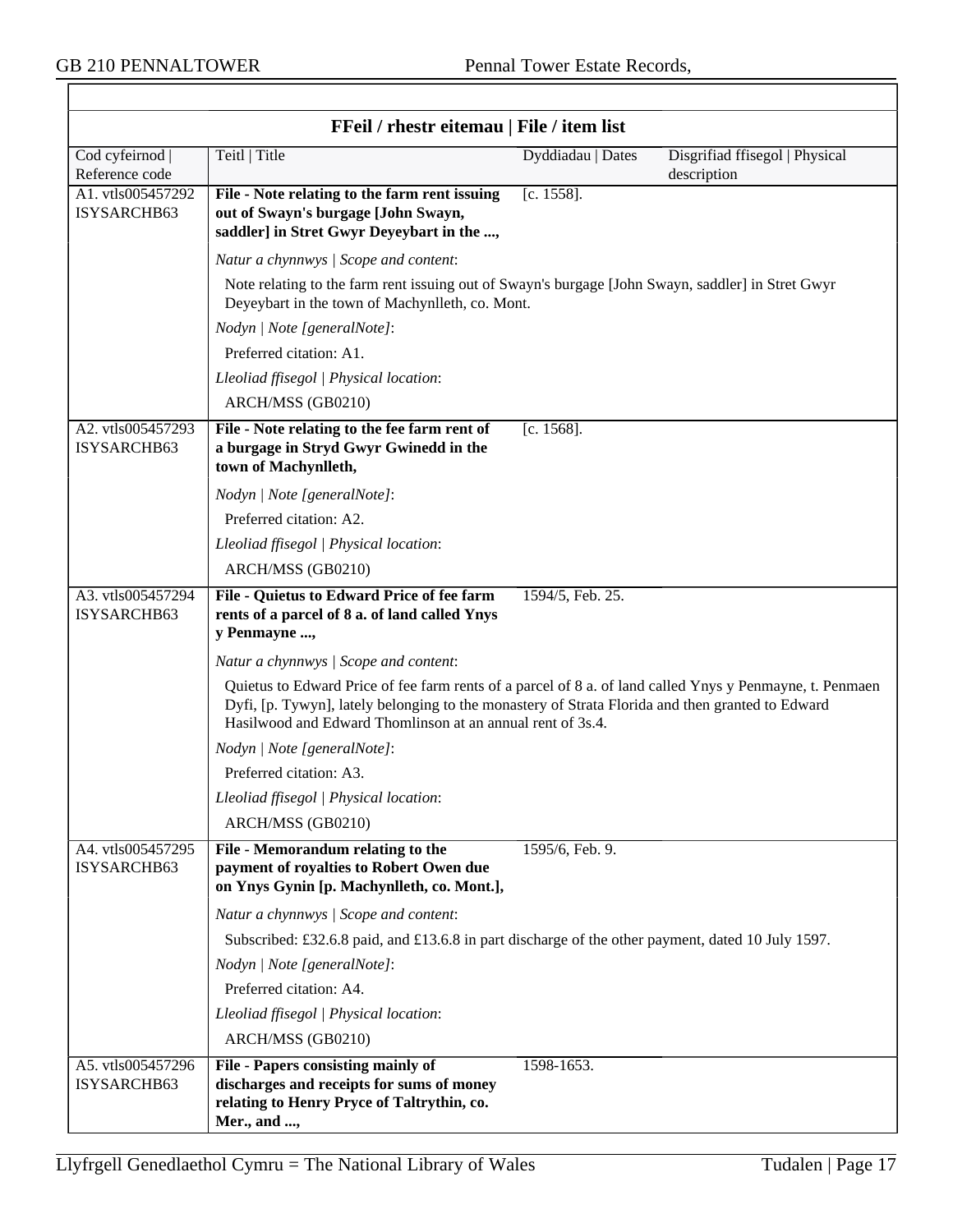## FFeil / rhestr eitemau | File / item list

| Cod cyfeirnod \| Reference code | Teitl \| Title | Dyddiadau \| Dates | Disgrifiad ffisegol \| Physical description |
|---|---|---|---|
| A1. vtls005457292 ISYSARCHB63 | **File - Note relating to the farm rent issuing out of Swayn's burgage [John Swayn, saddler] in Stret Gwyr Deyeybart in the ...,** | [c. 1558]. | |

*Natur a chynnwys | Scope and content*:

Note relating to the farm rent issuing out of Swayn's burgage [John Swayn, saddler] in Stret Gwyr Deyeybart in the town of Machynlleth, co. Mont.

*Nodyn | Note [generalNote]*:

Preferred citation: A1.

*Lleoliad ffisegol | Physical location*:

ARCH/MSS (GB0210)

| Cod cyfeirnod \| Reference code | Teitl \| Title | Dyddiadau \| Dates | Disgrifiad ffisegol \| Physical description |
|---|---|---|---|
| A2. vtls005457293 ISYSARCHB63 | **File - Note relating to the fee farm rent of a burgage in Stryd Gwyr Gwinedd in the town of Machynlleth,** | [c. 1568]. | |

*Nodyn | Note [generalNote]*:

Preferred citation: A2.

*Lleoliad ffisegol | Physical location*:

ARCH/MSS (GB0210)

| Cod cyfeirnod \| Reference code | Teitl \| Title | Dyddiadau \| Dates | Disgrifiad ffisegol \| Physical description |
|---|---|---|---|
| A3. vtls005457294 ISYSARCHB63 | **File - Quietus to Edward Price of fee farm rents of a parcel of 8 a. of land called Ynys y Penmayne ...,** | 1594/5, Feb. 25. | |

*Natur a chynnwys | Scope and content*:

Quietus to Edward Price of fee farm rents of a parcel of 8 a. of land called Ynys y Penmayne, t. Penmaen Dyfi, [p. Tywyn], lately belonging to the monastery of Strata Florida and then granted to Edward Hasilwood and Edward Thomlinson at an annual rent of 3s.4.

*Nodyn | Note [generalNote]*:

Preferred citation: A3.

*Lleoliad ffisegol | Physical location*:

ARCH/MSS (GB0210)

| Cod cyfeirnod \| Reference code | Teitl \| Title | Dyddiadau \| Dates | Disgrifiad ffisegol \| Physical description |
|---|---|---|---|
| A4. vtls005457295 ISYSARCHB63 | **File - Memorandum relating to the payment of royalties to Robert Owen due on Ynys Gynin [p. Machynlleth, co. Mont.],** | 1595/6, Feb. 9. | |

*Natur a chynnwys | Scope and content*:

Subscribed: £32.6.8 paid, and £13.6.8 in part discharge of the other payment, dated 10 July 1597.

*Nodyn | Note [generalNote]*:

Preferred citation: A4.

*Lleoliad ffisegol | Physical location*:

ARCH/MSS (GB0210)

| Cod cyfeirnod \| Reference code | Teitl \| Title | Dyddiadau \| Dates | Disgrifiad ffisegol \| Physical description |
|---|---|---|---|
| A5. vtls005457296 ISYSARCHB63 | **File - Papers consisting mainly of discharges and receipts for sums of money relating to Henry Pryce of Taltrythin, co. Mer., and ...,** | 1598-1653. | |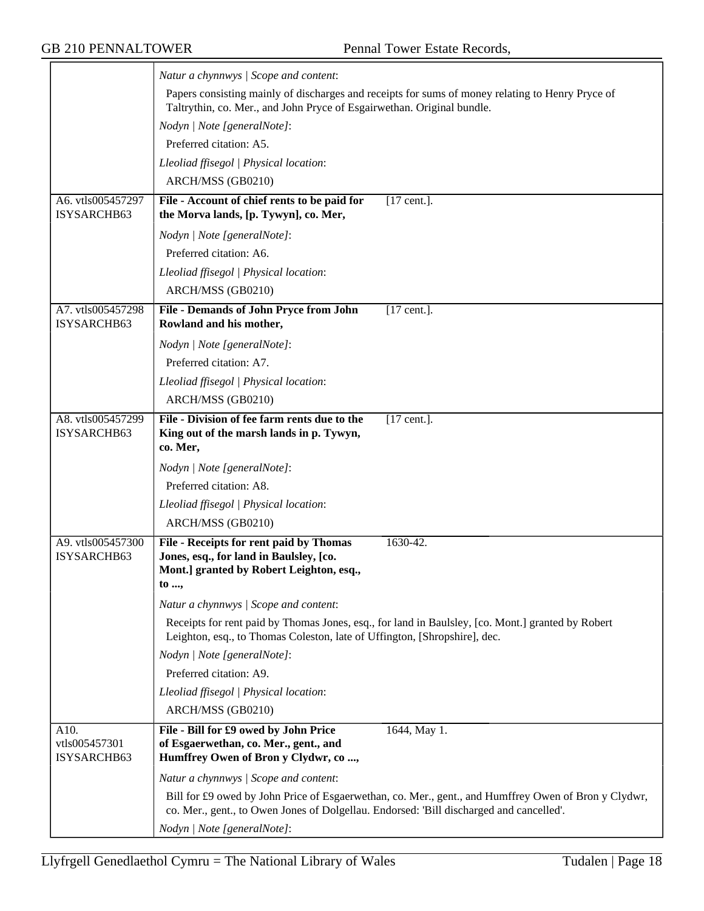*Natur a chynnwys | Scope and content*:

Papers consisting mainly of discharges and receipts for sums of money relating to Henry Pryce of Taltrythin, co. Mer., and John Pryce of Esgairwethan. Original bundle.

*Nodyn | Note [generalNote]*:

Preferred citation: A5.

*Lleoliad ffisegol | Physical location*:

ARCH/MSS (GB0210)

---

A6. vtls005457297 ISYSARCHB63

**File - Account of chief rents to be paid for the Morva lands, [p. Tywyn], co. Mer,** [17 cent.].

*Nodyn | Note [generalNote]*:

Preferred citation: A6.

*Lleoliad ffisegol | Physical location*:

ARCH/MSS (GB0210)

---

A7. vtls005457298 ISYSARCHB63

**File - Demands of John Pryce from John Rowland and his mother,** [17 cent.].

*Nodyn | Note [generalNote]*:

Preferred citation: A7.

*Lleoliad ffisegol | Physical location*:

ARCH/MSS (GB0210)

---

A8. vtls005457299 ISYSARCHB63

**File - Division of fee farm rents due to the King out of the marsh lands in p. Tywyn, co. Mer,** [17 cent.].

*Nodyn | Note [generalNote]*:

Preferred citation: A8.

*Lleoliad ffisegol | Physical location*:

ARCH/MSS (GB0210)

---

A9. vtls005457300 ISYSARCHB63

**File - Receipts for rent paid by Thomas Jones, esq., for land in Baulsley, [co. Mont.] granted by Robert Leighton, esq., to ...,** 1630-42.

*Natur a chynnwys | Scope and content*:

Receipts for rent paid by Thomas Jones, esq., for land in Baulsley, [co. Mont.] granted by Robert Leighton, esq., to Thomas Coleston, late of Uffington, [Shropshire], dec.

*Nodyn | Note [generalNote]*:

Preferred citation: A9.

*Lleoliad ffisegol | Physical location*:

ARCH/MSS (GB0210)

---

A10. vtls005457301 ISYSARCHB63

**File - Bill for £9 owed by John Price of Esgaerwethan, co. Mer., gent., and Humffrey Owen of Bron y Clydwr, co ...,** 1644, May 1.

*Natur a chynnwys | Scope and content*:

Bill for £9 owed by John Price of Esgaerwethan, co. Mer., gent., and Humffrey Owen of Bron y Clydwr, co. Mer., gent., to Owen Jones of Dolgellau. Endorsed: 'Bill discharged and cancelled'.

*Nodyn | Note [generalNote]*: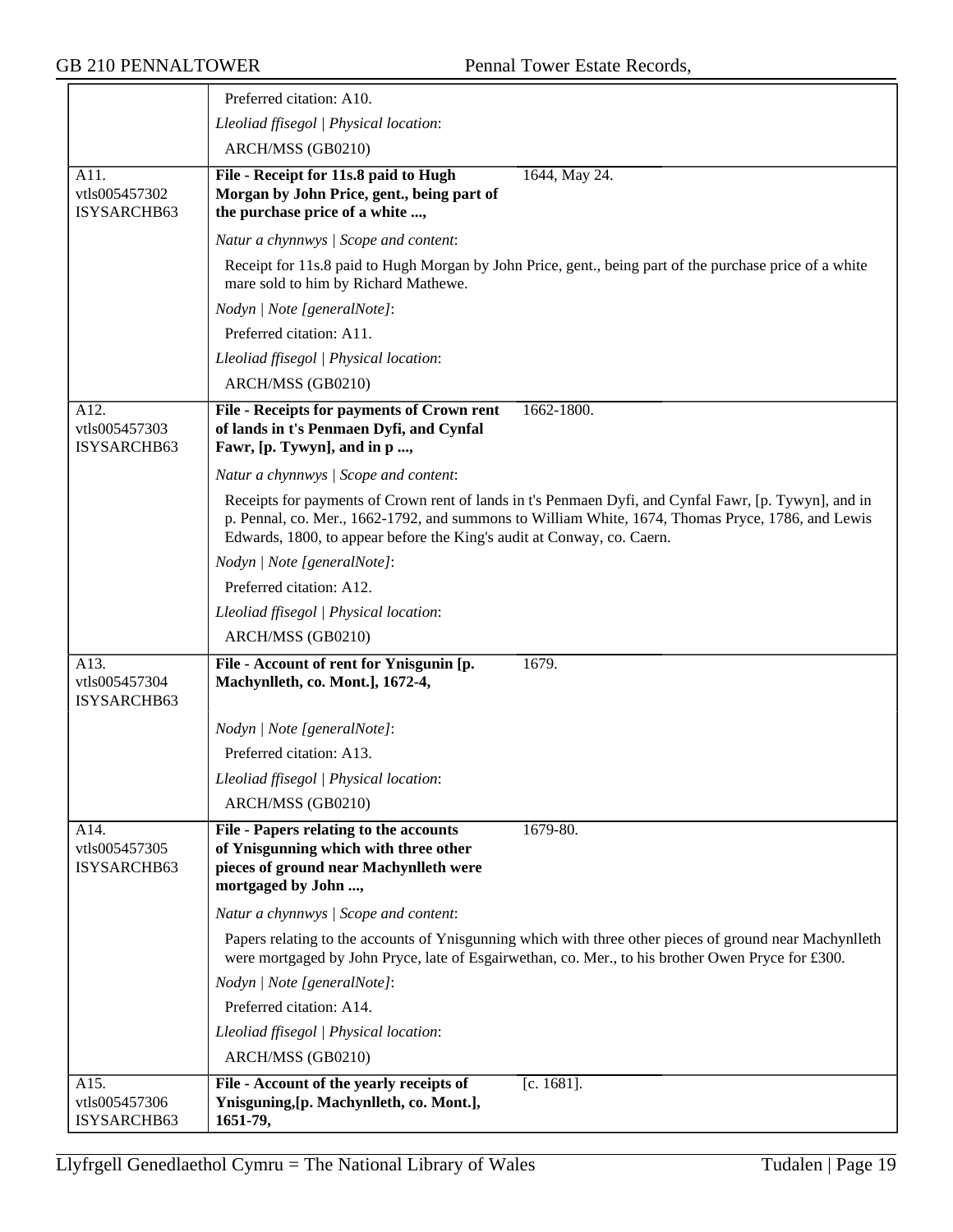Preferred citation: A10.

*Lleoliad ffisegol | Physical location*:

ARCH/MSS (GB0210)

| | | |
|---|---|---|
| A11.<br>vtls005457302<br>ISYSARCHB63 | **File - Receipt for 11s.8 paid to Hugh Morgan by John Price, gent., being part of the purchase price of a white ...,** | 1644, May 24. |

*Natur a chynnwys | Scope and content*:

Receipt for 11s.8 paid to Hugh Morgan by John Price, gent., being part of the purchase price of a white mare sold to him by Richard Mathewe.

*Nodyn | Note [generalNote]*:

Preferred citation: A11.

*Lleoliad ffisegol | Physical location*:

ARCH/MSS (GB0210)

| | | |
|---|---|---|
| A12.<br>vtls005457303<br>ISYSARCHB63 | **File - Receipts for payments of Crown rent of lands in t's Penmaen Dyfi, and Cynfal Fawr, [p. Tywyn], and in p ...,** | 1662-1800. |

*Natur a chynnwys | Scope and content*:

Receipts for payments of Crown rent of lands in t's Penmaen Dyfi, and Cynfal Fawr, [p. Tywyn], and in p. Pennal, co. Mer., 1662-1792, and summons to William White, 1674, Thomas Pryce, 1786, and Lewis Edwards, 1800, to appear before the King's audit at Conway, co. Caern.

*Nodyn | Note [generalNote]*:

Preferred citation: A12.

*Lleoliad ffisegol | Physical location*:

ARCH/MSS (GB0210)

| | | |
|---|---|---|
| A13.<br>vtls005457304<br>ISYSARCHB63 | **File - Account of rent for Ynisgunin [p. Machynlleth, co. Mont.], 1672-4,** | 1679. |

*Nodyn | Note [generalNote]*:

Preferred citation: A13.

*Lleoliad ffisegol | Physical location*:

ARCH/MSS (GB0210)

| | | |
|---|---|---|
| A14.<br>vtls005457305<br>ISYSARCHB63 | **File - Papers relating to the accounts of Ynisgunning which with three other pieces of ground near Machynlleth were mortgaged by John ...,** | 1679-80. |

*Natur a chynnwys | Scope and content*:

Papers relating to the accounts of Ynisgunning which with three other pieces of ground near Machynlleth were mortgaged by John Pryce, late of Esgairwethan, co. Mer., to his brother Owen Pryce for £300.

*Nodyn | Note [generalNote]*:

Preferred citation: A14.

*Lleoliad ffisegol | Physical location*:

ARCH/MSS (GB0210)

| | | |
|---|---|---|
| A15.<br>vtls005457306<br>ISYSARCHB63 | **File - Account of the yearly receipts of Ynisguning,[p. Machynlleth, co. Mont.], 1651-79,** | [c. 1681]. |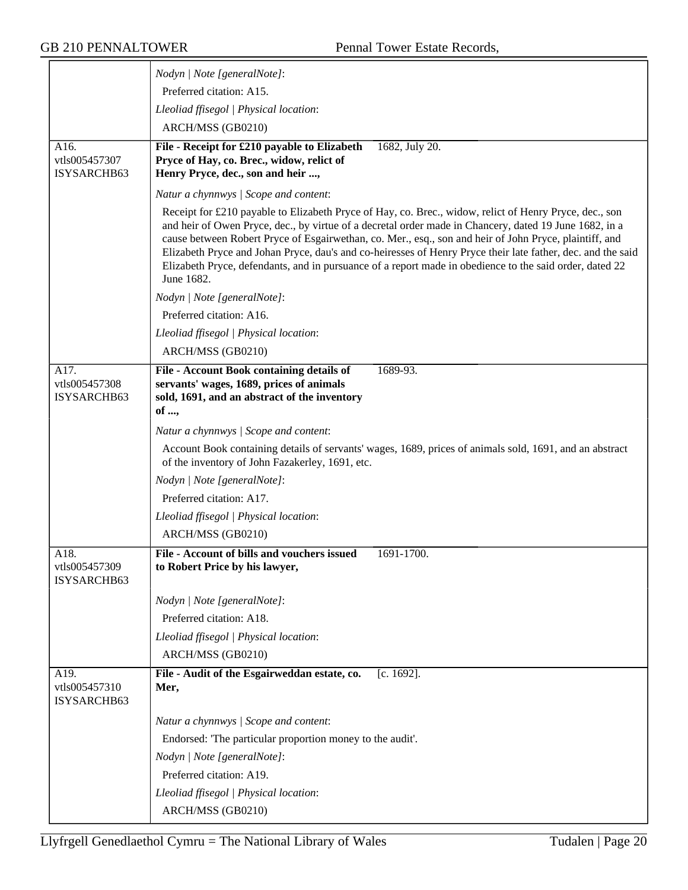| | |
|---|---|
| | *Nodyn \| Note [generalNote]*: |
| | Preferred citation: A15. |
| | *Lleoliad ffisegol \| Physical location*: |
| | ARCH/MSS (GB0210) |
| A16.<br>vtls005457307<br>ISYSARCHB63 | **File - Receipt for £210 payable to Elizabeth Pryce of Hay, co. Brec., widow, relict of Henry Pryce, dec., son and heir ...,** 1682, July 20. |
| | *Natur a chynnwys \| Scope and content*: |
| | Receipt for £210 payable to Elizabeth Pryce of Hay, co. Brec., widow, relict of Henry Pryce, dec., son and heir of Owen Pryce, dec., by virtue of a decretal order made in Chancery, dated 19 June 1682, in a cause between Robert Pryce of Esgairwethan, co. Mer., esq., son and heir of John Pryce, plaintiff, and Elizabeth Pryce and Johan Pryce, dau's and co-heiresses of Henry Pryce their late father, dec. and the said Elizabeth Pryce, defendants, and in pursuance of a report made in obedience to the said order, dated 22 June 1682. |
| | *Nodyn \| Note [generalNote]*: |
| | Preferred citation: A16. |
| | *Lleoliad ffisegol \| Physical location*: |
| | ARCH/MSS (GB0210) |
| A17.<br>vtls005457308<br>ISYSARCHB63 | **File - Account Book containing details of servants' wages, 1689, prices of animals sold, 1691, and an abstract of the inventory of ...,** 1689-93. |
| | *Natur a chynnwys \| Scope and content*: |
| | Account Book containing details of servants' wages, 1689, prices of animals sold, 1691, and an abstract of the inventory of John Fazakerley, 1691, etc. |
| | *Nodyn \| Note [generalNote]*: |
| | Preferred citation: A17. |
| | *Lleoliad ffisegol \| Physical location*: |
| | ARCH/MSS (GB0210) |
| A18.<br>vtls005457309<br>ISYSARCHB63 | **File - Account of bills and vouchers issued to Robert Price by his lawyer,** 1691-1700. |
| | *Nodyn \| Note [generalNote]*: |
| | Preferred citation: A18. |
| | *Lleoliad ffisegol \| Physical location*: |
| | ARCH/MSS (GB0210) |
| A19.<br>vtls005457310<br>ISYSARCHB63 | **File - Audit of the Esgairweddan estate, co. Mer,** [c. 1692]. |
| | *Natur a chynnwys \| Scope and content*: |
| | Endorsed: 'The particular proportion money to the audit'. |
| | *Nodyn \| Note [generalNote]*: |
| | Preferred citation: A19. |
| | *Lleoliad ffisegol \| Physical location*: |
| | ARCH/MSS (GB0210) |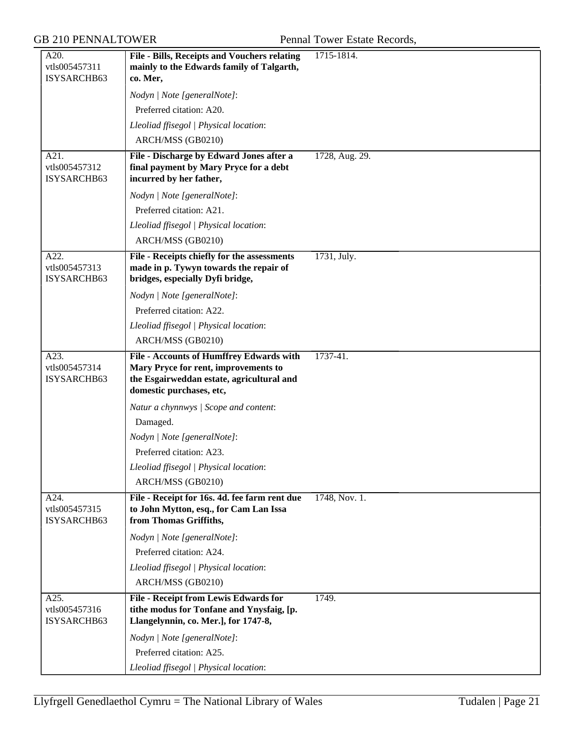| | | |
|---|---|---|
| A20.<br>vtls005457311<br>ISYSARCHB63 | **File - Bills, Receipts and Vouchers relating mainly to the Edwards family of Talgarth, co. Mer,** | 1715-1814. |
| | *Nodyn \| Note [generalNote]*:<br>Preferred citation: A20.<br>*Lleoliad ffisegol \| Physical location*:<br>ARCH/MSS (GB0210) | |
| A21.<br>vtls005457312<br>ISYSARCHB63 | **File - Discharge by Edward Jones after a final payment by Mary Pryce for a debt incurred by her father,** | 1728, Aug. 29. |
| | *Nodyn \| Note [generalNote]*:<br>Preferred citation: A21.<br>*Lleoliad ffisegol \| Physical location*:<br>ARCH/MSS (GB0210) | |
| A22.<br>vtls005457313<br>ISYSARCHB63 | **File - Receipts chiefly for the assessments made in p. Tywyn towards the repair of bridges, especially Dyfi bridge,** | 1731, July. |
| | *Nodyn \| Note [generalNote]*:<br>Preferred citation: A22.<br>*Lleoliad ffisegol \| Physical location*:<br>ARCH/MSS (GB0210) | |
| A23.<br>vtls005457314<br>ISYSARCHB63 | **File - Accounts of Humffrey Edwards with Mary Pryce for rent, improvements to the Esgairweddan estate, agricultural and domestic purchases, etc,** | 1737-41. |
| | *Natur a chynnwys \| Scope and content*:<br>Damaged.<br>*Nodyn \| Note [generalNote]*:<br>Preferred citation: A23.<br>*Lleoliad ffisegol \| Physical location*:<br>ARCH/MSS (GB0210) | |
| A24.<br>vtls005457315<br>ISYSARCHB63 | **File - Receipt for 16s. 4d. fee farm rent due to John Mytton, esq., for Cam Lan Issa from Thomas Griffiths,** | 1748, Nov. 1. |
| | *Nodyn \| Note [generalNote]*:<br>Preferred citation: A24.<br>*Lleoliad ffisegol \| Physical location*:<br>ARCH/MSS (GB0210) | |
| A25.<br>vtls005457316<br>ISYSARCHB63 | **File - Receipt from Lewis Edwards for tithe modus for Tonfane and Ynysfaig, [p. Llangelynnin, co. Mer.], for 1747-8,** | 1749. |
| | *Nodyn \| Note [generalNote]*:<br>Preferred citation: A25.<br>*Lleoliad ffisegol \| Physical location*: | |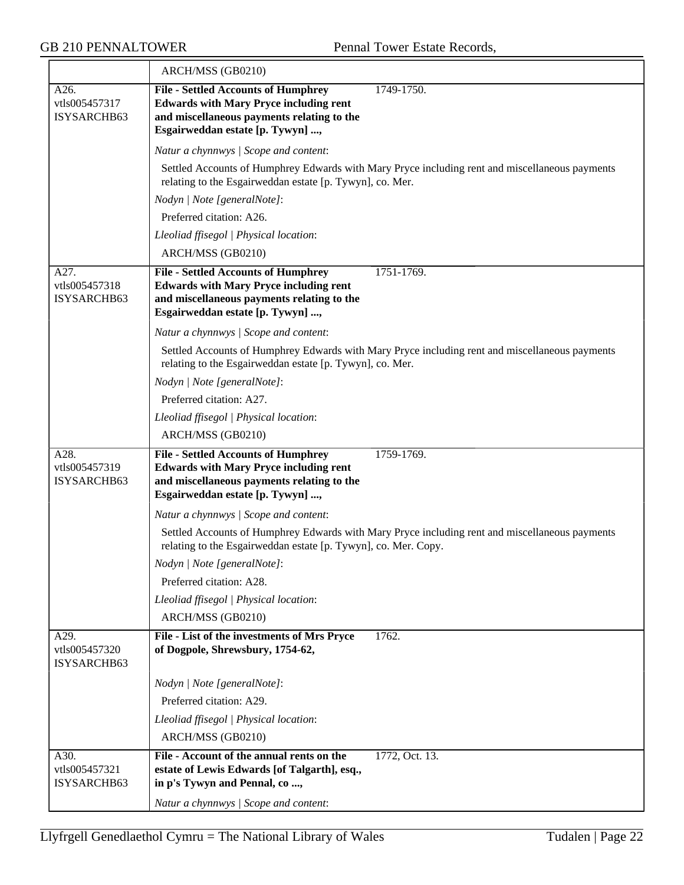ARCH/MSS (GB0210)

| | | |
|---|---|---|
| A26.<br>vtls005457317<br>ISYSARCHB63 | **File - Settled Accounts of Humphrey Edwards with Mary Pryce including rent and miscellaneous payments relating to the Esgairweddan estate [p. Tywyn] ...,** | 1749-1750. |

*Natur a chynnwys | Scope and content*:

Settled Accounts of Humphrey Edwards with Mary Pryce including rent and miscellaneous payments relating to the Esgairweddan estate [p. Tywyn], co. Mer.

*Nodyn | Note [generalNote]*:

Preferred citation: A26.

*Lleoliad ffisegol | Physical location*:

ARCH/MSS (GB0210)

| | | |
|---|---|---|
| A27.<br>vtls005457318<br>ISYSARCHB63 | **File - Settled Accounts of Humphrey Edwards with Mary Pryce including rent and miscellaneous payments relating to the Esgairweddan estate [p. Tywyn] ...,** | 1751-1769. |

*Natur a chynnwys | Scope and content*:

Settled Accounts of Humphrey Edwards with Mary Pryce including rent and miscellaneous payments relating to the Esgairweddan estate [p. Tywyn], co. Mer.

*Nodyn | Note [generalNote]*:

Preferred citation: A27.

*Lleoliad ffisegol | Physical location*:

ARCH/MSS (GB0210)

| | | |
|---|---|---|
| A28.<br>vtls005457319<br>ISYSARCHB63 | **File - Settled Accounts of Humphrey Edwards with Mary Pryce including rent and miscellaneous payments relating to the Esgairweddan estate [p. Tywyn] ...,** | 1759-1769. |

*Natur a chynnwys | Scope and content*:

Settled Accounts of Humphrey Edwards with Mary Pryce including rent and miscellaneous payments relating to the Esgairweddan estate [p. Tywyn], co. Mer. Copy.

*Nodyn | Note [generalNote]*:

Preferred citation: A28.

*Lleoliad ffisegol | Physical location*:

ARCH/MSS (GB0210)

| | | |
|---|---|---|
| A29.<br>vtls005457320<br>ISYSARCHB63 | **File - List of the investments of Mrs Pryce of Dogpole, Shrewsbury, 1754-62,** | 1762. |

*Nodyn | Note [generalNote]*:

Preferred citation: A29.

*Lleoliad ffisegol | Physical location*:

ARCH/MSS (GB0210)

| | | |
|---|---|---|
| A30.<br>vtls005457321<br>ISYSARCHB63 | **File - Account of the annual rents on the estate of Lewis Edwards [of Talgarth], esq., in p's Tywyn and Pennal, co ...,** | 1772, Oct. 13. |

*Natur a chynnwys | Scope and content*: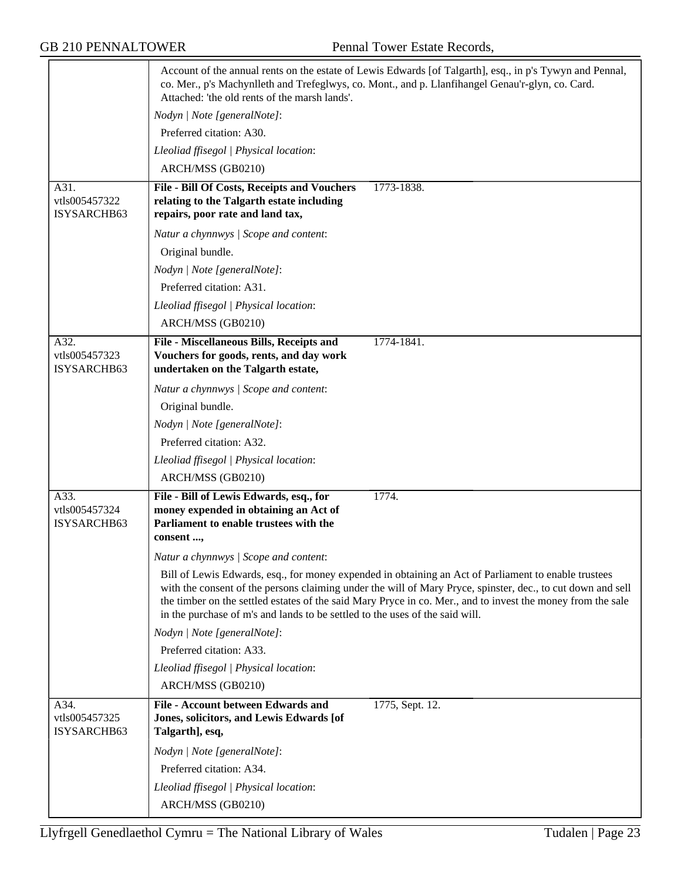Account of the annual rents on the estate of Lewis Edwards [of Talgarth], esq., in p's Tywyn and Pennal, co. Mer., p's Machynlleth and Trefeglwys, co. Mont., and p. Llanfihangel Genau'r-glyn, co. Card. Attached: 'the old rents of the marsh lands'.

*Nodyn | Note [generalNote]*:

Preferred citation: A30.

*Lleoliad ffisegol | Physical location*:

ARCH/MSS (GB0210)

---

A31.
vtls005457322
ISYSARCHB63

**File - Bill Of Costs, Receipts and Vouchers relating to the Talgarth estate including repairs, poor rate and land tax,** 1773-1838.

*Natur a chynnwys | Scope and content*:

Original bundle.

*Nodyn | Note [generalNote]*:

Preferred citation: A31.

*Lleoliad ffisegol | Physical location*:

ARCH/MSS (GB0210)

---

A32.
vtls005457323
ISYSARCHB63

**File - Miscellaneous Bills, Receipts and Vouchers for goods, rents, and day work undertaken on the Talgarth estate,** 1774-1841.

*Natur a chynnwys | Scope and content*:

Original bundle.

*Nodyn | Note [generalNote]*:

Preferred citation: A32.

*Lleoliad ffisegol | Physical location*:

ARCH/MSS (GB0210)

---

A33.
vtls005457324
ISYSARCHB63

**File - Bill of Lewis Edwards, esq., for money expended in obtaining an Act of Parliament to enable trustees with the consent ...,** 1774.

*Natur a chynnwys | Scope and content*:

Bill of Lewis Edwards, esq., for money expended in obtaining an Act of Parliament to enable trustees with the consent of the persons claiming under the will of Mary Pryce, spinster, dec., to cut down and sell the timber on the settled estates of the said Mary Pryce in co. Mer., and to invest the money from the sale in the purchase of m's and lands to be settled to the uses of the said will.

*Nodyn | Note [generalNote]*:

Preferred citation: A33.

*Lleoliad ffisegol | Physical location*:

ARCH/MSS (GB0210)

---

A34.
vtls005457325
ISYSARCHB63

**File - Account between Edwards and Jones, solicitors, and Lewis Edwards [of Talgarth], esq,** 1775, Sept. 12.

*Nodyn | Note [generalNote]*:

Preferred citation: A34.

*Lleoliad ffisegol | Physical location*:

ARCH/MSS (GB0210)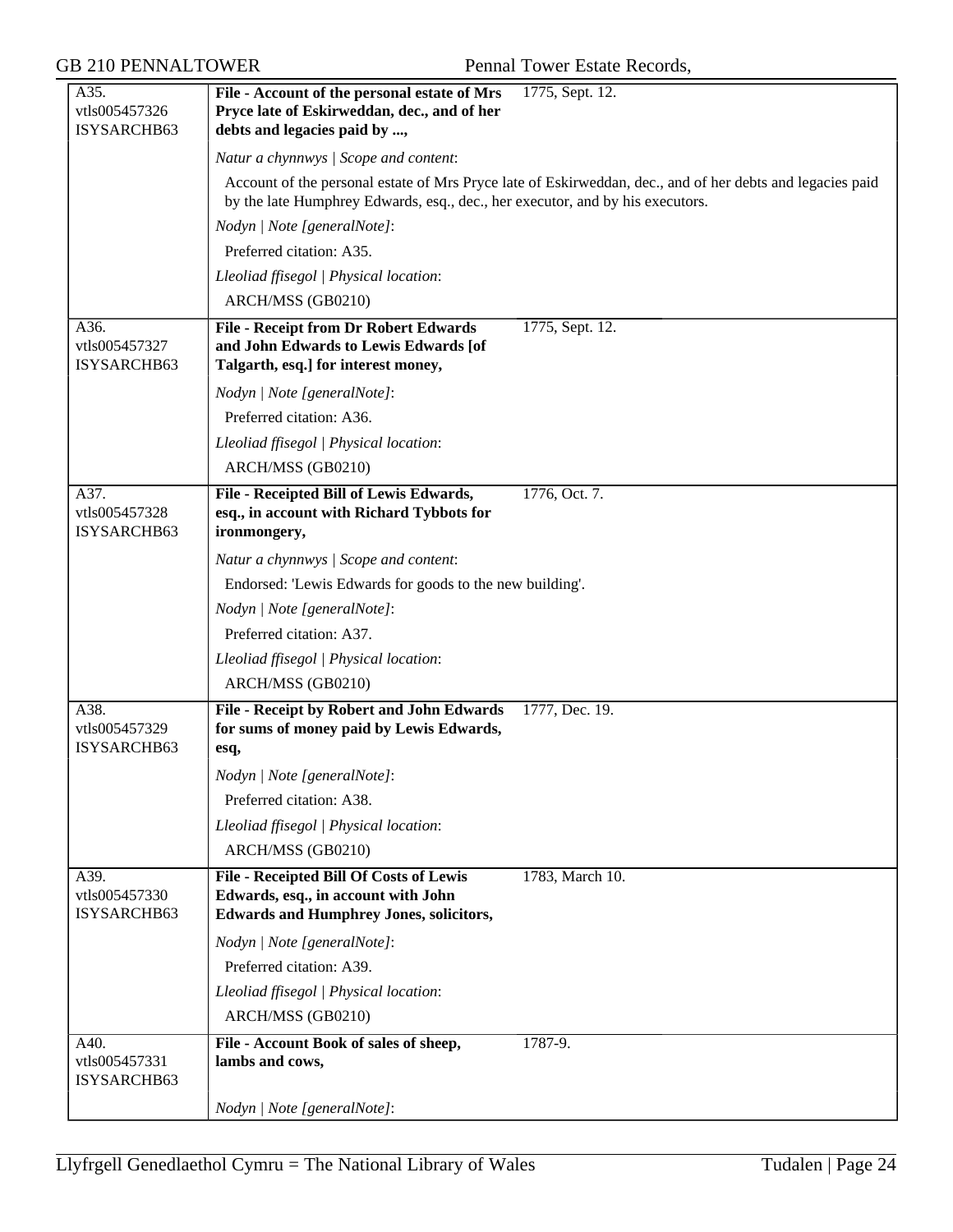A35.
vtls005457326
ISYSARCHB63

**File - Account of the personal estate of Mrs Pryce late of Eskirweddan, dec., and of her debts and legacies paid by ...,** 1775, Sept. 12.

*Natur a chynnwys | Scope and content*:

Account of the personal estate of Mrs Pryce late of Eskirweddan, dec., and of her debts and legacies paid by the late Humphrey Edwards, esq., dec., her executor, and by his executors.

*Nodyn | Note [generalNote]*:

Preferred citation: A35.

*Lleoliad ffisegol | Physical location*:

ARCH/MSS (GB0210)

A36.
vtls005457327
ISYSARCHB63

**File - Receipt from Dr Robert Edwards and John Edwards to Lewis Edwards [of Talgarth, esq.] for interest money,** 1775, Sept. 12.

*Nodyn | Note [generalNote]*:

Preferred citation: A36.

*Lleoliad ffisegol | Physical location*:

ARCH/MSS (GB0210)

A37.
vtls005457328
ISYSARCHB63

**File - Receipted Bill of Lewis Edwards, esq., in account with Richard Tybbots for ironmongery,** 1776, Oct. 7.

*Natur a chynnwys | Scope and content*:

Endorsed: 'Lewis Edwards for goods to the new building'.

*Nodyn | Note [generalNote]*:

Preferred citation: A37.

*Lleoliad ffisegol | Physical location*:

ARCH/MSS (GB0210)

A38.
vtls005457329
ISYSARCHB63

**File - Receipt by Robert and John Edwards for sums of money paid by Lewis Edwards, esq,** 1777, Dec. 19.

*Nodyn | Note [generalNote]*:

Preferred citation: A38.

*Lleoliad ffisegol | Physical location*:

ARCH/MSS (GB0210)

A39.
vtls005457330
ISYSARCHB63

**File - Receipted Bill Of Costs of Lewis Edwards, esq., in account with John Edwards and Humphrey Jones, solicitors,** 1783, March 10.

*Nodyn | Note [generalNote]*:

Preferred citation: A39.

*Lleoliad ffisegol | Physical location*:

ARCH/MSS (GB0210)

A40.
vtls005457331
ISYSARCHB63

**File - Account Book of sales of sheep, lambs and cows,** 1787-9.

*Nodyn | Note [generalNote]*: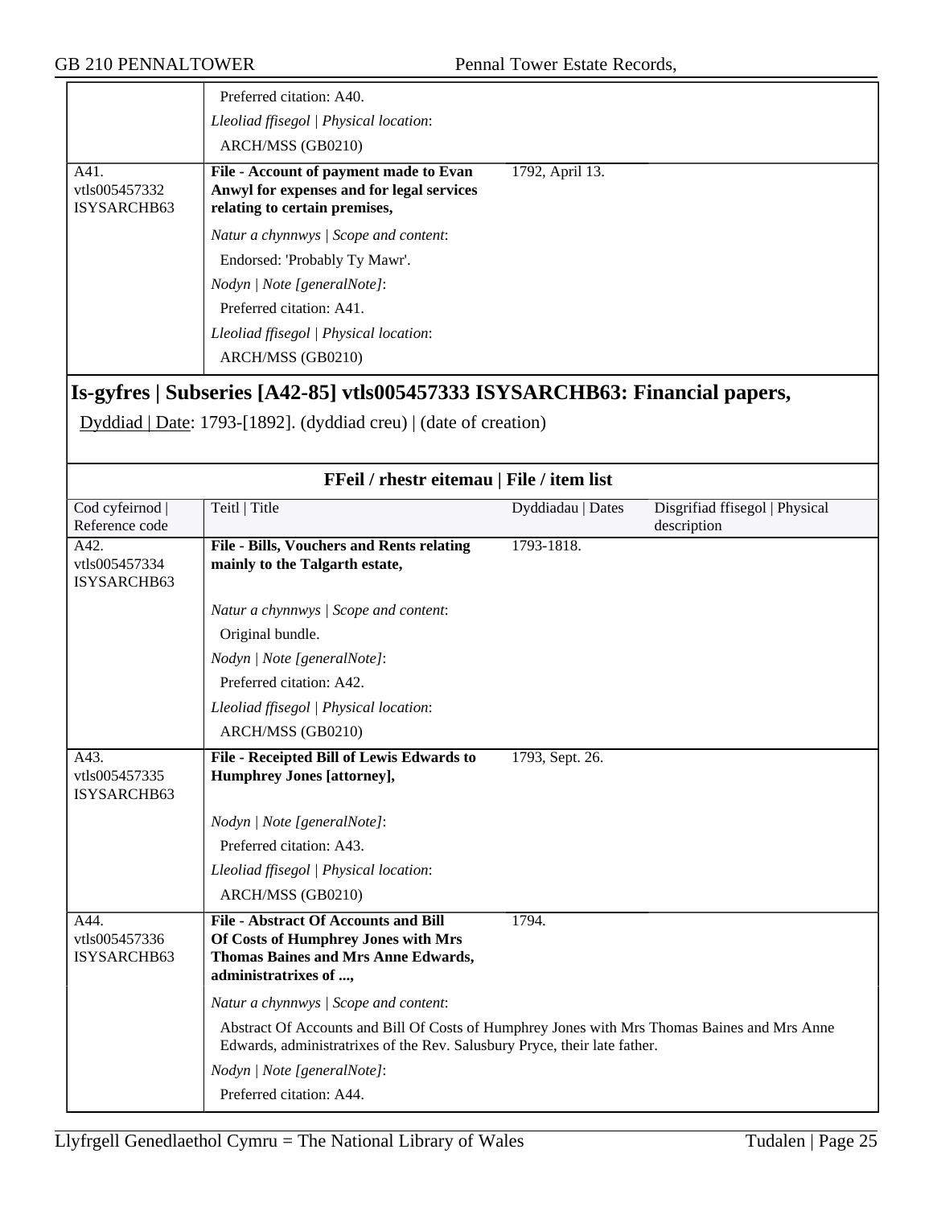| | | | |
|---|---|---|---|
| | Preferred citation: A40.<br>*Lleoliad ffisegol \| Physical location*:<br>ARCH/MSS (GB0210) | | |
| A41.<br>vtls005457332<br>ISYSARCHB63 | **File - Account of payment made to Evan Anwyl for expenses and for legal services relating to certain premises,**<br>*Natur a chynnwys \| Scope and content*:<br>Endorsed: 'Probably Ty Mawr'.<br>*Nodyn \| Note [generalNote]*:<br>Preferred citation: A41.<br>*Lleoliad ffisegol \| Physical location*:<br>ARCH/MSS (GB0210) | 1792, April 13. | |

## Is-gyfres | Subseries [A42-85] vtls005457333 ISYSARCHB63: Financial papers,

Dyddiad | Date: 1793-[1892]. (dyddiad creu) | (date of creation)

**FFeil / rhestr eitemau | File / item list**

| Cod cyfeirnod \| Reference code | Teitl \| Title | Dyddiadau \| Dates | Disgrifiad ffisegol \| Physical description |
|---|---|---|---|
| A42.<br>vtls005457334<br>ISYSARCHB63 | **File - Bills, Vouchers and Rents relating mainly to the Talgarth estate,**<br>*Natur a chynnwys \| Scope and content*:<br>Original bundle.<br>*Nodyn \| Note [generalNote]*:<br>Preferred citation: A42.<br>*Lleoliad ffisegol \| Physical location*:<br>ARCH/MSS (GB0210) | 1793-1818. | |
| A43.<br>vtls005457335<br>ISYSARCHB63 | **File - Receipted Bill of Lewis Edwards to Humphrey Jones [attorney],**<br>*Nodyn \| Note [generalNote]*:<br>Preferred citation: A43.<br>*Lleoliad ffisegol \| Physical location*:<br>ARCH/MSS (GB0210) | 1793, Sept. 26. | |
| A44.<br>vtls005457336<br>ISYSARCHB63 | **File - Abstract Of Accounts and Bill Of Costs of Humphrey Jones with Mrs Thomas Baines and Mrs Anne Edwards, administratrixes of ...,**<br>*Natur a chynnwys \| Scope and content*:<br>Abstract Of Accounts and Bill Of Costs of Humphrey Jones with Mrs Thomas Baines and Mrs Anne Edwards, administratrixes of the Rev. Salusbury Pryce, their late father.<br>*Nodyn \| Note [generalNote]*:<br>Preferred citation: A44. | 1794. | |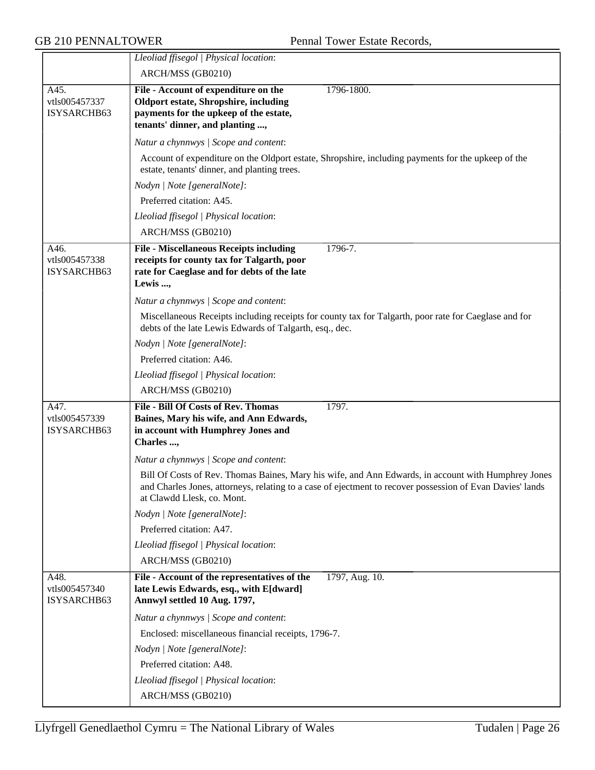| | |
|---|---|
| | *Lleoliad ffisegol \| Physical location*: |
| | ARCH/MSS (GB0210) |
| A45.<br>vtls005457337<br>ISYSARCHB63 | **File - Account of expenditure on the Oldport estate, Shropshire, including payments for the upkeep of the estate, tenants' dinner, and planting ...,** 1796-1800. |
| | *Natur a chynnwys \| Scope and content*: |
| | Account of expenditure on the Oldport estate, Shropshire, including payments for the upkeep of the estate, tenants' dinner, and planting trees. |
| | *Nodyn \| Note [generalNote]*: |
| | Preferred citation: A45. |
| | *Lleoliad ffisegol \| Physical location*: |
| | ARCH/MSS (GB0210) |
| A46.<br>vtls005457338<br>ISYSARCHB63 | **File - Miscellaneous Receipts including receipts for county tax for Talgarth, poor rate for Caeglase and for debts of the late Lewis ...,** 1796-7. |
| | *Natur a chynnwys \| Scope and content*: |
| | Miscellaneous Receipts including receipts for county tax for Talgarth, poor rate for Caeglase and for debts of the late Lewis Edwards of Talgarth, esq., dec. |
| | *Nodyn \| Note [generalNote]*: |
| | Preferred citation: A46. |
| | *Lleoliad ffisegol \| Physical location*: |
| | ARCH/MSS (GB0210) |
| A47.<br>vtls005457339<br>ISYSARCHB63 | **File - Bill Of Costs of Rev. Thomas Baines, Mary his wife, and Ann Edwards, in account with Humphrey Jones and Charles ...,** 1797. |
| | *Natur a chynnwys \| Scope and content*: |
| | Bill Of Costs of Rev. Thomas Baines, Mary his wife, and Ann Edwards, in account with Humphrey Jones and Charles Jones, attorneys, relating to a case of ejectment to recover possession of Evan Davies' lands at Clawdd Llesk, co. Mont. |
| | *Nodyn \| Note [generalNote]*: |
| | Preferred citation: A47. |
| | *Lleoliad ffisegol \| Physical location*: |
| | ARCH/MSS (GB0210) |
| A48.<br>vtls005457340<br>ISYSARCHB63 | **File - Account of the representatives of the late Lewis Edwards, esq., with E[dward] Annwyl settled 10 Aug. 1797,** 1797, Aug. 10. |
| | *Natur a chynnwys \| Scope and content*: |
| | Enclosed: miscellaneous financial receipts, 1796-7. |
| | *Nodyn \| Note [generalNote]*: |
| | Preferred citation: A48. |
| | *Lleoliad ffisegol \| Physical location*: |
| | ARCH/MSS (GB0210) |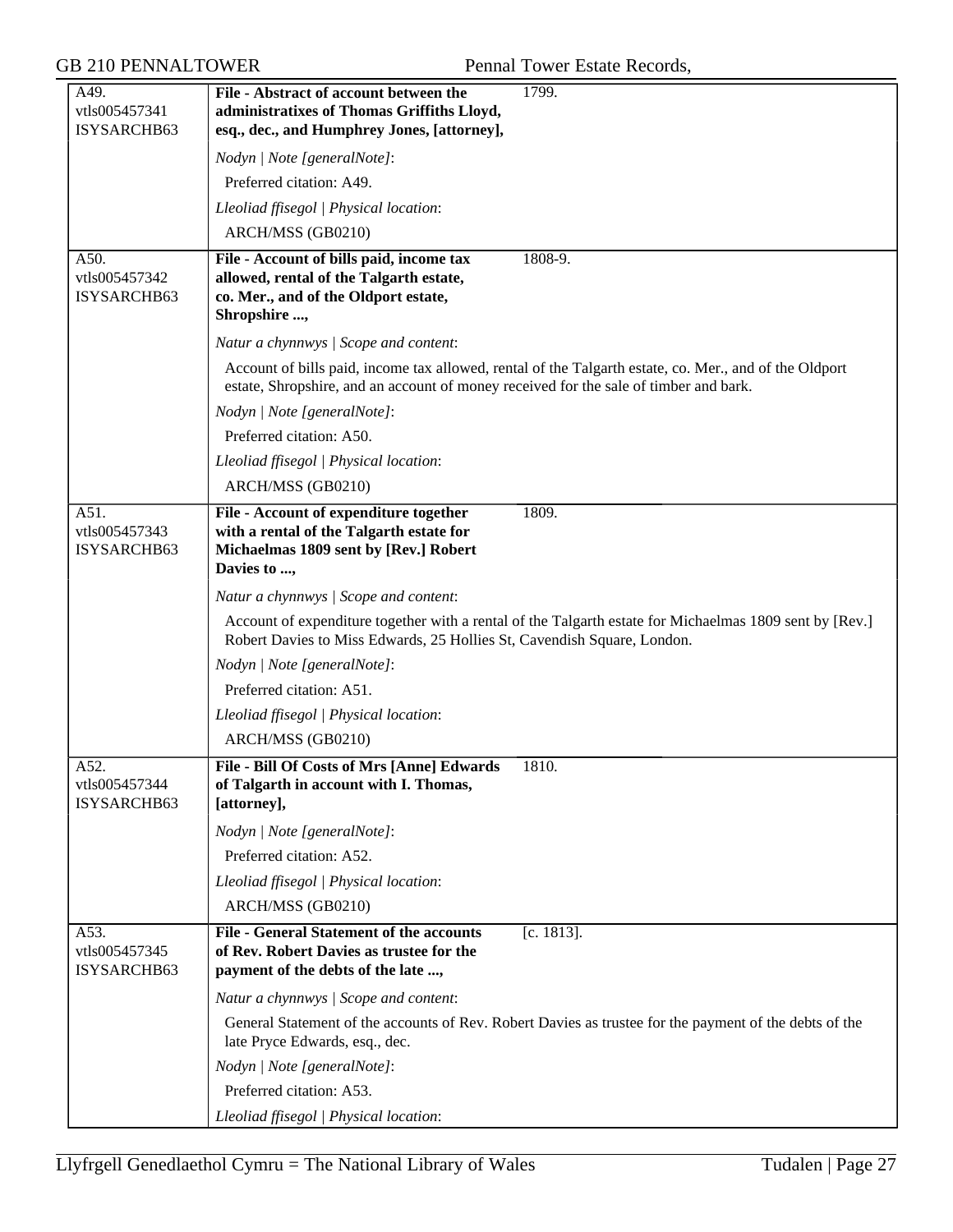| | | |
|---|---|---|
| A49.<br>vtls005457341<br>ISYSARCHB63 | **File - Abstract of account between the administratixes of Thomas Griffiths Lloyd, esq., dec., and Humphrey Jones, [attorney],** | 1799. |
| | *Nodyn \| Note [generalNote]*:<br>Preferred citation: A49.<br>*Lleoliad ffisegol \| Physical location*:<br>ARCH/MSS (GB0210) | |
| A50.<br>vtls005457342<br>ISYSARCHB63 | **File - Account of bills paid, income tax allowed, rental of the Talgarth estate, co. Mer., and of the Oldport estate, Shropshire ...,** | 1808-9. |
| | *Natur a chynnwys \| Scope and content*:<br>Account of bills paid, income tax allowed, rental of the Talgarth estate, co. Mer., and of the Oldport estate, Shropshire, and an account of money received for the sale of timber and bark.<br>*Nodyn \| Note [generalNote]*:<br>Preferred citation: A50.<br>*Lleoliad ffisegol \| Physical location*:<br>ARCH/MSS (GB0210) | |
| A51.<br>vtls005457343<br>ISYSARCHB63 | **File - Account of expenditure together with a rental of the Talgarth estate for Michaelmas 1809 sent by [Rev.] Robert Davies to ...,** | 1809. |
| | *Natur a chynnwys \| Scope and content*:<br>Account of expenditure together with a rental of the Talgarth estate for Michaelmas 1809 sent by [Rev.] Robert Davies to Miss Edwards, 25 Hollies St, Cavendish Square, London.<br>*Nodyn \| Note [generalNote]*:<br>Preferred citation: A51.<br>*Lleoliad ffisegol \| Physical location*:<br>ARCH/MSS (GB0210) | |
| A52.<br>vtls005457344<br>ISYSARCHB63 | **File - Bill Of Costs of Mrs [Anne] Edwards of Talgarth in account with I. Thomas, [attorney],** | 1810. |
| | *Nodyn \| Note [generalNote]*:<br>Preferred citation: A52.<br>*Lleoliad ffisegol \| Physical location*:<br>ARCH/MSS (GB0210) | |
| A53.<br>vtls005457345<br>ISYSARCHB63 | **File - General Statement of the accounts of Rev. Robert Davies as trustee for the payment of the debts of the late ...,** | [c. 1813]. |
| | *Natur a chynnwys \| Scope and content*:<br>General Statement of the accounts of Rev. Robert Davies as trustee for the payment of the debts of the late Pryce Edwards, esq., dec.<br>*Nodyn \| Note [generalNote]*:<br>Preferred citation: A53.<br>*Lleoliad ffisegol \| Physical location*: | |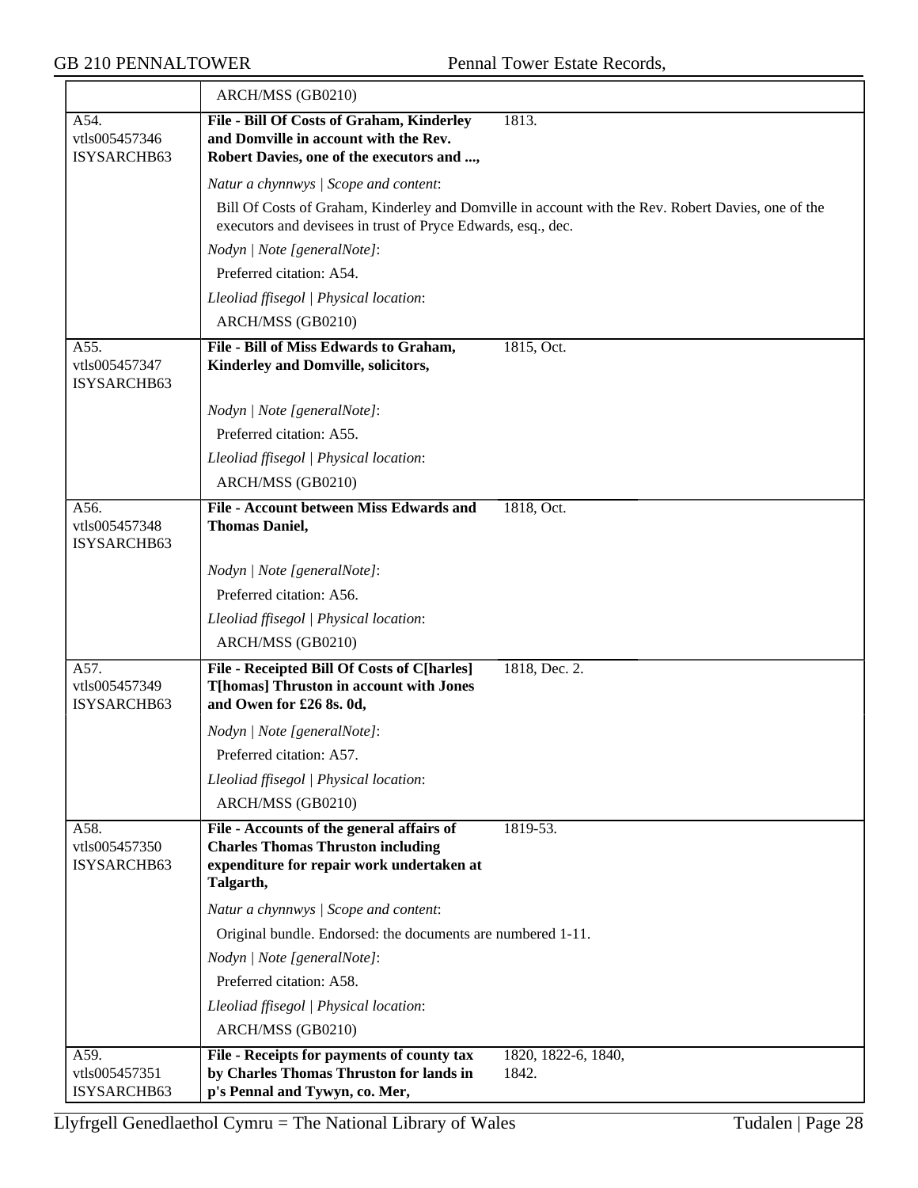| | |
|---|---|
| | ARCH/MSS (GB0210) |
| A54.<br>vtls005457346<br>ISYSARCHB63 | **File - Bill Of Costs of Graham, Kinderley and Domville in account with the Rev. Robert Davies, one of the executors and ...,** 1813.<br><br>*Natur a chynnwys \| Scope and content*:<br>Bill Of Costs of Graham, Kinderley and Domville in account with the Rev. Robert Davies, one of the executors and devisees in trust of Pryce Edwards, esq., dec.<br><br>*Nodyn \| Note [generalNote]*:<br>Preferred citation: A54.<br><br>*Lleoliad ffisegol \| Physical location*:<br>ARCH/MSS (GB0210) |
| A55.<br>vtls005457347<br>ISYSARCHB63 | **File - Bill of Miss Edwards to Graham, Kinderley and Domville, solicitors,** 1815, Oct.<br><br>*Nodyn \| Note [generalNote]*:<br>Preferred citation: A55.<br><br>*Lleoliad ffisegol \| Physical location*:<br>ARCH/MSS (GB0210) |
| A56.<br>vtls005457348<br>ISYSARCHB63 | **File - Account between Miss Edwards and Thomas Daniel,** 1818, Oct.<br><br>*Nodyn \| Note [generalNote]*:<br>Preferred citation: A56.<br><br>*Lleoliad ffisegol \| Physical location*:<br>ARCH/MSS (GB0210) |
| A57.<br>vtls005457349<br>ISYSARCHB63 | **File - Receipted Bill Of Costs of C[harles] T[homas] Thruston in account with Jones and Owen for £26 8s. 0d,** 1818, Dec. 2.<br><br>*Nodyn \| Note [generalNote]*:<br>Preferred citation: A57.<br><br>*Lleoliad ffisegol \| Physical location*:<br>ARCH/MSS (GB0210) |
| A58.<br>vtls005457350<br>ISYSARCHB63 | **File - Accounts of the general affairs of Charles Thomas Thruston including expenditure for repair work undertaken at Talgarth,** 1819-53.<br><br>*Natur a chynnwys \| Scope and content*:<br>Original bundle. Endorsed: the documents are numbered 1-11.<br><br>*Nodyn \| Note [generalNote]*:<br>Preferred citation: A58.<br><br>*Lleoliad ffisegol \| Physical location*:<br>ARCH/MSS (GB0210) |
| A59.<br>vtls005457351<br>ISYSARCHB63 | **File - Receipts for payments of county tax by Charles Thomas Thruston for lands in p's Pennal and Tywyn, co. Mer,** 1820, 1822-6, 1840, 1842. |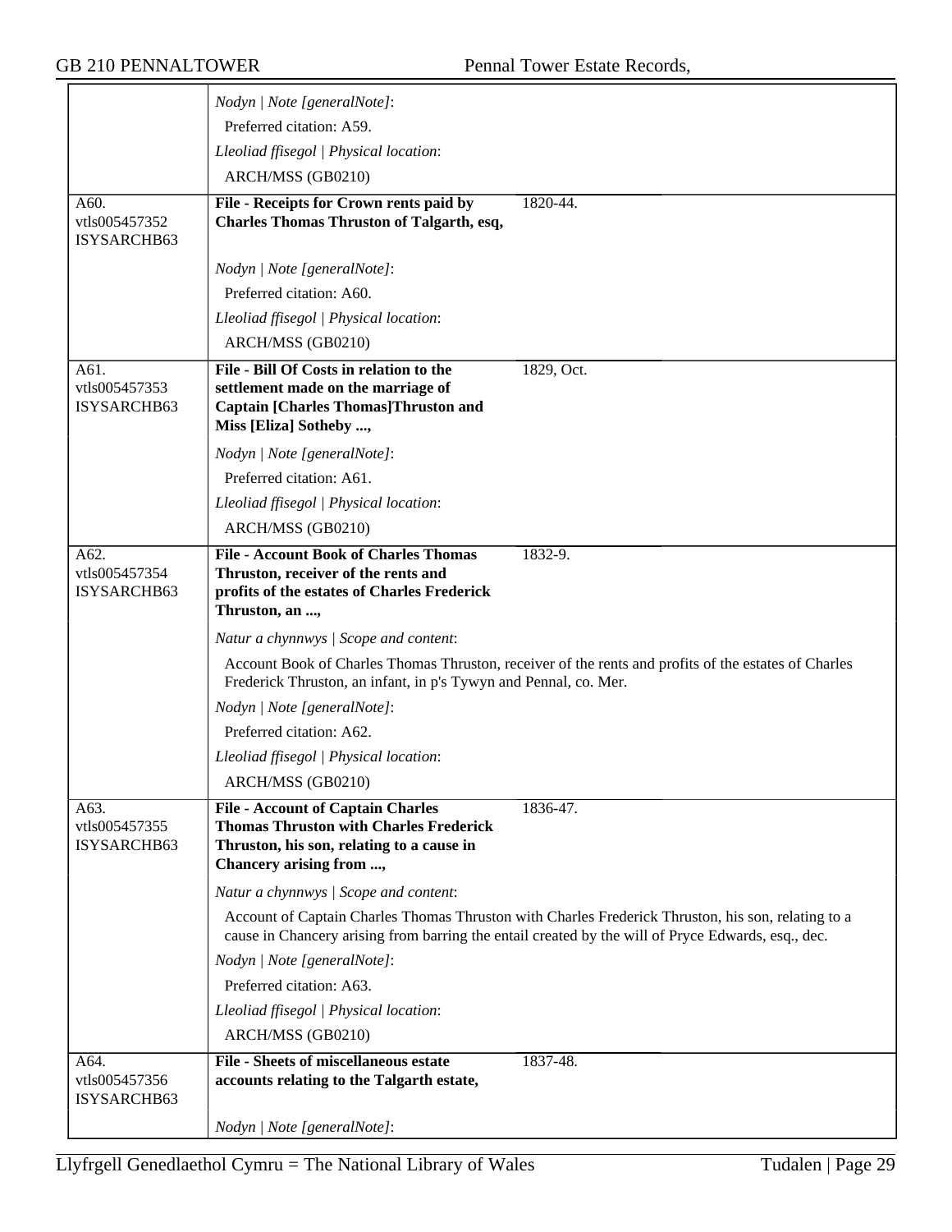Nodyn | Note [generalNote]:

Preferred citation: A59.

Lleoliad ffisegol | Physical location:

ARCH/MSS (GB0210)

---

A60.
vtls005457352
ISYSARCHB63

**File - Receipts for Crown rents paid by Charles Thomas Thruston of Talgarth, esq,** 1820-44.

*Nodyn | Note [generalNote]:*

Preferred citation: A60.

*Lleoliad ffisegol | Physical location:*

ARCH/MSS (GB0210)

---

A61.
vtls005457353
ISYSARCHB63

**File - Bill Of Costs in relation to the settlement made on the marriage of Captain [Charles Thomas]Thruston and Miss [Eliza] Sotheby ...,** 1829, Oct.

*Nodyn | Note [generalNote]:*

Preferred citation: A61.

*Lleoliad ffisegol | Physical location:*

ARCH/MSS (GB0210)

---

A62.
vtls005457354
ISYSARCHB63

**File - Account Book of Charles Thomas Thruston, receiver of the rents and profits of the estates of Charles Frederick Thruston, an ...,** 1832-9.

*Natur a chynnwys | Scope and content:*

Account Book of Charles Thomas Thruston, receiver of the rents and profits of the estates of Charles Frederick Thruston, an infant, in p's Tywyn and Pennal, co. Mer.

*Nodyn | Note [generalNote]:*

Preferred citation: A62.

*Lleoliad ffisegol | Physical location:*

ARCH/MSS (GB0210)

---

A63.
vtls005457355
ISYSARCHB63

**File - Account of Captain Charles Thomas Thruston with Charles Frederick Thruston, his son, relating to a cause in Chancery arising from ...,** 1836-47.

*Natur a chynnwys | Scope and content:*

Account of Captain Charles Thomas Thruston with Charles Frederick Thruston, his son, relating to a cause in Chancery arising from barring the entail created by the will of Pryce Edwards, esq., dec.

*Nodyn | Note [generalNote]:*

Preferred citation: A63.

*Lleoliad ffisegol | Physical location:*

ARCH/MSS (GB0210)

---

A64.
vtls005457356
ISYSARCHB63

**File - Sheets of miscellaneous estate accounts relating to the Talgarth estate,** 1837-48.

*Nodyn | Note [generalNote]:*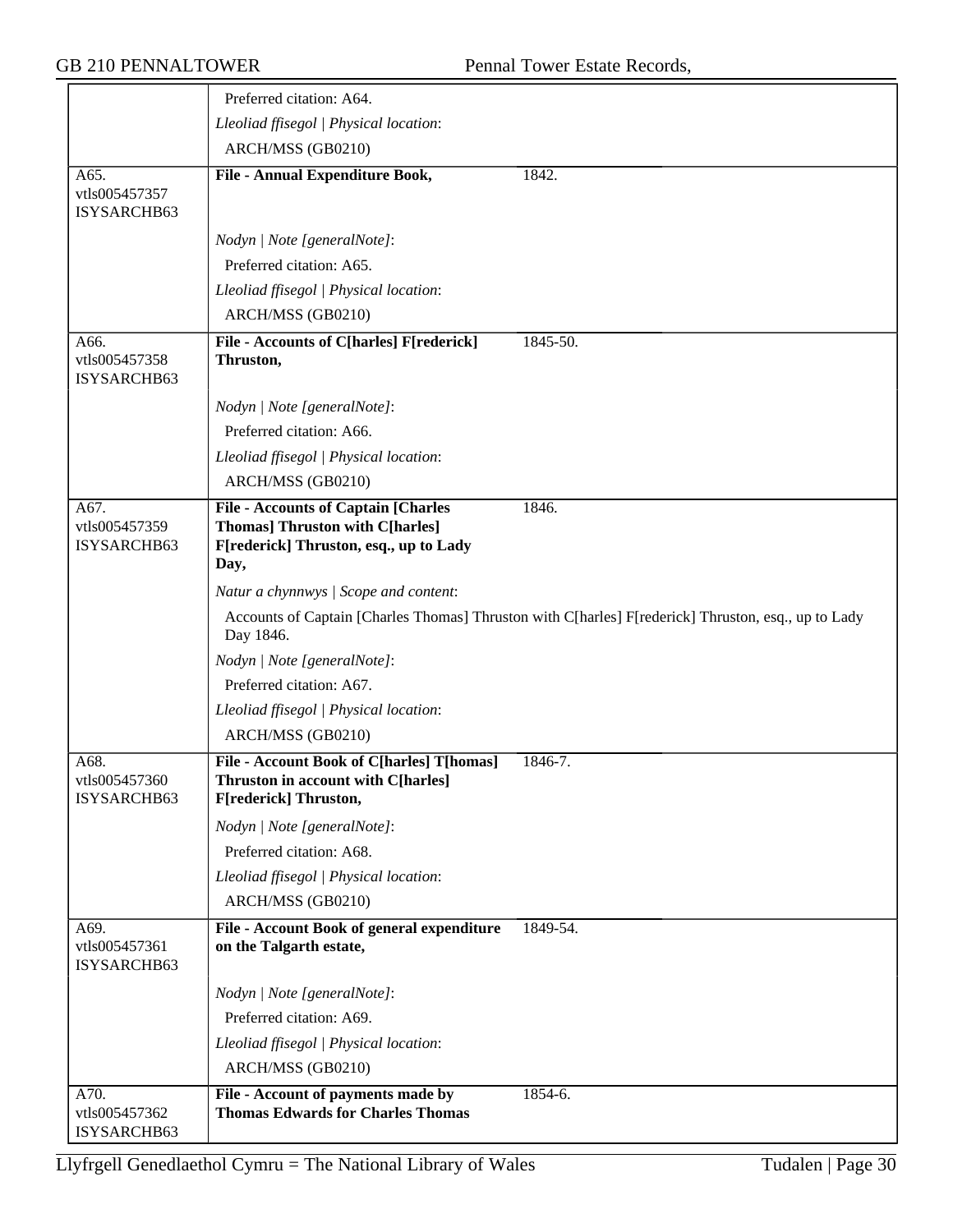Preferred citation: A64.

*Lleoliad ffisegol | Physical location*:

ARCH/MSS (GB0210)

| | | |
|---|---|---|
| A65.<br>vtls005457357<br>ISYSARCHB63 | **File - Annual Expenditure Book,** | 1842. |

*Nodyn | Note [generalNote]*:

Preferred citation: A65.

*Lleoliad ffisegol | Physical location*:

ARCH/MSS (GB0210)

| | | |
|---|---|---|
| A66.<br>vtls005457358<br>ISYSARCHB63 | **File - Accounts of C[harles] F[rederick] Thruston,** | 1845-50. |

*Nodyn | Note [generalNote]*:

Preferred citation: A66.

*Lleoliad ffisegol | Physical location*:

ARCH/MSS (GB0210)

| | | |
|---|---|---|
| A67.<br>vtls005457359<br>ISYSARCHB63 | **File - Accounts of Captain [Charles Thomas] Thruston with C[harles] F[rederick] Thruston, esq., up to Lady Day,** | 1846. |

*Natur a chynnwys | Scope and content*:

Accounts of Captain [Charles Thomas] Thruston with C[harles] F[rederick] Thruston, esq., up to Lady Day 1846.

*Nodyn | Note [generalNote]*:

Preferred citation: A67.

*Lleoliad ffisegol | Physical location*:

ARCH/MSS (GB0210)

| | | |
|---|---|---|
| A68.<br>vtls005457360<br>ISYSARCHB63 | **File - Account Book of C[harles] T[homas] Thruston in account with C[harles] F[rederick] Thruston,** | 1846-7. |

*Nodyn | Note [generalNote]*:

Preferred citation: A68.

*Lleoliad ffisegol | Physical location*:

ARCH/MSS (GB0210)

| | | |
|---|---|---|
| A69.<br>vtls005457361<br>ISYSARCHB63 | **File - Account Book of general expenditure on the Talgarth estate,** | 1849-54. |

*Nodyn | Note [generalNote]*:

Preferred citation: A69.

*Lleoliad ffisegol | Physical location*:

ARCH/MSS (GB0210)

| | | |
|---|---|---|
| A70.<br>vtls005457362<br>ISYSARCHB63 | **File - Account of payments made by Thomas Edwards for Charles Thomas** | 1854-6. |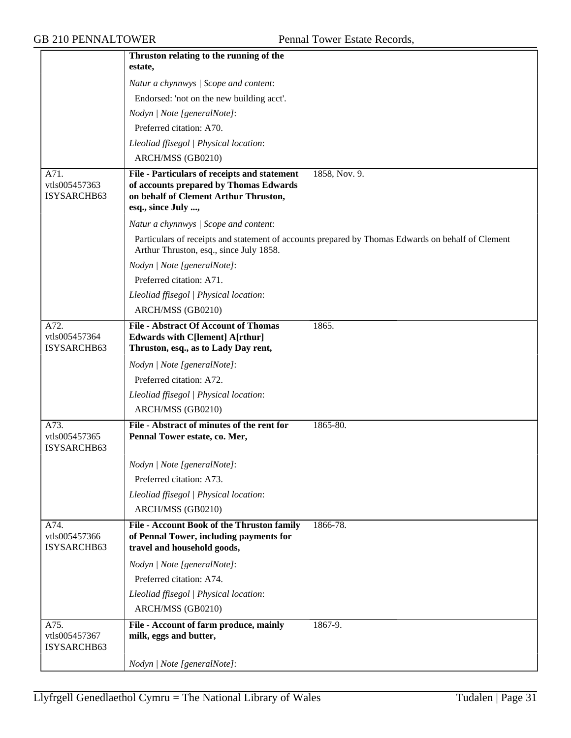| | | |
|---|---|---|
| | **Thruston relating to the running of the estate,** | |
| | *Natur a chynnwys \| Scope and content*: | |
| | Endorsed: 'not on the new building acct'. | |
| | *Nodyn \| Note [generalNote]*: | |
| | Preferred citation: A70. | |
| | *Lleoliad ffisegol \| Physical location*: | |
| | ARCH/MSS (GB0210) | |
| A71. vtls005457363 ISYSARCHB63 | **File - Particulars of receipts and statement of accounts prepared by Thomas Edwards on behalf of Clement Arthur Thruston, esq., since July ...,** | 1858, Nov. 9. |
| | *Natur a chynnwys \| Scope and content*: | |
| | Particulars of receipts and statement of accounts prepared by Thomas Edwards on behalf of Clement Arthur Thruston, esq., since July 1858. | |
| | *Nodyn \| Note [generalNote]*: | |
| | Preferred citation: A71. | |
| | *Lleoliad ffisegol \| Physical location*: | |
| | ARCH/MSS (GB0210) | |
| A72. vtls005457364 ISYSARCHB63 | **File - Abstract Of Account of Thomas Edwards with C[lement] A[rthur] Thruston, esq., as to Lady Day rent,** | 1865. |
| | *Nodyn \| Note [generalNote]*: | |
| | Preferred citation: A72. | |
| | *Lleoliad ffisegol \| Physical location*: | |
| | ARCH/MSS (GB0210) | |
| A73. vtls005457365 ISYSARCHB63 | **File - Abstract of minutes of the rent for Pennal Tower estate, co. Mer,** | 1865-80. |
| | *Nodyn \| Note [generalNote]*: | |
| | Preferred citation: A73. | |
| | *Lleoliad ffisegol \| Physical location*: | |
| | ARCH/MSS (GB0210) | |
| A74. vtls005457366 ISYSARCHB63 | **File - Account Book of the Thruston family of Pennal Tower, including payments for travel and household goods,** | 1866-78. |
| | *Nodyn \| Note [generalNote]*: | |
| | Preferred citation: A74. | |
| | *Lleoliad ffisegol \| Physical location*: | |
| | ARCH/MSS (GB0210) | |
| A75. vtls005457367 ISYSARCHB63 | **File - Account of farm produce, mainly milk, eggs and butter,** | 1867-9. |
| | *Nodyn \| Note [generalNote]*: | |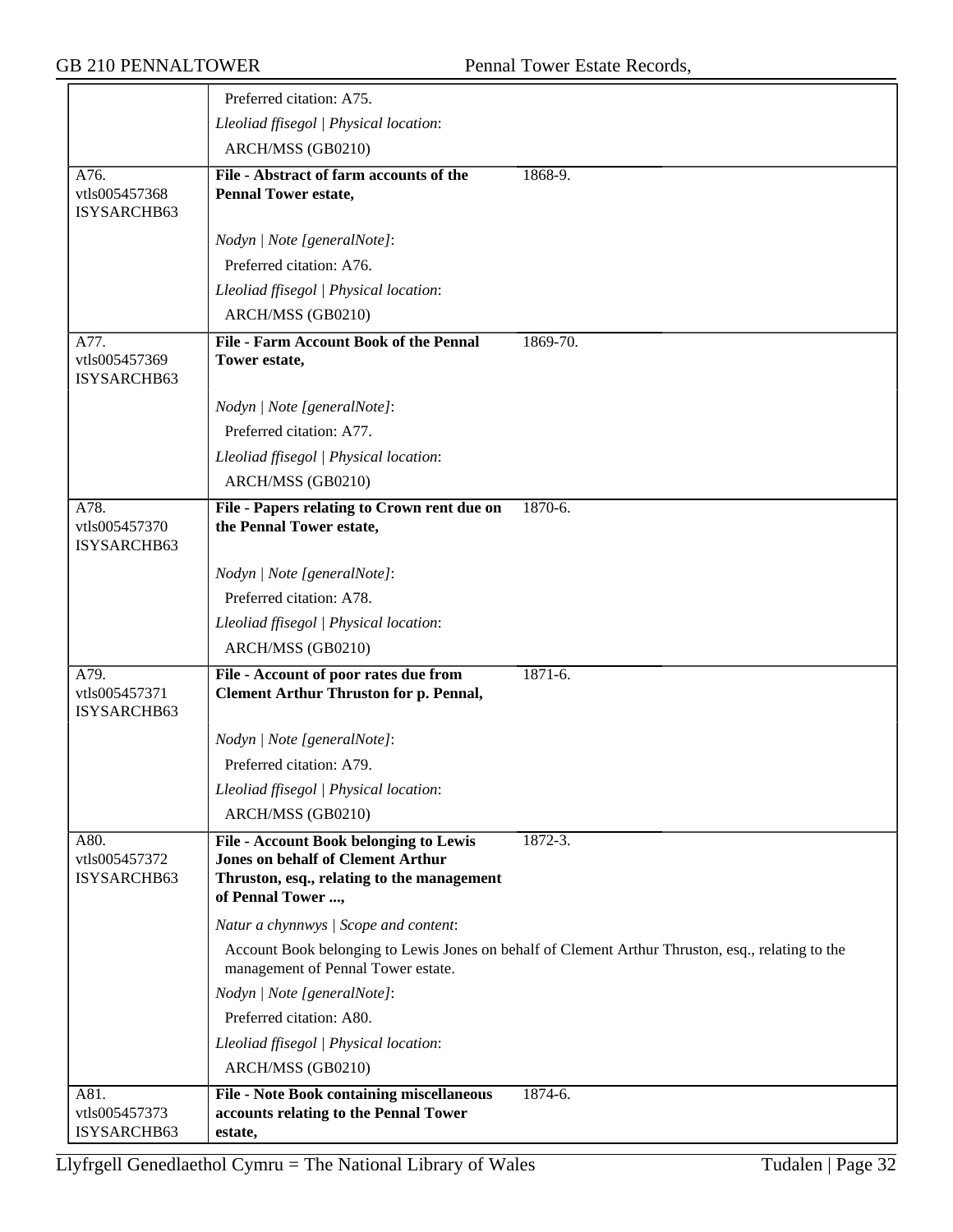Preferred citation: A75.

*Lleoliad ffisegol | Physical location*:

ARCH/MSS (GB0210)

---

A76.
vtls005457368
ISYSARCHB63

**File - Abstract of farm accounts of the Pennal Tower estate,** 1868-9.

*Nodyn | Note [generalNote]*:

Preferred citation: A76.

*Lleoliad ffisegol | Physical location*:

ARCH/MSS (GB0210)

---

A77.
vtls005457369
ISYSARCHB63

**File - Farm Account Book of the Pennal Tower estate,** 1869-70.

*Nodyn | Note [generalNote]*:

Preferred citation: A77.

*Lleoliad ffisegol | Physical location*:

ARCH/MSS (GB0210)

---

A78.
vtls005457370
ISYSARCHB63

**File - Papers relating to Crown rent due on the Pennal Tower estate,** 1870-6.

*Nodyn | Note [generalNote]*:

Preferred citation: A78.

*Lleoliad ffisegol | Physical location*:

ARCH/MSS (GB0210)

---

A79.
vtls005457371
ISYSARCHB63

**File - Account of poor rates due from Clement Arthur Thruston for p. Pennal,** 1871-6.

*Nodyn | Note [generalNote]*:

Preferred citation: A79.

*Lleoliad ffisegol | Physical location*:

ARCH/MSS (GB0210)

---

A80.
vtls005457372
ISYSARCHB63

**File - Account Book belonging to Lewis Jones on behalf of Clement Arthur Thruston, esq., relating to the management of Pennal Tower ...,** 1872-3.

*Natur a chynnwys | Scope and content*:

Account Book belonging to Lewis Jones on behalf of Clement Arthur Thruston, esq., relating to the management of Pennal Tower estate.

*Nodyn | Note [generalNote]*:

Preferred citation: A80.

*Lleoliad ffisegol | Physical location*:

ARCH/MSS (GB0210)

---

A81.
vtls005457373
ISYSARCHB63

**File - Note Book containing miscellaneous accounts relating to the Pennal Tower estate,** 1874-6.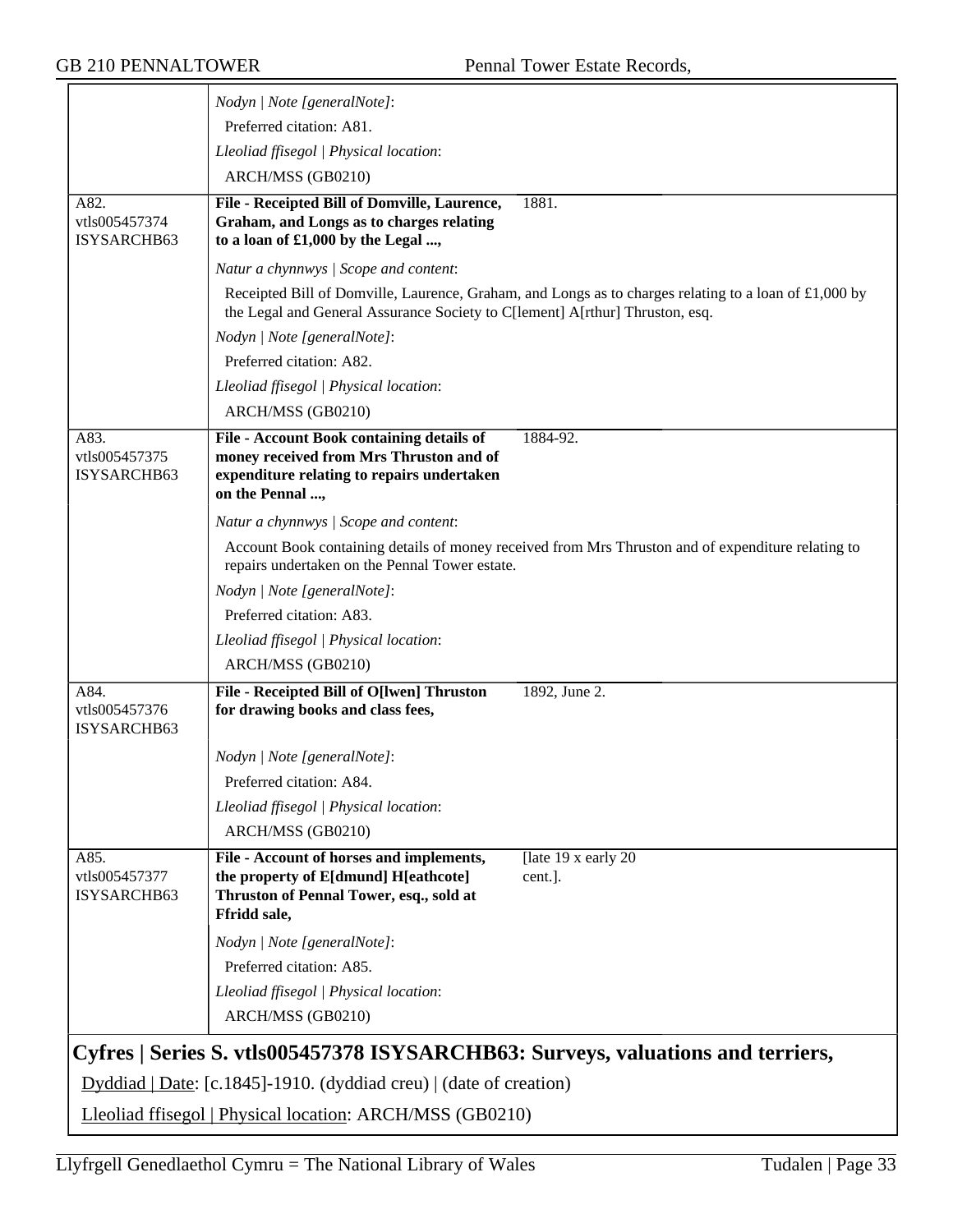*Nodyn | Note [generalNote]*:

Preferred citation: A81.

*Lleoliad ffisegol | Physical location*:

ARCH/MSS (GB0210)

---

A82.
vtls005457374
ISYSARCHB63

**File - Receipted Bill of Domville, Laurence, Graham, and Longs as to charges relating to a loan of £1,000 by the Legal ...,** 1881.

*Natur a chynnwys | Scope and content*:

Receipted Bill of Domville, Laurence, Graham, and Longs as to charges relating to a loan of £1,000 by the Legal and General Assurance Society to C[lement] A[rthur] Thruston, esq.

*Nodyn | Note [generalNote]*:

Preferred citation: A82.

*Lleoliad ffisegol | Physical location*:

ARCH/MSS (GB0210)

---

A83.
vtls005457375
ISYSARCHB63

**File - Account Book containing details of money received from Mrs Thruston and of expenditure relating to repairs undertaken on the Pennal ...,** 1884-92.

*Natur a chynnwys | Scope and content*:

Account Book containing details of money received from Mrs Thruston and of expenditure relating to repairs undertaken on the Pennal Tower estate.

*Nodyn | Note [generalNote]*:

Preferred citation: A83.

*Lleoliad ffisegol | Physical location*:

ARCH/MSS (GB0210)

---

A84.
vtls005457376
ISYSARCHB63

**File - Receipted Bill of O[lwen] Thruston for drawing books and class fees,** 1892, June 2.

*Nodyn | Note [generalNote]*:

Preferred citation: A84.

*Lleoliad ffisegol | Physical location*:

ARCH/MSS (GB0210)

---

A85.
vtls005457377
ISYSARCHB63

**File - Account of horses and implements, the property of E[dmund] H[eathcote] Thruston of Pennal Tower, esq., sold at Ffridd sale,** [late 19 x early 20 cent.].

*Nodyn | Note [generalNote]*:

Preferred citation: A85.

*Lleoliad ffisegol | Physical location*:

ARCH/MSS (GB0210)

---

## Cyfres | Series S. vtls005457378 ISYSARCHB63: Surveys, valuations and terriers,

Dyddiad | Date: [c.1845]-1910. (dyddiad creu) | (date of creation)

Lleoliad ffisegol | Physical location: ARCH/MSS (GB0210)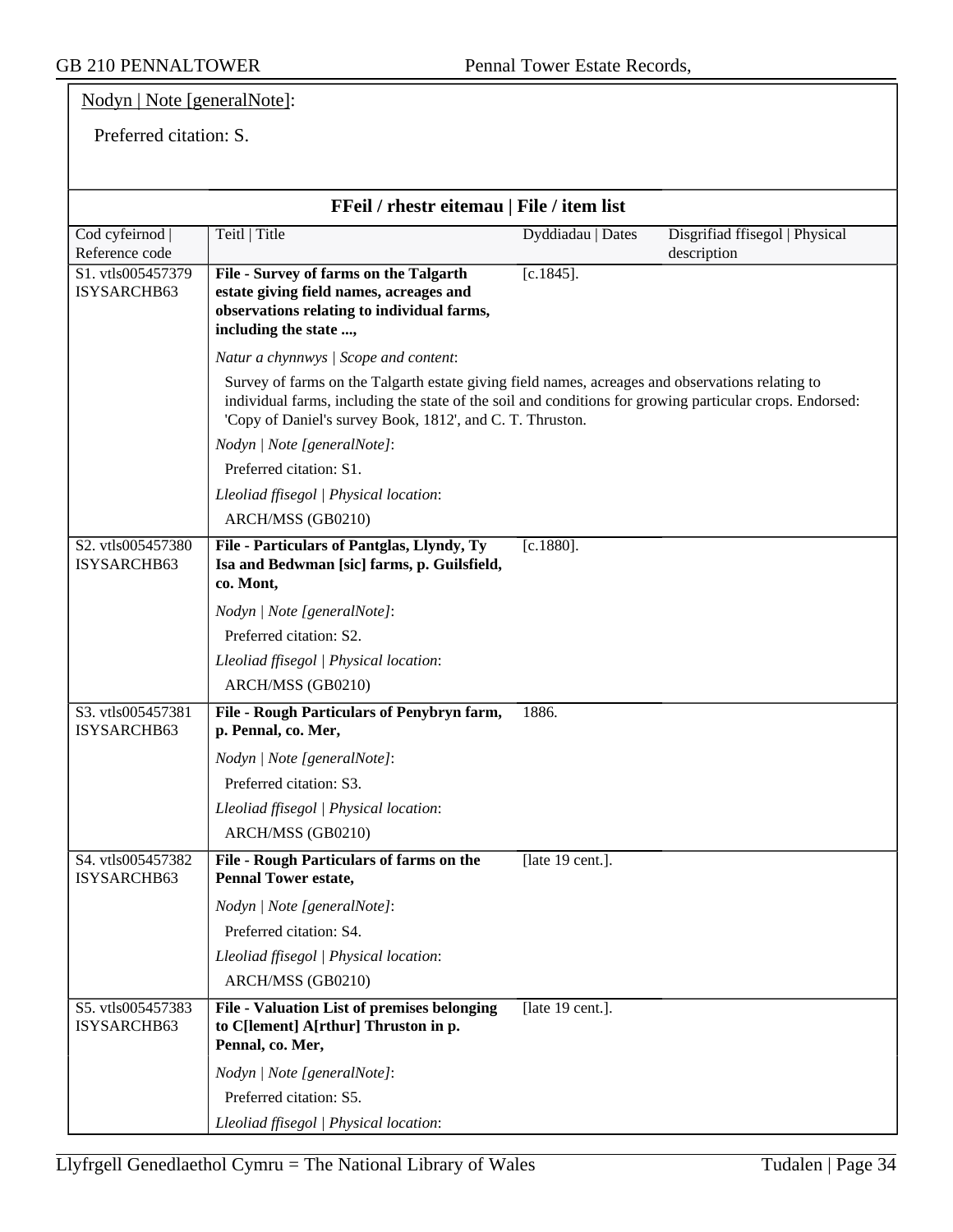Nodyn | Note [generalNote]:

Preferred citation: S.

## FFeil / rhestr eitemau | File / item list

| Cod cyfeirnod \| Reference code | Teitl \| Title | Dyddiadau \| Dates | Disgrifiad ffisegol \| Physical description |
|---|---|---|---|
| S1. vtls005457379 ISYSARCHB63 | **File - Survey of farms on the Talgarth estate giving field names, acreages and observations relating to individual farms, including the state ...,** | [c.1845]. | |
| | *Natur a chynnwys \| Scope and content*: Survey of farms on the Talgarth estate giving field names, acreages and observations relating to individual farms, including the state of the soil and conditions for growing particular crops. Endorsed: 'Copy of Daniel's survey Book, 1812', and C. T. Thruston. *Nodyn \| Note [generalNote]*: Preferred citation: S1. *Lleoliad ffisegol \| Physical location*: ARCH/MSS (GB0210) | | |
| S2. vtls005457380 ISYSARCHB63 | **File - Particulars of Pantglas, Llyndy, Ty Isa and Bedwman [sic] farms, p. Guilsfield, co. Mont,** | [c.1880]. | |
| | *Nodyn \| Note [generalNote]*: Preferred citation: S2. *Lleoliad ffisegol \| Physical location*: ARCH/MSS (GB0210) | | |
| S3. vtls005457381 ISYSARCHB63 | **File - Rough Particulars of Penybryn farm, p. Pennal, co. Mer,** | 1886. | |
| | *Nodyn \| Note [generalNote]*: Preferred citation: S3. *Lleoliad ffisegol \| Physical location*: ARCH/MSS (GB0210) | | |
| S4. vtls005457382 ISYSARCHB63 | **File - Rough Particulars of farms on the Pennal Tower estate,** | [late 19 cent.]. | |
| | *Nodyn \| Note [generalNote]*: Preferred citation: S4. *Lleoliad ffisegol \| Physical location*: ARCH/MSS (GB0210) | | |
| S5. vtls005457383 ISYSARCHB63 | **File - Valuation List of premises belonging to C[lement] A[rthur] Thruston in p. Pennal, co. Mer,** | [late 19 cent.]. | |
| | *Nodyn \| Note [generalNote]*: Preferred citation: S5. *Lleoliad ffisegol \| Physical location*: | | |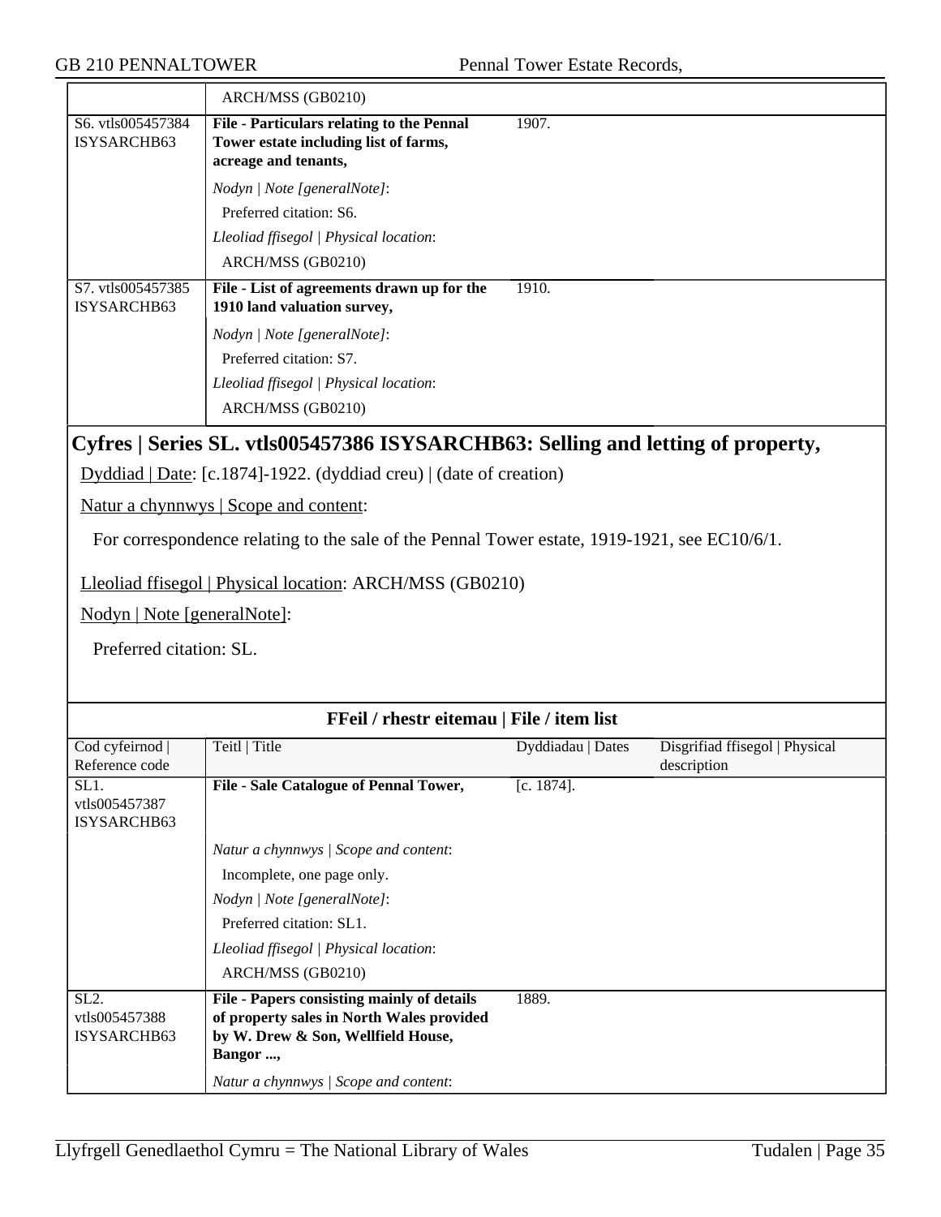| | ARCH/MSS (GB0210) | | |
|---|---|---|---|
| S6. vtls005457384 ISYSARCHB63 | **File - Particulars relating to the Pennal Tower estate including list of farms, acreage and tenants,**<br>*Nodyn \| Note [generalNote]*:<br>Preferred citation: S6.<br>*Lleoliad ffisegol \| Physical location*:<br>ARCH/MSS (GB0210) | 1907. | |
| S7. vtls005457385 ISYSARCHB63 | **File - List of agreements drawn up for the 1910 land valuation survey,**<br>*Nodyn \| Note [generalNote]*:<br>Preferred citation: S7.<br>*Lleoliad ffisegol \| Physical location*:<br>ARCH/MSS (GB0210) | 1910. | |

## Cyfres | Series SL. vtls005457386 ISYSARCHB63: Selling and letting of property,

Dyddiad | Date: [c.1874]-1922. (dyddiad creu) | (date of creation)

Natur a chynnwys | Scope and content:

For correspondence relating to the sale of the Pennal Tower estate, 1919-1921, see EC10/6/1.

Lleoliad ffisegol | Physical location: ARCH/MSS (GB0210)

Nodyn | Note [generalNote]:

Preferred citation: SL.

**FFeil / rhestr eitemau | File / item list**

| Cod cyfeirnod \| Reference code | Teitl \| Title | Dyddiadau \| Dates | Disgrifiad ffisegol \| Physical description |
|---|---|---|---|
| SL1. vtls005457387 ISYSARCHB63 | **File - Sale Catalogue of Pennal Tower,**<br>*Natur a chynnwys \| Scope and content*:<br>Incomplete, one page only.<br>*Nodyn \| Note [generalNote]*:<br>Preferred citation: SL1.<br>*Lleoliad ffisegol \| Physical location*:<br>ARCH/MSS (GB0210) | [c. 1874]. | |
| SL2. vtls005457388 ISYSARCHB63 | **File - Papers consisting mainly of details of property sales in North Wales provided by W. Drew & Son, Wellfield House, Bangor ...,**<br>*Natur a chynnwys \| Scope and content*: | 1889. | |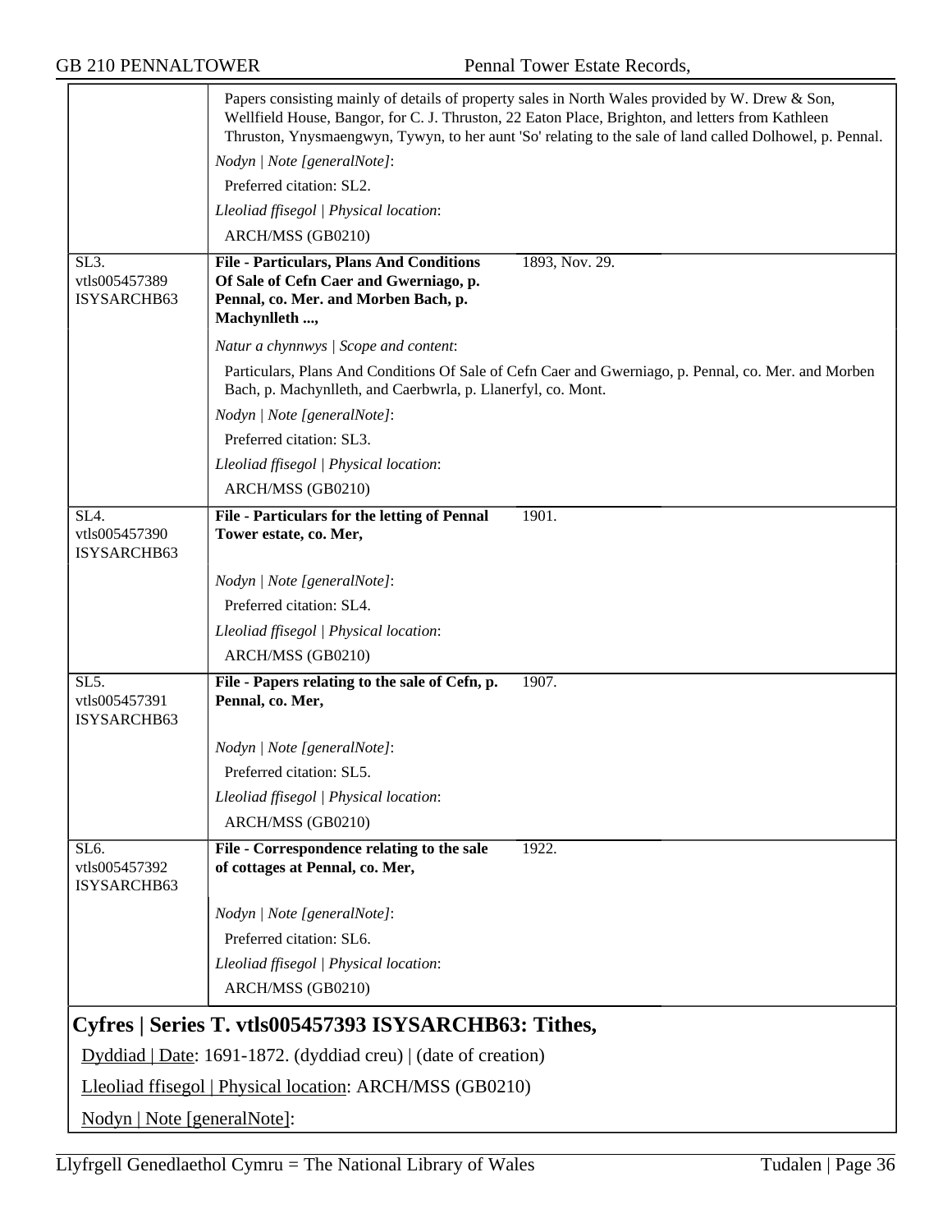Papers consisting mainly of details of property sales in North Wales provided by W. Drew & Son, Wellfield House, Bangor, for C. J. Thruston, 22 Eaton Place, Brighton, and letters from Kathleen Thruston, Ynysmaengwyn, Tywyn, to her aunt 'So' relating to the sale of land called Dolhowel, p. Pennal.

*Nodyn | Note [generalNote]*:

Preferred citation: SL2.

*Lleoliad ffisegol | Physical location*:

ARCH/MSS (GB0210)

---

SL3.
vtls005457389
ISYSARCHB63

**File - Particulars, Plans And Conditions Of Sale of Cefn Caer and Gwerniago, p. Pennal, co. Mer. and Morben Bach, p. Machynlleth ...,** 1893, Nov. 29.

*Natur a chynnwys | Scope and content*:

Particulars, Plans And Conditions Of Sale of Cefn Caer and Gwerniago, p. Pennal, co. Mer. and Morben Bach, p. Machynlleth, and Caerbwrla, p. Llanerfyl, co. Mont.

*Nodyn | Note [generalNote]*:

Preferred citation: SL3.

*Lleoliad ffisegol | Physical location*:

ARCH/MSS (GB0210)

---

SL4.
vtls005457390
ISYSARCHB63

**File - Particulars for the letting of Pennal Tower estate, co. Mer,** 1901.

*Nodyn | Note [generalNote]*:

Preferred citation: SL4.

*Lleoliad ffisegol | Physical location*:

ARCH/MSS (GB0210)

---

SL5.
vtls005457391
ISYSARCHB63

**File - Papers relating to the sale of Cefn, p. Pennal, co. Mer,** 1907.

*Nodyn | Note [generalNote]*:

Preferred citation: SL5.

*Lleoliad ffisegol | Physical location*:

ARCH/MSS (GB0210)

---

SL6.
vtls005457392
ISYSARCHB63

**File - Correspondence relating to the sale of cottages at Pennal, co. Mer,** 1922.

*Nodyn | Note [generalNote]*:

Preferred citation: SL6.

*Lleoliad ffisegol | Physical location*:

ARCH/MSS (GB0210)

## Cyfres | Series T. vtls005457393 ISYSARCHB63: Tithes,

Dyddiad | Date: 1691-1872. (dyddiad creu) | (date of creation)

Lleoliad ffisegol | Physical location: ARCH/MSS (GB0210)

Nodyn | Note [generalNote]: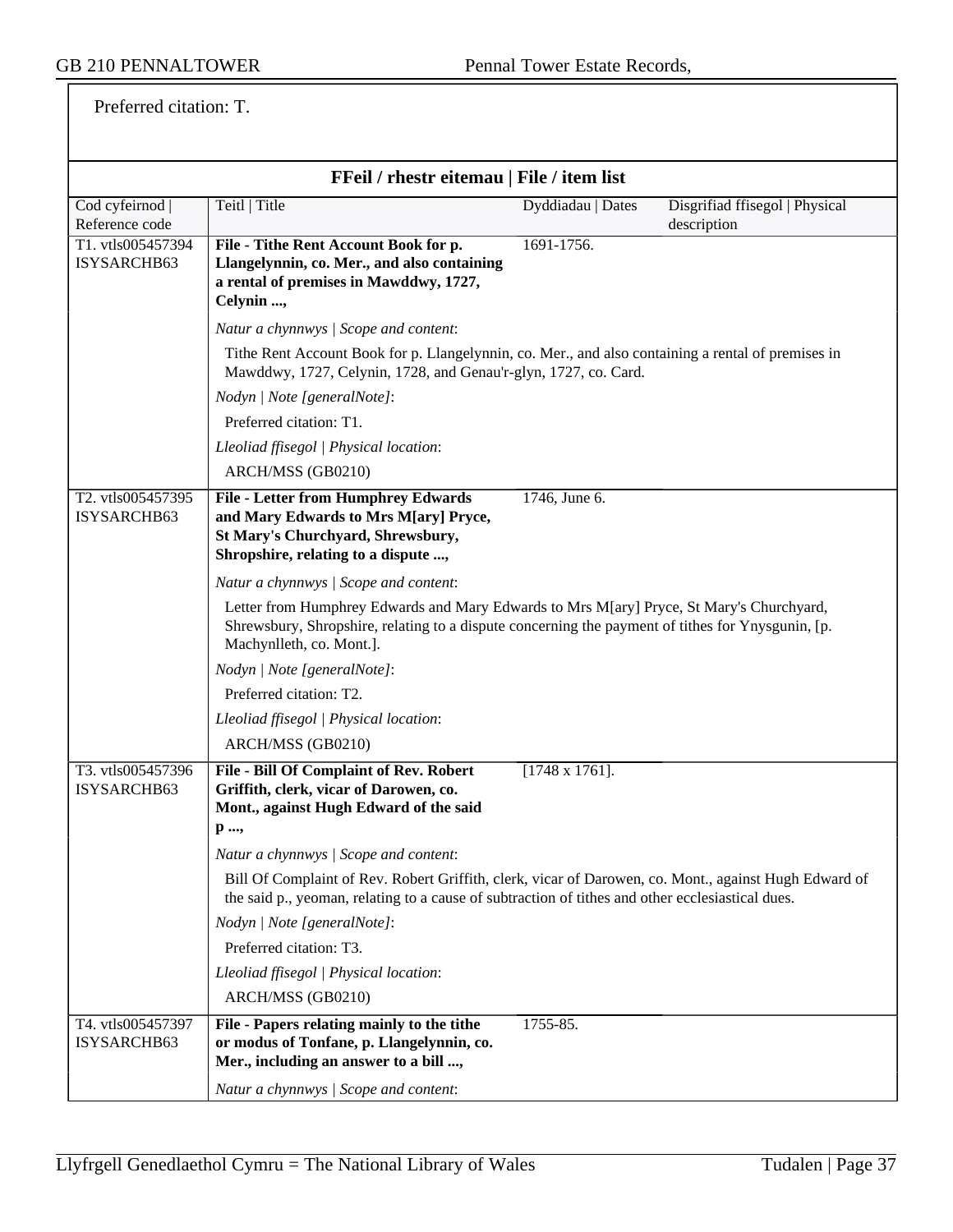Preferred citation: T.

## FFeil / rhestr eitemau | File / item list

| Cod cyfeirnod \| Reference code | Teitl \| Title | Dyddiadau \| Dates | Disgrifiad ffisegol \| Physical description |
|---|---|---|---|
| T1. vtls005457394 ISYSARCHB63 | **File - Tithe Rent Account Book for p. Llangelynnin, co. Mer., and also containing a rental of premises in Mawddwy, 1727, Celynin ...,** | 1691-1756. | |

*Natur a chynnwys | Scope and content*:

Tithe Rent Account Book for p. Llangelynnin, co. Mer., and also containing a rental of premises in Mawddwy, 1727, Celynin, 1728, and Genau'r-glyn, 1727, co. Card.

*Nodyn | Note [generalNote]*:

Preferred citation: T1.

*Lleoliad ffisegol | Physical location*:

ARCH/MSS (GB0210)

| Cod cyfeirnod \| Reference code | Teitl \| Title | Dyddiadau \| Dates | Disgrifiad ffisegol \| Physical description |
|---|---|---|---|
| T2. vtls005457395 ISYSARCHB63 | **File - Letter from Humphrey Edwards and Mary Edwards to Mrs M[ary] Pryce, St Mary's Churchyard, Shrewsbury, Shropshire, relating to a dispute ...,** | 1746, June 6. | |

*Natur a chynnwys | Scope and content*:

Letter from Humphrey Edwards and Mary Edwards to Mrs M[ary] Pryce, St Mary's Churchyard, Shrewsbury, Shropshire, relating to a dispute concerning the payment of tithes for Ynysgunin, [p. Machynlleth, co. Mont.].

*Nodyn | Note [generalNote]*:

Preferred citation: T2.

*Lleoliad ffisegol | Physical location*:

ARCH/MSS (GB0210)

| Cod cyfeirnod \| Reference code | Teitl \| Title | Dyddiadau \| Dates | Disgrifiad ffisegol \| Physical description |
|---|---|---|---|
| T3. vtls005457396 ISYSARCHB63 | **File - Bill Of Complaint of Rev. Robert Griffith, clerk, vicar of Darowen, co. Mont., against Hugh Edward of the said p ...,** | [1748 x 1761]. | |

*Natur a chynnwys | Scope and content*:

Bill Of Complaint of Rev. Robert Griffith, clerk, vicar of Darowen, co. Mont., against Hugh Edward of the said p., yeoman, relating to a cause of subtraction of tithes and other ecclesiastical dues.

*Nodyn | Note [generalNote]*:

Preferred citation: T3.

*Lleoliad ffisegol | Physical location*:

ARCH/MSS (GB0210)

| Cod cyfeirnod \| Reference code | Teitl \| Title | Dyddiadau \| Dates | Disgrifiad ffisegol \| Physical description |
|---|---|---|---|
| T4. vtls005457397 ISYSARCHB63 | **File - Papers relating mainly to the tithe or modus of Tonfane, p. Llangelynnin, co. Mer., including an answer to a bill ...,** | 1755-85. | |

*Natur a chynnwys | Scope and content*: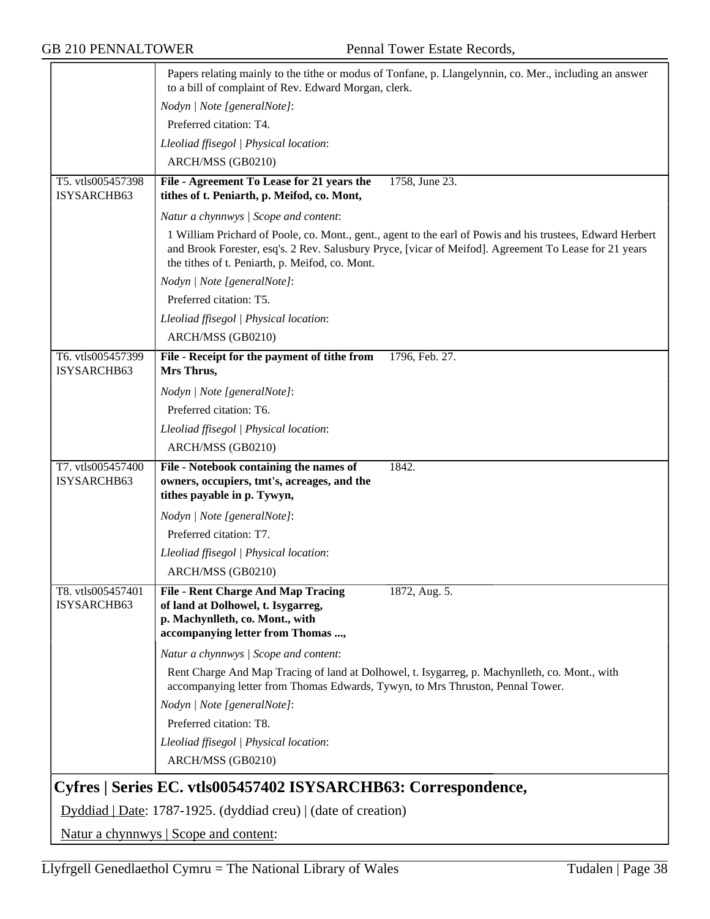Papers relating mainly to the tithe or modus of Tonfane, p. Llangelynnin, co. Mer., including an answer to a bill of complaint of Rev. Edward Morgan, clerk.

*Nodyn | Note [generalNote]*:

Preferred citation: T4.

*Lleoliad ffisegol | Physical location*:

ARCH/MSS (GB0210)

---

T5. vtls005457398 ISYSARCHB63

**File - Agreement To Lease for 21 years the tithes of t. Peniarth, p. Meifod, co. Mont,** 1758, June 23.

*Natur a chynnwys | Scope and content*:

1 William Prichard of Poole, co. Mont., gent., agent to the earl of Powis and his trustees, Edward Herbert and Brook Forester, esq's. 2 Rev. Salusbury Pryce, [vicar of Meifod]. Agreement To Lease for 21 years the tithes of t. Peniarth, p. Meifod, co. Mont.

*Nodyn | Note [generalNote]*:

Preferred citation: T5.

*Lleoliad ffisegol | Physical location*:

ARCH/MSS (GB0210)

---

T6. vtls005457399 ISYSARCHB63

**File - Receipt for the payment of tithe from Mrs Thrus,** 1796, Feb. 27.

*Nodyn | Note [generalNote]*:

Preferred citation: T6.

*Lleoliad ffisegol | Physical location*:

ARCH/MSS (GB0210)

---

T7. vtls005457400 ISYSARCHB63

**File - Notebook containing the names of owners, occupiers, tmt's, acreages, and the tithes payable in p. Tywyn,** 1842.

*Nodyn | Note [generalNote]*:

Preferred citation: T7.

*Lleoliad ffisegol | Physical location*:

ARCH/MSS (GB0210)

---

T8. vtls005457401 ISYSARCHB63

**File - Rent Charge And Map Tracing of land at Dolhowel, t. Isygarreg, p. Machynlleth, co. Mont., with accompanying letter from Thomas ...,** 1872, Aug. 5.

*Natur a chynnwys | Scope and content*:

Rent Charge And Map Tracing of land at Dolhowel, t. Isygarreg, p. Machynlleth, co. Mont., with accompanying letter from Thomas Edwards, Tywyn, to Mrs Thruston, Pennal Tower.

*Nodyn | Note [generalNote]*:

Preferred citation: T8.

*Lleoliad ffisegol | Physical location*:

ARCH/MSS (GB0210)

## Cyfres | Series EC. vtls005457402 ISYSARCHB63: Correspondence,

Dyddiad | Date: 1787-1925. (dyddiad creu) | (date of creation)

Natur a chynnwys | Scope and content: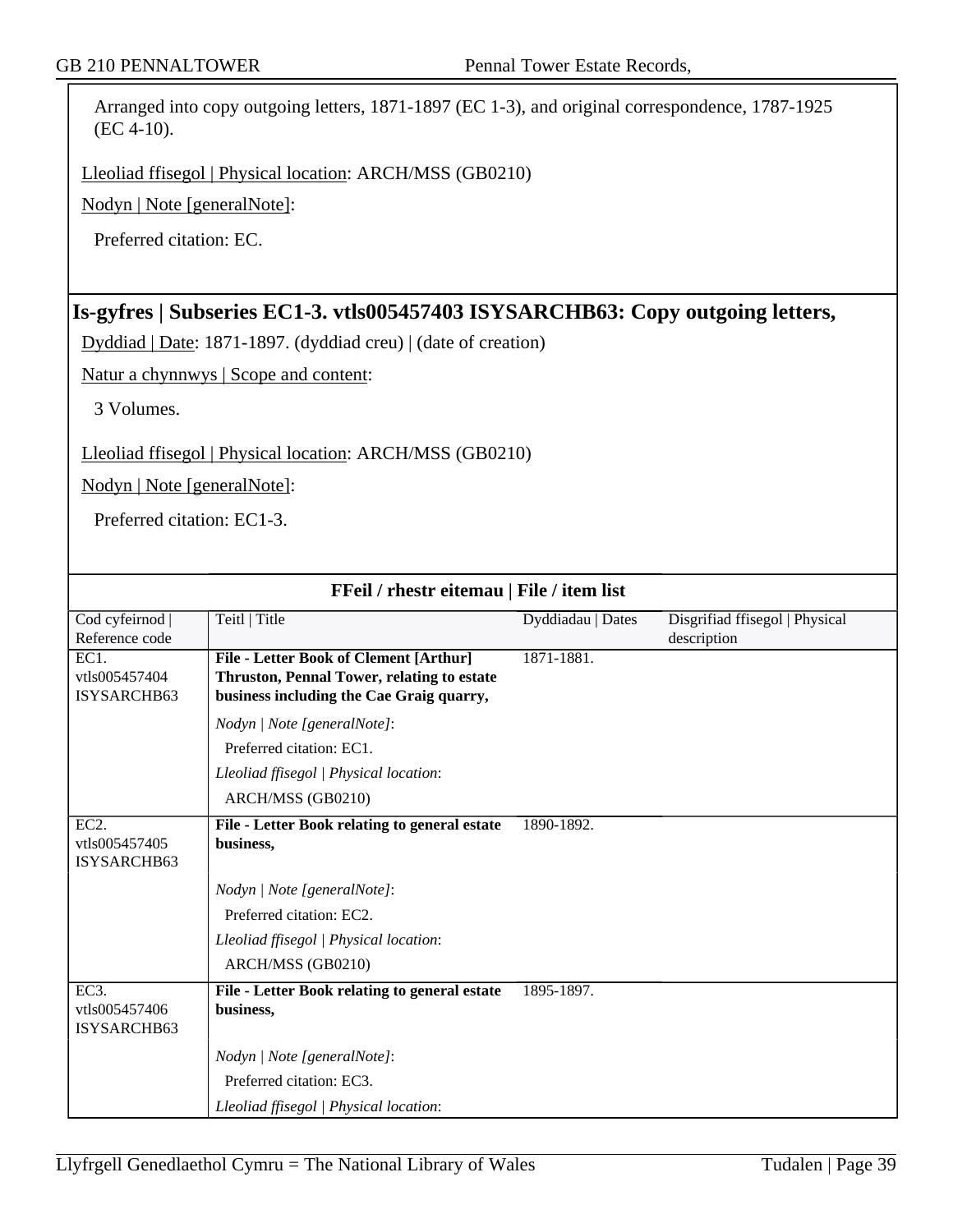Arranged into copy outgoing letters, 1871-1897 (EC 1-3), and original correspondence, 1787-1925 (EC 4-10).

Lleoliad ffisegol | Physical location: ARCH/MSS (GB0210)

Nodyn | Note [generalNote]:

Preferred citation: EC.

## Is-gyfres | Subseries EC1-3. vtls005457403 ISYSARCHB63: Copy outgoing letters,

Dyddiad | Date: 1871-1897. (dyddiad creu) | (date of creation)

Natur a chynnwys | Scope and content:

3 Volumes.

Lleoliad ffisegol | Physical location: ARCH/MSS (GB0210)

Nodyn | Note [generalNote]:

Preferred citation: EC1-3.

**FFeil / rhestr eitemau | File / item list**

| Cod cyfeirnod \| Reference code | Teitl \| Title | Dyddiadau \| Dates | Disgrifiad ffisegol \| Physical description |
|---|---|---|---|
| EC1. vtls005457404 ISYSARCHB63 | **File - Letter Book of Clement [Arthur] Thruston, Pennal Tower, relating to estate business including the Cae Graig quarry,**<br>*Nodyn \| Note [generalNote]*:<br>Preferred citation: EC1.<br>*Lleoliad ffisegol \| Physical location*:<br>ARCH/MSS (GB0210) | 1871-1881. | |
| EC2. vtls005457405 ISYSARCHB63 | **File - Letter Book relating to general estate business,**<br>*Nodyn \| Note [generalNote]*:<br>Preferred citation: EC2.<br>*Lleoliad ffisegol \| Physical location*:<br>ARCH/MSS (GB0210) | 1890-1892. | |
| EC3. vtls005457406 ISYSARCHB63 | **File - Letter Book relating to general estate business,**<br>*Nodyn \| Note [generalNote]*:<br>Preferred citation: EC3.<br>*Lleoliad ffisegol \| Physical location*: | 1895-1897. | |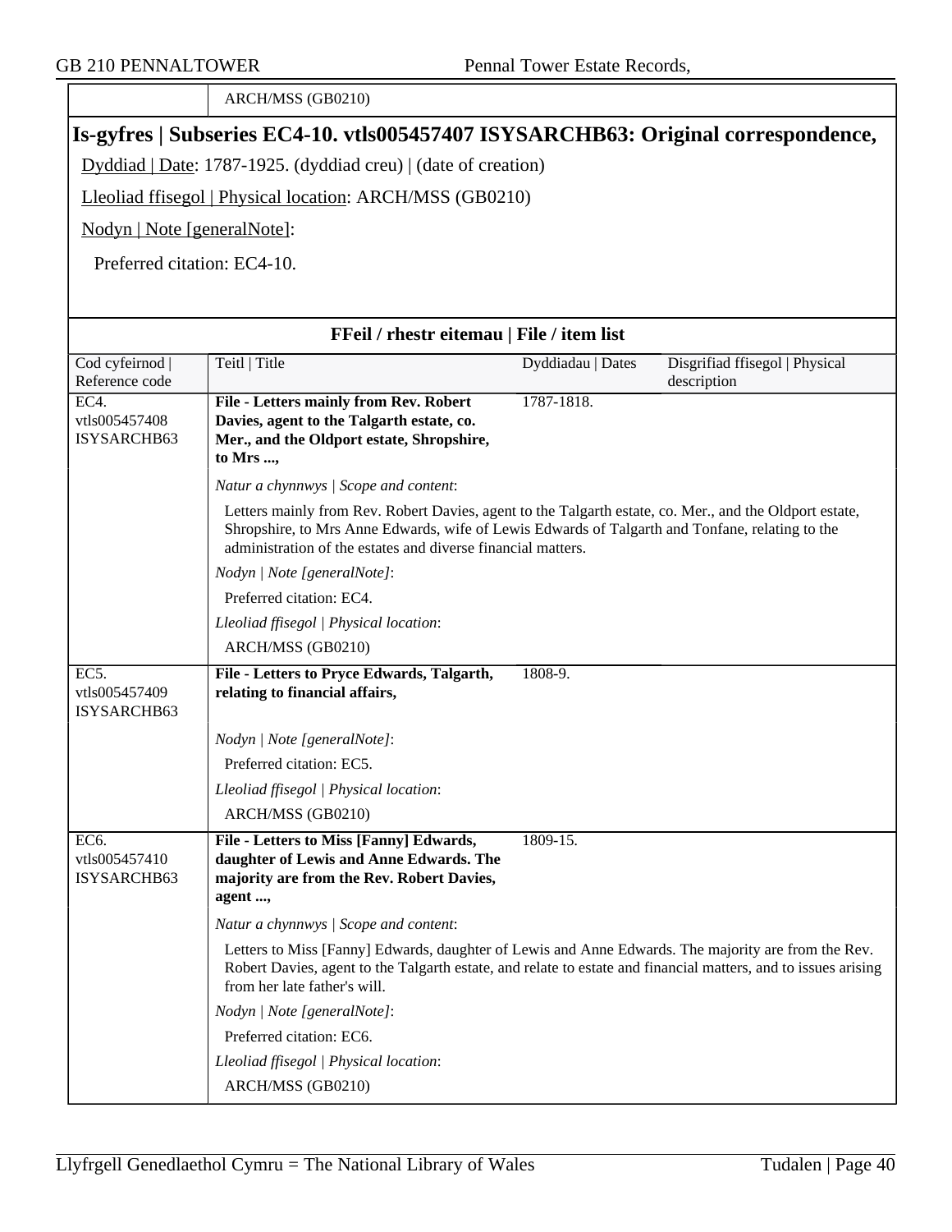| | ARCH/MSS (GB0210) |
|---|---|

## Is-gyfres | Subseries EC4-10. vtls005457407 ISYSARCHB63: Original correspondence,

Dyddiad | Date: 1787-1925. (dyddiad creu) | (date of creation)

Lleoliad ffisegol | Physical location: ARCH/MSS (GB0210)

Nodyn | Note [generalNote]:

Preferred citation: EC4-10.

### FFeil / rhestr eitemau | File / item list

| Cod cyfeirnod \| Reference code | Teitl \| Title | Dyddiadau \| Dates | Disgrifiad ffisegol \| Physical description |
|---|---|---|---|
| EC4. vtls005457408 ISYSARCHB63 | **File - Letters mainly from Rev. Robert Davies, agent to the Talgarth estate, co. Mer., and the Oldport estate, Shropshire, to Mrs ...,** | 1787-1818. | |
| | *Natur a chynnwys \| Scope and content*: Letters mainly from Rev. Robert Davies, agent to the Talgarth estate, co. Mer., and the Oldport estate, Shropshire, to Mrs Anne Edwards, wife of Lewis Edwards of Talgarth and Tonfane, relating to the administration of the estates and diverse financial matters. | | |
| | *Nodyn \| Note [generalNote]*: Preferred citation: EC4. | | |
| | *Lleoliad ffisegol \| Physical location*: ARCH/MSS (GB0210) | | |
| EC5. vtls005457409 ISYSARCHB63 | **File - Letters to Pryce Edwards, Talgarth, relating to financial affairs,** | 1808-9. | |
| | *Nodyn \| Note [generalNote]*: Preferred citation: EC5. | | |
| | *Lleoliad ffisegol \| Physical location*: ARCH/MSS (GB0210) | | |
| EC6. vtls005457410 ISYSARCHB63 | **File - Letters to Miss [Fanny] Edwards, daughter of Lewis and Anne Edwards. The majority are from the Rev. Robert Davies, agent ...,** | 1809-15. | |
| | *Natur a chynnwys \| Scope and content*: Letters to Miss [Fanny] Edwards, daughter of Lewis and Anne Edwards. The majority are from the Rev. Robert Davies, agent to the Talgarth estate, and relate to estate and financial matters, and to issues arising from her late father's will. | | |
| | *Nodyn \| Note [generalNote]*: Preferred citation: EC6. | | |
| | *Lleoliad ffisegol \| Physical location*: ARCH/MSS (GB0210) | | |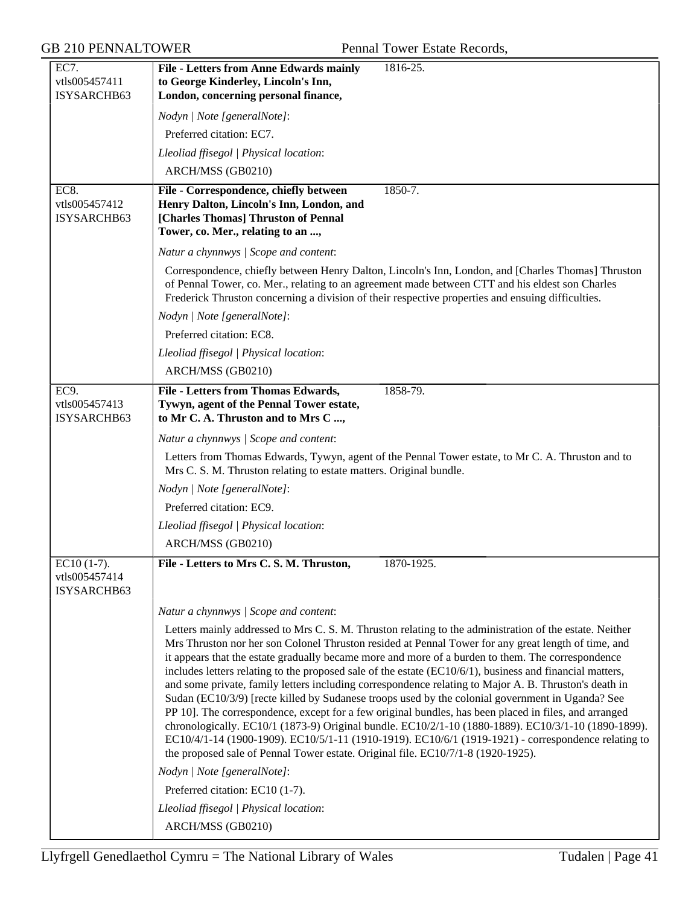**EC7.**
vtls005457411
ISYSARCHB63

**File - Letters from Anne Edwards mainly to George Kinderley, Lincoln's Inn, London, concerning personal finance,** 1816-25.

*Nodyn | Note [generalNote]*:

Preferred citation: EC7.

*Lleoliad ffisegol | Physical location*:

ARCH/MSS (GB0210)

---

**EC8.**
vtls005457412
ISYSARCHB63

**File - Correspondence, chiefly between Henry Dalton, Lincoln's Inn, London, and [Charles Thomas] Thruston of Pennal Tower, co. Mer., relating to an ...,** 1850-7.

*Natur a chynnwys | Scope and content*:

Correspondence, chiefly between Henry Dalton, Lincoln's Inn, London, and [Charles Thomas] Thruston of Pennal Tower, co. Mer., relating to an agreement made between CTT and his eldest son Charles Frederick Thruston concerning a division of their respective properties and ensuing difficulties.

*Nodyn | Note [generalNote]*:

Preferred citation: EC8.

*Lleoliad ffisegol | Physical location*:

ARCH/MSS (GB0210)

---

**EC9.**
vtls005457413
ISYSARCHB63

**File - Letters from Thomas Edwards, Tywyn, agent of the Pennal Tower estate, to Mr C. A. Thruston and to Mrs C ...,** 1858-79.

*Natur a chynnwys | Scope and content*:

Letters from Thomas Edwards, Tywyn, agent of the Pennal Tower estate, to Mr C. A. Thruston and to Mrs C. S. M. Thruston relating to estate matters. Original bundle.

*Nodyn | Note [generalNote]*:

Preferred citation: EC9.

*Lleoliad ffisegol | Physical location*:

ARCH/MSS (GB0210)

---

**EC10 (1-7).**
vtls005457414
ISYSARCHB63

**File - Letters to Mrs C. S. M. Thruston,** 1870-1925.

*Natur a chynnwys | Scope and content*:

Letters mainly addressed to Mrs C. S. M. Thruston relating to the administration of the estate. Neither Mrs Thruston nor her son Colonel Thruston resided at Pennal Tower for any great length of time, and it appears that the estate gradually became more and more of a burden to them. The correspondence includes letters relating to the proposed sale of the estate (EC10/6/1), business and financial matters, and some private, family letters including correspondence relating to Major A. B. Thruston's death in Sudan (EC10/3/9) [recte killed by Sudanese troops used by the colonial government in Uganda? See PP 10]. The correspondence, except for a few original bundles, has been placed in files, and arranged chronologically. EC10/1 (1873-9) Original bundle. EC10/2/1-10 (1880-1889). EC10/3/1-10 (1890-1899). EC10/4/1-14 (1900-1909). EC10/5/1-11 (1910-1919). EC10/6/1 (1919-1921) - correspondence relating to the proposed sale of Pennal Tower estate. Original file. EC10/7/1-8 (1920-1925).

*Nodyn | Note [generalNote]*:

Preferred citation: EC10 (1-7).

*Lleoliad ffisegol | Physical location*:

ARCH/MSS (GB0210)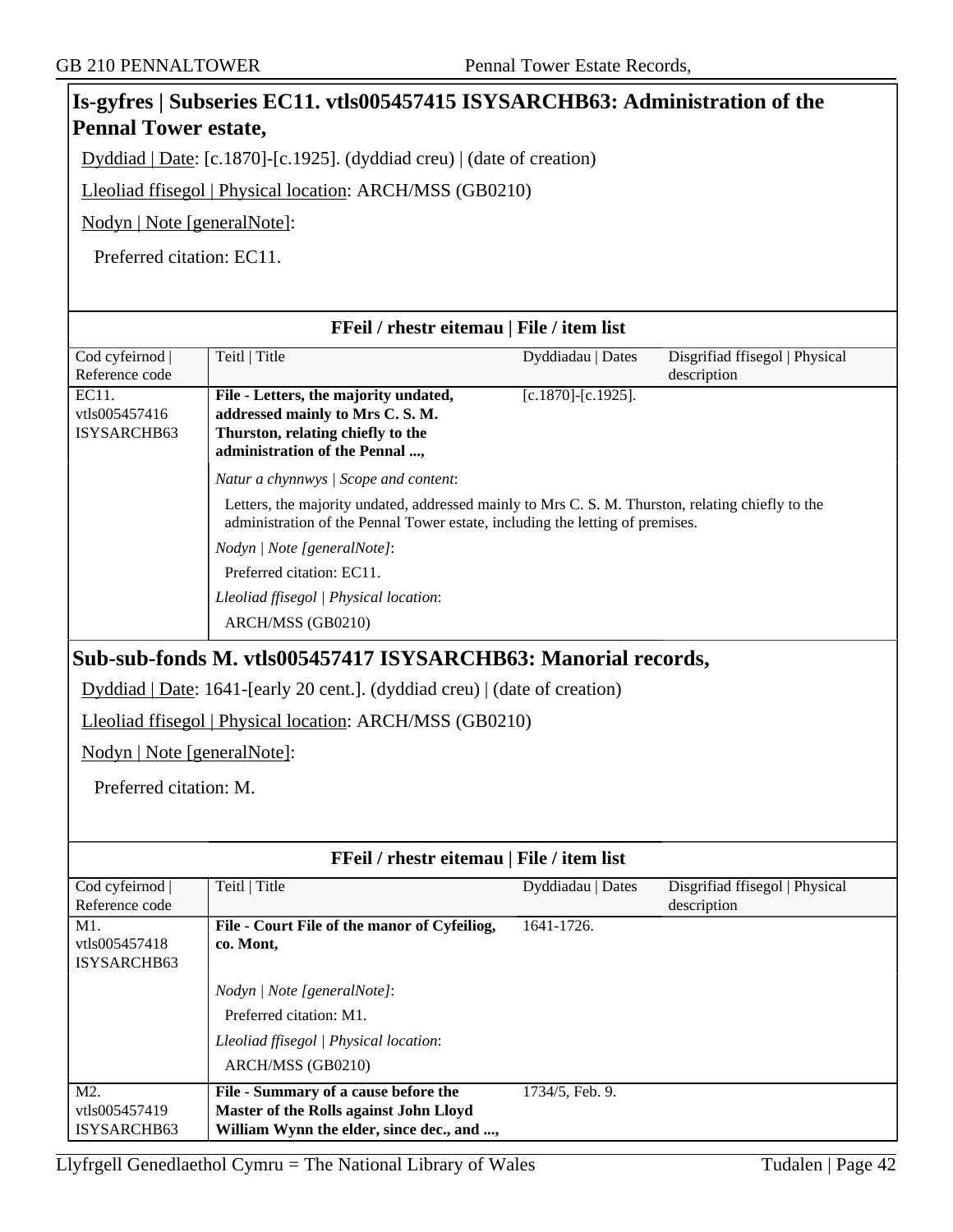## Is-gyfres | Subseries EC11. vtls005457415 ISYSARCHB63: Administration of the Pennal Tower estate,

Dyddiad | Date: [c.1870]-[c.1925]. (dyddiad creu) | (date of creation)

Lleoliad ffisegol | Physical location: ARCH/MSS (GB0210)

Nodyn | Note [generalNote]:

Preferred citation: EC11.

### FFeil / rhestr eitemau | File / item list

| Cod cyfeirnod \| Reference code | Teitl \| Title | Dyddiadau \| Dates | Disgrifiad ffisegol \| Physical description |
|---|---|---|---|
| EC11. vtls005457416 ISYSARCHB63 | **File - Letters, the majority undated, addressed mainly to Mrs C. S. M. Thurston, relating chiefly to the administration of the Pennal ...,** | [c.1870]-[c.1925]. | |
| | *Natur a chynnwys \| Scope and content*: Letters, the majority undated, addressed mainly to Mrs C. S. M. Thurston, relating chiefly to the administration of the Pennal Tower estate, including the letting of premises. *Nodyn \| Note [generalNote]*: Preferred citation: EC11. *Lleoliad ffisegol \| Physical location*: ARCH/MSS (GB0210) | | |

## Sub-sub-fonds M. vtls005457417 ISYSARCHB63: Manorial records,

Dyddiad | Date: 1641-[early 20 cent.]. (dyddiad creu) | (date of creation)

Lleoliad ffisegol | Physical location: ARCH/MSS (GB0210)

Nodyn | Note [generalNote]:

Preferred citation: M.

### FFeil / rhestr eitemau | File / item list

| Cod cyfeirnod \| Reference code | Teitl \| Title | Dyddiadau \| Dates | Disgrifiad ffisegol \| Physical description |
|---|---|---|---|
| M1. vtls005457418 ISYSARCHB63 | **File - Court File of the manor of Cyfeiliog, co. Mont,** | 1641-1726. | |
| | *Nodyn \| Note [generalNote]*: Preferred citation: M1. *Lleoliad ffisegol \| Physical location*: ARCH/MSS (GB0210) | | |
| M2. vtls005457419 ISYSARCHB63 | **File - Summary of a cause before the Master of the Rolls against John Lloyd William Wynn the elder, since dec., and ...,** | 1734/5, Feb. 9. | |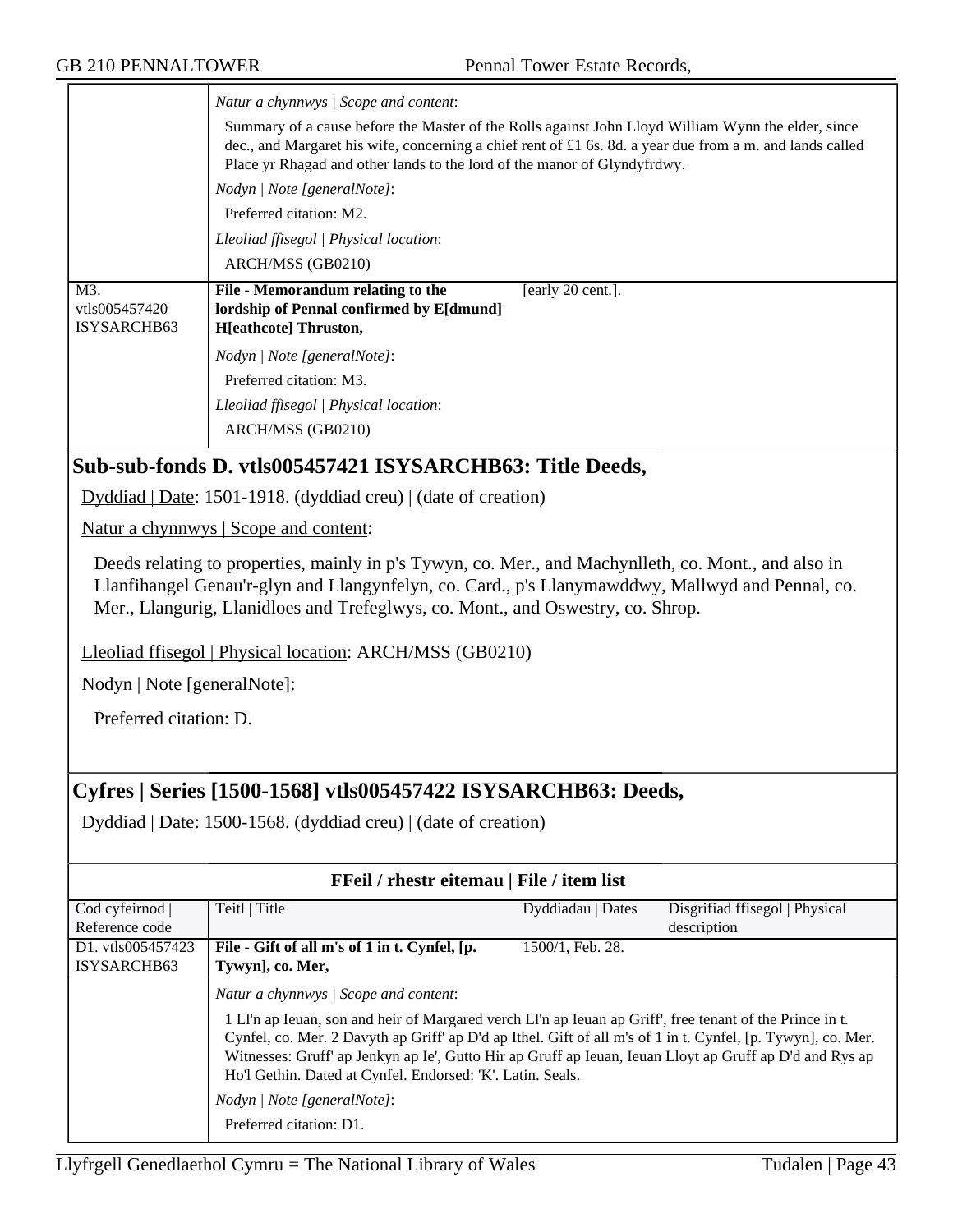| | |
|---|---|
| | *Natur a chynnwys \| Scope and content*:<br>Summary of a cause before the Master of the Rolls against John Lloyd William Wynn the elder, since dec., and Margaret his wife, concerning a chief rent of £1 6s. 8d. a year due from a m. and lands called Place yr Rhagad and other lands to the lord of the manor of Glyndyfrdwy.<br>*Nodyn \| Note [generalNote]*:<br>Preferred citation: M2.<br>*Lleoliad ffisegol \| Physical location*:<br>ARCH/MSS (GB0210) |
| M3. vtls005457420 ISYSARCHB63 | **File - Memorandum relating to the lordship of Pennal confirmed by E[dmund] H[eathcote] Thruston,** [early 20 cent.].<br>*Nodyn \| Note [generalNote]*:<br>Preferred citation: M3.<br>*Lleoliad ffisegol \| Physical location*:<br>ARCH/MSS (GB0210) |

## Sub-sub-fonds D. vtls005457421 ISYSARCHB63: Title Deeds,

Dyddiad | Date: 1501-1918. (dyddiad creu) | (date of creation)

Natur a chynnwys | Scope and content:

Deeds relating to properties, mainly in p's Tywyn, co. Mer., and Machynlleth, co. Mont., and also in Llanfihangel Genau'r-glyn and Llangynfelyn, co. Card., p's Llanymawddwy, Mallwyd and Pennal, co. Mer., Llangurig, Llanidloes and Trefeglwys, co. Mont., and Oswestry, co. Shrop.

Lleoliad ffisegol | Physical location: ARCH/MSS (GB0210)

Nodyn | Note [generalNote]:

Preferred citation: D.

## Cyfres | Series [1500-1568] vtls005457422 ISYSARCHB63: Deeds,

Dyddiad | Date: 1500-1568. (dyddiad creu) | (date of creation)

**FFeil / rhestr eitemau | File / item list**

| Cod cyfeirnod \| Reference code | Teitl \| Title | Dyddiadau \| Dates | Disgrifiad ffisegol \| Physical description |
|---|---|---|---|
| D1. vtls005457423 ISYSARCHB63 | **File - Gift of all m's of 1 in t. Cynfel, [p. Tywyn], co. Mer,** | 1500/1, Feb. 28. | |
| | *Natur a chynnwys \| Scope and content*:<br>1 Ll'n ap Ieuan, son and heir of Margared verch Ll'n ap Ieuan ap Griff', free tenant of the Prince in t. Cynfel, co. Mer. 2 Davyth ap Griff' ap D'd ap Ithel. Gift of all m's of 1 in t. Cynfel, [p. Tywyn], co. Mer. Witnesses: Gruff' ap Jenkyn ap Ie', Gutto Hir ap Gruff ap Ieuan, Ieuan Lloyt ap Gruff ap D'd and Rys ap Ho'l Gethin. Dated at Cynfel. Endorsed: 'K'. Latin. Seals.<br>*Nodyn \| Note [generalNote]*:<br>Preferred citation: D1. | | |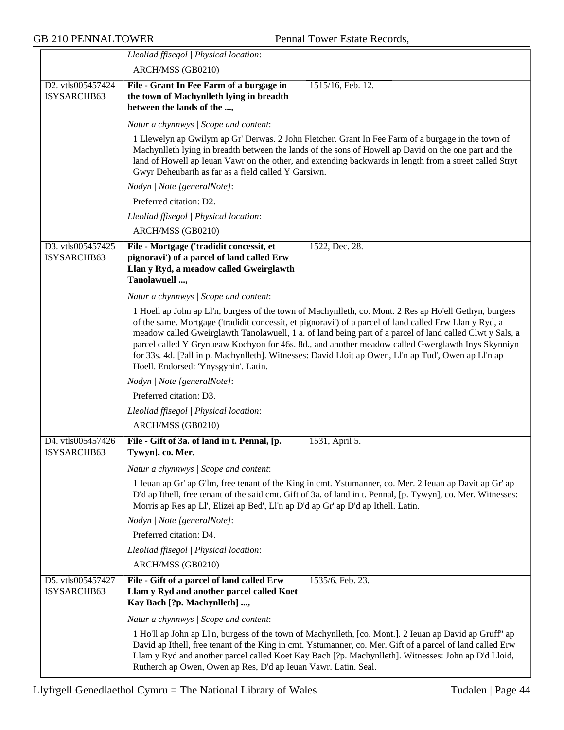*Lleoliad ffisegol | Physical location*:

ARCH/MSS (GB0210)

D2. vtls005457424 ISYSARCHB63

**File - Grant In Fee Farm of a burgage in the town of Machynlleth lying in breadth between the lands of the ...,** 1515/16, Feb. 12.

*Natur a chynnwys | Scope and content*:

1 Llewelyn ap Gwilym ap Gr' Derwas. 2 John Fletcher. Grant In Fee Farm of a burgage in the town of Machynlleth lying in breadth between the lands of the sons of Howell ap David on the one part and the land of Howell ap Ieuan Vawr on the other, and extending backwards in length from a street called Stryt Gwyr Deheubarth as far as a field called Y Garsiwn.

*Nodyn | Note [generalNote]*:

Preferred citation: D2.

*Lleoliad ffisegol | Physical location*:

ARCH/MSS (GB0210)

D3. vtls005457425 ISYSARCHB63

**File - Mortgage ('tradidit concessit, et pignoravi') of a parcel of land called Erw Llan y Ryd, a meadow called Gweirglawth Tanolawuell ...,** 1522, Dec. 28.

*Natur a chynnwys | Scope and content*:

1 Hoell ap John ap Ll'n, burgess of the town of Machynlleth, co. Mont. 2 Res ap Ho'ell Gethyn, burgess of the same. Mortgage ('tradidit concessit, et pignoravi') of a parcel of land called Erw Llan y Ryd, a meadow called Gweirglawth Tanolawuell, 1 a. of land being part of a parcel of land called Clwt y Sals, a parcel called Y Grynueaw Kochyon for 46s. 8d., and another meadow called Gwerglawth Inys Skynniyn for 33s. 4d. [?all in p. Machynlleth]. Witnesses: David Lloit ap Owen, Ll'n ap Tud', Owen ap Ll'n ap Hoell. Endorsed: 'Ynysgynin'. Latin.

*Nodyn | Note [generalNote]*:

Preferred citation: D3.

*Lleoliad ffisegol | Physical location*:

ARCH/MSS (GB0210)

D4. vtls005457426 ISYSARCHB63

**File - Gift of 3a. of land in t. Pennal, [p. Tywyn], co. Mer,** 1531, April 5.

*Natur a chynnwys | Scope and content*:

1 Ieuan ap Gr' ap G'lm, free tenant of the King in cmt. Ystumanner, co. Mer. 2 Ieuan ap Davit ap Gr' ap D'd ap Ithell, free tenant of the said cmt. Gift of 3a. of land in t. Pennal, [p. Tywyn], co. Mer. Witnesses: Morris ap Res ap Ll', Elizei ap Bed', Ll'n ap D'd ap Gr' ap D'd ap Ithell. Latin.

*Nodyn | Note [generalNote]*:

Preferred citation: D4.

*Lleoliad ffisegol | Physical location*:

ARCH/MSS (GB0210)

D5. vtls005457427 ISYSARCHB63

**File - Gift of a parcel of land called Erw Llam y Ryd and another parcel called Koet Kay Bach [?p. Machynlleth] ...,** 1535/6, Feb. 23.

*Natur a chynnwys | Scope and content*:

1 Ho'll ap John ap Ll'n, burgess of the town of Machynlleth, [co. Mont.]. 2 Ieuan ap David ap Gruff" ap David ap Ithell, free tenant of the King in cmt. Ystumanner, co. Mer. Gift of a parcel of land called Erw Llam y Ryd and another parcel called Koet Kay Bach [?p. Machynlleth]. Witnesses: John ap D'd Lloid, Rutherch ap Owen, Owen ap Res, D'd ap Ieuan Vawr. Latin. Seal.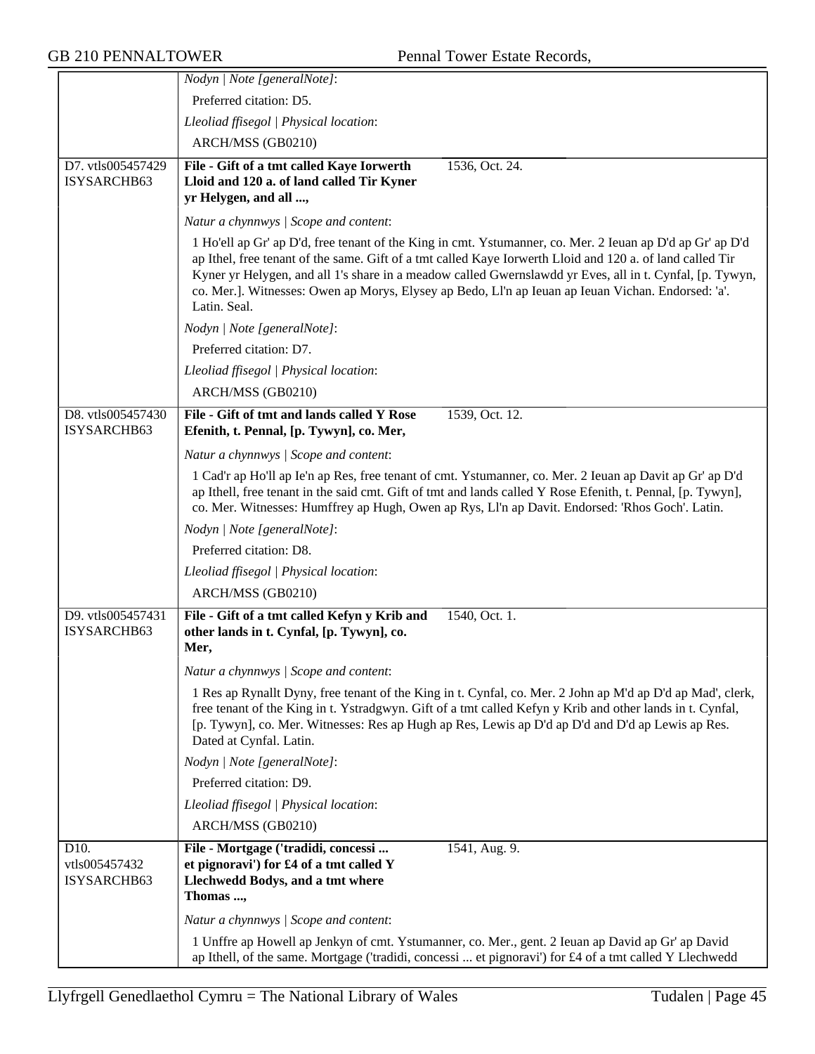*Nodyn | Note [generalNote]*:

Preferred citation: D5.

*Lleoliad ffisegol | Physical location*:

ARCH/MSS (GB0210)

---

D7. vtls005457429 ISYSARCHB63

**File - Gift of a tmt called Kaye Iorwerth Lloid and 120 a. of land called Tir Kyner yr Helygen, and all ...,** 1536, Oct. 24.

*Natur a chynnwys | Scope and content*:

1 Ho'ell ap Gr' ap D'd, free tenant of the King in cmt. Ystumanner, co. Mer. 2 Ieuan ap D'd ap Gr' ap D'd ap Ithel, free tenant of the same. Gift of a tmt called Kaye Iorwerth Lloid and 120 a. of land called Tir Kyner yr Helygen, and all 1's share in a meadow called Gwernslawdd yr Eves, all in t. Cynfal, [p. Tywyn, co. Mer.]. Witnesses: Owen ap Morys, Elysey ap Bedo, Ll'n ap Ieuan ap Ieuan Vichan. Endorsed: 'a'. Latin. Seal.

*Nodyn | Note [generalNote]*:

Preferred citation: D7.

*Lleoliad ffisegol | Physical location*:

ARCH/MSS (GB0210)

---

D8. vtls005457430 ISYSARCHB63

**File - Gift of tmt and lands called Y Rose Efenith, t. Pennal, [p. Tywyn], co. Mer,** 1539, Oct. 12.

*Natur a chynnwys | Scope and content*:

1 Cad'r ap Ho'll ap Ie'n ap Res, free tenant of cmt. Ystumanner, co. Mer. 2 Ieuan ap Davit ap Gr' ap D'd ap Ithell, free tenant in the said cmt. Gift of tmt and lands called Y Rose Efenith, t. Pennal, [p. Tywyn], co. Mer. Witnesses: Humffrey ap Hugh, Owen ap Rys, Ll'n ap Davit. Endorsed: 'Rhos Goch'. Latin.

*Nodyn | Note [generalNote]*:

Preferred citation: D8.

*Lleoliad ffisegol | Physical location*:

ARCH/MSS (GB0210)

---

D9. vtls005457431 ISYSARCHB63

**File - Gift of a tmt called Kefyn y Krib and other lands in t. Cynfal, [p. Tywyn], co. Mer,** 1540, Oct. 1.

*Natur a chynnwys | Scope and content*:

1 Res ap Rynallt Dyny, free tenant of the King in t. Cynfal, co. Mer. 2 John ap M'd ap D'd ap Mad', clerk, free tenant of the King in t. Ystradgwyn. Gift of a tmt called Kefyn y Krib and other lands in t. Cynfal, [p. Tywyn], co. Mer. Witnesses: Res ap Hugh ap Res, Lewis ap D'd ap D'd and D'd ap Lewis ap Res. Dated at Cynfal. Latin.

*Nodyn | Note [generalNote]*:

Preferred citation: D9.

*Lleoliad ffisegol | Physical location*:

ARCH/MSS (GB0210)

---

D10. vtls005457432 ISYSARCHB63

**File - Mortgage ('tradidi, concessi ... et pignoravi') for £4 of a tmt called Y Llechwedd Bodys, and a tmt where Thomas ...,** 1541, Aug. 9.

*Natur a chynnwys | Scope and content*:

1 Unffre ap Howell ap Jenkyn of cmt. Ystumanner, co. Mer., gent. 2 Ieuan ap David ap Gr' ap David ap Ithell, of the same. Mortgage ('tradidi, concessi ... et pignoravi') for £4 of a tmt called Y Llechwedd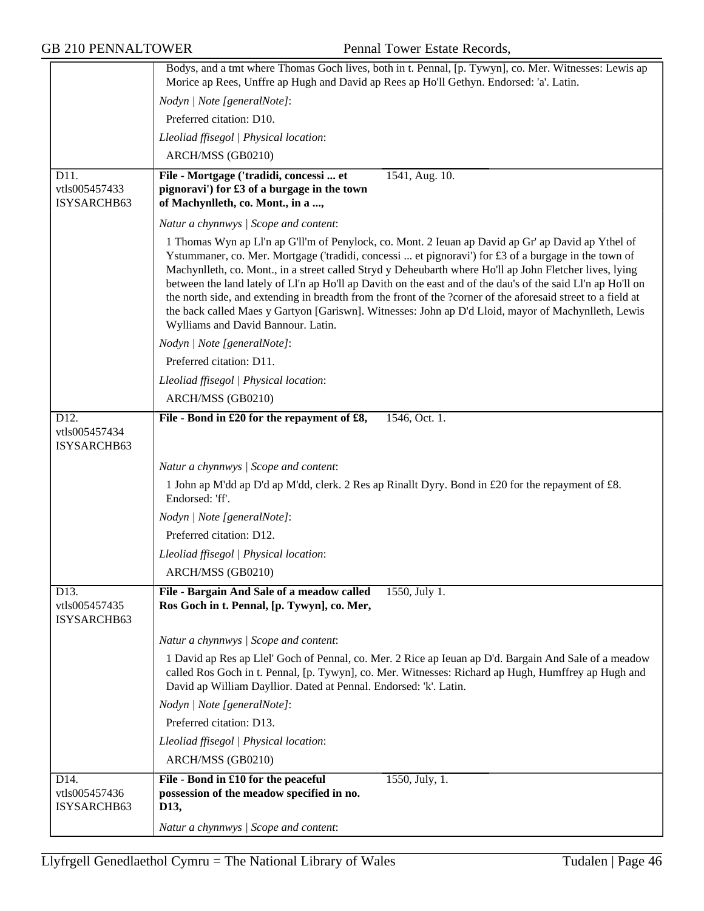Bodys, and a tmt where Thomas Goch lives, both in t. Pennal, [p. Tywyn], co. Mer. Witnesses: Lewis ap Morice ap Rees, Unffre ap Hugh and David ap Rees ap Ho'll Gethyn. Endorsed: 'a'. Latin.

*Nodyn | Note [generalNote]*:

Preferred citation: D10.

*Lleoliad ffisegol | Physical location*:

ARCH/MSS (GB0210)

---

D11.
vtls005457433
ISYSARCHB63

**File - Mortgage ('tradidi, concessi ... et pignoravi') for £3 of a burgage in the town of Machynlleth, co. Mont., in a ...,** 1541, Aug. 10.

*Natur a chynnwys | Scope and content*:

1 Thomas Wyn ap Ll'n ap G'll'm of Penylock, co. Mont. 2 Ieuan ap David ap Gr' ap David ap Ythel of Ystummaner, co. Mer. Mortgage ('tradidi, concessi ... et pignoravi') for £3 of a burgage in the town of Machynlleth, co. Mont., in a street called Stryd y Deheubarth where Ho'll ap John Fletcher lives, lying between the land lately of Ll'n ap Ho'll ap Davith on the east and of the dau's of the said Ll'n ap Ho'll on the north side, and extending in breadth from the front of the ?corner of the aforesaid street to a field at the back called Maes y Gartyon [Gariswn]. Witnesses: John ap D'd Lloid, mayor of Machynlleth, Lewis Wylliams and David Bannour. Latin.

*Nodyn | Note [generalNote]*:

Preferred citation: D11.

*Lleoliad ffisegol | Physical location*:

ARCH/MSS (GB0210)

---

D12.
vtls005457434
ISYSARCHB63

**File - Bond in £20 for the repayment of £8,** 1546, Oct. 1.

*Natur a chynnwys | Scope and content*:

1 John ap M'dd ap D'd ap M'dd, clerk. 2 Res ap Rinallt Dyry. Bond in £20 for the repayment of £8. Endorsed: 'ff'.

*Nodyn | Note [generalNote]*:

Preferred citation: D12.

*Lleoliad ffisegol | Physical location*:

ARCH/MSS (GB0210)

---

D13.
vtls005457435
ISYSARCHB63

**File - Bargain And Sale of a meadow called Ros Goch in t. Pennal, [p. Tywyn], co. Mer,** 1550, July 1.

*Natur a chynnwys | Scope and content*:

1 David ap Res ap Llel' Goch of Pennal, co. Mer. 2 Rice ap Ieuan ap D'd. Bargain And Sale of a meadow called Ros Goch in t. Pennal, [p. Tywyn], co. Mer. Witnesses: Richard ap Hugh, Humffrey ap Hugh and David ap William Dayllior. Dated at Pennal. Endorsed: 'k'. Latin.

*Nodyn | Note [generalNote]*:

Preferred citation: D13.

*Lleoliad ffisegol | Physical location*:

ARCH/MSS (GB0210)

---

D14.
vtls005457436
ISYSARCHB63

**File - Bond in £10 for the peaceful possession of the meadow specified in no. D13,** 1550, July, 1.

*Natur a chynnwys | Scope and content*: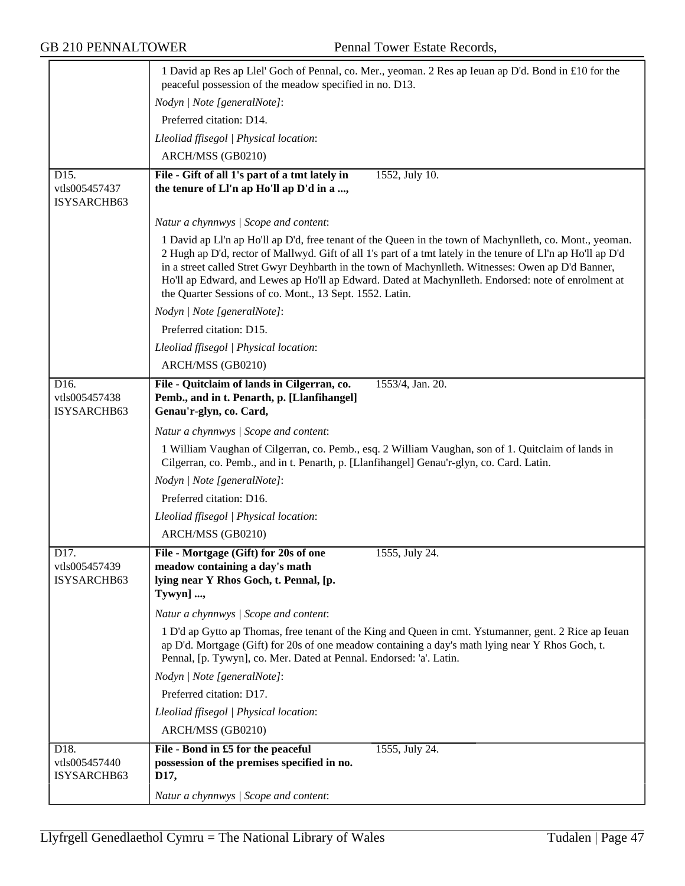1 David ap Res ap Llel' Goch of Pennal, co. Mer., yeoman. 2 Res ap Ieuan ap D'd. Bond in £10 for the peaceful possession of the meadow specified in no. D13.

*Nodyn | Note [generalNote]*:

Preferred citation: D14.

*Lleoliad ffisegol | Physical location*:

ARCH/MSS (GB0210)

---

D15.
vtls005457437
ISYSARCHB63

**File - Gift of all 1's part of a tmt lately in the tenure of Ll'n ap Ho'll ap D'd in a ...,** 1552, July 10.

*Natur a chynnwys | Scope and content*:

1 David ap Ll'n ap Ho'll ap D'd, free tenant of the Queen in the town of Machynlleth, co. Mont., yeoman. 2 Hugh ap D'd, rector of Mallwyd. Gift of all 1's part of a tmt lately in the tenure of Ll'n ap Ho'll ap D'd in a street called Stret Gwyr Deyhbarth in the town of Machynlleth. Witnesses: Owen ap D'd Banner, Ho'll ap Edward, and Lewes ap Ho'll ap Edward. Dated at Machynlleth. Endorsed: note of enrolment at the Quarter Sessions of co. Mont., 13 Sept. 1552. Latin.

*Nodyn | Note [generalNote]*:

Preferred citation: D15.

*Lleoliad ffisegol | Physical location*:

ARCH/MSS (GB0210)

---

D16.
vtls005457438
ISYSARCHB63

**File - Quitclaim of lands in Cilgerran, co. Pemb., and in t. Penarth, p. [Llanfihangel] Genau'r-glyn, co. Card,** 1553/4, Jan. 20.

*Natur a chynnwys | Scope and content*:

1 William Vaughan of Cilgerran, co. Pemb., esq. 2 William Vaughan, son of 1. Quitclaim of lands in Cilgerran, co. Pemb., and in t. Penarth, p. [Llanfihangel] Genau'r-glyn, co. Card. Latin.

*Nodyn | Note [generalNote]*:

Preferred citation: D16.

*Lleoliad ffisegol | Physical location*:

ARCH/MSS (GB0210)

---

D17.
vtls005457439
ISYSARCHB63

**File - Mortgage (Gift) for 20s of one meadow containing a day's math lying near Y Rhos Goch, t. Pennal, [p. Tywyn] ...,** 1555, July 24.

*Natur a chynnwys | Scope and content*:

1 D'd ap Gytto ap Thomas, free tenant of the King and Queen in cmt. Ystumanner, gent. 2 Rice ap Ieuan ap D'd. Mortgage (Gift) for 20s of one meadow containing a day's math lying near Y Rhos Goch, t. Pennal, [p. Tywyn], co. Mer. Dated at Pennal. Endorsed: 'a'. Latin.

*Nodyn | Note [generalNote]*:

Preferred citation: D17.

*Lleoliad ffisegol | Physical location*:

ARCH/MSS (GB0210)

---

D18.
vtls005457440
ISYSARCHB63

**File - Bond in £5 for the peaceful possession of the premises specified in no. D17,** 1555, July 24.

*Natur a chynnwys | Scope and content*: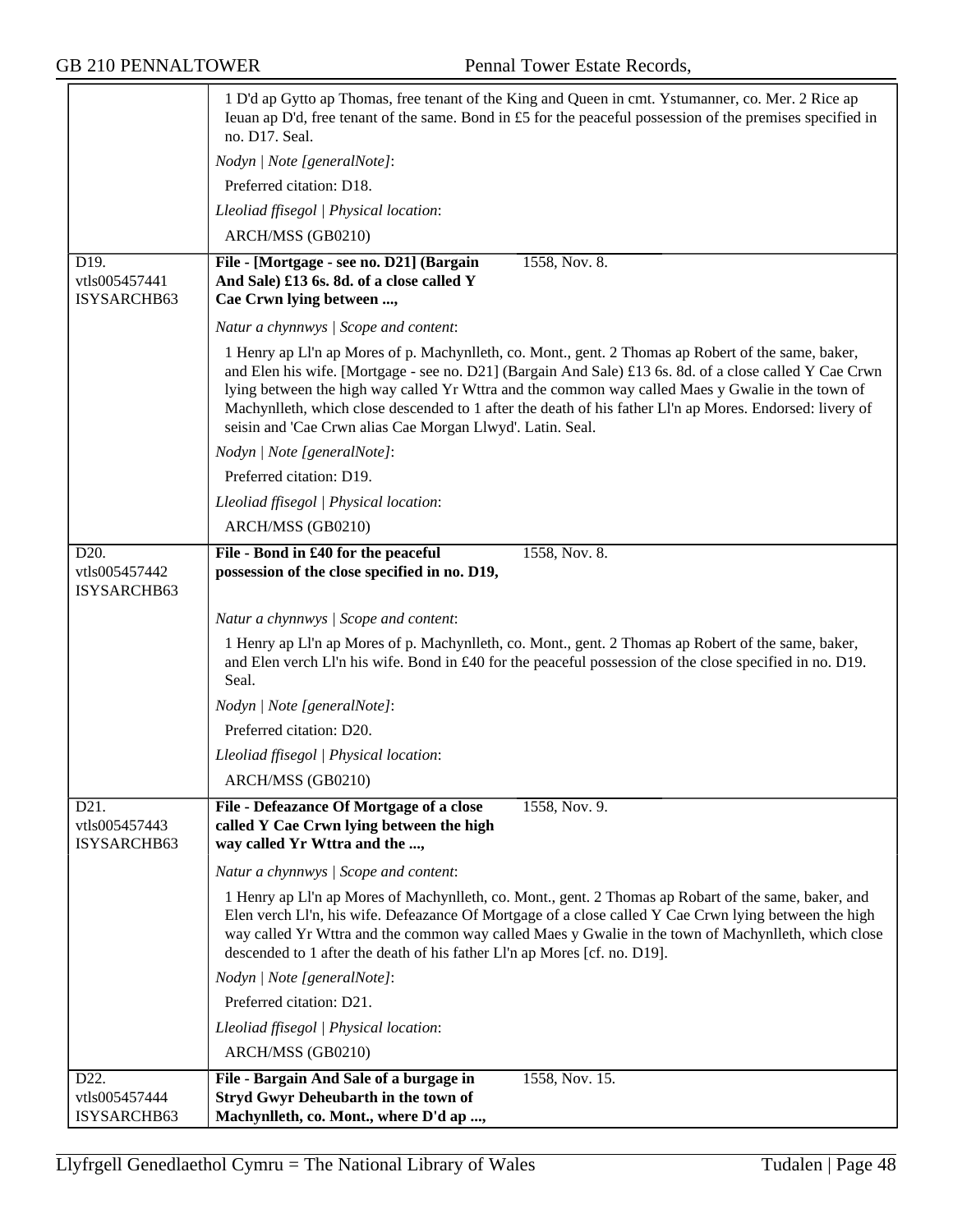| | |
|---|---|
| | 1 D'd ap Gytto ap Thomas, free tenant of the King and Queen in cmt. Ystumanner, co. Mer. 2 Rice ap Ieuan ap D'd, free tenant of the same. Bond in £5 for the peaceful possession of the premises specified in no. D17. Seal.<br>*Nodyn \| Note [generalNote]*:<br>Preferred citation: D18.<br>*Lleoliad ffisegol \| Physical location*:<br>ARCH/MSS (GB0210) |
| D19.<br>vtls005457441<br>ISYSARCHB63 | **File - [Mortgage - see no. D21] (Bargain And Sale) £13 6s. 8d. of a close called Y Cae Crwn lying between ...,** 1558, Nov. 8.<br>*Natur a chynnwys \| Scope and content*:<br>1 Henry ap Ll'n ap Mores of p. Machynlleth, co. Mont., gent. 2 Thomas ap Robert of the same, baker, and Elen his wife. [Mortgage - see no. D21] (Bargain And Sale) £13 6s. 8d. of a close called Y Cae Crwn lying between the high way called Yr Wttra and the common way called Maes y Gwalie in the town of Machynlleth, which close descended to 1 after the death of his father Ll'n ap Mores. Endorsed: livery of seisin and 'Cae Crwn alias Cae Morgan Llwyd'. Latin. Seal.<br>*Nodyn \| Note [generalNote]*:<br>Preferred citation: D19.<br>*Lleoliad ffisegol \| Physical location*:<br>ARCH/MSS (GB0210) |
| D20.<br>vtls005457442<br>ISYSARCHB63 | **File - Bond in £40 for the peaceful possession of the close specified in no. D19,** 1558, Nov. 8.<br>*Natur a chynnwys \| Scope and content*:<br>1 Henry ap Ll'n ap Mores of p. Machynlleth, co. Mont., gent. 2 Thomas ap Robert of the same, baker, and Elen verch Ll'n his wife. Bond in £40 for the peaceful possession of the close specified in no. D19. Seal.<br>*Nodyn \| Note [generalNote]*:<br>Preferred citation: D20.<br>*Lleoliad ffisegol \| Physical location*:<br>ARCH/MSS (GB0210) |
| D21.<br>vtls005457443<br>ISYSARCHB63 | **File - Defeazance Of Mortgage of a close called Y Cae Crwn lying between the high way called Yr Wttra and the ...,** 1558, Nov. 9.<br>*Natur a chynnwys \| Scope and content*:<br>1 Henry ap Ll'n ap Mores of Machynlleth, co. Mont., gent. 2 Thomas ap Robart of the same, baker, and Elen verch Ll'n, his wife. Defeazance Of Mortgage of a close called Y Cae Crwn lying between the high way called Yr Wttra and the common way called Maes y Gwalie in the town of Machynlleth, which close descended to 1 after the death of his father Ll'n ap Mores [cf. no. D19].<br>*Nodyn \| Note [generalNote]*:<br>Preferred citation: D21.<br>*Lleoliad ffisegol \| Physical location*:<br>ARCH/MSS (GB0210) |
| D22.<br>vtls005457444<br>ISYSARCHB63 | **File - Bargain And Sale of a burgage in Stryd Gwyr Deheubarth in the town of Machynlleth, co. Mont., where D'd ap ...,** 1558, Nov. 15. |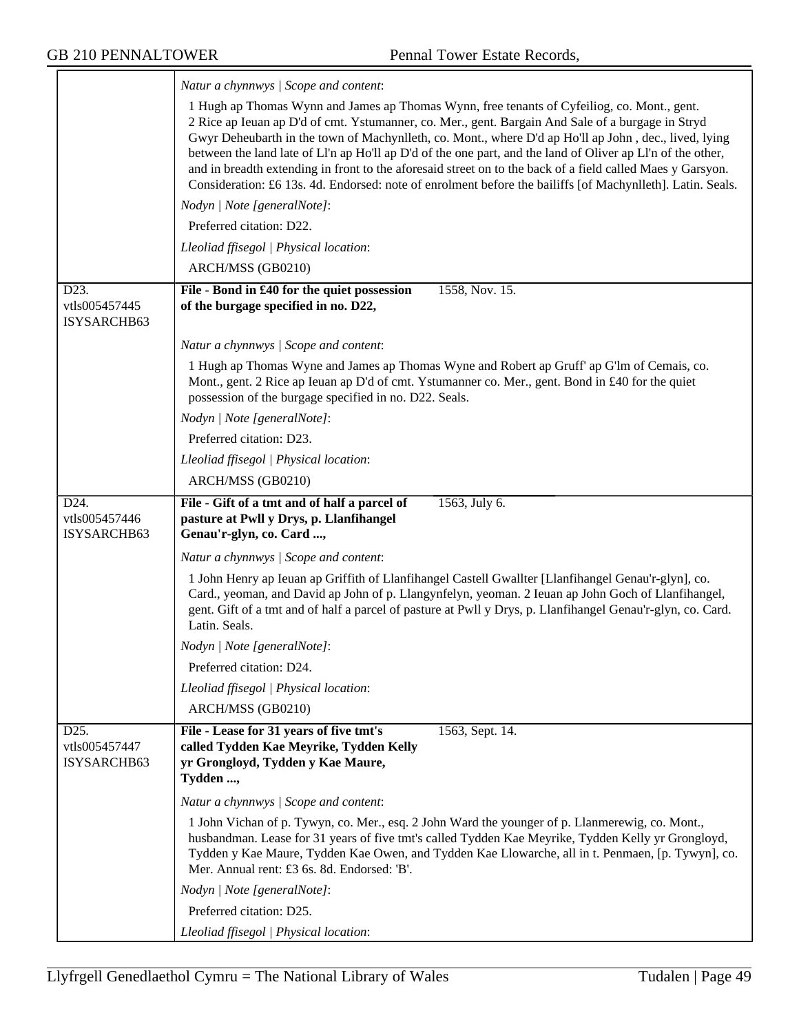| | |
|---|---|
| | *Natur a chynnwys \| Scope and content*:<br><br>1 Hugh ap Thomas Wynn and James ap Thomas Wynn, free tenants of Cyfeiliog, co. Mont., gent. 2 Rice ap Ieuan ap D'd of cmt. Ystumanner, co. Mer., gent. Bargain And Sale of a burgage in Stryd Gwyr Deheubarth in the town of Machynlleth, co. Mont., where D'd ap Ho'll ap John , dec., lived, lying between the land late of Ll'n ap Ho'll ap D'd of the one part, and the land of Oliver ap Ll'n of the other, and in breadth extending in front to the aforesaid street on to the back of a field called Maes y Garsyon. Consideration: £6 13s. 4d. Endorsed: note of enrolment before the bailiffs [of Machynlleth]. Latin. Seals.<br><br>*Nodyn \| Note [generalNote]*:<br><br>Preferred citation: D22.<br><br>*Lleoliad ffisegol \| Physical location*:<br><br>ARCH/MSS (GB0210) |
| D23.<br>vtls005457445<br>ISYSARCHB63 | **File - Bond in £40 for the quiet possession of the burgage specified in no. D22,** 1558, Nov. 15.<br><br>*Natur a chynnwys \| Scope and content*:<br><br>1 Hugh ap Thomas Wyne and James ap Thomas Wyne and Robert ap Gruff' ap G'lm of Cemais, co. Mont., gent. 2 Rice ap Ieuan ap D'd of cmt. Ystumanner co. Mer., gent. Bond in £40 for the quiet possession of the burgage specified in no. D22. Seals.<br><br>*Nodyn \| Note [generalNote]*:<br><br>Preferred citation: D23.<br><br>*Lleoliad ffisegol \| Physical location*:<br><br>ARCH/MSS (GB0210) |
| D24.<br>vtls005457446<br>ISYSARCHB63 | **File - Gift of a tmt and of half a parcel of pasture at Pwll y Drys, p. Llanfihangel Genau'r-glyn, co. Card ...,** 1563, July 6.<br><br>*Natur a chynnwys \| Scope and content*:<br><br>1 John Henry ap Ieuan ap Griffith of Llanfihangel Castell Gwallter [Llanfihangel Genau'r-glyn], co. Card., yeoman, and David ap John of p. Llangynfelyn, yeoman. 2 Ieuan ap John Goch of Llanfihangel, gent. Gift of a tmt and of half a parcel of pasture at Pwll y Drys, p. Llanfihangel Genau'r-glyn, co. Card. Latin. Seals.<br><br>*Nodyn \| Note [generalNote]*:<br><br>Preferred citation: D24.<br><br>*Lleoliad ffisegol \| Physical location*:<br><br>ARCH/MSS (GB0210) |
| D25.<br>vtls005457447<br>ISYSARCHB63 | **File - Lease for 31 years of five tmt's called Tydden Kae Meyrike, Tydden Kelly yr Grongloyd, Tydden y Kae Maure, Tydden ...,** 1563, Sept. 14.<br><br>*Natur a chynnwys \| Scope and content*:<br><br>1 John Vichan of p. Tywyn, co. Mer., esq. 2 John Ward the younger of p. Llanmerewig, co. Mont., husbandman. Lease for 31 years of five tmt's called Tydden Kae Meyrike, Tydden Kelly yr Grongloyd, Tydden y Kae Maure, Tydden Kae Owen, and Tydden Kae Llowarche, all in t. Penmaen, [p. Tywyn], co. Mer. Annual rent: £3 6s. 8d. Endorsed: 'B'.<br><br>*Nodyn \| Note [generalNote]*:<br><br>Preferred citation: D25.<br><br>*Lleoliad ffisegol \| Physical location*: |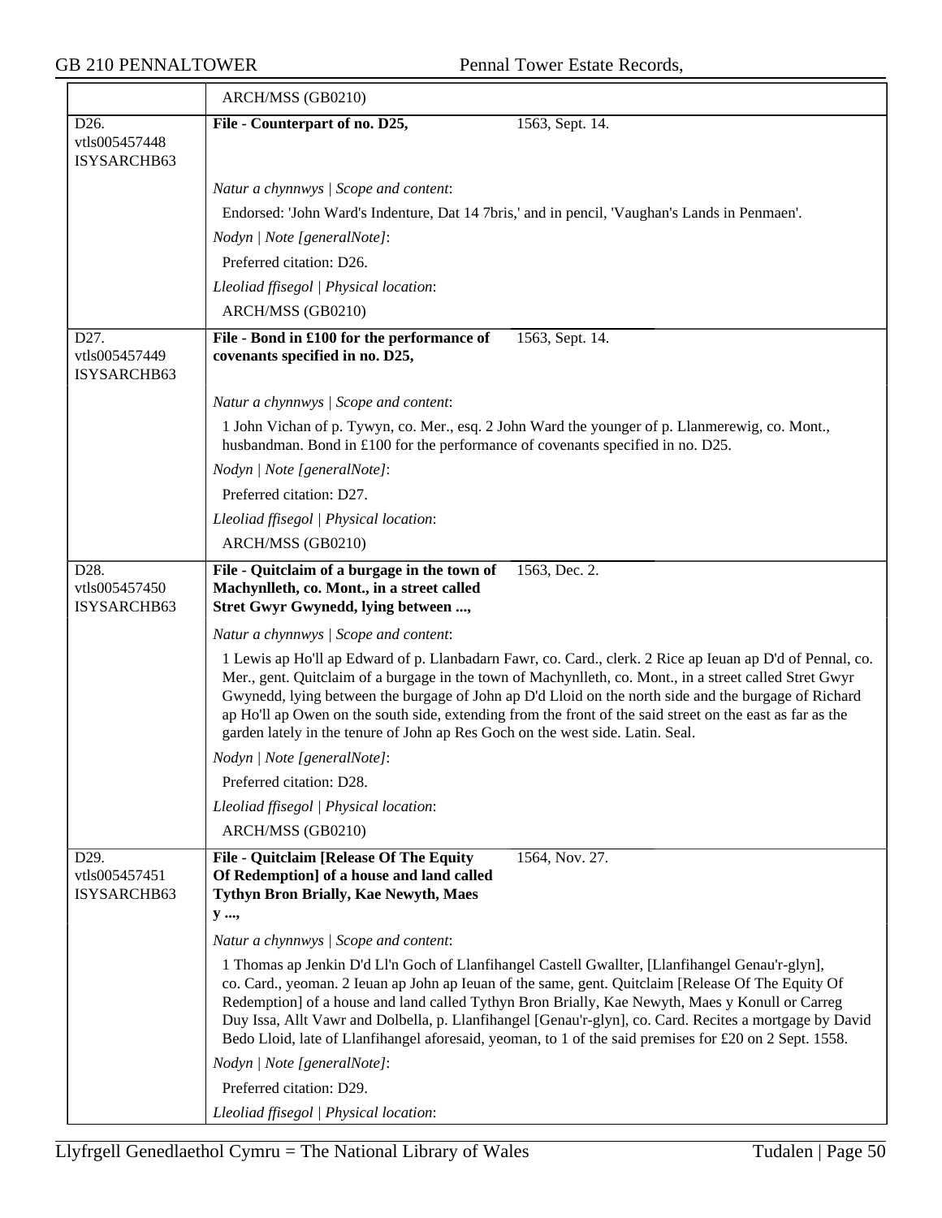| | ARCH/MSS (GB0210) |
|---|---|
| D26.<br>vtls005457448<br>ISYSARCHB63 | **File - Counterpart of no. D25,** 1563, Sept. 14.<br><br>*Natur a chynnwys \| Scope and content*:<br>Endorsed: 'John Ward's Indenture, Dat 14 7bris,' and in pencil, 'Vaughan's Lands in Penmaen'.<br>*Nodyn \| Note [generalNote]*:<br>Preferred citation: D26.<br>*Lleoliad ffisegol \| Physical location*:<br>ARCH/MSS (GB0210) |
| D27.<br>vtls005457449<br>ISYSARCHB63 | **File - Bond in £100 for the performance of covenants specified in no. D25,** 1563, Sept. 14.<br><br>*Natur a chynnwys \| Scope and content*:<br>1 John Vichan of p. Tywyn, co. Mer., esq. 2 John Ward the younger of p. Llanmerewig, co. Mont., husbandman. Bond in £100 for the performance of covenants specified in no. D25.<br>*Nodyn \| Note [generalNote]*:<br>Preferred citation: D27.<br>*Lleoliad ffisegol \| Physical location*:<br>ARCH/MSS (GB0210) |
| D28.<br>vtls005457450<br>ISYSARCHB63 | **File - Quitclaim of a burgage in the town of Machynlleth, co. Mont., in a street called Stret Gwyr Gwynedd, lying between ...,** 1563, Dec. 2.<br><br>*Natur a chynnwys \| Scope and content*:<br>1 Lewis ap Ho'll ap Edward of p. Llanbadarn Fawr, co. Card., clerk. 2 Rice ap Ieuan ap D'd of Pennal, co. Mer., gent. Quitclaim of a burgage in the town of Machynlleth, co. Mont., in a street called Stret Gwyr Gwynedd, lying between the burgage of John ap D'd Lloid on the north side and the burgage of Richard ap Ho'll ap Owen on the south side, extending from the front of the said street on the east as far as the garden lately in the tenure of John ap Res Goch on the west side. Latin. Seal.<br>*Nodyn \| Note [generalNote]*:<br>Preferred citation: D28.<br>*Lleoliad ffisegol \| Physical location*:<br>ARCH/MSS (GB0210) |
| D29.<br>vtls005457451<br>ISYSARCHB63 | **File - Quitclaim [Release Of The Equity Of Redemption] of a house and land called Tythyn Bron Brially, Kae Newyth, Maes y ...,** 1564, Nov. 27.<br><br>*Natur a chynnwys \| Scope and content*:<br>1 Thomas ap Jenkin D'd Ll'n Goch of Llanfihangel Castell Gwallter, [Llanfihangel Genau'r-glyn], co. Card., yeoman. 2 Ieuan ap John ap Ieuan of the same, gent. Quitclaim [Release Of The Equity Of Redemption] of a house and land called Tythyn Bron Brially, Kae Newyth, Maes y Konull or Carreg Duy Issa, Allt Vawr and Dolbella, p. Llanfihangel [Genau'r-glyn], co. Card. Recites a mortgage by David Bedo Lloid, late of Llanfihangel aforesaid, yeoman, to 1 of the said premises for £20 on 2 Sept. 1558.<br>*Nodyn \| Note [generalNote]*:<br>Preferred citation: D29.<br>*Lleoliad ffisegol \| Physical location*: |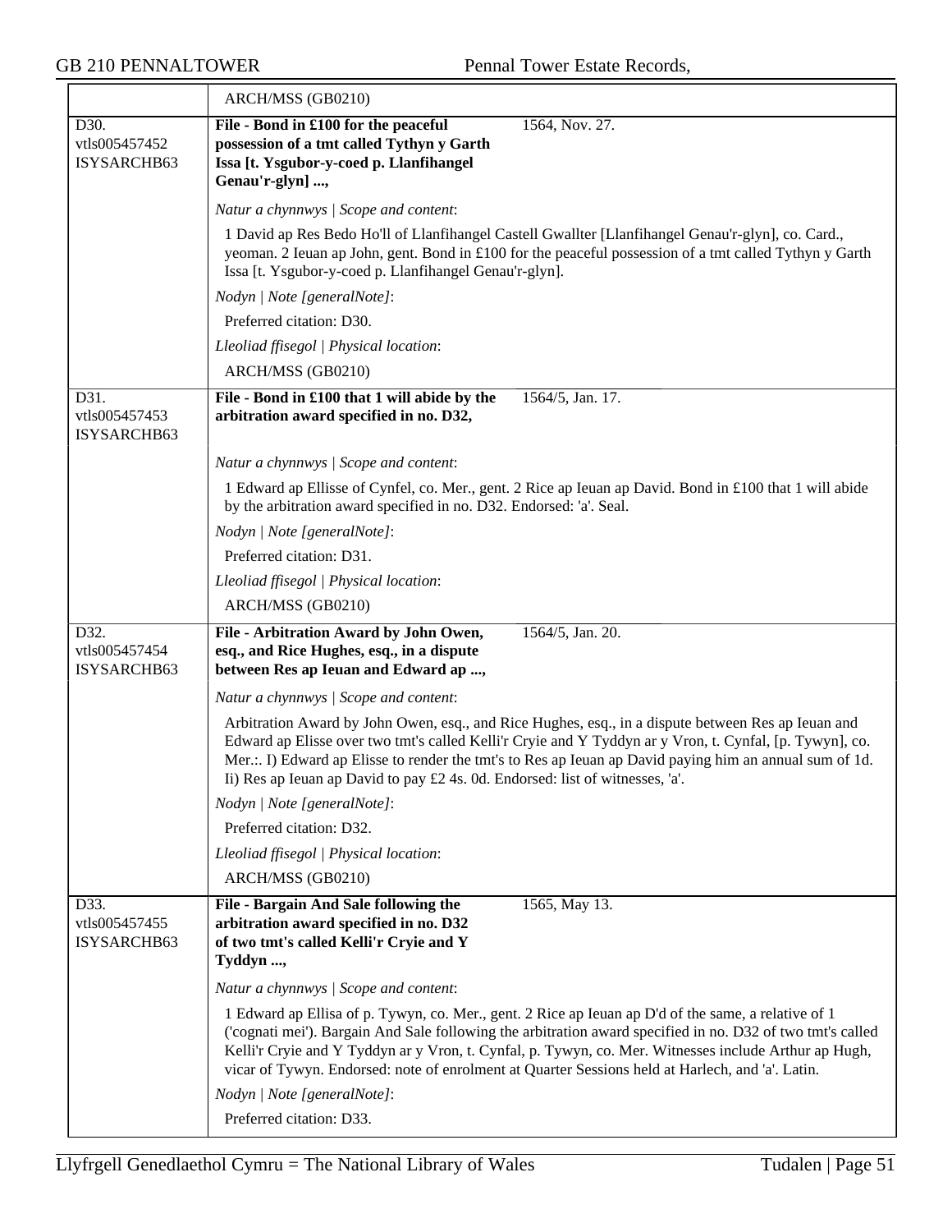| | ARCH/MSS (GB0210) |
|---|---|
| D30.<br>vtls005457452<br>ISYSARCHB63 | **File - Bond in £100 for the peaceful possession of a tmt called Tythyn y Garth Issa [t. Ysgubor-y-coed p. Llanfihangel Genau'r-glyn] ...,** 1564, Nov. 27.<br><br>*Natur a chynnwys \| Scope and content*:<br>1 David ap Res Bedo Ho'll of Llanfihangel Castell Gwallter [Llanfihangel Genau'r-glyn], co. Card., yeoman. 2 Ieuan ap John, gent. Bond in £100 for the peaceful possession of a tmt called Tythyn y Garth Issa [t. Ysgubor-y-coed p. Llanfihangel Genau'r-glyn].<br><br>*Nodyn \| Note [generalNote]*:<br>Preferred citation: D30.<br><br>*Lleoliad ffisegol \| Physical location*:<br>ARCH/MSS (GB0210) |
| D31.<br>vtls005457453<br>ISYSARCHB63 | **File - Bond in £100 that 1 will abide by the arbitration award specified in no. D32,** 1564/5, Jan. 17.<br><br>*Natur a chynnwys \| Scope and content*:<br>1 Edward ap Ellisse of Cynfel, co. Mer., gent. 2 Rice ap Ieuan ap David. Bond in £100 that 1 will abide by the arbitration award specified in no. D32. Endorsed: 'a'. Seal.<br><br>*Nodyn \| Note [generalNote]*:<br>Preferred citation: D31.<br><br>*Lleoliad ffisegol \| Physical location*:<br>ARCH/MSS (GB0210) |
| D32.<br>vtls005457454<br>ISYSARCHB63 | **File - Arbitration Award by John Owen, esq., and Rice Hughes, esq., in a dispute between Res ap Ieuan and Edward ap ...,** 1564/5, Jan. 20.<br><br>*Natur a chynnwys \| Scope and content*:<br>Arbitration Award by John Owen, esq., and Rice Hughes, esq., in a dispute between Res ap Ieuan and Edward ap Elisse over two tmt's called Kelli'r Cryie and Y Tyddyn ar y Vron, t. Cynfal, [p. Tywyn], co. Mer.:. I) Edward ap Elisse to render the tmt's to Res ap Ieuan ap David paying him an annual sum of 1d. Ii) Res ap Ieuan ap David to pay £2 4s. 0d. Endorsed: list of witnesses, 'a'.<br><br>*Nodyn \| Note [generalNote]*:<br>Preferred citation: D32.<br><br>*Lleoliad ffisegol \| Physical location*:<br>ARCH/MSS (GB0210) |
| D33.<br>vtls005457455<br>ISYSARCHB63 | **File - Bargain And Sale following the arbitration award specified in no. D32 of two tmt's called Kelli'r Cryie and Y Tyddyn ...,** 1565, May 13.<br><br>*Natur a chynnwys \| Scope and content*:<br>1 Edward ap Ellisa of p. Tywyn, co. Mer., gent. 2 Rice ap Ieuan ap D'd of the same, a relative of 1 ('cognati mei'). Bargain And Sale following the arbitration award specified in no. D32 of two tmt's called Kelli'r Cryie and Y Tyddyn ar y Vron, t. Cynfal, p. Tywyn, co. Mer. Witnesses include Arthur ap Hugh, vicar of Tywyn. Endorsed: note of enrolment at Quarter Sessions held at Harlech, and 'a'. Latin.<br><br>*Nodyn \| Note [generalNote]*:<br>Preferred citation: D33. |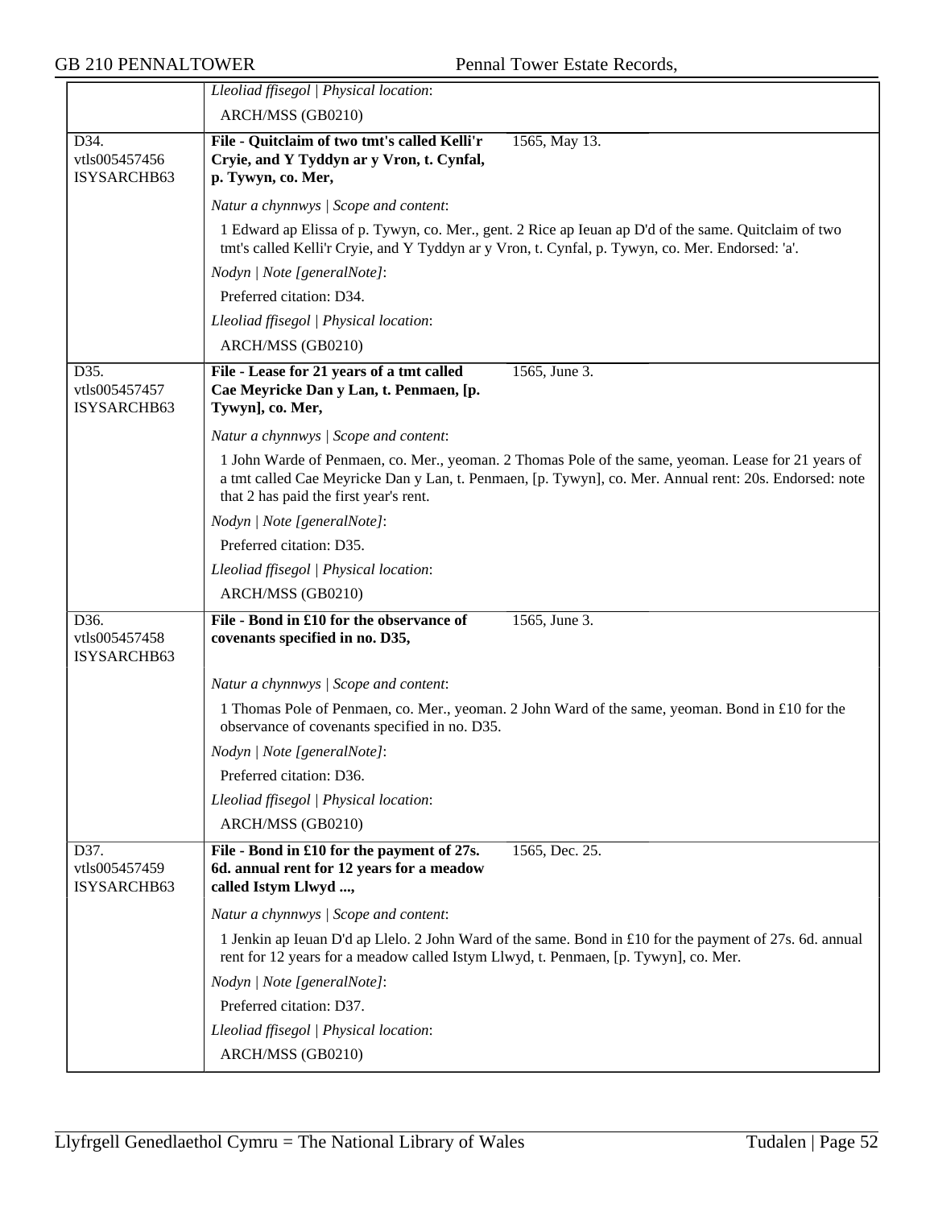*Lleoliad ffisegol | Physical location*:

ARCH/MSS (GB0210)

---

D34.
vtls005457456
ISYSARCHB63

**File - Quitclaim of two tmt's called Kelli'r Cryie, and Y Tyddyn ar y Vron, t. Cynfal, p. Tywyn, co. Mer,** 1565, May 13.

*Natur a chynnwys | Scope and content*:

1 Edward ap Elissa of p. Tywyn, co. Mer., gent. 2 Rice ap Ieuan ap D'd of the same. Quitclaim of two tmt's called Kelli'r Cryie, and Y Tyddyn ar y Vron, t. Cynfal, p. Tywyn, co. Mer. Endorsed: 'a'.

*Nodyn | Note [generalNote]*:

Preferred citation: D34.

*Lleoliad ffisegol | Physical location*:

ARCH/MSS (GB0210)

---

D35.
vtls005457457
ISYSARCHB63

**File - Lease for 21 years of a tmt called Cae Meyricke Dan y Lan, t. Penmaen, [p. Tywyn], co. Mer,** 1565, June 3.

*Natur a chynnwys | Scope and content*:

1 John Warde of Penmaen, co. Mer., yeoman. 2 Thomas Pole of the same, yeoman. Lease for 21 years of a tmt called Cae Meyricke Dan y Lan, t. Penmaen, [p. Tywyn], co. Mer. Annual rent: 20s. Endorsed: note that 2 has paid the first year's rent.

*Nodyn | Note [generalNote]*:

Preferred citation: D35.

*Lleoliad ffisegol | Physical location*:

ARCH/MSS (GB0210)

---

D36.
vtls005457458
ISYSARCHB63

**File - Bond in £10 for the observance of covenants specified in no. D35,** 1565, June 3.

*Natur a chynnwys | Scope and content*:

1 Thomas Pole of Penmaen, co. Mer., yeoman. 2 John Ward of the same, yeoman. Bond in £10 for the observance of covenants specified in no. D35.

*Nodyn | Note [generalNote]*:

Preferred citation: D36.

*Lleoliad ffisegol | Physical location*:

ARCH/MSS (GB0210)

---

D37.
vtls005457459
ISYSARCHB63

**File - Bond in £10 for the payment of 27s. 6d. annual rent for 12 years for a meadow called Istym Llwyd ...,** 1565, Dec. 25.

*Natur a chynnwys | Scope and content*:

1 Jenkin ap Ieuan D'd ap Llelo. 2 John Ward of the same. Bond in £10 for the payment of 27s. 6d. annual rent for 12 years for a meadow called Istym Llwyd, t. Penmaen, [p. Tywyn], co. Mer.

*Nodyn | Note [generalNote]*:

Preferred citation: D37.

*Lleoliad ffisegol | Physical location*:

ARCH/MSS (GB0210)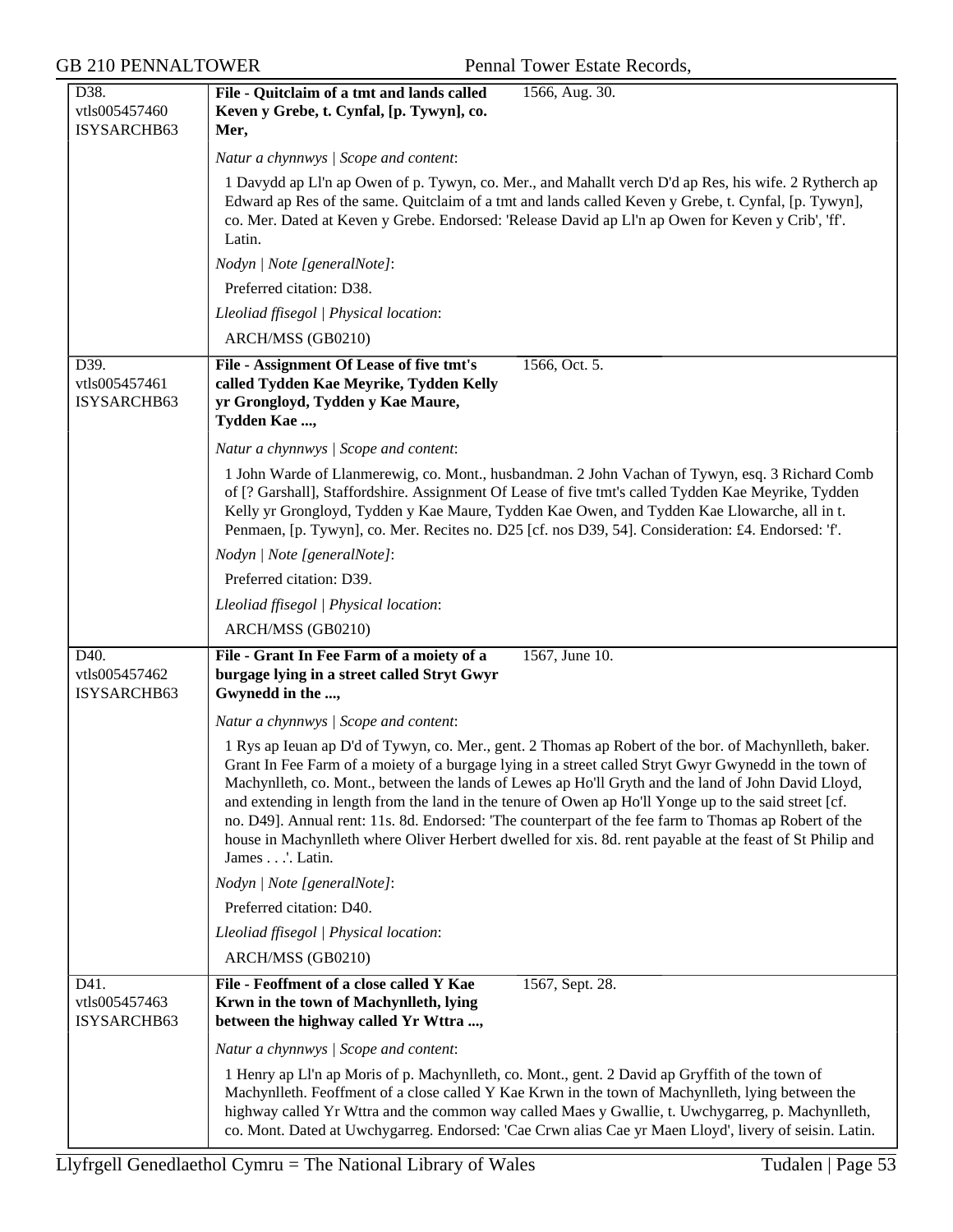| D38.<br>vtls005457460<br>ISYSARCHB63 | **File - Quitclaim of a tmt and lands called Keven y Grebe, t. Cynfal, [p. Tywyn], co. Mer,** | 1566, Aug. 30. |
|---|---|---|
| | *Natur a chynnwys \| Scope and content*:<br><br>1 Davydd ap Ll'n ap Owen of p. Tywyn, co. Mer., and Mahallt verch D'd ap Res, his wife. 2 Rytherch ap Edward ap Res of the same. Quitclaim of a tmt and lands called Keven y Grebe, t. Cynfal, [p. Tywyn], co. Mer. Dated at Keven y Grebe. Endorsed: 'Release David ap Ll'n ap Owen for Keven y Crib', 'ff'. Latin.<br><br>*Nodyn \| Note [generalNote]*:<br><br>Preferred citation: D38.<br><br>*Lleoliad ffisegol \| Physical location*:<br><br>ARCH/MSS (GB0210) | |
| D39.<br>vtls005457461<br>ISYSARCHB63 | **File - Assignment Of Lease of five tmt's called Tydden Kae Meyrike, Tydden Kelly yr Grongloyd, Tydden y Kae Maure, Tydden Kae ...,** | 1566, Oct. 5. |
| | *Natur a chynnwys \| Scope and content*:<br><br>1 John Warde of Llanmerewig, co. Mont., husbandman. 2 John Vachan of Tywyn, esq. 3 Richard Comb of [? Garshall], Staffordshire. Assignment Of Lease of five tmt's called Tydden Kae Meyrike, Tydden Kelly yr Grongloyd, Tydden y Kae Maure, Tydden Kae Owen, and Tydden Kae Llowarche, all in t. Penmaen, [p. Tywyn], co. Mer. Recites no. D25 [cf. nos D39, 54]. Consideration: £4. Endorsed: 'f'.<br><br>*Nodyn \| Note [generalNote]*:<br><br>Preferred citation: D39.<br><br>*Lleoliad ffisegol \| Physical location*:<br><br>ARCH/MSS (GB0210) | |
| D40.<br>vtls005457462<br>ISYSARCHB63 | **File - Grant In Fee Farm of a moiety of a burgage lying in a street called Stryt Gwyr Gwynedd in the ...,** | 1567, June 10. |
| | *Natur a chynnwys \| Scope and content*:<br><br>1 Rys ap Ieuan ap D'd of Tywyn, co. Mer., gent. 2 Thomas ap Robert of the bor. of Machynlleth, baker. Grant In Fee Farm of a moiety of a burgage lying in a street called Stryt Gwyr Gwynedd in the town of Machynlleth, co. Mont., between the lands of Lewes ap Ho'll Gryth and the land of John David Lloyd, and extending in length from the land in the tenure of Owen ap Ho'll Yonge up to the said street [cf. no. D49]. Annual rent: 11s. 8d. Endorsed: 'The counterpart of the fee farm to Thomas ap Robert of the house in Machynlleth where Oliver Herbert dwelled for xis. 8d. rent payable at the feast of St Philip and James . . .'. Latin.<br><br>*Nodyn \| Note [generalNote]*:<br><br>Preferred citation: D40.<br><br>*Lleoliad ffisegol \| Physical location*:<br><br>ARCH/MSS (GB0210) | |
| D41.<br>vtls005457463<br>ISYSARCHB63 | **File - Feoffment of a close called Y Kae Krwn in the town of Machynlleth, lying between the highway called Yr Wttra ...,** | 1567, Sept. 28. |
| | *Natur a chynnwys \| Scope and content*:<br><br>1 Henry ap Ll'n ap Moris of p. Machynlleth, co. Mont., gent. 2 David ap Gryffith of the town of Machynlleth. Feoffment of a close called Y Kae Krwn in the town of Machynlleth, lying between the highway called Yr Wttra and the common way called Maes y Gwallie, t. Uwchygarreg, p. Machynlleth, co. Mont. Dated at Uwchygarreg. Endorsed: 'Cae Crwn alias Cae yr Maen Lloyd', livery of seisin. Latin. | |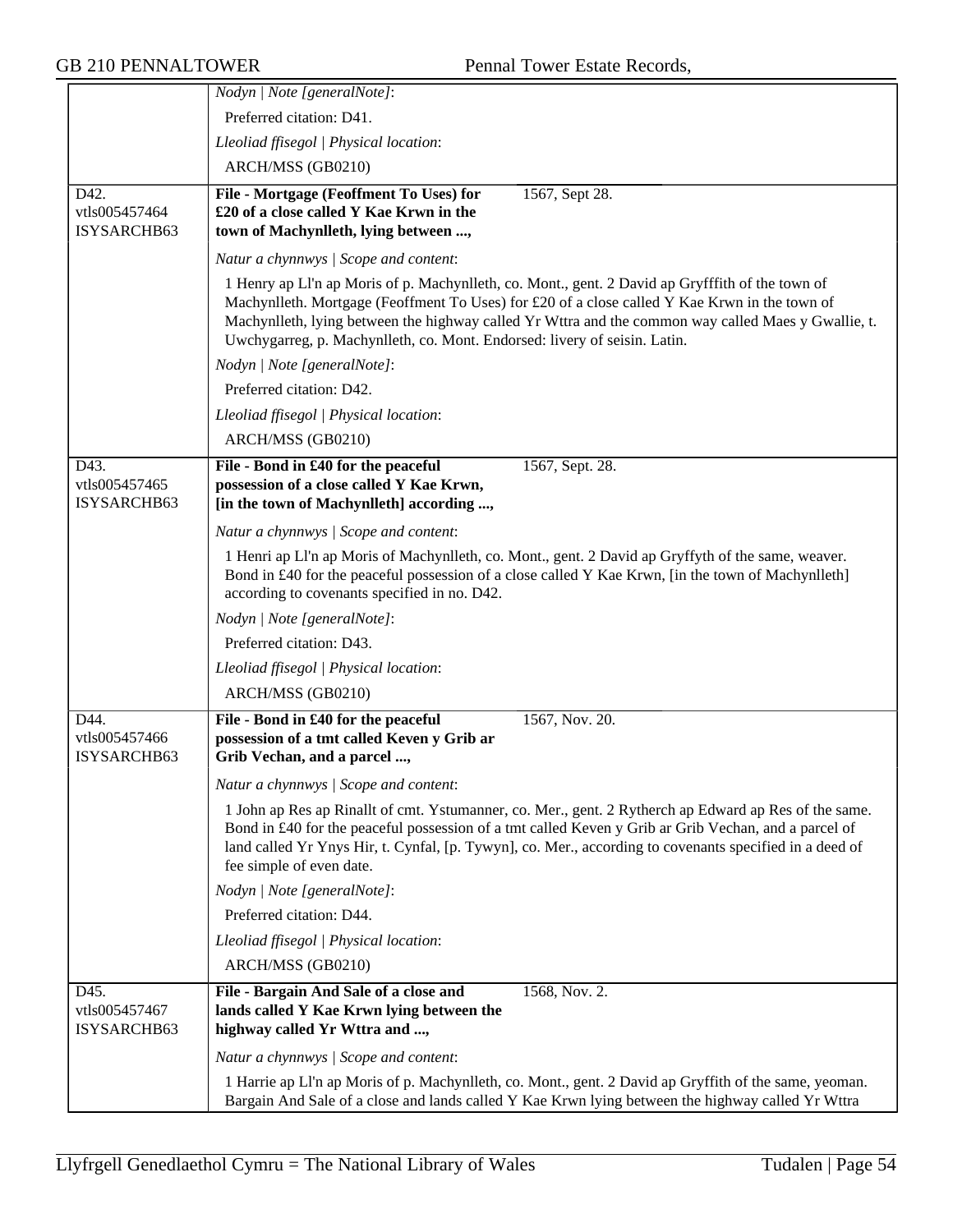*Nodyn | Note [generalNote]*:

Preferred citation: D41.

*Lleoliad ffisegol | Physical location*:

ARCH/MSS (GB0210)

---

D42.
vtls005457464
ISYSARCHB63

**File - Mortgage (Feoffment To Uses) for £20 of a close called Y Kae Krwn in the town of Machynlleth, lying between ...,** 1567, Sept 28.

*Natur a chynnwys | Scope and content*:

1 Henry ap Ll'n ap Moris of p. Machynlleth, co. Mont., gent. 2 David ap Gryfffith of the town of Machynlleth. Mortgage (Feoffment To Uses) for £20 of a close called Y Kae Krwn in the town of Machynlleth, lying between the highway called Yr Wttra and the common way called Maes y Gwallie, t. Uwchygarreg, p. Machynlleth, co. Mont. Endorsed: livery of seisin. Latin.

*Nodyn | Note [generalNote]*:

Preferred citation: D42.

*Lleoliad ffisegol | Physical location*:

ARCH/MSS (GB0210)

---

D43.
vtls005457465
ISYSARCHB63

**File - Bond in £40 for the peaceful possession of a close called Y Kae Krwn, [in the town of Machynlleth] according ...,** 1567, Sept. 28.

*Natur a chynnwys | Scope and content*:

1 Henri ap Ll'n ap Moris of Machynlleth, co. Mont., gent. 2 David ap Gryffyth of the same, weaver. Bond in £40 for the peaceful possession of a close called Y Kae Krwn, [in the town of Machynlleth] according to covenants specified in no. D42.

*Nodyn | Note [generalNote]*:

Preferred citation: D43.

*Lleoliad ffisegol | Physical location*:

ARCH/MSS (GB0210)

---

D44.
vtls005457466
ISYSARCHB63

**File - Bond in £40 for the peaceful possession of a tmt called Keven y Grib ar Grib Vechan, and a parcel ...,** 1567, Nov. 20.

*Natur a chynnwys | Scope and content*:

1 John ap Res ap Rinallt of cmt. Ystumanner, co. Mer., gent. 2 Rytherch ap Edward ap Res of the same. Bond in £40 for the peaceful possession of a tmt called Keven y Grib ar Grib Vechan, and a parcel of land called Yr Ynys Hir, t. Cynfal, [p. Tywyn], co. Mer., according to covenants specified in a deed of fee simple of even date.

*Nodyn | Note [generalNote]*:

Preferred citation: D44.

*Lleoliad ffisegol | Physical location*:

ARCH/MSS (GB0210)

---

D45.
vtls005457467
ISYSARCHB63

**File - Bargain And Sale of a close and lands called Y Kae Krwn lying between the highway called Yr Wttra and ...,** 1568, Nov. 2.

*Natur a chynnwys | Scope and content*:

1 Harrie ap Ll'n ap Moris of p. Machynlleth, co. Mont., gent. 2 David ap Gryffith of the same, yeoman. Bargain And Sale of a close and lands called Y Kae Krwn lying between the highway called Yr Wttra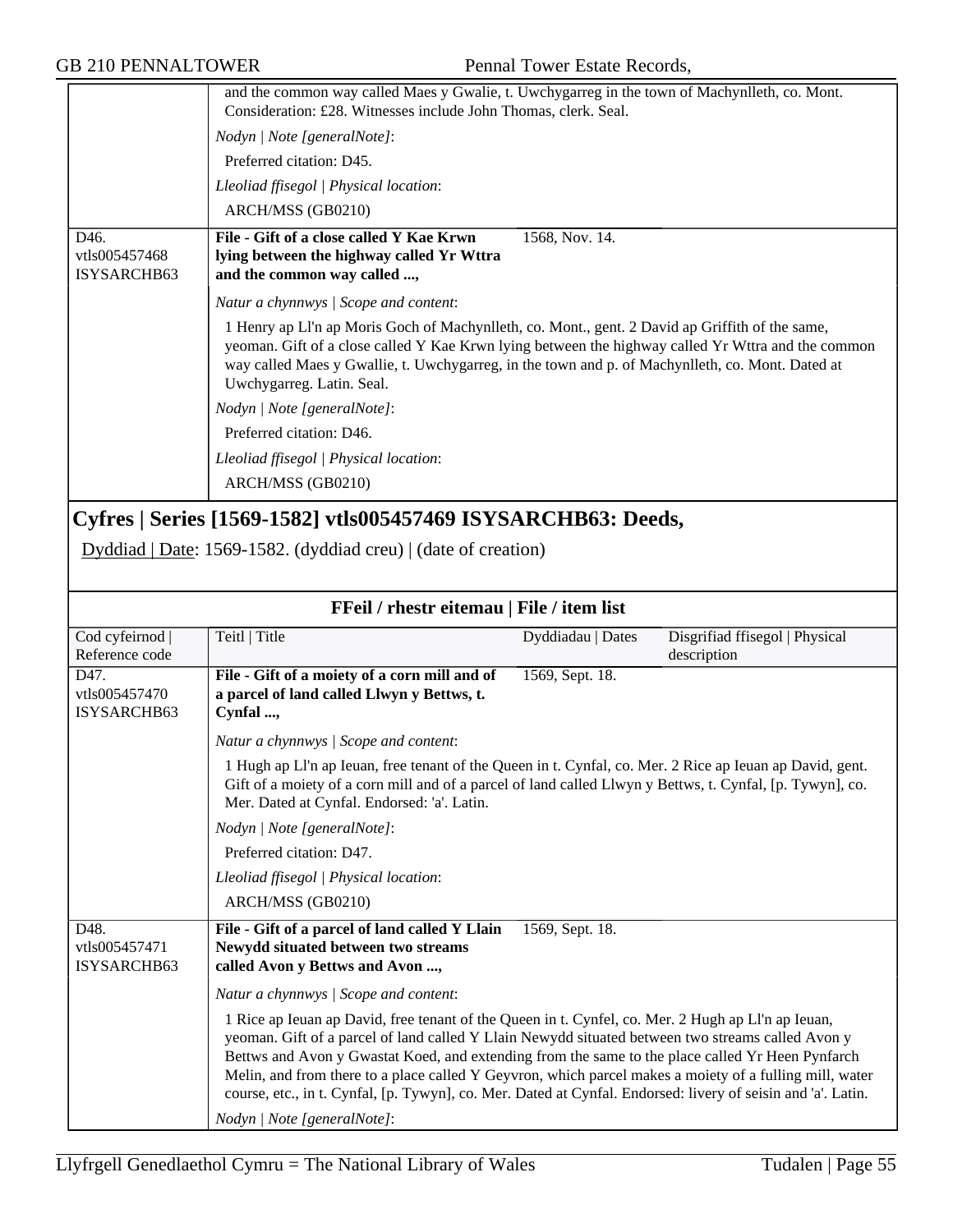| | and the common way called Maes y Gwalie, t. Uwchygarreg in the town of Machynlleth, co. Mont. Consideration: £28. Witnesses include John Thomas, clerk. Seal.<br>*Nodyn \| Note [generalNote]*:<br>Preferred citation: D45.<br>*Lleoliad ffisegol \| Physical location*:<br>ARCH/MSS (GB0210) | | |
|---|---|---|---|
| D46.<br>vtls005457468<br>ISYSARCHB63 | **File - Gift of a close called Y Kae Krwn lying between the highway called Yr Wttra and the common way called ...,** | 1568, Nov. 14. | |
| | *Natur a chynnwys \| Scope and content*:<br>1 Henry ap Ll'n ap Moris Goch of Machynlleth, co. Mont., gent. 2 David ap Griffith of the same, yeoman. Gift of a close called Y Kae Krwn lying between the highway called Yr Wttra and the common way called Maes y Gwallie, t. Uwchygarreg, in the town and p. of Machynlleth, co. Mont. Dated at Uwchygarreg. Latin. Seal.<br>*Nodyn \| Note [generalNote]*:<br>Preferred citation: D46.<br>*Lleoliad ffisegol \| Physical location*:<br>ARCH/MSS (GB0210) | | |

## Cyfres | Series [1569-1582] vtls005457469 ISYSARCHB63: Deeds,

Dyddiad | Date: 1569-1582. (dyddiad creu) | (date of creation)

**FFeil / rhestr eitemau | File / item list**

| Cod cyfeirnod \| Reference code | Teitl \| Title | Dyddiadau \| Dates | Disgrifiad ffisegol \| Physical description |
|---|---|---|---|
| D47.<br>vtls005457470<br>ISYSARCHB63 | **File - Gift of a moiety of a corn mill and of a parcel of land called Llwyn y Bettws, t. Cynfal ...,** | 1569, Sept. 18. | |
| | *Natur a chynnwys \| Scope and content*:<br>1 Hugh ap Ll'n ap Ieuan, free tenant of the Queen in t. Cynfal, co. Mer. 2 Rice ap Ieuan ap David, gent. Gift of a moiety of a corn mill and of a parcel of land called Llwyn y Bettws, t. Cynfal, [p. Tywyn], co. Mer. Dated at Cynfal. Endorsed: 'a'. Latin.<br>*Nodyn \| Note [generalNote]*:<br>Preferred citation: D47.<br>*Lleoliad ffisegol \| Physical location*:<br>ARCH/MSS (GB0210) | | |
| D48.<br>vtls005457471<br>ISYSARCHB63 | **File - Gift of a parcel of land called Y Llain Newydd situated between two streams called Avon y Bettws and Avon ...,** | 1569, Sept. 18. | |
| | *Natur a chynnwys \| Scope and content*:<br>1 Rice ap Ieuan ap David, free tenant of the Queen in t. Cynfel, co. Mer. 2 Hugh ap Ll'n ap Ieuan, yeoman. Gift of a parcel of land called Y Llain Newydd situated between two streams called Avon y Bettws and Avon y Gwastat Koed, and extending from the same to the place called Yr Heen Pynfarch Melin, and from there to a place called Y Geyvron, which parcel makes a moiety of a fulling mill, water course, etc., in t. Cynfal, [p. Tywyn], co. Mer. Dated at Cynfal. Endorsed: livery of seisin and 'a'. Latin.<br>*Nodyn \| Note [generalNote]*: | | |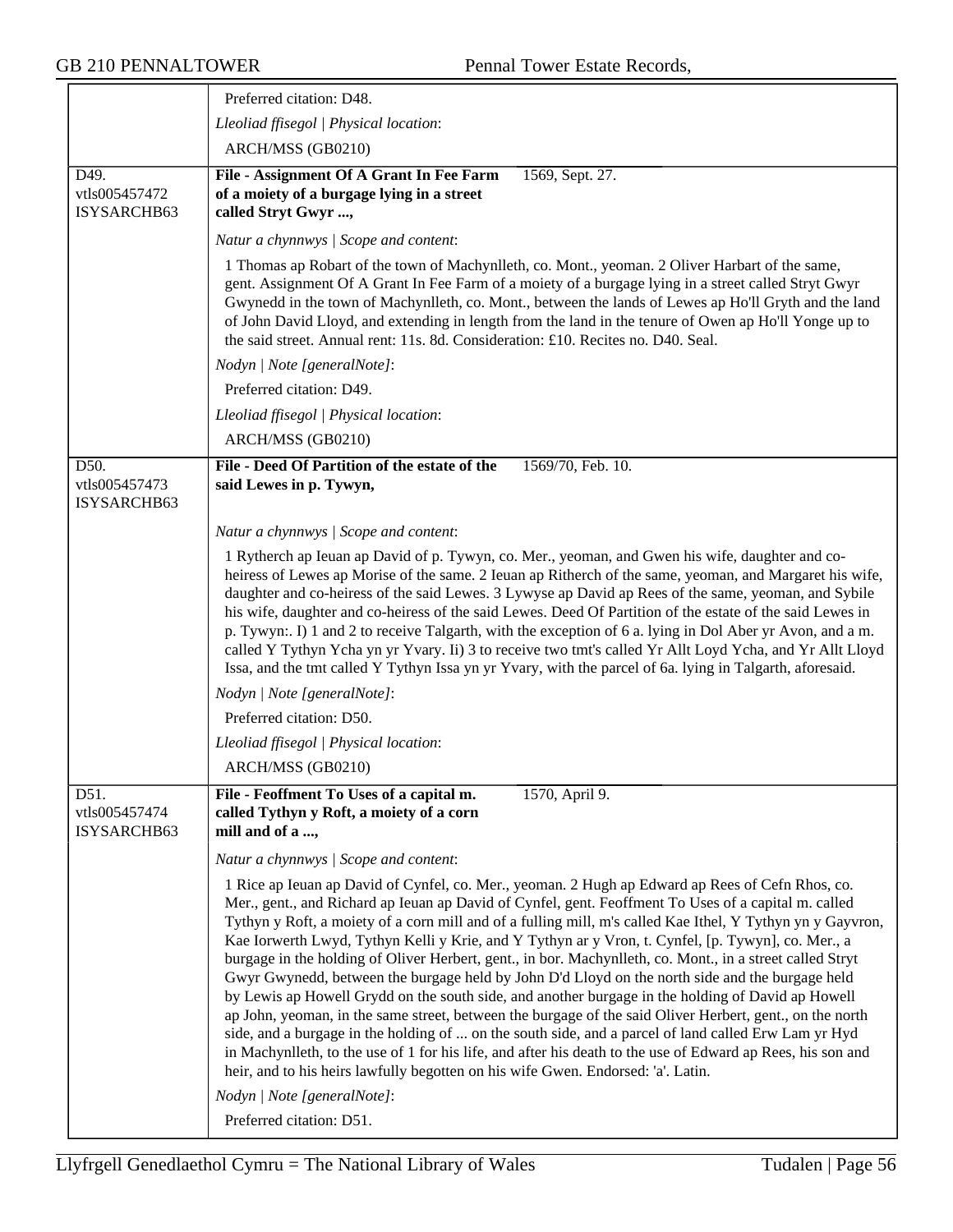Preferred citation: D48.

*Lleoliad ffisegol | Physical location*:

ARCH/MSS (GB0210)

---

D49.
vtls005457472
ISYSARCHB63

**File - Assignment Of A Grant In Fee Farm of a moiety of a burgage lying in a street called Stryt Gwyr ...,** 1569, Sept. 27.

*Natur a chynnwys | Scope and content*:

1 Thomas ap Robart of the town of Machynlleth, co. Mont., yeoman. 2 Oliver Harbart of the same, gent. Assignment Of A Grant In Fee Farm of a moiety of a burgage lying in a street called Stryt Gwyr Gwynedd in the town of Machynlleth, co. Mont., between the lands of Lewes ap Ho'll Gryth and the land of John David Lloyd, and extending in length from the land in the tenure of Owen ap Ho'll Yonge up to the said street. Annual rent: 11s. 8d. Consideration: £10. Recites no. D40. Seal.

*Nodyn | Note [generalNote]*:

Preferred citation: D49.

*Lleoliad ffisegol | Physical location*:

ARCH/MSS (GB0210)

---

D50.
vtls005457473
ISYSARCHB63

**File - Deed Of Partition of the estate of the said Lewes in p. Tywyn,** 1569/70, Feb. 10.

*Natur a chynnwys | Scope and content*:

1 Rytherch ap Ieuan ap David of p. Tywyn, co. Mer., yeoman, and Gwen his wife, daughter and co-heiress of Lewes ap Morise of the same. 2 Ieuan ap Ritherch of the same, yeoman, and Margaret his wife, daughter and co-heiress of the said Lewes. 3 Lywyse ap David ap Rees of the same, yeoman, and Sybile his wife, daughter and co-heiress of the said Lewes. Deed Of Partition of the estate of the said Lewes in p. Tywyn:. I) 1 and 2 to receive Talgarth, with the exception of 6 a. lying in Dol Aber yr Avon, and a m. called Y Tythyn Ycha yn yr Yvary. Ii) 3 to receive two tmt's called Yr Allt Loyd Ycha, and Yr Allt Lloyd Issa, and the tmt called Y Tythyn Issa yn yr Yvary, with the parcel of 6a. lying in Talgarth, aforesaid.

*Nodyn | Note [generalNote]*:

Preferred citation: D50.

*Lleoliad ffisegol | Physical location*:

ARCH/MSS (GB0210)

---

D51.
vtls005457474
ISYSARCHB63

**File - Feoffment To Uses of a capital m. called Tythyn y Roft, a moiety of a corn mill and of a ...,** 1570, April 9.

*Natur a chynnwys | Scope and content*:

1 Rice ap Ieuan ap David of Cynfel, co. Mer., yeoman. 2 Hugh ap Edward ap Rees of Cefn Rhos, co. Mer., gent., and Richard ap Ieuan ap David of Cynfel, gent. Feoffment To Uses of a capital m. called Tythyn y Roft, a moiety of a corn mill and of a fulling mill, m's called Kae Ithel, Y Tythyn yn y Gayvron, Kae Iorwerth Lwyd, Tythyn Kelli y Krie, and Y Tythyn ar y Vron, t. Cynfel, [p. Tywyn], co. Mer., a burgage in the holding of Oliver Herbert, gent., in bor. Machynlleth, co. Mont., in a street called Stryt Gwyr Gwynedd, between the burgage held by John D'd Lloyd on the north side and the burgage held by Lewis ap Howell Grydd on the south side, and another burgage in the holding of David ap Howell ap John, yeoman, in the same street, between the burgage of the said Oliver Herbert, gent., on the north side, and a burgage in the holding of ... on the south side, and a parcel of land called Erw Lam yr Hyd in Machynlleth, to the use of 1 for his life, and after his death to the use of Edward ap Rees, his son and heir, and to his heirs lawfully begotten on his wife Gwen. Endorsed: 'a'. Latin.

*Nodyn | Note [generalNote]*:

Preferred citation: D51.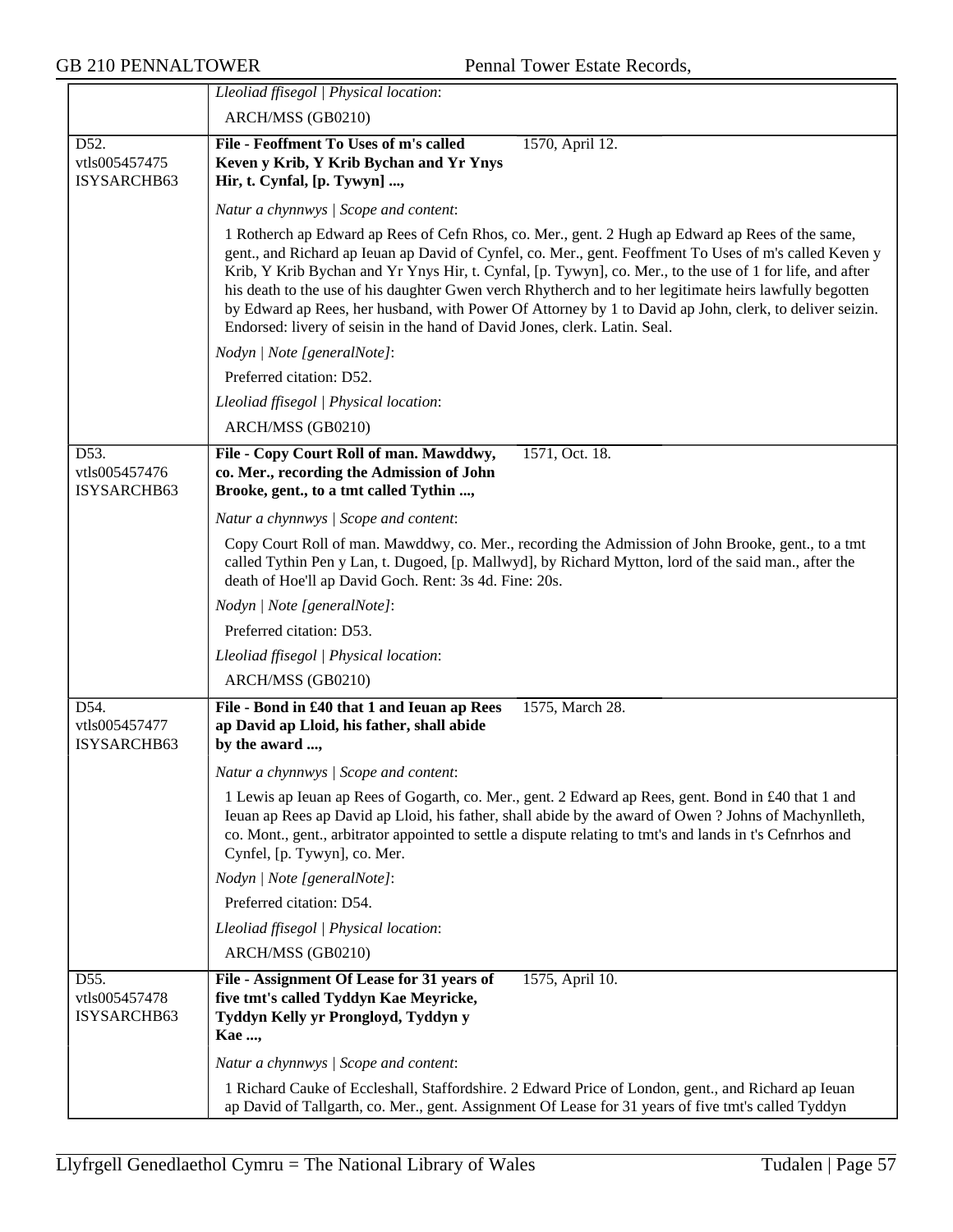*Lleoliad ffisegol | Physical location*:

ARCH/MSS (GB0210)

D52.
vtls005457475
ISYSARCHB63

**File - Feoffment To Uses of m's called Keven y Krib, Y Krib Bychan and Yr Ynys Hir, t. Cynfal, [p. Tywyn] ...,** 1570, April 12.

*Natur a chynnwys | Scope and content*:

1 Rotherch ap Edward ap Rees of Cefn Rhos, co. Mer., gent. 2 Hugh ap Edward ap Rees of the same, gent., and Richard ap Ieuan ap David of Cynfel, co. Mer., gent. Feoffment To Uses of m's called Keven y Krib, Y Krib Bychan and Yr Ynys Hir, t. Cynfal, [p. Tywyn], co. Mer., to the use of 1 for life, and after his death to the use of his daughter Gwen verch Rhytherch and to her legitimate heirs lawfully begotten by Edward ap Rees, her husband, with Power Of Attorney by 1 to David ap John, clerk, to deliver seizin. Endorsed: livery of seisin in the hand of David Jones, clerk. Latin. Seal.

*Nodyn | Note [generalNote]*:

Preferred citation: D52.

*Lleoliad ffisegol | Physical location*:

ARCH/MSS (GB0210)

D53.
vtls005457476
ISYSARCHB63

**File - Copy Court Roll of man. Mawddwy, co. Mer., recording the Admission of John Brooke, gent., to a tmt called Tythin ...,** 1571, Oct. 18.

*Natur a chynnwys | Scope and content*:

Copy Court Roll of man. Mawddwy, co. Mer., recording the Admission of John Brooke, gent., to a tmt called Tythin Pen y Lan, t. Dugoed, [p. Mallwyd], by Richard Mytton, lord of the said man., after the death of Hoe'll ap David Goch. Rent: 3s 4d. Fine: 20s.

*Nodyn | Note [generalNote]*:

Preferred citation: D53.

*Lleoliad ffisegol | Physical location*:

ARCH/MSS (GB0210)

D54.
vtls005457477
ISYSARCHB63

**File - Bond in £40 that 1 and Ieuan ap Rees ap David ap Lloid, his father, shall abide by the award ...,** 1575, March 28.

*Natur a chynnwys | Scope and content*:

1 Lewis ap Ieuan ap Rees of Gogarth, co. Mer., gent. 2 Edward ap Rees, gent. Bond in £40 that 1 and Ieuan ap Rees ap David ap Lloid, his father, shall abide by the award of Owen ? Johns of Machynlleth, co. Mont., gent., arbitrator appointed to settle a dispute relating to tmt's and lands in t's Cefnrhos and Cynfel, [p. Tywyn], co. Mer.

*Nodyn | Note [generalNote]*:

Preferred citation: D54.

*Lleoliad ffisegol | Physical location*:

ARCH/MSS (GB0210)

D55.
vtls005457478
ISYSARCHB63

**File - Assignment Of Lease for 31 years of five tmt's called Tyddyn Kae Meyricke, Tyddyn Kelly yr Prongloyd, Tyddyn y Kae ...,** 1575, April 10.

*Natur a chynnwys | Scope and content*:

1 Richard Cauke of Eccleshall, Staffordshire. 2 Edward Price of London, gent., and Richard ap Ieuan ap David of Tallgarth, co. Mer., gent. Assignment Of Lease for 31 years of five tmt's called Tyddyn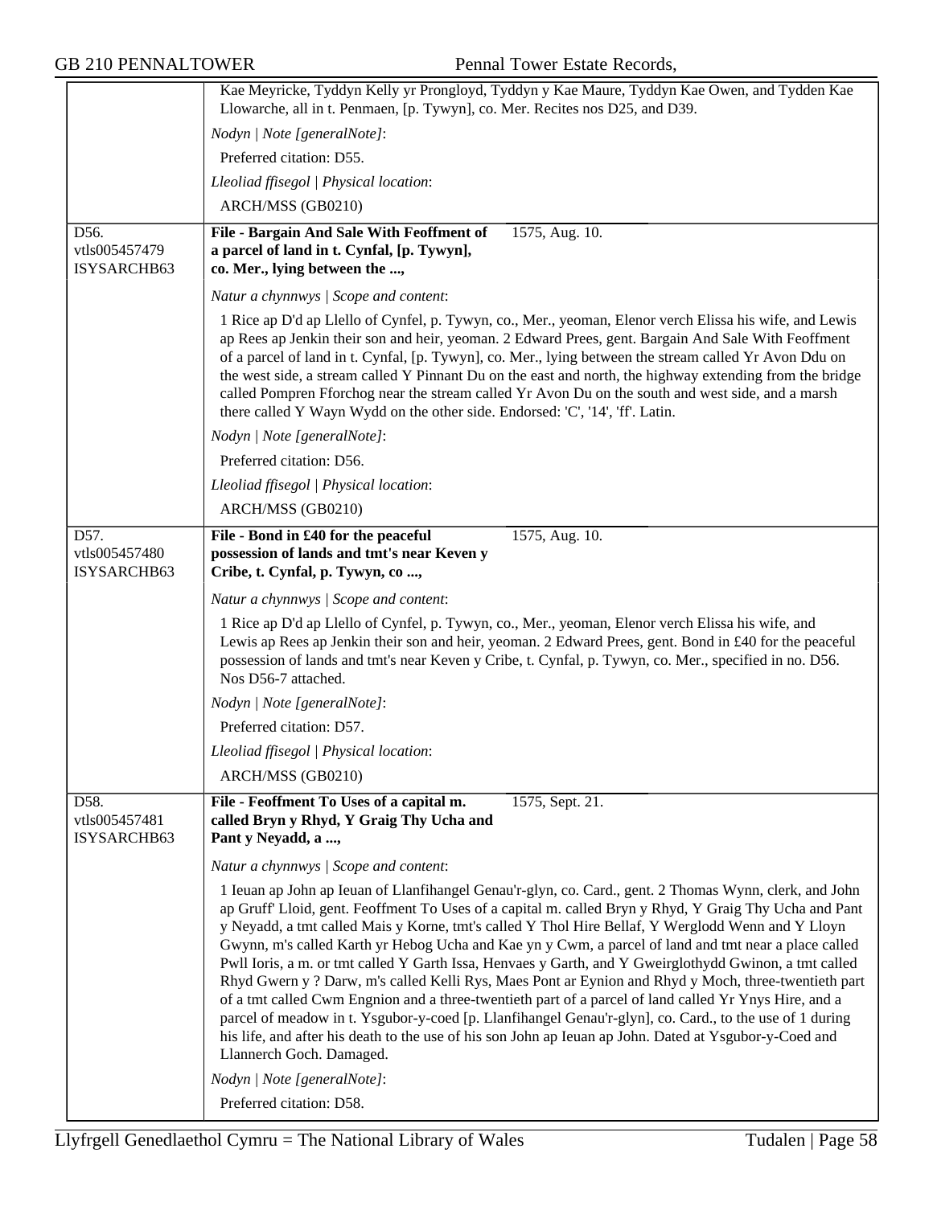Kae Meyricke, Tyddyn Kelly yr Prongloyd, Tyddyn y Kae Maure, Tyddyn Kae Owen, and Tydden Kae Llowarche, all in t. Penmaen, [p. Tywyn], co. Mer. Recites nos D25, and D39.

*Nodyn | Note [generalNote]*:

Preferred citation: D55.

*Lleoliad ffisegol | Physical location*:

ARCH/MSS (GB0210)

---

D56.
vtls005457479
ISYSARCHB63

**File - Bargain And Sale With Feoffment of a parcel of land in t. Cynfal, [p. Tywyn], co. Mer., lying between the ...,** 1575, Aug. 10.

*Natur a chynnwys | Scope and content*:

1 Rice ap D'd ap Llello of Cynfel, p. Tywyn, co., Mer., yeoman, Elenor verch Elissa his wife, and Lewis ap Rees ap Jenkin their son and heir, yeoman. 2 Edward Prees, gent. Bargain And Sale With Feoffment of a parcel of land in t. Cynfal, [p. Tywyn], co. Mer., lying between the stream called Yr Avon Ddu on the west side, a stream called Y Pinnant Du on the east and north, the highway extending from the bridge called Pompren Fforchog near the stream called Yr Avon Du on the south and west side, and a marsh there called Y Wayn Wydd on the other side. Endorsed: 'C', '14', 'ff'. Latin.

*Nodyn | Note [generalNote]*:

Preferred citation: D56.

*Lleoliad ffisegol | Physical location*:

ARCH/MSS (GB0210)

---

D57.
vtls005457480
ISYSARCHB63

**File - Bond in £40 for the peaceful possession of lands and tmt's near Keven y Cribe, t. Cynfal, p. Tywyn, co ...,** 1575, Aug. 10.

*Natur a chynnwys | Scope and content*:

1 Rice ap D'd ap Llello of Cynfel, p. Tywyn, co., Mer., yeoman, Elenor verch Elissa his wife, and Lewis ap Rees ap Jenkin their son and heir, yeoman. 2 Edward Prees, gent. Bond in £40 for the peaceful possession of lands and tmt's near Keven y Cribe, t. Cynfal, p. Tywyn, co. Mer., specified in no. D56. Nos D56-7 attached.

*Nodyn | Note [generalNote]*:

Preferred citation: D57.

*Lleoliad ffisegol | Physical location*:

ARCH/MSS (GB0210)

---

D58.
vtls005457481
ISYSARCHB63

**File - Feoffment To Uses of a capital m. called Bryn y Rhyd, Y Graig Thy Ucha and Pant y Neyadd, a ...,** 1575, Sept. 21.

*Natur a chynnwys | Scope and content*:

1 Ieuan ap John ap Ieuan of Llanfihangel Genau'r-glyn, co. Card., gent. 2 Thomas Wynn, clerk, and John ap Gruff' Lloid, gent. Feoffment To Uses of a capital m. called Bryn y Rhyd, Y Graig Thy Ucha and Pant y Neyadd, a tmt called Mais y Korne, tmt's called Y Thol Hire Bellaf, Y Werglodd Wenn and Y Lloyn Gwynn, m's called Karth yr Hebog Ucha and Kae yn y Cwm, a parcel of land and tmt near a place called Pwll Ioris, a m. or tmt called Y Garth Issa, Henvaes y Garth, and Y Gweirglothydd Gwinon, a tmt called Rhyd Gwern y ? Darw, m's called Kelli Rys, Maes Pont ar Eynion and Rhyd y Moch, three-twentieth part of a tmt called Cwm Engnion and a three-twentieth part of a parcel of land called Yr Ynys Hire, and a parcel of meadow in t. Ysgubor-y-coed [p. Llanfihangel Genau'r-glyn], co. Card., to the use of 1 during his life, and after his death to the use of his son John ap Ieuan ap John. Dated at Ysgubor-y-Coed and Llannerch Goch. Damaged.

*Nodyn | Note [generalNote]*:

Preferred citation: D58.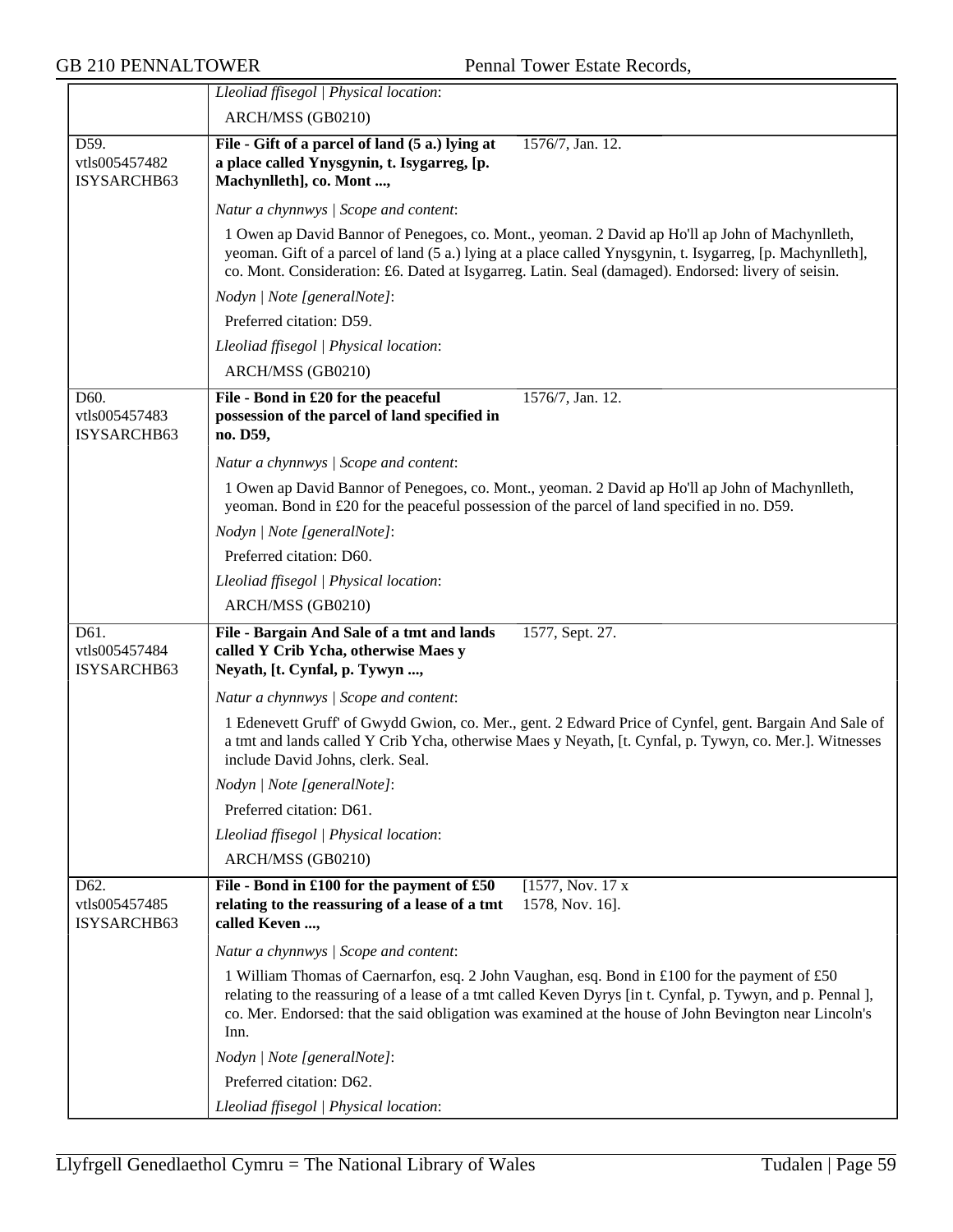*Lleoliad ffisegol | Physical location*:

ARCH/MSS (GB0210)

D59.
vtls005457482
ISYSARCHB63

**File - Gift of a parcel of land (5 a.) lying at a place called Ynysgynin, t. Isygarreg, [p. Machynlleth], co. Mont ...,**

1576/7, Jan. 12.

*Natur a chynnwys | Scope and content*:

1 Owen ap David Bannor of Penegoes, co. Mont., yeoman. 2 David ap Ho'll ap John of Machynlleth, yeoman. Gift of a parcel of land (5 a.) lying at a place called Ynysgynin, t. Isygarreg, [p. Machynlleth], co. Mont. Consideration: £6. Dated at Isygarreg. Latin. Seal (damaged). Endorsed: livery of seisin.

*Nodyn | Note [generalNote]*:

Preferred citation: D59.

*Lleoliad ffisegol | Physical location*:

ARCH/MSS (GB0210)

D60.
vtls005457483
ISYSARCHB63

**File - Bond in £20 for the peaceful possession of the parcel of land specified in no. D59,**

1576/7, Jan. 12.

*Natur a chynnwys | Scope and content*:

1 Owen ap David Bannor of Penegoes, co. Mont., yeoman. 2 David ap Ho'll ap John of Machynlleth, yeoman. Bond in £20 for the peaceful possession of the parcel of land specified in no. D59.

*Nodyn | Note [generalNote]*:

Preferred citation: D60.

*Lleoliad ffisegol | Physical location*:

ARCH/MSS (GB0210)

D61.
vtls005457484
ISYSARCHB63

**File - Bargain And Sale of a tmt and lands called Y Crib Ycha, otherwise Maes y Neyath, [t. Cynfal, p. Tywyn ...,**

1577, Sept. 27.

*Natur a chynnwys | Scope and content*:

1 Edenevett Gruff' of Gwydd Gwion, co. Mer., gent. 2 Edward Price of Cynfel, gent. Bargain And Sale of a tmt and lands called Y Crib Ycha, otherwise Maes y Neyath, [t. Cynfal, p. Tywyn, co. Mer.]. Witnesses include David Johns, clerk. Seal.

*Nodyn | Note [generalNote]*:

Preferred citation: D61.

*Lleoliad ffisegol | Physical location*:

ARCH/MSS (GB0210)

D62.
vtls005457485
ISYSARCHB63

**File - Bond in £100 for the payment of £50 relating to the reassuring of a lease of a tmt called Keven ...,**

[1577, Nov. 17 x 1578, Nov. 16].

*Natur a chynnwys | Scope and content*:

1 William Thomas of Caernarfon, esq. 2 John Vaughan, esq. Bond in £100 for the payment of £50 relating to the reassuring of a lease of a tmt called Keven Dyrys [in t. Cynfal, p. Tywyn, and p. Pennal ], co. Mer. Endorsed: that the said obligation was examined at the house of John Bevington near Lincoln's Inn.

*Nodyn | Note [generalNote]*:

Preferred citation: D62.

*Lleoliad ffisegol | Physical location*: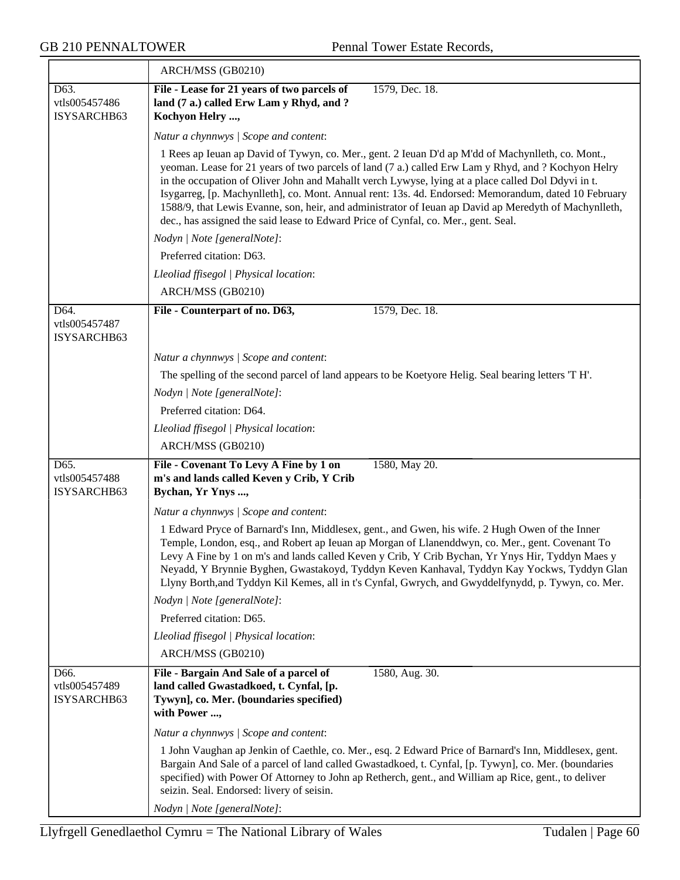| | |
|---|---|
| | ARCH/MSS (GB0210) |
| D63. vtls005457486 ISYSARCHB63 | **File - Lease for 21 years of two parcels of land (7 a.) called Erw Lam y Rhyd, and ? Kochyon Helry ...,** 1579, Dec. 18. |
| | *Natur a chynnwys \| Scope and content*: |
| | 1 Rees ap Ieuan ap David of Tywyn, co. Mer., gent. 2 Ieuan D'd ap M'dd of Machynlleth, co. Mont., yeoman. Lease for 21 years of two parcels of land (7 a.) called Erw Lam y Rhyd, and ? Kochyon Helry in the occupation of Oliver John and Mahallt verch Lywyse, lying at a place called Dol Ddyvi in t. Isygarreg, [p. Machynlleth], co. Mont. Annual rent: 13s. 4d. Endorsed: Memorandum, dated 10 February 1588/9, that Lewis Evanne, son, heir, and administrator of Ieuan ap David ap Meredyth of Machynlleth, dec., has assigned the said lease to Edward Price of Cynfal, co. Mer., gent. Seal. |
| | *Nodyn \| Note [generalNote]*: |
| | Preferred citation: D63. |
| | *Lleoliad ffisegol \| Physical location*: |
| | ARCH/MSS (GB0210) |
| D64. vtls005457487 ISYSARCHB63 | **File - Counterpart of no. D63,** 1579, Dec. 18. |
| | *Natur a chynnwys \| Scope and content*: |
| | The spelling of the second parcel of land appears to be Koetyore Helig. Seal bearing letters 'T H'. |
| | *Nodyn \| Note [generalNote]*: |
| | Preferred citation: D64. |
| | *Lleoliad ffisegol \| Physical location*: |
| | ARCH/MSS (GB0210) |
| D65. vtls005457488 ISYSARCHB63 | **File - Covenant To Levy A Fine by 1 on m's and lands called Keven y Crib, Y Crib Bychan, Yr Ynys ...,** 1580, May 20. |
| | *Natur a chynnwys \| Scope and content*: |
| | 1 Edward Pryce of Barnard's Inn, Middlesex, gent., and Gwen, his wife. 2 Hugh Owen of the Inner Temple, London, esq., and Robert ap Ieuan ap Morgan of Llanenddwyn, co. Mer., gent. Covenant To Levy A Fine by 1 on m's and lands called Keven y Crib, Y Crib Bychan, Yr Ynys Hir, Tyddyn Maes y Neyadd, Y Brynnie Byghen, Gwastakoyd, Tyddyn Keven Kanhaval, Tyddyn Kay Yockws, Tyddyn Glan Llyny Borth,and Tyddyn Kil Kemes, all in t's Cynfal, Gwrych, and Gwyddelfynydd, p. Tywyn, co. Mer. |
| | *Nodyn \| Note [generalNote]*: |
| | Preferred citation: D65. |
| | *Lleoliad ffisegol \| Physical location*: |
| | ARCH/MSS (GB0210) |
| D66. vtls005457489 ISYSARCHB63 | **File - Bargain And Sale of a parcel of land called Gwastadkoed, t. Cynfal, [p. Tywyn], co. Mer. (boundaries specified) with Power ...,** 1580, Aug. 30. |
| | *Natur a chynnwys \| Scope and content*: |
| | 1 John Vaughan ap Jenkin of Caethle, co. Mer., esq. 2 Edward Price of Barnard's Inn, Middlesex, gent. Bargain And Sale of a parcel of land called Gwastadkoed, t. Cynfal, [p. Tywyn], co. Mer. (boundaries specified) with Power Of Attorney to John ap Retherch, gent., and William ap Rice, gent., to deliver seizin. Seal. Endorsed: livery of seisin. |
| | *Nodyn \| Note [generalNote]*: |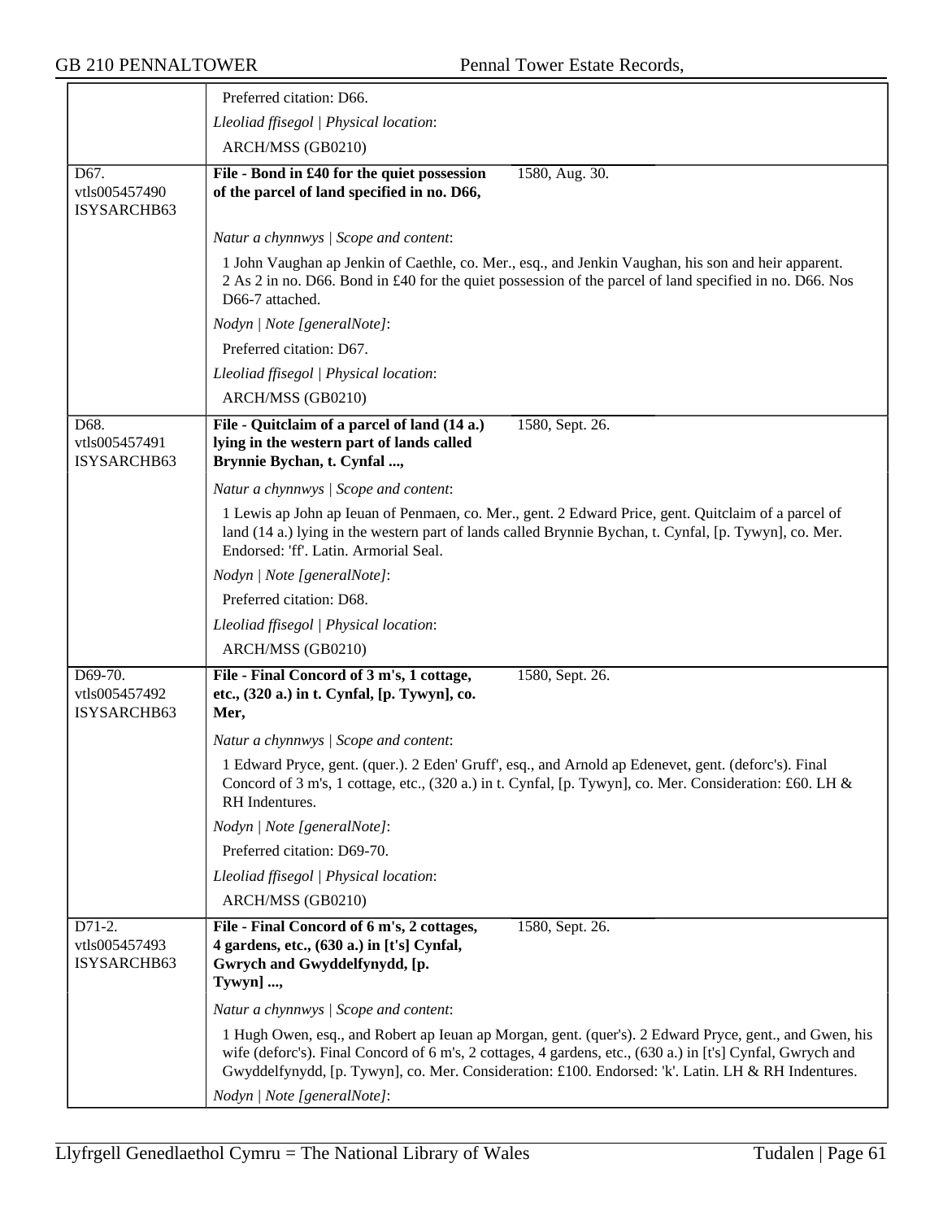Preferred citation: D66.

*Lleoliad ffisegol | Physical location*:

ARCH/MSS (GB0210)

**D67.**
vtls005457490
ISYSARCHB63

**File - Bond in £40 for the quiet possession of the parcel of land specified in no. D66,** 1580, Aug. 30.

*Natur a chynnwys | Scope and content*:

1 John Vaughan ap Jenkin of Caethle, co. Mer., esq., and Jenkin Vaughan, his son and heir apparent. 2 As 2 in no. D66. Bond in £40 for the quiet possession of the parcel of land specified in no. D66. Nos D66-7 attached.

*Nodyn | Note [generalNote]*:

Preferred citation: D67.

*Lleoliad ffisegol | Physical location*:

ARCH/MSS (GB0210)

**D68.**
vtls005457491
ISYSARCHB63

**File - Quitclaim of a parcel of land (14 a.) lying in the western part of lands called Brynnie Bychan, t. Cynfal ...,** 1580, Sept. 26.

*Natur a chynnwys | Scope and content*:

1 Lewis ap John ap Ieuan of Penmaen, co. Mer., gent. 2 Edward Price, gent. Quitclaim of a parcel of land (14 a.) lying in the western part of lands called Brynnie Bychan, t. Cynfal, [p. Tywyn], co. Mer. Endorsed: 'ff'. Latin. Armorial Seal.

*Nodyn | Note [generalNote]*:

Preferred citation: D68.

*Lleoliad ffisegol | Physical location*:

ARCH/MSS (GB0210)

**D69-70.**
vtls005457492
ISYSARCHB63

**File - Final Concord of 3 m's, 1 cottage, etc., (320 a.) in t. Cynfal, [p. Tywyn], co. Mer,** 1580, Sept. 26.

*Natur a chynnwys | Scope and content*:

1 Edward Pryce, gent. (quer.). 2 Eden' Gruff', esq., and Arnold ap Edenevet, gent. (deforc's). Final Concord of 3 m's, 1 cottage, etc., (320 a.) in t. Cynfal, [p. Tywyn], co. Mer. Consideration: £60. LH & RH Indentures.

*Nodyn | Note [generalNote]*:

Preferred citation: D69-70.

*Lleoliad ffisegol | Physical location*:

ARCH/MSS (GB0210)

**D71-2.**
vtls005457493
ISYSARCHB63

**File - Final Concord of 6 m's, 2 cottages, 4 gardens, etc., (630 a.) in [t's] Cynfal, Gwrych and Gwyddelfynydd, [p. Tywyn] ...,** 1580, Sept. 26.

*Natur a chynnwys | Scope and content*:

1 Hugh Owen, esq., and Robert ap Ieuan ap Morgan, gent. (quer's). 2 Edward Pryce, gent., and Gwen, his wife (deforc's). Final Concord of 6 m's, 2 cottages, 4 gardens, etc., (630 a.) in [t's] Cynfal, Gwrych and Gwyddelfynydd, [p. Tywyn], co. Mer. Consideration: £100. Endorsed: 'k'. Latin. LH & RH Indentures.

*Nodyn | Note [generalNote]*: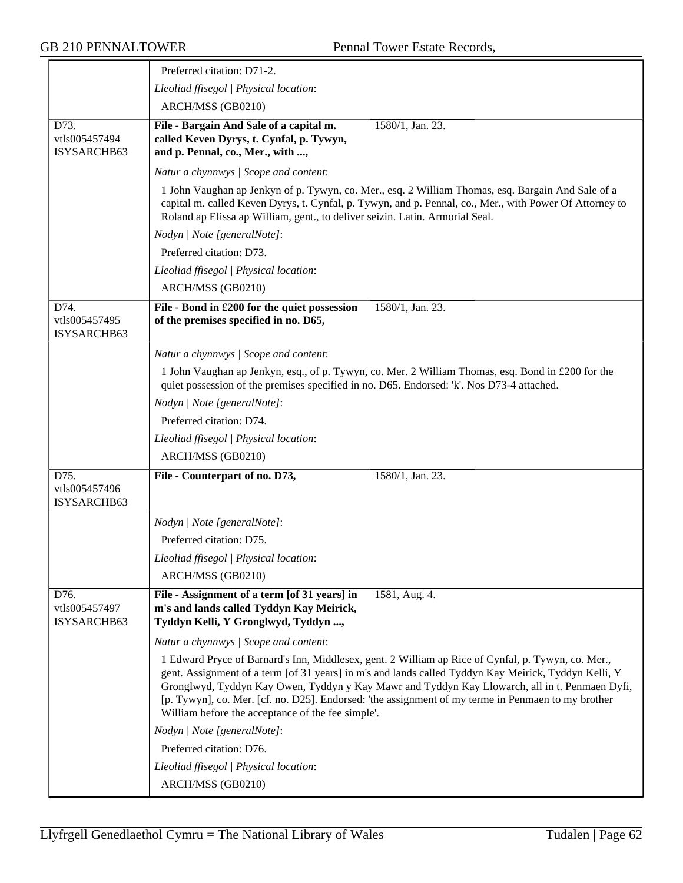Preferred citation: D71-2.

*Lleoliad ffisegol | Physical location*:

ARCH/MSS (GB0210)

---

D73.
vtls005457494
ISYSARCHB63

**File - Bargain And Sale of a capital m. called Keven Dyrys, t. Cynfal, p. Tywyn, and p. Pennal, co., Mer., with ...,** 1580/1, Jan. 23.

*Natur a chynnwys | Scope and content*:

1 John Vaughan ap Jenkyn of p. Tywyn, co. Mer., esq. 2 William Thomas, esq. Bargain And Sale of a capital m. called Keven Dyrys, t. Cynfal, p. Tywyn, and p. Pennal, co., Mer., with Power Of Attorney to Roland ap Elissa ap William, gent., to deliver seizin. Latin. Armorial Seal.

*Nodyn | Note [generalNote]*:

Preferred citation: D73.

*Lleoliad ffisegol | Physical location*:

ARCH/MSS (GB0210)

---

D74.
vtls005457495
ISYSARCHB63

**File - Bond in £200 for the quiet possession of the premises specified in no. D65,** 1580/1, Jan. 23.

*Natur a chynnwys | Scope and content*:

1 John Vaughan ap Jenkyn, esq., of p. Tywyn, co. Mer. 2 William Thomas, esq. Bond in £200 for the quiet possession of the premises specified in no. D65. Endorsed: 'k'. Nos D73-4 attached.

*Nodyn | Note [generalNote]*:

Preferred citation: D74.

*Lleoliad ffisegol | Physical location*:

ARCH/MSS (GB0210)

---

D75.
vtls005457496
ISYSARCHB63

**File - Counterpart of no. D73,** 1580/1, Jan. 23.

*Nodyn | Note [generalNote]*:

Preferred citation: D75.

*Lleoliad ffisegol | Physical location*:

ARCH/MSS (GB0210)

---

D76.
vtls005457497
ISYSARCHB63

**File - Assignment of a term [of 31 years] in m's and lands called Tyddyn Kay Meirick, Tyddyn Kelli, Y Gronglwyd, Tyddyn ...,** 1581, Aug. 4.

*Natur a chynnwys | Scope and content*:

1 Edward Pryce of Barnard's Inn, Middlesex, gent. 2 William ap Rice of Cynfal, p. Tywyn, co. Mer., gent. Assignment of a term [of 31 years] in m's and lands called Tyddyn Kay Meirick, Tyddyn Kelli, Y Gronglwyd, Tyddyn Kay Owen, Tyddyn y Kay Mawr and Tyddyn Kay Llowarch, all in t. Penmaen Dyfi, [p. Tywyn], co. Mer. [cf. no. D25]. Endorsed: 'the assignment of my terme in Penmaen to my brother William before the acceptance of the fee simple'.

*Nodyn | Note [generalNote]*:

Preferred citation: D76.

*Lleoliad ffisegol | Physical location*:

ARCH/MSS (GB0210)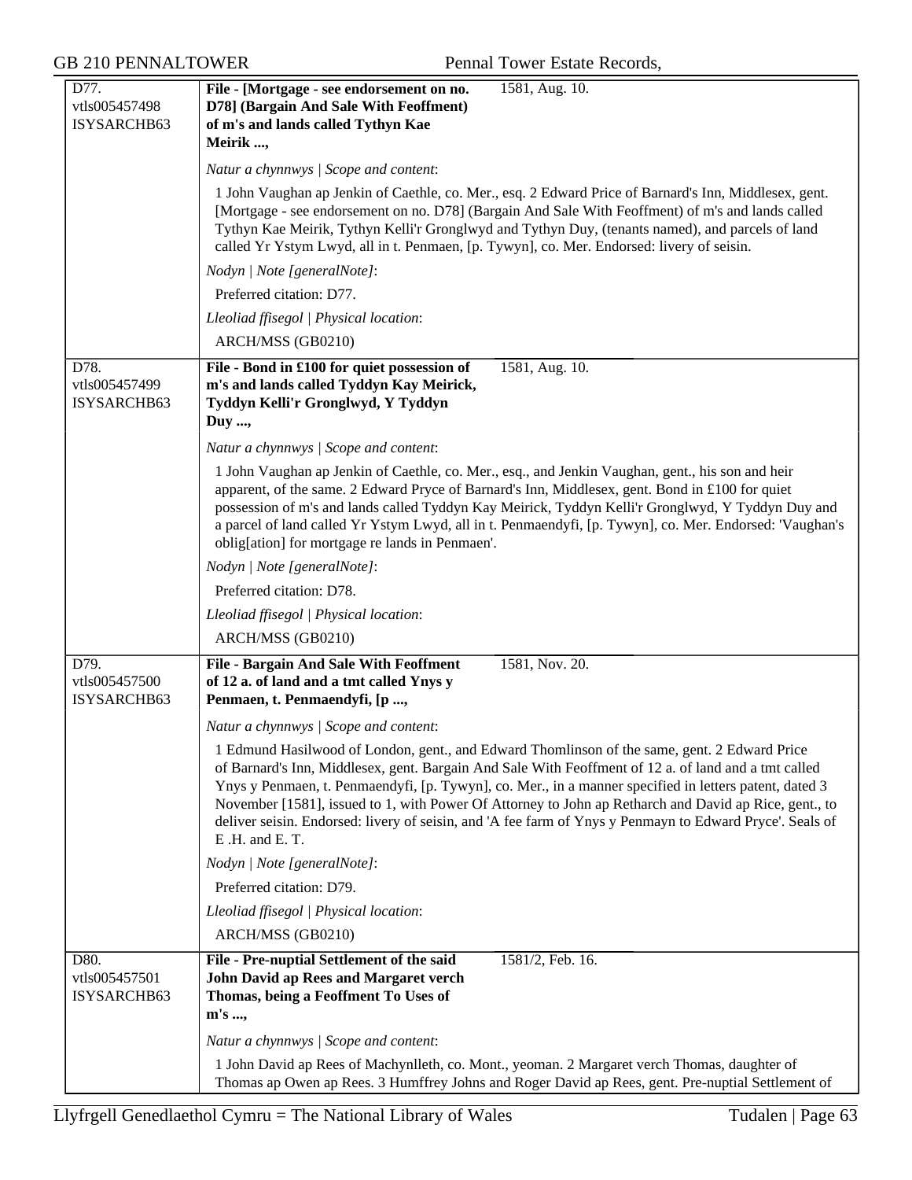| | |
|---|---|
| D77.<br>vtls005457498<br>ISYSARCHB63 | **File - [Mortgage - see endorsement on no. D78] (Bargain And Sale With Feoffment) of m's and lands called Tythyn Kae Meirik ...,** 1581, Aug. 10.<br><br>*Natur a chynnwys \| Scope and content*:<br><br>1 John Vaughan ap Jenkin of Caethle, co. Mer., esq. 2 Edward Price of Barnard's Inn, Middlesex, gent. [Mortgage - see endorsement on no. D78] (Bargain And Sale With Feoffment) of m's and lands called Tythyn Kae Meirik, Tythyn Kelli'r Gronglwyd and Tythyn Duy, (tenants named), and parcels of land called Yr Ystym Lwyd, all in t. Penmaen, [p. Tywyn], co. Mer. Endorsed: livery of seisin.<br><br>*Nodyn \| Note [generalNote]*:<br><br>Preferred citation: D77.<br><br>*Lleoliad ffisegol \| Physical location*:<br><br>ARCH/MSS (GB0210) |
| D78.<br>vtls005457499<br>ISYSARCHB63 | **File - Bond in £100 for quiet possession of m's and lands called Tyddyn Kay Meirick, Tyddyn Kelli'r Gronglwyd, Y Tyddyn Duy ...,** 1581, Aug. 10.<br><br>*Natur a chynnwys \| Scope and content*:<br><br>1 John Vaughan ap Jenkin of Caethle, co. Mer., esq., and Jenkin Vaughan, gent., his son and heir apparent, of the same. 2 Edward Pryce of Barnard's Inn, Middlesex, gent. Bond in £100 for quiet possession of m's and lands called Tyddyn Kay Meirick, Tyddyn Kelli'r Gronglwyd, Y Tyddyn Duy and a parcel of land called Yr Ystym Lwyd, all in t. Penmaendyfi, [p. Tywyn], co. Mer. Endorsed: 'Vaughan's oblig[ation] for mortgage re lands in Penmaen'.<br><br>*Nodyn \| Note [generalNote]*:<br><br>Preferred citation: D78.<br><br>*Lleoliad ffisegol \| Physical location*:<br><br>ARCH/MSS (GB0210) |
| D79.<br>vtls005457500<br>ISYSARCHB63 | **File - Bargain And Sale With Feoffment of 12 a. of land and a tmt called Ynys y Penmaen, t. Penmaendyfi, [p ...,** 1581, Nov. 20.<br><br>*Natur a chynnwys \| Scope and content*:<br><br>1 Edmund Hasilwood of London, gent., and Edward Thomlinson of the same, gent. 2 Edward Price of Barnard's Inn, Middlesex, gent. Bargain And Sale With Feoffment of 12 a. of land and a tmt called Ynys y Penmaen, t. Penmaendyfi, [p. Tywyn], co. Mer., in a manner specified in letters patent, dated 3 November [1581], issued to 1, with Power Of Attorney to John ap Retharch and David ap Rice, gent., to deliver seisin. Endorsed: livery of seisin, and 'A fee farm of Ynys y Penmayn to Edward Pryce'. Seals of E .H. and E. T.<br><br>*Nodyn \| Note [generalNote]*:<br><br>Preferred citation: D79.<br><br>*Lleoliad ffisegol \| Physical location*:<br><br>ARCH/MSS (GB0210) |
| D80.<br>vtls005457501<br>ISYSARCHB63 | **File - Pre-nuptial Settlement of the said John David ap Rees and Margaret verch Thomas, being a Feoffment To Uses of m's ...,** 1581/2, Feb. 16.<br><br>*Natur a chynnwys \| Scope and content*:<br><br>1 John David ap Rees of Machynlleth, co. Mont., yeoman. 2 Margaret verch Thomas, daughter of Thomas ap Owen ap Rees. 3 Humffrey Johns and Roger David ap Rees, gent. Pre-nuptial Settlement of |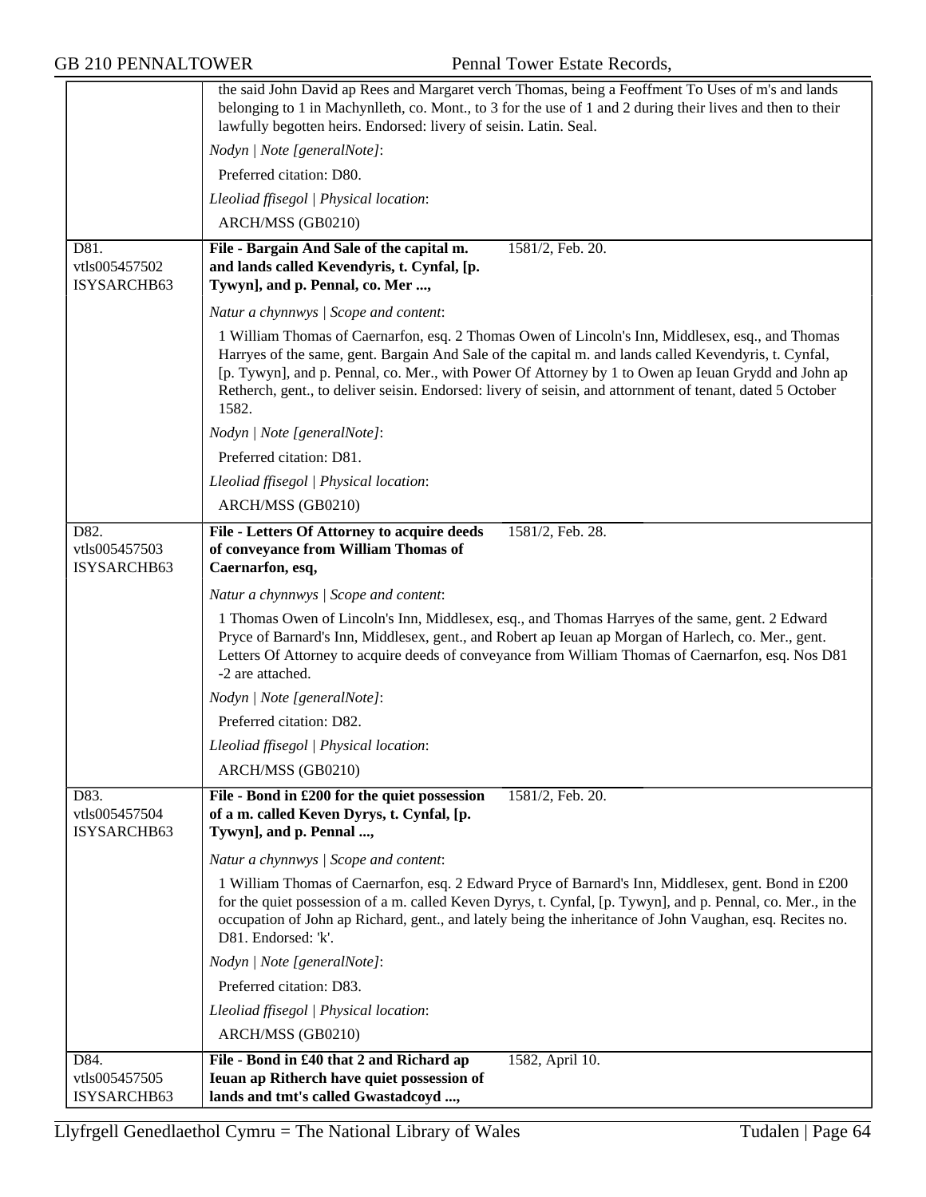the said John David ap Rees and Margaret verch Thomas, being a Feoffment To Uses of m's and lands belonging to 1 in Machynlleth, co. Mont., to 3 for the use of 1 and 2 during their lives and then to their lawfully begotten heirs. Endorsed: livery of seisin. Latin. Seal.

*Nodyn | Note [generalNote]*:

Preferred citation: D80.

*Lleoliad ffisegol | Physical location*:

ARCH/MSS (GB0210)

---

D81.
vtls005457502
ISYSARCHB63

**File - Bargain And Sale of the capital m. and lands called Kevendyris, t. Cynfal, [p. Tywyn], and p. Pennal, co. Mer ...,** 1581/2, Feb. 20.

*Natur a chynnwys | Scope and content*:

1 William Thomas of Caernarfon, esq. 2 Thomas Owen of Lincoln's Inn, Middlesex, esq., and Thomas Harryes of the same, gent. Bargain And Sale of the capital m. and lands called Kevendyris, t. Cynfal, [p. Tywyn], and p. Pennal, co. Mer., with Power Of Attorney by 1 to Owen ap Ieuan Grydd and John ap Retherch, gent., to deliver seisin. Endorsed: livery of seisin, and attornment of tenant, dated 5 October 1582.

*Nodyn | Note [generalNote]*:

Preferred citation: D81.

*Lleoliad ffisegol | Physical location*:

ARCH/MSS (GB0210)

---

D82.
vtls005457503
ISYSARCHB63

**File - Letters Of Attorney to acquire deeds of conveyance from William Thomas of Caernarfon, esq,** 1581/2, Feb. 28.

*Natur a chynnwys | Scope and content*:

1 Thomas Owen of Lincoln's Inn, Middlesex, esq., and Thomas Harryes of the same, gent. 2 Edward Pryce of Barnard's Inn, Middlesex, gent., and Robert ap Ieuan ap Morgan of Harlech, co. Mer., gent. Letters Of Attorney to acquire deeds of conveyance from William Thomas of Caernarfon, esq. Nos D81 -2 are attached.

*Nodyn | Note [generalNote]*:

Preferred citation: D82.

*Lleoliad ffisegol | Physical location*:

ARCH/MSS (GB0210)

---

D83.
vtls005457504
ISYSARCHB63

**File - Bond in £200 for the quiet possession of a m. called Keven Dyrys, t. Cynfal, [p. Tywyn], and p. Pennal ...,** 1581/2, Feb. 20.

*Natur a chynnwys | Scope and content*:

1 William Thomas of Caernarfon, esq. 2 Edward Pryce of Barnard's Inn, Middlesex, gent. Bond in £200 for the quiet possession of a m. called Keven Dyrys, t. Cynfal, [p. Tywyn], and p. Pennal, co. Mer., in the occupation of John ap Richard, gent., and lately being the inheritance of John Vaughan, esq. Recites no. D81. Endorsed: 'k'.

*Nodyn | Note [generalNote]*:

Preferred citation: D83.

*Lleoliad ffisegol | Physical location*:

ARCH/MSS (GB0210)

---

D84.
vtls005457505
ISYSARCHB63

**File - Bond in £40 that 2 and Richard ap Ieuan ap Ritherch have quiet possession of lands and tmt's called Gwastadcoyd ...,** 1582, April 10.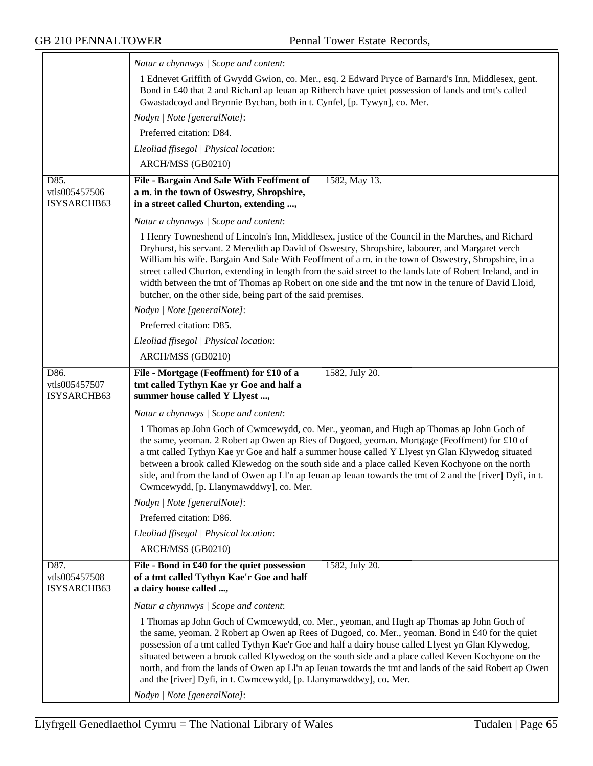*Natur a chynnwys | Scope and content*:

1 Ednevet Griffith of Gwydd Gwion, co. Mer., esq. 2 Edward Pryce of Barnard's Inn, Middlesex, gent. Bond in £40 that 2 and Richard ap Ieuan ap Ritherch have quiet possession of lands and tmt's called Gwastadcoyd and Brynnie Bychan, both in t. Cynfel, [p. Tywyn], co. Mer.

*Nodyn | Note [generalNote]*:

Preferred citation: D84.

*Lleoliad ffisegol | Physical location*:

ARCH/MSS (GB0210)

---

D85.
vtls005457506
ISYSARCHB63

**File - Bargain And Sale With Feoffment of a m. in the town of Oswestry, Shropshire, in a street called Churton, extending ...,** 1582, May 13.

*Natur a chynnwys | Scope and content*:

1 Henry Towneshend of Lincoln's Inn, Middlesex, justice of the Council in the Marches, and Richard Dryhurst, his servant. 2 Meredith ap David of Oswestry, Shropshire, labourer, and Margaret verch William his wife. Bargain And Sale With Feoffment of a m. in the town of Oswestry, Shropshire, in a street called Churton, extending in length from the said street to the lands late of Robert Ireland, and in width between the tmt of Thomas ap Robert on one side and the tmt now in the tenure of David Lloid, butcher, on the other side, being part of the said premises.

*Nodyn | Note [generalNote]*:

Preferred citation: D85.

*Lleoliad ffisegol | Physical location*:

ARCH/MSS (GB0210)

---

D86.
vtls005457507
ISYSARCHB63

**File - Mortgage (Feoffment) for £10 of a tmt called Tythyn Kae yr Goe and half a summer house called Y Llyest ...,** 1582, July 20.

*Natur a chynnwys | Scope and content*:

1 Thomas ap John Goch of Cwmcewydd, co. Mer., yeoman, and Hugh ap Thomas ap John Goch of the same, yeoman. 2 Robert ap Owen ap Ries of Dugoed, yeoman. Mortgage (Feoffment) for £10 of a tmt called Tythyn Kae yr Goe and half a summer house called Y Llyest yn Glan Klywedog situated between a brook called Klewedog on the south side and a place called Keven Kochyone on the north side, and from the land of Owen ap Ll'n ap Ieuan ap Ieuan towards the tmt of 2 and the [river] Dyfi, in t. Cwmcewydd, [p. Llanymawddwy], co. Mer.

*Nodyn | Note [generalNote]*:

Preferred citation: D86.

*Lleoliad ffisegol | Physical location*:

ARCH/MSS (GB0210)

---

D87.
vtls005457508
ISYSARCHB63

**File - Bond in £40 for the quiet possession of a tmt called Tythyn Kae'r Goe and half a dairy house called ...,** 1582, July 20.

*Natur a chynnwys | Scope and content*:

1 Thomas ap John Goch of Cwmcewydd, co. Mer., yeoman, and Hugh ap Thomas ap John Goch of the same, yeoman. 2 Robert ap Owen ap Rees of Dugoed, co. Mer., yeoman. Bond in £40 for the quiet possession of a tmt called Tythyn Kae'r Goe and half a dairy house called Llyest yn Glan Klywedog, situated between a brook called Klywedog on the south side and a place called Keven Kochyone on the north, and from the lands of Owen ap Ll'n ap Ieuan towards the tmt and lands of the said Robert ap Owen and the [river] Dyfi, in t. Cwmcewydd, [p. Llanymawddwy], co. Mer.

*Nodyn | Note [generalNote]*: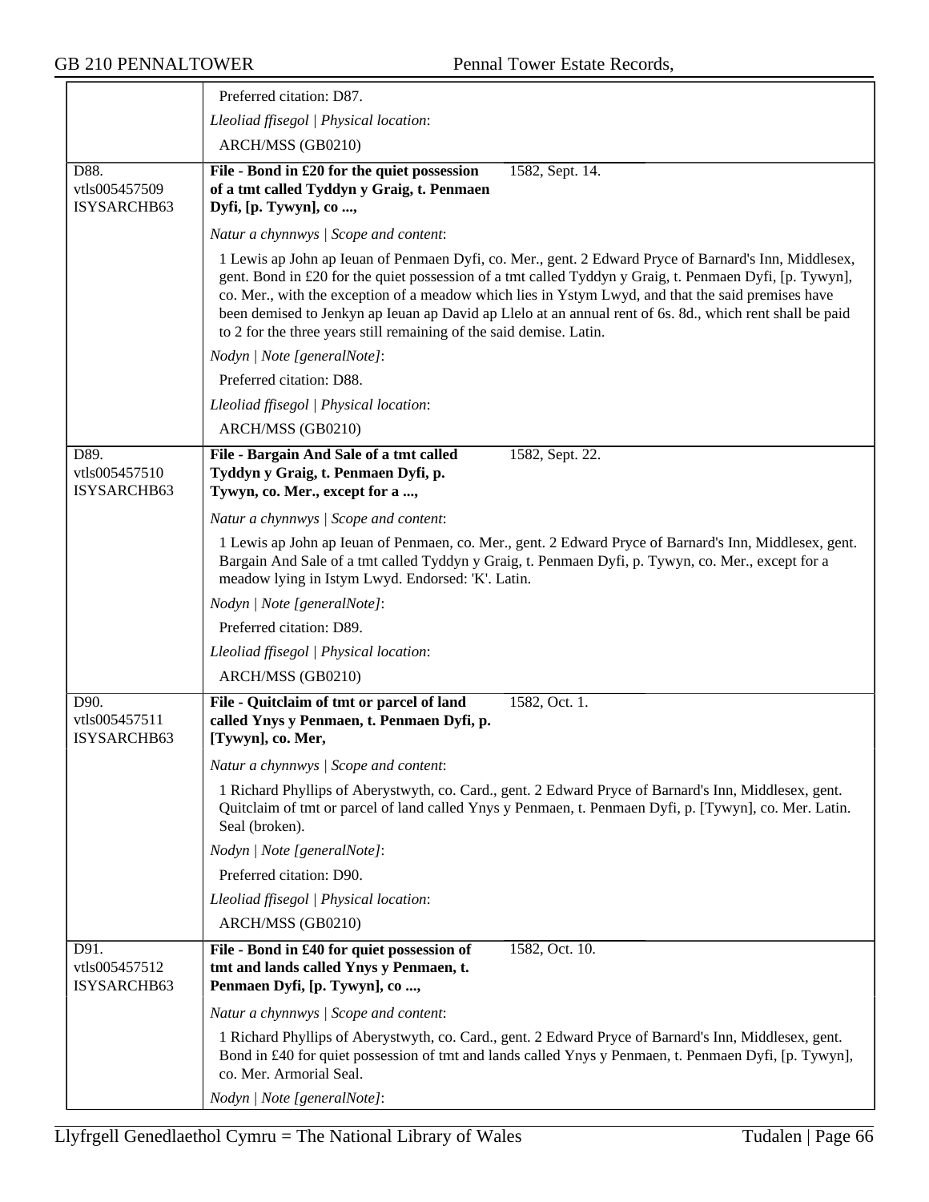Preferred citation: D87.

*Lleoliad ffisegol | Physical location*:

ARCH/MSS (GB0210)

---

D88.
vtls005457509
ISYSARCHB63

**File - Bond in £20 for the quiet possession of a tmt called Tyddyn y Graig, t. Penmaen Dyfi, [p. Tywyn], co ...,** 1582, Sept. 14.

*Natur a chynnwys | Scope and content*:

1 Lewis ap John ap Ieuan of Penmaen Dyfi, co. Mer., gent. 2 Edward Pryce of Barnard's Inn, Middlesex, gent. Bond in £20 for the quiet possession of a tmt called Tyddyn y Graig, t. Penmaen Dyfi, [p. Tywyn], co. Mer., with the exception of a meadow which lies in Ystym Lwyd, and that the said premises have been demised to Jenkyn ap Ieuan ap David ap Llelo at an annual rent of 6s. 8d., which rent shall be paid to 2 for the three years still remaining of the said demise. Latin.

*Nodyn | Note [generalNote]*:

Preferred citation: D88.

*Lleoliad ffisegol | Physical location*:

ARCH/MSS (GB0210)

---

D89.
vtls005457510
ISYSARCHB63

**File - Bargain And Sale of a tmt called Tyddyn y Graig, t. Penmaen Dyfi, p. Tywyn, co. Mer., except for a ...,** 1582, Sept. 22.

*Natur a chynnwys | Scope and content*:

1 Lewis ap John ap Ieuan of Penmaen, co. Mer., gent. 2 Edward Pryce of Barnard's Inn, Middlesex, gent. Bargain And Sale of a tmt called Tyddyn y Graig, t. Penmaen Dyfi, p. Tywyn, co. Mer., except for a meadow lying in Istym Lwyd. Endorsed: 'K'. Latin.

*Nodyn | Note [generalNote]*:

Preferred citation: D89.

*Lleoliad ffisegol | Physical location*:

ARCH/MSS (GB0210)

---

D90.
vtls005457511
ISYSARCHB63

**File - Quitclaim of tmt or parcel of land called Ynys y Penmaen, t. Penmaen Dyfi, p. [Tywyn], co. Mer,** 1582, Oct. 1.

*Natur a chynnwys | Scope and content*:

1 Richard Phyllips of Aberystwyth, co. Card., gent. 2 Edward Pryce of Barnard's Inn, Middlesex, gent. Quitclaim of tmt or parcel of land called Ynys y Penmaen, t. Penmaen Dyfi, p. [Tywyn], co. Mer. Latin. Seal (broken).

*Nodyn | Note [generalNote]*:

Preferred citation: D90.

*Lleoliad ffisegol | Physical location*:

ARCH/MSS (GB0210)

---

D91.
vtls005457512
ISYSARCHB63

**File - Bond in £40 for quiet possession of tmt and lands called Ynys y Penmaen, t. Penmaen Dyfi, [p. Tywyn], co ...,** 1582, Oct. 10.

*Natur a chynnwys | Scope and content*:

1 Richard Phyllips of Aberystwyth, co. Card., gent. 2 Edward Pryce of Barnard's Inn, Middlesex, gent. Bond in £40 for quiet possession of tmt and lands called Ynys y Penmaen, t. Penmaen Dyfi, [p. Tywyn], co. Mer. Armorial Seal.

*Nodyn | Note [generalNote]*: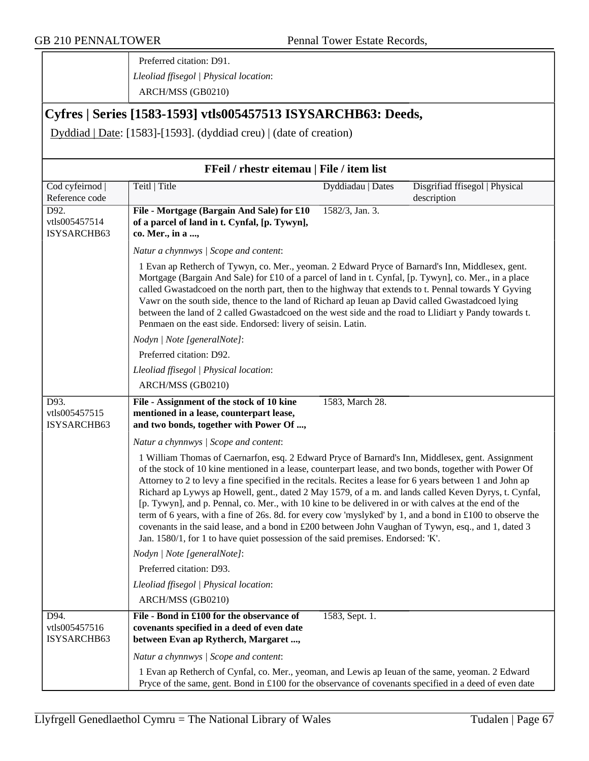Preferred citation: D91.

*Lleoliad ffisegol | Physical location*:

ARCH/MSS (GB0210)

## Cyfres | Series [1583-1593] vtls005457513 ISYSARCHB63: Deeds,

Dyddiad | Date: [1583]-[1593]. (dyddiad creu) | (date of creation)

### FFeil / rhestr eitemau | File / item list

| Cod cyfeirnod \| Reference code | Teitl \| Title | Dyddiadau \| Dates | Disgrifiad ffisegol \| Physical description |
|---|---|---|---|
| D92. vtls005457514 ISYSARCHB63 | **File - Mortgage (Bargain And Sale) for £10 of a parcel of land in t. Cynfal, [p. Tywyn], co. Mer., in a ...,** | 1582/3, Jan. 3. | |

*Natur a chynnwys | Scope and content*:

1 Evan ap Retherch of Tywyn, co. Mer., yeoman. 2 Edward Pryce of Barnard's Inn, Middlesex, gent. Mortgage (Bargain And Sale) for £10 of a parcel of land in t. Cynfal, [p. Tywyn], co. Mer., in a place called Gwastadcoed on the north part, then to the highway that extends to t. Pennal towards Y Gyving Vawr on the south side, thence to the land of Richard ap Ieuan ap David called Gwastadcoed lying between the land of 2 called Gwastadcoed on the west side and the road to Llidiart y Pandy towards t. Penmaen on the east side. Endorsed: livery of seisin. Latin.

*Nodyn | Note [generalNote]*:

Preferred citation: D92.

*Lleoliad ffisegol | Physical location*:

ARCH/MSS (GB0210)

| Cod cyfeirnod \| Reference code | Teitl \| Title | Dyddiadau \| Dates | Disgrifiad ffisegol \| Physical description |
|---|---|---|---|
| D93. vtls005457515 ISYSARCHB63 | **File - Assignment of the stock of 10 kine mentioned in a lease, counterpart lease, and two bonds, together with Power Of ...,** | 1583, March 28. | |

*Natur a chynnwys | Scope and content*:

1 William Thomas of Caernarfon, esq. 2 Edward Pryce of Barnard's Inn, Middlesex, gent. Assignment of the stock of 10 kine mentioned in a lease, counterpart lease, and two bonds, together with Power Of Attorney to 2 to levy a fine specified in the recitals. Recites a lease for 6 years between 1 and John ap Richard ap Lywys ap Howell, gent., dated 2 May 1579, of a m. and lands called Keven Dyrys, t. Cynfal, [p. Tywyn], and p. Pennal, co. Mer., with 10 kine to be delivered in or with calves at the end of the term of 6 years, with a fine of 26s. 8d. for every cow 'myslyked' by 1, and a bond in £100 to observe the covenants in the said lease, and a bond in £200 between John Vaughan of Tywyn, esq., and 1, dated 3 Jan. 1580/1, for 1 to have quiet possession of the said premises. Endorsed: 'K'.

*Nodyn | Note [generalNote]*:

Preferred citation: D93.

*Lleoliad ffisegol | Physical location*:

ARCH/MSS (GB0210)

| Cod cyfeirnod \| Reference code | Teitl \| Title | Dyddiadau \| Dates | Disgrifiad ffisegol \| Physical description |
|---|---|---|---|
| D94. vtls005457516 ISYSARCHB63 | **File - Bond in £100 for the observance of covenants specified in a deed of even date between Evan ap Rytherch, Margaret ...,** | 1583, Sept. 1. | |

*Natur a chynnwys | Scope and content*:

1 Evan ap Retherch of Cynfal, co. Mer., yeoman, and Lewis ap Ieuan of the same, yeoman. 2 Edward Pryce of the same, gent. Bond in £100 for the observance of covenants specified in a deed of even date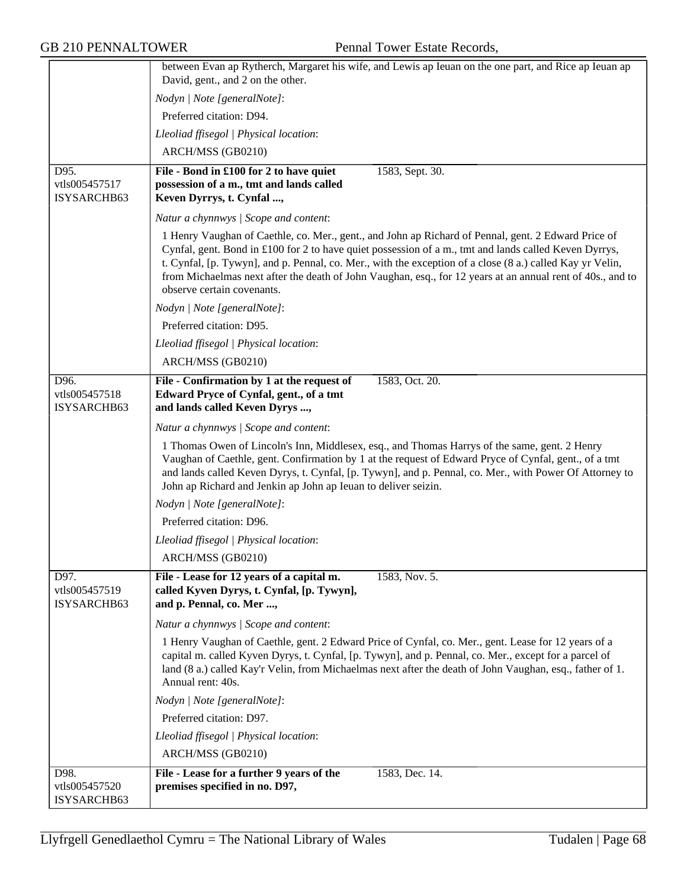between Evan ap Rytherch, Margaret his wife, and Lewis ap Ieuan on the one part, and Rice ap Ieuan ap David, gent., and 2 on the other.

*Nodyn | Note [generalNote]*:

Preferred citation: D94.

*Lleoliad ffisegol | Physical location*:

ARCH/MSS (GB0210)

---

D95.
vtls005457517
ISYSARCHB63

**File - Bond in £100 for 2 to have quiet possession of a m., tmt and lands called Keven Dyrrys, t. Cynfal ...,** 1583, Sept. 30.

*Natur a chynnwys | Scope and content*:

1 Henry Vaughan of Caethle, co. Mer., gent., and John ap Richard of Pennal, gent. 2 Edward Price of Cynfal, gent. Bond in £100 for 2 to have quiet possession of a m., tmt and lands called Keven Dyrrys, t. Cynfal, [p. Tywyn], and p. Pennal, co. Mer., with the exception of a close (8 a.) called Kay yr Velin, from Michaelmas next after the death of John Vaughan, esq., for 12 years at an annual rent of 40s., and to observe certain covenants.

*Nodyn | Note [generalNote]*:

Preferred citation: D95.

*Lleoliad ffisegol | Physical location*:

ARCH/MSS (GB0210)

---

D96.
vtls005457518
ISYSARCHB63

**File - Confirmation by 1 at the request of Edward Pryce of Cynfal, gent., of a tmt and lands called Keven Dyrys ...,** 1583, Oct. 20.

*Natur a chynnwys | Scope and content*:

1 Thomas Owen of Lincoln's Inn, Middlesex, esq., and Thomas Harrys of the same, gent. 2 Henry Vaughan of Caethle, gent. Confirmation by 1 at the request of Edward Pryce of Cynfal, gent., of a tmt and lands called Keven Dyrys, t. Cynfal, [p. Tywyn], and p. Pennal, co. Mer., with Power Of Attorney to John ap Richard and Jenkin ap John ap Ieuan to deliver seizin.

*Nodyn | Note [generalNote]*:

Preferred citation: D96.

*Lleoliad ffisegol | Physical location*:

ARCH/MSS (GB0210)

---

D97.
vtls005457519
ISYSARCHB63

**File - Lease for 12 years of a capital m. called Kyven Dyrys, t. Cynfal, [p. Tywyn], and p. Pennal, co. Mer ...,** 1583, Nov. 5.

*Natur a chynnwys | Scope and content*:

1 Henry Vaughan of Caethle, gent. 2 Edward Price of Cynfal, co. Mer., gent. Lease for 12 years of a capital m. called Kyven Dyrys, t. Cynfal, [p. Tywyn], and p. Pennal, co. Mer., except for a parcel of land (8 a.) called Kay'r Velin, from Michaelmas next after the death of John Vaughan, esq., father of 1. Annual rent: 40s.

*Nodyn | Note [generalNote]*:

Preferred citation: D97.

*Lleoliad ffisegol | Physical location*:

ARCH/MSS (GB0210)

---

D98.
vtls005457520
ISYSARCHB63

**File - Lease for a further 9 years of the premises specified in no. D97,** 1583, Dec. 14.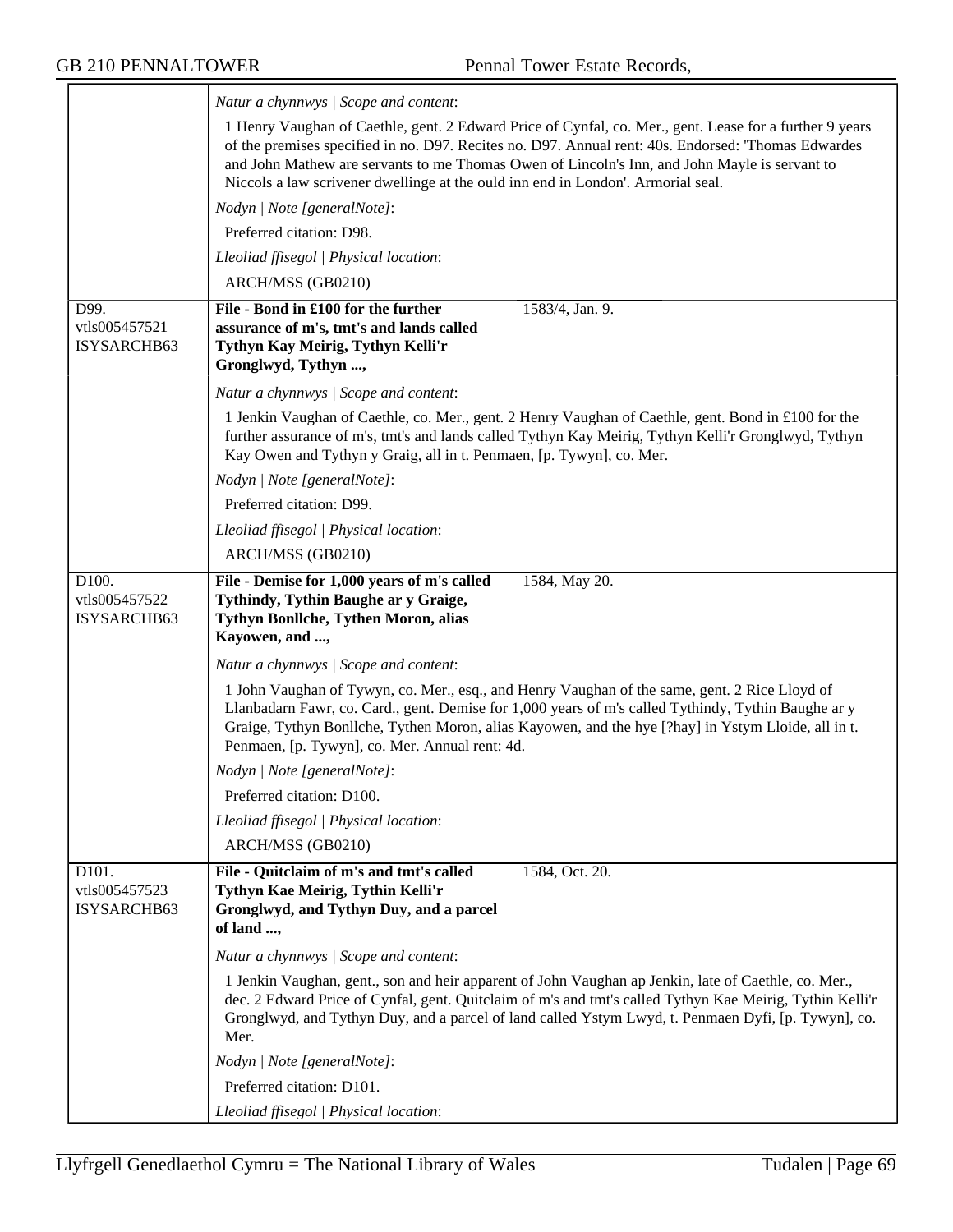*Natur a chynnwys | Scope and content*:

1 Henry Vaughan of Caethle, gent. 2 Edward Price of Cynfal, co. Mer., gent. Lease for a further 9 years of the premises specified in no. D97. Recites no. D97. Annual rent: 40s. Endorsed: 'Thomas Edwardes and John Mathew are servants to me Thomas Owen of Lincoln's Inn, and John Mayle is servant to Niccols a law scrivener dwellinge at the ould inn end in London'. Armorial seal.

*Nodyn | Note [generalNote]*:

Preferred citation: D98.

*Lleoliad ffisegol | Physical location*:

ARCH/MSS (GB0210)

---

D99.
vtls005457521
ISYSARCHB63

**File - Bond in £100 for the further assurance of m's, tmt's and lands called Tythyn Kay Meirig, Tythyn Kelli'r Gronglwyd, Tythyn ...,** 1583/4, Jan. 9.

*Natur a chynnwys | Scope and content*:

1 Jenkin Vaughan of Caethle, co. Mer., gent. 2 Henry Vaughan of Caethle, gent. Bond in £100 for the further assurance of m's, tmt's and lands called Tythyn Kay Meirig, Tythyn Kelli'r Gronglwyd, Tythyn Kay Owen and Tythyn y Graig, all in t. Penmaen, [p. Tywyn], co. Mer.

*Nodyn | Note [generalNote]*:

Preferred citation: D99.

*Lleoliad ffisegol | Physical location*:

ARCH/MSS (GB0210)

---

D100.
vtls005457522
ISYSARCHB63

**File - Demise for 1,000 years of m's called Tythindy, Tythin Baughe ar y Graige, Tythyn Bonllche, Tythen Moron, alias Kayowen, and ...,** 1584, May 20.

*Natur a chynnwys | Scope and content*:

1 John Vaughan of Tywyn, co. Mer., esq., and Henry Vaughan of the same, gent. 2 Rice Lloyd of Llanbadarn Fawr, co. Card., gent. Demise for 1,000 years of m's called Tythindy, Tythin Baughe ar y Graige, Tythyn Bonllche, Tythen Moron, alias Kayowen, and the hye [?hay] in Ystym Lloide, all in t. Penmaen, [p. Tywyn], co. Mer. Annual rent: 4d.

*Nodyn | Note [generalNote]*:

Preferred citation: D100.

*Lleoliad ffisegol | Physical location*:

ARCH/MSS (GB0210)

---

D101.
vtls005457523
ISYSARCHB63

**File - Quitclaim of m's and tmt's called Tythyn Kae Meirig, Tythin Kelli'r Gronglwyd, and Tythyn Duy, and a parcel of land ...,** 1584, Oct. 20.

*Natur a chynnwys | Scope and content*:

1 Jenkin Vaughan, gent., son and heir apparent of John Vaughan ap Jenkin, late of Caethle, co. Mer., dec. 2 Edward Price of Cynfal, gent. Quitclaim of m's and tmt's called Tythyn Kae Meirig, Tythin Kelli'r Gronglwyd, and Tythyn Duy, and a parcel of land called Ystym Lwyd, t. Penmaen Dyfi, [p. Tywyn], co. Mer.

*Nodyn | Note [generalNote]*:

Preferred citation: D101.

*Lleoliad ffisegol | Physical location*: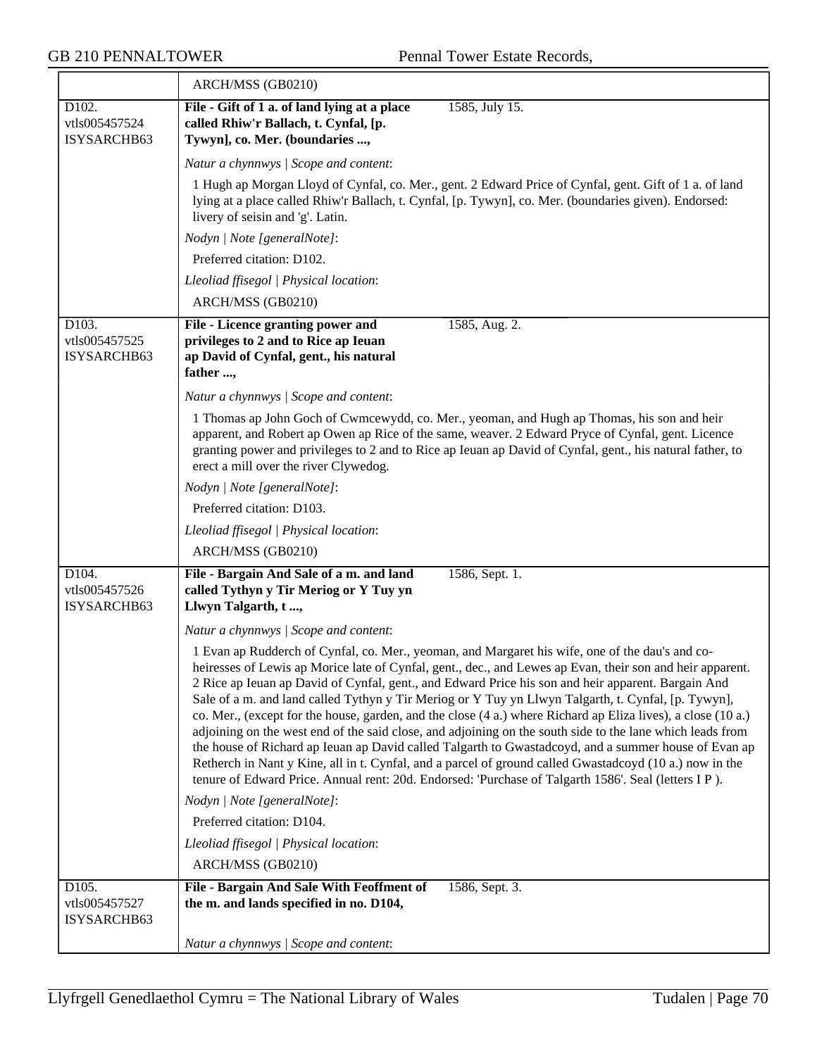ARCH/MSS (GB0210)

D102.
vtls005457524
ISYSARCHB63

**File - Gift of 1 a. of land lying at a place called Rhiw'r Ballach, t. Cynfal, [p. Tywyn], co. Mer. (boundaries ...,** 1585, July 15.

*Natur a chynnwys | Scope and content*:

1 Hugh ap Morgan Lloyd of Cynfal, co. Mer., gent. 2 Edward Price of Cynfal, gent. Gift of 1 a. of land lying at a place called Rhiw'r Ballach, t. Cynfal, [p. Tywyn], co. Mer. (boundaries given). Endorsed: livery of seisin and 'g'. Latin.

*Nodyn | Note [generalNote]*:

Preferred citation: D102.

*Lleoliad ffisegol | Physical location*:

ARCH/MSS (GB0210)

D103.
vtls005457525
ISYSARCHB63

**File - Licence granting power and privileges to 2 and to Rice ap Ieuan ap David of Cynfal, gent., his natural father ...,** 1585, Aug. 2.

*Natur a chynnwys | Scope and content*:

1 Thomas ap John Goch of Cwmcewydd, co. Mer., yeoman, and Hugh ap Thomas, his son and heir apparent, and Robert ap Owen ap Rice of the same, weaver. 2 Edward Pryce of Cynfal, gent. Licence granting power and privileges to 2 and to Rice ap Ieuan ap David of Cynfal, gent., his natural father, to erect a mill over the river Clywedog.

*Nodyn | Note [generalNote]*:

Preferred citation: D103.

*Lleoliad ffisegol | Physical location*:

ARCH/MSS (GB0210)

D104.
vtls005457526
ISYSARCHB63

**File - Bargain And Sale of a m. and land called Tythyn y Tir Meriog or Y Tuy yn Llwyn Talgarth, t ...,** 1586, Sept. 1.

*Natur a chynnwys | Scope and content*:

1 Evan ap Rudderch of Cynfal, co. Mer., yeoman, and Margaret his wife, one of the dau's and co-heiresses of Lewis ap Morice late of Cynfal, gent., dec., and Lewes ap Evan, their son and heir apparent. 2 Rice ap Ieuan ap David of Cynfal, gent., and Edward Price his son and heir apparent. Bargain And Sale of a m. and land called Tythyn y Tir Meriog or Y Tuy yn Llwyn Talgarth, t. Cynfal, [p. Tywyn], co. Mer., (except for the house, garden, and the close (4 a.) where Richard ap Eliza lives), a close (10 a.) adjoining on the west end of the said close, and adjoining on the south side to the lane which leads from the house of Richard ap Ieuan ap David called Talgarth to Gwastadcoyd, and a summer house of Evan ap Retherch in Nant y Kine, all in t. Cynfal, and a parcel of ground called Gwastadcoyd (10 a.) now in the tenure of Edward Price. Annual rent: 20d. Endorsed: 'Purchase of Talgarth 1586'. Seal (letters I P ).

*Nodyn | Note [generalNote]*:

Preferred citation: D104.

*Lleoliad ffisegol | Physical location*:

ARCH/MSS (GB0210)

D105.
vtls005457527
ISYSARCHB63

**File - Bargain And Sale With Feoffment of the m. and lands specified in no. D104,** 1586, Sept. 3.

*Natur a chynnwys | Scope and content*: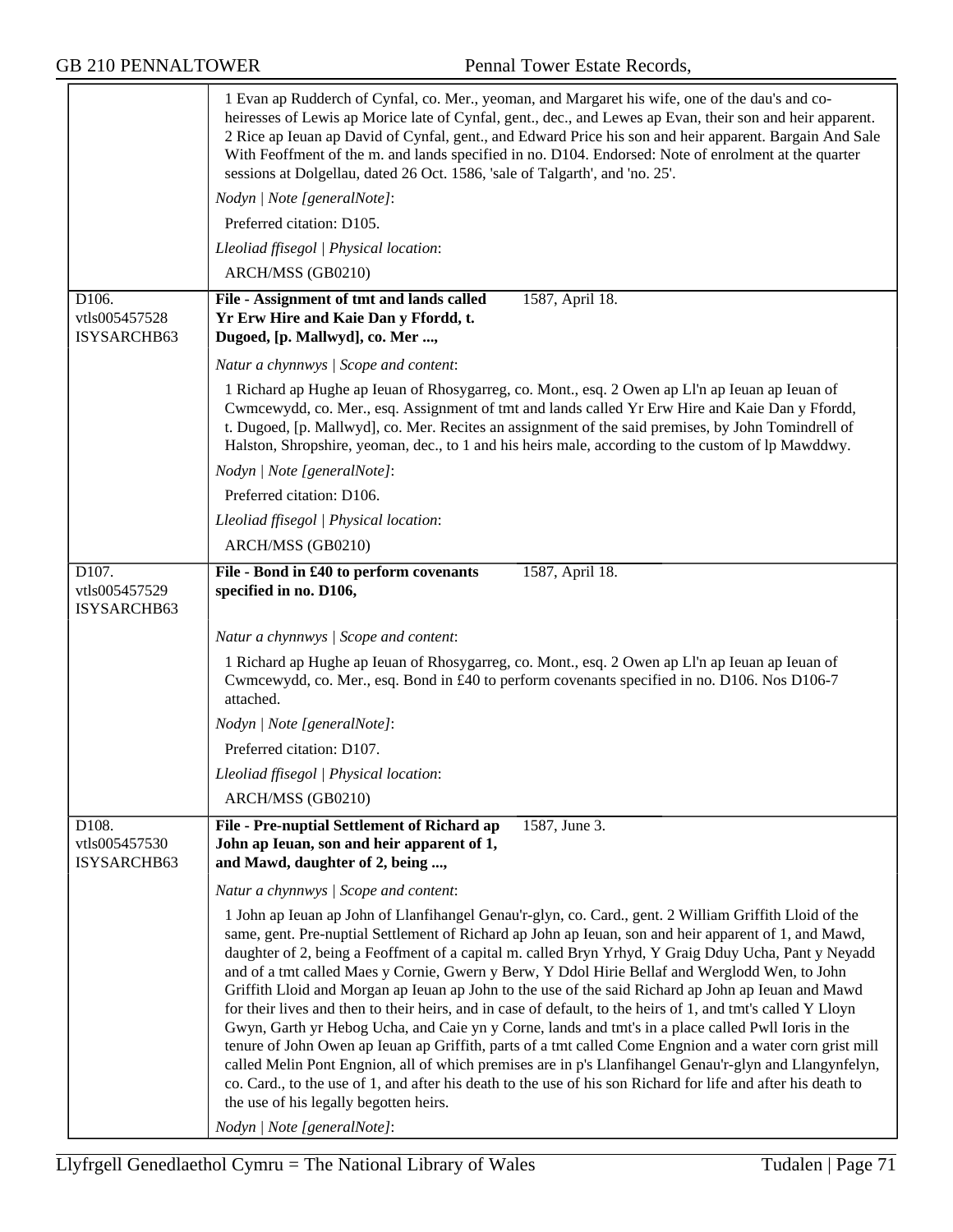| | |
|---|---|
| | 1 Evan ap Rudderch of Cynfal, co. Mer., yeoman, and Margaret his wife, one of the dau's and co-heiresses of Lewis ap Morice late of Cynfal, gent., dec., and Lewes ap Evan, their son and heir apparent. 2 Rice ap Ieuan ap David of Cynfal, gent., and Edward Price his son and heir apparent. Bargain And Sale With Feoffment of the m. and lands specified in no. D104. Endorsed: Note of enrolment at the quarter sessions at Dolgellau, dated 26 Oct. 1586, 'sale of Talgarth', and 'no. 25'.<br>*Nodyn \| Note [generalNote]*:<br>Preferred citation: D105.<br>*Lleoliad ffisegol \| Physical location*:<br>ARCH/MSS (GB0210) |
| D106.<br>vtls005457528<br>ISYSARCHB63 | **File - Assignment of tmt and lands called Yr Erw Hire and Kaie Dan y Ffordd, t. Dugoed, [p. Mallwyd], co. Mer ...,** 1587, April 18.<br>*Natur a chynnwys \| Scope and content*:<br>1 Richard ap Hughe ap Ieuan of Rhosygarreg, co. Mont., esq. 2 Owen ap Ll'n ap Ieuan ap Ieuan of Cwmcewydd, co. Mer., esq. Assignment of tmt and lands called Yr Erw Hire and Kaie Dan y Ffordd, t. Dugoed, [p. Mallwyd], co. Mer. Recites an assignment of the said premises, by John Tomindrell of Halston, Shropshire, yeoman, dec., to 1 and his heirs male, according to the custom of lp Mawddwy.<br>*Nodyn \| Note [generalNote]*:<br>Preferred citation: D106.<br>*Lleoliad ffisegol \| Physical location*:<br>ARCH/MSS (GB0210) |
| D107.<br>vtls005457529<br>ISYSARCHB63 | **File - Bond in £40 to perform covenants specified in no. D106,** 1587, April 18.<br>*Natur a chynnwys \| Scope and content*:<br>1 Richard ap Hughe ap Ieuan of Rhosygarreg, co. Mont., esq. 2 Owen ap Ll'n ap Ieuan ap Ieuan of Cwmcewydd, co. Mer., esq. Bond in £40 to perform covenants specified in no. D106. Nos D106-7 attached.<br>*Nodyn \| Note [generalNote]*:<br>Preferred citation: D107.<br>*Lleoliad ffisegol \| Physical location*:<br>ARCH/MSS (GB0210) |
| D108.<br>vtls005457530<br>ISYSARCHB63 | **File - Pre-nuptial Settlement of Richard ap John ap Ieuan, son and heir apparent of 1, and Mawd, daughter of 2, being ...,** 1587, June 3.<br>*Natur a chynnwys \| Scope and content*:<br>1 John ap Ieuan ap John of Llanfihangel Genau'r-glyn, co. Card., gent. 2 William Griffith Lloid of the same, gent. Pre-nuptial Settlement of Richard ap John ap Ieuan, son and heir apparent of 1, and Mawd, daughter of 2, being a Feoffment of a capital m. called Bryn Yrhyd, Y Graig Dduy Ucha, Pant y Neyadd and of a tmt called Maes y Cornie, Gwern y Berw, Y Ddol Hirie Bellaf and Werglodd Wen, to John Griffith Lloid and Morgan ap Ieuan ap John to the use of the said Richard ap John ap Ieuan and Mawd for their lives and then to their heirs, and in case of default, to the heirs of 1, and tmt's called Y Lloyn Gwyn, Garth yr Hebog Ucha, and Caie yn y Corne, lands and tmt's in a place called Pwll Ioris in the tenure of John Owen ap Ieuan ap Griffith, parts of a tmt called Come Engnion and a water corn grist mill called Melin Pont Engnion, all of which premises are in p's Llanfihangel Genau'r-glyn and Llangynfelyn, co. Card., to the use of 1, and after his death to the use of his son Richard for life and after his death to the use of his legally begotten heirs.<br>*Nodyn \| Note [generalNote]*: |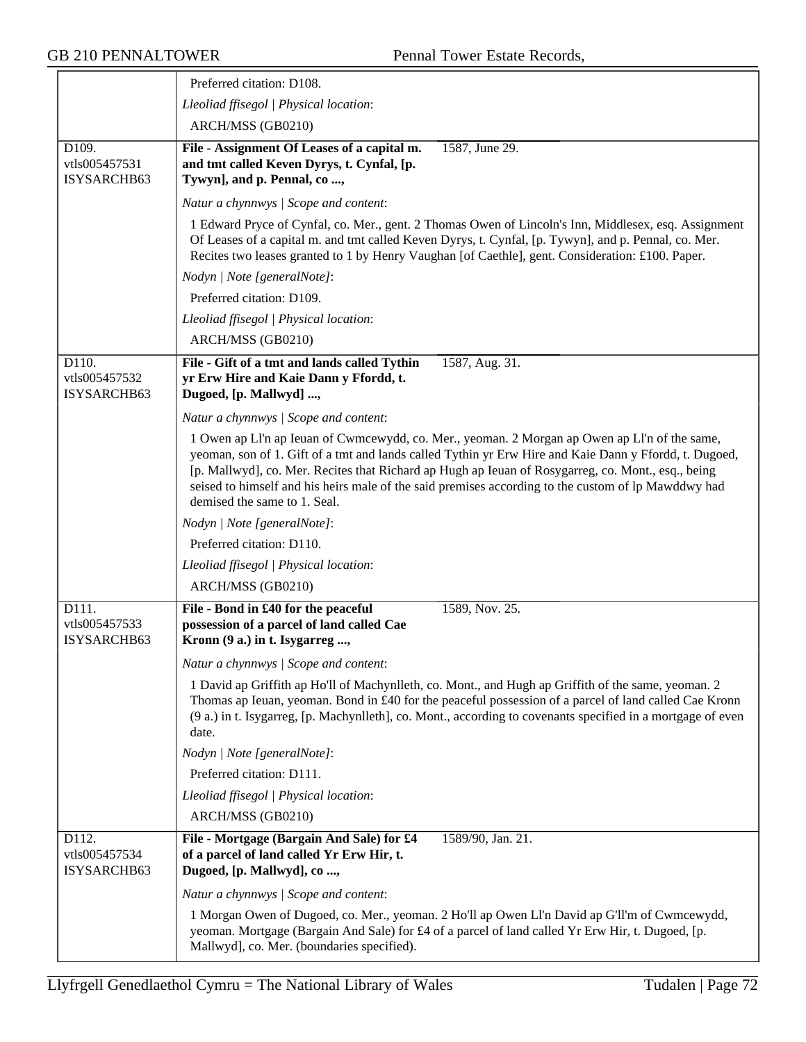Preferred citation: D108.

*Lleoliad ffisegol | Physical location*:

ARCH/MSS (GB0210)

D109.
vtls005457531
ISYSARCHB63

**File - Assignment Of Leases of a capital m. and tmt called Keven Dyrys, t. Cynfal, [p. Tywyn], and p. Pennal, co ...,** 1587, June 29.

*Natur a chynnwys | Scope and content*:

1 Edward Pryce of Cynfal, co. Mer., gent. 2 Thomas Owen of Lincoln's Inn, Middlesex, esq. Assignment Of Leases of a capital m. and tmt called Keven Dyrys, t. Cynfal, [p. Tywyn], and p. Pennal, co. Mer. Recites two leases granted to 1 by Henry Vaughan [of Caethle], gent. Consideration: £100. Paper.

*Nodyn | Note [generalNote]*:

Preferred citation: D109.

*Lleoliad ffisegol | Physical location*:

ARCH/MSS (GB0210)

D110.
vtls005457532
ISYSARCHB63

**File - Gift of a tmt and lands called Tythin yr Erw Hire and Kaie Dann y Ffordd, t. Dugoed, [p. Mallwyd] ...,** 1587, Aug. 31.

*Natur a chynnwys | Scope and content*:

1 Owen ap Ll'n ap Ieuan of Cwmcewydd, co. Mer., yeoman. 2 Morgan ap Owen ap Ll'n of the same, yeoman, son of 1. Gift of a tmt and lands called Tythin yr Erw Hire and Kaie Dann y Ffordd, t. Dugoed, [p. Mallwyd], co. Mer. Recites that Richard ap Hugh ap Ieuan of Rosygarreg, co. Mont., esq., being seised to himself and his heirs male of the said premises according to the custom of lp Mawddwy had demised the same to 1. Seal.

*Nodyn | Note [generalNote]*:

Preferred citation: D110.

*Lleoliad ffisegol | Physical location*:

ARCH/MSS (GB0210)

D111.
vtls005457533
ISYSARCHB63

**File - Bond in £40 for the peaceful possession of a parcel of land called Cae Kronn (9 a.) in t. Isygarreg ...,** 1589, Nov. 25.

*Natur a chynnwys | Scope and content*:

1 David ap Griffith ap Ho'll of Machynlleth, co. Mont., and Hugh ap Griffith of the same, yeoman. 2 Thomas ap Ieuan, yeoman. Bond in £40 for the peaceful possession of a parcel of land called Cae Kronn (9 a.) in t. Isygarreg, [p. Machynlleth], co. Mont., according to covenants specified in a mortgage of even date.

*Nodyn | Note [generalNote]*:

Preferred citation: D111.

*Lleoliad ffisegol | Physical location*:

ARCH/MSS (GB0210)

D112.
vtls005457534
ISYSARCHB63

**File - Mortgage (Bargain And Sale) for £4 of a parcel of land called Yr Erw Hir, t. Dugoed, [p. Mallwyd], co ...,** 1589/90, Jan. 21.

*Natur a chynnwys | Scope and content*:

1 Morgan Owen of Dugoed, co. Mer., yeoman. 2 Ho'll ap Owen Ll'n David ap G'll'm of Cwmcewydd, yeoman. Mortgage (Bargain And Sale) for £4 of a parcel of land called Yr Erw Hir, t. Dugoed, [p. Mallwyd], co. Mer. (boundaries specified).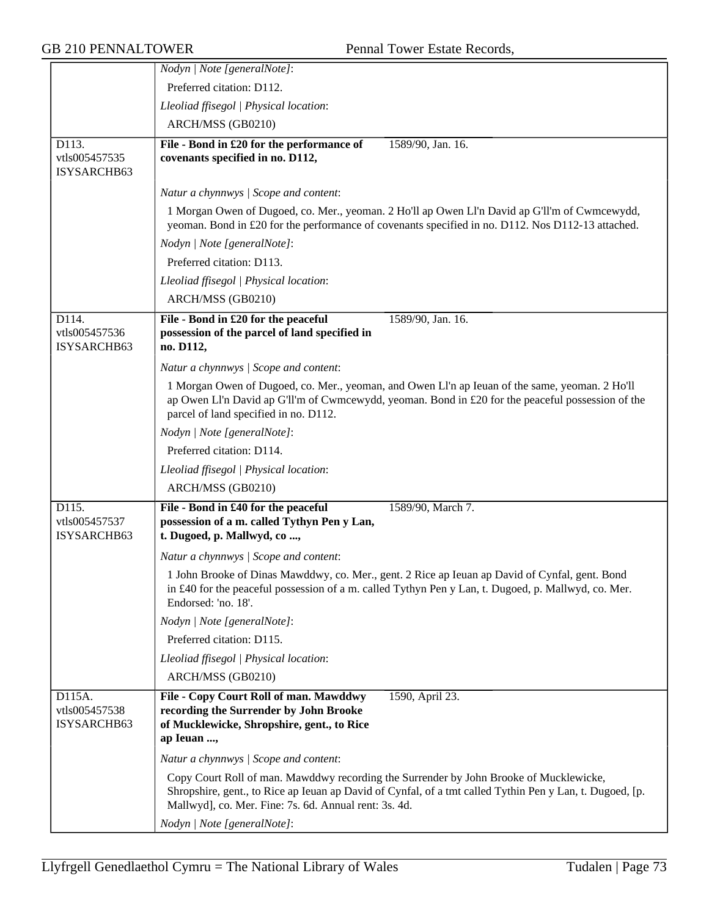*Nodyn | Note [generalNote]*:

Preferred citation: D112.

*Lleoliad ffisegol | Physical location*:

ARCH/MSS (GB0210)

---

D113.
vtls005457535
ISYSARCHB63

**File - Bond in £20 for the performance of covenants specified in no. D112,** 1589/90, Jan. 16.

*Natur a chynnwys | Scope and content*:

1 Morgan Owen of Dugoed, co. Mer., yeoman. 2 Ho'll ap Owen Ll'n David ap G'll'm of Cwmcewydd, yeoman. Bond in £20 for the performance of covenants specified in no. D112. Nos D112-13 attached.

*Nodyn | Note [generalNote]*:

Preferred citation: D113.

*Lleoliad ffisegol | Physical location*:

ARCH/MSS (GB0210)

---

D114.
vtls005457536
ISYSARCHB63

**File - Bond in £20 for the peaceful possession of the parcel of land specified in no. D112,** 1589/90, Jan. 16.

*Natur a chynnwys | Scope and content*:

1 Morgan Owen of Dugoed, co. Mer., yeoman, and Owen Ll'n ap Ieuan of the same, yeoman. 2 Ho'll ap Owen Ll'n David ap G'll'm of Cwmcewydd, yeoman. Bond in £20 for the peaceful possession of the parcel of land specified in no. D112.

*Nodyn | Note [generalNote]*:

Preferred citation: D114.

*Lleoliad ffisegol | Physical location*:

ARCH/MSS (GB0210)

---

D115.
vtls005457537
ISYSARCHB63

**File - Bond in £40 for the peaceful possession of a m. called Tythyn Pen y Lan, t. Dugoed, p. Mallwyd, co ...,** 1589/90, March 7.

*Natur a chynnwys | Scope and content*:

1 John Brooke of Dinas Mawddwy, co. Mer., gent. 2 Rice ap Ieuan ap David of Cynfal, gent. Bond in £40 for the peaceful possession of a m. called Tythyn Pen y Lan, t. Dugoed, p. Mallwyd, co. Mer. Endorsed: 'no. 18'.

*Nodyn | Note [generalNote]*:

Preferred citation: D115.

*Lleoliad ffisegol | Physical location*:

ARCH/MSS (GB0210)

---

D115A.
vtls005457538
ISYSARCHB63

**File - Copy Court Roll of man. Mawddwy recording the Surrender by John Brooke of Mucklewicke, Shropshire, gent., to Rice ap Ieuan ...,** 1590, April 23.

*Natur a chynnwys | Scope and content*:

Copy Court Roll of man. Mawddwy recording the Surrender by John Brooke of Mucklewicke, Shropshire, gent., to Rice ap Ieuan ap David of Cynfal, of a tmt called Tythin Pen y Lan, t. Dugoed, [p. Mallwyd], co. Mer. Fine: 7s. 6d. Annual rent: 3s. 4d.

*Nodyn | Note [generalNote]*: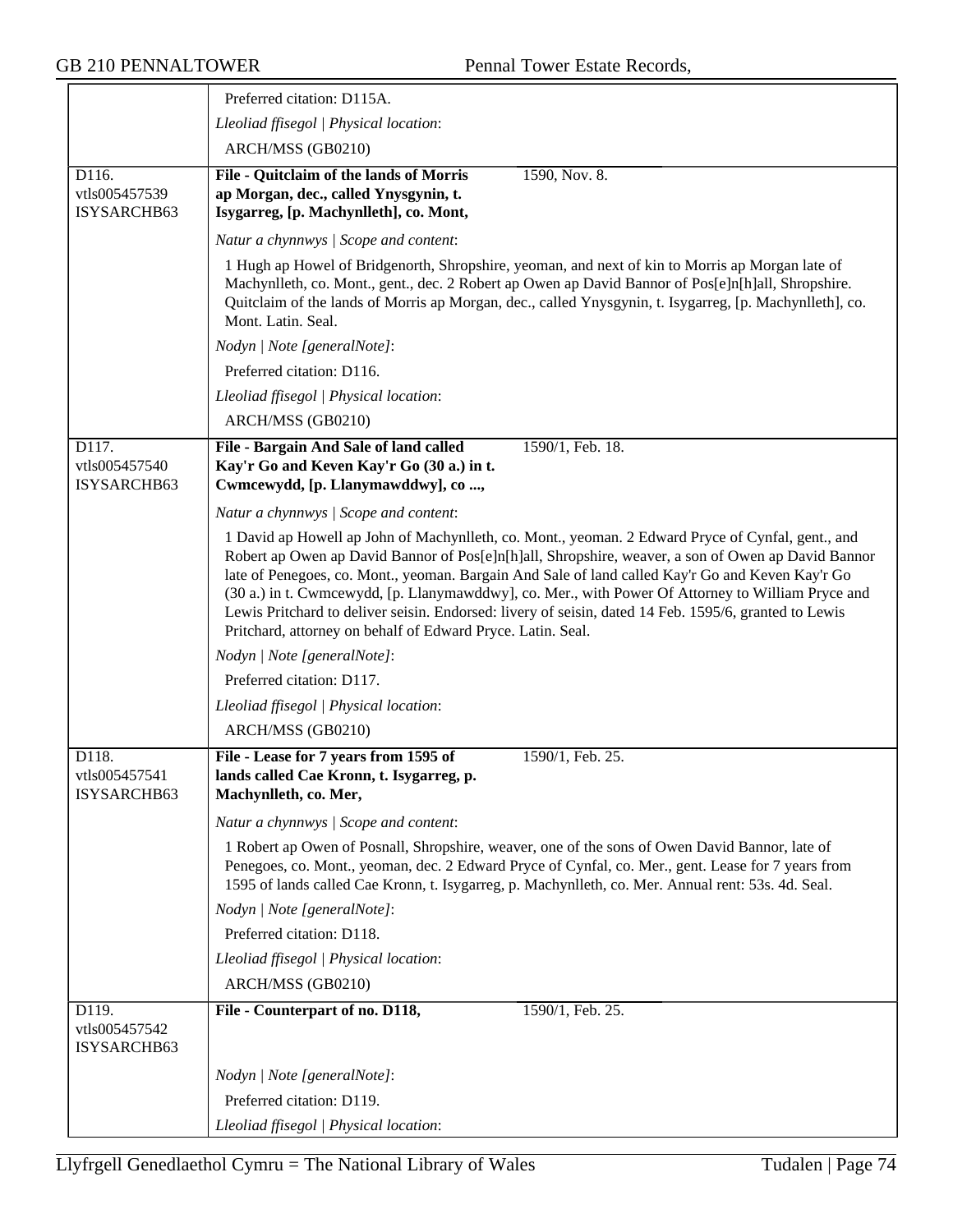Preferred citation: D115A.

*Lleoliad ffisegol | Physical location*:

ARCH/MSS (GB0210)

---

D116.
vtls005457539
ISYSARCHB63

**File - Quitclaim of the lands of Morris ap Morgan, dec., called Ynysgynin, t. Isygarreg, [p. Machynlleth], co. Mont,** 1590, Nov. 8.

*Natur a chynnwys | Scope and content*:

1 Hugh ap Howel of Bridgenorth, Shropshire, yeoman, and next of kin to Morris ap Morgan late of Machynlleth, co. Mont., gent., dec. 2 Robert ap Owen ap David Bannor of Pos[e]n[h]all, Shropshire. Quitclaim of the lands of Morris ap Morgan, dec., called Ynysgynin, t. Isygarreg, [p. Machynlleth], co. Mont. Latin. Seal.

*Nodyn | Note [generalNote]*:

Preferred citation: D116.

*Lleoliad ffisegol | Physical location*:

ARCH/MSS (GB0210)

---

D117.
vtls005457540
ISYSARCHB63

**File - Bargain And Sale of land called Kay'r Go and Keven Kay'r Go (30 a.) in t. Cwmcewydd, [p. Llanymawddwy], co ...,** 1590/1, Feb. 18.

*Natur a chynnwys | Scope and content*:

1 David ap Howell ap John of Machynlleth, co. Mont., yeoman. 2 Edward Pryce of Cynfal, gent., and Robert ap Owen ap David Bannor of Pos[e]n[h]all, Shropshire, weaver, a son of Owen ap David Bannor late of Penegoes, co. Mont., yeoman. Bargain And Sale of land called Kay'r Go and Keven Kay'r Go (30 a.) in t. Cwmcewydd, [p. Llanymawddwy], co. Mer., with Power Of Attorney to William Pryce and Lewis Pritchard to deliver seisin. Endorsed: livery of seisin, dated 14 Feb. 1595/6, granted to Lewis Pritchard, attorney on behalf of Edward Pryce. Latin. Seal.

*Nodyn | Note [generalNote]*:

Preferred citation: D117.

*Lleoliad ffisegol | Physical location*:

ARCH/MSS (GB0210)

---

D118.
vtls005457541
ISYSARCHB63

**File - Lease for 7 years from 1595 of lands called Cae Kronn, t. Isygarreg, p. Machynlleth, co. Mer,** 1590/1, Feb. 25.

*Natur a chynnwys | Scope and content*:

1 Robert ap Owen of Posnall, Shropshire, weaver, one of the sons of Owen David Bannor, late of Penegoes, co. Mont., yeoman, dec. 2 Edward Pryce of Cynfal, co. Mer., gent. Lease for 7 years from 1595 of lands called Cae Kronn, t. Isygarreg, p. Machynlleth, co. Mer. Annual rent: 53s. 4d. Seal.

*Nodyn | Note [generalNote]*:

Preferred citation: D118.

*Lleoliad ffisegol | Physical location*:

ARCH/MSS (GB0210)

---

D119.
vtls005457542
ISYSARCHB63

**File - Counterpart of no. D118,** 1590/1, Feb. 25.

*Nodyn | Note [generalNote]*:

Preferred citation: D119.

*Lleoliad ffisegol | Physical location*: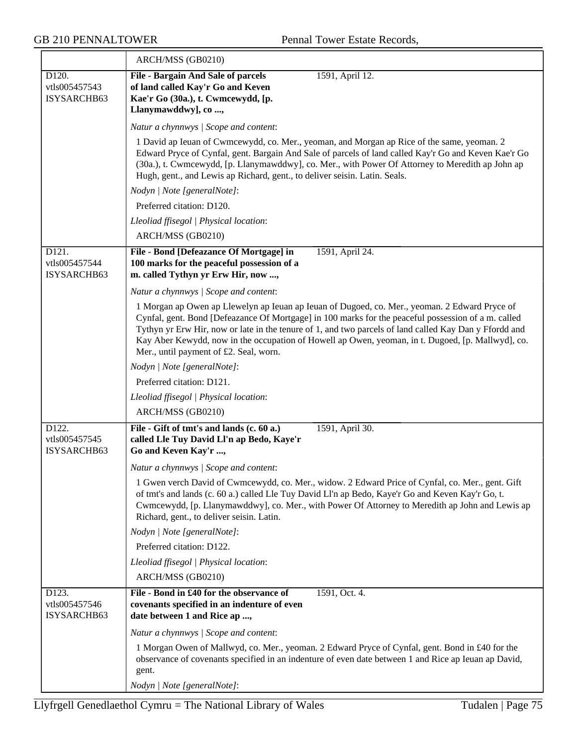| | |
|---|---|
| | ARCH/MSS (GB0210) |
| D120.<br>vtls005457543<br>ISYSARCHB63 | **File - Bargain And Sale of parcels of land called Kay'r Go and Keven Kae'r Go (30a.), t. Cwmcewydd, [p. Llanymawddwy], co ...,** 1591, April 12.<br><br>*Natur a chynnwys \| Scope and content*:<br><br>1 David ap Ieuan of Cwmcewydd, co. Mer., yeoman, and Morgan ap Rice of the same, yeoman. 2 Edward Pryce of Cynfal, gent. Bargain And Sale of parcels of land called Kay'r Go and Keven Kae'r Go (30a.), t. Cwmcewydd, [p. Llanymawddwy], co. Mer., with Power Of Attorney to Meredith ap John ap Hugh, gent., and Lewis ap Richard, gent., to deliver seisin. Latin. Seals.<br><br>*Nodyn \| Note [generalNote]*:<br><br>Preferred citation: D120.<br><br>*Lleoliad ffisegol \| Physical location*:<br><br>ARCH/MSS (GB0210) |
| D121.<br>vtls005457544<br>ISYSARCHB63 | **File - Bond [Defeazance Of Mortgage] in 100 marks for the peaceful possession of a m. called Tythyn yr Erw Hir, now ...,** 1591, April 24.<br><br>*Natur a chynnwys \| Scope and content*:<br><br>1 Morgan ap Owen ap Llewelyn ap Ieuan ap Ieuan of Dugoed, co. Mer., yeoman. 2 Edward Pryce of Cynfal, gent. Bond [Defeazance Of Mortgage] in 100 marks for the peaceful possession of a m. called Tythyn yr Erw Hir, now or late in the tenure of 1, and two parcels of land called Kay Dan y Ffordd and Kay Aber Kewydd, now in the occupation of Howell ap Owen, yeoman, in t. Dugoed, [p. Mallwyd], co. Mer., until payment of £2. Seal, worn.<br><br>*Nodyn \| Note [generalNote]*:<br><br>Preferred citation: D121.<br><br>*Lleoliad ffisegol \| Physical location*:<br><br>ARCH/MSS (GB0210) |
| D122.<br>vtls005457545<br>ISYSARCHB63 | **File - Gift of tmt's and lands (c. 60 a.) called Lle Tuy David Ll'n ap Bedo, Kaye'r Go and Keven Kay'r ...,** 1591, April 30.<br><br>*Natur a chynnwys \| Scope and content*:<br><br>1 Gwen verch David of Cwmcewydd, co. Mer., widow. 2 Edward Price of Cynfal, co. Mer., gent. Gift of tmt's and lands (c. 60 a.) called Lle Tuy David Ll'n ap Bedo, Kaye'r Go and Keven Kay'r Go, t. Cwmcewydd, [p. Llanymawddwy], co. Mer., with Power Of Attorney to Meredith ap John and Lewis ap Richard, gent., to deliver seisin. Latin.<br><br>*Nodyn \| Note [generalNote]*:<br><br>Preferred citation: D122.<br><br>*Lleoliad ffisegol \| Physical location*:<br><br>ARCH/MSS (GB0210) |
| D123.<br>vtls005457546<br>ISYSARCHB63 | **File - Bond in £40 for the observance of covenants specified in an indenture of even date between 1 and Rice ap ...,** 1591, Oct. 4.<br><br>*Natur a chynnwys \| Scope and content*:<br><br>1 Morgan Owen of Mallwyd, co. Mer., yeoman. 2 Edward Pryce of Cynfal, gent. Bond in £40 for the observance of covenants specified in an indenture of even date between 1 and Rice ap Ieuan ap David, gent.<br><br>*Nodyn \| Note [generalNote]*: |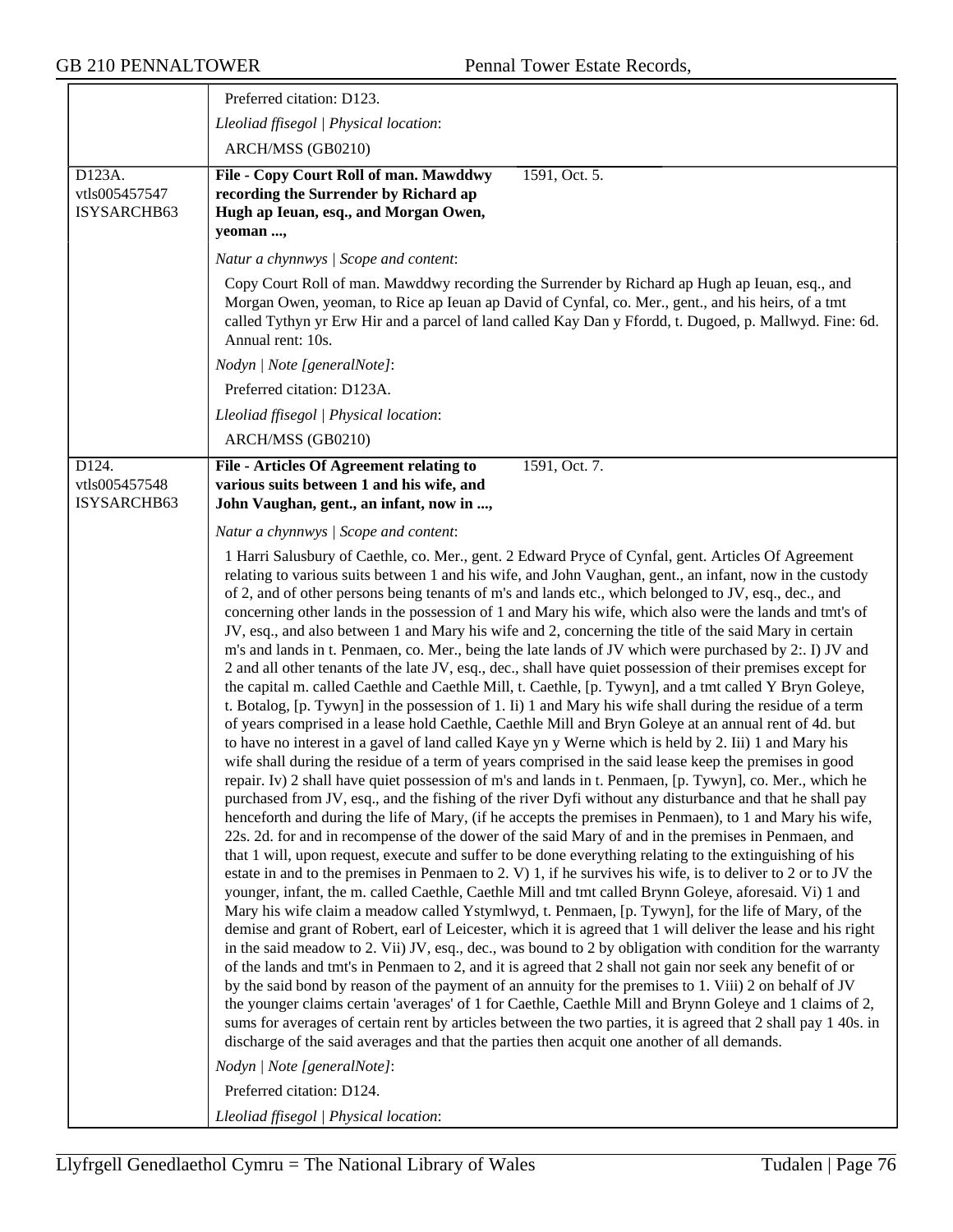Preferred citation: D123.

*Lleoliad ffisegol | Physical location*:

ARCH/MSS (GB0210)

---

D123A.
vtls005457547
ISYSARCHB63

**File - Copy Court Roll of man. Mawddwy recording the Surrender by Richard ap Hugh ap Ieuan, esq., and Morgan Owen, yeoman ...,** 1591, Oct. 5.

*Natur a chynnwys | Scope and content*:

Copy Court Roll of man. Mawddwy recording the Surrender by Richard ap Hugh ap Ieuan, esq., and Morgan Owen, yeoman, to Rice ap Ieuan ap David of Cynfal, co. Mer., gent., and his heirs, of a tmt called Tythyn yr Erw Hir and a parcel of land called Kay Dan y Ffordd, t. Dugoed, p. Mallwyd. Fine: 6d. Annual rent: 10s.

*Nodyn | Note [generalNote]*:

Preferred citation: D123A.

*Lleoliad ffisegol | Physical location*:

ARCH/MSS (GB0210)

---

D124.
vtls005457548
ISYSARCHB63

**File - Articles Of Agreement relating to various suits between 1 and his wife, and John Vaughan, gent., an infant, now in ...,** 1591, Oct. 7.

*Natur a chynnwys | Scope and content*:

1 Harri Salusbury of Caethle, co. Mer., gent. 2 Edward Pryce of Cynfal, gent. Articles Of Agreement relating to various suits between 1 and his wife, and John Vaughan, gent., an infant, now in the custody of 2, and of other persons being tenants of m's and lands etc., which belonged to JV, esq., dec., and concerning other lands in the possession of 1 and Mary his wife, which also were the lands and tmt's of JV, esq., and also between 1 and Mary his wife and 2, concerning the title of the said Mary in certain m's and lands in t. Penmaen, co. Mer., being the late lands of JV which were purchased by 2:. I) JV and 2 and all other tenants of the late JV, esq., dec., shall have quiet possession of their premises except for the capital m. called Caethle and Caethle Mill, t. Caethle, [p. Tywyn], and a tmt called Y Bryn Goleye, t. Botalog, [p. Tywyn] in the possession of 1. Ii) 1 and Mary his wife shall during the residue of a term of years comprised in a lease hold Caethle, Caethle Mill and Bryn Goleye at an annual rent of 4d. but to have no interest in a gavel of land called Kaye yn y Werne which is held by 2. Iii) 1 and Mary his wife shall during the residue of a term of years comprised in the said lease keep the premises in good repair. Iv) 2 shall have quiet possession of m's and lands in t. Penmaen, [p. Tywyn], co. Mer., which he purchased from JV, esq., and the fishing of the river Dyfi without any disturbance and that he shall pay henceforth and during the life of Mary, (if he accepts the premises in Penmaen), to 1 and Mary his wife, 22s. 2d. for and in recompense of the dower of the said Mary of and in the premises in Penmaen, and that 1 will, upon request, execute and suffer to be done everything relating to the extinguishing of his estate in and to the premises in Penmaen to 2. V) 1, if he survives his wife, is to deliver to 2 or to JV the younger, infant, the m. called Caethle, Caethle Mill and tmt called Brynn Goleye, aforesaid. Vi) 1 and Mary his wife claim a meadow called Ystymlwyd, t. Penmaen, [p. Tywyn], for the life of Mary, of the demise and grant of Robert, earl of Leicester, which it is agreed that 1 will deliver the lease and his right in the said meadow to 2. Vii) JV, esq., dec., was bound to 2 by obligation with condition for the warranty of the lands and tmt's in Penmaen to 2, and it is agreed that 2 shall not gain nor seek any benefit of or by the said bond by reason of the payment of an annuity for the premises to 1. Viii) 2 on behalf of JV the younger claims certain 'averages' of 1 for Caethle, Caethle Mill and Brynn Goleye and 1 claims of 2, sums for averages of certain rent by articles between the two parties, it is agreed that 2 shall pay 1 40s. in discharge of the said averages and that the parties then acquit one another of all demands.

*Nodyn | Note [generalNote]*:

Preferred citation: D124.

*Lleoliad ffisegol | Physical location*: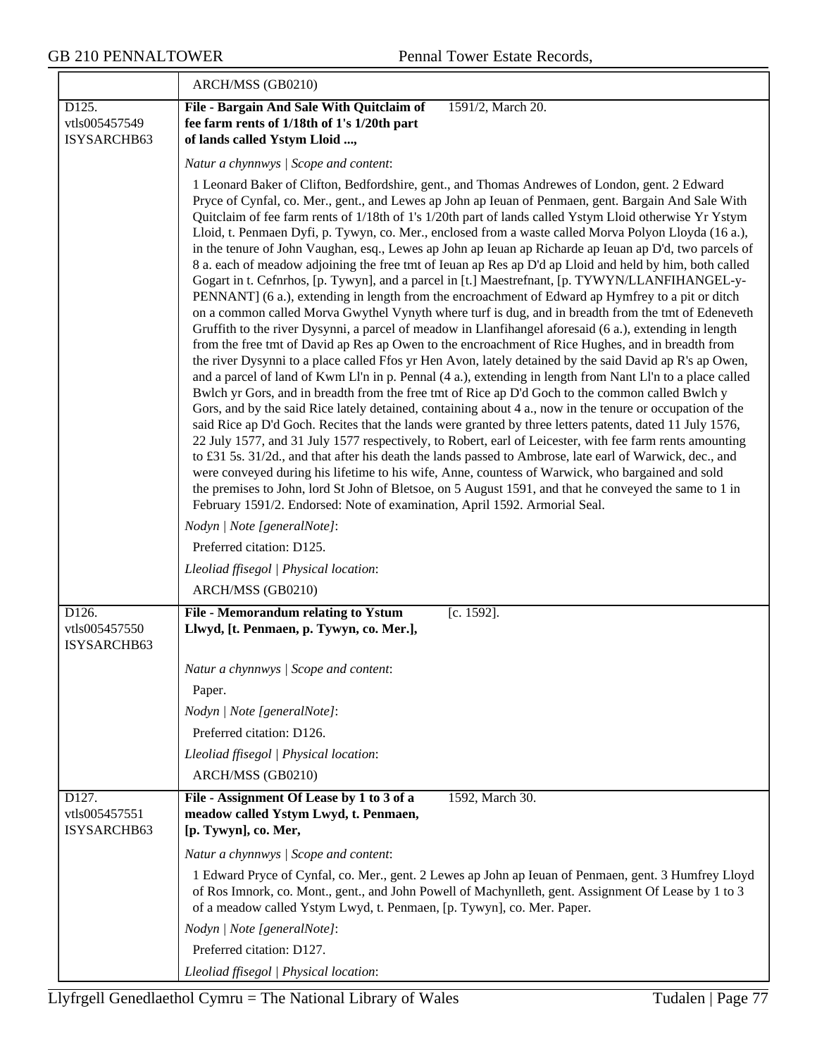ARCH/MSS (GB0210)

D125.
vtls005457549
ISYSARCHB63

**File - Bargain And Sale With Quitclaim of fee farm rents of 1/18th of 1's 1/20th part of lands called Ystym Lloid ...,** 1591/2, March 20.

*Natur a chynnwys | Scope and content*:

1 Leonard Baker of Clifton, Bedfordshire, gent., and Thomas Andrewes of London, gent. 2 Edward Pryce of Cynfal, co. Mer., gent., and Lewes ap John ap Ieuan of Penmaen, gent. Bargain And Sale With Quitclaim of fee farm rents of 1/18th of 1's 1/20th part of lands called Ystym Lloid otherwise Yr Ystym Lloid, t. Penmaen Dyfi, p. Tywyn, co. Mer., enclosed from a waste called Morva Polyon Lloyda (16 a.), in the tenure of John Vaughan, esq., Lewes ap John ap Ieuan ap Richarde ap Ieuan ap D'd, two parcels of 8 a. each of meadow adjoining the free tmt of Ieuan ap Res ap D'd ap Lloid and held by him, both called Gogart in t. Cefnrhos, [p. Tywyn], and a parcel in [t.] Maestrefnant, [p. TYWYN/LLANFIHANGEL-y-PENNANT] (6 a.), extending in length from the encroachment of Edward ap Hymfrey to a pit or ditch on a common called Morva Gwythel Vynyth where turf is dug, and in breadth from the tmt of Edeneveth Gruffith to the river Dysynni, a parcel of meadow in Llanfihangel aforesaid (6 a.), extending in length from the free tmt of David ap Res ap Owen to the encroachment of Rice Hughes, and in breadth from the river Dysynni to a place called Ffos yr Hen Avon, lately detained by the said David ap R's ap Owen, and a parcel of land of Kwm Ll'n in p. Pennal (4 a.), extending in length from Nant Ll'n to a place called Bwlch yr Gors, and in breadth from the free tmt of Rice ap D'd Goch to the common called Bwlch y Gors, and by the said Rice lately detained, containing about 4 a., now in the tenure or occupation of the said Rice ap D'd Goch. Recites that the lands were granted by three letters patents, dated 11 July 1576, 22 July 1577, and 31 July 1577 respectively, to Robert, earl of Leicester, with fee farm rents amounting to £31 5s. 31/2d., and that after his death the lands passed to Ambrose, late earl of Warwick, dec., and were conveyed during his lifetime to his wife, Anne, countess of Warwick, who bargained and sold the premises to John, lord St John of Bletsoe, on 5 August 1591, and that he conveyed the same to 1 in February 1591/2. Endorsed: Note of examination, April 1592. Armorial Seal.

*Nodyn | Note [generalNote]*:

Preferred citation: D125.

*Lleoliad ffisegol | Physical location*:

ARCH/MSS (GB0210)

D126.
vtls005457550
ISYSARCHB63

**File - Memorandum relating to Ystum Llwyd, [t. Penmaen, p. Tywyn, co. Mer.],** [c. 1592].

*Natur a chynnwys | Scope and content*:

Paper.

*Nodyn | Note [generalNote]*:

Preferred citation: D126.

*Lleoliad ffisegol | Physical location*:

ARCH/MSS (GB0210)

D127.
vtls005457551
ISYSARCHB63

**File - Assignment Of Lease by 1 to 3 of a meadow called Ystym Lwyd, t. Penmaen, [p. Tywyn], co. Mer,** 1592, March 30.

*Natur a chynnwys | Scope and content*:

1 Edward Pryce of Cynfal, co. Mer., gent. 2 Lewes ap John ap Ieuan of Penmaen, gent. 3 Humfrey Lloyd of Ros Imnork, co. Mont., gent., and John Powell of Machynlleth, gent. Assignment Of Lease by 1 to 3 of a meadow called Ystym Lwyd, t. Penmaen, [p. Tywyn], co. Mer. Paper.

*Nodyn | Note [generalNote]*:

Preferred citation: D127.

*Lleoliad ffisegol | Physical location*: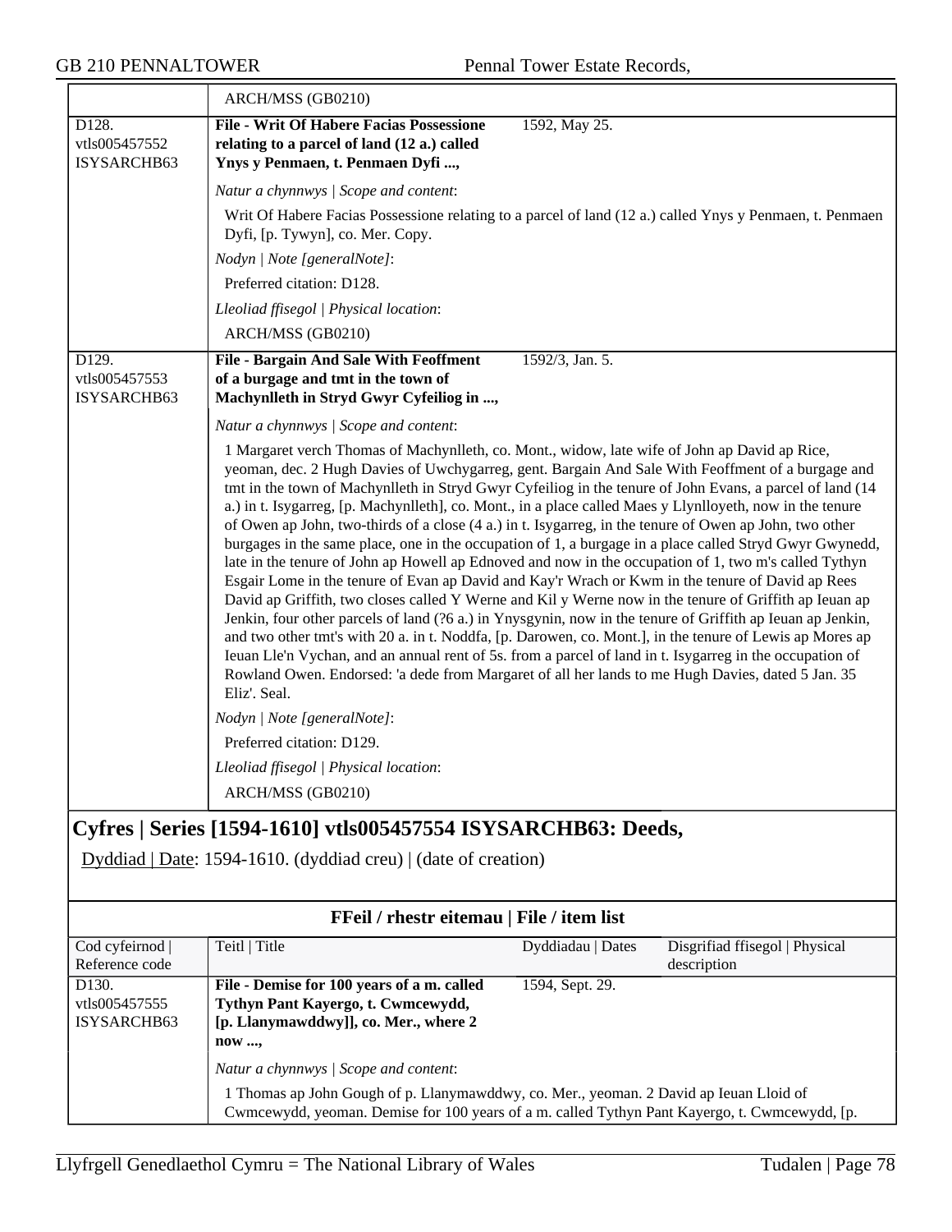| | ARCH/MSS (GB0210) | | |
|---|---|---|---|
| D128. vtls005457552 ISYSARCHB63 | **File - Writ Of Habere Facias Possessione relating to a parcel of land (12 a.) called Ynys y Penmaen, t. Penmaen Dyfi ...,** | 1592, May 25. | |

*Natur a chynnwys | Scope and content*:

Writ Of Habere Facias Possessione relating to a parcel of land (12 a.) called Ynys y Penmaen, t. Penmaen Dyfi, [p. Tywyn], co. Mer. Copy.

*Nodyn | Note [generalNote]*:

Preferred citation: D128.

*Lleoliad ffisegol | Physical location*:

ARCH/MSS (GB0210)

| | | | |
|---|---|---|---|
| D129. vtls005457553 ISYSARCHB63 | **File - Bargain And Sale With Feoffment of a burgage and tmt in the town of Machynlleth in Stryd Gwyr Cyfeiliog in ...,** | 1592/3, Jan. 5. | |

*Natur a chynnwys | Scope and content*:

1 Margaret verch Thomas of Machynlleth, co. Mont., widow, late wife of John ap David ap Rice, yeoman, dec. 2 Hugh Davies of Uwchygarreg, gent. Bargain And Sale With Feoffment of a burgage and tmt in the town of Machynlleth in Stryd Gwyr Cyfeiliog in the tenure of John Evans, a parcel of land (14 a.) in t. Isygarreg, [p. Machynlleth], co. Mont., in a place called Maes y Llynlloyeth, now in the tenure of Owen ap John, two-thirds of a close (4 a.) in t. Isygarreg, in the tenure of Owen ap John, two other burgages in the same place, one in the occupation of 1, a burgage in a place called Stryd Gwyr Gwynedd, late in the tenure of John ap Howell ap Ednoved and now in the occupation of 1, two m's called Tythyn Esgair Lome in the tenure of Evan ap David and Kay'r Wrach or Kwm in the tenure of David ap Rees David ap Griffith, two closes called Y Werne and Kil y Werne now in the tenure of Griffith ap Ieuan ap Jenkin, four other parcels of land (?6 a.) in Ynysgynin, now in the tenure of Griffith ap Ieuan ap Jenkin, and two other tmt's with 20 a. in t. Noddfa, [p. Darowen, co. Mont.], in the tenure of Lewis ap Mores ap Ieuan Lle'n Vychan, and an annual rent of 5s. from a parcel of land in t. Isygarreg in the occupation of Rowland Owen. Endorsed: 'a dede from Margaret of all her lands to me Hugh Davies, dated 5 Jan. 35 Eliz'. Seal.

*Nodyn | Note [generalNote]*:

Preferred citation: D129.

*Lleoliad ffisegol | Physical location*:

ARCH/MSS (GB0210)

## Cyfres | Series [1594-1610] vtls005457554 ISYSARCHB63: Deeds,

Dyddiad | Date: 1594-1610. (dyddiad creu) | (date of creation)

### FFeil / rhestr eitemau | File / item list

| Cod cyfeirnod \| Reference code | Teitl \| Title | Dyddiadau \| Dates | Disgrifiad ffisegol \| Physical description |
|---|---|---|---|
| D130. vtls005457555 ISYSARCHB63 | **File - Demise for 100 years of a m. called Tythyn Pant Kayergo, t. Cwmcewydd, [p. Llanymawddwy]], co. Mer., where 2 now ...,** | 1594, Sept. 29. | |

*Natur a chynnwys | Scope and content*:

1 Thomas ap John Gough of p. Llanymawddwy, co. Mer., yeoman. 2 David ap Ieuan Lloid of Cwmcewydd, yeoman. Demise for 100 years of a m. called Tythyn Pant Kayergo, t. Cwmcewydd, [p.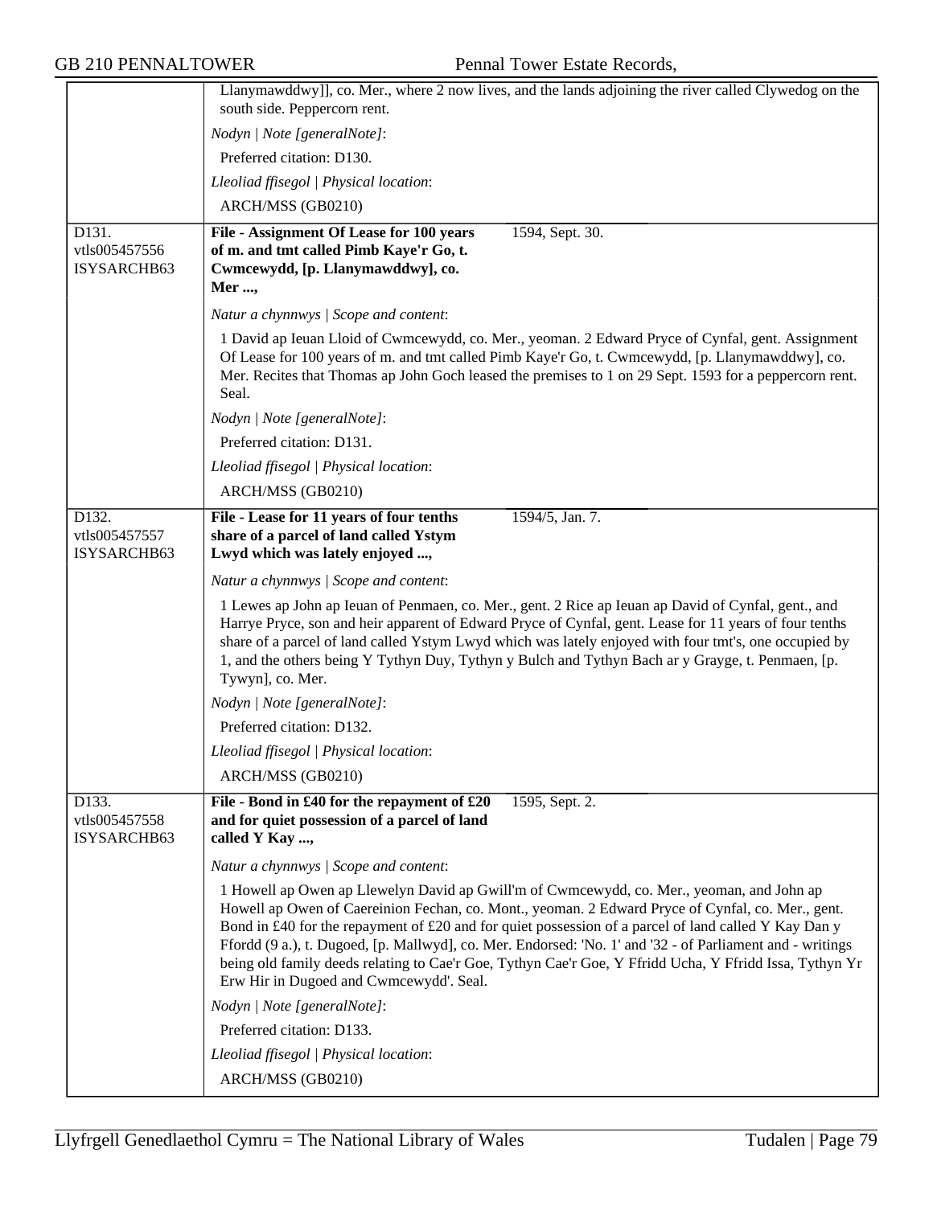Llanymawddwy]], co. Mer., where 2 now lives, and the lands adjoining the river called Clywedog on the south side. Peppercorn rent.

*Nodyn | Note [generalNote]*:

Preferred citation: D130.

*Lleoliad ffisegol | Physical location*:

ARCH/MSS (GB0210)

---

D131.
vtls005457556
ISYSARCHB63

**File - Assignment Of Lease for 100 years of m. and tmt called Pimb Kaye'r Go, t. Cwmcewydd, [p. Llanymawddwy], co. Mer ...,** 1594, Sept. 30.

*Natur a chynnwys | Scope and content*:

1 David ap Ieuan Lloid of Cwmcewydd, co. Mer., yeoman. 2 Edward Pryce of Cynfal, gent. Assignment Of Lease for 100 years of m. and tmt called Pimb Kaye'r Go, t. Cwmcewydd, [p. Llanymawddwy], co. Mer. Recites that Thomas ap John Goch leased the premises to 1 on 29 Sept. 1593 for a peppercorn rent. Seal.

*Nodyn | Note [generalNote]*:

Preferred citation: D131.

*Lleoliad ffisegol | Physical location*:

ARCH/MSS (GB0210)

---

D132.
vtls005457557
ISYSARCHB63

**File - Lease for 11 years of four tenths share of a parcel of land called Ystym Lwyd which was lately enjoyed ...,** 1594/5, Jan. 7.

*Natur a chynnwys | Scope and content*:

1 Lewes ap John ap Ieuan of Penmaen, co. Mer., gent. 2 Rice ap Ieuan ap David of Cynfal, gent., and Harrye Pryce, son and heir apparent of Edward Pryce of Cynfal, gent. Lease for 11 years of four tenths share of a parcel of land called Ystym Lwyd which was lately enjoyed with four tmt's, one occupied by 1, and the others being Y Tythyn Duy, Tythyn y Bulch and Tythyn Bach ar y Grayge, t. Penmaen, [p. Tywyn], co. Mer.

*Nodyn | Note [generalNote]*:

Preferred citation: D132.

*Lleoliad ffisegol | Physical location*:

ARCH/MSS (GB0210)

---

D133.
vtls005457558
ISYSARCHB63

**File - Bond in £40 for the repayment of £20 and for quiet possession of a parcel of land called Y Kay ...,** 1595, Sept. 2.

*Natur a chynnwys | Scope and content*:

1 Howell ap Owen ap Llewelyn David ap Gwill'm of Cwmcewydd, co. Mer., yeoman, and John ap Howell ap Owen of Caereinion Fechan, co. Mont., yeoman. 2 Edward Pryce of Cynfal, co. Mer., gent. Bond in £40 for the repayment of £20 and for quiet possession of a parcel of land called Y Kay Dan y Ffordd (9 a.), t. Dugoed, [p. Mallwyd], co. Mer. Endorsed: 'No. 1' and '32 - of Parliament and - writings being old family deeds relating to Cae'r Goe, Tythyn Cae'r Goe, Y Ffridd Ucha, Y Ffridd Issa, Tythyn Yr Erw Hir in Dugoed and Cwmcewydd'. Seal.

*Nodyn | Note [generalNote]*:

Preferred citation: D133.

*Lleoliad ffisegol | Physical location*:

ARCH/MSS (GB0210)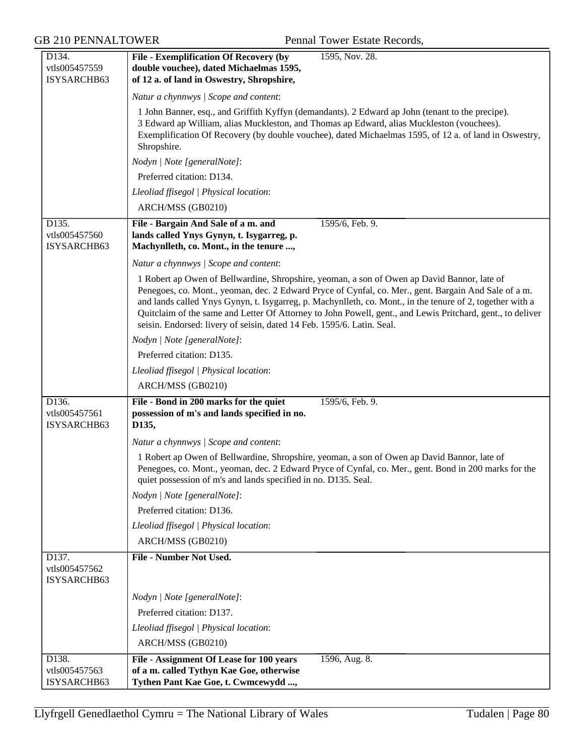| | | |
|---|---|---|
| D134.<br>vtls005457559<br>ISYSARCHB63 | **File - Exemplification Of Recovery (by double vouchee), dated Michaelmas 1595, of 12 a. of land in Oswestry, Shropshire,** | 1595, Nov. 28. |

*Natur a chynnwys | Scope and content*:

1 John Banner, esq., and Griffith Kyffyn (demandants). 2 Edward ap John (tenant to the precipe). 3 Edward ap William, alias Muckleston, and Thomas ap Edward, alias Muckleston (vouchees). Exemplification Of Recovery (by double vouchee), dated Michaelmas 1595, of 12 a. of land in Oswestry, Shropshire.

*Nodyn | Note [generalNote]*:

Preferred citation: D134.

*Lleoliad ffisegol | Physical location*:

ARCH/MSS (GB0210)

| | | |
|---|---|---|
| D135.<br>vtls005457560<br>ISYSARCHB63 | **File - Bargain And Sale of a m. and lands called Ynys Gynyn, t. Isygarreg, p. Machynlleth, co. Mont., in the tenure ...,** | 1595/6, Feb. 9. |

*Natur a chynnwys | Scope and content*:

1 Robert ap Owen of Bellwardine, Shropshire, yeoman, a son of Owen ap David Bannor, late of Penegoes, co. Mont., yeoman, dec. 2 Edward Pryce of Cynfal, co. Mer., gent. Bargain And Sale of a m. and lands called Ynys Gynyn, t. Isygarreg, p. Machynlleth, co. Mont., in the tenure of 2, together with a Quitclaim of the same and Letter Of Attorney to John Powell, gent., and Lewis Pritchard, gent., to deliver seisin. Endorsed: livery of seisin, dated 14 Feb. 1595/6. Latin. Seal.

*Nodyn | Note [generalNote]*:

Preferred citation: D135.

*Lleoliad ffisegol | Physical location*:

ARCH/MSS (GB0210)

| | | |
|---|---|---|
| D136.<br>vtls005457561<br>ISYSARCHB63 | **File - Bond in 200 marks for the quiet possession of m's and lands specified in no. D135,** | 1595/6, Feb. 9. |

*Natur a chynnwys | Scope and content*:

1 Robert ap Owen of Bellwardine, Shropshire, yeoman, a son of Owen ap David Bannor, late of Penegoes, co. Mont., yeoman, dec. 2 Edward Pryce of Cynfal, co. Mer., gent. Bond in 200 marks for the quiet possession of m's and lands specified in no. D135. Seal.

*Nodyn | Note [generalNote]*:

Preferred citation: D136.

*Lleoliad ffisegol | Physical location*:

ARCH/MSS (GB0210)

| | | |
|---|---|---|
| D137.<br>vtls005457562<br>ISYSARCHB63 | **File - Number Not Used.** | |

*Nodyn | Note [generalNote]*:

Preferred citation: D137.

*Lleoliad ffisegol | Physical location*:

ARCH/MSS (GB0210)

| | | |
|---|---|---|
| D138.<br>vtls005457563<br>ISYSARCHB63 | **File - Assignment Of Lease for 100 years of a m. called Tythyn Kae Goe, otherwise Tythen Pant Kae Goe, t. Cwmcewydd ...,** | 1596, Aug. 8. |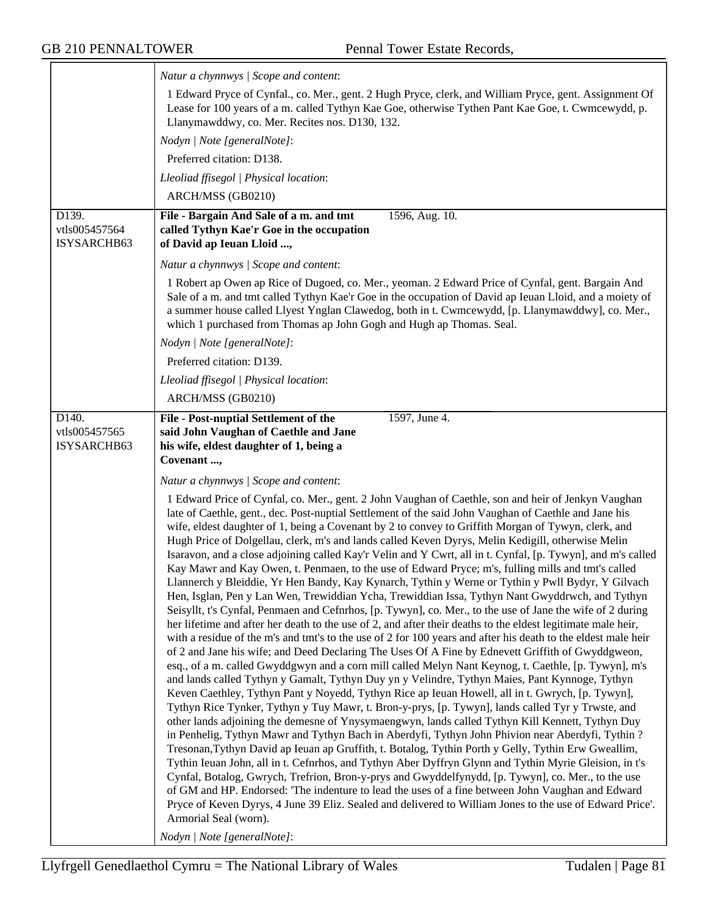*Natur a chynnwys | Scope and content*:

1 Edward Pryce of Cynfal., co. Mer., gent. 2 Hugh Pryce, clerk, and William Pryce, gent. Assignment Of Lease for 100 years of a m. called Tythyn Kae Goe, otherwise Tythen Pant Kae Goe, t. Cwmcewydd, p. Llanymawddwy, co. Mer. Recites nos. D130, 132.

*Nodyn | Note [generalNote]*:

Preferred citation: D138.

*Lleoliad ffisegol | Physical location*:

ARCH/MSS (GB0210)

---

D139.
vtls005457564
ISYSARCHB63

**File - Bargain And Sale of a m. and tmt called Tythyn Kae'r Goe in the occupation of David ap Ieuan Lloid ...,** 1596, Aug. 10.

*Natur a chynnwys | Scope and content*:

1 Robert ap Owen ap Rice of Dugoed, co. Mer., yeoman. 2 Edward Price of Cynfal, gent. Bargain And Sale of a m. and tmt called Tythyn Kae'r Goe in the occupation of David ap Ieuan Lloid, and a moiety of a summer house called Llyest Ynglan Clawedog, both in t. Cwmcewydd, [p. Llanymawddwy], co. Mer., which 1 purchased from Thomas ap John Gogh and Hugh ap Thomas. Seal.

*Nodyn | Note [generalNote]*:

Preferred citation: D139.

*Lleoliad ffisegol | Physical location*:

ARCH/MSS (GB0210)

---

D140.
vtls005457565
ISYSARCHB63

**File - Post-nuptial Settlement of the said John Vaughan of Caethle and Jane his wife, eldest daughter of 1, being a Covenant ...,** 1597, June 4.

*Natur a chynnwys | Scope and content*:

1 Edward Price of Cynfal, co. Mer., gent. 2 John Vaughan of Caethle, son and heir of Jenkyn Vaughan late of Caethle, gent., dec. Post-nuptial Settlement of the said John Vaughan of Caethle and Jane his wife, eldest daughter of 1, being a Covenant by 2 to convey to Griffith Morgan of Tywyn, clerk, and Hugh Price of Dolgellau, clerk, m's and lands called Keven Dyrys, Melin Kedigill, otherwise Melin Isaravon, and a close adjoining called Kay'r Velin and Y Cwrt, all in t. Cynfal, [p. Tywyn], and m's called Kay Mawr and Kay Owen, t. Penmaen, to the use of Edward Pryce; m's, fulling mills and tmt's called Llannerch y Bleiddie, Yr Hen Bandy, Kay Kynarch, Tythin y Werne or Tythin y Pwll Bydyr, Y Gilvach Hen, Isglan, Pen y Lan Wen, Trewiddian Ycha, Trewiddian Issa, Tythyn Nant Gwyddrwch, and Tythyn Seisyllt, t's Cynfal, Penmaen and Cefnrhos, [p. Tywyn], co. Mer., to the use of Jane the wife of 2 during her lifetime and after her death to the use of 2, and after their deaths to the eldest legitimate male heir, with a residue of the m's and tmt's to the use of 2 for 100 years and after his death to the eldest male heir of 2 and Jane his wife; and Deed Declaring The Uses Of A Fine by Ednevett Griffith of Gwyddgweon, esq., of a m. called Gwyddgwyn and a corn mill called Melyn Nant Keynog, t. Caethle, [p. Tywyn], m's and lands called Tythyn y Gamalt, Tythyn Duy yn y Velindre, Tythyn Maies, Pant Kynnoge, Tythyn Keven Caethley, Tythyn Pant y Noyedd, Tythyn Rice ap Ieuan Howell, all in t. Gwrych, [p. Tywyn], Tythyn Rice Tynker, Tythyn y Tuy Mawr, t. Bron-y-prys, [p. Tywyn], lands called Tyr y Trwste, and other lands adjoining the demesne of Ynysymaengwyn, lands called Tythyn Kill Kennett, Tythyn Duy in Penhelig, Tythyn Mawr and Tythyn Bach in Aberdyfi, Tythyn John Phivion near Aberdyfi, Tythin ? Tresonan,Tythyn David ap Ieuan ap Gruffith, t. Botalog, Tythin Porth y Gelly, Tythin Erw Gweallim, Tythin Ieuan John, all in t. Cefnrhos, and Tythyn Aber Dyffryn Glynn and Tythin Myrie Gleision, in t's Cynfal, Botalog, Gwrych, Trefrion, Bron-y-prys and Gwyddelfynydd, [p. Tywyn], co. Mer., to the use of GM and HP. Endorsed: 'The indenture to lead the uses of a fine between John Vaughan and Edward Pryce of Keven Dyrys, 4 June 39 Eliz. Sealed and delivered to William Jones to the use of Edward Price'. Armorial Seal (worn).

*Nodyn | Note [generalNote]*: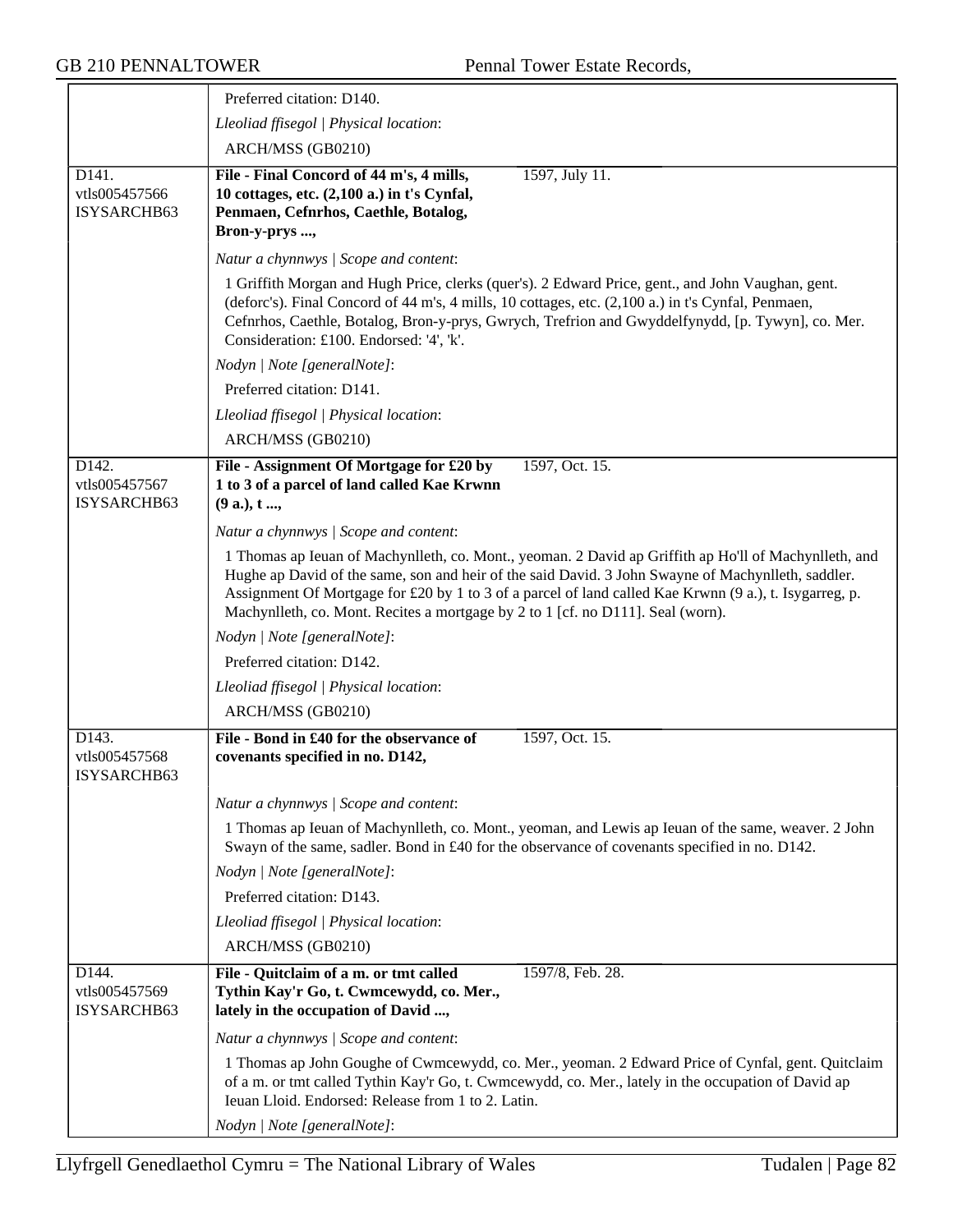Preferred citation: D140.

*Lleoliad ffisegol | Physical location*:

ARCH/MSS (GB0210)

---

D141.
vtls005457566
ISYSARCHB63

**File - Final Concord of 44 m's, 4 mills, 10 cottages, etc. (2,100 a.) in t's Cynfal, Penmaen, Cefnrhos, Caethle, Botalog, Bron-y-prys ...,**

1597, July 11.

*Natur a chynnwys | Scope and content*:

1 Griffith Morgan and Hugh Price, clerks (quer's). 2 Edward Price, gent., and John Vaughan, gent. (deforc's). Final Concord of 44 m's, 4 mills, 10 cottages, etc. (2,100 a.) in t's Cynfal, Penmaen, Cefnrhos, Caethle, Botalog, Bron-y-prys, Gwrych, Trefrion and Gwyddelfynydd, [p. Tywyn], co. Mer. Consideration: £100. Endorsed: '4', 'k'.

*Nodyn | Note [generalNote]*:

Preferred citation: D141.

*Lleoliad ffisegol | Physical location*:

ARCH/MSS (GB0210)

---

D142.
vtls005457567
ISYSARCHB63

**File - Assignment Of Mortgage for £20 by 1 to 3 of a parcel of land called Kae Krwnn (9 a.), t ...,**

1597, Oct. 15.

*Natur a chynnwys | Scope and content*:

1 Thomas ap Ieuan of Machynlleth, co. Mont., yeoman. 2 David ap Griffith ap Ho'll of Machynlleth, and Hughe ap David of the same, son and heir of the said David. 3 John Swayne of Machynlleth, saddler. Assignment Of Mortgage for £20 by 1 to 3 of a parcel of land called Kae Krwnn (9 a.), t. Isygarreg, p. Machynlleth, co. Mont. Recites a mortgage by 2 to 1 [cf. no D111]. Seal (worn).

*Nodyn | Note [generalNote]*:

Preferred citation: D142.

*Lleoliad ffisegol | Physical location*:

ARCH/MSS (GB0210)

---

D143.
vtls005457568
ISYSARCHB63

**File - Bond in £40 for the observance of covenants specified in no. D142,**

1597, Oct. 15.

*Natur a chynnwys | Scope and content*:

1 Thomas ap Ieuan of Machynlleth, co. Mont., yeoman, and Lewis ap Ieuan of the same, weaver. 2 John Swayn of the same, sadler. Bond in £40 for the observance of covenants specified in no. D142.

*Nodyn | Note [generalNote]*:

Preferred citation: D143.

*Lleoliad ffisegol | Physical location*:

ARCH/MSS (GB0210)

---

D144.
vtls005457569
ISYSARCHB63

**File - Quitclaim of a m. or tmt called Tythin Kay'r Go, t. Cwmcewydd, co. Mer., lately in the occupation of David ...,**

1597/8, Feb. 28.

*Natur a chynnwys | Scope and content*:

1 Thomas ap John Goughe of Cwmcewydd, co. Mer., yeoman. 2 Edward Price of Cynfal, gent. Quitclaim of a m. or tmt called Tythin Kay'r Go, t. Cwmcewydd, co. Mer., lately in the occupation of David ap Ieuan Lloid. Endorsed: Release from 1 to 2. Latin.

*Nodyn | Note [generalNote]*: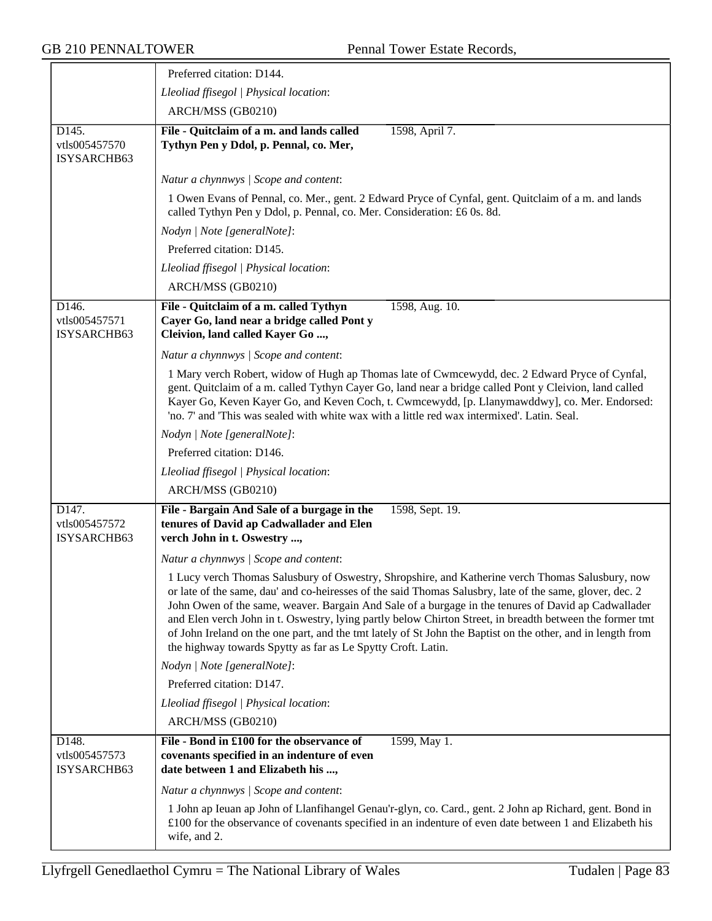Preferred citation: D144.

*Lleoliad ffisegol | Physical location*:

ARCH/MSS (GB0210)

| | |
|---|---|
| D145.<br>vtls005457570<br>ISYSARCHB63 | **File - Quitclaim of a m. and lands called Tythyn Pen y Ddol, p. Pennal, co. Mer,** 1598, April 7.<br><br>*Natur a chynnwys \| Scope and content*:<br><br>1 Owen Evans of Pennal, co. Mer., gent. 2 Edward Pryce of Cynfal, gent. Quitclaim of a m. and lands called Tythyn Pen y Ddol, p. Pennal, co. Mer. Consideration: £6 0s. 8d.<br><br>*Nodyn \| Note [generalNote]*:<br><br>Preferred citation: D145.<br><br>*Lleoliad ffisegol \| Physical location*:<br><br>ARCH/MSS (GB0210) |
| D146.<br>vtls005457571<br>ISYSARCHB63 | **File - Quitclaim of a m. called Tythyn Cayer Go, land near a bridge called Pont y Cleivion, land called Kayer Go ...,** 1598, Aug. 10.<br><br>*Natur a chynnwys \| Scope and content*:<br><br>1 Mary verch Robert, widow of Hugh ap Thomas late of Cwmcewydd, dec. 2 Edward Pryce of Cynfal, gent. Quitclaim of a m. called Tythyn Cayer Go, land near a bridge called Pont y Cleivion, land called Kayer Go, Keven Kayer Go, and Keven Coch, t. Cwmcewydd, [p. Llanymawddwy], co. Mer. Endorsed: 'no. 7' and 'This was sealed with white wax with a little red wax intermixed'. Latin. Seal.<br><br>*Nodyn \| Note [generalNote]*:<br><br>Preferred citation: D146.<br><br>*Lleoliad ffisegol \| Physical location*:<br><br>ARCH/MSS (GB0210) |
| D147.<br>vtls005457572<br>ISYSARCHB63 | **File - Bargain And Sale of a burgage in the tenures of David ap Cadwallader and Elen verch John in t. Oswestry ...,** 1598, Sept. 19.<br><br>*Natur a chynnwys \| Scope and content*:<br><br>1 Lucy verch Thomas Salusbury of Oswestry, Shropshire, and Katherine verch Thomas Salusbury, now or late of the same, dau' and co-heiresses of the said Thomas Salusbry, late of the same, glover, dec. 2 John Owen of the same, weaver. Bargain And Sale of a burgage in the tenures of David ap Cadwallader and Elen verch John in t. Oswestry, lying partly below Chirton Street, in breadth between the former tmt of John Ireland on the one part, and the tmt lately of St John the Baptist on the other, and in length from the highway towards Spytty as far as Le Spytty Croft. Latin.<br><br>*Nodyn \| Note [generalNote]*:<br><br>Preferred citation: D147.<br><br>*Lleoliad ffisegol \| Physical location*:<br><br>ARCH/MSS (GB0210) |
| D148.<br>vtls005457573<br>ISYSARCHB63 | **File - Bond in £100 for the observance of covenants specified in an indenture of even date between 1 and Elizabeth his ...,** 1599, May 1.<br><br>*Natur a chynnwys \| Scope and content*:<br><br>1 John ap Ieuan ap John of Llanfihangel Genau'r-glyn, co. Card., gent. 2 John ap Richard, gent. Bond in £100 for the observance of covenants specified in an indenture of even date between 1 and Elizabeth his wife, and 2. |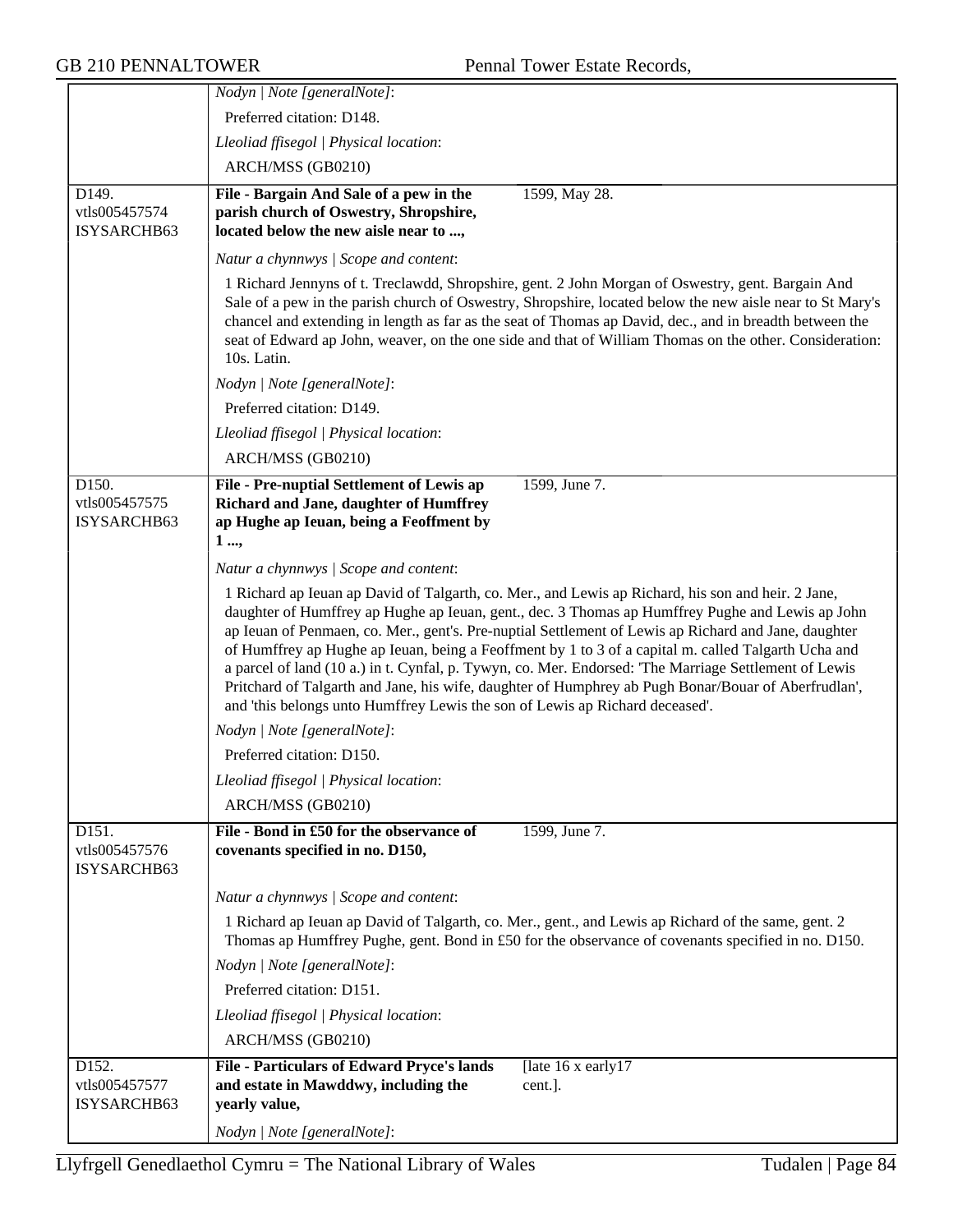*Nodyn | Note [generalNote]*:

Preferred citation: D148.

*Lleoliad ffisegol | Physical location*:

ARCH/MSS (GB0210)

---

D149.
vtls005457574
ISYSARCHB63

**File - Bargain And Sale of a pew in the parish church of Oswestry, Shropshire, located below the new aisle near to ...,** 1599, May 28.

*Natur a chynnwys | Scope and content*:

1 Richard Jennyns of t. Treclawdd, Shropshire, gent. 2 John Morgan of Oswestry, gent. Bargain And Sale of a pew in the parish church of Oswestry, Shropshire, located below the new aisle near to St Mary's chancel and extending in length as far as the seat of Thomas ap David, dec., and in breadth between the seat of Edward ap John, weaver, on the one side and that of William Thomas on the other. Consideration: 10s. Latin.

*Nodyn | Note [generalNote]*:

Preferred citation: D149.

*Lleoliad ffisegol | Physical location*:

ARCH/MSS (GB0210)

---

D150.
vtls005457575
ISYSARCHB63

**File - Pre-nuptial Settlement of Lewis ap Richard and Jane, daughter of Humffrey ap Hughe ap Ieuan, being a Feoffment by 1 ...,** 1599, June 7.

*Natur a chynnwys | Scope and content*:

1 Richard ap Ieuan ap David of Talgarth, co. Mer., and Lewis ap Richard, his son and heir. 2 Jane, daughter of Humffrey ap Hughe ap Ieuan, gent., dec. 3 Thomas ap Humffrey Pughe and Lewis ap John ap Ieuan of Penmaen, co. Mer., gent's. Pre-nuptial Settlement of Lewis ap Richard and Jane, daughter of Humffrey ap Hughe ap Ieuan, being a Feoffment by 1 to 3 of a capital m. called Talgarth Ucha and a parcel of land (10 a.) in t. Cynfal, p. Tywyn, co. Mer. Endorsed: 'The Marriage Settlement of Lewis Pritchard of Talgarth and Jane, his wife, daughter of Humphrey ab Pugh Bonar/Bouar of Aberfrudlan', and 'this belongs unto Humffrey Lewis the son of Lewis ap Richard deceased'.

*Nodyn | Note [generalNote]*:

Preferred citation: D150.

*Lleoliad ffisegol | Physical location*:

ARCH/MSS (GB0210)

---

D151.
vtls005457576
ISYSARCHB63

**File - Bond in £50 for the observance of covenants specified in no. D150,** 1599, June 7.

*Natur a chynnwys | Scope and content*:

1 Richard ap Ieuan ap David of Talgarth, co. Mer., gent., and Lewis ap Richard of the same, gent. 2 Thomas ap Humffrey Pughe, gent. Bond in £50 for the observance of covenants specified in no. D150.

*Nodyn | Note [generalNote]*:

Preferred citation: D151.

*Lleoliad ffisegol | Physical location*:

ARCH/MSS (GB0210)

---

D152.
vtls005457577
ISYSARCHB63

**File - Particulars of Edward Pryce's lands and estate in Mawddwy, including the yearly value,** [late 16 x early17 cent.].

*Nodyn | Note [generalNote]*: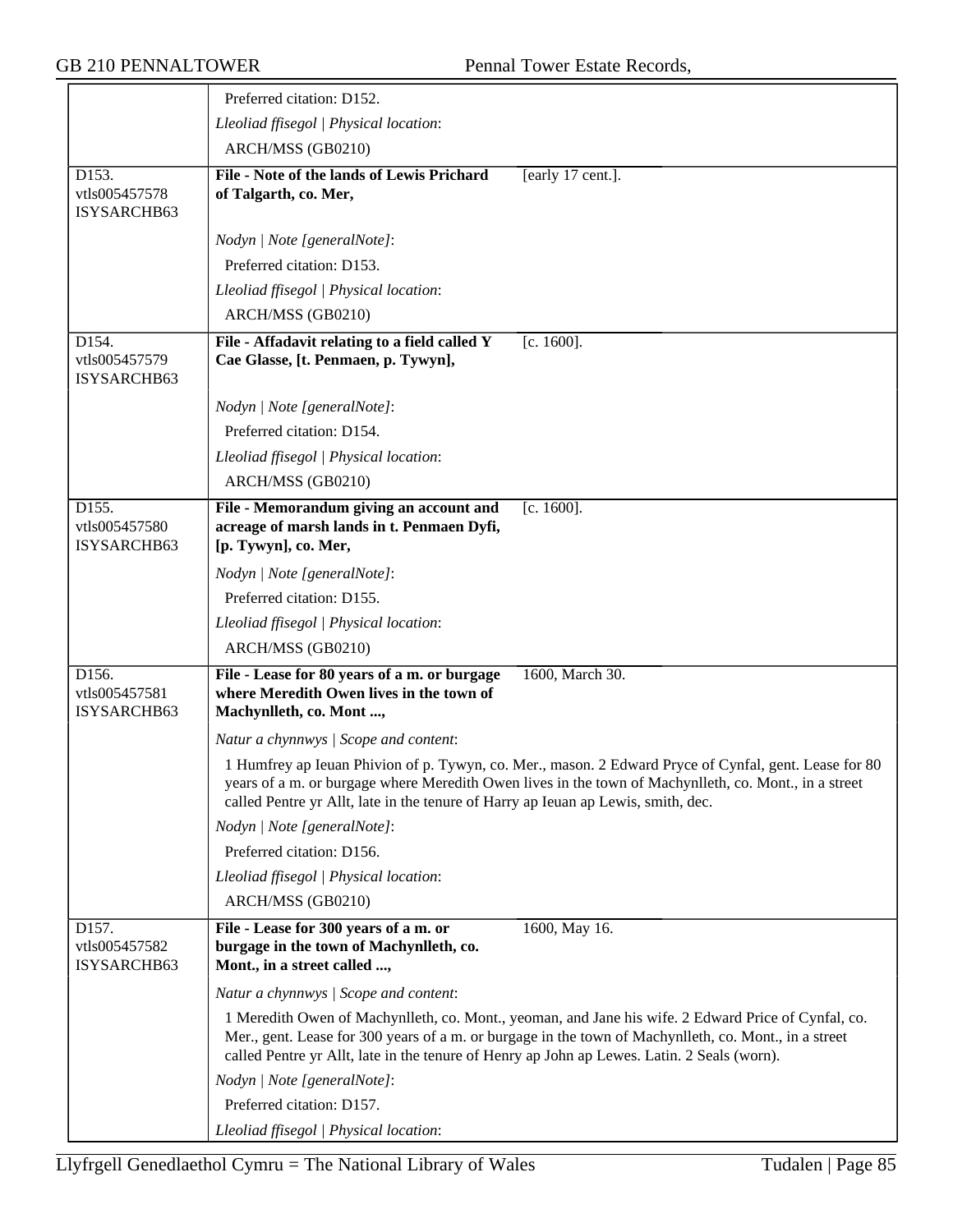Preferred citation: D152.

*Lleoliad ffisegol | Physical location*:

ARCH/MSS (GB0210)

D153.
vtls005457578
ISYSARCHB63

**File - Note of the lands of Lewis Prichard of Talgarth, co. Mer,** [early 17 cent.].

*Nodyn | Note [generalNote]*:

Preferred citation: D153.

*Lleoliad ffisegol | Physical location*:

ARCH/MSS (GB0210)

D154.
vtls005457579
ISYSARCHB63

**File - Affadavit relating to a field called Y Cae Glasse, [t. Penmaen, p. Tywyn],** [c. 1600].

*Nodyn | Note [generalNote]*:

Preferred citation: D154.

*Lleoliad ffisegol | Physical location*:

ARCH/MSS (GB0210)

D155.
vtls005457580
ISYSARCHB63

**File - Memorandum giving an account and acreage of marsh lands in t. Penmaen Dyfi, [p. Tywyn], co. Mer,** [c. 1600].

*Nodyn | Note [generalNote]*:

Preferred citation: D155.

*Lleoliad ffisegol | Physical location*:

ARCH/MSS (GB0210)

D156.
vtls005457581
ISYSARCHB63

**File - Lease for 80 years of a m. or burgage where Meredith Owen lives in the town of Machynlleth, co. Mont ...,** 1600, March 30.

*Natur a chynnwys | Scope and content*:

1 Humfrey ap Ieuan Phivion of p. Tywyn, co. Mer., mason. 2 Edward Pryce of Cynfal, gent. Lease for 80 years of a m. or burgage where Meredith Owen lives in the town of Machynlleth, co. Mont., in a street called Pentre yr Allt, late in the tenure of Harry ap Ieuan ap Lewis, smith, dec.

*Nodyn | Note [generalNote]*:

Preferred citation: D156.

*Lleoliad ffisegol | Physical location*:

ARCH/MSS (GB0210)

D157.
vtls005457582
ISYSARCHB63

**File - Lease for 300 years of a m. or burgage in the town of Machynlleth, co. Mont., in a street called ...,** 1600, May 16.

*Natur a chynnwys | Scope and content*:

1 Meredith Owen of Machynlleth, co. Mont., yeoman, and Jane his wife. 2 Edward Price of Cynfal, co. Mer., gent. Lease for 300 years of a m. or burgage in the town of Machynlleth, co. Mont., in a street called Pentre yr Allt, late in the tenure of Henry ap John ap Lewes. Latin. 2 Seals (worn).

*Nodyn | Note [generalNote]*:

Preferred citation: D157.

*Lleoliad ffisegol | Physical location*: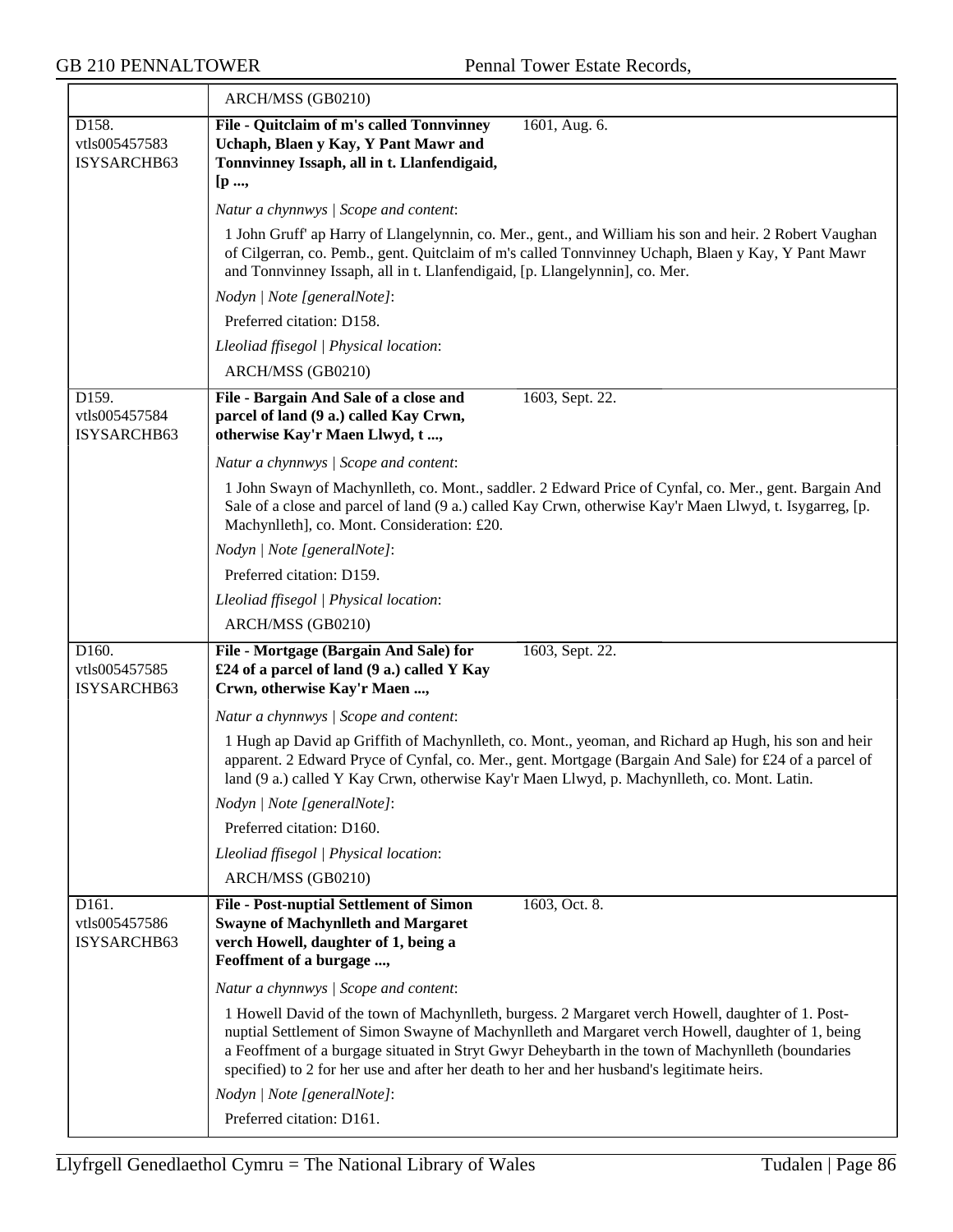| | |
|---|---|
| | ARCH/MSS (GB0210) |
| D158.<br>vtls005457583<br>ISYSARCHB63 | **File - Quitclaim of m's called Tonnvinney Uchaph, Blaen y Kay, Y Pant Mawr and Tonnvinney Issaph, all in t. Llanfendigaid, [p ...,** 1601, Aug. 6.<br><br>*Natur a chynnwys \| Scope and content*:<br><br>1 John Gruff' ap Harry of Llangelynnin, co. Mer., gent., and William his son and heir. 2 Robert Vaughan of Cilgerran, co. Pemb., gent. Quitclaim of m's called Tonnvinney Uchaph, Blaen y Kay, Y Pant Mawr and Tonnvinney Issaph, all in t. Llanfendigaid, [p. Llangelynnin], co. Mer.<br><br>*Nodyn \| Note [generalNote]*:<br><br>Preferred citation: D158.<br><br>*Lleoliad ffisegol \| Physical location*:<br><br>ARCH/MSS (GB0210) |
| D159.<br>vtls005457584<br>ISYSARCHB63 | **File - Bargain And Sale of a close and parcel of land (9 a.) called Kay Crwn, otherwise Kay'r Maen Llwyd, t ...,** 1603, Sept. 22.<br><br>*Natur a chynnwys \| Scope and content*:<br><br>1 John Swayn of Machynlleth, co. Mont., saddler. 2 Edward Price of Cynfal, co. Mer., gent. Bargain And Sale of a close and parcel of land (9 a.) called Kay Crwn, otherwise Kay'r Maen Llwyd, t. Isygarreg, [p. Machynlleth], co. Mont. Consideration: £20.<br><br>*Nodyn \| Note [generalNote]*:<br><br>Preferred citation: D159.<br><br>*Lleoliad ffisegol \| Physical location*:<br><br>ARCH/MSS (GB0210) |
| D160.<br>vtls005457585<br>ISYSARCHB63 | **File - Mortgage (Bargain And Sale) for £24 of a parcel of land (9 a.) called Y Kay Crwn, otherwise Kay'r Maen ...,** 1603, Sept. 22.<br><br>*Natur a chynnwys \| Scope and content*:<br><br>1 Hugh ap David ap Griffith of Machynlleth, co. Mont., yeoman, and Richard ap Hugh, his son and heir apparent. 2 Edward Pryce of Cynfal, co. Mer., gent. Mortgage (Bargain And Sale) for £24 of a parcel of land (9 a.) called Y Kay Crwn, otherwise Kay'r Maen Llwyd, p. Machynlleth, co. Mont. Latin.<br><br>*Nodyn \| Note [generalNote]*:<br><br>Preferred citation: D160.<br><br>*Lleoliad ffisegol \| Physical location*:<br><br>ARCH/MSS (GB0210) |
| D161.<br>vtls005457586<br>ISYSARCHB63 | **File - Post-nuptial Settlement of Simon Swayne of Machynlleth and Margaret verch Howell, daughter of 1, being a Feoffment of a burgage ...,** 1603, Oct. 8.<br><br>*Natur a chynnwys \| Scope and content*:<br><br>1 Howell David of the town of Machynlleth, burgess. 2 Margaret verch Howell, daughter of 1. Post-nuptial Settlement of Simon Swayne of Machynlleth and Margaret verch Howell, daughter of 1, being a Feoffment of a burgage situated in Stryt Gwyr Deheybarth in the town of Machynlleth (boundaries specified) to 2 for her use and after her death to her and her husband's legitimate heirs.<br><br>*Nodyn \| Note [generalNote]*:<br><br>Preferred citation: D161. |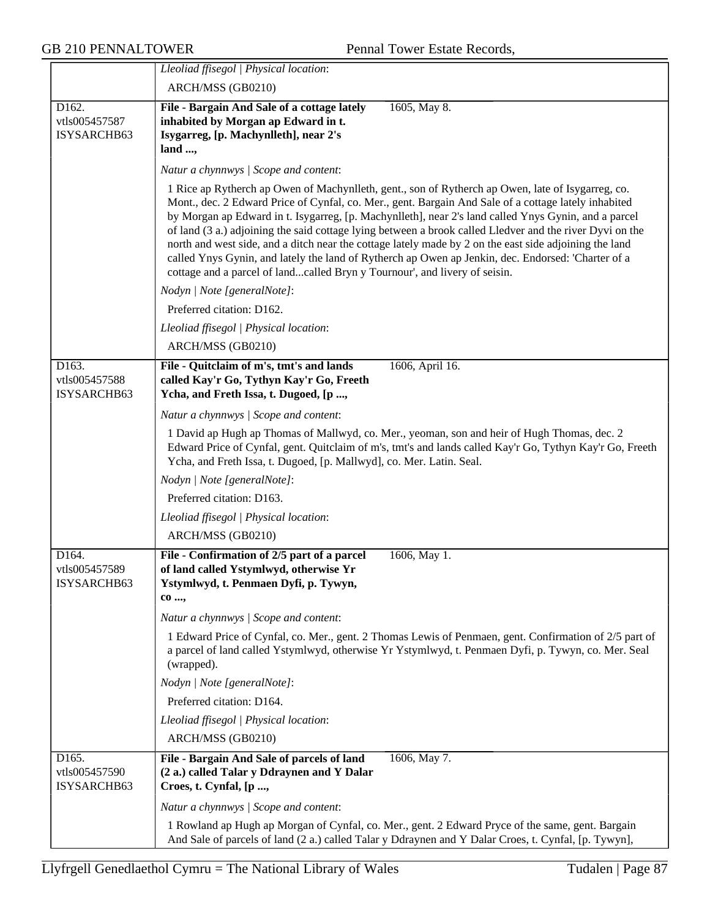*Lleoliad ffisegol | Physical location*:

ARCH/MSS (GB0210)

D162.
vtls005457587
ISYSARCHB63

**File - Bargain And Sale of a cottage lately inhabited by Morgan ap Edward in t. Isygarreg, [p. Machynlleth], near 2's land ...,** 1605, May 8.

*Natur a chynnwys | Scope and content*:

1 Rice ap Rytherch ap Owen of Machynlleth, gent., son of Rytherch ap Owen, late of Isygarreg, co. Mont., dec. 2 Edward Price of Cynfal, co. Mer., gent. Bargain And Sale of a cottage lately inhabited by Morgan ap Edward in t. Isygarreg, [p. Machynlleth], near 2's land called Ynys Gynin, and a parcel of land (3 a.) adjoining the said cottage lying between a brook called Lledver and the river Dyvi on the north and west side, and a ditch near the cottage lately made by 2 on the east side adjoining the land called Ynys Gynin, and lately the land of Rytherch ap Owen ap Jenkin, dec. Endorsed: 'Charter of a cottage and a parcel of land...called Bryn y Tournour', and livery of seisin.

*Nodyn | Note [generalNote]*:

Preferred citation: D162.

*Lleoliad ffisegol | Physical location*:

ARCH/MSS (GB0210)

D163.
vtls005457588
ISYSARCHB63

**File - Quitclaim of m's, tmt's and lands called Kay'r Go, Tythyn Kay'r Go, Freeth Ycha, and Freth Issa, t. Dugoed, [p ...,** 1606, April 16.

*Natur a chynnwys | Scope and content*:

1 David ap Hugh ap Thomas of Mallwyd, co. Mer., yeoman, son and heir of Hugh Thomas, dec. 2 Edward Price of Cynfal, gent. Quitclaim of m's, tmt's and lands called Kay'r Go, Tythyn Kay'r Go, Freeth Ycha, and Freth Issa, t. Dugoed, [p. Mallwyd], co. Mer. Latin. Seal.

*Nodyn | Note [generalNote]*:

Preferred citation: D163.

*Lleoliad ffisegol | Physical location*:

ARCH/MSS (GB0210)

D164.
vtls005457589
ISYSARCHB63

**File - Confirmation of 2/5 part of a parcel of land called Ystymlwyd, otherwise Yr Ystymlwyd, t. Penmaen Dyfi, p. Tywyn, co ...,** 1606, May 1.

*Natur a chynnwys | Scope and content*:

1 Edward Price of Cynfal, co. Mer., gent. 2 Thomas Lewis of Penmaen, gent. Confirmation of 2/5 part of a parcel of land called Ystymlwyd, otherwise Yr Ystymlwyd, t. Penmaen Dyfi, p. Tywyn, co. Mer. Seal (wrapped).

*Nodyn | Note [generalNote]*:

Preferred citation: D164.

*Lleoliad ffisegol | Physical location*:

ARCH/MSS (GB0210)

D165.
vtls005457590
ISYSARCHB63

**File - Bargain And Sale of parcels of land (2 a.) called Talar y Ddraynen and Y Dalar Croes, t. Cynfal, [p ...,** 1606, May 7.

*Natur a chynnwys | Scope and content*:

1 Rowland ap Hugh ap Morgan of Cynfal, co. Mer., gent. 2 Edward Pryce of the same, gent. Bargain And Sale of parcels of land (2 a.) called Talar y Ddraynen and Y Dalar Croes, t. Cynfal, [p. Tywyn],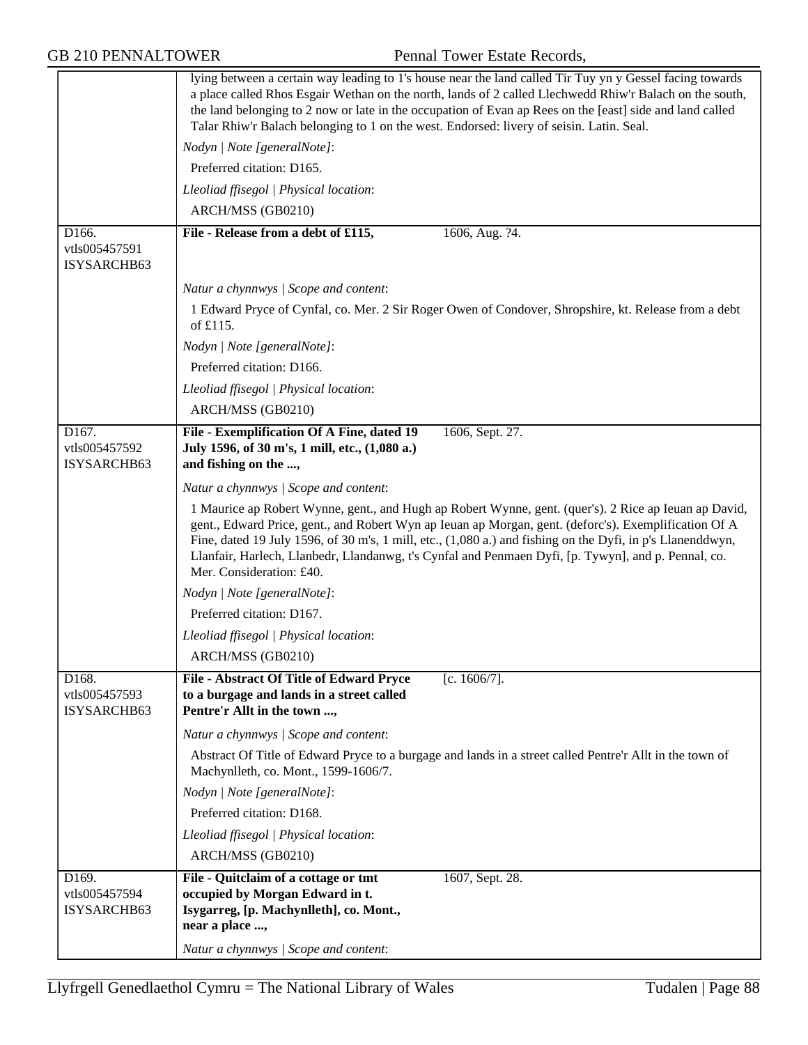lying between a certain way leading to 1's house near the land called Tir Tuy yn y Gessel facing towards a place called Rhos Esgair Wethan on the north, lands of 2 called Llechwedd Rhiw'r Balach on the south, the land belonging to 2 now or late in the occupation of Evan ap Rees on the [east] side and land called Talar Rhiw'r Balach belonging to 1 on the west. Endorsed: livery of seisin. Latin. Seal.

*Nodyn | Note [generalNote]*:

Preferred citation: D165.

*Lleoliad ffisegol | Physical location*:

ARCH/MSS (GB0210)

---

D166.
vtls005457591
ISYSARCHB63

**File - Release from a debt of £115,** 1606, Aug. ?4.

*Natur a chynnwys | Scope and content*:

1 Edward Pryce of Cynfal, co. Mer. 2 Sir Roger Owen of Condover, Shropshire, kt. Release from a debt of £115.

*Nodyn | Note [generalNote]*:

Preferred citation: D166.

*Lleoliad ffisegol | Physical location*:

ARCH/MSS (GB0210)

---

D167.
vtls005457592
ISYSARCHB63

**File - Exemplification Of A Fine, dated 19 July 1596, of 30 m's, 1 mill, etc., (1,080 a.) and fishing on the ...,** 1606, Sept. 27.

*Natur a chynnwys | Scope and content*:

1 Maurice ap Robert Wynne, gent., and Hugh ap Robert Wynne, gent. (quer's). 2 Rice ap Ieuan ap David, gent., Edward Price, gent., and Robert Wyn ap Ieuan ap Morgan, gent. (deforc's). Exemplification Of A Fine, dated 19 July 1596, of 30 m's, 1 mill, etc., (1,080 a.) and fishing on the Dyfi, in p's Llanenddwyn, Llanfair, Harlech, Llanbedr, Llandanwg, t's Cynfal and Penmaen Dyfi, [p. Tywyn], and p. Pennal, co. Mer. Consideration: £40.

*Nodyn | Note [generalNote]*:

Preferred citation: D167.

*Lleoliad ffisegol | Physical location*:

ARCH/MSS (GB0210)

---

D168.
vtls005457593
ISYSARCHB63

**File - Abstract Of Title of Edward Pryce to a burgage and lands in a street called Pentre'r Allt in the town ...,** [c. 1606/7].

*Natur a chynnwys | Scope and content*:

Abstract Of Title of Edward Pryce to a burgage and lands in a street called Pentre'r Allt in the town of Machynlleth, co. Mont., 1599-1606/7.

*Nodyn | Note [generalNote]*:

Preferred citation: D168.

*Lleoliad ffisegol | Physical location*:

ARCH/MSS (GB0210)

---

D169.
vtls005457594
ISYSARCHB63

**File - Quitclaim of a cottage or tmt occupied by Morgan Edward in t. Isygarreg, [p. Machynlleth], co. Mont., near a place ...,** 1607, Sept. 28.

*Natur a chynnwys | Scope and content*: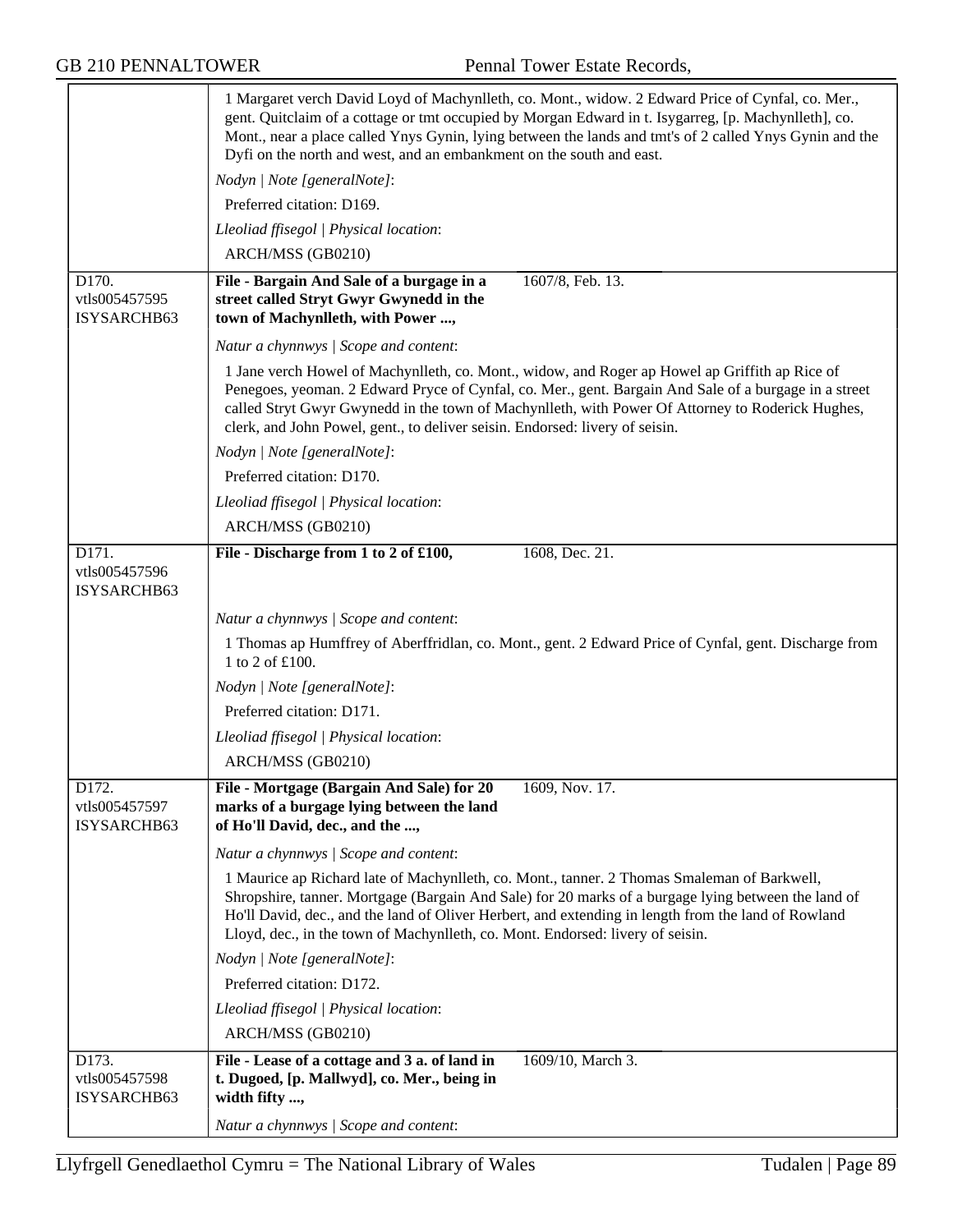1 Margaret verch David Loyd of Machynlleth, co. Mont., widow. 2 Edward Price of Cynfal, co. Mer., gent. Quitclaim of a cottage or tmt occupied by Morgan Edward in t. Isygarreg, [p. Machynlleth], co. Mont., near a place called Ynys Gynin, lying between the lands and tmt's of 2 called Ynys Gynin and the Dyfi on the north and west, and an embankment on the south and east.

*Nodyn | Note [generalNote]*:

Preferred citation: D169.

*Lleoliad ffisegol | Physical location*:

ARCH/MSS (GB0210)

---

D170.
vtls005457595
ISYSARCHB63

**File - Bargain And Sale of a burgage in a street called Stryt Gwyr Gwynedd in the town of Machynlleth, with Power ...,** 1607/8, Feb. 13.

*Natur a chynnwys | Scope and content*:

1 Jane verch Howel of Machynlleth, co. Mont., widow, and Roger ap Howel ap Griffith ap Rice of Penegoes, yeoman. 2 Edward Pryce of Cynfal, co. Mer., gent. Bargain And Sale of a burgage in a street called Stryt Gwyr Gwynedd in the town of Machynlleth, with Power Of Attorney to Roderick Hughes, clerk, and John Powel, gent., to deliver seisin. Endorsed: livery of seisin.

*Nodyn | Note [generalNote]*:

Preferred citation: D170.

*Lleoliad ffisegol | Physical location*:

ARCH/MSS (GB0210)

---

D171.
vtls005457596
ISYSARCHB63

**File - Discharge from 1 to 2 of £100,** 1608, Dec. 21.

*Natur a chynnwys | Scope and content*:

1 Thomas ap Humffrey of Aberffridlan, co. Mont., gent. 2 Edward Price of Cynfal, gent. Discharge from 1 to 2 of £100.

*Nodyn | Note [generalNote]*:

Preferred citation: D171.

*Lleoliad ffisegol | Physical location*:

ARCH/MSS (GB0210)

---

D172.
vtls005457597
ISYSARCHB63

**File - Mortgage (Bargain And Sale) for 20 marks of a burgage lying between the land of Ho'll David, dec., and the ...,** 1609, Nov. 17.

*Natur a chynnwys | Scope and content*:

1 Maurice ap Richard late of Machynlleth, co. Mont., tanner. 2 Thomas Smaleman of Barkwell, Shropshire, tanner. Mortgage (Bargain And Sale) for 20 marks of a burgage lying between the land of Ho'll David, dec., and the land of Oliver Herbert, and extending in length from the land of Rowland Lloyd, dec., in the town of Machynlleth, co. Mont. Endorsed: livery of seisin.

*Nodyn | Note [generalNote]*:

Preferred citation: D172.

*Lleoliad ffisegol | Physical location*:

ARCH/MSS (GB0210)

---

D173.
vtls005457598
ISYSARCHB63

**File - Lease of a cottage and 3 a. of land in t. Dugoed, [p. Mallwyd], co. Mer., being in width fifty ...,** 1609/10, March 3.

*Natur a chynnwys | Scope and content*: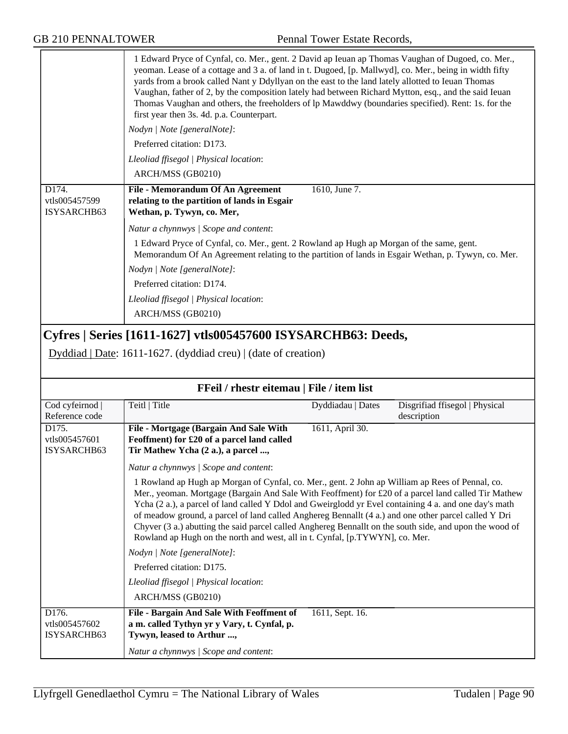| | |
|---|---|
| | 1 Edward Pryce of Cynfal, co. Mer., gent. 2 David ap Ieuan ap Thomas Vaughan of Dugoed, co. Mer., yeoman. Lease of a cottage and 3 a. of land in t. Dugoed, [p. Mallwyd], co. Mer., being in width fifty yards from a brook called Nant y Ddyllyan on the east to the land lately allotted to Ieuan Thomas Vaughan, father of 2, by the composition lately had between Richard Mytton, esq., and the said Ieuan Thomas Vaughan and others, the freeholders of lp Mawddwy (boundaries specified). Rent: 1s. for the first year then 3s. 4d. p.a. Counterpart.<br>*Nodyn \| Note [generalNote]*:<br>Preferred citation: D173.<br>*Lleoliad ffisegol \| Physical location*:<br>ARCH/MSS (GB0210) |
| D174.<br>vtls005457599<br>ISYSARCHB63 | **File - Memorandum Of An Agreement relating to the partition of lands in Esgair Wethan, p. Tywyn, co. Mer,** 1610, June 7.<br>*Natur a chynnwys \| Scope and content*:<br>1 Edward Pryce of Cynfal, co. Mer., gent. 2 Rowland ap Hugh ap Morgan of the same, gent. Memorandum Of An Agreement relating to the partition of lands in Esgair Wethan, p. Tywyn, co. Mer.<br>*Nodyn \| Note [generalNote]*:<br>Preferred citation: D174.<br>*Lleoliad ffisegol \| Physical location*:<br>ARCH/MSS (GB0210) |

## Cyfres | Series [1611-1627] vtls005457600 ISYSARCHB63: Deeds,

Dyddiad | Date: 1611-1627. (dyddiad creu) | (date of creation)

**FFeil / rhestr eitemau | File / item list**

| Cod cyfeirnod \| Reference code | Teitl \| Title | Dyddiadau \| Dates | Disgrifiad ffisegol \| Physical description |
|---|---|---|---|
| D175.<br>vtls005457601<br>ISYSARCHB63 | **File - Mortgage (Bargain And Sale With Feoffment) for £20 of a parcel land called Tir Mathew Ycha (2 a.), a parcel ...,**<br>*Natur a chynnwys \| Scope and content*:<br>1 Rowland ap Hugh ap Morgan of Cynfal, co. Mer., gent. 2 John ap William ap Rees of Pennal, co. Mer., yeoman. Mortgage (Bargain And Sale With Feoffment) for £20 of a parcel land called Tir Mathew Ycha (2 a.), a parcel of land called Y Ddol and Gweirglodd yr Evel containing 4 a. and one day's math of meadow ground, a parcel of land called Anghereg Bennallt (4 a.) and one other parcel called Y Dri Chyver (3 a.) abutting the said parcel called Anghereg Bennallt on the south side, and upon the wood of Rowland ap Hugh on the north and west, all in t. Cynfal, [p.TYWYN], co. Mer.<br>*Nodyn \| Note [generalNote]*:<br>Preferred citation: D175.<br>*Lleoliad ffisegol \| Physical location*:<br>ARCH/MSS (GB0210) | 1611, April 30. | |
| D176.<br>vtls005457602<br>ISYSARCHB63 | **File - Bargain And Sale With Feoffment of a m. called Tythyn yr y Vary, t. Cynfal, p. Tywyn, leased to Arthur ...,**<br>*Natur a chynnwys \| Scope and content*: | 1611, Sept. 16. | |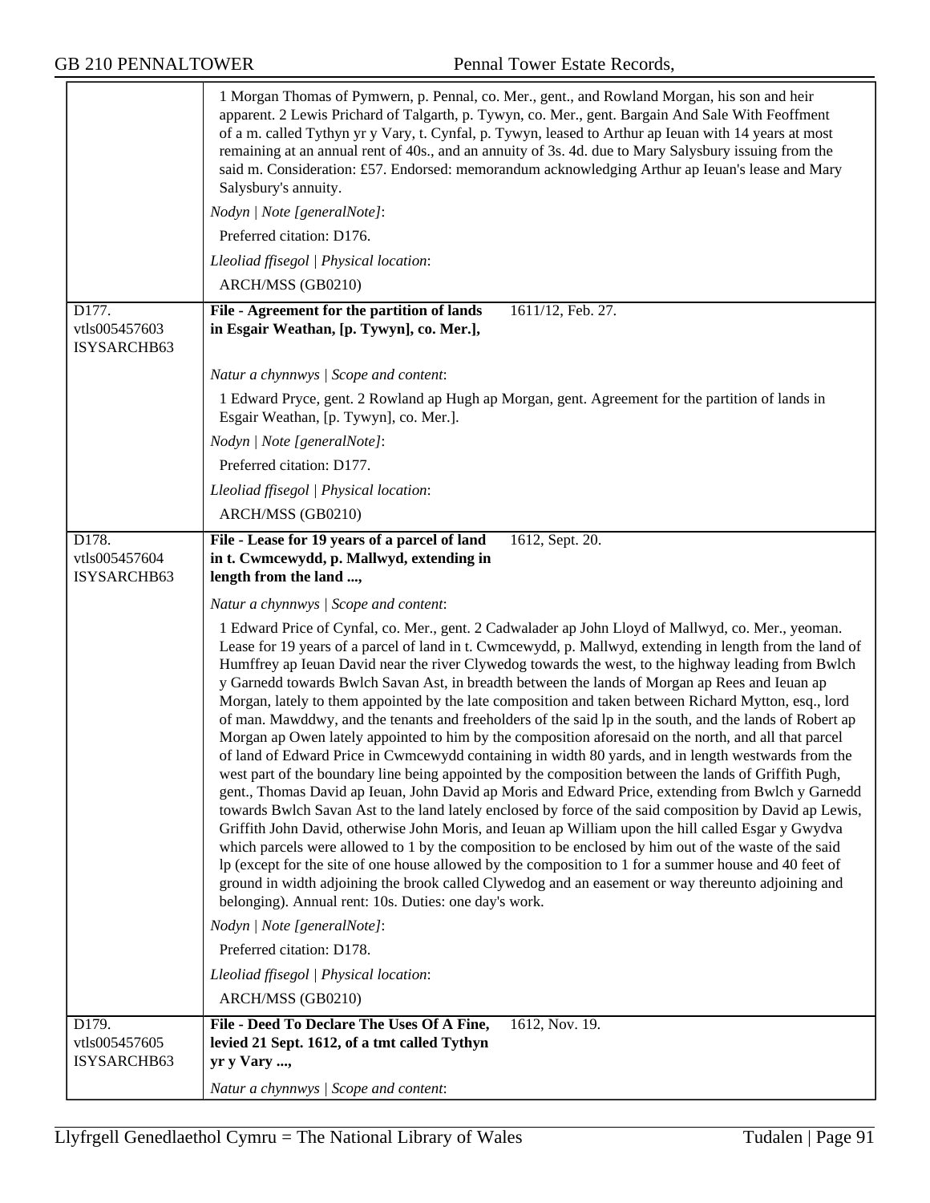1 Morgan Thomas of Pymwern, p. Pennal, co. Mer., gent., and Rowland Morgan, his son and heir apparent. 2 Lewis Prichard of Talgarth, p. Tywyn, co. Mer., gent. Bargain And Sale With Feoffment of a m. called Tythyn yr y Vary, t. Cynfal, p. Tywyn, leased to Arthur ap Ieuan with 14 years at most remaining at an annual rent of 40s., and an annuity of 3s. 4d. due to Mary Salysbury issuing from the said m. Consideration: £57. Endorsed: memorandum acknowledging Arthur ap Ieuan's lease and Mary Salysbury's annuity.

*Nodyn | Note [generalNote]*:

Preferred citation: D176.

*Lleoliad ffisegol | Physical location*:

ARCH/MSS (GB0210)

---

D177.
vtls005457603
ISYSARCHB63

**File - Agreement for the partition of lands in Esgair Weathan, [p. Tywyn], co. Mer.],** 1611/12, Feb. 27.

*Natur a chynnwys | Scope and content*:

1 Edward Pryce, gent. 2 Rowland ap Hugh ap Morgan, gent. Agreement for the partition of lands in Esgair Weathan, [p. Tywyn], co. Mer.].

*Nodyn | Note [generalNote]*:

Preferred citation: D177.

*Lleoliad ffisegol | Physical location*:

ARCH/MSS (GB0210)

---

D178.
vtls005457604
ISYSARCHB63

**File - Lease for 19 years of a parcel of land in t. Cwmcewydd, p. Mallwyd, extending in length from the land ...,** 1612, Sept. 20.

*Natur a chynnwys | Scope and content*:

1 Edward Price of Cynfal, co. Mer., gent. 2 Cadwalader ap John Lloyd of Mallwyd, co. Mer., yeoman. Lease for 19 years of a parcel of land in t. Cwmcewydd, p. Mallwyd, extending in length from the land of Humffrey ap Ieuan David near the river Clywedog towards the west, to the highway leading from Bwlch y Garnedd towards Bwlch Savan Ast, in breadth between the lands of Morgan ap Rees and Ieuan ap Morgan, lately to them appointed by the late composition and taken between Richard Mytton, esq., lord of man. Mawddwy, and the tenants and freeholders of the said lp in the south, and the lands of Robert ap Morgan ap Owen lately appointed to him by the composition aforesaid on the north, and all that parcel of land of Edward Price in Cwmcewydd containing in width 80 yards, and in length westwards from the west part of the boundary line being appointed by the composition between the lands of Griffith Pugh, gent., Thomas David ap Ieuan, John David ap Moris and Edward Price, extending from Bwlch y Garnedd towards Bwlch Savan Ast to the land lately enclosed by force of the said composition by David ap Lewis, Griffith John David, otherwise John Moris, and Ieuan ap William upon the hill called Esgar y Gwydva which parcels were allowed to 1 by the composition to be enclosed by him out of the waste of the said lp (except for the site of one house allowed by the composition to 1 for a summer house and 40 feet of ground in width adjoining the brook called Clywedog and an easement or way thereunto adjoining and belonging). Annual rent: 10s. Duties: one day's work.

*Nodyn | Note [generalNote]*:

Preferred citation: D178.

*Lleoliad ffisegol | Physical location*:

ARCH/MSS (GB0210)

---

D179.
vtls005457605
ISYSARCHB63

**File - Deed To Declare The Uses Of A Fine, levied 21 Sept. 1612, of a tmt called Tythyn yr y Vary ...,** 1612, Nov. 19.

*Natur a chynnwys | Scope and content*: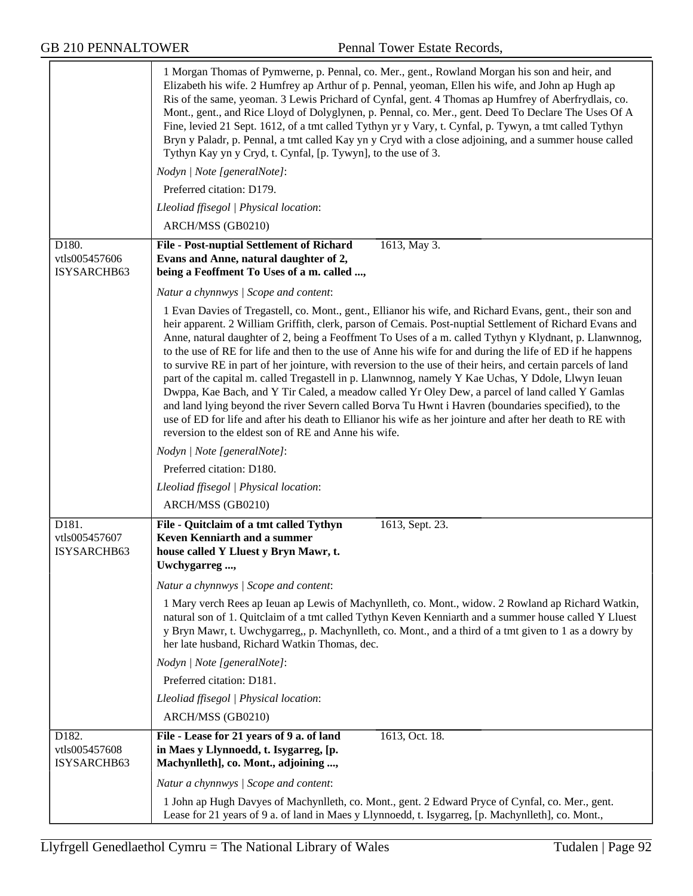| | |
|---|---|
| | 1 Morgan Thomas of Pymwerne, p. Pennal, co. Mer., gent., Rowland Morgan his son and heir, and Elizabeth his wife. 2 Humfrey ap Arthur of p. Pennal, yeoman, Ellen his wife, and John ap Hugh ap Ris of the same, yeoman. 3 Lewis Prichard of Cynfal, gent. 4 Thomas ap Humfrey of Aberfrydlais, co. Mont., gent., and Rice Lloyd of Dolyglynen, p. Pennal, co. Mer., gent. Deed To Declare The Uses Of A Fine, levied 21 Sept. 1612, of a tmt called Tythyn yr y Vary, t. Cynfal, p. Tywyn, a tmt called Tythyn Bryn y Paladr, p. Pennal, a tmt called Kay yn y Cryd with a close adjoining, and a summer house called Tythyn Kay yn y Cryd, t. Cynfal, [p. Tywyn], to the use of 3.<br>*Nodyn \| Note [generalNote]*:<br>Preferred citation: D179.<br>*Lleoliad ffisegol \| Physical location*:<br>ARCH/MSS (GB0210) |
| D180.<br>vtls005457606<br>ISYSARCHB63 | **File - Post-nuptial Settlement of Richard Evans and Anne, natural daughter of 2, being a Feoffment To Uses of a m. called ...,** 1613, May 3.<br>*Natur a chynnwys \| Scope and content*:<br>1 Evan Davies of Tregastell, co. Mont., gent., Ellianor his wife, and Richard Evans, gent., their son and heir apparent. 2 William Griffith, clerk, parson of Cemais. Post-nuptial Settlement of Richard Evans and Anne, natural daughter of 2, being a Feoffment To Uses of a m. called Tythyn y Klydnant, p. Llanwnnog, to the use of RE for life and then to the use of Anne his wife for and during the life of ED if he happens to survive RE in part of her jointure, with reversion to the use of their heirs, and certain parcels of land part of the capital m. called Tregastell in p. Llanwnnog, namely Y Kae Uchas, Y Ddole, Llwyn Ieuan Dwppa, Kae Bach, and Y Tir Caled, a meadow called Yr Oley Dew, a parcel of land called Y Gamlas and land lying beyond the river Severn called Borva Tu Hwnt i Havren (boundaries specified), to the use of ED for life and after his death to Ellianor his wife as her jointure and after her death to RE with reversion to the eldest son of RE and Anne his wife.<br>*Nodyn \| Note [generalNote]*:<br>Preferred citation: D180.<br>*Lleoliad ffisegol \| Physical location*:<br>ARCH/MSS (GB0210) |
| D181.<br>vtls005457607<br>ISYSARCHB63 | **File - Quitclaim of a tmt called Tythyn Keven Kenniarth and a summer house called Y Lluest y Bryn Mawr, t. Uwchygarreg ...,** 1613, Sept. 23.<br>*Natur a chynnwys \| Scope and content*:<br>1 Mary verch Rees ap Ieuan ap Lewis of Machynlleth, co. Mont., widow. 2 Rowland ap Richard Watkin, natural son of 1. Quitclaim of a tmt called Tythyn Keven Kenniarth and a summer house called Y Lluest y Bryn Mawr, t. Uwchygarreg,, p. Machynlleth, co. Mont., and a third of a tmt given to 1 as a dowry by her late husband, Richard Watkin Thomas, dec.<br>*Nodyn \| Note [generalNote]*:<br>Preferred citation: D181.<br>*Lleoliad ffisegol \| Physical location*:<br>ARCH/MSS (GB0210) |
| D182.<br>vtls005457608<br>ISYSARCHB63 | **File - Lease for 21 years of 9 a. of land in Maes y Llynnoedd, t. Isygarreg, [p. Machynlleth], co. Mont., adjoining ...,** 1613, Oct. 18.<br>*Natur a chynnwys \| Scope and content*:<br>1 John ap Hugh Davyes of Machynlleth, co. Mont., gent. 2 Edward Pryce of Cynfal, co. Mer., gent. Lease for 21 years of 9 a. of land in Maes y Llynnoedd, t. Isygarreg, [p. Machynlleth], co. Mont., |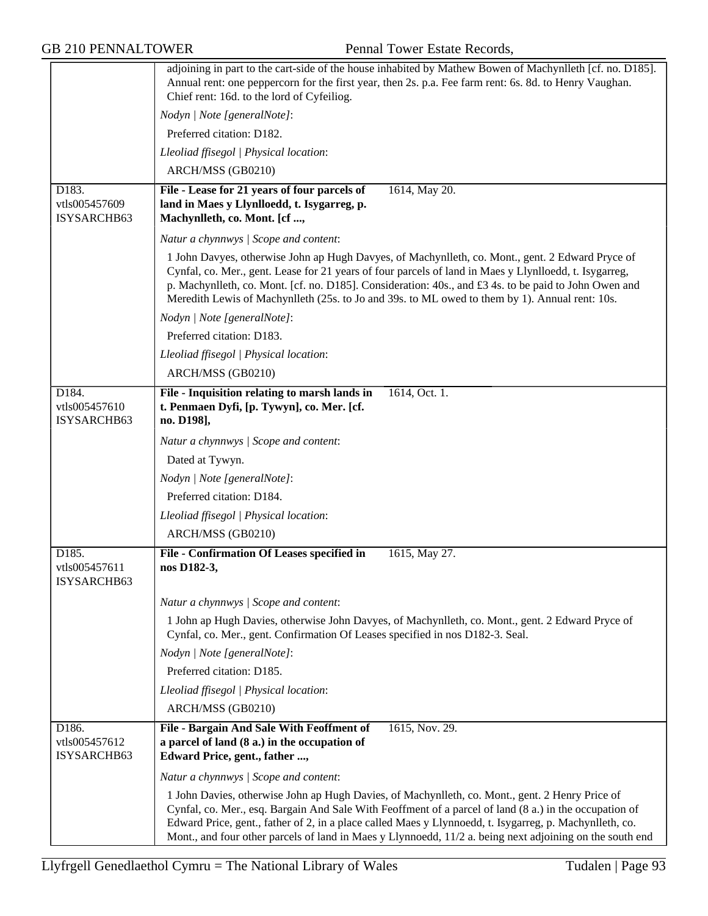adjoining in part to the cart-side of the house inhabited by Mathew Bowen of Machynlleth [cf. no. D185]. Annual rent: one peppercorn for the first year, then 2s. p.a. Fee farm rent: 6s. 8d. to Henry Vaughan. Chief rent: 16d. to the lord of Cyfeiliog.

*Nodyn | Note [generalNote]*:

Preferred citation: D182.

*Lleoliad ffisegol | Physical location*:

ARCH/MSS (GB0210)

---

D183.
vtls005457609
ISYSARCHB63

**File - Lease for 21 years of four parcels of land in Maes y Llynlloedd, t. Isygarreg, p. Machynlleth, co. Mont. [cf ...,** 1614, May 20.

*Natur a chynnwys | Scope and content*:

1 John Davyes, otherwise John ap Hugh Davyes, of Machynlleth, co. Mont., gent. 2 Edward Pryce of Cynfal, co. Mer., gent. Lease for 21 years of four parcels of land in Maes y Llynlloedd, t. Isygarreg, p. Machynlleth, co. Mont. [cf. no. D185]. Consideration: 40s., and £3 4s. to be paid to John Owen and Meredith Lewis of Machynlleth (25s. to Jo and 39s. to ML owed to them by 1). Annual rent: 10s.

*Nodyn | Note [generalNote]*:

Preferred citation: D183.

*Lleoliad ffisegol | Physical location*:

ARCH/MSS (GB0210)

---

D184.
vtls005457610
ISYSARCHB63

**File - Inquisition relating to marsh lands in t. Penmaen Dyfi, [p. Tywyn], co. Mer. [cf. no. D198],** 1614, Oct. 1.

*Natur a chynnwys | Scope and content*:

Dated at Tywyn.

*Nodyn | Note [generalNote]*:

Preferred citation: D184.

*Lleoliad ffisegol | Physical location*:

ARCH/MSS (GB0210)

---

D185.
vtls005457611
ISYSARCHB63

**File - Confirmation Of Leases specified in nos D182-3,** 1615, May 27.

*Natur a chynnwys | Scope and content*:

1 John ap Hugh Davies, otherwise John Davyes, of Machynlleth, co. Mont., gent. 2 Edward Pryce of Cynfal, co. Mer., gent. Confirmation Of Leases specified in nos D182-3. Seal.

*Nodyn | Note [generalNote]*:

Preferred citation: D185.

*Lleoliad ffisegol | Physical location*:

ARCH/MSS (GB0210)

---

D186.
vtls005457612
ISYSARCHB63

**File - Bargain And Sale With Feoffment of a parcel of land (8 a.) in the occupation of Edward Price, gent., father ...,** 1615, Nov. 29.

*Natur a chynnwys | Scope and content*:

1 John Davies, otherwise John ap Hugh Davies, of Machynlleth, co. Mont., gent. 2 Henry Price of Cynfal, co. Mer., esq. Bargain And Sale With Feoffment of a parcel of land (8 a.) in the occupation of Edward Price, gent., father of 2, in a place called Maes y Llynnoedd, t. Isygarreg, p. Machynlleth, co. Mont., and four other parcels of land in Maes y Llynnoedd, 11/2 a. being next adjoining on the south end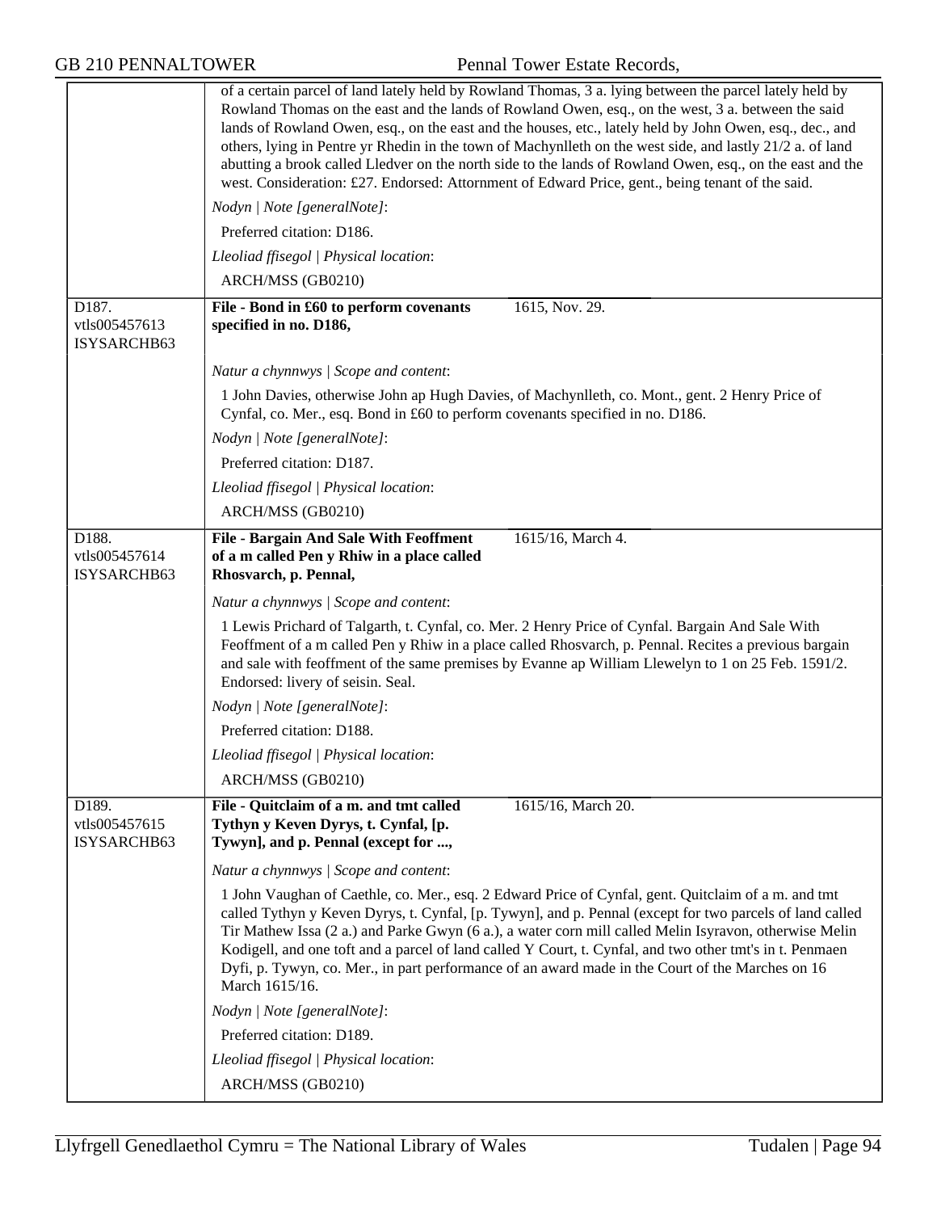of a certain parcel of land lately held by Rowland Thomas, 3 a. lying between the parcel lately held by Rowland Thomas on the east and the lands of Rowland Owen, esq., on the west, 3 a. between the said lands of Rowland Owen, esq., on the east and the houses, etc., lately held by John Owen, esq., dec., and others, lying in Pentre yr Rhedin in the town of Machynlleth on the west side, and lastly 21/2 a. of land abutting a brook called Lledver on the north side to the lands of Rowland Owen, esq., on the east and the west. Consideration: £27. Endorsed: Attornment of Edward Price, gent., being tenant of the said.

*Nodyn | Note [generalNote]*:

Preferred citation: D186.

*Lleoliad ffisegol | Physical location*:

ARCH/MSS (GB0210)

---

D187.
vtls005457613
ISYSARCHB63

**File - Bond in £60 to perform covenants specified in no. D186,** 1615, Nov. 29.

*Natur a chynnwys | Scope and content*:

1 John Davies, otherwise John ap Hugh Davies, of Machynlleth, co. Mont., gent. 2 Henry Price of Cynfal, co. Mer., esq. Bond in £60 to perform covenants specified in no. D186.

*Nodyn | Note [generalNote]*:

Preferred citation: D187.

*Lleoliad ffisegol | Physical location*:

ARCH/MSS (GB0210)

---

D188.
vtls005457614
ISYSARCHB63

**File - Bargain And Sale With Feoffment of a m called Pen y Rhiw in a place called Rhosvarch, p. Pennal,** 1615/16, March 4.

*Natur a chynnwys | Scope and content*:

1 Lewis Prichard of Talgarth, t. Cynfal, co. Mer. 2 Henry Price of Cynfal. Bargain And Sale With Feoffment of a m called Pen y Rhiw in a place called Rhosvarch, p. Pennal. Recites a previous bargain and sale with feoffment of the same premises by Evanne ap William Llewelyn to 1 on 25 Feb. 1591/2. Endorsed: livery of seisin. Seal.

*Nodyn | Note [generalNote]*:

Preferred citation: D188.

*Lleoliad ffisegol | Physical location*:

ARCH/MSS (GB0210)

---

D189.
vtls005457615
ISYSARCHB63

**File - Quitclaim of a m. and tmt called Tythyn y Keven Dyrys, t. Cynfal, [p. Tywyn], and p. Pennal (except for ...,** 1615/16, March 20.

*Natur a chynnwys | Scope and content*:

1 John Vaughan of Caethle, co. Mer., esq. 2 Edward Price of Cynfal, gent. Quitclaim of a m. and tmt called Tythyn y Keven Dyrys, t. Cynfal, [p. Tywyn], and p. Pennal (except for two parcels of land called Tir Mathew Issa (2 a.) and Parke Gwyn (6 a.), a water corn mill called Melin Isyravon, otherwise Melin Kodigell, and one toft and a parcel of land called Y Court, t. Cynfal, and two other tmt's in t. Penmaen Dyfi, p. Tywyn, co. Mer., in part performance of an award made in the Court of the Marches on 16 March 1615/16.

*Nodyn | Note [generalNote]*:

Preferred citation: D189.

*Lleoliad ffisegol | Physical location*:

ARCH/MSS (GB0210)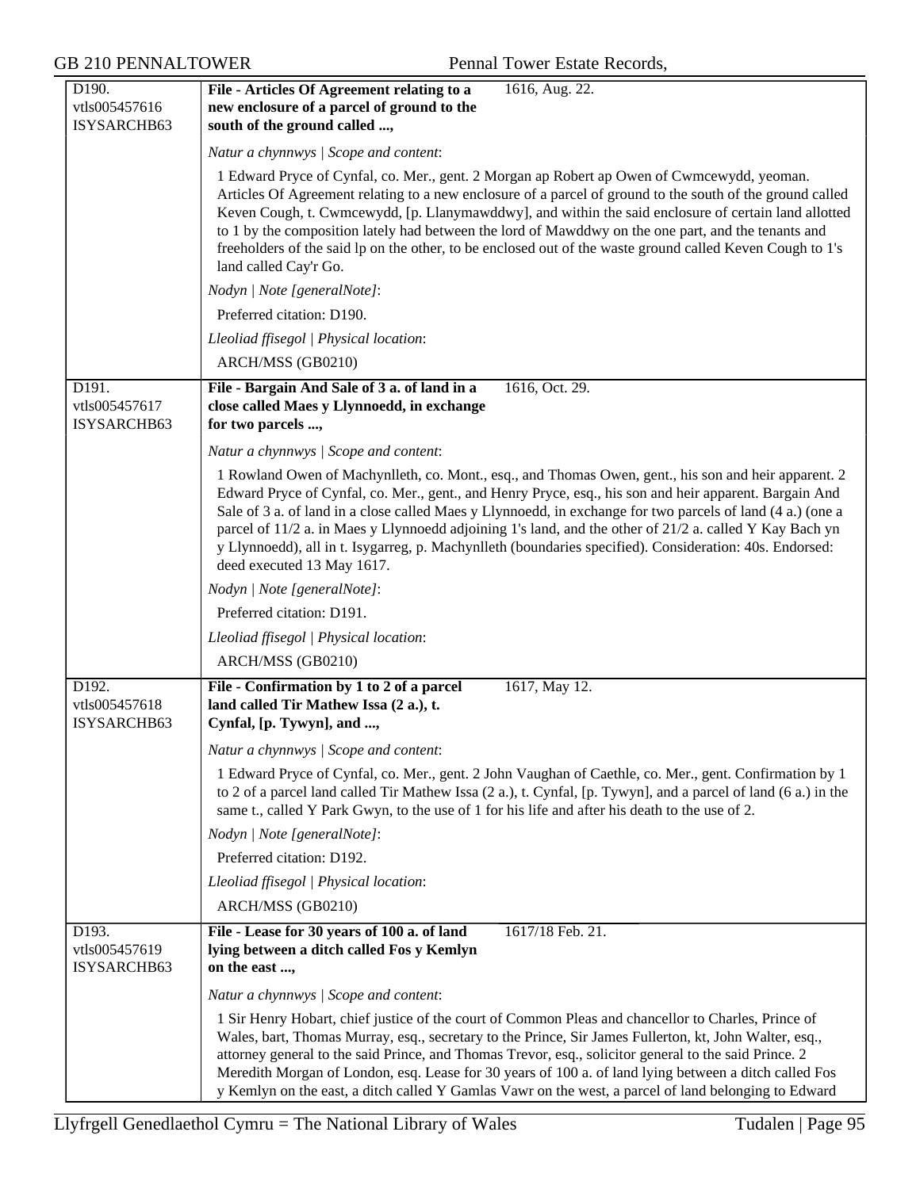| D190.<br>vtls005457616<br>ISYSARCHB63 | **File - Articles Of Agreement relating to a new enclosure of a parcel of ground to the south of the ground called ...,** | 1616, Aug. 22. |
|---|---|---|

*Natur a chynnwys | Scope and content*:

1 Edward Pryce of Cynfal, co. Mer., gent. 2 Morgan ap Robert ap Owen of Cwmcewydd, yeoman. Articles Of Agreement relating to a new enclosure of a parcel of ground to the south of the ground called Keven Cough, t. Cwmcewydd, [p. Llanymawddwy], and within the said enclosure of certain land allotted to 1 by the composition lately had between the lord of Mawddwy on the one part, and the tenants and freeholders of the said lp on the other, to be enclosed out of the waste ground called Keven Cough to 1's land called Cay'r Go.

*Nodyn | Note [generalNote]*:

Preferred citation: D190.

*Lleoliad ffisegol | Physical location*:

ARCH/MSS (GB0210)

| D191.<br>vtls005457617<br>ISYSARCHB63 | **File - Bargain And Sale of 3 a. of land in a close called Maes y Llynnoedd, in exchange for two parcels ...,** | 1616, Oct. 29. |
|---|---|---|

*Natur a chynnwys | Scope and content*:

1 Rowland Owen of Machynlleth, co. Mont., esq., and Thomas Owen, gent., his son and heir apparent. 2 Edward Pryce of Cynfal, co. Mer., gent., and Henry Pryce, esq., his son and heir apparent. Bargain And Sale of 3 a. of land in a close called Maes y Llynnoedd, in exchange for two parcels of land (4 a.) (one a parcel of 11/2 a. in Maes y Llynnoedd adjoining 1's land, and the other of 21/2 a. called Y Kay Bach yn y Llynnoedd), all in t. Isygarreg, p. Machynlleth (boundaries specified). Consideration: 40s. Endorsed: deed executed 13 May 1617.

*Nodyn | Note [generalNote]*:

Preferred citation: D191.

*Lleoliad ffisegol | Physical location*:

ARCH/MSS (GB0210)

| D192.<br>vtls005457618<br>ISYSARCHB63 | **File - Confirmation by 1 to 2 of a parcel land called Tir Mathew Issa (2 a.), t. Cynfal, [p. Tywyn], and ...,** | 1617, May 12. |
|---|---|---|

*Natur a chynnwys | Scope and content*:

1 Edward Pryce of Cynfal, co. Mer., gent. 2 John Vaughan of Caethle, co. Mer., gent. Confirmation by 1 to 2 of a parcel land called Tir Mathew Issa (2 a.), t. Cynfal, [p. Tywyn], and a parcel of land (6 a.) in the same t., called Y Park Gwyn, to the use of 1 for his life and after his death to the use of 2.

*Nodyn | Note [generalNote]*:

Preferred citation: D192.

*Lleoliad ffisegol | Physical location*:

ARCH/MSS (GB0210)

| D193.<br>vtls005457619<br>ISYSARCHB63 | **File - Lease for 30 years of 100 a. of land lying between a ditch called Fos y Kemlyn on the east ...,** | 1617/18 Feb. 21. |
|---|---|---|

*Natur a chynnwys | Scope and content*:

1 Sir Henry Hobart, chief justice of the court of Common Pleas and chancellor to Charles, Prince of Wales, bart, Thomas Murray, esq., secretary to the Prince, Sir James Fullerton, kt, John Walter, esq., attorney general to the said Prince, and Thomas Trevor, esq., solicitor general to the said Prince. 2 Meredith Morgan of London, esq. Lease for 30 years of 100 a. of land lying between a ditch called Fos y Kemlyn on the east, a ditch called Y Gamlas Vawr on the west, a parcel of land belonging to Edward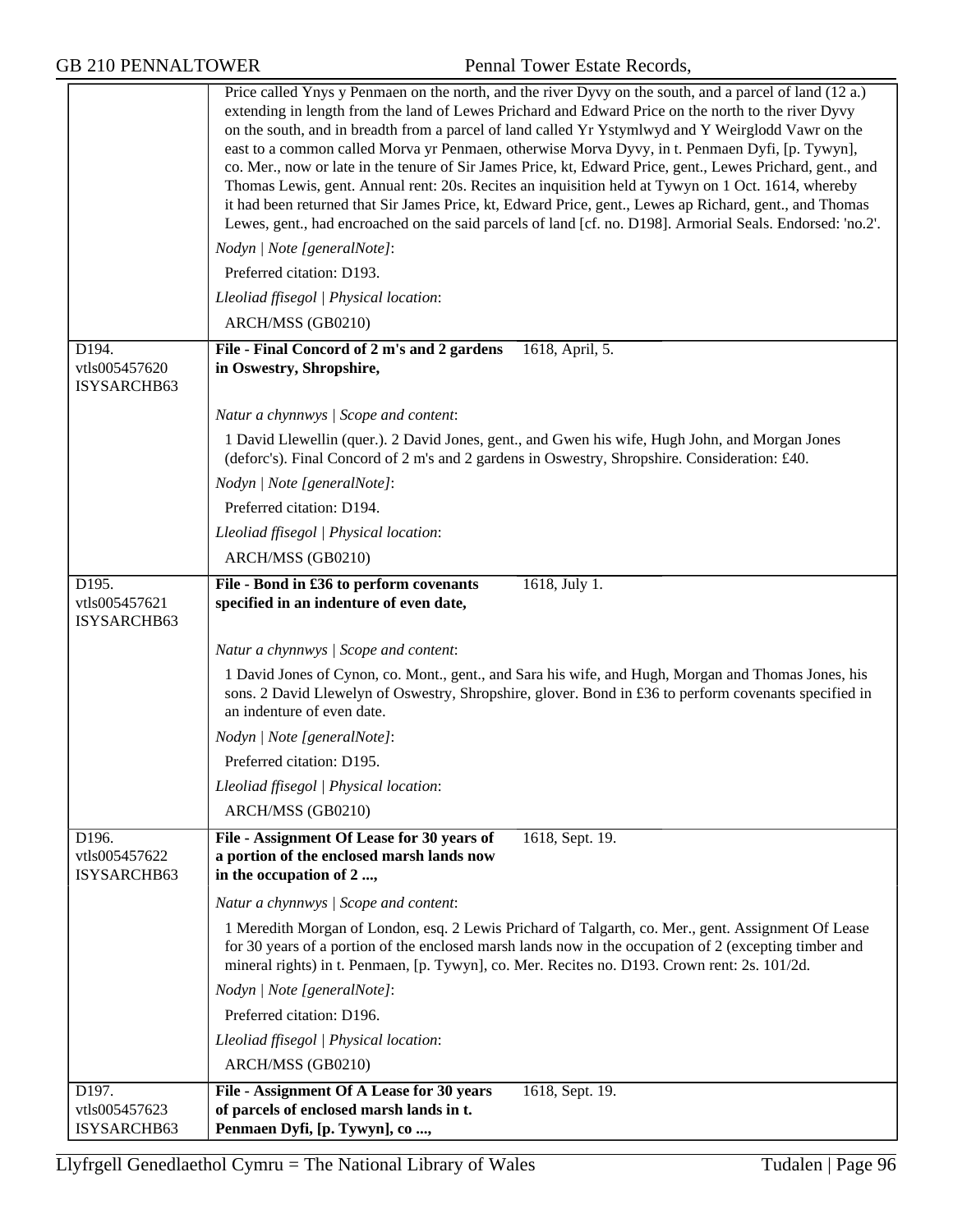| | |
|---|---|
| | Price called Ynys y Penmaen on the north, and the river Dyvy on the south, and a parcel of land (12 a.) extending in length from the land of Lewes Prichard and Edward Price on the north to the river Dyvy on the south, and in breadth from a parcel of land called Yr Ystymlwyd and Y Weirglodd Vawr on the east to a common called Morva yr Penmaen, otherwise Morva Dyvy, in t. Penmaen Dyfi, [p. Tywyn], co. Mer., now or late in the tenure of Sir James Price, kt, Edward Price, gent., Lewes Prichard, gent., and Thomas Lewis, gent. Annual rent: 20s. Recites an inquisition held at Tywyn on 1 Oct. 1614, whereby it had been returned that Sir James Price, kt, Edward Price, gent., Lewes ap Richard, gent., and Thomas Lewes, gent., had encroached on the said parcels of land [cf. no. D198]. Armorial Seals. Endorsed: 'no.2'.<br>*Nodyn \| Note [generalNote]*:<br>Preferred citation: D193.<br>*Lleoliad ffisegol \| Physical location*:<br>ARCH/MSS (GB0210) |
| D194.<br>vtls005457620<br>ISYSARCHB63 | **File - Final Concord of 2 m's and 2 gardens in Oswestry, Shropshire,** 1618, April, 5.<br>*Natur a chynnwys \| Scope and content*:<br>1 David Llewellin (quer.). 2 David Jones, gent., and Gwen his wife, Hugh John, and Morgan Jones (deforc's). Final Concord of 2 m's and 2 gardens in Oswestry, Shropshire. Consideration: £40.<br>*Nodyn \| Note [generalNote]*:<br>Preferred citation: D194.<br>*Lleoliad ffisegol \| Physical location*:<br>ARCH/MSS (GB0210) |
| D195.<br>vtls005457621<br>ISYSARCHB63 | **File - Bond in £36 to perform covenants specified in an indenture of even date,** 1618, July 1.<br>*Natur a chynnwys \| Scope and content*:<br>1 David Jones of Cynon, co. Mont., gent., and Sara his wife, and Hugh, Morgan and Thomas Jones, his sons. 2 David Llewelyn of Oswestry, Shropshire, glover. Bond in £36 to perform covenants specified in an indenture of even date.<br>*Nodyn \| Note [generalNote]*:<br>Preferred citation: D195.<br>*Lleoliad ffisegol \| Physical location*:<br>ARCH/MSS (GB0210) |
| D196.<br>vtls005457622<br>ISYSARCHB63 | **File - Assignment Of Lease for 30 years of a portion of the enclosed marsh lands now in the occupation of 2 ...,** 1618, Sept. 19.<br>*Natur a chynnwys \| Scope and content*:<br>1 Meredith Morgan of London, esq. 2 Lewis Prichard of Talgarth, co. Mer., gent. Assignment Of Lease for 30 years of a portion of the enclosed marsh lands now in the occupation of 2 (excepting timber and mineral rights) in t. Penmaen, [p. Tywyn], co. Mer. Recites no. D193. Crown rent: 2s. 101/2d.<br>*Nodyn \| Note [generalNote]*:<br>Preferred citation: D196.<br>*Lleoliad ffisegol \| Physical location*:<br>ARCH/MSS (GB0210) |
| D197.<br>vtls005457623<br>ISYSARCHB63 | **File - Assignment Of A Lease for 30 years of parcels of enclosed marsh lands in t. Penmaen Dyfi, [p. Tywyn], co ...,** 1618, Sept. 19. |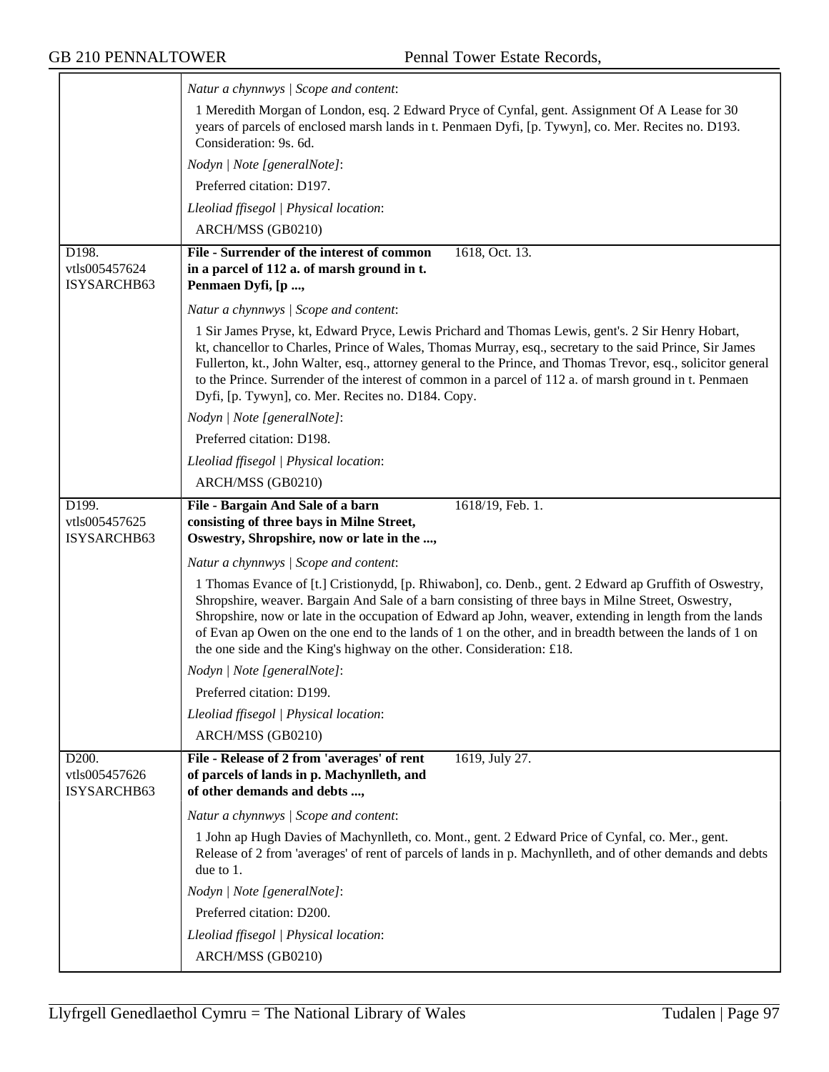| | |
|---|---|
| | *Natur a chynnwys \| Scope and content*:<br><br>1 Meredith Morgan of London, esq. 2 Edward Pryce of Cynfal, gent. Assignment Of A Lease for 30 years of parcels of enclosed marsh lands in t. Penmaen Dyfi, [p. Tywyn], co. Mer. Recites no. D193. Consideration: 9s. 6d.<br><br>*Nodyn \| Note [generalNote]*:<br><br>Preferred citation: D197.<br><br>*Lleoliad ffisegol \| Physical location*:<br><br>ARCH/MSS (GB0210) |
| D198.<br>vtls005457624<br>ISYSARCHB63 | **File - Surrender of the interest of common in a parcel of 112 a. of marsh ground in t. Penmaen Dyfi, [p ...,** 1618, Oct. 13.<br><br>*Natur a chynnwys \| Scope and content*:<br><br>1 Sir James Pryse, kt, Edward Pryce, Lewis Prichard and Thomas Lewis, gent's. 2 Sir Henry Hobart, kt, chancellor to Charles, Prince of Wales, Thomas Murray, esq., secretary to the said Prince, Sir James Fullerton, kt., John Walter, esq., attorney general to the Prince, and Thomas Trevor, esq., solicitor general to the Prince. Surrender of the interest of common in a parcel of 112 a. of marsh ground in t. Penmaen Dyfi, [p. Tywyn], co. Mer. Recites no. D184. Copy.<br><br>*Nodyn \| Note [generalNote]*:<br><br>Preferred citation: D198.<br><br>*Lleoliad ffisegol \| Physical location*:<br><br>ARCH/MSS (GB0210) |
| D199.<br>vtls005457625<br>ISYSARCHB63 | **File - Bargain And Sale of a barn consisting of three bays in Milne Street, Oswestry, Shropshire, now or late in the ...,** 1618/19, Feb. 1.<br><br>*Natur a chynnwys \| Scope and content*:<br><br>1 Thomas Evance of [t.] Cristionydd, [p. Rhiwabon], co. Denb., gent. 2 Edward ap Gruffith of Oswestry, Shropshire, weaver. Bargain And Sale of a barn consisting of three bays in Milne Street, Oswestry, Shropshire, now or late in the occupation of Edward ap John, weaver, extending in length from the lands of Evan ap Owen on the one end to the lands of 1 on the other, and in breadth between the lands of 1 on the one side and the King's highway on the other. Consideration: £18.<br><br>*Nodyn \| Note [generalNote]*:<br><br>Preferred citation: D199.<br><br>*Lleoliad ffisegol \| Physical location*:<br><br>ARCH/MSS (GB0210) |
| D200.<br>vtls005457626<br>ISYSARCHB63 | **File - Release of 2 from 'averages' of rent of parcels of lands in p. Machynlleth, and of other demands and debts ...,** 1619, July 27.<br><br>*Natur a chynnwys \| Scope and content*:<br><br>1 John ap Hugh Davies of Machynlleth, co. Mont., gent. 2 Edward Price of Cynfal, co. Mer., gent. Release of 2 from 'averages' of rent of parcels of lands in p. Machynlleth, and of other demands and debts due to 1.<br><br>*Nodyn \| Note [generalNote]*:<br><br>Preferred citation: D200.<br><br>*Lleoliad ffisegol \| Physical location*:<br><br>ARCH/MSS (GB0210) |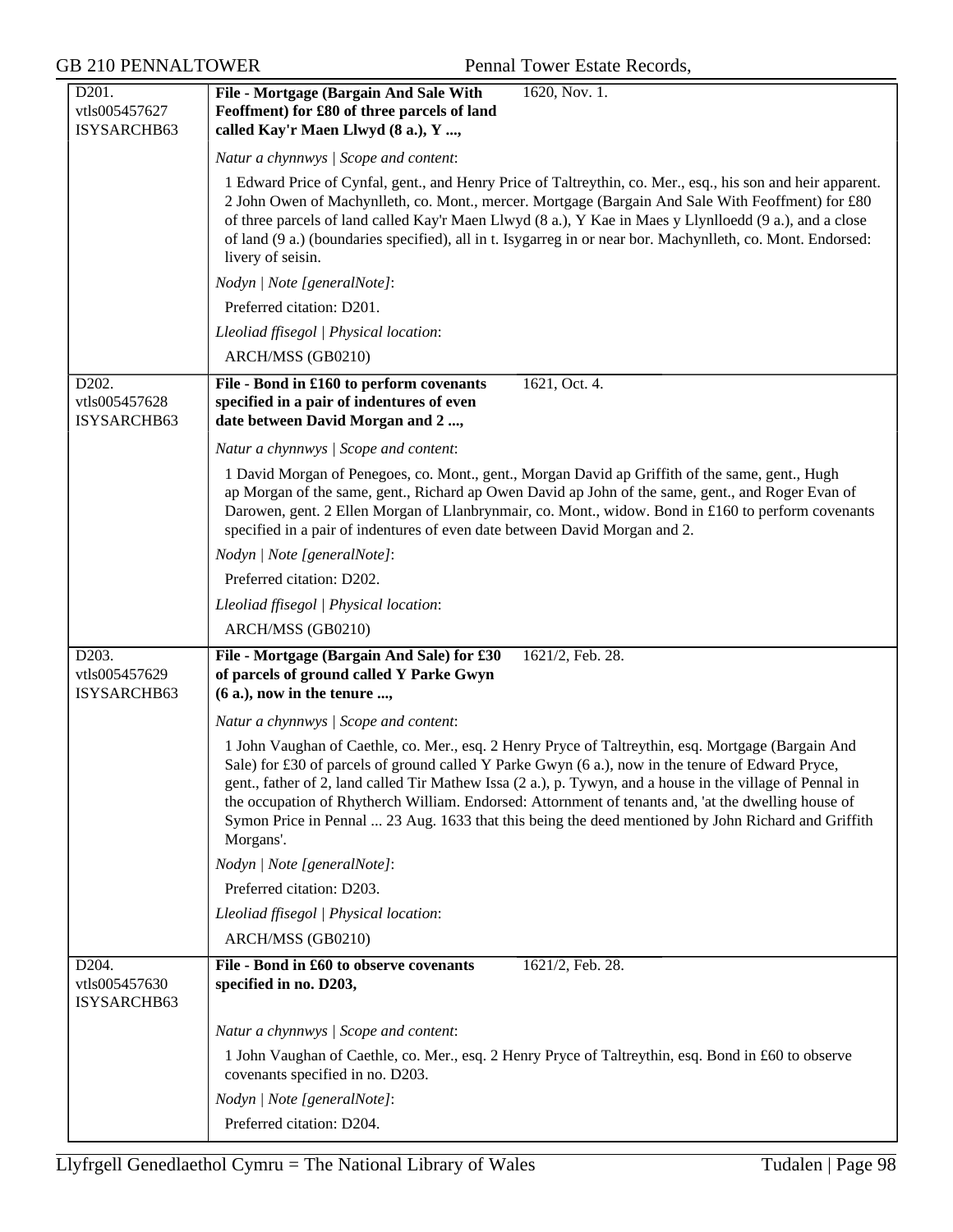| | |
|---|---|
| D201.<br>vtls005457627<br>ISYSARCHB63 | **File - Mortgage (Bargain And Sale With Feoffment) for £80 of three parcels of land called Kay'r Maen Llwyd (8 a.), Y ...,** 1620, Nov. 1. |
| | *Natur a chynnwys \| Scope and content*: |
| | 1 Edward Price of Cynfal, gent., and Henry Price of Taltreythin, co. Mer., esq., his son and heir apparent. 2 John Owen of Machynlleth, co. Mont., mercer. Mortgage (Bargain And Sale With Feoffment) for £80 of three parcels of land called Kay'r Maen Llwyd (8 a.), Y Kae in Maes y Llynlloedd (9 a.), and a close of land (9 a.) (boundaries specified), all in t. Isygarreg in or near bor. Machynlleth, co. Mont. Endorsed: livery of seisin. |
| | *Nodyn \| Note [generalNote]*: |
| | Preferred citation: D201. |
| | *Lleoliad ffisegol \| Physical location*: |
| | ARCH/MSS (GB0210) |
| D202.<br>vtls005457628<br>ISYSARCHB63 | **File - Bond in £160 to perform covenants specified in a pair of indentures of even date between David Morgan and 2 ...,** 1621, Oct. 4. |
| | *Natur a chynnwys \| Scope and content*: |
| | 1 David Morgan of Penegoes, co. Mont., gent., Morgan David ap Griffith of the same, gent., Hugh ap Morgan of the same, gent., Richard ap Owen David ap John of the same, gent., and Roger Evan of Darowen, gent. 2 Ellen Morgan of Llanbrynmair, co. Mont., widow. Bond in £160 to perform covenants specified in a pair of indentures of even date between David Morgan and 2. |
| | *Nodyn \| Note [generalNote]*: |
| | Preferred citation: D202. |
| | *Lleoliad ffisegol \| Physical location*: |
| | ARCH/MSS (GB0210) |
| D203.<br>vtls005457629<br>ISYSARCHB63 | **File - Mortgage (Bargain And Sale) for £30 of parcels of ground called Y Parke Gwyn (6 a.), now in the tenure ...,** 1621/2, Feb. 28. |
| | *Natur a chynnwys \| Scope and content*: |
| | 1 John Vaughan of Caethle, co. Mer., esq. 2 Henry Pryce of Taltreythin, esq. Mortgage (Bargain And Sale) for £30 of parcels of ground called Y Parke Gwyn (6 a.), now in the tenure of Edward Pryce, gent., father of 2, land called Tir Mathew Issa (2 a.), p. Tywyn, and a house in the village of Pennal in the occupation of Rhytherch William. Endorsed: Attornment of tenants and, 'at the dwelling house of Symon Price in Pennal ... 23 Aug. 1633 that this being the deed mentioned by John Richard and Griffith Morgans'. |
| | *Nodyn \| Note [generalNote]*: |
| | Preferred citation: D203. |
| | *Lleoliad ffisegol \| Physical location*: |
| | ARCH/MSS (GB0210) |
| D204.<br>vtls005457630<br>ISYSARCHB63 | **File - Bond in £60 to observe covenants specified in no. D203,** 1621/2, Feb. 28. |
| | *Natur a chynnwys \| Scope and content*: |
| | 1 John Vaughan of Caethle, co. Mer., esq. 2 Henry Pryce of Taltreythin, esq. Bond in £60 to observe covenants specified in no. D203. |
| | *Nodyn \| Note [generalNote]*: |
| | Preferred citation: D204. |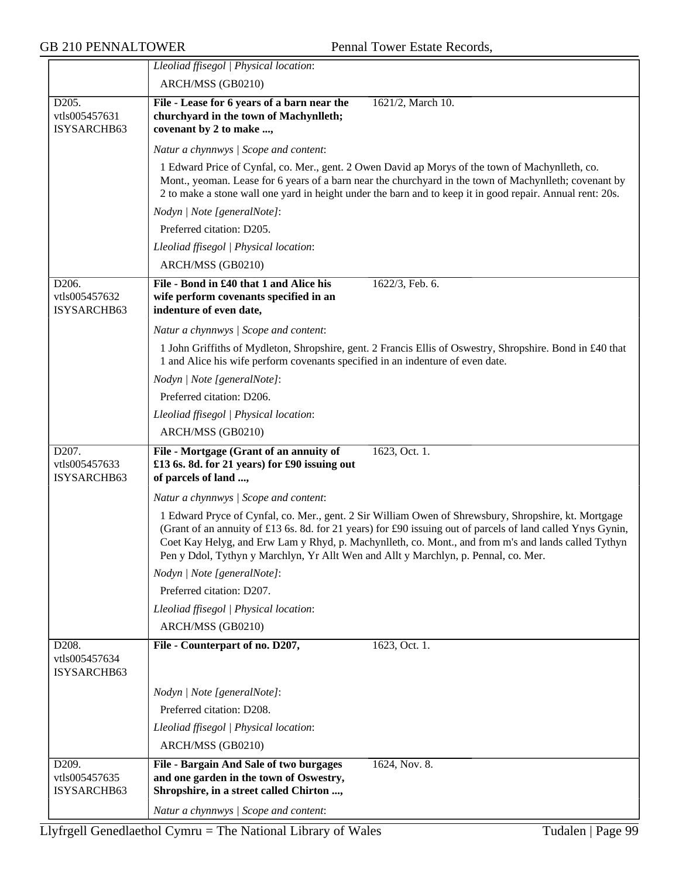*Lleoliad ffisegol | Physical location*:

ARCH/MSS (GB0210)

---

D205.
vtls005457631
ISYSARCHB63

**File - Lease for 6 years of a barn near the churchyard in the town of Machynlleth; covenant by 2 to make ...,** 1621/2, March 10.

*Natur a chynnwys | Scope and content*:

1 Edward Price of Cynfal, co. Mer., gent. 2 Owen David ap Morys of the town of Machynlleth, co. Mont., yeoman. Lease for 6 years of a barn near the churchyard in the town of Machynlleth; covenant by 2 to make a stone wall one yard in height under the barn and to keep it in good repair. Annual rent: 20s.

*Nodyn | Note [generalNote]*:

Preferred citation: D205.

*Lleoliad ffisegol | Physical location*:

ARCH/MSS (GB0210)

---

D206.
vtls005457632
ISYSARCHB63

**File - Bond in £40 that 1 and Alice his wife perform covenants specified in an indenture of even date,** 1622/3, Feb. 6.

*Natur a chynnwys | Scope and content*:

1 John Griffiths of Mydleton, Shropshire, gent. 2 Francis Ellis of Oswestry, Shropshire. Bond in £40 that 1 and Alice his wife perform covenants specified in an indenture of even date.

*Nodyn | Note [generalNote]*:

Preferred citation: D206.

*Lleoliad ffisegol | Physical location*:

ARCH/MSS (GB0210)

---

D207.
vtls005457633
ISYSARCHB63

**File - Mortgage (Grant of an annuity of £13 6s. 8d. for 21 years) for £90 issuing out of parcels of land ...,** 1623, Oct. 1.

*Natur a chynnwys | Scope and content*:

1 Edward Pryce of Cynfal, co. Mer., gent. 2 Sir William Owen of Shrewsbury, Shropshire, kt. Mortgage (Grant of an annuity of £13 6s. 8d. for 21 years) for £90 issuing out of parcels of land called Ynys Gynin, Coet Kay Helyg, and Erw Lam y Rhyd, p. Machynlleth, co. Mont., and from m's and lands called Tythyn Pen y Ddol, Tythyn y Marchlyn, Yr Allt Wen and Allt y Marchlyn, p. Pennal, co. Mer.

*Nodyn | Note [generalNote]*:

Preferred citation: D207.

*Lleoliad ffisegol | Physical location*:

ARCH/MSS (GB0210)

---

D208.
vtls005457634
ISYSARCHB63

**File - Counterpart of no. D207,** 1623, Oct. 1.

*Nodyn | Note [generalNote]*:

Preferred citation: D208.

*Lleoliad ffisegol | Physical location*:

ARCH/MSS (GB0210)

---

D209.
vtls005457635
ISYSARCHB63

**File - Bargain And Sale of two burgages and one garden in the town of Oswestry, Shropshire, in a street called Chirton ...,** 1624, Nov. 8.

*Natur a chynnwys | Scope and content*: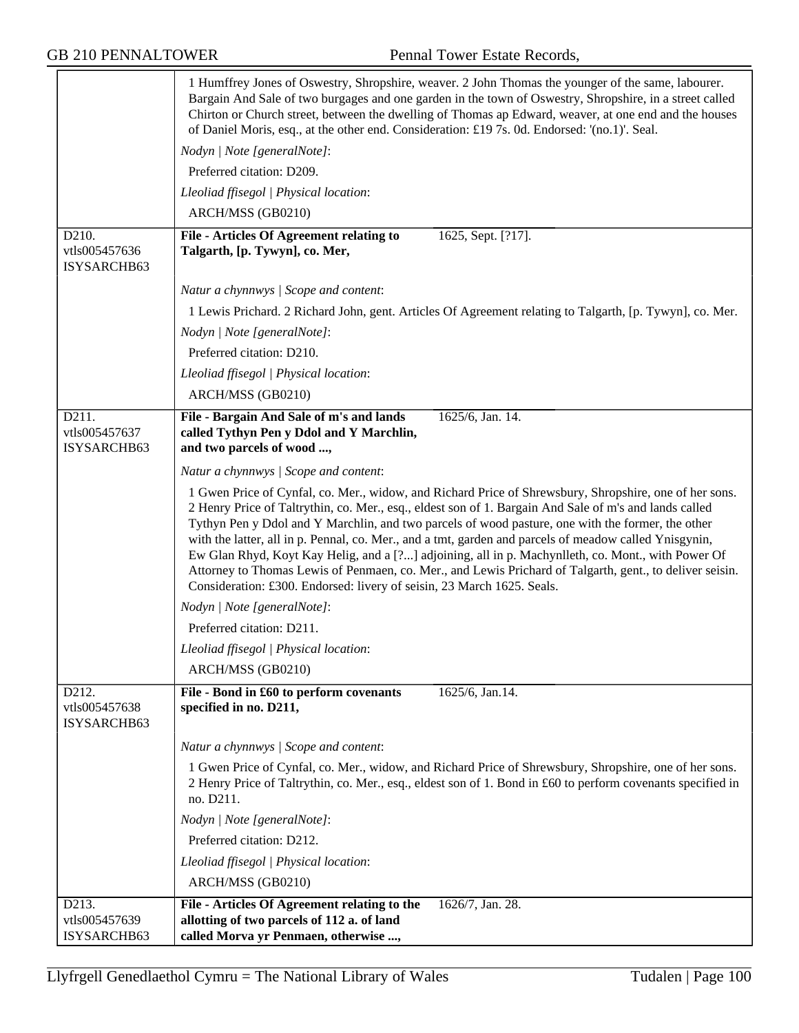1 Humffrey Jones of Oswestry, Shropshire, weaver. 2 John Thomas the younger of the same, labourer. Bargain And Sale of two burgages and one garden in the town of Oswestry, Shropshire, in a street called Chirton or Church street, between the dwelling of Thomas ap Edward, weaver, at one end and the houses of Daniel Moris, esq., at the other end. Consideration: £19 7s. 0d. Endorsed: '(no.1)'. Seal.

*Nodyn | Note [generalNote]*:

Preferred citation: D209.

*Lleoliad ffisegol | Physical location*:

ARCH/MSS (GB0210)

---

D210.
vtls005457636
ISYSARCHB63

**File - Articles Of Agreement relating to Talgarth, [p. Tywyn], co. Mer,** 1625, Sept. [?17].

*Natur a chynnwys | Scope and content*:

1 Lewis Prichard. 2 Richard John, gent. Articles Of Agreement relating to Talgarth, [p. Tywyn], co. Mer.

*Nodyn | Note [generalNote]*:

Preferred citation: D210.

*Lleoliad ffisegol | Physical location*:

ARCH/MSS (GB0210)

---

D211.
vtls005457637
ISYSARCHB63

**File - Bargain And Sale of m's and lands called Tythyn Pen y Ddol and Y Marchlin, and two parcels of wood ...,** 1625/6, Jan. 14.

*Natur a chynnwys | Scope and content*:

1 Gwen Price of Cynfal, co. Mer., widow, and Richard Price of Shrewsbury, Shropshire, one of her sons. 2 Henry Price of Taltrythin, co. Mer., esq., eldest son of 1. Bargain And Sale of m's and lands called Tythyn Pen y Ddol and Y Marchlin, and two parcels of wood pasture, one with the former, the other with the latter, all in p. Pennal, co. Mer., and a tmt, garden and parcels of meadow called Ynisgynin, Ew Glan Rhyd, Koyt Kay Helig, and a [?...] adjoining, all in p. Machynlleth, co. Mont., with Power Of Attorney to Thomas Lewis of Penmaen, co. Mer., and Lewis Prichard of Talgarth, gent., to deliver seisin. Consideration: £300. Endorsed: livery of seisin, 23 March 1625. Seals.

*Nodyn | Note [generalNote]*:

Preferred citation: D211.

*Lleoliad ffisegol | Physical location*:

ARCH/MSS (GB0210)

---

D212.
vtls005457638
ISYSARCHB63

**File - Bond in £60 to perform covenants specified in no. D211,** 1625/6, Jan.14.

*Natur a chynnwys | Scope and content*:

1 Gwen Price of Cynfal, co. Mer., widow, and Richard Price of Shrewsbury, Shropshire, one of her sons. 2 Henry Price of Taltrythin, co. Mer., esq., eldest son of 1. Bond in £60 to perform covenants specified in no. D211.

*Nodyn | Note [generalNote]*:

Preferred citation: D212.

*Lleoliad ffisegol | Physical location*:

ARCH/MSS (GB0210)

---

D213.
vtls005457639
ISYSARCHB63

**File - Articles Of Agreement relating to the allotting of two parcels of 112 a. of land called Morva yr Penmaen, otherwise ...,** 1626/7, Jan. 28.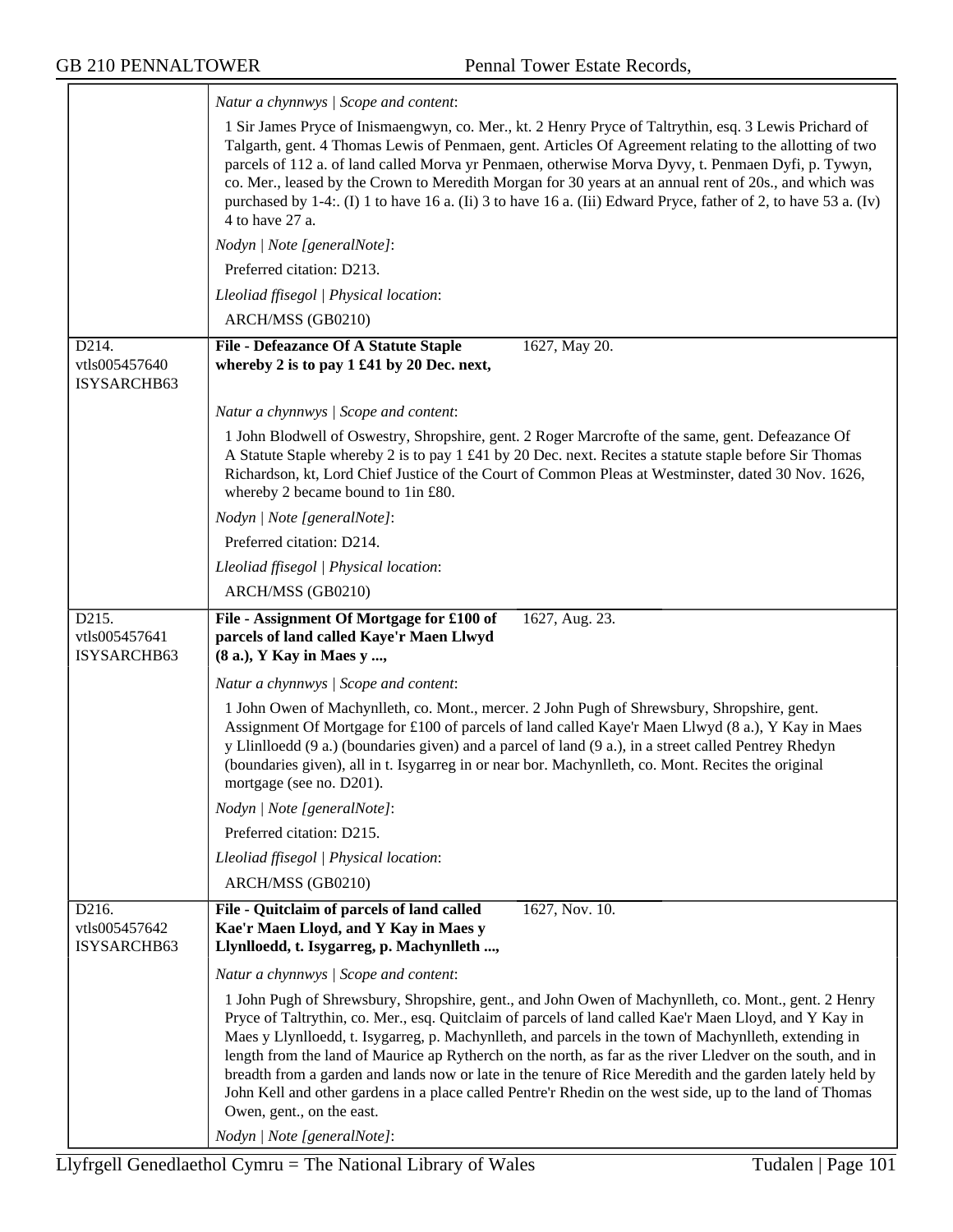*Natur a chynnwys | Scope and content*:

1 Sir James Pryce of Inismaengwyn, co. Mer., kt. 2 Henry Pryce of Taltrythin, esq. 3 Lewis Prichard of Talgarth, gent. 4 Thomas Lewis of Penmaen, gent. Articles Of Agreement relating to the allotting of two parcels of 112 a. of land called Morva yr Penmaen, otherwise Morva Dyvy, t. Penmaen Dyfi, p. Tywyn, co. Mer., leased by the Crown to Meredith Morgan for 30 years at an annual rent of 20s., and which was purchased by 1-4:. (I) 1 to have 16 a. (Ii) 3 to have 16 a. (Iii) Edward Pryce, father of 2, to have 53 a. (Iv) 4 to have 27 a.

*Nodyn | Note [generalNote]*:

Preferred citation: D213.

*Lleoliad ffisegol | Physical location*:

ARCH/MSS (GB0210)

---

D214.
vtls005457640
ISYSARCHB63

**File - Defeazance Of A Statute Staple whereby 2 is to pay 1 £41 by 20 Dec. next,** 1627, May 20.

*Natur a chynnwys | Scope and content*:

1 John Blodwell of Oswestry, Shropshire, gent. 2 Roger Marcrofte of the same, gent. Defeazance Of A Statute Staple whereby 2 is to pay 1 £41 by 20 Dec. next. Recites a statute staple before Sir Thomas Richardson, kt, Lord Chief Justice of the Court of Common Pleas at Westminster, dated 30 Nov. 1626, whereby 2 became bound to 1in £80.

*Nodyn | Note [generalNote]*:

Preferred citation: D214.

*Lleoliad ffisegol | Physical location*:

ARCH/MSS (GB0210)

---

D215.
vtls005457641
ISYSARCHB63

**File - Assignment Of Mortgage for £100 of parcels of land called Kaye'r Maen Llwyd (8 a.), Y Kay in Maes y ...,** 1627, Aug. 23.

*Natur a chynnwys | Scope and content*:

1 John Owen of Machynlleth, co. Mont., mercer. 2 John Pugh of Shrewsbury, Shropshire, gent. Assignment Of Mortgage for £100 of parcels of land called Kaye'r Maen Llwyd (8 a.), Y Kay in Maes y Llinlloedd (9 a.) (boundaries given) and a parcel of land (9 a.), in a street called Pentrey Rhedyn (boundaries given), all in t. Isygarreg in or near bor. Machynlleth, co. Mont. Recites the original mortgage (see no. D201).

*Nodyn | Note [generalNote]*:

Preferred citation: D215.

*Lleoliad ffisegol | Physical location*:

ARCH/MSS (GB0210)

---

D216.
vtls005457642
ISYSARCHB63

**File - Quitclaim of parcels of land called Kae'r Maen Lloyd, and Y Kay in Maes y Llynlloedd, t. Isygarreg, p. Machynlleth ...,** 1627, Nov. 10.

*Natur a chynnwys | Scope and content*:

1 John Pugh of Shrewsbury, Shropshire, gent., and John Owen of Machynlleth, co. Mont., gent. 2 Henry Pryce of Taltrythin, co. Mer., esq. Quitclaim of parcels of land called Kae'r Maen Lloyd, and Y Kay in Maes y Llynlloedd, t. Isygarreg, p. Machynlleth, and parcels in the town of Machynlleth, extending in length from the land of Maurice ap Rytherch on the north, as far as the river Lledver on the south, and in breadth from a garden and lands now or late in the tenure of Rice Meredith and the garden lately held by John Kell and other gardens in a place called Pentre'r Rhedin on the west side, up to the land of Thomas Owen, gent., on the east.

*Nodyn | Note [generalNote]*: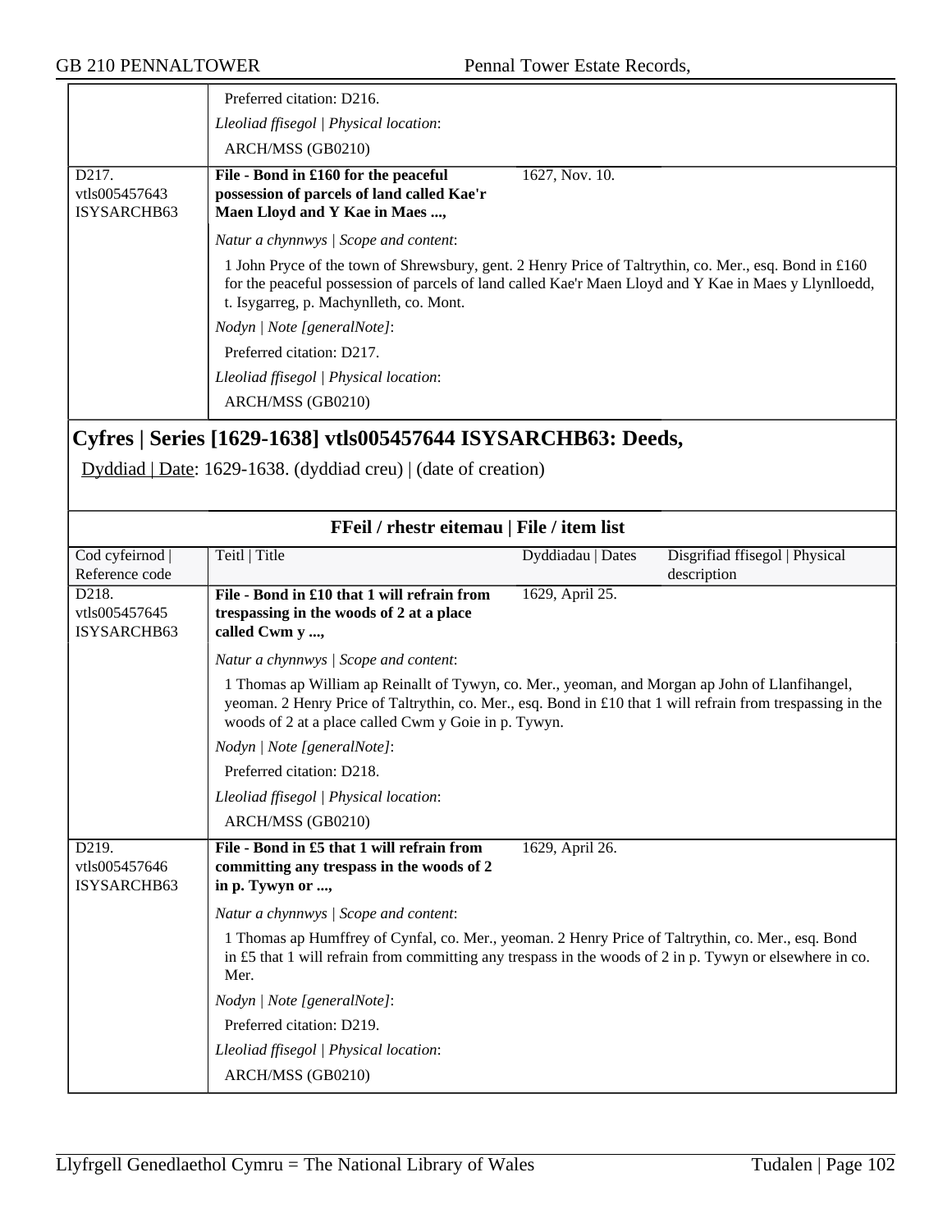Preferred citation: D216.

*Lleoliad ffisegol | Physical location*:

ARCH/MSS (GB0210)

| | | | |
|---|---|---|---|
| D217. vtls005457643 ISYSARCHB63 | **File - Bond in £160 for the peaceful possession of parcels of land called Kae'r Maen Lloyd and Y Kae in Maes ...,** | 1627, Nov. 10. | |

*Natur a chynnwys | Scope and content*:

1 John Pryce of the town of Shrewsbury, gent. 2 Henry Price of Taltrythin, co. Mer., esq. Bond in £160 for the peaceful possession of parcels of land called Kae'r Maen Lloyd and Y Kae in Maes y Llynlloedd, t. Isygarreg, p. Machynlleth, co. Mont.

*Nodyn | Note [generalNote]*:

Preferred citation: D217.

*Lleoliad ffisegol | Physical location*:

ARCH/MSS (GB0210)

## Cyfres | Series [1629-1638] vtls005457644 ISYSARCHB63: Deeds,

Dyddiad | Date: 1629-1638. (dyddiad creu) | (date of creation)

### FFeil / rhestr eitemau | File / item list

| Cod cyfeirnod \| Reference code | Teitl \| Title | Dyddiadau \| Dates | Disgrifiad ffisegol \| Physical description |
|---|---|---|---|
| D218. vtls005457645 ISYSARCHB63 | **File - Bond in £10 that 1 will refrain from trespassing in the woods of 2 at a place called Cwm y ...,** | 1629, April 25. | |

*Natur a chynnwys | Scope and content*:

1 Thomas ap William ap Reinallt of Tywyn, co. Mer., yeoman, and Morgan ap John of Llanfihangel, yeoman. 2 Henry Price of Taltrythin, co. Mer., esq. Bond in £10 that 1 will refrain from trespassing in the woods of 2 at a place called Cwm y Goie in p. Tywyn.

*Nodyn | Note [generalNote]*:

Preferred citation: D218.

*Lleoliad ffisegol | Physical location*:

ARCH/MSS (GB0210)

| | | | |
|---|---|---|---|
| D219. vtls005457646 ISYSARCHB63 | **File - Bond in £5 that 1 will refrain from committing any trespass in the woods of 2 in p. Tywyn or ...,** | 1629, April 26. | |

*Natur a chynnwys | Scope and content*:

1 Thomas ap Humffrey of Cynfal, co. Mer., yeoman. 2 Henry Price of Taltrythin, co. Mer., esq. Bond in £5 that 1 will refrain from committing any trespass in the woods of 2 in p. Tywyn or elsewhere in co. Mer.

*Nodyn | Note [generalNote]*:

Preferred citation: D219.

*Lleoliad ffisegol | Physical location*:

ARCH/MSS (GB0210)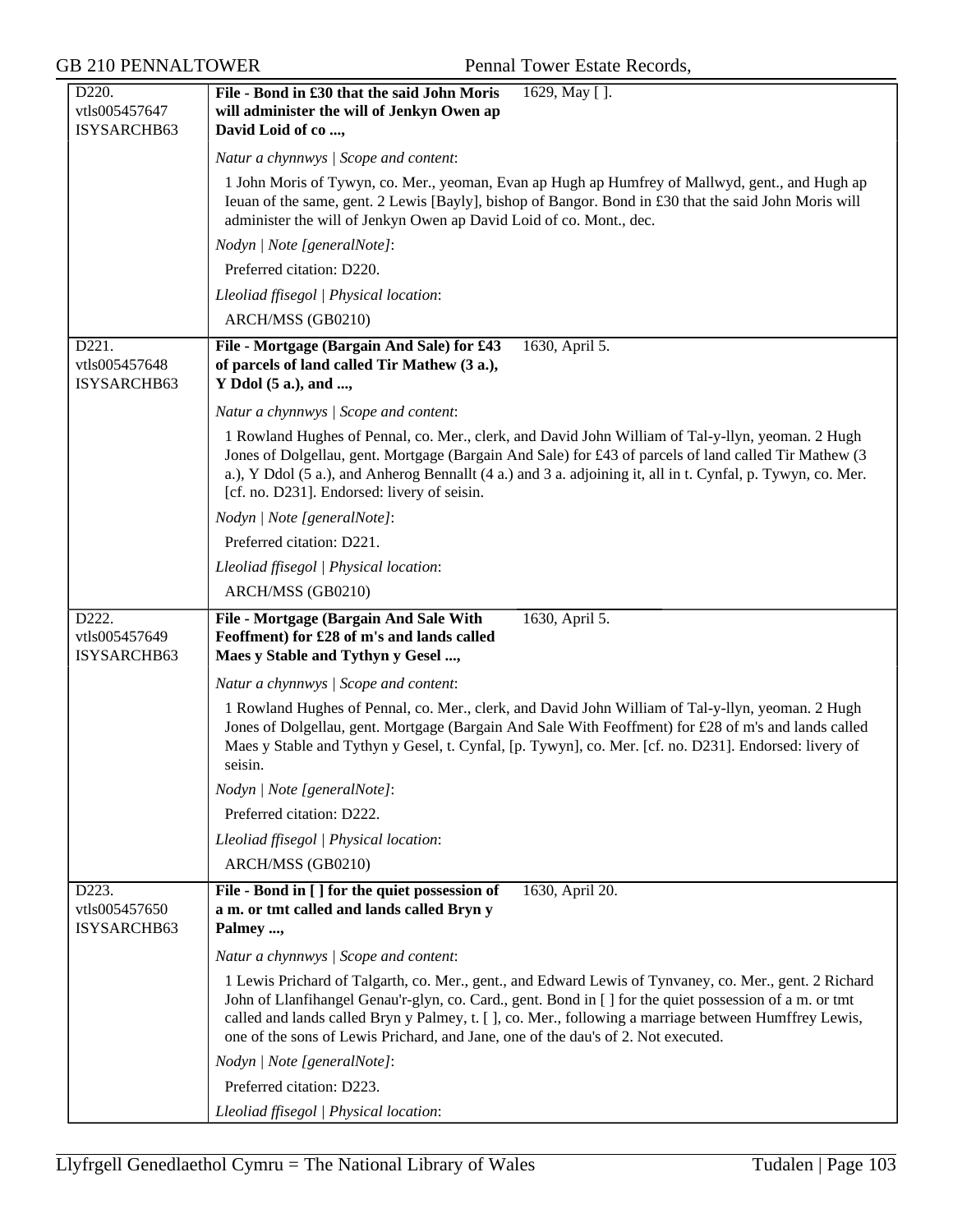| D220. vtls005457647 ISYSARCHB63 | **File - Bond in £30 that the said John Moris will administer the will of Jenkyn Owen ap David Loid of co ...,** 1629, May [ ]. |
|---|---|
| | *Natur a chynnwys \| Scope and content*: |
| | 1 John Moris of Tywyn, co. Mer., yeoman, Evan ap Hugh ap Humfrey of Mallwyd, gent., and Hugh ap Ieuan of the same, gent. 2 Lewis [Bayly], bishop of Bangor. Bond in £30 that the said John Moris will administer the will of Jenkyn Owen ap David Loid of co. Mont., dec. |
| | *Nodyn \| Note [generalNote]*: |
| | Preferred citation: D220. |
| | *Lleoliad ffisegol \| Physical location*: |
| | ARCH/MSS (GB0210) |
| D221. vtls005457648 ISYSARCHB63 | **File - Mortgage (Bargain And Sale) for £43 of parcels of land called Tir Mathew (3 a.), Y Ddol (5 a.), and ...,** 1630, April 5. |
| | *Natur a chynnwys \| Scope and content*: |
| | 1 Rowland Hughes of Pennal, co. Mer., clerk, and David John William of Tal-y-llyn, yeoman. 2 Hugh Jones of Dolgellau, gent. Mortgage (Bargain And Sale) for £43 of parcels of land called Tir Mathew (3 a.), Y Ddol (5 a.), and Anherog Bennallt (4 a.) and 3 a. adjoining it, all in t. Cynfal, p. Tywyn, co. Mer. [cf. no. D231]. Endorsed: livery of seisin. |
| | *Nodyn \| Note [generalNote]*: |
| | Preferred citation: D221. |
| | *Lleoliad ffisegol \| Physical location*: |
| | ARCH/MSS (GB0210) |
| D222. vtls005457649 ISYSARCHB63 | **File - Mortgage (Bargain And Sale With Feoffment) for £28 of m's and lands called Maes y Stable and Tythyn y Gesel ...,** 1630, April 5. |
| | *Natur a chynnwys \| Scope and content*: |
| | 1 Rowland Hughes of Pennal, co. Mer., clerk, and David John William of Tal-y-llyn, yeoman. 2 Hugh Jones of Dolgellau, gent. Mortgage (Bargain And Sale With Feoffment) for £28 of m's and lands called Maes y Stable and Tythyn y Gesel, t. Cynfal, [p. Tywyn], co. Mer. [cf. no. D231]. Endorsed: livery of seisin. |
| | *Nodyn \| Note [generalNote]*: |
| | Preferred citation: D222. |
| | *Lleoliad ffisegol \| Physical location*: |
| | ARCH/MSS (GB0210) |
| D223. vtls005457650 ISYSARCHB63 | **File - Bond in [ ] for the quiet possession of a m. or tmt called and lands called Bryn y Palmey ...,** 1630, April 20. |
| | *Natur a chynnwys \| Scope and content*: |
| | 1 Lewis Prichard of Talgarth, co. Mer., gent., and Edward Lewis of Tynvaney, co. Mer., gent. 2 Richard John of Llanfihangel Genau'r-glyn, co. Card., gent. Bond in [ ] for the quiet possession of a m. or tmt called and lands called Bryn y Palmey, t. [ ], co. Mer., following a marriage between Humffrey Lewis, one of the sons of Lewis Prichard, and Jane, one of the dau's of 2. Not executed. |
| | *Nodyn \| Note [generalNote]*: |
| | Preferred citation: D223. |
| | *Lleoliad ffisegol \| Physical location*: |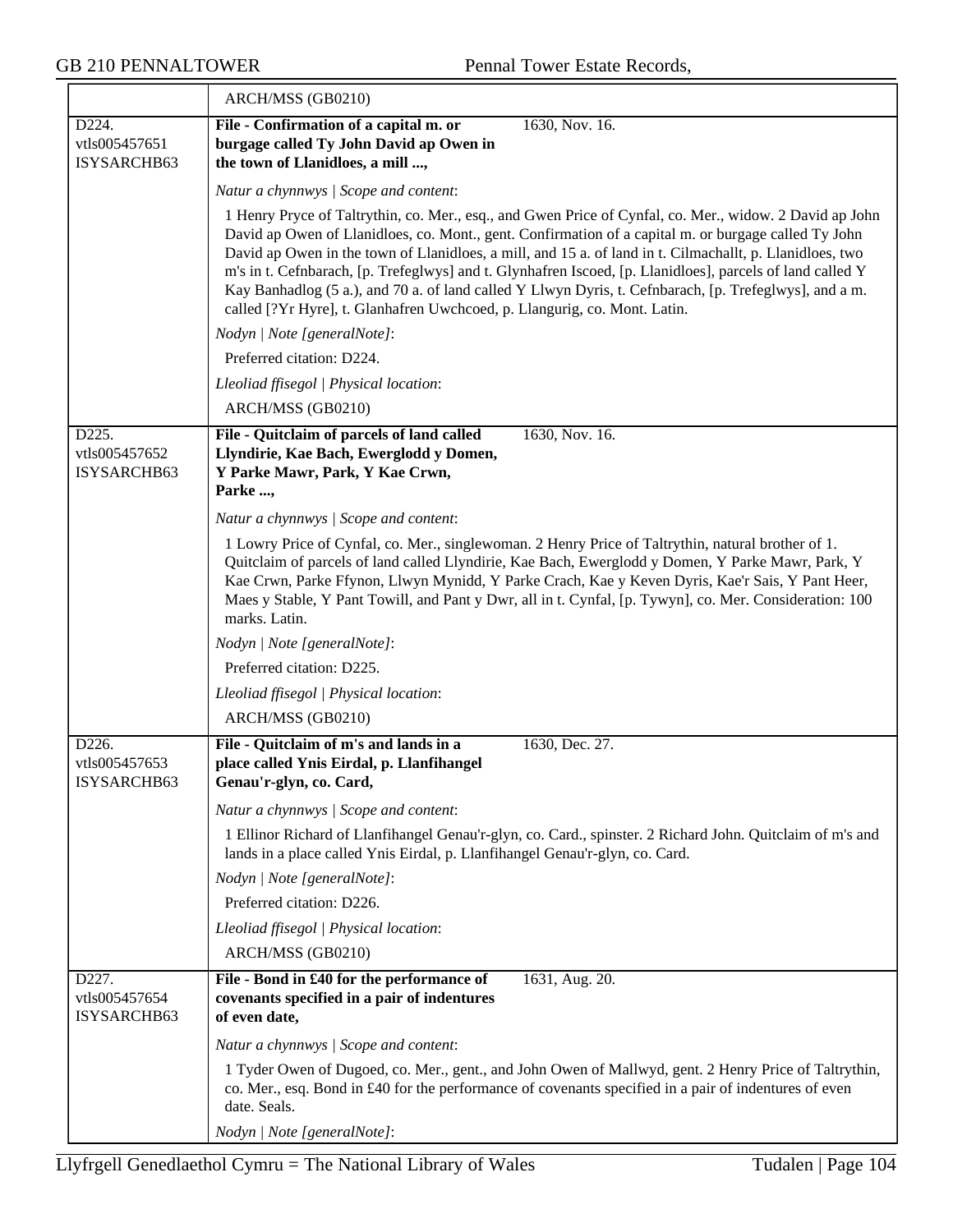| | |
|---|---|
| | ARCH/MSS (GB0210) |
| D224.<br>vtls005457651<br>ISYSARCHB63 | **File - Confirmation of a capital m. or burgage called Ty John David ap Owen in the town of Llanidloes, a mill ...,** 1630, Nov. 16.<br><br>*Natur a chynnwys \| Scope and content*:<br><br>1 Henry Pryce of Taltrythin, co. Mer., esq., and Gwen Price of Cynfal, co. Mer., widow. 2 David ap John David ap Owen of Llanidloes, co. Mont., gent. Confirmation of a capital m. or burgage called Ty John David ap Owen in the town of Llanidloes, a mill, and 15 a. of land in t. Cilmachallt, p. Llanidloes, two m's in t. Cefnbarach, [p. Trefeglwys] and t. Glynhafren Iscoed, [p. Llanidloes], parcels of land called Y Kay Banhadlog (5 a.), and 70 a. of land called Y Llwyn Dyris, t. Cefnbarach, [p. Trefeglwys], and a m. called [?Yr Hyre], t. Glanhafren Uwchcoed, p. Llangurig, co. Mont. Latin.<br><br>*Nodyn \| Note [generalNote]*:<br><br>Preferred citation: D224.<br><br>*Lleoliad ffisegol \| Physical location*:<br><br>ARCH/MSS (GB0210) |
| D225.<br>vtls005457652<br>ISYSARCHB63 | **File - Quitclaim of parcels of land called Llyndirie, Kae Bach, Ewerglodd y Domen, Y Parke Mawr, Park, Y Kae Crwn, Parke ...,** 1630, Nov. 16.<br><br>*Natur a chynnwys \| Scope and content*:<br><br>1 Lowry Price of Cynfal, co. Mer., singlewoman. 2 Henry Price of Taltrythin, natural brother of 1. Quitclaim of parcels of land called Llyndirie, Kae Bach, Ewerglodd y Domen, Y Parke Mawr, Park, Y Kae Crwn, Parke Ffynon, Llwyn Mynidd, Y Parke Crach, Kae y Keven Dyris, Kae'r Sais, Y Pant Heer, Maes y Stable, Y Pant Towill, and Pant y Dwr, all in t. Cynfal, [p. Tywyn], co. Mer. Consideration: 100 marks. Latin.<br><br>*Nodyn \| Note [generalNote]*:<br><br>Preferred citation: D225.<br><br>*Lleoliad ffisegol \| Physical location*:<br><br>ARCH/MSS (GB0210) |
| D226.<br>vtls005457653<br>ISYSARCHB63 | **File - Quitclaim of m's and lands in a place called Ynis Eirdal, p. Llanfihangel Genau'r-glyn, co. Card,** 1630, Dec. 27.<br><br>*Natur a chynnwys \| Scope and content*:<br><br>1 Ellinor Richard of Llanfihangel Genau'r-glyn, co. Card., spinster. 2 Richard John. Quitclaim of m's and lands in a place called Ynis Eirdal, p. Llanfihangel Genau'r-glyn, co. Card.<br><br>*Nodyn \| Note [generalNote]*:<br><br>Preferred citation: D226.<br><br>*Lleoliad ffisegol \| Physical location*:<br><br>ARCH/MSS (GB0210) |
| D227.<br>vtls005457654<br>ISYSARCHB63 | **File - Bond in £40 for the performance of covenants specified in a pair of indentures of even date,** 1631, Aug. 20.<br><br>*Natur a chynnwys \| Scope and content*:<br><br>1 Tyder Owen of Dugoed, co. Mer., gent., and John Owen of Mallwyd, gent. 2 Henry Price of Taltrythin, co. Mer., esq. Bond in £40 for the performance of covenants specified in a pair of indentures of even date. Seals.<br><br>*Nodyn \| Note [generalNote]*: |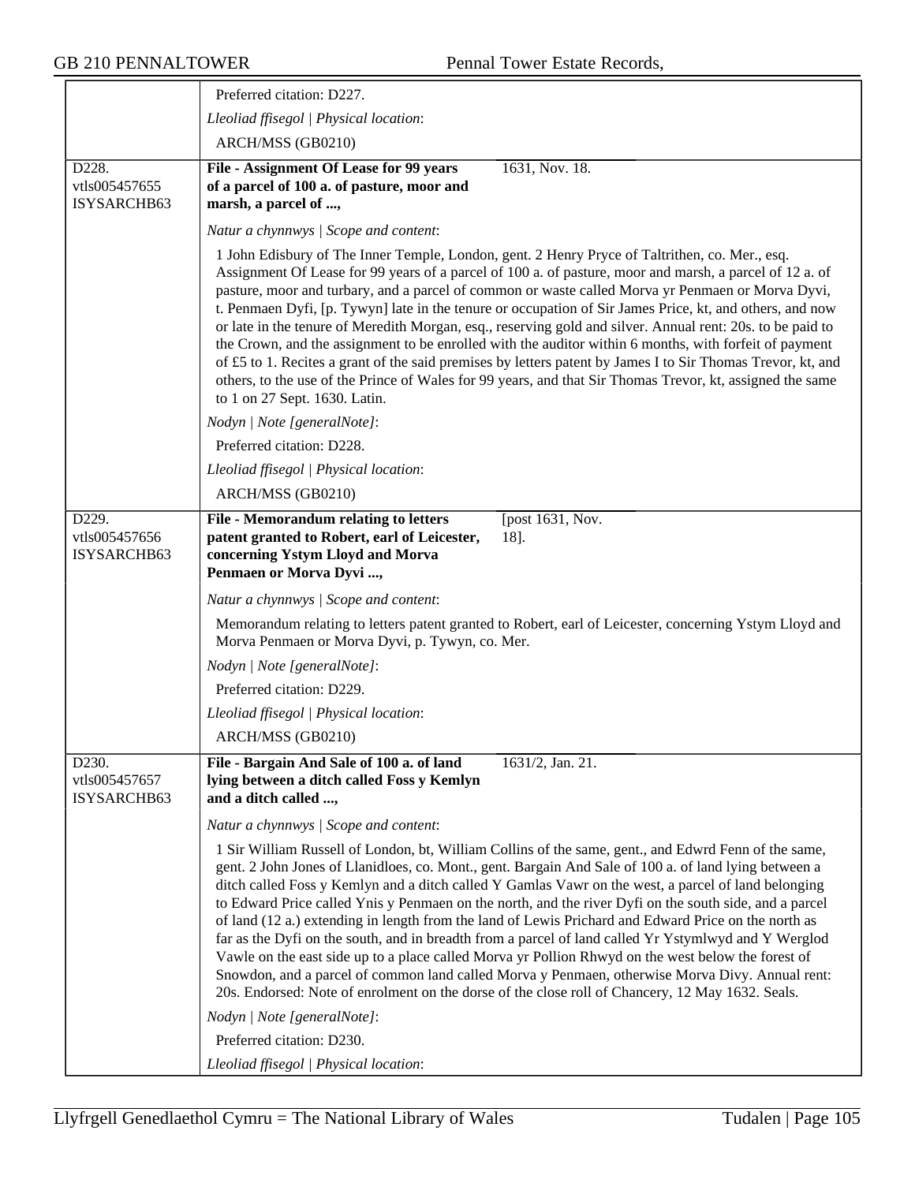Preferred citation: D227.

*Lleoliad ffisegol | Physical location*:

ARCH/MSS (GB0210)

---

D228.
vtls005457655
ISYSARCHB63

**File - Assignment Of Lease for 99 years of a parcel of 100 a. of pasture, moor and marsh, a parcel of ...,** 1631, Nov. 18.

*Natur a chynnwys | Scope and content*:

1 John Edisbury of The Inner Temple, London, gent. 2 Henry Pryce of Taltrithen, co. Mer., esq. Assignment Of Lease for 99 years of a parcel of 100 a. of pasture, moor and marsh, a parcel of 12 a. of pasture, moor and turbary, and a parcel of common or waste called Morva yr Penmaen or Morva Dyvi, t. Penmaen Dyfi, [p. Tywyn] late in the tenure or occupation of Sir James Price, kt, and others, and now or late in the tenure of Meredith Morgan, esq., reserving gold and silver. Annual rent: 20s. to be paid to the Crown, and the assignment to be enrolled with the auditor within 6 months, with forfeit of payment of £5 to 1. Recites a grant of the said premises by letters patent by James I to Sir Thomas Trevor, kt, and others, to the use of the Prince of Wales for 99 years, and that Sir Thomas Trevor, kt, assigned the same to 1 on 27 Sept. 1630. Latin.

*Nodyn | Note [generalNote]*:

Preferred citation: D228.

*Lleoliad ffisegol | Physical location*:

ARCH/MSS (GB0210)

---

D229.
vtls005457656
ISYSARCHB63

**File - Memorandum relating to letters patent granted to Robert, earl of Leicester, concerning Ystym Lloyd and Morva Penmaen or Morva Dyvi ...,** [post 1631, Nov. 18].

*Natur a chynnwys | Scope and content*:

Memorandum relating to letters patent granted to Robert, earl of Leicester, concerning Ystym Lloyd and Morva Penmaen or Morva Dyvi, p. Tywyn, co. Mer.

*Nodyn | Note [generalNote]*:

Preferred citation: D229.

*Lleoliad ffisegol | Physical location*:

ARCH/MSS (GB0210)

---

D230.
vtls005457657
ISYSARCHB63

**File - Bargain And Sale of 100 a. of land lying between a ditch called Foss y Kemlyn and a ditch called ...,** 1631/2, Jan. 21.

*Natur a chynnwys | Scope and content*:

1 Sir William Russell of London, bt, William Collins of the same, gent., and Edwrd Fenn of the same, gent. 2 John Jones of Llanidloes, co. Mont., gent. Bargain And Sale of 100 a. of land lying between a ditch called Foss y Kemlyn and a ditch called Y Gamlas Vawr on the west, a parcel of land belonging to Edward Price called Ynis y Penmaen on the north, and the river Dyfi on the south side, and a parcel of land (12 a.) extending in length from the land of Lewis Prichard and Edward Price on the north as far as the Dyfi on the south, and in breadth from a parcel of land called Yr Ystymlwyd and Y Werglod Vawle on the east side up to a place called Morva yr Pollion Rhwyd on the west below the forest of Snowdon, and a parcel of common land called Morva y Penmaen, otherwise Morva Divy. Annual rent: 20s. Endorsed: Note of enrolment on the dorse of the close roll of Chancery, 12 May 1632. Seals.

*Nodyn | Note [generalNote]*:

Preferred citation: D230.

*Lleoliad ffisegol | Physical location*: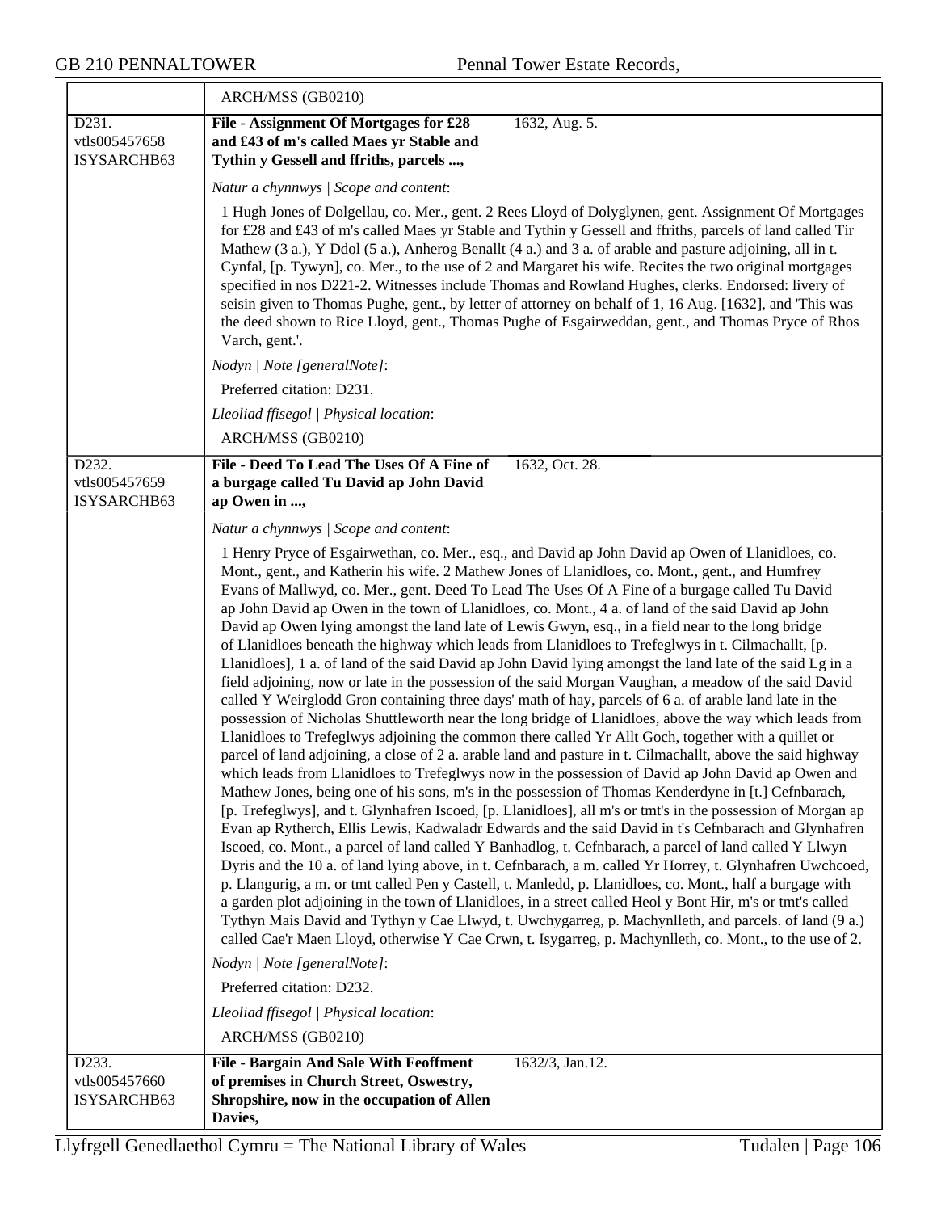ARCH/MSS (GB0210)

| | |
|---|---|
| D231. vtls005457658 ISYSARCHB63 | **File - Assignment Of Mortgages for £28 and £43 of m's called Maes yr Stable and Tythin y Gessell and ffriths, parcels ...,** 1632, Aug. 5. |

*Natur a chynnwys | Scope and content*:

1 Hugh Jones of Dolgellau, co. Mer., gent. 2 Rees Lloyd of Dolyglynen, gent. Assignment Of Mortgages for £28 and £43 of m's called Maes yr Stable and Tythin y Gessell and ffriths, parcels of land called Tir Mathew (3 a.), Y Ddol (5 a.), Anherog Benallt (4 a.) and 3 a. of arable and pasture adjoining, all in t. Cynfal, [p. Tywyn], co. Mer., to the use of 2 and Margaret his wife. Recites the two original mortgages specified in nos D221-2. Witnesses include Thomas and Rowland Hughes, clerks. Endorsed: livery of seisin given to Thomas Pughe, gent., by letter of attorney on behalf of 1, 16 Aug. [1632], and 'This was the deed shown to Rice Lloyd, gent., Thomas Pughe of Esgairweddan, gent., and Thomas Pryce of Rhos Varch, gent.'.

*Nodyn | Note [generalNote]*:

Preferred citation: D231.

*Lleoliad ffisegol | Physical location*:

ARCH/MSS (GB0210)

| | |
|---|---|
| D232. vtls005457659 ISYSARCHB63 | **File - Deed To Lead The Uses Of A Fine of a burgage called Tu David ap John David ap Owen in ...,** 1632, Oct. 28. |

*Natur a chynnwys | Scope and content*:

1 Henry Pryce of Esgairwethan, co. Mer., esq., and David ap John David ap Owen of Llanidloes, co. Mont., gent., and Katherin his wife. 2 Mathew Jones of Llanidloes, co. Mont., gent., and Humfrey Evans of Mallwyd, co. Mer., gent. Deed To Lead The Uses Of A Fine of a burgage called Tu David ap John David ap Owen in the town of Llanidloes, co. Mont., 4 a. of land of the said David ap John David ap Owen lying amongst the land late of Lewis Gwyn, esq., in a field near to the long bridge of Llanidloes beneath the highway which leads from Llanidloes to Trefeglwys in t. Cilmachallt, [p. Llanidloes], 1 a. of land of the said David ap John David lying amongst the land late of the said Lg in a field adjoining, now or late in the possession of the said Morgan Vaughan, a meadow of the said David called Y Weirglodd Gron containing three days' math of hay, parcels of 6 a. of arable land late in the possession of Nicholas Shuttleworth near the long bridge of Llanidloes, above the way which leads from Llanidloes to Trefeglwys adjoining the common there called Yr Allt Goch, together with a quillet or parcel of land adjoining, a close of 2 a. arable land and pasture in t. Cilmachallt, above the said highway which leads from Llanidloes to Trefeglwys now in the possession of David ap John David ap Owen and Mathew Jones, being one of his sons, m's in the possession of Thomas Kenderdyne in [t.] Cefnbarach, [p. Trefeglwys], and t. Glynhafren Iscoed, [p. Llanidloes], all m's or tmt's in the possession of Morgan ap Evan ap Rytherch, Ellis Lewis, Kadwaladr Edwards and the said David in t's Cefnbarach and Glynhafren Iscoed, co. Mont., a parcel of land called Y Banhadlog, t. Cefnbarach, a parcel of land called Y Llwyn Dyris and the 10 a. of land lying above, in t. Cefnbarach, a m. called Yr Horrey, t. Glynhafren Uwchcoed, p. Llangurig, a m. or tmt called Pen y Castell, t. Manledd, p. Llanidloes, co. Mont., half a burgage with a garden plot adjoining in the town of Llanidloes, in a street called Heol y Bont Hir, m's or tmt's called Tythyn Mais David and Tythyn y Cae Llwyd, t. Uwchygarreg, p. Machynlleth, and parcels. of land (9 a.) called Cae'r Maen Lloyd, otherwise Y Cae Crwn, t. Isygarreg, p. Machynlleth, co. Mont., to the use of 2.

*Nodyn | Note [generalNote]*:

Preferred citation: D232.

*Lleoliad ffisegol | Physical location*:

ARCH/MSS (GB0210)

| | |
|---|---|
| D233. vtls005457660 ISYSARCHB63 | **File - Bargain And Sale With Feoffment of premises in Church Street, Oswestry, Shropshire, now in the occupation of Allen Davies,** 1632/3, Jan.12. |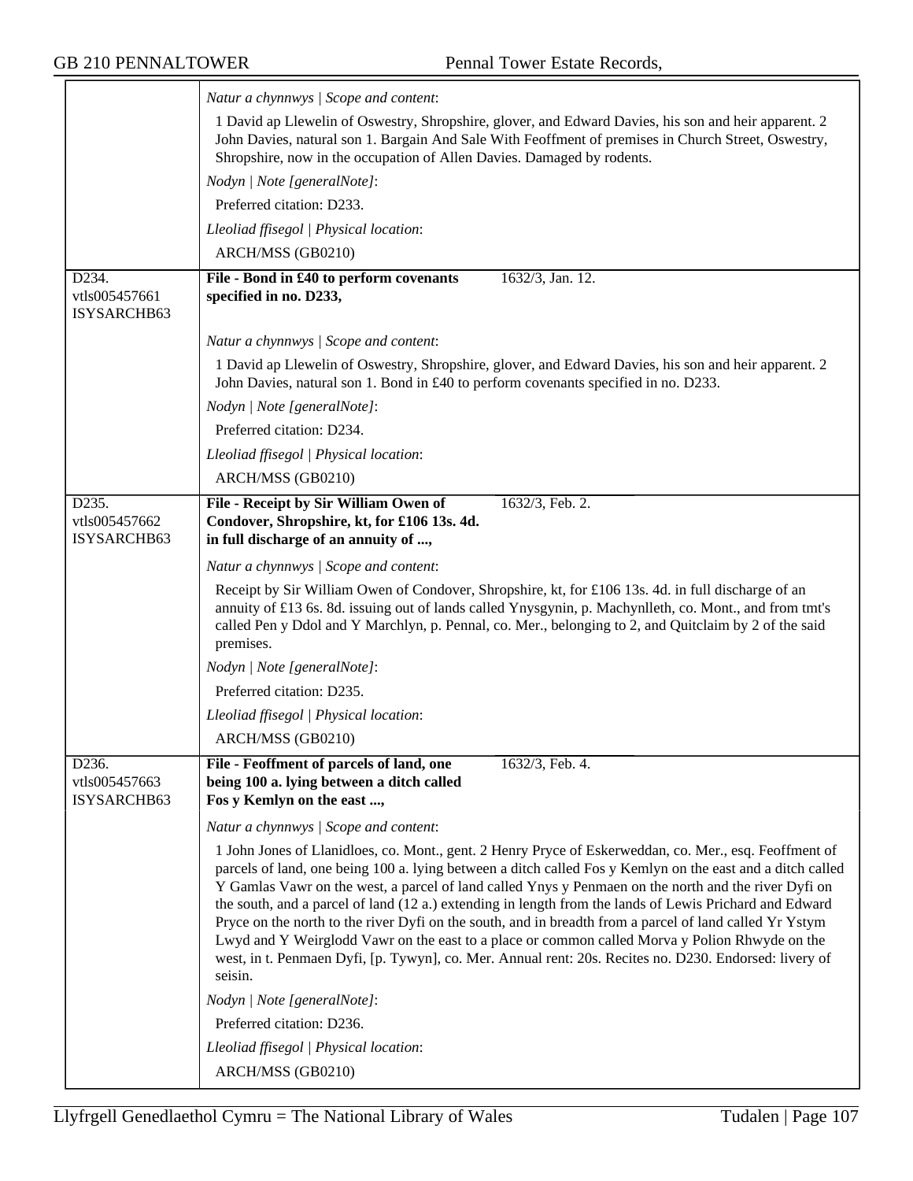*Natur a chynnwys | Scope and content*:

1 David ap Llewelin of Oswestry, Shropshire, glover, and Edward Davies, his son and heir apparent. 2 John Davies, natural son 1. Bargain And Sale With Feoffment of premises in Church Street, Oswestry, Shropshire, now in the occupation of Allen Davies. Damaged by rodents.

*Nodyn | Note [generalNote]*:

Preferred citation: D233.

*Lleoliad ffisegol | Physical location*:

ARCH/MSS (GB0210)

---

D234.
vtls005457661
ISYSARCHB63

**File - Bond in £40 to perform covenants specified in no. D233,** 1632/3, Jan. 12.

*Natur a chynnwys | Scope and content*:

1 David ap Llewelin of Oswestry, Shropshire, glover, and Edward Davies, his son and heir apparent. 2 John Davies, natural son 1. Bond in £40 to perform covenants specified in no. D233.

*Nodyn | Note [generalNote]*:

Preferred citation: D234.

*Lleoliad ffisegol | Physical location*:

ARCH/MSS (GB0210)

---

D235.
vtls005457662
ISYSARCHB63

**File - Receipt by Sir William Owen of Condover, Shropshire, kt, for £106 13s. 4d. in full discharge of an annuity of ...,** 1632/3, Feb. 2.

*Natur a chynnwys | Scope and content*:

Receipt by Sir William Owen of Condover, Shropshire, kt, for £106 13s. 4d. in full discharge of an annuity of £13 6s. 8d. issuing out of lands called Ynysgynin, p. Machynlleth, co. Mont., and from tmt's called Pen y Ddol and Y Marchlyn, p. Pennal, co. Mer., belonging to 2, and Quitclaim by 2 of the said premises.

*Nodyn | Note [generalNote]*:

Preferred citation: D235.

*Lleoliad ffisegol | Physical location*:

ARCH/MSS (GB0210)

---

D236.
vtls005457663
ISYSARCHB63

**File - Feoffment of parcels of land, one being 100 a. lying between a ditch called Fos y Kemlyn on the east ...,** 1632/3, Feb. 4.

*Natur a chynnwys | Scope and content*:

1 John Jones of Llanidloes, co. Mont., gent. 2 Henry Pryce of Eskerweddan, co. Mer., esq. Feoffment of parcels of land, one being 100 a. lying between a ditch called Fos y Kemlyn on the east and a ditch called Y Gamlas Vawr on the west, a parcel of land called Ynys y Penmaen on the north and the river Dyfi on the south, and a parcel of land (12 a.) extending in length from the lands of Lewis Prichard and Edward Pryce on the north to the river Dyfi on the south, and in breadth from a parcel of land called Yr Ystym Lwyd and Y Weirglodd Vawr on the east to a place or common called Morva y Polion Rhwyde on the west, in t. Penmaen Dyfi, [p. Tywyn], co. Mer. Annual rent: 20s. Recites no. D230. Endorsed: livery of seisin.

*Nodyn | Note [generalNote]*:

Preferred citation: D236.

*Lleoliad ffisegol | Physical location*:

ARCH/MSS (GB0210)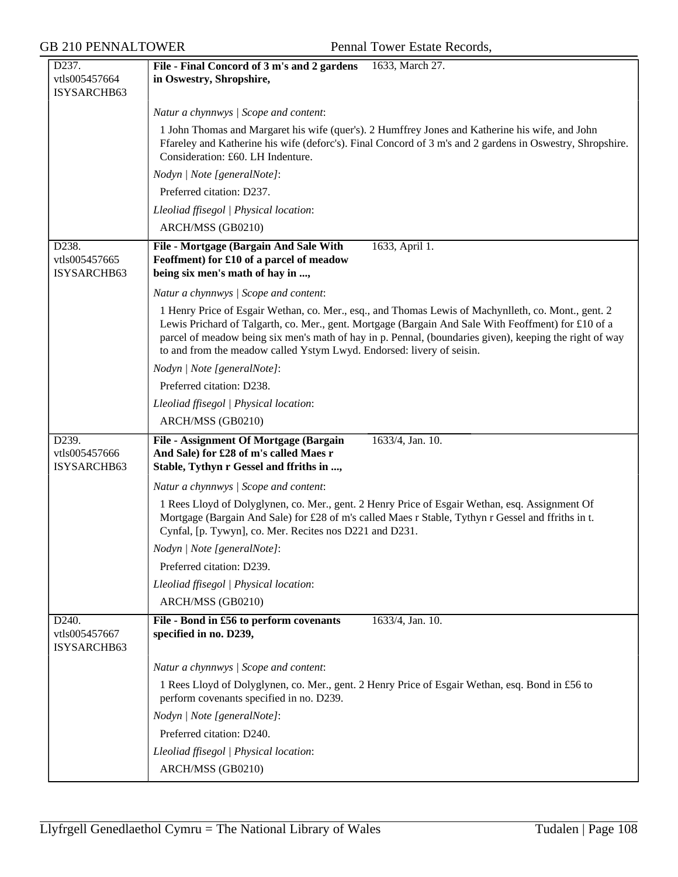| | | |
|---|---|---|
| D237.<br>vtls005457664<br>ISYSARCHB63 | **File - Final Concord of 3 m's and 2 gardens in Oswestry, Shropshire,** | 1633, March 27. |
| | *Natur a chynnwys \| Scope and content*:<br>1 John Thomas and Margaret his wife (quer's). 2 Humffrey Jones and Katherine his wife, and John Ffareley and Katherine his wife (deforc's). Final Concord of 3 m's and 2 gardens in Oswestry, Shropshire. Consideration: £60. LH Indenture.<br>*Nodyn \| Note [generalNote]*:<br>Preferred citation: D237.<br>*Lleoliad ffisegol \| Physical location*:<br>ARCH/MSS (GB0210) | |
| D238.<br>vtls005457665<br>ISYSARCHB63 | **File - Mortgage (Bargain And Sale With Feoffment) for £10 of a parcel of meadow being six men's math of hay in ...,** | 1633, April 1. |
| | *Natur a chynnwys \| Scope and content*:<br>1 Henry Price of Esgair Wethan, co. Mer., esq., and Thomas Lewis of Machynlleth, co. Mont., gent. 2 Lewis Prichard of Talgarth, co. Mer., gent. Mortgage (Bargain And Sale With Feoffment) for £10 of a parcel of meadow being six men's math of hay in p. Pennal, (boundaries given), keeping the right of way to and from the meadow called Ystym Lwyd. Endorsed: livery of seisin.<br>*Nodyn \| Note [generalNote]*:<br>Preferred citation: D238.<br>*Lleoliad ffisegol \| Physical location*:<br>ARCH/MSS (GB0210) | |
| D239.<br>vtls005457666<br>ISYSARCHB63 | **File - Assignment Of Mortgage (Bargain And Sale) for £28 of m's called Maes r Stable, Tythyn r Gessel and ffriths in ...,** | 1633/4, Jan. 10. |
| | *Natur a chynnwys \| Scope and content*:<br>1 Rees Lloyd of Dolyglynen, co. Mer., gent. 2 Henry Price of Esgair Wethan, esq. Assignment Of Mortgage (Bargain And Sale) for £28 of m's called Maes r Stable, Tythyn r Gessel and ffriths in t. Cynfal, [p. Tywyn], co. Mer. Recites nos D221 and D231.<br>*Nodyn \| Note [generalNote]*:<br>Preferred citation: D239.<br>*Lleoliad ffisegol \| Physical location*:<br>ARCH/MSS (GB0210) | |
| D240.<br>vtls005457667<br>ISYSARCHB63 | **File - Bond in £56 to perform covenants specified in no. D239,** | 1633/4, Jan. 10. |
| | *Natur a chynnwys \| Scope and content*:<br>1 Rees Lloyd of Dolyglynen, co. Mer., gent. 2 Henry Price of Esgair Wethan, esq. Bond in £56 to perform covenants specified in no. D239.<br>*Nodyn \| Note [generalNote]*:<br>Preferred citation: D240.<br>*Lleoliad ffisegol \| Physical location*:<br>ARCH/MSS (GB0210) | |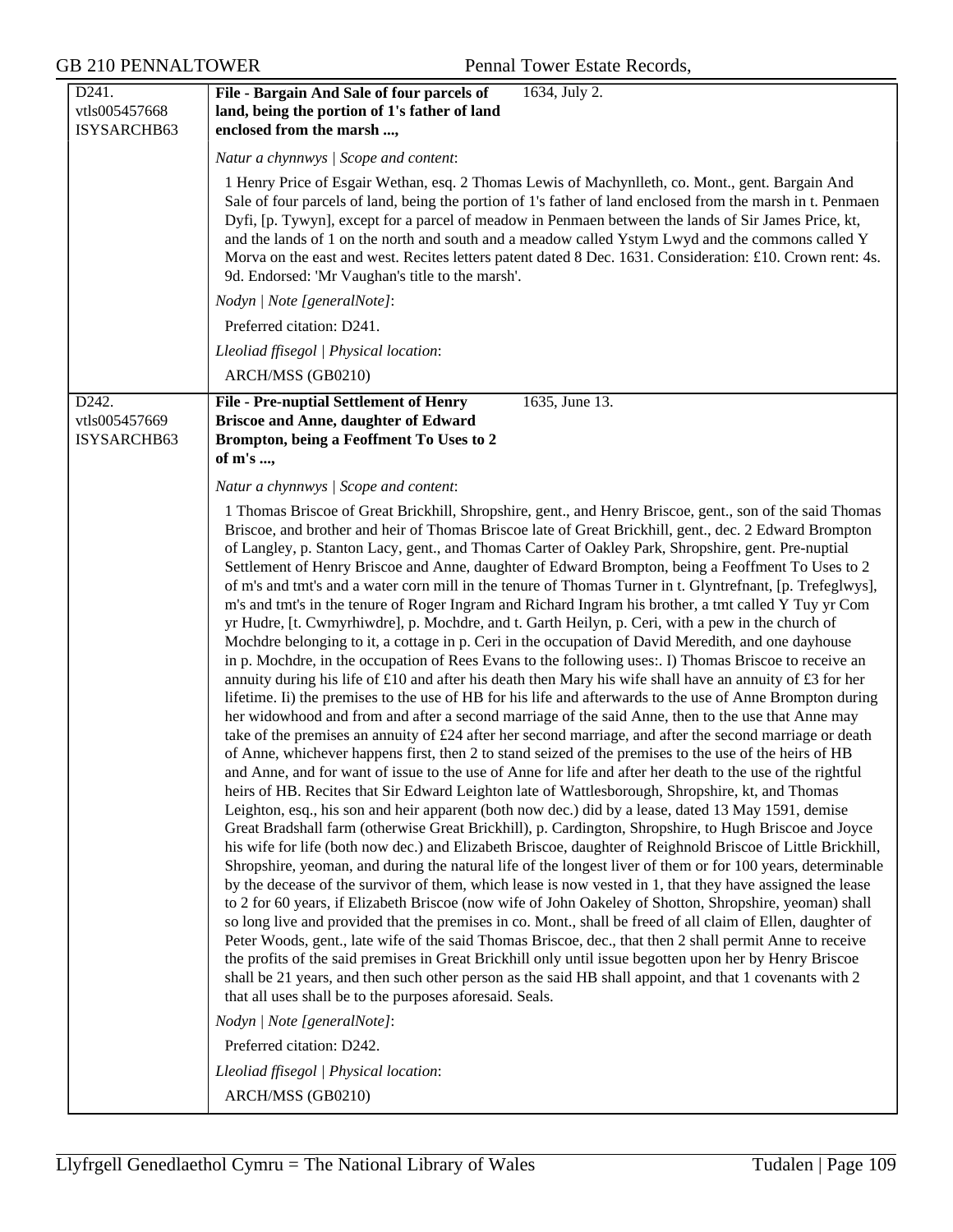| | | |
|---|---|---|
| D241.<br>vtls005457668<br>ISYSARCHB63 | **File - Bargain And Sale of four parcels of land, being the portion of 1's father of land enclosed from the marsh ...,** | 1634, July 2. |
| | *Natur a chynnwys \| Scope and content*:<br><br>1 Henry Price of Esgair Wethan, esq. 2 Thomas Lewis of Machynlleth, co. Mont., gent. Bargain And Sale of four parcels of land, being the portion of 1's father of land enclosed from the marsh in t. Penmaen Dyfi, [p. Tywyn], except for a parcel of meadow in Penmaen between the lands of Sir James Price, kt, and the lands of 1 on the north and south and a meadow called Ystym Lwyd and the commons called Y Morva on the east and west. Recites letters patent dated 8 Dec. 1631. Consideration: £10. Crown rent: 4s. 9d. Endorsed: 'Mr Vaughan's title to the marsh'.<br><br>*Nodyn \| Note [generalNote]*:<br><br>Preferred citation: D241.<br><br>*Lleoliad ffisegol \| Physical location*:<br><br>ARCH/MSS (GB0210) | |
| D242.<br>vtls005457669<br>ISYSARCHB63 | **File - Pre-nuptial Settlement of Henry Briscoe and Anne, daughter of Edward Brompton, being a Feoffment To Uses to 2 of m's ...,** | 1635, June 13. |
| | *Natur a chynnwys \| Scope and content*:<br><br>1 Thomas Briscoe of Great Brickhill, Shropshire, gent., and Henry Briscoe, gent., son of the said Thomas Briscoe, and brother and heir of Thomas Briscoe late of Great Brickhill, gent., dec. 2 Edward Brompton of Langley, p. Stanton Lacy, gent., and Thomas Carter of Oakley Park, Shropshire, gent. Pre-nuptial Settlement of Henry Briscoe and Anne, daughter of Edward Brompton, being a Feoffment To Uses to 2 of m's and tmt's and a water corn mill in the tenure of Thomas Turner in t. Glyntrefnant, [p. Trefeglwys], m's and tmt's in the tenure of Roger Ingram and Richard Ingram his brother, a tmt called Y Tuy yr Com yr Hudre, [t. Cwmyrhiwdre], p. Mochdre, and t. Garth Heilyn, p. Ceri, with a pew in the church of Mochdre belonging to it, a cottage in p. Ceri in the occupation of David Meredith, and one dayhouse in p. Mochdre, in the occupation of Rees Evans to the following uses:. I) Thomas Briscoe to receive an annuity during his life of £10 and after his death then Mary his wife shall have an annuity of £3 for her lifetime. Ii) the premises to the use of HB for his life and afterwards to the use of Anne Brompton during her widowhood and from and after a second marriage of the said Anne, then to the use that Anne may take of the premises an annuity of £24 after her second marriage, and after the second marriage or death of Anne, whichever happens first, then 2 to stand seized of the premises to the use of the heirs of HB and Anne, and for want of issue to the use of Anne for life and after her death to the use of the rightful heirs of HB. Recites that Sir Edward Leighton late of Wattlesborough, Shropshire, kt, and Thomas Leighton, esq., his son and heir apparent (both now dec.) did by a lease, dated 13 May 1591, demise Great Bradshall farm (otherwise Great Brickhill), p. Cardington, Shropshire, to Hugh Briscoe and Joyce his wife for life (both now dec.) and Elizabeth Briscoe, daughter of Reighnold Briscoe of Little Brickhill, Shropshire, yeoman, and during the natural life of the longest liver of them or for 100 years, determinable by the decease of the survivor of them, which lease is now vested in 1, that they have assigned the lease to 2 for 60 years, if Elizabeth Briscoe (now wife of John Oakeley of Shotton, Shropshire, yeoman) shall so long live and provided that the premises in co. Mont., shall be freed of all claim of Ellen, daughter of Peter Woods, gent., late wife of the said Thomas Briscoe, dec., that then 2 shall permit Anne to receive the profits of the said premises in Great Brickhill only until issue begotten upon her by Henry Briscoe shall be 21 years, and then such other person as the said HB shall appoint, and that 1 covenants with 2 that all uses shall be to the purposes aforesaid. Seals.<br><br>*Nodyn \| Note [generalNote]*:<br><br>Preferred citation: D242.<br><br>*Lleoliad ffisegol \| Physical location*:<br><br>ARCH/MSS (GB0210) | |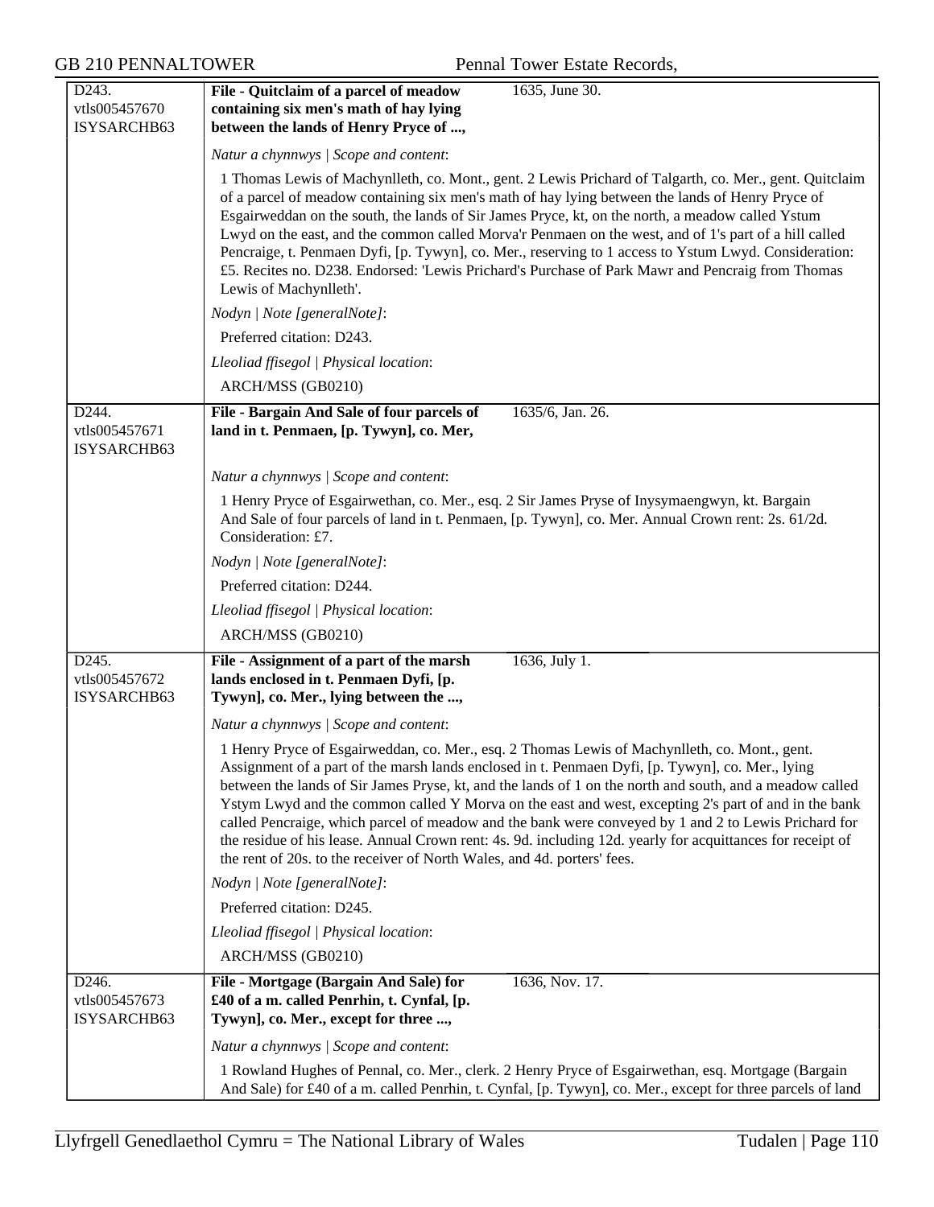D243.
vtls005457670
ISYSARCHB63

**File - Quitclaim of a parcel of meadow containing six men's math of hay lying between the lands of Henry Pryce of ...,** 1635, June 30.

*Natur a chynnwys | Scope and content*:

1 Thomas Lewis of Machynlleth, co. Mont., gent. 2 Lewis Prichard of Talgarth, co. Mer., gent. Quitclaim of a parcel of meadow containing six men's math of hay lying between the lands of Henry Pryce of Esgairweddan on the south, the lands of Sir James Pryce, kt, on the north, a meadow called Ystum Lwyd on the east, and the common called Morva'r Penmaen on the west, and of 1's part of a hill called Pencraige, t. Penmaen Dyfi, [p. Tywyn], co. Mer., reserving to 1 access to Ystum Lwyd. Consideration: £5. Recites no. D238. Endorsed: 'Lewis Prichard's Purchase of Park Mawr and Pencraig from Thomas Lewis of Machynlleth'.

*Nodyn | Note [generalNote]*:

Preferred citation: D243.

*Lleoliad ffisegol | Physical location*:

ARCH/MSS (GB0210)

D244.
vtls005457671
ISYSARCHB63

**File - Bargain And Sale of four parcels of land in t. Penmaen, [p. Tywyn], co. Mer,** 1635/6, Jan. 26.

*Natur a chynnwys | Scope and content*:

1 Henry Pryce of Esgairwethan, co. Mer., esq. 2 Sir James Pryse of Inysymaengwyn, kt. Bargain And Sale of four parcels of land in t. Penmaen, [p. Tywyn], co. Mer. Annual Crown rent: 2s. 61/2d. Consideration: £7.

*Nodyn | Note [generalNote]*:

Preferred citation: D244.

*Lleoliad ffisegol | Physical location*:

ARCH/MSS (GB0210)

D245.
vtls005457672
ISYSARCHB63

**File - Assignment of a part of the marsh lands enclosed in t. Penmaen Dyfi, [p. Tywyn], co. Mer., lying between the ...,** 1636, July 1.

*Natur a chynnwys | Scope and content*:

1 Henry Pryce of Esgairweddan, co. Mer., esq. 2 Thomas Lewis of Machynlleth, co. Mont., gent. Assignment of a part of the marsh lands enclosed in t. Penmaen Dyfi, [p. Tywyn], co. Mer., lying between the lands of Sir James Pryse, kt, and the lands of 1 on the north and south, and a meadow called Ystym Lwyd and the common called Y Morva on the east and west, excepting 2's part of and in the bank called Pencraige, which parcel of meadow and the bank were conveyed by 1 and 2 to Lewis Prichard for the residue of his lease. Annual Crown rent: 4s. 9d. including 12d. yearly for acquittances for receipt of the rent of 20s. to the receiver of North Wales, and 4d. porters' fees.

*Nodyn | Note [generalNote]*:

Preferred citation: D245.

*Lleoliad ffisegol | Physical location*:

ARCH/MSS (GB0210)

D246.
vtls005457673
ISYSARCHB63

**File - Mortgage (Bargain And Sale) for £40 of a m. called Penrhin, t. Cynfal, [p. Tywyn], co. Mer., except for three ...,** 1636, Nov. 17.

*Natur a chynnwys | Scope and content*:

1 Rowland Hughes of Pennal, co. Mer., clerk. 2 Henry Pryce of Esgairwethan, esq. Mortgage (Bargain And Sale) for £40 of a m. called Penrhin, t. Cynfal, [p. Tywyn], co. Mer., except for three parcels of land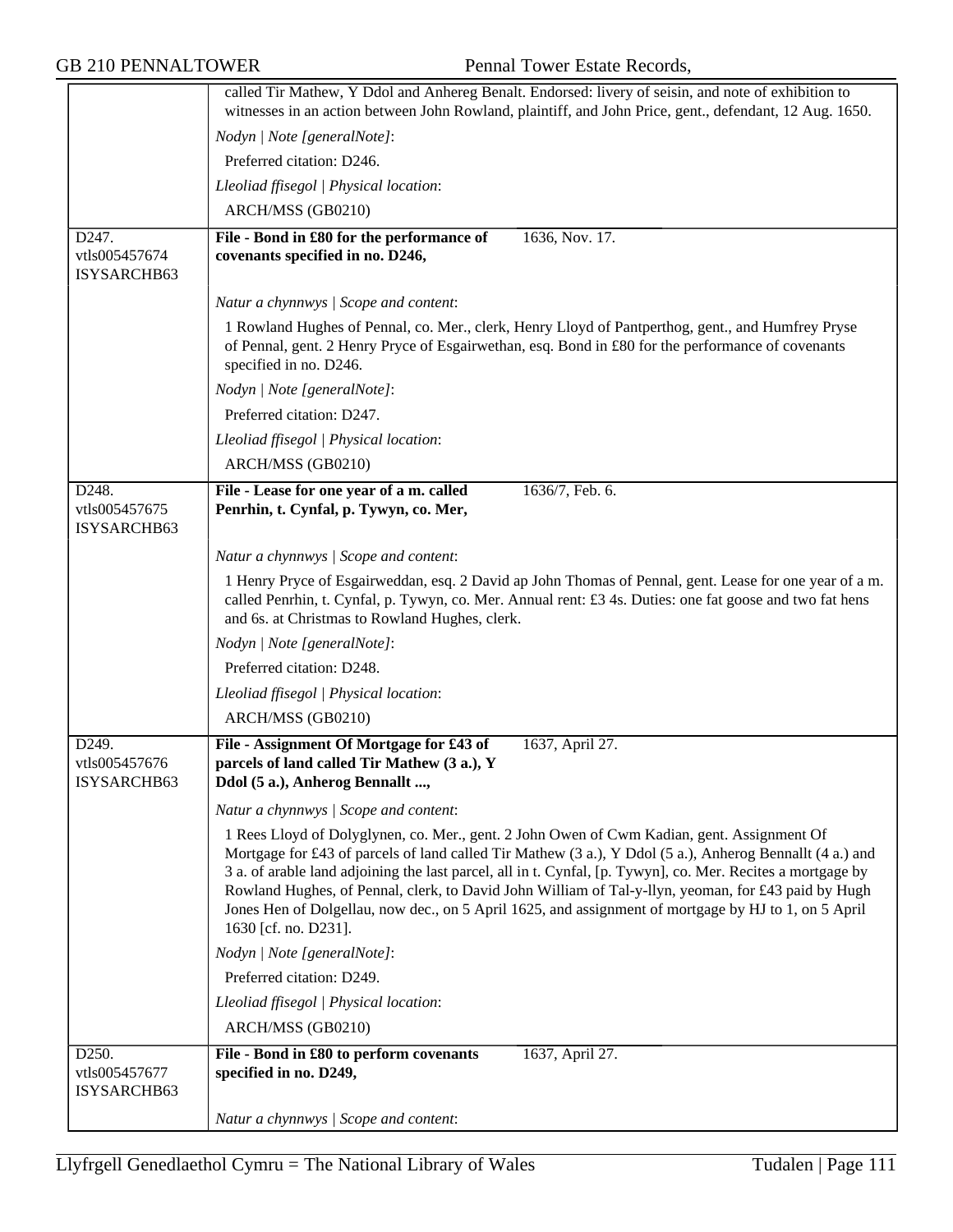called Tir Mathew, Y Ddol and Anhereg Benalt. Endorsed: livery of seisin, and note of exhibition to witnesses in an action between John Rowland, plaintiff, and John Price, gent., defendant, 12 Aug. 1650.

*Nodyn | Note [generalNote]*:

Preferred citation: D246.

*Lleoliad ffisegol | Physical location*:

ARCH/MSS (GB0210)

---

D247.
vtls005457674
ISYSARCHB63

**File - Bond in £80 for the performance of covenants specified in no. D246,** 1636, Nov. 17.

*Natur a chynnwys | Scope and content*:

1 Rowland Hughes of Pennal, co. Mer., clerk, Henry Lloyd of Pantperthog, gent., and Humfrey Pryse of Pennal, gent. 2 Henry Pryce of Esgairwethan, esq. Bond in £80 for the performance of covenants specified in no. D246.

*Nodyn | Note [generalNote]*:

Preferred citation: D247.

*Lleoliad ffisegol | Physical location*:

ARCH/MSS (GB0210)

---

D248.
vtls005457675
ISYSARCHB63

**File - Lease for one year of a m. called Penrhin, t. Cynfal, p. Tywyn, co. Mer,** 1636/7, Feb. 6.

*Natur a chynnwys | Scope and content*:

1 Henry Pryce of Esgairweddan, esq. 2 David ap John Thomas of Pennal, gent. Lease for one year of a m. called Penrhin, t. Cynfal, p. Tywyn, co. Mer. Annual rent: £3 4s. Duties: one fat goose and two fat hens and 6s. at Christmas to Rowland Hughes, clerk.

*Nodyn | Note [generalNote]*:

Preferred citation: D248.

*Lleoliad ffisegol | Physical location*:

ARCH/MSS (GB0210)

---

D249.
vtls005457676
ISYSARCHB63

**File - Assignment Of Mortgage for £43 of parcels of land called Tir Mathew (3 a.), Y Ddol (5 a.), Anherog Bennallt ...,** 1637, April 27.

*Natur a chynnwys | Scope and content*:

1 Rees Lloyd of Dolyglynen, co. Mer., gent. 2 John Owen of Cwm Kadian, gent. Assignment Of Mortgage for £43 of parcels of land called Tir Mathew (3 a.), Y Ddol (5 a.), Anherog Bennallt (4 a.) and 3 a. of arable land adjoining the last parcel, all in t. Cynfal, [p. Tywyn], co. Mer. Recites a mortgage by Rowland Hughes, of Pennal, clerk, to David John William of Tal-y-llyn, yeoman, for £43 paid by Hugh Jones Hen of Dolgellau, now dec., on 5 April 1625, and assignment of mortgage by HJ to 1, on 5 April 1630 [cf. no. D231].

*Nodyn | Note [generalNote]*:

Preferred citation: D249.

*Lleoliad ffisegol | Physical location*:

ARCH/MSS (GB0210)

---

D250.
vtls005457677
ISYSARCHB63

**File - Bond in £80 to perform covenants specified in no. D249,** 1637, April 27.

*Natur a chynnwys | Scope and content*: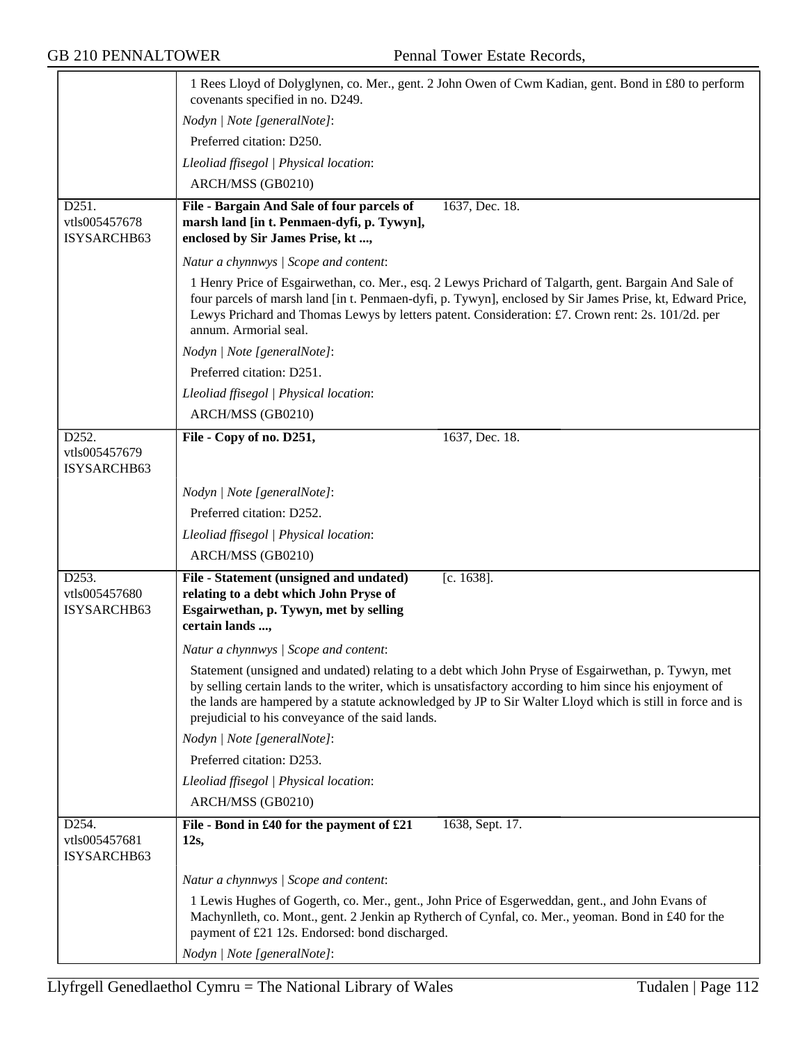1 Rees Lloyd of Dolyglynen, co. Mer., gent. 2 John Owen of Cwm Kadian, gent. Bond in £80 to perform covenants specified in no. D249.

*Nodyn | Note [generalNote]*:

Preferred citation: D250.

*Lleoliad ffisegol | Physical location*:

ARCH/MSS (GB0210)

---

D251.
vtls005457678
ISYSARCHB63

**File - Bargain And Sale of four parcels of marsh land [in t. Penmaen-dyfi, p. Tywyn], enclosed by Sir James Prise, kt ...,** 1637, Dec. 18.

*Natur a chynnwys | Scope and content*:

1 Henry Price of Esgairwethan, co. Mer., esq. 2 Lewys Prichard of Talgarth, gent. Bargain And Sale of four parcels of marsh land [in t. Penmaen-dyfi, p. Tywyn], enclosed by Sir James Prise, kt, Edward Price, Lewys Prichard and Thomas Lewys by letters patent. Consideration: £7. Crown rent: 2s. 101/2d. per annum. Armorial seal.

*Nodyn | Note [generalNote]*:

Preferred citation: D251.

*Lleoliad ffisegol | Physical location*:

ARCH/MSS (GB0210)

---

D252.
vtls005457679
ISYSARCHB63

**File - Copy of no. D251,** 1637, Dec. 18.

*Nodyn | Note [generalNote]*:

Preferred citation: D252.

*Lleoliad ffisegol | Physical location*:

ARCH/MSS (GB0210)

---

D253.
vtls005457680
ISYSARCHB63

**File - Statement (unsigned and undated) relating to a debt which John Pryse of Esgairwethan, p. Tywyn, met by selling certain lands ...,** [c. 1638].

*Natur a chynnwys | Scope and content*:

Statement (unsigned and undated) relating to a debt which John Pryse of Esgairwethan, p. Tywyn, met by selling certain lands to the writer, which is unsatisfactory according to him since his enjoyment of the lands are hampered by a statute acknowledged by JP to Sir Walter Lloyd which is still in force and is prejudicial to his conveyance of the said lands.

*Nodyn | Note [generalNote]*:

Preferred citation: D253.

*Lleoliad ffisegol | Physical location*:

ARCH/MSS (GB0210)

---

D254.
vtls005457681
ISYSARCHB63

**File - Bond in £40 for the payment of £21 12s,** 1638, Sept. 17.

*Natur a chynnwys | Scope and content*:

1 Lewis Hughes of Gogerth, co. Mer., gent., John Price of Esgerweddan, gent., and John Evans of Machynlleth, co. Mont., gent. 2 Jenkin ap Rytherch of Cynfal, co. Mer., yeoman. Bond in £40 for the payment of £21 12s. Endorsed: bond discharged.

*Nodyn | Note [generalNote]*: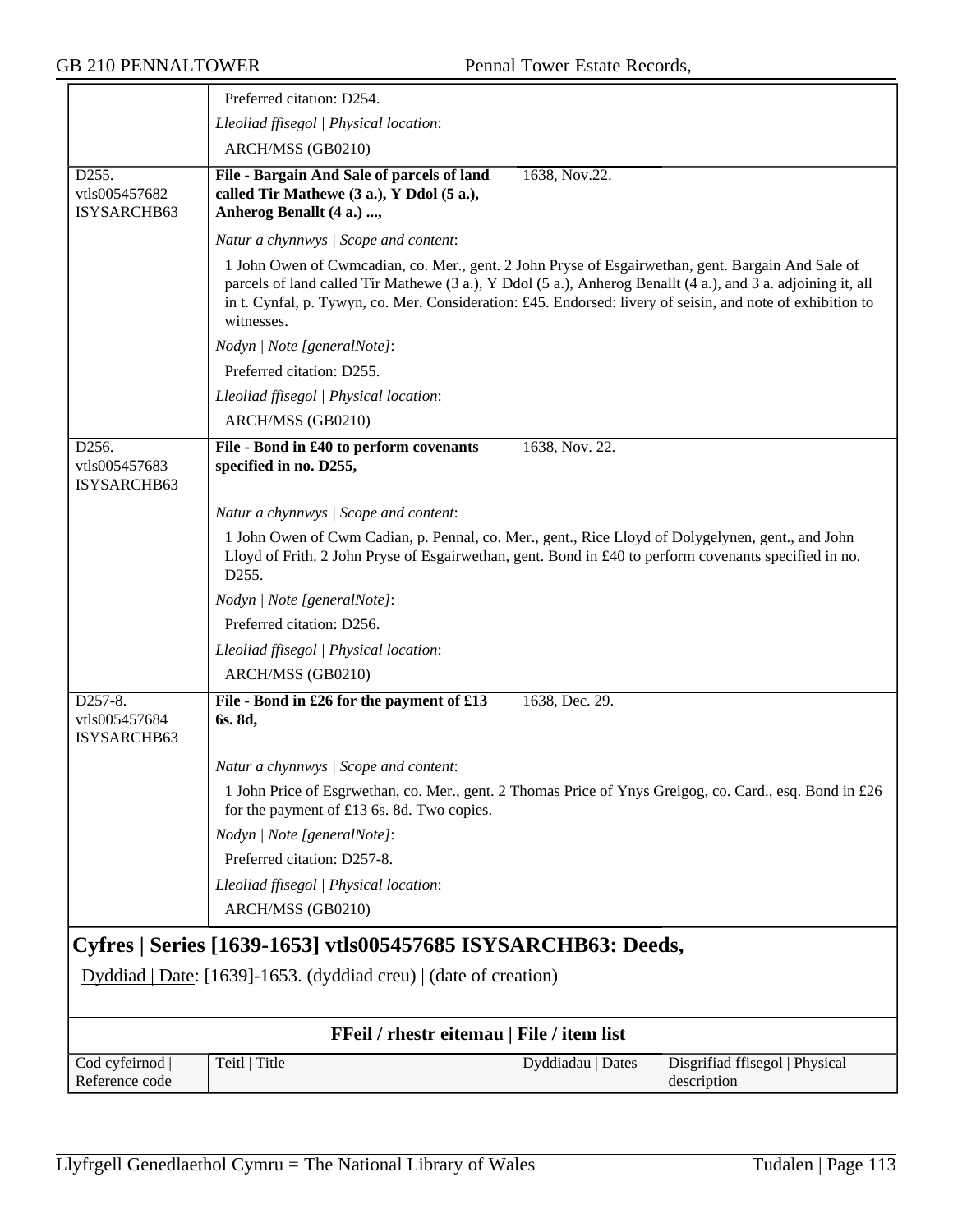| | |
|---|---|
| | Preferred citation: D254. |
| | *Lleoliad ffisegol \| Physical location*: |
| | ARCH/MSS (GB0210) |
| D255. vtls005457682 ISYSARCHB63 | **File - Bargain And Sale of parcels of land called Tir Mathewe (3 a.), Y Ddol (5 a.), Anherog Benallt (4 a.) ...,** 1638, Nov.22. |
| | *Natur a chynnwys \| Scope and content*: |
| | 1 John Owen of Cwmcadian, co. Mer., gent. 2 John Pryse of Esgairwethan, gent. Bargain And Sale of parcels of land called Tir Mathewe (3 a.), Y Ddol (5 a.), Anherog Benallt (4 a.), and 3 a. adjoining it, all in t. Cynfal, p. Tywyn, co. Mer. Consideration: £45. Endorsed: livery of seisin, and note of exhibition to witnesses. |
| | *Nodyn \| Note [generalNote]*: |
| | Preferred citation: D255. |
| | *Lleoliad ffisegol \| Physical location*: |
| | ARCH/MSS (GB0210) |
| D256. vtls005457683 ISYSARCHB63 | **File - Bond in £40 to perform covenants specified in no. D255,** 1638, Nov. 22. |
| | *Natur a chynnwys \| Scope and content*: |
| | 1 John Owen of Cwm Cadian, p. Pennal, co. Mer., gent., Rice Lloyd of Dolygelynen, gent., and John Lloyd of Frith. 2 John Pryse of Esgairwethan, gent. Bond in £40 to perform covenants specified in no. D255. |
| | *Nodyn \| Note [generalNote]*: |
| | Preferred citation: D256. |
| | *Lleoliad ffisegol \| Physical location*: |
| | ARCH/MSS (GB0210) |
| D257-8. vtls005457684 ISYSARCHB63 | **File - Bond in £26 for the payment of £13 6s. 8d,** 1638, Dec. 29. |
| | *Natur a chynnwys \| Scope and content*: |
| | 1 John Price of Esgrwethan, co. Mer., gent. 2 Thomas Price of Ynys Greigog, co. Card., esq. Bond in £26 for the payment of £13 6s. 8d. Two copies. |
| | *Nodyn \| Note [generalNote]*: |
| | Preferred citation: D257-8. |
| | *Lleoliad ffisegol \| Physical location*: |
| | ARCH/MSS (GB0210) |

## Cyfres | Series [1639-1653] vtls005457685 ISYSARCHB63: Deeds,

Dyddiad | Date: [1639]-1653. (dyddiad creu) | (date of creation)

### FFeil / rhestr eitemau | File / item list

| Cod cyfeirnod \| Reference code | Teitl \| Title | Dyddiadau \| Dates | Disgrifiad ffisegol \| Physical description |
|---|---|---|---|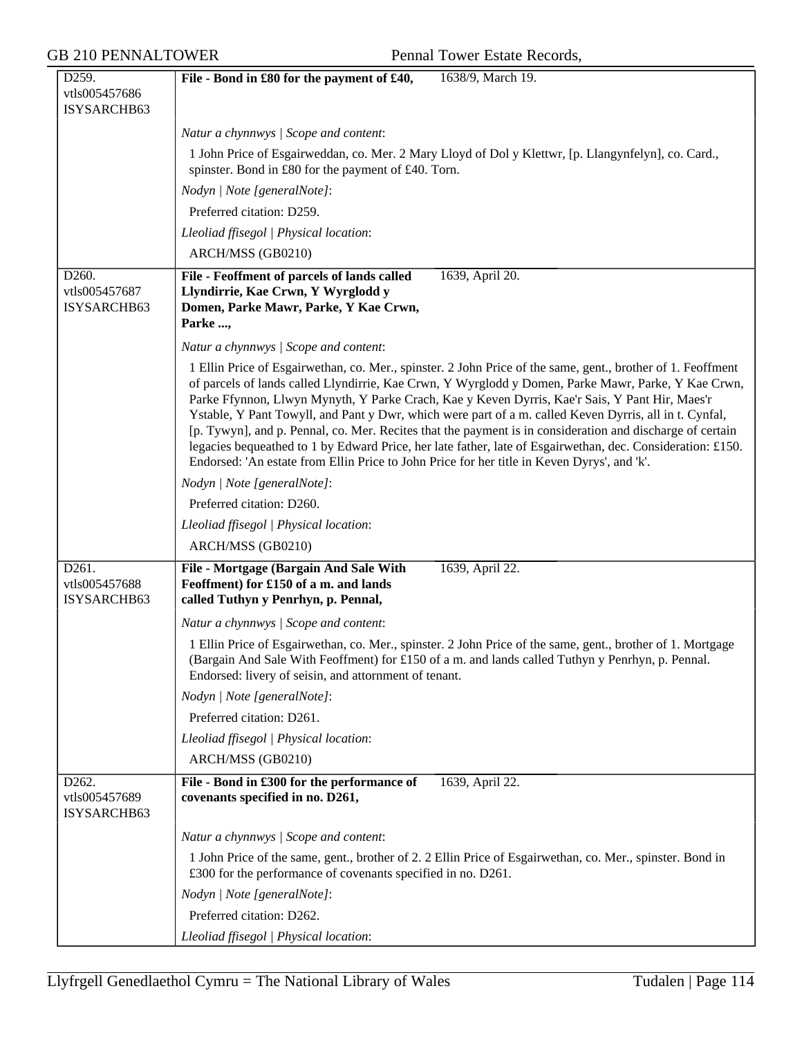| | |
|---|---|
| D259.<br>vtls005457686<br>ISYSARCHB63 | **File - Bond in £80 for the payment of £40,** 1638/9, March 19. |
| | *Natur a chynnwys \| Scope and content*:<br>1 John Price of Esgairweddan, co. Mer. 2 Mary Lloyd of Dol y Klettwr, [p. Llangynfelyn], co. Card., spinster. Bond in £80 for the payment of £40. Torn.<br>*Nodyn \| Note [generalNote]*:<br>Preferred citation: D259.<br>*Lleoliad ffisegol \| Physical location*:<br>ARCH/MSS (GB0210) |
| D260.<br>vtls005457687<br>ISYSARCHB63 | **File - Feoffment of parcels of lands called Llyndirrie, Kae Crwn, Y Wyrglodd y Domen, Parke Mawr, Parke, Y Kae Crwn, Parke ...,** 1639, April 20. |
| | *Natur a chynnwys \| Scope and content*:<br>1 Ellin Price of Esgairwethan, co. Mer., spinster. 2 John Price of the same, gent., brother of 1. Feoffment of parcels of lands called Llyndirrie, Kae Crwn, Y Wyrglodd y Domen, Parke Mawr, Parke, Y Kae Crwn, Parke Ffynnon, Llwyn Mynyth, Y Parke Crach, Kae y Keven Dyrris, Kae'r Sais, Y Pant Hir, Maes'r Ystable, Y Pant Towyll, and Pant y Dwr, which were part of a m. called Keven Dyrris, all in t. Cynfal, [p. Tywyn], and p. Pennal, co. Mer. Recites that the payment is in consideration and discharge of certain legacies bequeathed to 1 by Edward Price, her late father, late of Esgairwethan, dec. Consideration: £150. Endorsed: 'An estate from Ellin Price to John Price for her title in Keven Dyrys', and 'k'.<br>*Nodyn \| Note [generalNote]*:<br>Preferred citation: D260.<br>*Lleoliad ffisegol \| Physical location*:<br>ARCH/MSS (GB0210) |
| D261.<br>vtls005457688<br>ISYSARCHB63 | **File - Mortgage (Bargain And Sale With Feoffment) for £150 of a m. and lands called Tuthyn y Penrhyn, p. Pennal,** 1639, April 22. |
| | *Natur a chynnwys \| Scope and content*:<br>1 Ellin Price of Esgairwethan, co. Mer., spinster. 2 John Price of the same, gent., brother of 1. Mortgage (Bargain And Sale With Feoffment) for £150 of a m. and lands called Tuthyn y Penrhyn, p. Pennal. Endorsed: livery of seisin, and attornment of tenant.<br>*Nodyn \| Note [generalNote]*:<br>Preferred citation: D261.<br>*Lleoliad ffisegol \| Physical location*:<br>ARCH/MSS (GB0210) |
| D262.<br>vtls005457689<br>ISYSARCHB63 | **File - Bond in £300 for the performance of covenants specified in no. D261,** 1639, April 22. |
| | *Natur a chynnwys \| Scope and content*:<br>1 John Price of the same, gent., brother of 2. 2 Ellin Price of Esgairwethan, co. Mer., spinster. Bond in £300 for the performance of covenants specified in no. D261.<br>*Nodyn \| Note [generalNote]*:<br>Preferred citation: D262.<br>*Lleoliad ffisegol \| Physical location*: |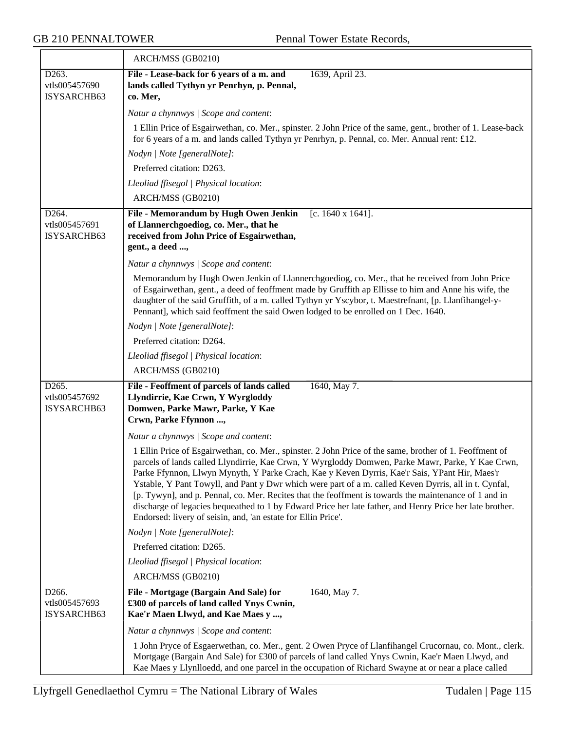| | ARCH/MSS (GB0210) |
|---|---|
| D263.<br>vtls005457690<br>ISYSARCHB63 | **File - Lease-back for 6 years of a m. and lands called Tythyn yr Penrhyn, p. Pennal, co. Mer,** 1639, April 23.<br><br>*Natur a chynnwys \| Scope and content*:<br>1 Ellin Price of Esgairwethan, co. Mer., spinster. 2 John Price of the same, gent., brother of 1. Lease-back for 6 years of a m. and lands called Tythyn yr Penrhyn, p. Pennal, co. Mer. Annual rent: £12.<br><br>*Nodyn \| Note [generalNote]*:<br>Preferred citation: D263.<br><br>*Lleoliad ffisegol \| Physical location*:<br>ARCH/MSS (GB0210) |
| D264.<br>vtls005457691<br>ISYSARCHB63 | **File - Memorandum by Hugh Owen Jenkin of Llannerchgoediog, co. Mer., that he received from John Price of Esgairwethan, gent., a deed ...,** [c. 1640 x 1641].<br><br>*Natur a chynnwys \| Scope and content*:<br>Memorandum by Hugh Owen Jenkin of Llannerchgoediog, co. Mer., that he received from John Price of Esgairwethan, gent., a deed of feoffment made by Gruffith ap Ellisse to him and Anne his wife, the daughter of the said Gruffith, of a m. called Tythyn yr Yscybor, t. Maestrefnant, [p. Llanfihangel-y-Pennant], which said feoffment the said Owen lodged to be enrolled on 1 Dec. 1640.<br><br>*Nodyn \| Note [generalNote]*:<br>Preferred citation: D264.<br><br>*Lleoliad ffisegol \| Physical location*:<br>ARCH/MSS (GB0210) |
| D265.<br>vtls005457692<br>ISYSARCHB63 | **File - Feoffment of parcels of lands called Llyndirrie, Kae Crwn, Y Wyrgloddy Domwen, Parke Mawr, Parke, Y Kae Crwn, Parke Ffynnon ...,** 1640, May 7.<br><br>*Natur a chynnwys \| Scope and content*:<br>1 Ellin Price of Esgairwethan, co. Mer., spinster. 2 John Price of the same, brother of 1. Feoffment of parcels of lands called Llyndirrie, Kae Crwn, Y Wyrgloddy Domwen, Parke Mawr, Parke, Y Kae Crwn, Parke Ffynnon, Llwyn Mynyth, Y Parke Crach, Kae y Keven Dyrris, Kae'r Sais, YPant Hir, Maes'r Ystable, Y Pant Towyll, and Pant y Dwr which were part of a m. called Keven Dyrris, all in t. Cynfal, [p. Tywyn], and p. Pennal, co. Mer. Recites that the feoffment is towards the maintenance of 1 and in discharge of legacies bequeathed to 1 by Edward Price her late father, and Henry Price her late brother. Endorsed: livery of seisin, and, 'an estate for Ellin Price'.<br><br>*Nodyn \| Note [generalNote]*:<br>Preferred citation: D265.<br><br>*Lleoliad ffisegol \| Physical location*:<br>ARCH/MSS (GB0210) |
| D266.<br>vtls005457693<br>ISYSARCHB63 | **File - Mortgage (Bargain And Sale) for £300 of parcels of land called Ynys Cwnin, Kae'r Maen Llwyd, and Kae Maes y ...,** 1640, May 7.<br><br>*Natur a chynnwys \| Scope and content*:<br>1 John Pryce of Esgaerwethan, co. Mer., gent. 2 Owen Pryce of Llanfihangel Crucornau, co. Mont., clerk. Mortgage (Bargain And Sale) for £300 of parcels of land called Ynys Cwnin, Kae'r Maen Llwyd, and Kae Maes y Llynlloedd, and one parcel in the occupation of Richard Swayne at or near a place called |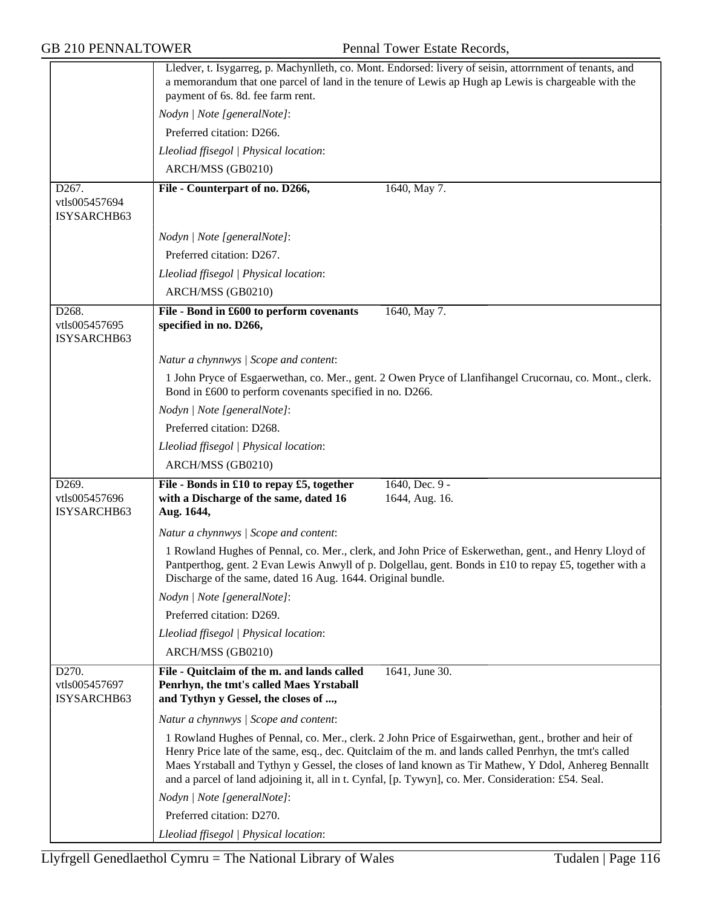| | |
|---|---|
| | Lledver, t. Isygarreg, p. Machynlleth, co. Mont. Endorsed: livery of seisin, attorrnment of tenants, and a memorandum that one parcel of land in the tenure of Lewis ap Hugh ap Lewis is chargeable with the payment of 6s. 8d. fee farm rent.<br>*Nodyn \| Note [generalNote]*:<br>Preferred citation: D266.<br>*Lleoliad ffisegol \| Physical location*:<br>ARCH/MSS (GB0210) |
| D267.<br>vtls005457694<br>ISYSARCHB63 | **File - Counterpart of no. D266,** 1640, May 7.<br>*Nodyn \| Note [generalNote]*:<br>Preferred citation: D267.<br>*Lleoliad ffisegol \| Physical location*:<br>ARCH/MSS (GB0210) |
| D268.<br>vtls005457695<br>ISYSARCHB63 | **File - Bond in £600 to perform covenants specified in no. D266,** 1640, May 7.<br>*Natur a chynnwys \| Scope and content*:<br>1 John Pryce of Esgaerwethan, co. Mer., gent. 2 Owen Pryce of Llanfihangel Crucornau, co. Mont., clerk. Bond in £600 to perform covenants specified in no. D266.<br>*Nodyn \| Note [generalNote]*:<br>Preferred citation: D268.<br>*Lleoliad ffisegol \| Physical location*:<br>ARCH/MSS (GB0210) |
| D269.<br>vtls005457696<br>ISYSARCHB63 | **File - Bonds in £10 to repay £5, together with a Discharge of the same, dated 16 Aug. 1644,** 1640, Dec. 9 - 1644, Aug. 16.<br>*Natur a chynnwys \| Scope and content*:<br>1 Rowland Hughes of Pennal, co. Mer., clerk, and John Price of Eskerwethan, gent., and Henry Lloyd of Pantperthog, gent. 2 Evan Lewis Anwyll of p. Dolgellau, gent. Bonds in £10 to repay £5, together with a Discharge of the same, dated 16 Aug. 1644. Original bundle.<br>*Nodyn \| Note [generalNote]*:<br>Preferred citation: D269.<br>*Lleoliad ffisegol \| Physical location*:<br>ARCH/MSS (GB0210) |
| D270.<br>vtls005457697<br>ISYSARCHB63 | **File - Quitclaim of the m. and lands called Penrhyn, the tmt's called Maes Yrstaball and Tythyn y Gessel, the closes of ...,** 1641, June 30.<br>*Natur a chynnwys \| Scope and content*:<br>1 Rowland Hughes of Pennal, co. Mer., clerk. 2 John Price of Esgairwethan, gent., brother and heir of Henry Price late of the same, esq., dec. Quitclaim of the m. and lands called Penrhyn, the tmt's called Maes Yrstaball and Tythyn y Gessel, the closes of land known as Tir Mathew, Y Ddol, Anhereg Bennallt and a parcel of land adjoining it, all in t. Cynfal, [p. Tywyn], co. Mer. Consideration: £54. Seal.<br>*Nodyn \| Note [generalNote]*:<br>Preferred citation: D270.<br>*Lleoliad ffisegol \| Physical location*: |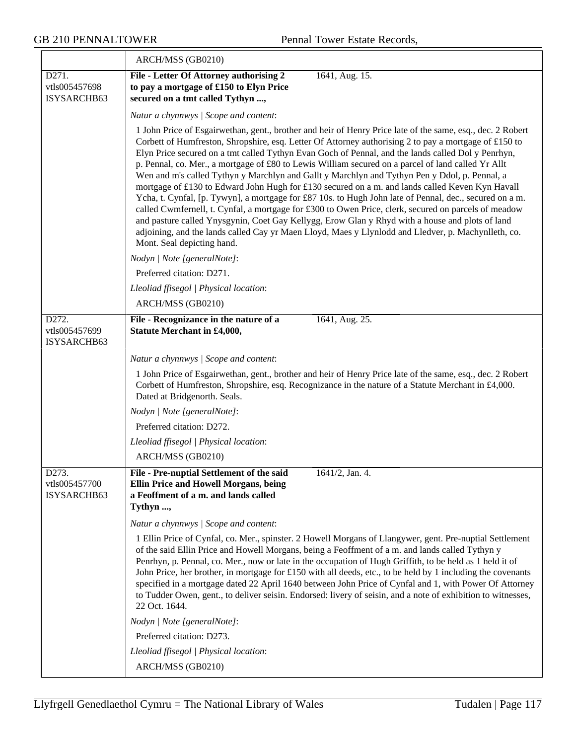| | |
|---|---|
| | ARCH/MSS (GB0210) |
| D271.<br>vtls005457698<br>ISYSARCHB63 | **File - Letter Of Attorney authorising 2 to pay a mortgage of £150 to Elyn Price secured on a tmt called Tythyn ...,** 1641, Aug. 15.<br><br>*Natur a chynnwys \| Scope and content*:<br><br>1 John Price of Esgairwethan, gent., brother and heir of Henry Price late of the same, esq., dec. 2 Robert Corbett of Humfreston, Shropshire, esq. Letter Of Attorney authorising 2 to pay a mortgage of £150 to Elyn Price secured on a tmt called Tythyn Evan Goch of Pennal, and the lands called Dol y Penrhyn, p. Pennal, co. Mer., a mortgage of £80 to Lewis William secured on a parcel of land called Yr Allt Wen and m's called Tythyn y Marchlyn and Gallt y Marchlyn and Tythyn Pen y Ddol, p. Pennal, a mortgage of £130 to Edward John Hugh for £130 secured on a m. and lands called Keven Kyn Havall Ycha, t. Cynfal, [p. Tywyn], a mortgage for £87 10s. to Hugh John late of Pennal, dec., secured on a m. called Cwmfernell, t. Cynfal, a mortgage for £300 to Owen Price, clerk, secured on parcels of meadow and pasture called Ynysgynin, Coet Gay Kellygg, Erow Glan y Rhyd with a house and plots of land adjoining, and the lands called Cay yr Maen Lloyd, Maes y Llynlodd and Lledver, p. Machynlleth, co. Mont. Seal depicting hand.<br><br>*Nodyn \| Note [generalNote]*:<br><br>Preferred citation: D271.<br><br>*Lleoliad ffisegol \| Physical location*:<br><br>ARCH/MSS (GB0210) |
| D272.<br>vtls005457699<br>ISYSARCHB63 | **File - Recognizance in the nature of a Statute Merchant in £4,000,** 1641, Aug. 25.<br><br>*Natur a chynnwys \| Scope and content*:<br><br>1 John Price of Esgairwethan, gent., brother and heir of Henry Price late of the same, esq., dec. 2 Robert Corbett of Humfreston, Shropshire, esq. Recognizance in the nature of a Statute Merchant in £4,000. Dated at Bridgenorth. Seals.<br><br>*Nodyn \| Note [generalNote]*:<br><br>Preferred citation: D272.<br><br>*Lleoliad ffisegol \| Physical location*:<br><br>ARCH/MSS (GB0210) |
| D273.<br>vtls005457700<br>ISYSARCHB63 | **File - Pre-nuptial Settlement of the said Ellin Price and Howell Morgans, being a Feoffment of a m. and lands called Tythyn ...,** 1641/2, Jan. 4.<br><br>*Natur a chynnwys \| Scope and content*:<br><br>1 Ellin Price of Cynfal, co. Mer., spinster. 2 Howell Morgans of Llangywer, gent. Pre-nuptial Settlement of the said Ellin Price and Howell Morgans, being a Feoffment of a m. and lands called Tythyn y Penrhyn, p. Pennal, co. Mer., now or late in the occupation of Hugh Griffith, to be held as 1 held it of John Price, her brother, in mortgage for £150 with all deeds, etc., to be held by 1 including the covenants specified in a mortgage dated 22 April 1640 between John Price of Cynfal and 1, with Power Of Attorney to Tudder Owen, gent., to deliver seisin. Endorsed: livery of seisin, and a note of exhibition to witnesses, 22 Oct. 1644.<br><br>*Nodyn \| Note [generalNote]*:<br><br>Preferred citation: D273.<br><br>*Lleoliad ffisegol \| Physical location*:<br><br>ARCH/MSS (GB0210) |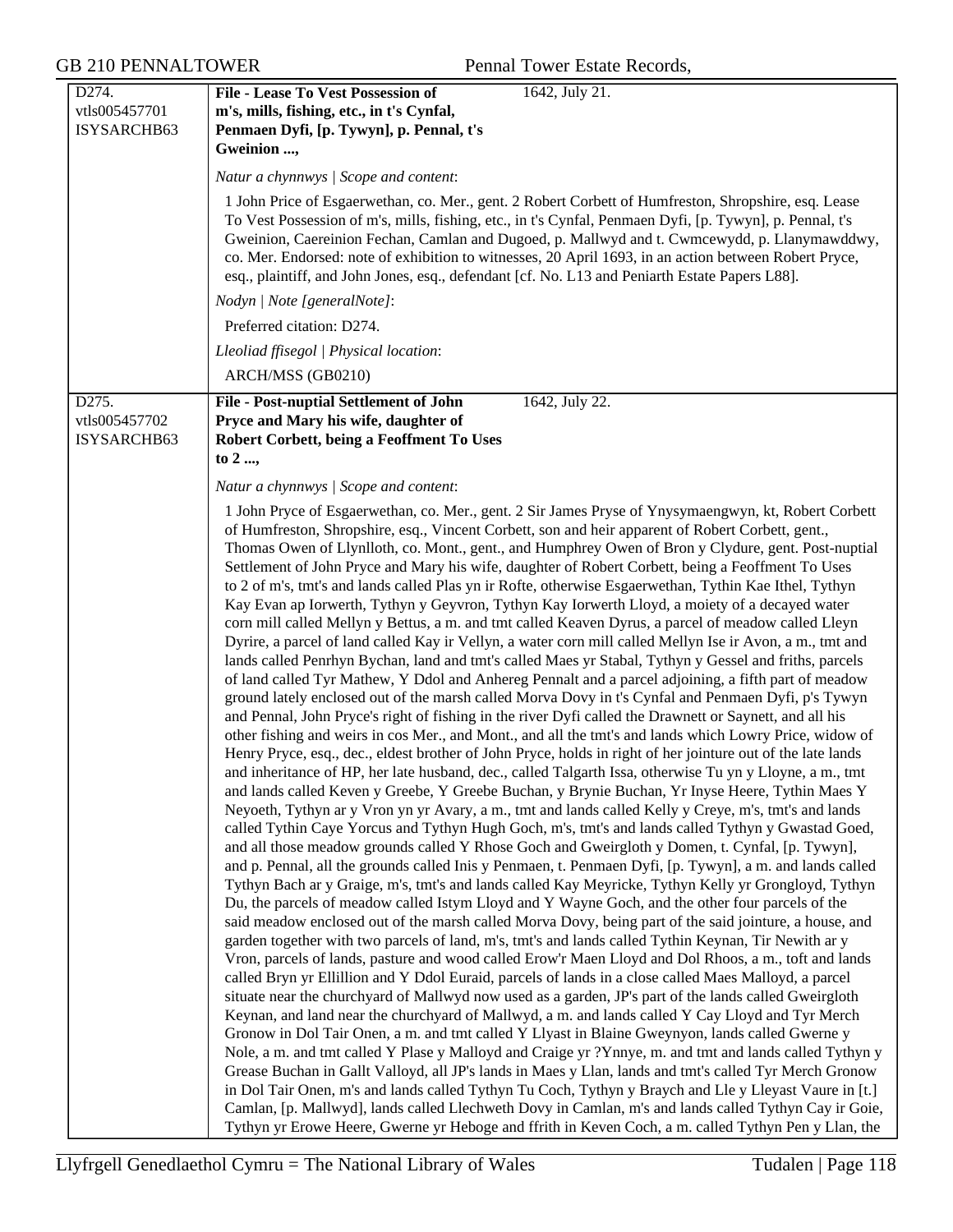D274.
vtls005457701
ISYSARCHB63

**File - Lease To Vest Possession of m's, mills, fishing, etc., in t's Cynfal, Penmaen Dyfi, [p. Tywyn], p. Pennal, t's Gweinion ...,** 1642, July 21.

*Natur a chynnwys | Scope and content*:

1 John Price of Esgaerwethan, co. Mer., gent. 2 Robert Corbett of Humfreston, Shropshire, esq. Lease To Vest Possession of m's, mills, fishing, etc., in t's Cynfal, Penmaen Dyfi, [p. Tywyn], p. Pennal, t's Gweinion, Caereinion Fechan, Camlan and Dugoed, p. Mallwyd and t. Cwmcewydd, p. Llanymawddwy, co. Mer. Endorsed: note of exhibition to witnesses, 20 April 1693, in an action between Robert Pryce, esq., plaintiff, and John Jones, esq., defendant [cf. No. L13 and Peniarth Estate Papers L88].

*Nodyn | Note [generalNote]*:

Preferred citation: D274.

*Lleoliad ffisegol | Physical location*:

ARCH/MSS (GB0210)

D275.
vtls005457702
ISYSARCHB63

**File - Post-nuptial Settlement of John Pryce and Mary his wife, daughter of Robert Corbett, being a Feoffment To Uses to 2 ...,** 1642, July 22.

*Natur a chynnwys | Scope and content*:

1 John Pryce of Esgaerwethan, co. Mer., gent. 2 Sir James Pryse of Ynysymaengwyn, kt, Robert Corbett of Humfreston, Shropshire, esq., Vincent Corbett, son and heir apparent of Robert Corbett, gent., Thomas Owen of Llynlloth, co. Mont., gent., and Humphrey Owen of Bron y Clydure, gent. Post-nuptial Settlement of John Pryce and Mary his wife, daughter of Robert Corbett, being a Feoffment To Uses to 2 of m's, tmt's and lands called Plas yn ir Rofte, otherwise Esgaerwethan, Tythin Kae Ithel, Tythyn Kay Evan ap Iorwerth, Tythyn y Geyvron, Tythyn Kay Iorwerth Lloyd, a moiety of a decayed water corn mill called Mellyn y Bettus, a m. and tmt called Keaven Dyrus, a parcel of meadow called Lleyn Dyrire, a parcel of land called Kay ir Vellyn, a water corn mill called Mellyn Ise ir Avon, a m., tmt and lands called Penrhyn Bychan, land and tmt's called Maes yr Stabal, Tythyn y Gessel and friths, parcels of land called Tyr Mathew, Y Ddol and Anhereg Pennalt and a parcel adjoining, a fifth part of meadow ground lately enclosed out of the marsh called Morva Dovy in t's Cynfal and Penmaen Dyfi, p's Tywyn and Pennal, John Pryce's right of fishing in the river Dyfi called the Drawnett or Saynett, and all his other fishing and weirs in cos Mer., and Mont., and all the tmt's and lands which Lowry Price, widow of Henry Pryce, esq., dec., eldest brother of John Pryce, holds in right of her jointure out of the late lands and inheritance of HP, her late husband, dec., called Talgarth Issa, otherwise Tu yn y Lloyne, a m., tmt and lands called Keven y Greebe, Y Greebe Buchan, y Brynie Buchan, Yr Inyse Heere, Tythin Maes Y Neyoeth, Tythyn ar y Vron yn yr Avary, a m., tmt and lands called Kelly y Creye, m's, tmt's and lands called Tythin Caye Yorcus and Tythyn Hugh Goch, m's, tmt's and lands called Tythyn y Gwastad Goed, and all those meadow grounds called Y Rhose Goch and Gweirgloth y Domen, t. Cynfal, [p. Tywyn], and p. Pennal, all the grounds called Inis y Penmaen, t. Penmaen Dyfi, [p. Tywyn], a m. and lands called Tythyn Bach ar y Graige, m's, tmt's and lands called Kay Meyricke, Tythyn Kelly yr Grongloyd, Tythyn Du, the parcels of meadow called Istym Lloyd and Y Wayne Goch, and the other four parcels of the said meadow enclosed out of the marsh called Morva Dovy, being part of the said jointure, a house, and garden together with two parcels of land, m's, tmt's and lands called Tythin Keynan, Tir Newith ar y Vron, parcels of lands, pasture and wood called Erow'r Maen Lloyd and Dol Rhoos, a m., toft and lands called Bryn yr Ellillion and Y Ddol Euraid, parcels of lands in a close called Maes Malloyd, a parcel situate near the churchyard of Mallwyd now used as a garden, JP's part of the lands called Gweirgloth Keynan, and land near the churchyard of Mallwyd, a m. and lands called Y Cay Lloyd and Tyr Merch Gronow in Dol Tair Onen, a m. and tmt called Y Llyast in Blaine Gweynyon, lands called Gwerne y Nole, a m. and tmt called Y Plase y Malloyd and Craige yr ?Ynnye, m. and tmt and lands called Tythyn y Grease Buchan in Gallt Valloyd, all JP's lands in Maes y Llan, lands and tmt's called Tyr Merch Gronow in Dol Tair Onen, m's and lands called Tythyn Tu Coch, Tythyn y Braych and Lle y Lleyast Vaure in [t.] Camlan, [p. Mallwyd], lands called Llechweth Dovy in Camlan, m's and lands called Tythyn Cay ir Goie, Tythyn yr Erowe Heere, Gwerne yr Heboge and ffrith in Keven Coch, a m. called Tythyn Pen y Llan, the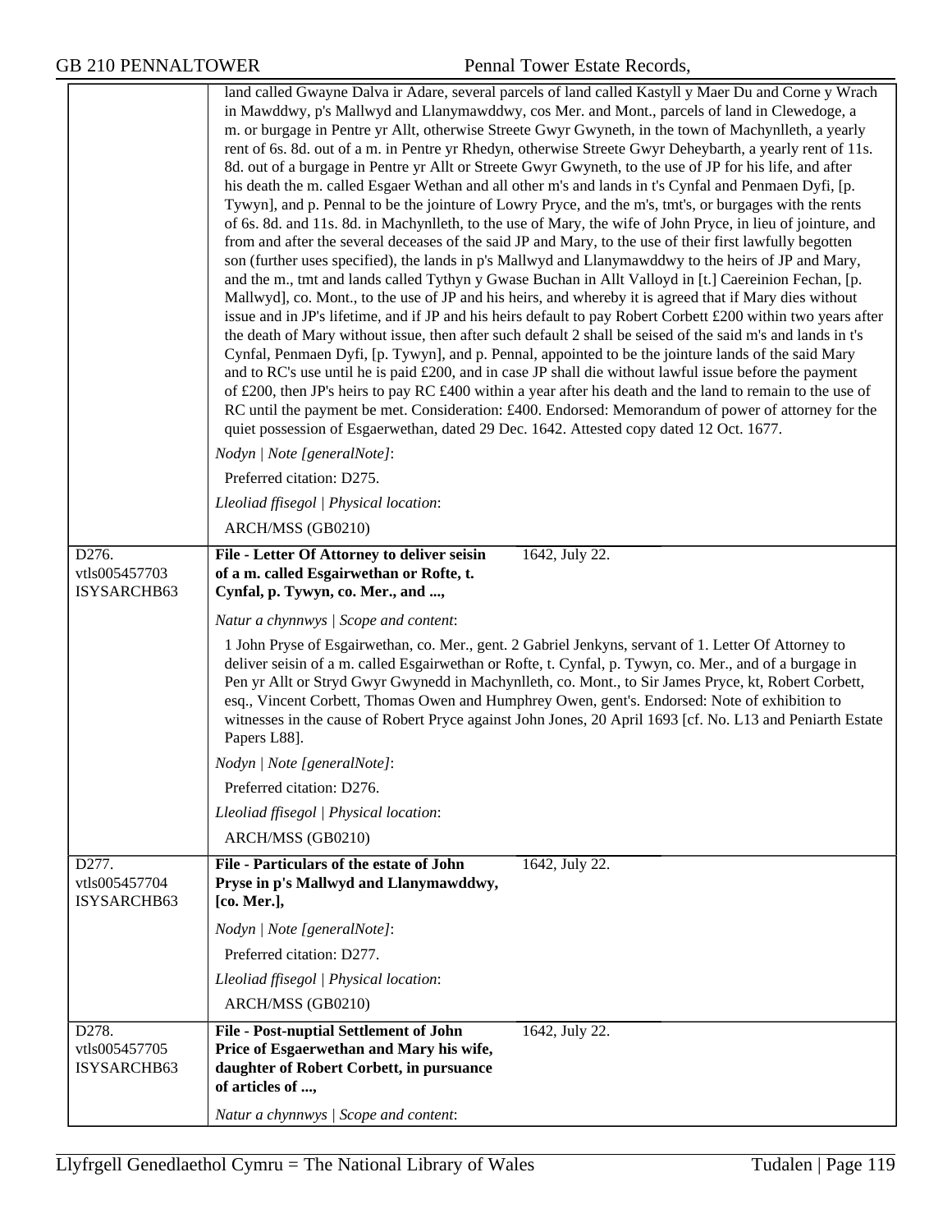land called Gwayne Dalva ir Adare, several parcels of land called Kastyll y Maer Du and Corne y Wrach in Mawddwy, p's Mallwyd and Llanymawddwy, cos Mer. and Mont., parcels of land in Clewedoge, a m. or burgage in Pentre yr Allt, otherwise Streete Gwyr Gwyneth, in the town of Machynlleth, a yearly rent of 6s. 8d. out of a m. in Pentre yr Rhedyn, otherwise Streete Gwyr Deheybarth, a yearly rent of 11s. 8d. out of a burgage in Pentre yr Allt or Streete Gwyr Gwyneth, to the use of JP for his life, and after his death the m. called Esgaer Wethan and all other m's and lands in t's Cynfal and Penmaen Dyfi, [p. Tywyn], and p. Pennal to be the jointure of Lowry Pryce, and the m's, tmt's, or burgages with the rents of 6s. 8d. and 11s. 8d. in Machynlleth, to the use of Mary, the wife of John Pryce, in lieu of jointure, and from and after the several deceases of the said JP and Mary, to the use of their first lawfully begotten son (further uses specified), the lands in p's Mallwyd and Llanymawddwy to the heirs of JP and Mary, and the m., tmt and lands called Tythyn y Gwase Buchan in Allt Valloyd in [t.] Caereinion Fechan, [p. Mallwyd], co. Mont., to the use of JP and his heirs, and whereby it is agreed that if Mary dies without issue and in JP's lifetime, and if JP and his heirs default to pay Robert Corbett £200 within two years after the death of Mary without issue, then after such default 2 shall be seised of the said m's and lands in t's Cynfal, Penmaen Dyfi, [p. Tywyn], and p. Pennal, appointed to be the jointure lands of the said Mary and to RC's use until he is paid £200, and in case JP shall die without lawful issue before the payment of £200, then JP's heirs to pay RC £400 within a year after his death and the land to remain to the use of RC until the payment be met. Consideration: £400. Endorsed: Memorandum of power of attorney for the quiet possession of Esgaerwethan, dated 29 Dec. 1642. Attested copy dated 12 Oct. 1677.

*Nodyn | Note [generalNote]*:

Preferred citation: D275.

*Lleoliad ffisegol | Physical location*:

ARCH/MSS (GB0210)

---

D276.
vtls005457703
ISYSARCHB63

**File - Letter Of Attorney to deliver seisin of a m. called Esgairwethan or Rofte, t. Cynfal, p. Tywyn, co. Mer., and ...,** 1642, July 22.

*Natur a chynnwys | Scope and content*:

1 John Pryse of Esgairwethan, co. Mer., gent. 2 Gabriel Jenkyns, servant of 1. Letter Of Attorney to deliver seisin of a m. called Esgairwethan or Rofte, t. Cynfal, p. Tywyn, co. Mer., and of a burgage in Pen yr Allt or Stryd Gwyr Gwynedd in Machynlleth, co. Mont., to Sir James Pryce, kt, Robert Corbett, esq., Vincent Corbett, Thomas Owen and Humphrey Owen, gent's. Endorsed: Note of exhibition to witnesses in the cause of Robert Pryce against John Jones, 20 April 1693 [cf. No. L13 and Peniarth Estate Papers L88].

*Nodyn | Note [generalNote]*:

Preferred citation: D276.

*Lleoliad ffisegol | Physical location*:

ARCH/MSS (GB0210)

---

D277.
vtls005457704
ISYSARCHB63

**File - Particulars of the estate of John Pryse in p's Mallwyd and Llanymawddwy, [co. Mer.],** 1642, July 22.

*Nodyn | Note [generalNote]*:

Preferred citation: D277.

*Lleoliad ffisegol | Physical location*:

ARCH/MSS (GB0210)

---

D278.
vtls005457705
ISYSARCHB63

**File - Post-nuptial Settlement of John Price of Esgaerwethan and Mary his wife, daughter of Robert Corbett, in pursuance of articles of ...,** 1642, July 22.

*Natur a chynnwys | Scope and content*: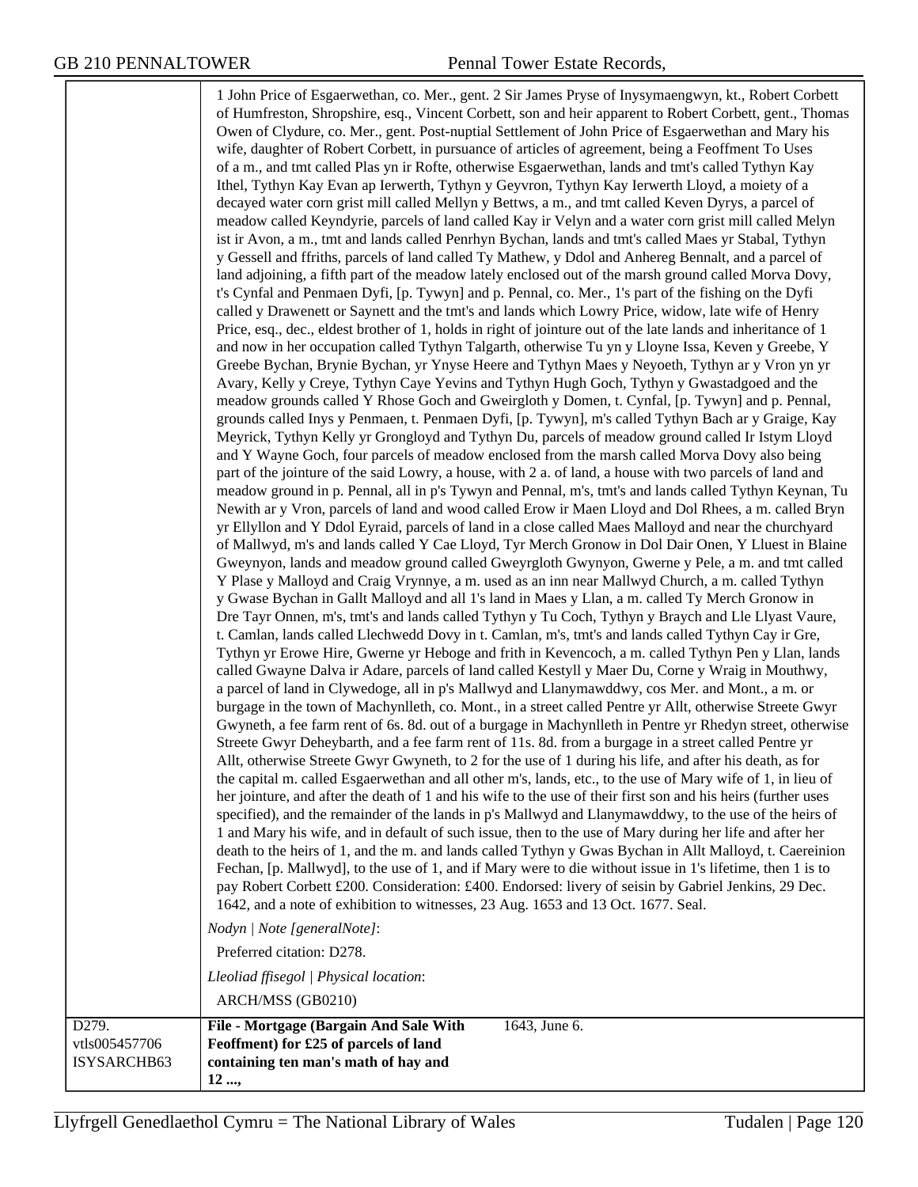1 John Price of Esgaerwethan, co. Mer., gent. 2 Sir James Pryse of Inysymaengwyn, kt., Robert Corbett of Humfreston, Shropshire, esq., Vincent Corbett, son and heir apparent to Robert Corbett, gent., Thomas Owen of Clydure, co. Mer., gent. Post-nuptial Settlement of John Price of Esgaerwethan and Mary his wife, daughter of Robert Corbett, in pursuance of articles of agreement, being a Feoffment To Uses of a m., and tmt called Plas yn ir Rofte, otherwise Esgaerwethan, lands and tmt's called Tythyn Kay Ithel, Tythyn Kay Evan ap Ierwerth, Tythyn y Geyvron, Tythyn Kay Ierwerth Lloyd, a moiety of a decayed water corn grist mill called Mellyn y Bettws, a m., and tmt called Keven Dyrys, a parcel of meadow called Keyndyrie, parcels of land called Kay ir Velyn and a water corn grist mill called Melyn ist ir Avon, a m., tmt and lands called Penrhyn Bychan, lands and tmt's called Maes yr Stabal, Tythyn y Gessell and ffriths, parcels of land called Ty Mathew, y Ddol and Anhereg Bennalt, and a parcel of land adjoining, a fifth part of the meadow lately enclosed out of the marsh ground called Morva Dovy, t's Cynfal and Penmaen Dyfi, [p. Tywyn] and p. Pennal, co. Mer., 1's part of the fishing on the Dyfi called y Drawenett or Saynett and the tmt's and lands which Lowry Price, widow, late wife of Henry Price, esq., dec., eldest brother of 1, holds in right of jointure out of the late lands and inheritance of 1 and now in her occupation called Tythyn Talgarth, otherwise Tu yn y Lloyne Issa, Keven y Greebe, Y Greebe Bychan, Brynie Bychan, yr Ynyse Heere and Tythyn Maes y Neyoeth, Tythyn ar y Vron yn yr Avary, Kelly y Creye, Tythyn Caye Yevins and Tythyn Hugh Goch, Tythyn y Gwastadgoed and the meadow grounds called Y Rhose Goch and Gweirgloth y Domen, t. Cynfal, [p. Tywyn] and p. Pennal, grounds called Inys y Penmaen, t. Penmaen Dyfi, [p. Tywyn], m's called Tythyn Bach ar y Graige, Kay Meyrick, Tythyn Kelly yr Grongloyd and Tythyn Du, parcels of meadow ground called Ir Istym Lloyd and Y Wayne Goch, four parcels of meadow enclosed from the marsh called Morva Dovy also being part of the jointure of the said Lowry, a house, with 2 a. of land, a house with two parcels of land and meadow ground in p. Pennal, all in p's Tywyn and Pennal, m's, tmt's and lands called Tythyn Keynan, Tu Newith ar y Vron, parcels of land and wood called Erow ir Maen Lloyd and Dol Rhees, a m. called Bryn yr Ellyllon and Y Ddol Eyraid, parcels of land in a close called Maes Malloyd and near the churchyard of Mallwyd, m's and lands called Y Cae Lloyd, Tyr Merch Gronow in Dol Dair Onen, Y Lluest in Blaine Gweynyon, lands and meadow ground called Gweyrgloth Gwynyon, Gwerne y Pele, a m. and tmt called Y Plase y Malloyd and Craig Vrynnye, a m. used as an inn near Mallwyd Church, a m. called Tythyn y Gwase Bychan in Gallt Malloyd and all 1's land in Maes y Llan, a m. called Ty Merch Gronow in Dre Tayr Onnen, m's, tmt's and lands called Tythyn y Tu Coch, Tythyn y Braych and Lle Llyast Vaure, t. Camlan, lands called Llechwedd Dovy in t. Camlan, m's, tmt's and lands called Tythyn Cay ir Gre, Tythyn yr Erowe Hire, Gwerne yr Heboge and frith in Kevencoch, a m. called Tythyn Pen y Llan, lands called Gwayne Dalva ir Adare, parcels of land called Kestyll y Maer Du, Corne y Wraig in Mouthwy, a parcel of land in Clywedoge, all in p's Mallwyd and Llanymawddwy, cos Mer. and Mont., a m. or burgage in the town of Machynlleth, co. Mont., in a street called Pentre yr Allt, otherwise Streete Gwyr Gwyneth, a fee farm rent of 6s. 8d. out of a burgage in Machynlleth in Pentre yr Rhedyn street, otherwise Streete Gwyr Deheybarth, and a fee farm rent of 11s. 8d. from a burgage in a street called Pentre yr Allt, otherwise Streete Gwyr Gwyneth, to 2 for the use of 1 during his life, and after his death, as for the capital m. called Esgaerwethan and all other m's, lands, etc., to the use of Mary wife of 1, in lieu of her jointure, and after the death of 1 and his wife to the use of their first son and his heirs (further uses specified), and the remainder of the lands in p's Mallwyd and Llanymawddwy, to the use of the heirs of 1 and Mary his wife, and in default of such issue, then to the use of Mary during her life and after her death to the heirs of 1, and the m. and lands called Tythyn y Gwas Bychan in Allt Malloyd, t. Caereinion Fechan, [p. Mallwyd], to the use of 1, and if Mary were to die without issue in 1's lifetime, then 1 is to pay Robert Corbett £200. Consideration: £400. Endorsed: livery of seisin by Gabriel Jenkins, 29 Dec. 1642, and a note of exhibition to witnesses, 23 Aug. 1653 and 13 Oct. 1677. Seal.

*Nodyn | Note [generalNote]*:

Preferred citation: D278.

*Lleoliad ffisegol | Physical location*:

ARCH/MSS (GB0210)

| | | |
|---|---|---|
| D279. vtls005457706 ISYSARCHB63 | **File - Mortgage (Bargain And Sale With Feoffment) for £25 of parcels of land containing ten man's math of hay and 12 ...,** | 1643, June 6. |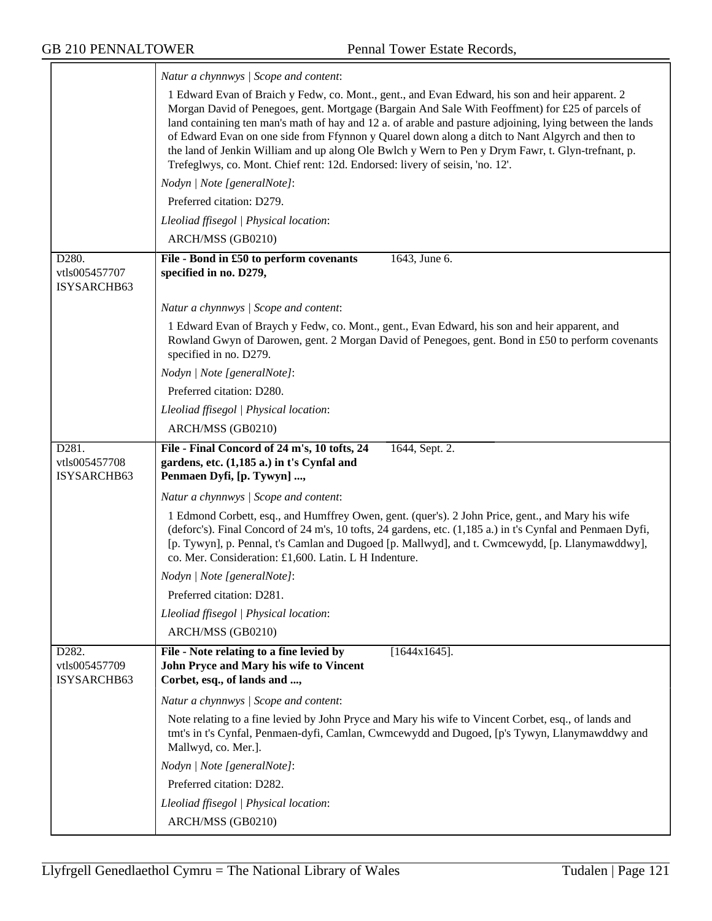*Natur a chynnwys | Scope and content*:

1 Edward Evan of Braich y Fedw, co. Mont., gent., and Evan Edward, his son and heir apparent. 2 Morgan David of Penegoes, gent. Mortgage (Bargain And Sale With Feoffment) for £25 of parcels of land containing ten man's math of hay and 12 a. of arable and pasture adjoining, lying between the lands of Edward Evan on one side from Ffynnon y Quarel down along a ditch to Nant Algyrch and then to the land of Jenkin William and up along Ole Bwlch y Wern to Pen y Drym Fawr, t. Glyn-trefnant, p. Trefeglwys, co. Mont. Chief rent: 12d. Endorsed: livery of seisin, 'no. 12'.

*Nodyn | Note [generalNote]*:

Preferred citation: D279.

*Lleoliad ffisegol | Physical location*:

ARCH/MSS (GB0210)

---

D280.
vtls005457707
ISYSARCHB63

**File - Bond in £50 to perform covenants specified in no. D279,** 1643, June 6.

*Natur a chynnwys | Scope and content*:

1 Edward Evan of Braych y Fedw, co. Mont., gent., Evan Edward, his son and heir apparent, and Rowland Gwyn of Darowen, gent. 2 Morgan David of Penegoes, gent. Bond in £50 to perform covenants specified in no. D279.

*Nodyn | Note [generalNote]*:

Preferred citation: D280.

*Lleoliad ffisegol | Physical location*:

ARCH/MSS (GB0210)

---

D281.
vtls005457708
ISYSARCHB63

**File - Final Concord of 24 m's, 10 tofts, 24 gardens, etc. (1,185 a.) in t's Cynfal and Penmaen Dyfi, [p. Tywyn] ...,** 1644, Sept. 2.

*Natur a chynnwys | Scope and content*:

1 Edmond Corbett, esq., and Humffrey Owen, gent. (quer's). 2 John Price, gent., and Mary his wife (deforc's). Final Concord of 24 m's, 10 tofts, 24 gardens, etc. (1,185 a.) in t's Cynfal and Penmaen Dyfi, [p. Tywyn], p. Pennal, t's Camlan and Dugoed [p. Mallwyd], and t. Cwmcewydd, [p. Llanymawddwy], co. Mer. Consideration: £1,600. Latin. L H Indenture.

*Nodyn | Note [generalNote]*:

Preferred citation: D281.

*Lleoliad ffisegol | Physical location*:

ARCH/MSS (GB0210)

---

D282.
vtls005457709
ISYSARCHB63

**File - Note relating to a fine levied by John Pryce and Mary his wife to Vincent Corbet, esq., of lands and ...,** [1644x1645].

*Natur a chynnwys | Scope and content*:

Note relating to a fine levied by John Pryce and Mary his wife to Vincent Corbet, esq., of lands and tmt's in t's Cynfal, Penmaen-dyfi, Camlan, Cwmcewydd and Dugoed, [p's Tywyn, Llanymawddwy and Mallwyd, co. Mer.].

*Nodyn | Note [generalNote]*:

Preferred citation: D282.

*Lleoliad ffisegol | Physical location*:

ARCH/MSS (GB0210)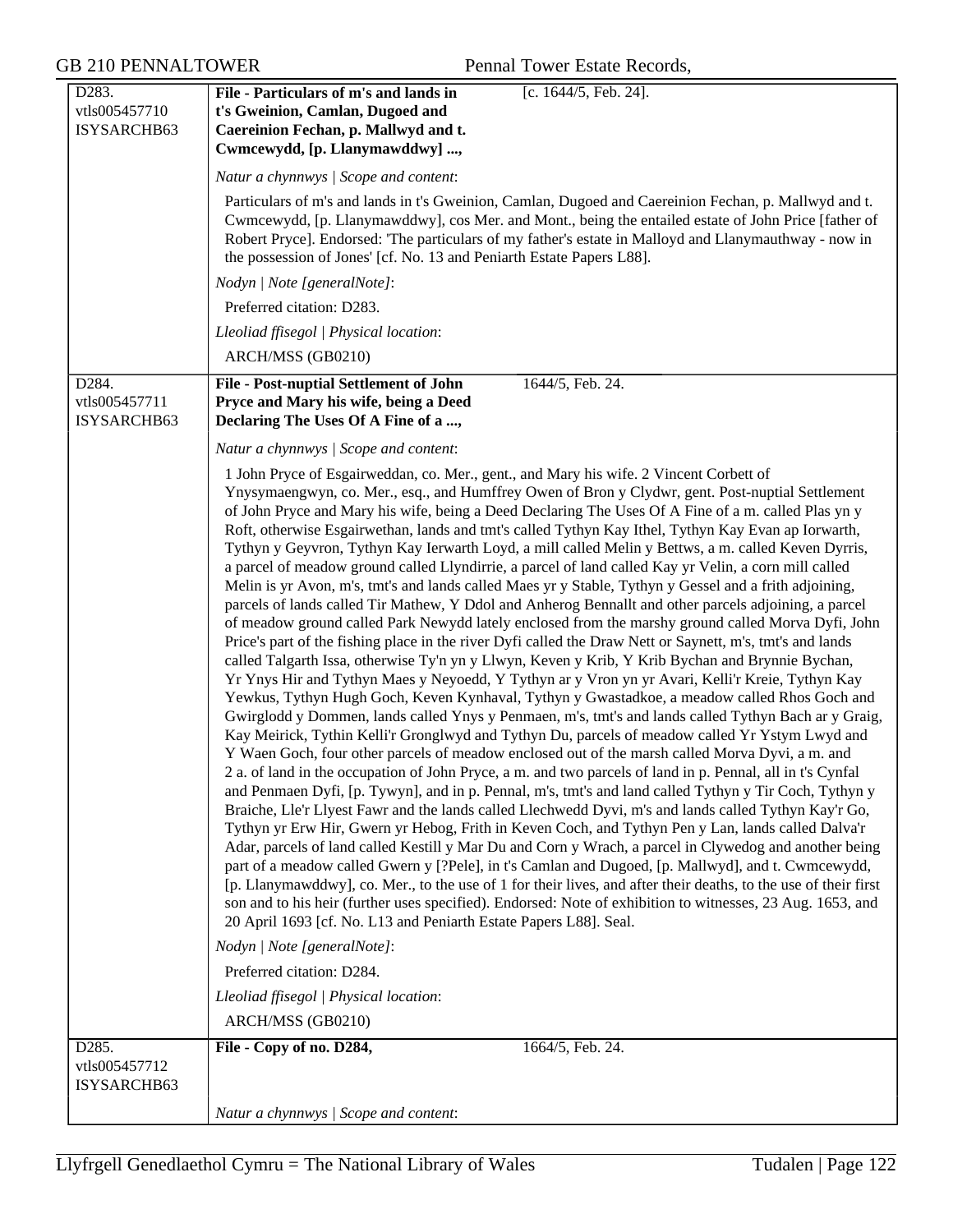**D283.**
vtls005457710
ISYSARCHB63

**File - Particulars of m's and lands in t's Gweinion, Camlan, Dugoed and Caereinion Fechan, p. Mallwyd and t. Cwmcewydd, [p. Llanymawddwy] ...,** [c. 1644/5, Feb. 24].

*Natur a chynnwys | Scope and content*:

Particulars of m's and lands in t's Gweinion, Camlan, Dugoed and Caereinion Fechan, p. Mallwyd and t. Cwmcewydd, [p. Llanymawddwy], cos Mer. and Mont., being the entailed estate of John Price [father of Robert Pryce]. Endorsed: 'The particulars of my father's estate in Malloyd and Llanymauthway - now in the possession of Jones' [cf. No. 13 and Peniarth Estate Papers L88].

*Nodyn | Note [generalNote]*:

Preferred citation: D283.

*Lleoliad ffisegol | Physical location*:

ARCH/MSS (GB0210)

---

**D284.**
vtls005457711
ISYSARCHB63

**File - Post-nuptial Settlement of John Pryce and Mary his wife, being a Deed Declaring The Uses Of A Fine of a ...,** 1644/5, Feb. 24.

*Natur a chynnwys | Scope and content*:

1 John Pryce of Esgairweddan, co. Mer., gent., and Mary his wife. 2 Vincent Corbett of Ynysymaengwyn, co. Mer., esq., and Humffrey Owen of Bron y Clydwr, gent. Post-nuptial Settlement of John Pryce and Mary his wife, being a Deed Declaring The Uses Of A Fine of a m. called Plas yn y Roft, otherwise Esgairwethan, lands and tmt's called Tythyn Kay Ithel, Tythyn Kay Evan ap Iorwarth, Tythyn y Geyvron, Tythyn Kay Ierwarth Loyd, a mill called Melin y Bettws, a m. called Keven Dyrris, a parcel of meadow ground called Llyndirrie, a parcel of land called Kay yr Velin, a corn mill called Melin is yr Avon, m's, tmt's and lands called Maes yr y Stable, Tythyn y Gessel and a frith adjoining, parcels of lands called Tir Mathew, Y Ddol and Anherog Bennallt and other parcels adjoining, a parcel of meadow ground called Park Newydd lately enclosed from the marshy ground called Morva Dyfi, John Price's part of the fishing place in the river Dyfi called the Draw Nett or Saynett, m's, tmt's and lands called Talgarth Issa, otherwise Ty'n yn y Llwyn, Keven y Krib, Y Krib Bychan and Brynnie Bychan, Yr Ynys Hir and Tythyn Maes y Neyoedd, Y Tythyn ar y Vron yn yr Avari, Kelli'r Kreie, Tythyn Kay Yewkus, Tythyn Hugh Goch, Keven Kynhaval, Tythyn y Gwastadkoe, a meadow called Rhos Goch and Gwirglodd y Dommen, lands called Ynys y Penmaen, m's, tmt's and lands called Tythyn Bach ar y Graig, Kay Meirick, Tythin Kelli'r Gronglwyd and Tythyn Du, parcels of meadow called Yr Ystym Lwyd and Y Waen Goch, four other parcels of meadow enclosed out of the marsh called Morva Dyvi, a m. and 2 a. of land in the occupation of John Pryce, a m. and two parcels of land in p. Pennal, all in t's Cynfal and Penmaen Dyfi, [p. Tywyn], and in p. Pennal, m's, tmt's and land called Tythyn y Tir Coch, Tythyn y Braiche, Lle'r Llyest Fawr and the lands called Llechwedd Dyvi, m's and lands called Tythyn Kay'r Go, Tythyn yr Erw Hir, Gwern yr Hebog, Frith in Keven Coch, and Tythyn Pen y Lan, lands called Dalva'r Adar, parcels of land called Kestill y Mar Du and Corn y Wrach, a parcel in Clywedog and another being part of a meadow called Gwern y [?Pele], in t's Camlan and Dugoed, [p. Mallwyd], and t. Cwmcewydd, [p. Llanymawddwy], co. Mer., to the use of 1 for their lives, and after their deaths, to the use of their first son and to his heir (further uses specified). Endorsed: Note of exhibition to witnesses, 23 Aug. 1653, and 20 April 1693 [cf. No. L13 and Peniarth Estate Papers L88]. Seal.

*Nodyn | Note [generalNote]*:

Preferred citation: D284.

*Lleoliad ffisegol | Physical location*:

ARCH/MSS (GB0210)

---

**D285.**
vtls005457712
ISYSARCHB63

**File - Copy of no. D284,** 1664/5, Feb. 24.

*Natur a chynnwys | Scope and content*: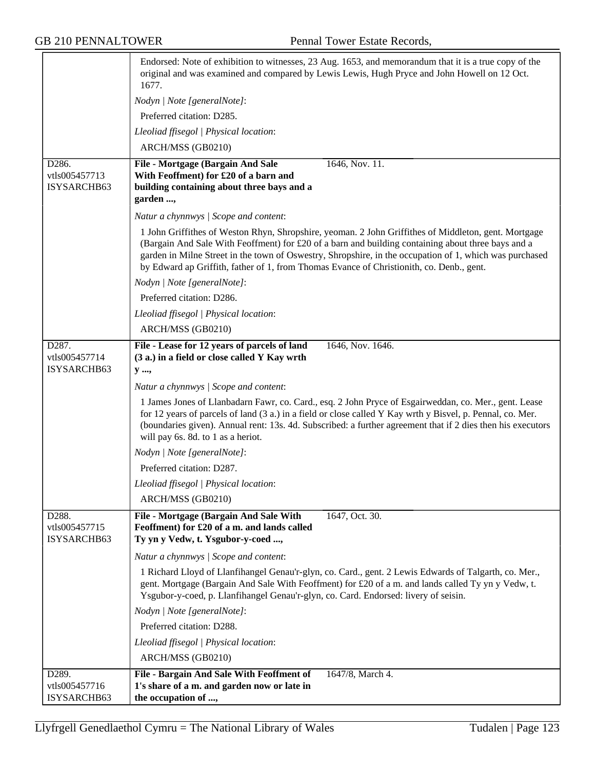Endorsed: Note of exhibition to witnesses, 23 Aug. 1653, and memorandum that it is a true copy of the original and was examined and compared by Lewis Lewis, Hugh Pryce and John Howell on 12 Oct. 1677.

*Nodyn | Note [generalNote]*:

Preferred citation: D285.

*Lleoliad ffisegol | Physical location*:

ARCH/MSS (GB0210)

---

D286.
vtls005457713
ISYSARCHB63

**File - Mortgage (Bargain And Sale With Feoffment) for £20 of a barn and building containing about three bays and a garden ...,** 1646, Nov. 11.

*Natur a chynnwys | Scope and content*:

1 John Griffithes of Weston Rhyn, Shropshire, yeoman. 2 John Griffithes of Middleton, gent. Mortgage (Bargain And Sale With Feoffment) for £20 of a barn and building containing about three bays and a garden in Milne Street in the town of Oswestry, Shropshire, in the occupation of 1, which was purchased by Edward ap Griffith, father of 1, from Thomas Evance of Christionith, co. Denb., gent.

*Nodyn | Note [generalNote]*:

Preferred citation: D286.

*Lleoliad ffisegol | Physical location*:

ARCH/MSS (GB0210)

---

D287.
vtls005457714
ISYSARCHB63

**File - Lease for 12 years of parcels of land (3 a.) in a field or close called Y Kay wrth y ...,** 1646, Nov. 1646.

*Natur a chynnwys | Scope and content*:

1 James Jones of Llanbadarn Fawr, co. Card., esq. 2 John Pryce of Esgairweddan, co. Mer., gent. Lease for 12 years of parcels of land (3 a.) in a field or close called Y Kay wrth y Bisvel, p. Pennal, co. Mer. (boundaries given). Annual rent: 13s. 4d. Subscribed: a further agreement that if 2 dies then his executors will pay 6s. 8d. to 1 as a heriot.

*Nodyn | Note [generalNote]*:

Preferred citation: D287.

*Lleoliad ffisegol | Physical location*:

ARCH/MSS (GB0210)

---

D288.
vtls005457715
ISYSARCHB63

**File - Mortgage (Bargain And Sale With Feoffment) for £20 of a m. and lands called Ty yn y Vedw, t. Ysgubor-y-coed ...,** 1647, Oct. 30.

*Natur a chynnwys | Scope and content*:

1 Richard Lloyd of Llanfihangel Genau'r-glyn, co. Card., gent. 2 Lewis Edwards of Talgarth, co. Mer., gent. Mortgage (Bargain And Sale With Feoffment) for £20 of a m. and lands called Ty yn y Vedw, t. Ysgubor-y-coed, p. Llanfihangel Genau'r-glyn, co. Card. Endorsed: livery of seisin.

*Nodyn | Note [generalNote]*:

Preferred citation: D288.

*Lleoliad ffisegol | Physical location*:

ARCH/MSS (GB0210)

---

D289.
vtls005457716
ISYSARCHB63

**File - Bargain And Sale With Feoffment of 1's share of a m. and garden now or late in the occupation of ...,** 1647/8, March 4.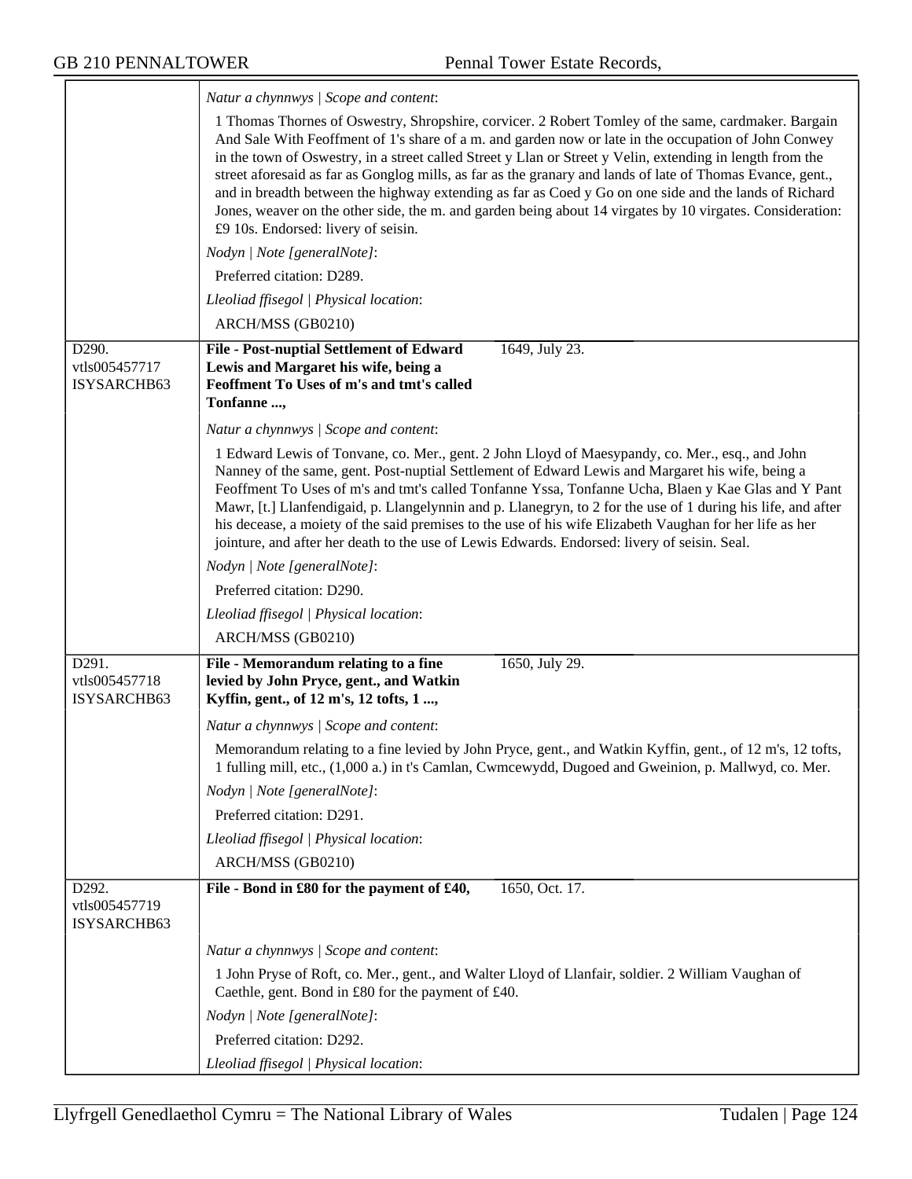*Natur a chynnwys | Scope and content*:

1 Thomas Thornes of Oswestry, Shropshire, corvicer. 2 Robert Tomley of the same, cardmaker. Bargain And Sale With Feoffment of 1's share of a m. and garden now or late in the occupation of John Conwey in the town of Oswestry, in a street called Street y Llan or Street y Velin, extending in length from the street aforesaid as far as Gonglog mills, as far as the granary and lands of late of Thomas Evance, gent., and in breadth between the highway extending as far as Coed y Go on one side and the lands of Richard Jones, weaver on the other side, the m. and garden being about 14 virgates by 10 virgates. Consideration: £9 10s. Endorsed: livery of seisin.

*Nodyn | Note [generalNote]*:

Preferred citation: D289.

*Lleoliad ffisegol | Physical location*:

ARCH/MSS (GB0210)

---

D290.
vtls005457717
ISYSARCHB63

**File - Post-nuptial Settlement of Edward Lewis and Margaret his wife, being a Feoffment To Uses of m's and tmt's called Tonfanne ...,** 1649, July 23.

*Natur a chynnwys | Scope and content*:

1 Edward Lewis of Tonvane, co. Mer., gent. 2 John Lloyd of Maesypandy, co. Mer., esq., and John Nanney of the same, gent. Post-nuptial Settlement of Edward Lewis and Margaret his wife, being a Feoffment To Uses of m's and tmt's called Tonfanne Yssa, Tonfanne Ucha, Blaen y Kae Glas and Y Pant Mawr, [t.] Llanfendigaid, p. Llangelynnin and p. Llanegryn, to 2 for the use of 1 during his life, and after his decease, a moiety of the said premises to the use of his wife Elizabeth Vaughan for her life as her jointure, and after her death to the use of Lewis Edwards. Endorsed: livery of seisin. Seal.

*Nodyn | Note [generalNote]*:

Preferred citation: D290.

*Lleoliad ffisegol | Physical location*:

ARCH/MSS (GB0210)

---

D291.
vtls005457718
ISYSARCHB63

**File - Memorandum relating to a fine levied by John Pryce, gent., and Watkin Kyffin, gent., of 12 m's, 12 tofts, 1 ...,** 1650, July 29.

*Natur a chynnwys | Scope and content*:

Memorandum relating to a fine levied by John Pryce, gent., and Watkin Kyffin, gent., of 12 m's, 12 tofts, 1 fulling mill, etc., (1,000 a.) in t's Camlan, Cwmcewydd, Dugoed and Gweinion, p. Mallwyd, co. Mer.

*Nodyn | Note [generalNote]*:

Preferred citation: D291.

*Lleoliad ffisegol | Physical location*:

ARCH/MSS (GB0210)

---

D292.
vtls005457719
ISYSARCHB63

**File - Bond in £80 for the payment of £40,** 1650, Oct. 17.

*Natur a chynnwys | Scope and content*:

1 John Pryse of Roft, co. Mer., gent., and Walter Lloyd of Llanfair, soldier. 2 William Vaughan of Caethle, gent. Bond in £80 for the payment of £40.

*Nodyn | Note [generalNote]*:

Preferred citation: D292.

*Lleoliad ffisegol | Physical location*: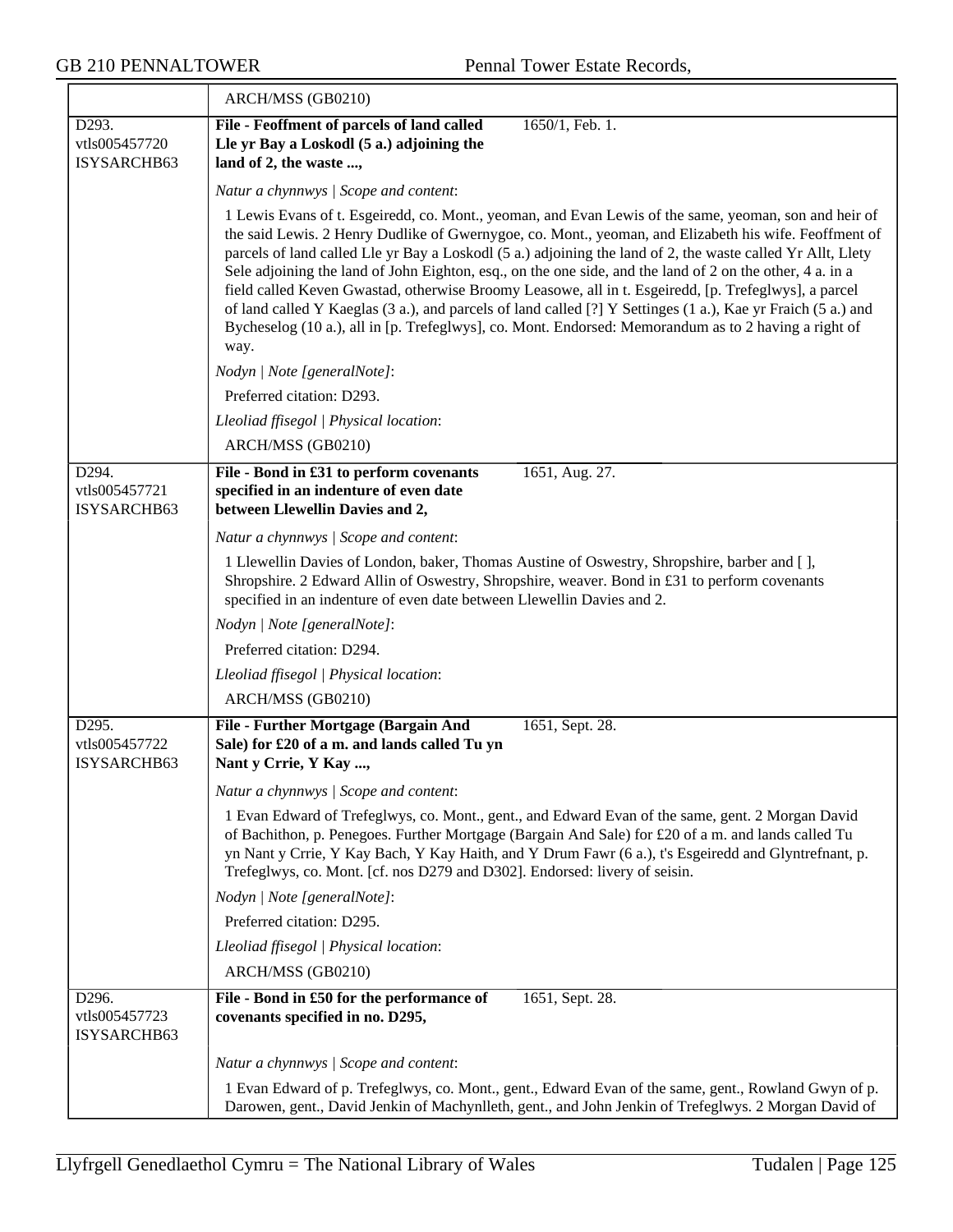| | ARCH/MSS (GB0210) |
|---|---|
| D293.<br>vtls005457720<br>ISYSARCHB63 | **File - Feoffment of parcels of land called Lle yr Bay a Loskodl (5 a.) adjoining the land of 2, the waste ...,** 1650/1, Feb. 1.<br><br>*Natur a chynnwys \| Scope and content*:<br><br>1 Lewis Evans of t. Esgeiredd, co. Mont., yeoman, and Evan Lewis of the same, yeoman, son and heir of the said Lewis. 2 Henry Dudlike of Gwernygoe, co. Mont., yeoman, and Elizabeth his wife. Feoffment of parcels of land called Lle yr Bay a Loskodl (5 a.) adjoining the land of 2, the waste called Yr Allt, Llety Sele adjoining the land of John Eighton, esq., on the one side, and the land of 2 on the other, 4 a. in a field called Keven Gwastad, otherwise Broomy Leasowe, all in t. Esgeiredd, [p. Trefeglwys], a parcel of land called Y Kaeglas (3 a.), and parcels of land called [?] Y Settinges (1 a.), Kae yr Fraich (5 a.) and Bycheselog (10 a.), all in [p. Trefeglwys], co. Mont. Endorsed: Memorandum as to 2 having a right of way.<br><br>*Nodyn \| Note [generalNote]*:<br><br>Preferred citation: D293.<br><br>*Lleoliad ffisegol \| Physical location*:<br><br>ARCH/MSS (GB0210) |
| D294.<br>vtls005457721<br>ISYSARCHB63 | **File - Bond in £31 to perform covenants specified in an indenture of even date between Llewellin Davies and 2,** 1651, Aug. 27.<br><br>*Natur a chynnwys \| Scope and content*:<br><br>1 Llewellin Davies of London, baker, Thomas Austine of Oswestry, Shropshire, barber and [ ], Shropshire. 2 Edward Allin of Oswestry, Shropshire, weaver. Bond in £31 to perform covenants specified in an indenture of even date between Llewellin Davies and 2.<br><br>*Nodyn \| Note [generalNote]*:<br><br>Preferred citation: D294.<br><br>*Lleoliad ffisegol \| Physical location*:<br><br>ARCH/MSS (GB0210) |
| D295.<br>vtls005457722<br>ISYSARCHB63 | **File - Further Mortgage (Bargain And Sale) for £20 of a m. and lands called Tu yn Nant y Crrie, Y Kay ...,** 1651, Sept. 28.<br><br>*Natur a chynnwys \| Scope and content*:<br><br>1 Evan Edward of Trefeglwys, co. Mont., gent., and Edward Evan of the same, gent. 2 Morgan David of Bachithon, p. Penegoes. Further Mortgage (Bargain And Sale) for £20 of a m. and lands called Tu yn Nant y Crrie, Y Kay Bach, Y Kay Haith, and Y Drum Fawr (6 a.), t's Esgeiredd and Glyntrefnant, p. Trefeglwys, co. Mont. [cf. nos D279 and D302]. Endorsed: livery of seisin.<br><br>*Nodyn \| Note [generalNote]*:<br><br>Preferred citation: D295.<br><br>*Lleoliad ffisegol \| Physical location*:<br><br>ARCH/MSS (GB0210) |
| D296.<br>vtls005457723<br>ISYSARCHB63 | **File - Bond in £50 for the performance of covenants specified in no. D295,** 1651, Sept. 28.<br><br>*Natur a chynnwys \| Scope and content*:<br><br>1 Evan Edward of p. Trefeglwys, co. Mont., gent., Edward Evan of the same, gent., Rowland Gwyn of p. Darowen, gent., David Jenkin of Machynlleth, gent., and John Jenkin of Trefeglwys. 2 Morgan David of |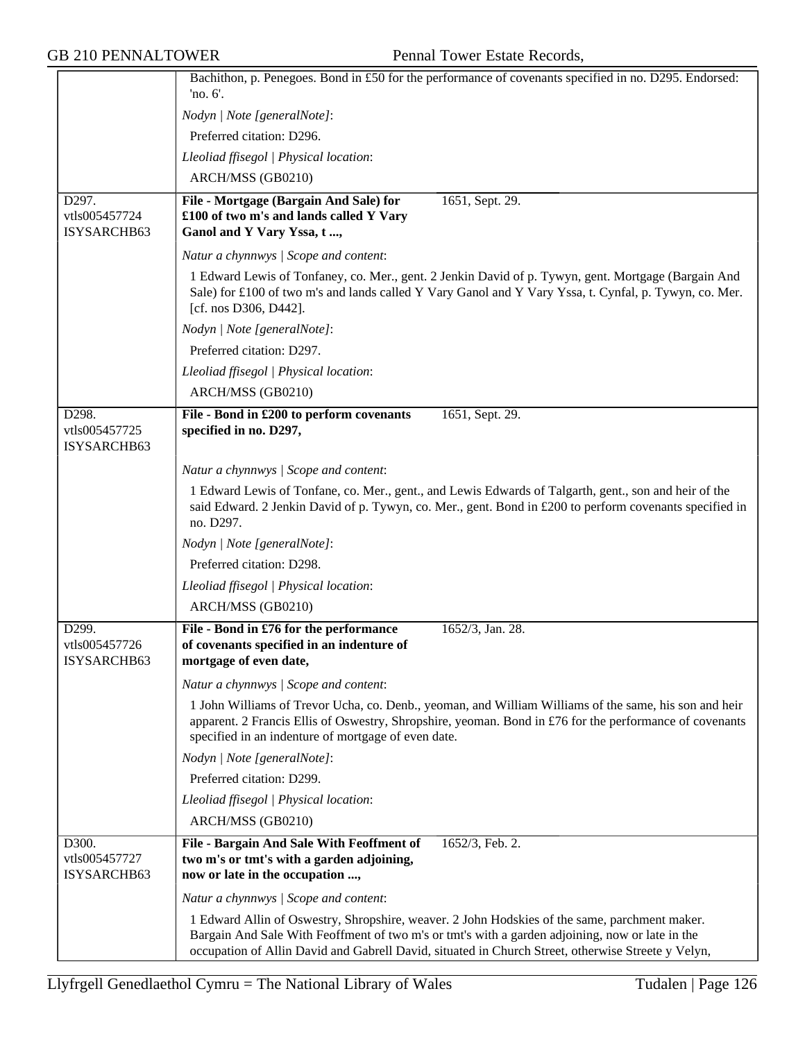Bachithon, p. Penegoes. Bond in £50 for the performance of covenants specified in no. D295. Endorsed: 'no. 6'.

*Nodyn | Note [generalNote]*:

Preferred citation: D296.

*Lleoliad ffisegol | Physical location*:

ARCH/MSS (GB0210)

---

D297.
vtls005457724
ISYSARCHB63

**File - Mortgage (Bargain And Sale) for £100 of two m's and lands called Y Vary Ganol and Y Vary Yssa, t ...,** 1651, Sept. 29.

*Natur a chynnwys | Scope and content*:

1 Edward Lewis of Tonfaney, co. Mer., gent. 2 Jenkin David of p. Tywyn, gent. Mortgage (Bargain And Sale) for £100 of two m's and lands called Y Vary Ganol and Y Vary Yssa, t. Cynfal, p. Tywyn, co. Mer. [cf. nos D306, D442].

*Nodyn | Note [generalNote]*:

Preferred citation: D297.

*Lleoliad ffisegol | Physical location*:

ARCH/MSS (GB0210)

---

D298.
vtls005457725
ISYSARCHB63

**File - Bond in £200 to perform covenants specified in no. D297,** 1651, Sept. 29.

*Natur a chynnwys | Scope and content*:

1 Edward Lewis of Tonfane, co. Mer., gent., and Lewis Edwards of Talgarth, gent., son and heir of the said Edward. 2 Jenkin David of p. Tywyn, co. Mer., gent. Bond in £200 to perform covenants specified in no. D297.

*Nodyn | Note [generalNote]*:

Preferred citation: D298.

*Lleoliad ffisegol | Physical location*:

ARCH/MSS (GB0210)

---

D299.
vtls005457726
ISYSARCHB63

**File - Bond in £76 for the performance of covenants specified in an indenture of mortgage of even date,** 1652/3, Jan. 28.

*Natur a chynnwys | Scope and content*:

1 John Williams of Trevor Ucha, co. Denb., yeoman, and William Williams of the same, his son and heir apparent. 2 Francis Ellis of Oswestry, Shropshire, yeoman. Bond in £76 for the performance of covenants specified in an indenture of mortgage of even date.

*Nodyn | Note [generalNote]*:

Preferred citation: D299.

*Lleoliad ffisegol | Physical location*:

ARCH/MSS (GB0210)

---

D300.
vtls005457727
ISYSARCHB63

**File - Bargain And Sale With Feoffment of two m's or tmt's with a garden adjoining, now or late in the occupation ...,** 1652/3, Feb. 2.

*Natur a chynnwys | Scope and content*:

1 Edward Allin of Oswestry, Shropshire, weaver. 2 John Hodskies of the same, parchment maker. Bargain And Sale With Feoffment of two m's or tmt's with a garden adjoining, now or late in the occupation of Allin David and Gabrell David, situated in Church Street, otherwise Streete y Velyn,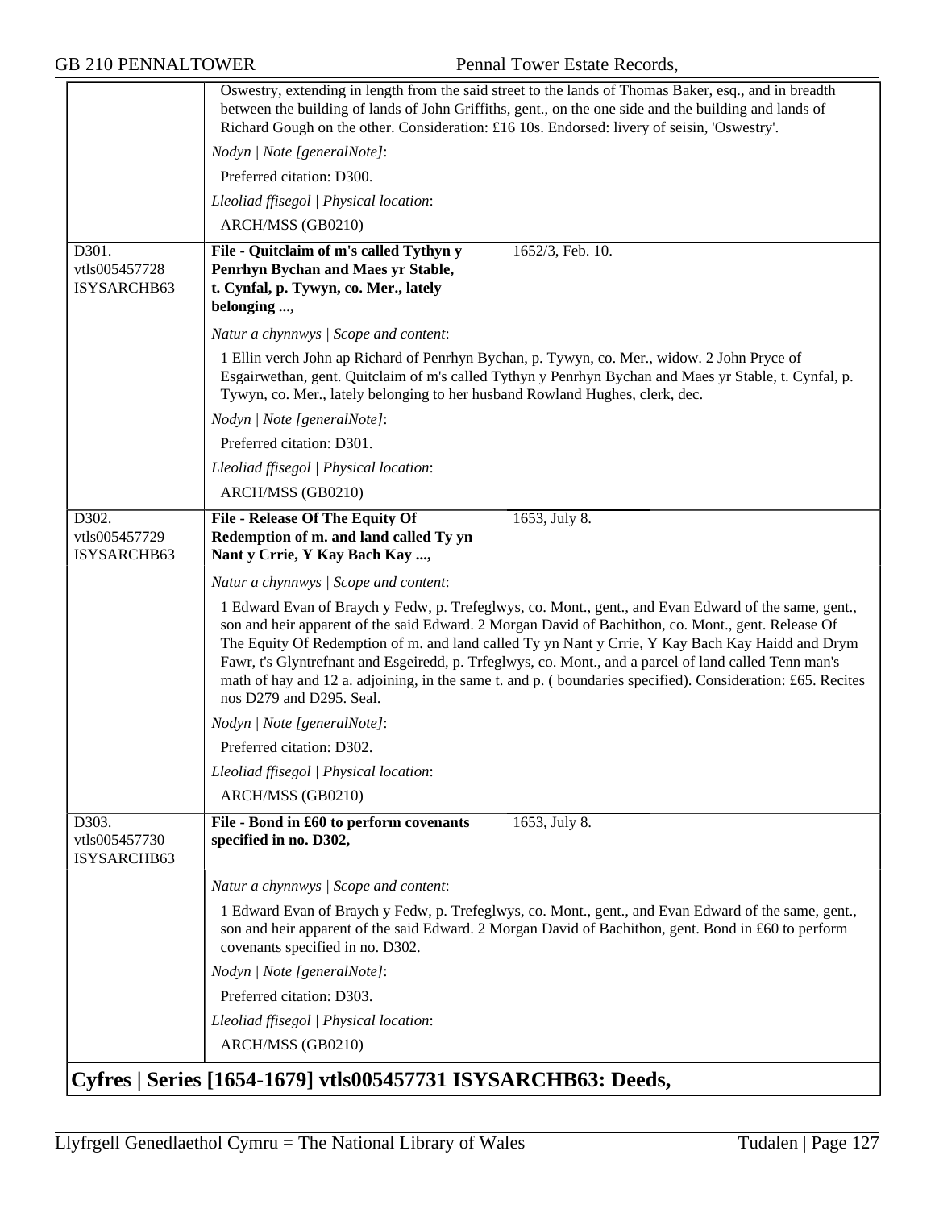Oswestry, extending in length from the said street to the lands of Thomas Baker, esq., and in breadth between the building of lands of John Griffiths, gent., on the one side and the building and lands of Richard Gough on the other. Consideration: £16 10s. Endorsed: livery of seisin, 'Oswestry'.

*Nodyn | Note [generalNote]*:

Preferred citation: D300.

*Lleoliad ffisegol | Physical location*:

ARCH/MSS (GB0210)

---

D301.
vtls005457728
ISYSARCHB63

**File - Quitclaim of m's called Tythyn y Penrhyn Bychan and Maes yr Stable, t. Cynfal, p. Tywyn, co. Mer., lately belonging ...,** 1652/3, Feb. 10.

*Natur a chynnwys | Scope and content*:

1 Ellin verch John ap Richard of Penrhyn Bychan, p. Tywyn, co. Mer., widow. 2 John Pryce of Esgairwethan, gent. Quitclaim of m's called Tythyn y Penrhyn Bychan and Maes yr Stable, t. Cynfal, p. Tywyn, co. Mer., lately belonging to her husband Rowland Hughes, clerk, dec.

*Nodyn | Note [generalNote]*:

Preferred citation: D301.

*Lleoliad ffisegol | Physical location*:

ARCH/MSS (GB0210)

---

D302.
vtls005457729
ISYSARCHB63

**File - Release Of The Equity Of Redemption of m. and land called Ty yn Nant y Crrie, Y Kay Bach Kay ...,** 1653, July 8.

*Natur a chynnwys | Scope and content*:

1 Edward Evan of Braych y Fedw, p. Trefeglwys, co. Mont., gent., and Evan Edward of the same, gent., son and heir apparent of the said Edward. 2 Morgan David of Bachithon, co. Mont., gent. Release Of The Equity Of Redemption of m. and land called Ty yn Nant y Crrie, Y Kay Bach Kay Haidd and Drym Fawr, t's Glyntrefnant and Esgeiredd, p. Trfeglwys, co. Mont., and a parcel of land called Tenn man's math of hay and 12 a. adjoining, in the same t. and p. ( boundaries specified). Consideration: £65. Recites nos D279 and D295. Seal.

*Nodyn | Note [generalNote]*:

Preferred citation: D302.

*Lleoliad ffisegol | Physical location*:

ARCH/MSS (GB0210)

---

D303.
vtls005457730
ISYSARCHB63

**File - Bond in £60 to perform covenants specified in no. D302,** 1653, July 8.

*Natur a chynnwys | Scope and content*:

1 Edward Evan of Braych y Fedw, p. Trefeglwys, co. Mont., gent., and Evan Edward of the same, gent., son and heir apparent of the said Edward. 2 Morgan David of Bachithon, gent. Bond in £60 to perform covenants specified in no. D302.

*Nodyn | Note [generalNote]*:

Preferred citation: D303.

*Lleoliad ffisegol | Physical location*:

ARCH/MSS (GB0210)

## Cyfres | Series [1654-1679] vtls005457731 ISYSARCHB63: Deeds,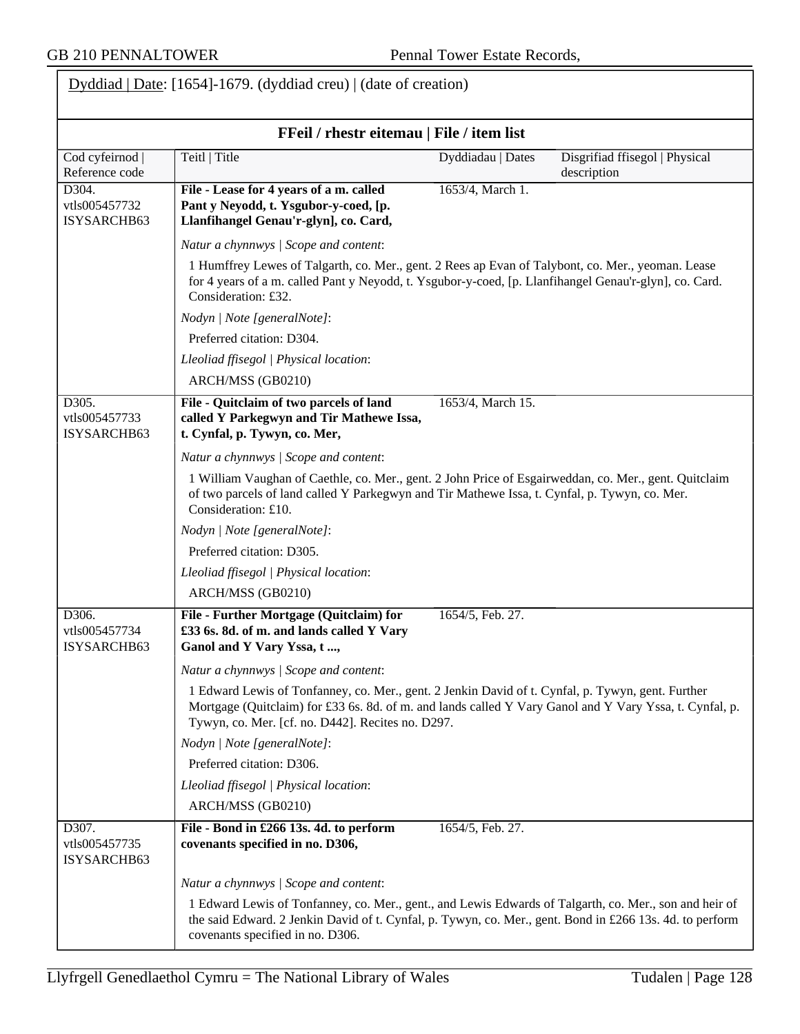Dyddiad | Date: [1654]-1679. (dyddiad creu) | (date of creation)

## FFeil / rhestr eitemau | File / item list

| Cod cyfeirnod \| Reference code | Teitl \| Title | Dyddiadau \| Dates | Disgrifiad ffisegol \| Physical description |
|---|---|---|---|
| D304. vtls005457732 ISYSARCHB63 | **File - Lease for 4 years of a m. called Pant y Neyodd, t. Ysgubor-y-coed, [p. Llanfihangel Genau'r-glyn], co. Card,** | 1653/4, March 1. | |

*Natur a chynnwys | Scope and content*:

1 Humffrey Lewes of Talgarth, co. Mer., gent. 2 Rees ap Evan of Talybont, co. Mer., yeoman. Lease for 4 years of a m. called Pant y Neyodd, t. Ysgubor-y-coed, [p. Llanfihangel Genau'r-glyn], co. Card. Consideration: £32.

*Nodyn | Note [generalNote]*:

Preferred citation: D304.

*Lleoliad ffisegol | Physical location*:

ARCH/MSS (GB0210)

| Cod cyfeirnod \| Reference code | Teitl \| Title | Dyddiadau \| Dates | Disgrifiad ffisegol \| Physical description |
|---|---|---|---|
| D305. vtls005457733 ISYSARCHB63 | **File - Quitclaim of two parcels of land called Y Parkegwyn and Tir Mathewe Issa, t. Cynfal, p. Tywyn, co. Mer,** | 1653/4, March 15. | |

*Natur a chynnwys | Scope and content*:

1 William Vaughan of Caethle, co. Mer., gent. 2 John Price of Esgairweddan, co. Mer., gent. Quitclaim of two parcels of land called Y Parkegwyn and Tir Mathewe Issa, t. Cynfal, p. Tywyn, co. Mer. Consideration: £10.

*Nodyn | Note [generalNote]*:

Preferred citation: D305.

*Lleoliad ffisegol | Physical location*:

ARCH/MSS (GB0210)

| Cod cyfeirnod \| Reference code | Teitl \| Title | Dyddiadau \| Dates | Disgrifiad ffisegol \| Physical description |
|---|---|---|---|
| D306. vtls005457734 ISYSARCHB63 | **File - Further Mortgage (Quitclaim) for £33 6s. 8d. of m. and lands called Y Vary Ganol and Y Vary Yssa, t ...,** | 1654/5, Feb. 27. | |

*Natur a chynnwys | Scope and content*:

1 Edward Lewis of Tonfanney, co. Mer., gent. 2 Jenkin David of t. Cynfal, p. Tywyn, gent. Further Mortgage (Quitclaim) for £33 6s. 8d. of m. and lands called Y Vary Ganol and Y Vary Yssa, t. Cynfal, p. Tywyn, co. Mer. [cf. no. D442]. Recites no. D297.

*Nodyn | Note [generalNote]*:

Preferred citation: D306.

*Lleoliad ffisegol | Physical location*:

ARCH/MSS (GB0210)

| Cod cyfeirnod \| Reference code | Teitl \| Title | Dyddiadau \| Dates | Disgrifiad ffisegol \| Physical description |
|---|---|---|---|
| D307. vtls005457735 ISYSARCHB63 | **File - Bond in £266 13s. 4d. to perform covenants specified in no. D306,** | 1654/5, Feb. 27. | |

*Natur a chynnwys | Scope and content*:

1 Edward Lewis of Tonfanney, co. Mer., gent., and Lewis Edwards of Talgarth, co. Mer., son and heir of the said Edward. 2 Jenkin David of t. Cynfal, p. Tywyn, co. Mer., gent. Bond in £266 13s. 4d. to perform covenants specified in no. D306.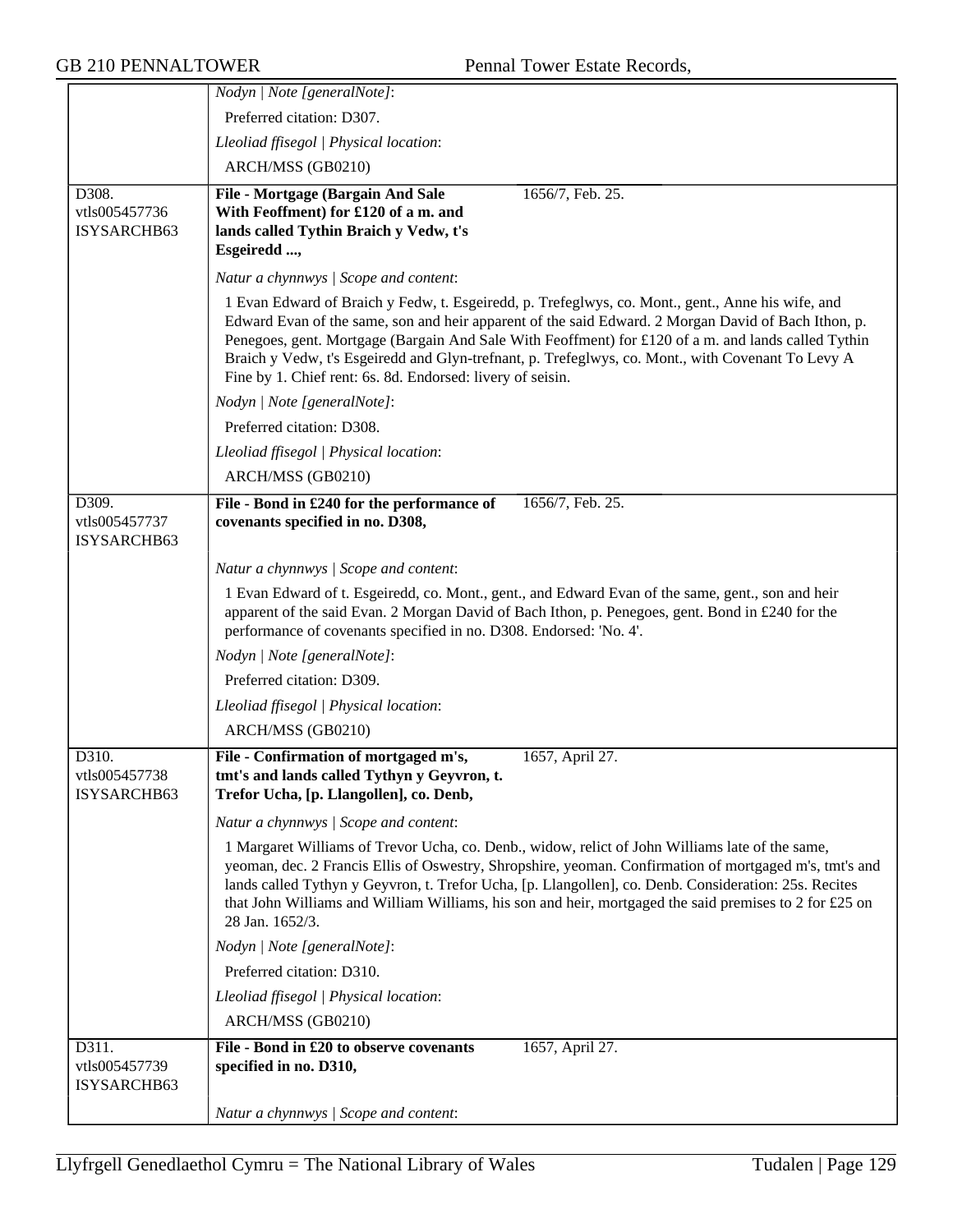| | |
|---|---|
| | *Nodyn \| Note [generalNote]*: |
| | Preferred citation: D307. |
| | *Lleoliad ffisegol \| Physical location*: |
| | ARCH/MSS (GB0210) |
| D308.<br>vtls005457736<br>ISYSARCHB63 | **File - Mortgage (Bargain And Sale With Feoffment) for £120 of a m. and lands called Tythin Braich y Vedw, t's Esgeiredd ...,** 1656/7, Feb. 25. |
| | *Natur a chynnwys \| Scope and content*: |
| | 1 Evan Edward of Braich y Fedw, t. Esgeiredd, p. Trefeglwys, co. Mont., gent., Anne his wife, and Edward Evan of the same, son and heir apparent of the said Edward. 2 Morgan David of Bach Ithon, p. Penegoes, gent. Mortgage (Bargain And Sale With Feoffment) for £120 of a m. and lands called Tythin Braich y Vedw, t's Esgeiredd and Glyn-trefnant, p. Trefeglwys, co. Mont., with Covenant To Levy A Fine by 1. Chief rent: 6s. 8d. Endorsed: livery of seisin. |
| | *Nodyn \| Note [generalNote]*: |
| | Preferred citation: D308. |
| | *Lleoliad ffisegol \| Physical location*: |
| | ARCH/MSS (GB0210) |
| D309.<br>vtls005457737<br>ISYSARCHB63 | **File - Bond in £240 for the performance of covenants specified in no. D308,** 1656/7, Feb. 25. |
| | *Natur a chynnwys \| Scope and content*: |
| | 1 Evan Edward of t. Esgeiredd, co. Mont., gent., and Edward Evan of the same, gent., son and heir apparent of the said Evan. 2 Morgan David of Bach Ithon, p. Penegoes, gent. Bond in £240 for the performance of covenants specified in no. D308. Endorsed: 'No. 4'. |
| | *Nodyn \| Note [generalNote]*: |
| | Preferred citation: D309. |
| | *Lleoliad ffisegol \| Physical location*: |
| | ARCH/MSS (GB0210) |
| D310.<br>vtls005457738<br>ISYSARCHB63 | **File - Confirmation of mortgaged m's, tmt's and lands called Tythyn y Geyvron, t. Trefor Ucha, [p. Llangollen], co. Denb,** 1657, April 27. |
| | *Natur a chynnwys \| Scope and content*: |
| | 1 Margaret Williams of Trevor Ucha, co. Denb., widow, relict of John Williams late of the same, yeoman, dec. 2 Francis Ellis of Oswestry, Shropshire, yeoman. Confirmation of mortgaged m's, tmt's and lands called Tythyn y Geyvron, t. Trefor Ucha, [p. Llangollen], co. Denb. Consideration: 25s. Recites that John Williams and William Williams, his son and heir, mortgaged the said premises to 2 for £25 on 28 Jan. 1652/3. |
| | *Nodyn \| Note [generalNote]*: |
| | Preferred citation: D310. |
| | *Lleoliad ffisegol \| Physical location*: |
| | ARCH/MSS (GB0210) |
| D311.<br>vtls005457739<br>ISYSARCHB63 | **File - Bond in £20 to observe covenants specified in no. D310,** 1657, April 27. |
| | *Natur a chynnwys \| Scope and content*: |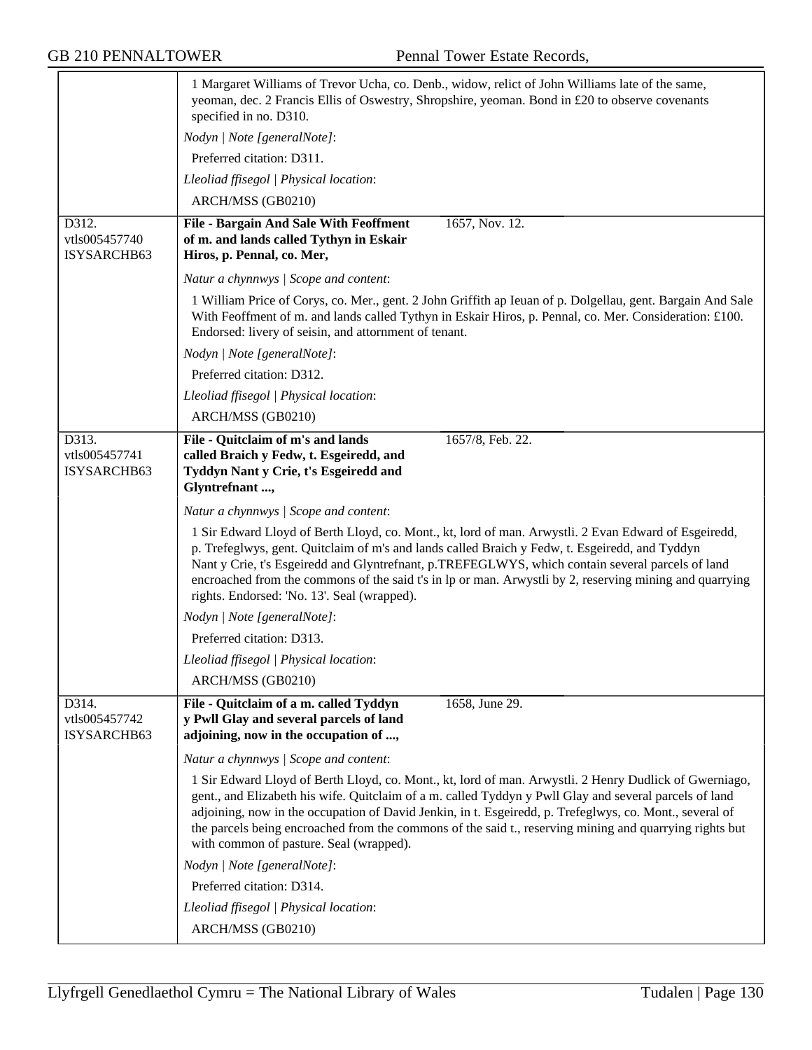1 Margaret Williams of Trevor Ucha, co. Denb., widow, relict of John Williams late of the same, yeoman, dec. 2 Francis Ellis of Oswestry, Shropshire, yeoman. Bond in £20 to observe covenants specified in no. D310.

*Nodyn | Note [generalNote]*:

Preferred citation: D311.

*Lleoliad ffisegol | Physical location*:

ARCH/MSS (GB0210)

---

D312.
vtls005457740
ISYSARCHB63

**File - Bargain And Sale With Feoffment of m. and lands called Tythyn in Eskair Hiros, p. Pennal, co. Mer,** — 1657, Nov. 12.

*Natur a chynnwys | Scope and content*:

1 William Price of Corys, co. Mer., gent. 2 John Griffith ap Ieuan of p. Dolgellau, gent. Bargain And Sale With Feoffment of m. and lands called Tythyn in Eskair Hiros, p. Pennal, co. Mer. Consideration: £100. Endorsed: livery of seisin, and attornment of tenant.

*Nodyn | Note [generalNote]*:

Preferred citation: D312.

*Lleoliad ffisegol | Physical location*:

ARCH/MSS (GB0210)

---

D313.
vtls005457741
ISYSARCHB63

**File - Quitclaim of m's and lands called Braich y Fedw, t. Esgeiredd, and Tyddyn Nant y Crie, t's Esgeiredd and Glyntrefnant ...,** — 1657/8, Feb. 22.

*Natur a chynnwys | Scope and content*:

1 Sir Edward Lloyd of Berth Lloyd, co. Mont., kt, lord of man. Arwystli. 2 Evan Edward of Esgeiredd, p. Trefeglwys, gent. Quitclaim of m's and lands called Braich y Fedw, t. Esgeiredd, and Tyddyn Nant y Crie, t's Esgeiredd and Glyntrefnant, p.TREFEGLWYS, which contain several parcels of land encroached from the commons of the said t's in lp or man. Arwystli by 2, reserving mining and quarrying rights. Endorsed: 'No. 13'. Seal (wrapped).

*Nodyn | Note [generalNote]*:

Preferred citation: D313.

*Lleoliad ffisegol | Physical location*:

ARCH/MSS (GB0210)

---

D314.
vtls005457742
ISYSARCHB63

**File - Quitclaim of a m. called Tyddyn y Pwll Glay and several parcels of land adjoining, now in the occupation of ...,** — 1658, June 29.

*Natur a chynnwys | Scope and content*:

1 Sir Edward Lloyd of Berth Lloyd, co. Mont., kt, lord of man. Arwystli. 2 Henry Dudlick of Gwerniago, gent., and Elizabeth his wife. Quitclaim of a m. called Tyddyn y Pwll Glay and several parcels of land adjoining, now in the occupation of David Jenkin, in t. Esgeiredd, p. Trefeglwys, co. Mont., several of the parcels being encroached from the commons of the said t., reserving mining and quarrying rights but with common of pasture. Seal (wrapped).

*Nodyn | Note [generalNote]*:

Preferred citation: D314.

*Lleoliad ffisegol | Physical location*:

ARCH/MSS (GB0210)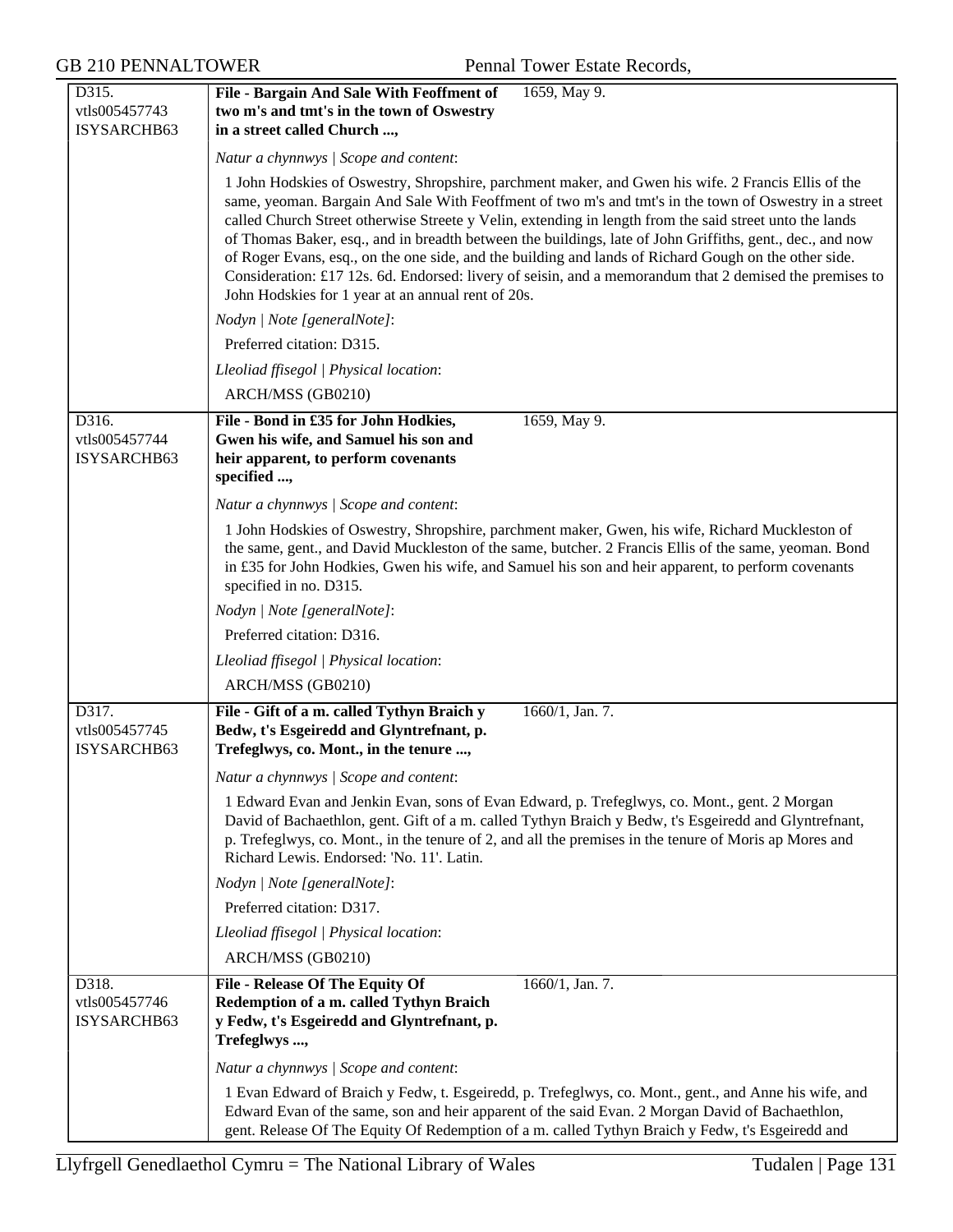| | | |
|---|---|---|
| D315.<br>vtls005457743<br>ISYSARCHB63 | **File - Bargain And Sale With Feoffment of two m's and tmt's in the town of Oswestry in a street called Church ...,** | 1659, May 9. |

*Natur a chynnwys | Scope and content*:

1 John Hodskies of Oswestry, Shropshire, parchment maker, and Gwen his wife. 2 Francis Ellis of the same, yeoman. Bargain And Sale With Feoffment of two m's and tmt's in the town of Oswestry in a street called Church Street otherwise Streete y Velin, extending in length from the said street unto the lands of Thomas Baker, esq., and in breadth between the buildings, late of John Griffiths, gent., dec., and now of Roger Evans, esq., on the one side, and the building and lands of Richard Gough on the other side. Consideration: £17 12s. 6d. Endorsed: livery of seisin, and a memorandum that 2 demised the premises to John Hodskies for 1 year at an annual rent of 20s.

*Nodyn | Note [generalNote]*:

Preferred citation: D315.

*Lleoliad ffisegol | Physical location*:

ARCH/MSS (GB0210)

| | | |
|---|---|---|
| D316.<br>vtls005457744<br>ISYSARCHB63 | **File - Bond in £35 for John Hodkies, Gwen his wife, and Samuel his son and heir apparent, to perform covenants specified ...,** | 1659, May 9. |

*Natur a chynnwys | Scope and content*:

1 John Hodskies of Oswestry, Shropshire, parchment maker, Gwen, his wife, Richard Muckleston of the same, gent., and David Muckleston of the same, butcher. 2 Francis Ellis of the same, yeoman. Bond in £35 for John Hodkies, Gwen his wife, and Samuel his son and heir apparent, to perform covenants specified in no. D315.

*Nodyn | Note [generalNote]*:

Preferred citation: D316.

*Lleoliad ffisegol | Physical location*:

ARCH/MSS (GB0210)

| | | |
|---|---|---|
| D317.<br>vtls005457745<br>ISYSARCHB63 | **File - Gift of a m. called Tythyn Braich y Bedw, t's Esgeiredd and Glyntrefnant, p. Trefeglwys, co. Mont., in the tenure ...,** | 1660/1, Jan. 7. |

*Natur a chynnwys | Scope and content*:

1 Edward Evan and Jenkin Evan, sons of Evan Edward, p. Trefeglwys, co. Mont., gent. 2 Morgan David of Bachaethlon, gent. Gift of a m. called Tythyn Braich y Bedw, t's Esgeiredd and Glyntrefnant, p. Trefeglwys, co. Mont., in the tenure of 2, and all the premises in the tenure of Moris ap Mores and Richard Lewis. Endorsed: 'No. 11'. Latin.

*Nodyn | Note [generalNote]*:

Preferred citation: D317.

*Lleoliad ffisegol | Physical location*:

ARCH/MSS (GB0210)

| | | |
|---|---|---|
| D318.<br>vtls005457746<br>ISYSARCHB63 | **File - Release Of The Equity Of Redemption of a m. called Tythyn Braich y Fedw, t's Esgeiredd and Glyntrefnant, p. Trefeglwys ...,** | 1660/1, Jan. 7. |

*Natur a chynnwys | Scope and content*:

1 Evan Edward of Braich y Fedw, t. Esgeiredd, p. Trefeglwys, co. Mont., gent., and Anne his wife, and Edward Evan of the same, son and heir apparent of the said Evan. 2 Morgan David of Bachaethlon, gent. Release Of The Equity Of Redemption of a m. called Tythyn Braich y Fedw, t's Esgeiredd and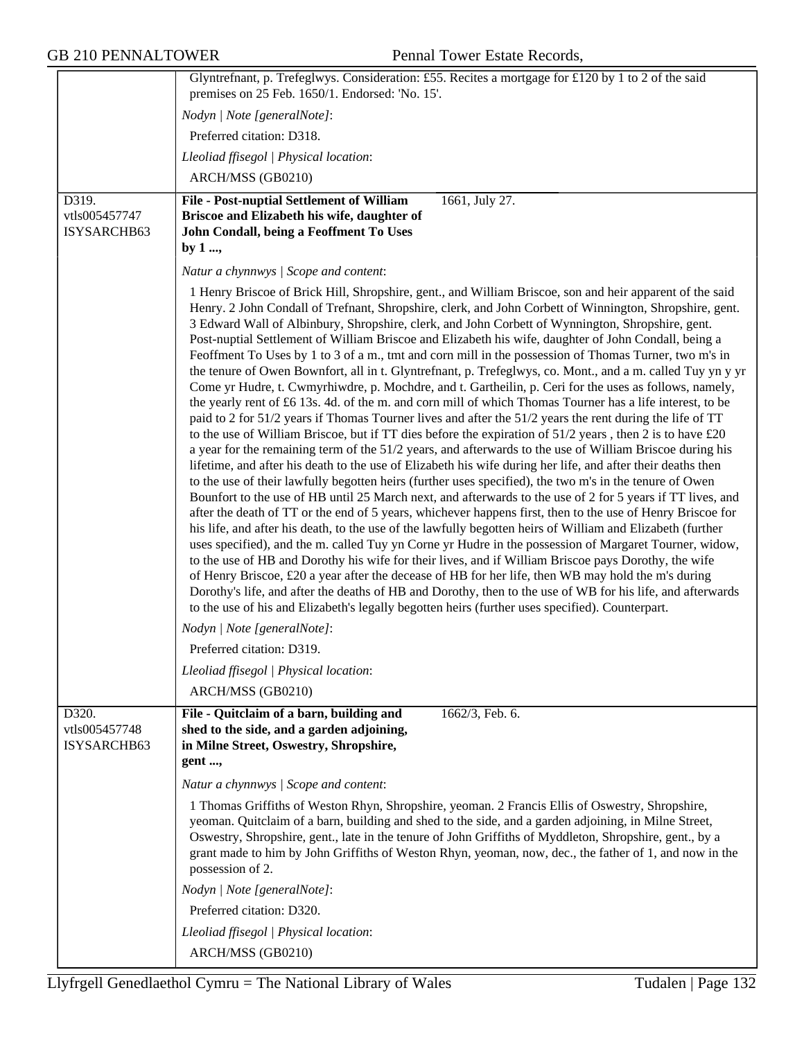Glyntrefnant, p. Trefeglwys. Consideration: £55. Recites a mortgage for £120 by 1 to 2 of the said premises on 25 Feb. 1650/1. Endorsed: 'No. 15'.

*Nodyn | Note [generalNote]*:

Preferred citation: D318.

*Lleoliad ffisegol | Physical location*:

ARCH/MSS (GB0210)

---

D319.
vtls005457747
ISYSARCHB63

**File - Post-nuptial Settlement of William Briscoe and Elizabeth his wife, daughter of John Condall, being a Feoffment To Uses by 1 ...,**

1661, July 27.

*Natur a chynnwys | Scope and content*:

1 Henry Briscoe of Brick Hill, Shropshire, gent., and William Briscoe, son and heir apparent of the said Henry. 2 John Condall of Trefnant, Shropshire, clerk, and John Corbett of Winnington, Shropshire, gent. 3 Edward Wall of Albinbury, Shropshire, clerk, and John Corbett of Wynnington, Shropshire, gent. Post-nuptial Settlement of William Briscoe and Elizabeth his wife, daughter of John Condall, being a Feoffment To Uses by 1 to 3 of a m., tmt and corn mill in the possession of Thomas Turner, two m's in the tenure of Owen Bownfort, all in t. Glyntrefnant, p. Trefeglwys, co. Mont., and a m. called Tuy yn y yr Come yr Hudre, t. Cwmyrhiwdre, p. Mochdre, and t. Gartheilin, p. Ceri for the uses as follows, namely, the yearly rent of £6 13s. 4d. of the m. and corn mill of which Thomas Tourner has a life interest, to be paid to 2 for 51/2 years if Thomas Tourner lives and after the 51/2 years the rent during the life of TT to the use of William Briscoe, but if TT dies before the expiration of 51/2 years , then 2 is to have £20 a year for the remaining term of the 51/2 years, and afterwards to the use of William Briscoe during his lifetime, and after his death to the use of Elizabeth his wife during her life, and after their deaths then to the use of their lawfully begotten heirs (further uses specified), the two m's in the tenure of Owen Bounfort to the use of HB until 25 March next, and afterwards to the use of 2 for 5 years if TT lives, and after the death of TT or the end of 5 years, whichever happens first, then to the use of Henry Briscoe for his life, and after his death, to the use of the lawfully begotten heirs of William and Elizabeth (further uses specified), and the m. called Tuy yn Corne yr Hudre in the possession of Margaret Tourner, widow, to the use of HB and Dorothy his wife for their lives, and if William Briscoe pays Dorothy, the wife of Henry Briscoe, £20 a year after the decease of HB for her life, then WB may hold the m's during Dorothy's life, and after the deaths of HB and Dorothy, then to the use of WB for his life, and afterwards to the use of his and Elizabeth's legally begotten heirs (further uses specified). Counterpart.

*Nodyn | Note [generalNote]*:

Preferred citation: D319.

*Lleoliad ffisegol | Physical location*:

ARCH/MSS (GB0210)

---

D320.
vtls005457748
ISYSARCHB63

**File - Quitclaim of a barn, building and shed to the side, and a garden adjoining, in Milne Street, Oswestry, Shropshire, gent ...,**

1662/3, Feb. 6.

*Natur a chynnwys | Scope and content*:

1 Thomas Griffiths of Weston Rhyn, Shropshire, yeoman. 2 Francis Ellis of Oswestry, Shropshire, yeoman. Quitclaim of a barn, building and shed to the side, and a garden adjoining, in Milne Street, Oswestry, Shropshire, gent., late in the tenure of John Griffiths of Myddleton, Shropshire, gent., by a grant made to him by John Griffiths of Weston Rhyn, yeoman, now, dec., the father of 1, and now in the possession of 2.

*Nodyn | Note [generalNote]*:

Preferred citation: D320.

*Lleoliad ffisegol | Physical location*:

ARCH/MSS (GB0210)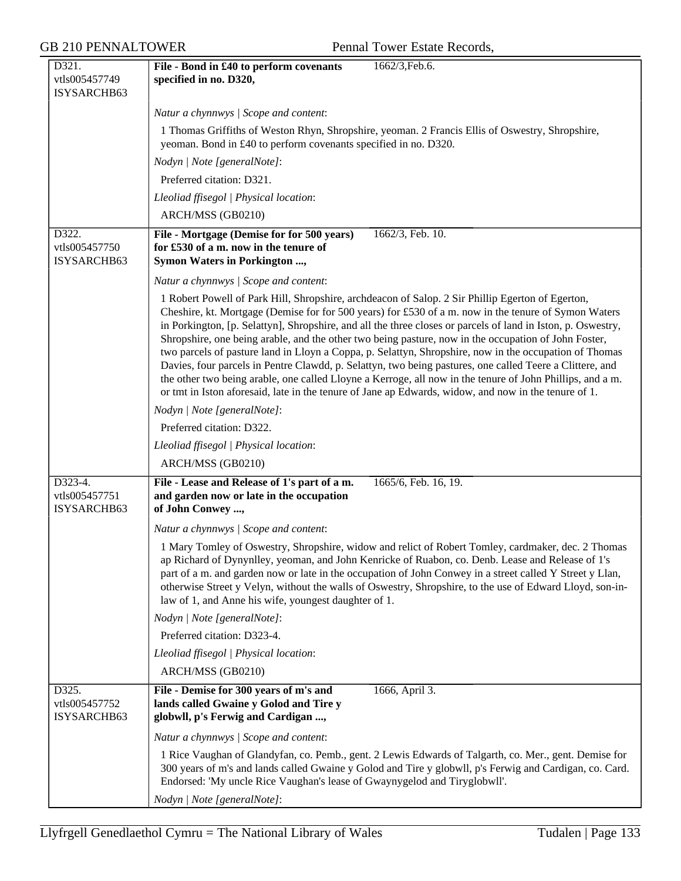D321.
vtls005457749
ISYSARCHB63

**File - Bond in £40 to perform covenants specified in no. D320,** 1662/3,Feb.6.

*Natur a chynnwys | Scope and content*:

1 Thomas Griffiths of Weston Rhyn, Shropshire, yeoman. 2 Francis Ellis of Oswestry, Shropshire, yeoman. Bond in £40 to perform covenants specified in no. D320.

*Nodyn | Note [generalNote]*:

Preferred citation: D321.

*Lleoliad ffisegol | Physical location*:

ARCH/MSS (GB0210)

D322.
vtls005457750
ISYSARCHB63

**File - Mortgage (Demise for for 500 years) for £530 of a m. now in the tenure of Symon Waters in Porkington ...,** 1662/3, Feb. 10.

*Natur a chynnwys | Scope and content*:

1 Robert Powell of Park Hill, Shropshire, archdeacon of Salop. 2 Sir Phillip Egerton of Egerton, Cheshire, kt. Mortgage (Demise for for 500 years) for £530 of a m. now in the tenure of Symon Waters in Porkington, [p. Selattyn], Shropshire, and all the three closes or parcels of land in Iston, p. Oswestry, Shropshire, one being arable, and the other two being pasture, now in the occupation of John Foster, two parcels of pasture land in Lloyn a Coppa, p. Selattyn, Shropshire, now in the occupation of Thomas Davies, four parcels in Pentre Clawdd, p. Selattyn, two being pastures, one called Teere a Clittere, and the other two being arable, one called Lloyne a Kerroge, all now in the tenure of John Phillips, and a m. or tmt in Iston aforesaid, late in the tenure of Jane ap Edwards, widow, and now in the tenure of 1.

*Nodyn | Note [generalNote]*:

Preferred citation: D322.

*Lleoliad ffisegol | Physical location*:

ARCH/MSS (GB0210)

D323-4.
vtls005457751
ISYSARCHB63

**File - Lease and Release of 1's part of a m. and garden now or late in the occupation of John Conwey ...,** 1665/6, Feb. 16, 19.

*Natur a chynnwys | Scope and content*:

1 Mary Tomley of Oswestry, Shropshire, widow and relict of Robert Tomley, cardmaker, dec. 2 Thomas ap Richard of Dynynlley, yeoman, and John Kenricke of Ruabon, co. Denb. Lease and Release of 1's part of a m. and garden now or late in the occupation of John Conwey in a street called Y Street y Llan, otherwise Street y Velyn, without the walls of Oswestry, Shropshire, to the use of Edward Lloyd, son-in-law of 1, and Anne his wife, youngest daughter of 1.

*Nodyn | Note [generalNote]*:

Preferred citation: D323-4.

*Lleoliad ffisegol | Physical location*:

ARCH/MSS (GB0210)

D325.
vtls005457752
ISYSARCHB63

**File - Demise for 300 years of m's and lands called Gwaine y Golod and Tire y globwll, p's Ferwig and Cardigan ...,** 1666, April 3.

*Natur a chynnwys | Scope and content*:

1 Rice Vaughan of Glandyfan, co. Pemb., gent. 2 Lewis Edwards of Talgarth, co. Mer., gent. Demise for 300 years of m's and lands called Gwaine y Golod and Tire y globwll, p's Ferwig and Cardigan, co. Card. Endorsed: 'My uncle Rice Vaughan's lease of Gwaynygelod and Tiryglobwll'.

*Nodyn | Note [generalNote]*: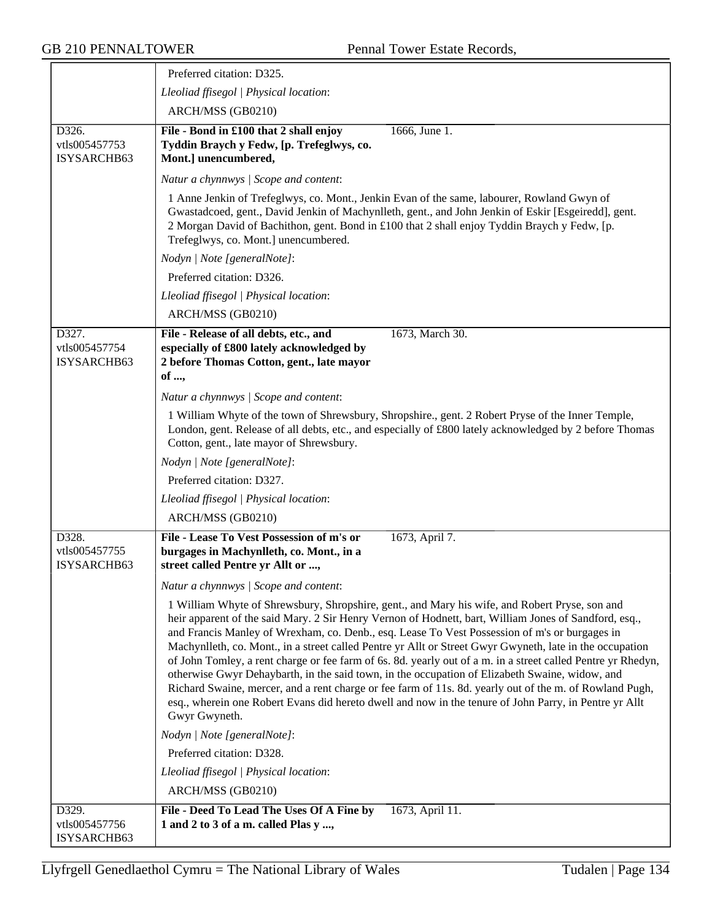Preferred citation: D325.

*Lleoliad ffisegol | Physical location*:

ARCH/MSS (GB0210)

| | | |
|---|---|---|
| D326. vtls005457753 ISYSARCHB63 | **File - Bond in £100 that 2 shall enjoy Tyddin Braych y Fedw, [p. Trefeglwys, co. Mont.] unencumbered,** | 1666, June 1. |

*Natur a chynnwys | Scope and content*:

1 Anne Jenkin of Trefeglwys, co. Mont., Jenkin Evan of the same, labourer, Rowland Gwyn of Gwastadcoed, gent., David Jenkin of Machynlleth, gent., and John Jenkin of Eskir [Esgeiredd], gent. 2 Morgan David of Bachithon, gent. Bond in £100 that 2 shall enjoy Tyddin Braych y Fedw, [p. Trefeglwys, co. Mont.] unencumbered.

*Nodyn | Note [generalNote]*:

Preferred citation: D326.

*Lleoliad ffisegol | Physical location*:

ARCH/MSS (GB0210)

| | | |
|---|---|---|
| D327. vtls005457754 ISYSARCHB63 | **File - Release of all debts, etc., and especially of £800 lately acknowledged by 2 before Thomas Cotton, gent., late mayor of ...,** | 1673, March 30. |

*Natur a chynnwys | Scope and content*:

1 William Whyte of the town of Shrewsbury, Shropshire., gent. 2 Robert Pryse of the Inner Temple, London, gent. Release of all debts, etc., and especially of £800 lately acknowledged by 2 before Thomas Cotton, gent., late mayor of Shrewsbury.

*Nodyn | Note [generalNote]*:

Preferred citation: D327.

*Lleoliad ffisegol | Physical location*:

ARCH/MSS (GB0210)

| | | |
|---|---|---|
| D328. vtls005457755 ISYSARCHB63 | **File - Lease To Vest Possession of m's or burgages in Machynlleth, co. Mont., in a street called Pentre yr Allt or ...,** | 1673, April 7. |

*Natur a chynnwys | Scope and content*:

1 William Whyte of Shrewsbury, Shropshire, gent., and Mary his wife, and Robert Pryse, son and heir apparent of the said Mary. 2 Sir Henry Vernon of Hodnett, bart, William Jones of Sandford, esq., and Francis Manley of Wrexham, co. Denb., esq. Lease To Vest Possession of m's or burgages in Machynlleth, co. Mont., in a street called Pentre yr Allt or Street Gwyr Gwyneth, late in the occupation of John Tomley, a rent charge or fee farm of 6s. 8d. yearly out of a m. in a street called Pentre yr Rhedyn, otherwise Gwyr Dehaybarth, in the said town, in the occupation of Elizabeth Swaine, widow, and Richard Swaine, mercer, and a rent charge or fee farm of 11s. 8d. yearly out of the m. of Rowland Pugh, esq., wherein one Robert Evans did hereto dwell and now in the tenure of John Parry, in Pentre yr Allt Gwyr Gwyneth.

*Nodyn | Note [generalNote]*:

Preferred citation: D328.

*Lleoliad ffisegol | Physical location*:

ARCH/MSS (GB0210)

| | | |
|---|---|---|
| D329. vtls005457756 ISYSARCHB63 | **File - Deed To Lead The Uses Of A Fine by 1 and 2 to 3 of a m. called Plas y ...,** | 1673, April 11. |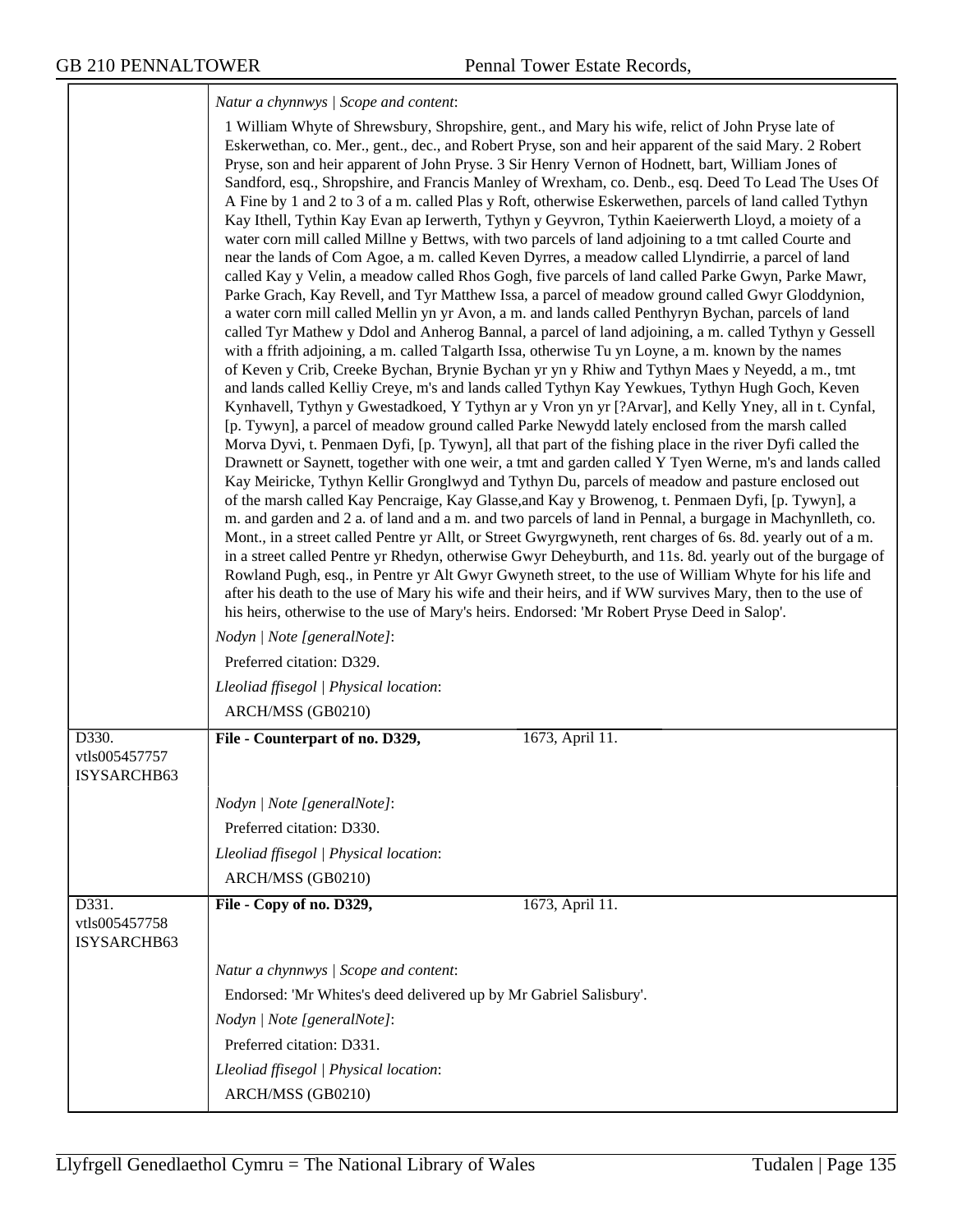*Natur a chynnwys | Scope and content*:

1 William Whyte of Shrewsbury, Shropshire, gent., and Mary his wife, relict of John Pryse late of Eskerwethan, co. Mer., gent., dec., and Robert Pryse, son and heir apparent of the said Mary. 2 Robert Pryse, son and heir apparent of John Pryse. 3 Sir Henry Vernon of Hodnett, bart, William Jones of Sandford, esq., Shropshire, and Francis Manley of Wrexham, co. Denb., esq. Deed To Lead The Uses Of A Fine by 1 and 2 to 3 of a m. called Plas y Roft, otherwise Eskerwethen, parcels of land called Tythyn Kay Ithell, Tythin Kay Evan ap Ierwerth, Tythyn y Geyvron, Tythin Kaeierwerth Lloyd, a moiety of a water corn mill called Millne y Bettws, with two parcels of land adjoining to a tmt called Courte and near the lands of Com Agoe, a m. called Keven Dyrres, a meadow called Llyndirrie, a parcel of land called Kay y Velin, a meadow called Rhos Gogh, five parcels of land called Parke Gwyn, Parke Mawr, Parke Grach, Kay Revell, and Tyr Matthew Issa, a parcel of meadow ground called Gwyr Gloddynion, a water corn mill called Mellin yn yr Avon, a m. and lands called Penthyryn Bychan, parcels of land called Tyr Mathew y Ddol and Anherog Bannal, a parcel of land adjoining, a m. called Tythyn y Gessell with a ffrith adjoining, a m. called Talgarth Issa, otherwise Tu yn Loyne, a m. known by the names of Keven y Crib, Creeke Bychan, Brynie Bychan yr yn y Rhiw and Tythyn Maes y Neyedd, a m., tmt and lands called Kelliy Creye, m's and lands called Tythyn Kay Yewkues, Tythyn Hugh Goch, Keven Kynhavell, Tythyn y Gwestadkoed, Y Tythyn ar y Vron yn yr [?Arvar], and Kelly Yney, all in t. Cynfal, [p. Tywyn], a parcel of meadow ground called Parke Newydd lately enclosed from the marsh called Morva Dyvi, t. Penmaen Dyfi, [p. Tywyn], all that part of the fishing place in the river Dyfi called the Drawnett or Saynett, together with one weir, a tmt and garden called Y Tyen Werne, m's and lands called Kay Meiricke, Tythyn Kellir Gronglwyd and Tythyn Du, parcels of meadow and pasture enclosed out of the marsh called Kay Pencraige, Kay Glasse,and Kay y Browenog, t. Penmaen Dyfi, [p. Tywyn], a m. and garden and 2 a. of land and a m. and two parcels of land in Pennal, a burgage in Machynlleth, co. Mont., in a street called Pentre yr Allt, or Street Gwyrgwyneth, rent charges of 6s. 8d. yearly out of a m. in a street called Pentre yr Rhedyn, otherwise Gwyr Deheyburth, and 11s. 8d. yearly out of the burgage of Rowland Pugh, esq., in Pentre yr Alt Gwyr Gwyneth street, to the use of William Whyte for his life and after his death to the use of Mary his wife and their heirs, and if WW survives Mary, then to the use of his heirs, otherwise to the use of Mary's heirs. Endorsed: 'Mr Robert Pryse Deed in Salop'.

*Nodyn | Note [generalNote]*:

Preferred citation: D329.

*Lleoliad ffisegol | Physical location*:

ARCH/MSS (GB0210)

---

D330.
vtls005457757
ISYSARCHB63

**File - Counterpart of no. D329,** 1673, April 11.

*Nodyn | Note [generalNote]*:

Preferred citation: D330.

*Lleoliad ffisegol | Physical location*:

ARCH/MSS (GB0210)

---

D331.
vtls005457758
ISYSARCHB63

**File - Copy of no. D329,** 1673, April 11.

*Natur a chynnwys | Scope and content*:

Endorsed: 'Mr Whites's deed delivered up by Mr Gabriel Salisbury'.

*Nodyn | Note [generalNote]*:

Preferred citation: D331.

*Lleoliad ffisegol | Physical location*:

ARCH/MSS (GB0210)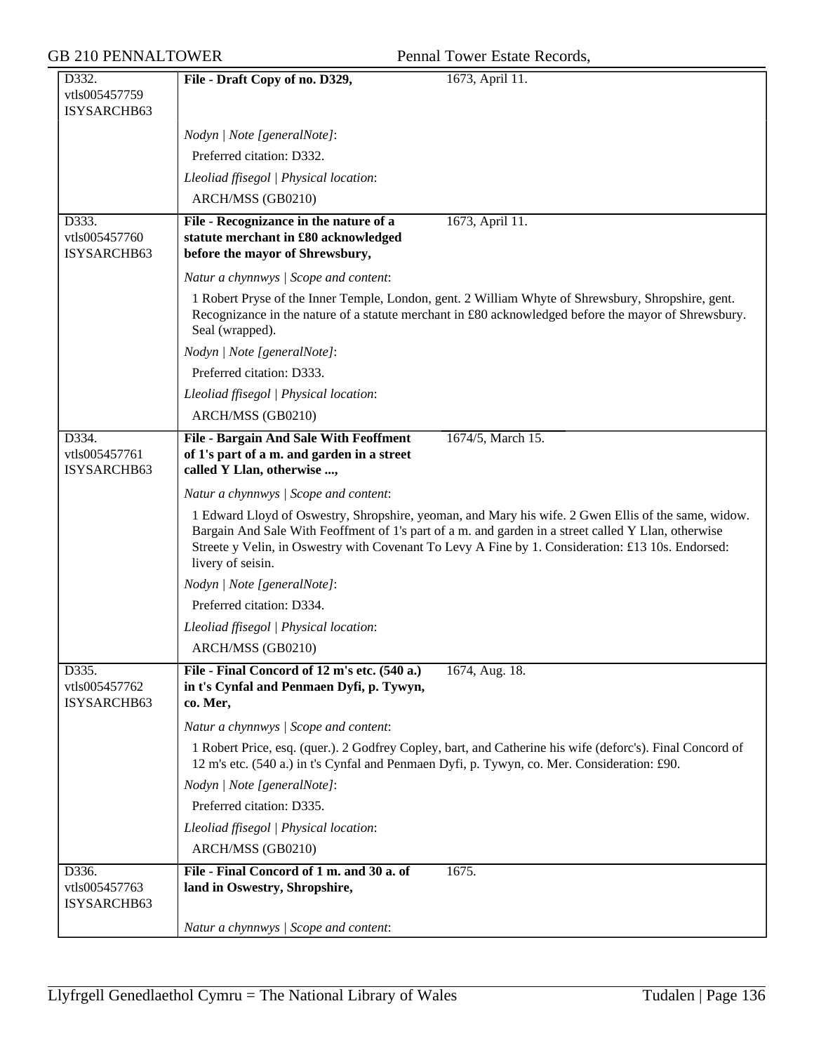| | | |
|---|---|---|
| D332.<br>vtls005457759<br>ISYSARCHB63 | **File - Draft Copy of no. D329,** | 1673, April 11. |
| | *Nodyn \| Note [generalNote]*:<br>Preferred citation: D332.<br>*Lleoliad ffisegol \| Physical location*:<br>ARCH/MSS (GB0210) | |
| D333.<br>vtls005457760<br>ISYSARCHB63 | **File - Recognizance in the nature of a statute merchant in £80 acknowledged before the mayor of Shrewsbury,** | 1673, April 11. |
| | *Natur a chynnwys \| Scope and content*:<br>1 Robert Pryse of the Inner Temple, London, gent. 2 William Whyte of Shrewsbury, Shropshire, gent. Recognizance in the nature of a statute merchant in £80 acknowledged before the mayor of Shrewsbury. Seal (wrapped).<br>*Nodyn \| Note [generalNote]*:<br>Preferred citation: D333.<br>*Lleoliad ffisegol \| Physical location*:<br>ARCH/MSS (GB0210) | |
| D334.<br>vtls005457761<br>ISYSARCHB63 | **File - Bargain And Sale With Feoffment of 1's part of a m. and garden in a street called Y Llan, otherwise ...,** | 1674/5, March 15. |
| | *Natur a chynnwys \| Scope and content*:<br>1 Edward Lloyd of Oswestry, Shropshire, yeoman, and Mary his wife. 2 Gwen Ellis of the same, widow. Bargain And Sale With Feoffment of 1's part of a m. and garden in a street called Y Llan, otherwise Streete y Velin, in Oswestry with Covenant To Levy A Fine by 1. Consideration: £13 10s. Endorsed: livery of seisin.<br>*Nodyn \| Note [generalNote]*:<br>Preferred citation: D334.<br>*Lleoliad ffisegol \| Physical location*:<br>ARCH/MSS (GB0210) | |
| D335.<br>vtls005457762<br>ISYSARCHB63 | **File - Final Concord of 12 m's etc. (540 a.) in t's Cynfal and Penmaen Dyfi, p. Tywyn, co. Mer,** | 1674, Aug. 18. |
| | *Natur a chynnwys \| Scope and content*:<br>1 Robert Price, esq. (quer.). 2 Godfrey Copley, bart, and Catherine his wife (deforc's). Final Concord of 12 m's etc. (540 a.) in t's Cynfal and Penmaen Dyfi, p. Tywyn, co. Mer. Consideration: £90.<br>*Nodyn \| Note [generalNote]*:<br>Preferred citation: D335.<br>*Lleoliad ffisegol \| Physical location*:<br>ARCH/MSS (GB0210) | |
| D336.<br>vtls005457763<br>ISYSARCHB63 | **File - Final Concord of 1 m. and 30 a. of land in Oswestry, Shropshire,** | 1675. |
| | *Natur a chynnwys \| Scope and content*: | |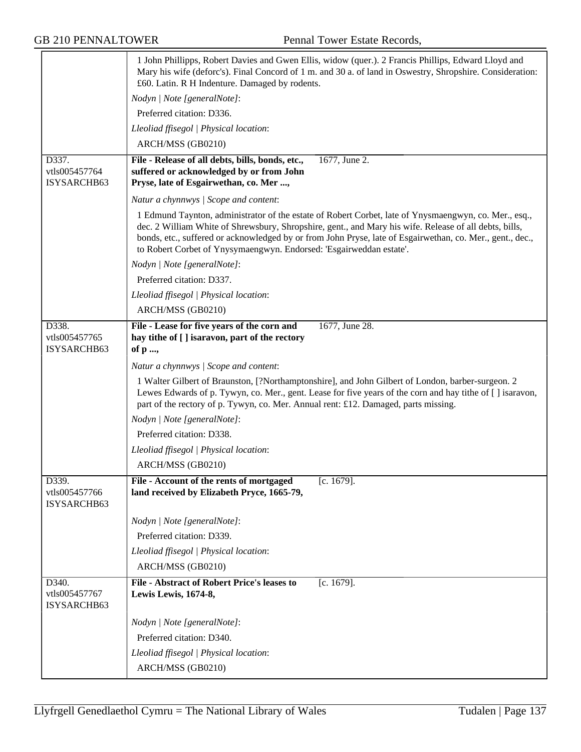| | |
|---|---|
| | 1 John Phillipps, Robert Davies and Gwen Ellis, widow (quer.). 2 Francis Phillips, Edward Lloyd and Mary his wife (deforc's). Final Concord of 1 m. and 30 a. of land in Oswestry, Shropshire. Consideration: £60. Latin. R H Indenture. Damaged by rodents.<br>*Nodyn \| Note [generalNote]*:<br>Preferred citation: D336.<br>*Lleoliad ffisegol \| Physical location*:<br>ARCH/MSS (GB0210) |
| D337.<br>vtls005457764<br>ISYSARCHB63 | **File - Release of all debts, bills, bonds, etc., suffered or acknowledged by or from John Pryse, late of Esgairwethan, co. Mer ...,** 1677, June 2.<br>*Natur a chynnwys \| Scope and content*:<br>1 Edmund Taynton, administrator of the estate of Robert Corbet, late of Ynysmaengwyn, co. Mer., esq., dec. 2 William White of Shrewsbury, Shropshire, gent., and Mary his wife. Release of all debts, bills, bonds, etc., suffered or acknowledged by or from John Pryse, late of Esgairwethan, co. Mer., gent., dec., to Robert Corbet of Ynysymaengwyn. Endorsed: 'Esgairweddan estate'.<br>*Nodyn \| Note [generalNote]*:<br>Preferred citation: D337.<br>*Lleoliad ffisegol \| Physical location*:<br>ARCH/MSS (GB0210) |
| D338.<br>vtls005457765<br>ISYSARCHB63 | **File - Lease for five years of the corn and hay tithe of [ ] isaravon, part of the rectory of p ...,** 1677, June 28.<br>*Natur a chynnwys \| Scope and content*:<br>1 Walter Gilbert of Braunston, [?Northamptonshire], and John Gilbert of London, barber-surgeon. 2 Lewes Edwards of p. Tywyn, co. Mer., gent. Lease for five years of the corn and hay tithe of [ ] isaravon, part of the rectory of p. Tywyn, co. Mer. Annual rent: £12. Damaged, parts missing.<br>*Nodyn \| Note [generalNote]*:<br>Preferred citation: D338.<br>*Lleoliad ffisegol \| Physical location*:<br>ARCH/MSS (GB0210) |
| D339.<br>vtls005457766<br>ISYSARCHB63 | **File - Account of the rents of mortgaged land received by Elizabeth Pryce, 1665-79,** [c. 1679].<br>*Nodyn \| Note [generalNote]*:<br>Preferred citation: D339.<br>*Lleoliad ffisegol \| Physical location*:<br>ARCH/MSS (GB0210) |
| D340.<br>vtls005457767<br>ISYSARCHB63 | **File - Abstract of Robert Price's leases to Lewis Lewis, 1674-8,** [c. 1679].<br>*Nodyn \| Note [generalNote]*:<br>Preferred citation: D340.<br>*Lleoliad ffisegol \| Physical location*:<br>ARCH/MSS (GB0210) |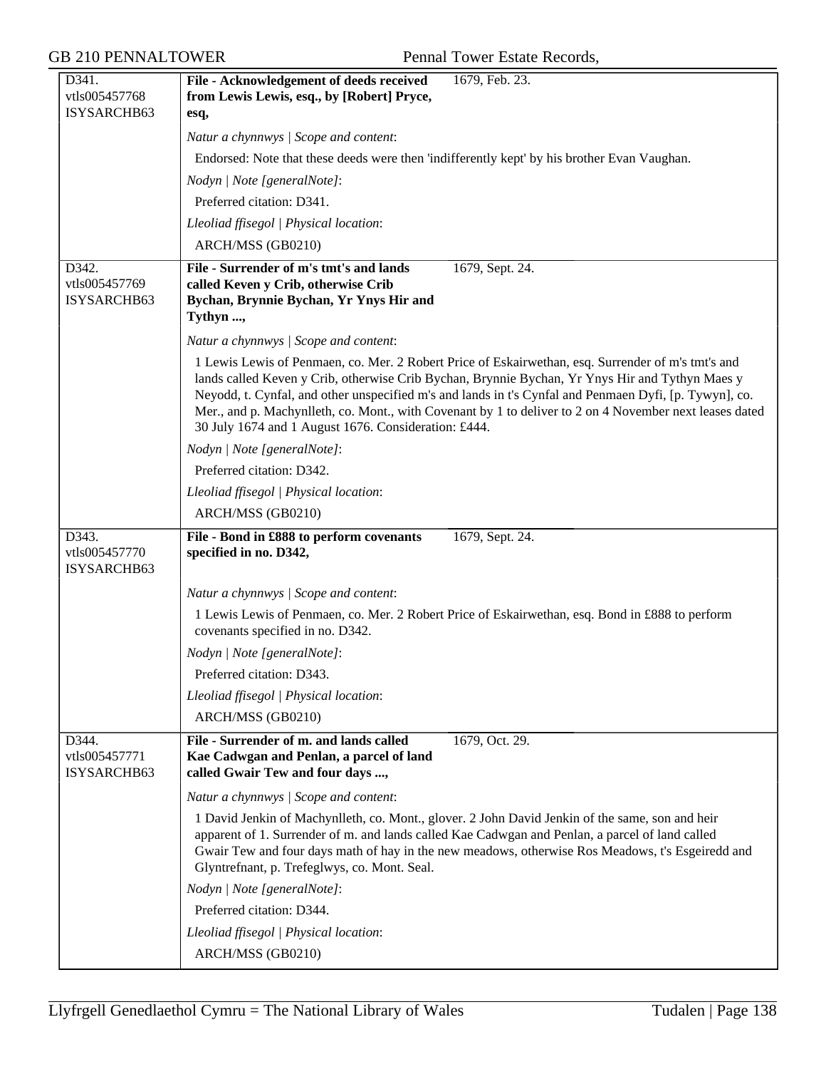| | | |
|---|---|---|
| D341. vtls005457768 ISYSARCHB63 | **File - Acknowledgement of deeds received from Lewis Lewis, esq., by [Robert] Pryce, esq,** | 1679, Feb. 23. |
| | *Natur a chynnwys \| Scope and content*: | |
| | Endorsed: Note that these deeds were then 'indifferently kept' by his brother Evan Vaughan. | |
| | *Nodyn \| Note [generalNote]*: | |
| | Preferred citation: D341. | |
| | *Lleoliad ffisegol \| Physical location*: | |
| | ARCH/MSS (GB0210) | |
| D342. vtls005457769 ISYSARCHB63 | **File - Surrender of m's tmt's and lands called Keven y Crib, otherwise Crib Bychan, Brynnie Bychan, Yr Ynys Hir and Tythyn ...,** | 1679, Sept. 24. |
| | *Natur a chynnwys \| Scope and content*: | |
| | 1 Lewis Lewis of Penmaen, co. Mer. 2 Robert Price of Eskairwethan, esq. Surrender of m's tmt's and lands called Keven y Crib, otherwise Crib Bychan, Brynnie Bychan, Yr Ynys Hir and Tythyn Maes y Neyodd, t. Cynfal, and other unspecified m's and lands in t's Cynfal and Penmaen Dyfi, [p. Tywyn], co. Mer., and p. Machynlleth, co. Mont., with Covenant by 1 to deliver to 2 on 4 November next leases dated 30 July 1674 and 1 August 1676. Consideration: £444. | |
| | *Nodyn \| Note [generalNote]*: | |
| | Preferred citation: D342. | |
| | *Lleoliad ffisegol \| Physical location*: | |
| | ARCH/MSS (GB0210) | |
| D343. vtls005457770 ISYSARCHB63 | **File - Bond in £888 to perform covenants specified in no. D342,** | 1679, Sept. 24. |
| | *Natur a chynnwys \| Scope and content*: | |
| | 1 Lewis Lewis of Penmaen, co. Mer. 2 Robert Price of Eskairwethan, esq. Bond in £888 to perform covenants specified in no. D342. | |
| | *Nodyn \| Note [generalNote]*: | |
| | Preferred citation: D343. | |
| | *Lleoliad ffisegol \| Physical location*: | |
| | ARCH/MSS (GB0210) | |
| D344. vtls005457771 ISYSARCHB63 | **File - Surrender of m. and lands called Kae Cadwgan and Penlan, a parcel of land called Gwair Tew and four days ...,** | 1679, Oct. 29. |
| | *Natur a chynnwys \| Scope and content*: | |
| | 1 David Jenkin of Machynlleth, co. Mont., glover. 2 John David Jenkin of the same, son and heir apparent of 1. Surrender of m. and lands called Kae Cadwgan and Penlan, a parcel of land called Gwair Tew and four days math of hay in the new meadows, otherwise Ros Meadows, t's Esgeiredd and Glyntrefnant, p. Trefeglwys, co. Mont. Seal. | |
| | *Nodyn \| Note [generalNote]*: | |
| | Preferred citation: D344. | |
| | *Lleoliad ffisegol \| Physical location*: | |
| | ARCH/MSS (GB0210) | |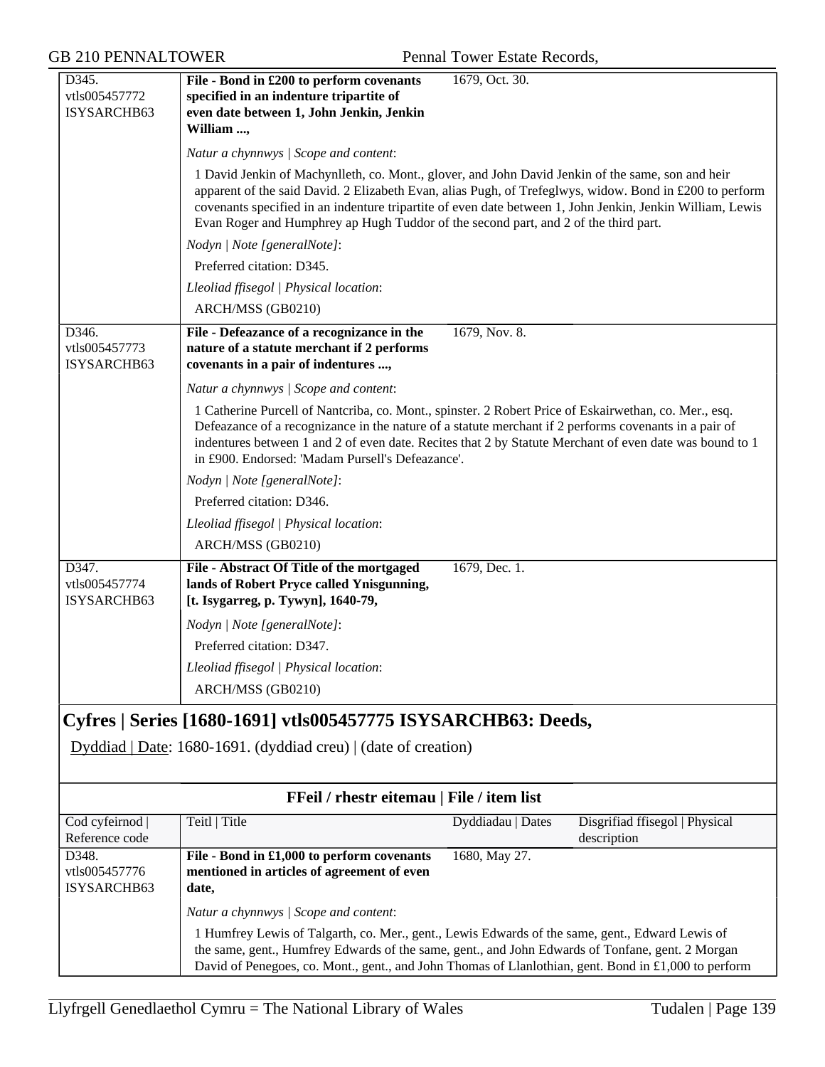| | | | |
|---|---|---|---|
| D345. vtls005457772 ISYSARCHB63 | **File - Bond in £200 to perform covenants specified in an indenture tripartite of even date between 1, John Jenkin, Jenkin William ...,** | 1679, Oct. 30. | |

*Natur a chynnwys | Scope and content*:

1 David Jenkin of Machynlleth, co. Mont., glover, and John David Jenkin of the same, son and heir apparent of the said David. 2 Elizabeth Evan, alias Pugh, of Trefeglwys, widow. Bond in £200 to perform covenants specified in an indenture tripartite of even date between 1, John Jenkin, Jenkin William, Lewis Evan Roger and Humphrey ap Hugh Tuddor of the second part, and 2 of the third part.

*Nodyn | Note [generalNote]*:

Preferred citation: D345.

*Lleoliad ffisegol | Physical location*:

ARCH/MSS (GB0210)

| | | | |
|---|---|---|---|
| D346. vtls005457773 ISYSARCHB63 | **File - Defeazance of a recognizance in the nature of a statute merchant if 2 performs covenants in a pair of indentures ...,** | 1679, Nov. 8. | |

*Natur a chynnwys | Scope and content*:

1 Catherine Purcell of Nantcriba, co. Mont., spinster. 2 Robert Price of Eskairwethan, co. Mer., esq. Defeazance of a recognizance in the nature of a statute merchant if 2 performs covenants in a pair of indentures between 1 and 2 of even date. Recites that 2 by Statute Merchant of even date was bound to 1 in £900. Endorsed: 'Madam Pursell's Defeazance'.

*Nodyn | Note [generalNote]*:

Preferred citation: D346.

*Lleoliad ffisegol | Physical location*:

ARCH/MSS (GB0210)

| | | | |
|---|---|---|---|
| D347. vtls005457774 ISYSARCHB63 | **File - Abstract Of Title of the mortgaged lands of Robert Pryce called Ynisgunning, [t. Isygarreg, p. Tywyn], 1640-79,** | 1679, Dec. 1. | |

*Nodyn | Note [generalNote]*:

Preferred citation: D347.

*Lleoliad ffisegol | Physical location*:

ARCH/MSS (GB0210)

## Cyfres | Series [1680-1691] vtls005457775 ISYSARCHB63: Deeds,

Dyddiad | Date: 1680-1691. (dyddiad creu) | (date of creation)

### FFeil / rhestr eitemau | File / item list

| Cod cyfeirnod \| Reference code | Teitl \| Title | Dyddiadau \| Dates | Disgrifiad ffisegol \| Physical description |
|---|---|---|---|
| D348. vtls005457776 ISYSARCHB63 | **File - Bond in £1,000 to perform covenants mentioned in articles of agreement of even date,** | 1680, May 27. | |

*Natur a chynnwys | Scope and content*:

1 Humfrey Lewis of Talgarth, co. Mer., gent., Lewis Edwards of the same, gent., Edward Lewis of the same, gent., Humfrey Edwards of the same, gent., and John Edwards of Tonfane, gent. 2 Morgan David of Penegoes, co. Mont., gent., and John Thomas of Llanlothian, gent. Bond in £1,000 to perform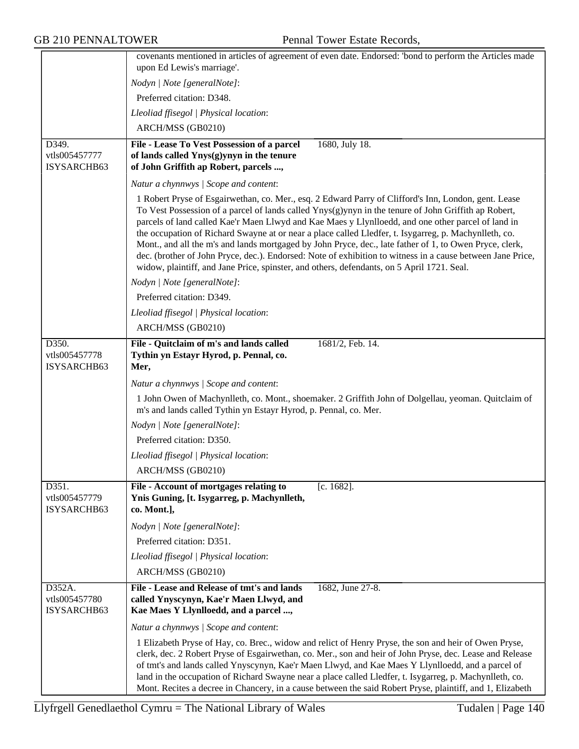covenants mentioned in articles of agreement of even date. Endorsed: 'bond to perform the Articles made upon Ed Lewis's marriage'.

*Nodyn | Note [generalNote]*:

Preferred citation: D348.

*Lleoliad ffisegol | Physical location*:

ARCH/MSS (GB0210)

---

D349.
vtls005457777
ISYSARCHB63

**File - Lease To Vest Possession of a parcel of lands called Ynys(g)ynyn in the tenure of John Griffith ap Robert, parcels ...,** 1680, July 18.

*Natur a chynnwys | Scope and content*:

1 Robert Pryse of Esgairwethan, co. Mer., esq. 2 Edward Parry of Clifford's Inn, London, gent. Lease To Vest Possession of a parcel of lands called Ynys(g)ynyn in the tenure of John Griffith ap Robert, parcels of land called Kae'r Maen Llwyd and Kae Maes y Llynlloedd, and one other parcel of land in the occupation of Richard Swayne at or near a place called Lledfer, t. Isygarreg, p. Machynlleth, co. Mont., and all the m's and lands mortgaged by John Pryce, dec., late father of 1, to Owen Pryce, clerk, dec. (brother of John Pryce, dec.). Endorsed: Note of exhibition to witness in a cause between Jane Price, widow, plaintiff, and Jane Price, spinster, and others, defendants, on 5 April 1721. Seal.

*Nodyn | Note [generalNote]*:

Preferred citation: D349.

*Lleoliad ffisegol | Physical location*:

ARCH/MSS (GB0210)

---

D350.
vtls005457778
ISYSARCHB63

**File - Quitclaim of m's and lands called Tythin yn Estayr Hyrod, p. Pennal, co. Mer,** 1681/2, Feb. 14.

*Natur a chynnwys | Scope and content*:

1 John Owen of Machynlleth, co. Mont., shoemaker. 2 Griffith John of Dolgellau, yeoman. Quitclaim of m's and lands called Tythin yn Estayr Hyrod, p. Pennal, co. Mer.

*Nodyn | Note [generalNote]*:

Preferred citation: D350.

*Lleoliad ffisegol | Physical location*:

ARCH/MSS (GB0210)

---

D351.
vtls005457779
ISYSARCHB63

**File - Account of mortgages relating to Ynis Guning, [t. Isygarreg, p. Machynlleth, co. Mont.],** [c. 1682].

*Nodyn | Note [generalNote]*:

Preferred citation: D351.

*Lleoliad ffisegol | Physical location*:

ARCH/MSS (GB0210)

---

D352A.
vtls005457780
ISYSARCHB63

**File - Lease and Release of tmt's and lands called Ynyscynyn, Kae'r Maen Llwyd, and Kae Maes Y Llynlloedd, and a parcel ...,** 1682, June 27-8.

*Natur a chynnwys | Scope and content*:

1 Elizabeth Pryse of Hay, co. Brec., widow and relict of Henry Pryse, the son and heir of Owen Pryse, clerk, dec. 2 Robert Pryse of Esgairwethan, co. Mer., son and heir of John Pryse, dec. Lease and Release of tmt's and lands called Ynyscynyn, Kae'r Maen Llwyd, and Kae Maes Y Llynlloedd, and a parcel of land in the occupation of Richard Swayne near a place called Lledfer, t. Isygarreg, p. Machynlleth, co. Mont. Recites a decree in Chancery, in a cause between the said Robert Pryse, plaintiff, and 1, Elizabeth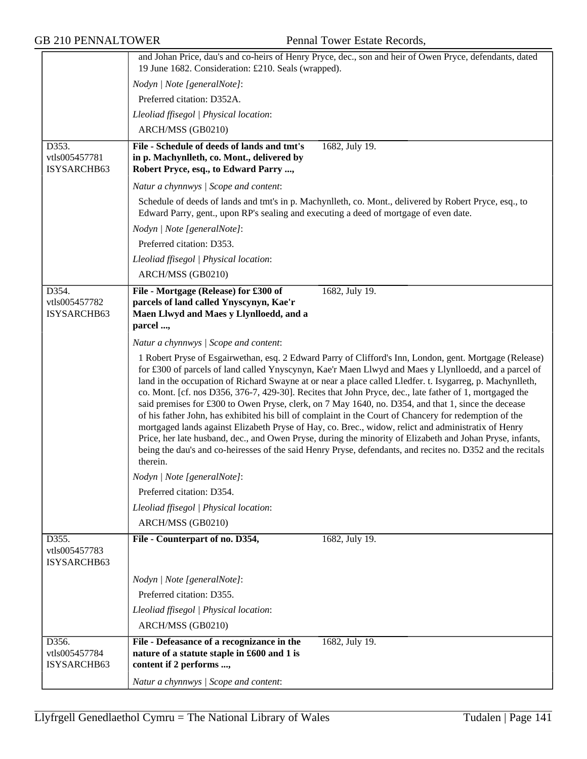and Johan Price, dau's and co-heirs of Henry Pryce, dec., son and heir of Owen Pryce, defendants, dated 19 June 1682. Consideration: £210. Seals (wrapped).

*Nodyn | Note [generalNote]*:

Preferred citation: D352A.

*Lleoliad ffisegol | Physical location*:

ARCH/MSS (GB0210)

---

D353.
vtls005457781
ISYSARCHB63

**File - Schedule of deeds of lands and tmt's in p. Machynlleth, co. Mont., delivered by Robert Pryce, esq., to Edward Parry ...,** 1682, July 19.

*Natur a chynnwys | Scope and content*:

Schedule of deeds of lands and tmt's in p. Machynlleth, co. Mont., delivered by Robert Pryce, esq., to Edward Parry, gent., upon RP's sealing and executing a deed of mortgage of even date.

*Nodyn | Note [generalNote]*:

Preferred citation: D353.

*Lleoliad ffisegol | Physical location*:

ARCH/MSS (GB0210)

---

D354.
vtls005457782
ISYSARCHB63

**File - Mortgage (Release) for £300 of parcels of land called Ynyscynyn, Kae'r Maen Llwyd and Maes y Llynlloedd, and a parcel ...,** 1682, July 19.

*Natur a chynnwys | Scope and content*:

1 Robert Pryse of Esgairwethan, esq. 2 Edward Parry of Clifford's Inn, London, gent. Mortgage (Release) for £300 of parcels of land called Ynyscynyn, Kae'r Maen Llwyd and Maes y Llynlloedd, and a parcel of land in the occupation of Richard Swayne at or near a place called Lledfer. t. Isygarreg, p. Machynlleth, co. Mont. [cf. nos D356, 376-7, 429-30]. Recites that John Pryce, dec., late father of 1, mortgaged the said premises for £300 to Owen Pryse, clerk, on 7 May 1640, no. D354, and that 1, since the decease of his father John, has exhibited his bill of complaint in the Court of Chancery for redemption of the mortgaged lands against Elizabeth Pryse of Hay, co. Brec., widow, relict and administratix of Henry Price, her late husband, dec., and Owen Pryse, during the minority of Elizabeth and Johan Pryse, infants, being the dau's and co-heiresses of the said Henry Pryse, defendants, and recites no. D352 and the recitals therein.

*Nodyn | Note [generalNote]*:

Preferred citation: D354.

*Lleoliad ffisegol | Physical location*:

ARCH/MSS (GB0210)

---

D355.
vtls005457783
ISYSARCHB63

**File - Counterpart of no. D354,** 1682, July 19.

*Nodyn | Note [generalNote]*:

Preferred citation: D355.

*Lleoliad ffisegol | Physical location*:

ARCH/MSS (GB0210)

---

D356.
vtls005457784
ISYSARCHB63

**File - Defeasance of a recognizance in the nature of a statute staple in £600 and 1 is content if 2 performs ...,** 1682, July 19.

*Natur a chynnwys | Scope and content*: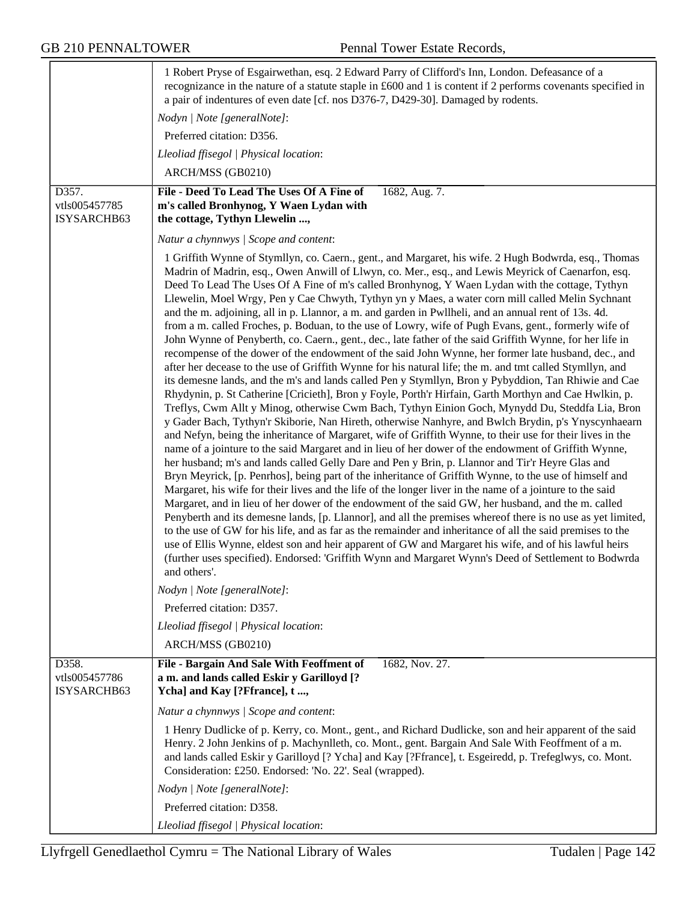1 Robert Pryse of Esgairwethan, esq. 2 Edward Parry of Clifford's Inn, London. Defeasance of a recognizance in the nature of a statute staple in £600 and 1 is content if 2 performs covenants specified in a pair of indentures of even date [cf. nos D376-7, D429-30]. Damaged by rodents.

*Nodyn | Note [generalNote]*:

Preferred citation: D356.

*Lleoliad ffisegol | Physical location*:

ARCH/MSS (GB0210)

---

D357.
vtls005457785
ISYSARCHB63

**File - Deed To Lead The Uses Of A Fine of m's called Bronhynog, Y Waen Lydan with the cottage, Tythyn Llewelin ...,** 1682, Aug. 7.

*Natur a chynnwys | Scope and content*:

1 Griffith Wynne of Stymllyn, co. Caern., gent., and Margaret, his wife. 2 Hugh Bodwrda, esq., Thomas Madrin of Madrin, esq., Owen Anwill of Llwyn, co. Mer., esq., and Lewis Meyrick of Caenarfon, esq. Deed To Lead The Uses Of A Fine of m's called Bronhynog, Y Waen Lydan with the cottage, Tythyn Llewelin, Moel Wrgy, Pen y Cae Chwyth, Tythyn yn y Maes, a water corn mill called Melin Sychnant and the m. adjoining, all in p. Llannor, a m. and garden in Pwllheli, and an annual rent of 13s. 4d. from a m. called Froches, p. Boduan, to the use of Lowry, wife of Pugh Evans, gent., formerly wife of John Wynne of Penyberth, co. Caern., gent., dec., late father of the said Griffith Wynne, for her life in recompense of the dower of the endowment of the said John Wynne, her former late husband, dec., and after her decease to the use of Griffith Wynne for his natural life; the m. and tmt called Stymllyn, and its demesne lands, and the m's and lands called Pen y Stymllyn, Bron y Pybyddion, Tan Rhiwie and Cae Rhydynin, p. St Catherine [Cricieth], Bron y Foyle, Porth'r Hirfain, Garth Morthyn and Cae Hwlkin, p. Treflys, Cwm Allt y Minog, otherwise Cwm Bach, Tythyn Einion Goch, Mynydd Du, Steddfa Lia, Bron y Gader Bach, Tythyn'r Skiborie, Nan Hireth, otherwise Nanhyre, and Bwlch Brydin, p's Ynyscynhaearn and Nefyn, being the inheritance of Margaret, wife of Griffith Wynne, to their use for their lives in the name of a jointure to the said Margaret and in lieu of her dower of the endowment of Griffith Wynne, her husband; m's and lands called Gelly Dare and Pen y Brin, p. Llannor and Tir'r Heyre Glas and Bryn Meyrick, [p. Penrhos], being part of the inheritance of Griffith Wynne, to the use of himself and Margaret, his wife for their lives and the life of the longer liver in the name of a jointure to the said Margaret, and in lieu of her dower of the endowment of the said GW, her husband, and the m. called Penyberth and its demesne lands, [p. Llannor], and all the premises whereof there is no use as yet limited, to the use of GW for his life, and as far as the remainder and inheritance of all the said premises to the use of Ellis Wynne, eldest son and heir apparent of GW and Margaret his wife, and of his lawful heirs (further uses specified). Endorsed: 'Griffith Wynn and Margaret Wynn's Deed of Settlement to Bodwrda and others'.

*Nodyn | Note [generalNote]*:

Preferred citation: D357.

*Lleoliad ffisegol | Physical location*:

ARCH/MSS (GB0210)

---

D358.
vtls005457786
ISYSARCHB63

**File - Bargain And Sale With Feoffment of a m. and lands called Eskir y Garilloyd [? Ycha] and Kay [?Ffrance], t ...,** 1682, Nov. 27.

*Natur a chynnwys | Scope and content*:

1 Henry Dudlicke of p. Kerry, co. Mont., gent., and Richard Dudlicke, son and heir apparent of the said Henry. 2 John Jenkins of p. Machynlleth, co. Mont., gent. Bargain And Sale With Feoffment of a m. and lands called Eskir y Garilloyd [? Ycha] and Kay [?Ffrance], t. Esgeiredd, p. Trefeglwys, co. Mont. Consideration: £250. Endorsed: 'No. 22'. Seal (wrapped).

*Nodyn | Note [generalNote]*:

Preferred citation: D358.

*Lleoliad ffisegol | Physical location*: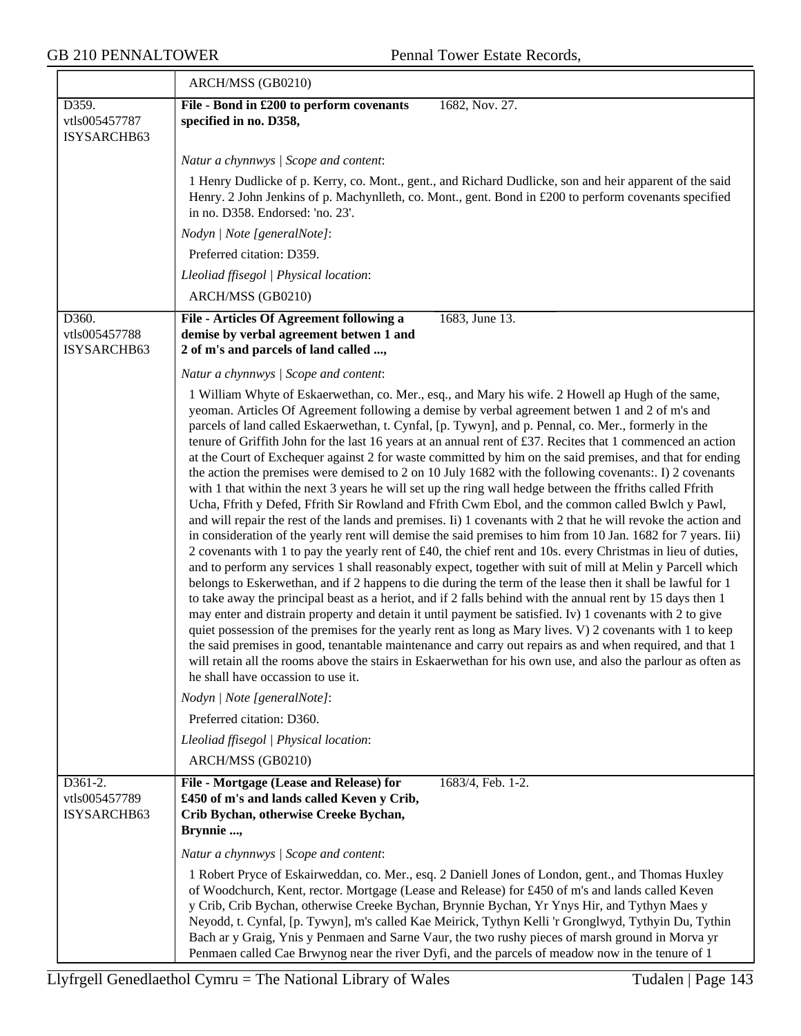| | ARCH/MSS (GB0210) |
|---|---|
| D359.<br>vtls005457787<br>ISYSARCHB63 | **File - Bond in £200 to perform covenants specified in no. D358,** 1682, Nov. 27.<br><br>*Natur a chynnwys \| Scope and content*:<br><br>1 Henry Dudlicke of p. Kerry, co. Mont., gent., and Richard Dudlicke, son and heir apparent of the said Henry. 2 John Jenkins of p. Machynlleth, co. Mont., gent. Bond in £200 to perform covenants specified in no. D358. Endorsed: 'no. 23'.<br><br>*Nodyn \| Note [generalNote]*:<br><br>Preferred citation: D359.<br><br>*Lleoliad ffisegol \| Physical location*:<br><br>ARCH/MSS (GB0210) |
| D360.<br>vtls005457788<br>ISYSARCHB63 | **File - Articles Of Agreement following a demise by verbal agreement betwen 1 and 2 of m's and parcels of land called ...,** 1683, June 13.<br><br>*Natur a chynnwys \| Scope and content*:<br><br>1 William Whyte of Eskaerwethan, co. Mer., esq., and Mary his wife. 2 Howell ap Hugh of the same, yeoman. Articles Of Agreement following a demise by verbal agreement betwen 1 and 2 of m's and parcels of land called Eskaerwethan, t. Cynfal, [p. Tywyn], and p. Pennal, co. Mer., formerly in the tenure of Griffith John for the last 16 years at an annual rent of £37. Recites that 1 commenced an action at the Court of Exchequer against 2 for waste committed by him on the said premises, and that for ending the action the premises were demised to 2 on 10 July 1682 with the following covenants:. I) 2 covenants with 1 that within the next 3 years he will set up the ring wall hedge between the ffriths called Ffrith Ucha, Ffrith y Defed, Ffrith Sir Rowland and Ffrith Cwm Ebol, and the common called Bwlch y Pawl, and will repair the rest of the lands and premises. Ii) 1 covenants with 2 that he will revoke the action and in consideration of the yearly rent will demise the said premises to him from 10 Jan. 1682 for 7 years. Iii) 2 covenants with 1 to pay the yearly rent of £40, the chief rent and 10s. every Christmas in lieu of duties, and to perform any services 1 shall reasonably expect, together with suit of mill at Melin y Parcell which belongs to Eskerwethan, and if 2 happens to die during the term of the lease then it shall be lawful for 1 to take away the principal beast as a heriot, and if 2 falls behind with the annual rent by 15 days then 1 may enter and distrain property and detain it until payment be satisfied. Iv) 1 covenants with 2 to give quiet possession of the premises for the yearly rent as long as Mary lives. V) 2 covenants with 1 to keep the said premises in good, tenantable maintenance and carry out repairs as and when required, and that 1 will retain all the rooms above the stairs in Eskaerwethan for his own use, and also the parlour as often as he shall have occassion to use it.<br><br>*Nodyn \| Note [generalNote]*:<br><br>Preferred citation: D360.<br><br>*Lleoliad ffisegol \| Physical location*:<br><br>ARCH/MSS (GB0210) |
| D361-2.<br>vtls005457789<br>ISYSARCHB63 | **File - Mortgage (Lease and Release) for £450 of m's and lands called Keven y Crib, Crib Bychan, otherwise Creeke Bychan, Brynnie ...,** 1683/4, Feb. 1-2.<br><br>*Natur a chynnwys \| Scope and content*:<br><br>1 Robert Pryce of Eskairweddan, co. Mer., esq. 2 Daniell Jones of London, gent., and Thomas Huxley of Woodchurch, Kent, rector. Mortgage (Lease and Release) for £450 of m's and lands called Keven y Crib, Crib Bychan, otherwise Creeke Bychan, Brynnie Bychan, Yr Ynys Hir, and Tythyn Maes y Neyodd, t. Cynfal, [p. Tywyn], m's called Kae Meirick, Tythyn Kelli 'r Gronglwyd, Tythyin Du, Tythin Bach ar y Graig, Ynis y Penmaen and Sarne Vaur, the two rushy pieces of marsh ground in Morva yr Penmaen called Cae Brwynog near the river Dyfi, and the parcels of meadow now in the tenure of 1 |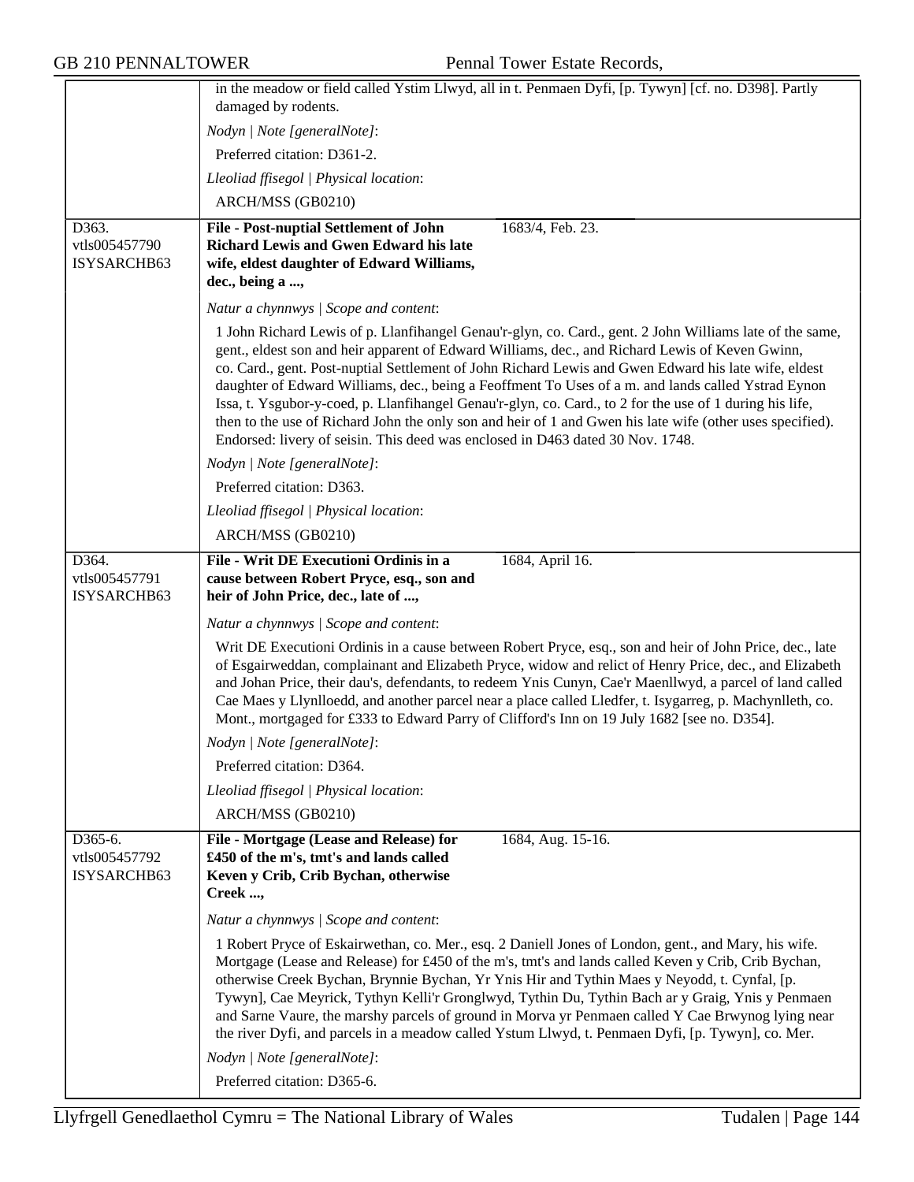| | |
|---|---|
| | in the meadow or field called Ystim Llwyd, all in t. Penmaen Dyfi, [p. Tywyn] [cf. no. D398]. Partly damaged by rodents.<br><br>*Nodyn \| Note [generalNote]*:<br><br>Preferred citation: D361-2.<br><br>*Lleoliad ffisegol \| Physical location*:<br><br>ARCH/MSS (GB0210) |
| D363.<br>vtls005457790<br>ISYSARCHB63 | **File - Post-nuptial Settlement of John Richard Lewis and Gwen Edward his late wife, eldest daughter of Edward Williams, dec., being a ...,** 1683/4, Feb. 23.<br><br>*Natur a chynnwys \| Scope and content*:<br><br>1 John Richard Lewis of p. Llanfihangel Genau'r-glyn, co. Card., gent. 2 John Williams late of the same, gent., eldest son and heir apparent of Edward Williams, dec., and Richard Lewis of Keven Gwinn, co. Card., gent. Post-nuptial Settlement of John Richard Lewis and Gwen Edward his late wife, eldest daughter of Edward Williams, dec., being a Feoffment To Uses of a m. and lands called Ystrad Eynon Issa, t. Ysgubor-y-coed, p. Llanfihangel Genau'r-glyn, co. Card., to 2 for the use of 1 during his life, then to the use of Richard John the only son and heir of 1 and Gwen his late wife (other uses specified). Endorsed: livery of seisin. This deed was enclosed in D463 dated 30 Nov. 1748.<br><br>*Nodyn \| Note [generalNote]*:<br><br>Preferred citation: D363.<br><br>*Lleoliad ffisegol \| Physical location*:<br><br>ARCH/MSS (GB0210) |
| D364.<br>vtls005457791<br>ISYSARCHB63 | **File - Writ DE Executioni Ordinis in a cause between Robert Pryce, esq., son and heir of John Price, dec., late of ...,** 1684, April 16.<br><br>*Natur a chynnwys \| Scope and content*:<br><br>Writ DE Executioni Ordinis in a cause between Robert Pryce, esq., son and heir of John Price, dec., late of Esgairweddan, complainant and Elizabeth Pryce, widow and relict of Henry Price, dec., and Elizabeth and Johan Price, their dau's, defendants, to redeem Ynis Cunyn, Cae'r Maenllwyd, a parcel of land called Cae Maes y Llynlloedd, and another parcel near a place called Lledfer, t. Isygarreg, p. Machynlleth, co. Mont., mortgaged for £333 to Edward Parry of Clifford's Inn on 19 July 1682 [see no. D354].<br><br>*Nodyn \| Note [generalNote]*:<br><br>Preferred citation: D364.<br><br>*Lleoliad ffisegol \| Physical location*:<br><br>ARCH/MSS (GB0210) |
| D365-6.<br>vtls005457792<br>ISYSARCHB63 | **File - Mortgage (Lease and Release) for £450 of the m's, tmt's and lands called Keven y Crib, Crib Bychan, otherwise Creek ...,** 1684, Aug. 15-16.<br><br>*Natur a chynnwys \| Scope and content*:<br><br>1 Robert Pryce of Eskairwethan, co. Mer., esq. 2 Daniell Jones of London, gent., and Mary, his wife. Mortgage (Lease and Release) for £450 of the m's, tmt's and lands called Keven y Crib, Crib Bychan, otherwise Creek Bychan, Brynnie Bychan, Yr Ynis Hir and Tythin Maes y Neyodd, t. Cynfal, [p. Tywyn], Cae Meyrick, Tythyn Kelli'r Gronglwyd, Tythin Du, Tythin Bach ar y Graig, Ynis y Penmaen and Sarne Vaure, the marshy parcels of ground in Morva yr Penmaen called Y Cae Brwynog lying near the river Dyfi, and parcels in a meadow called Ystum Llwyd, t. Penmaen Dyfi, [p. Tywyn], co. Mer.<br><br>*Nodyn \| Note [generalNote]*:<br><br>Preferred citation: D365-6. |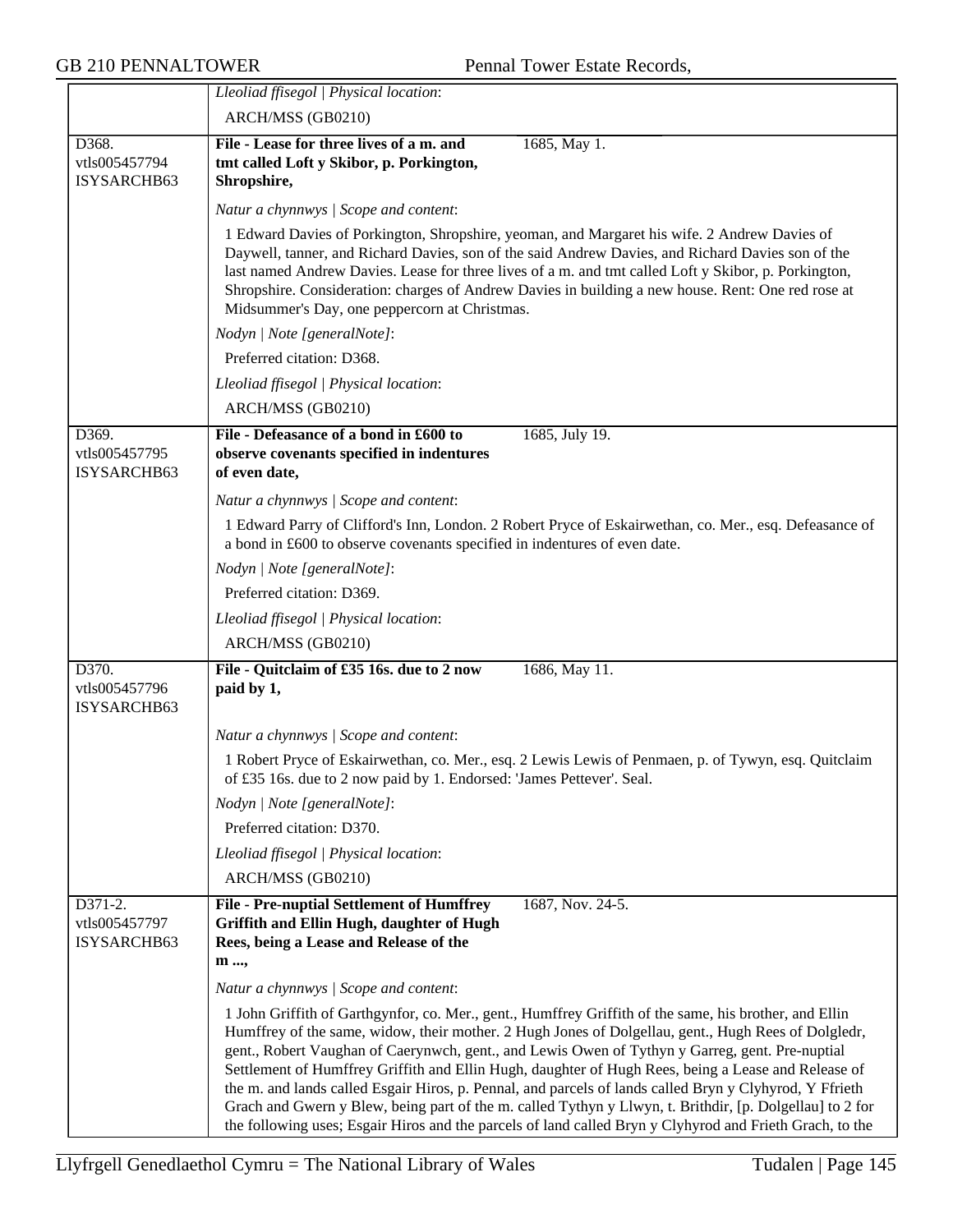*Lleoliad ffisegol | Physical location*:

ARCH/MSS (GB0210)

D368. vtls005457794 ISYSARCHB63

**File - Lease for three lives of a m. and tmt called Loft y Skibor, p. Porkington, Shropshire,** 1685, May 1.

*Natur a chynnwys | Scope and content*:

1 Edward Davies of Porkington, Shropshire, yeoman, and Margaret his wife. 2 Andrew Davies of Daywell, tanner, and Richard Davies, son of the said Andrew Davies, and Richard Davies son of the last named Andrew Davies. Lease for three lives of a m. and tmt called Loft y Skibor, p. Porkington, Shropshire. Consideration: charges of Andrew Davies in building a new house. Rent: One red rose at Midsummer's Day, one peppercorn at Christmas.

*Nodyn | Note [generalNote]*:

Preferred citation: D368.

*Lleoliad ffisegol | Physical location*:

ARCH/MSS (GB0210)

D369. vtls005457795 ISYSARCHB63

**File - Defeasance of a bond in £600 to observe covenants specified in indentures of even date,** 1685, July 19.

*Natur a chynnwys | Scope and content*:

1 Edward Parry of Clifford's Inn, London. 2 Robert Pryce of Eskairwethan, co. Mer., esq. Defeasance of a bond in £600 to observe covenants specified in indentures of even date.

*Nodyn | Note [generalNote]*:

Preferred citation: D369.

*Lleoliad ffisegol | Physical location*:

ARCH/MSS (GB0210)

D370. vtls005457796 ISYSARCHB63

**File - Quitclaim of £35 16s. due to 2 now paid by 1,** 1686, May 11.

*Natur a chynnwys | Scope and content*:

1 Robert Pryce of Eskairwethan, co. Mer., esq. 2 Lewis Lewis of Penmaen, p. of Tywyn, esq. Quitclaim of £35 16s. due to 2 now paid by 1. Endorsed: 'James Pettever'. Seal.

*Nodyn | Note [generalNote]*:

Preferred citation: D370.

*Lleoliad ffisegol | Physical location*:

ARCH/MSS (GB0210)

D371-2. vtls005457797 ISYSARCHB63

**File - Pre-nuptial Settlement of Humffrey Griffith and Ellin Hugh, daughter of Hugh Rees, being a Lease and Release of the m ...,** 1687, Nov. 24-5.

*Natur a chynnwys | Scope and content*:

1 John Griffith of Garthgynfor, co. Mer., gent., Humffrey Griffith of the same, his brother, and Ellin Humffrey of the same, widow, their mother. 2 Hugh Jones of Dolgellau, gent., Hugh Rees of Dolgledr, gent., Robert Vaughan of Caerynwch, gent., and Lewis Owen of Tythyn y Garreg, gent. Pre-nuptial Settlement of Humffrey Griffith and Ellin Hugh, daughter of Hugh Rees, being a Lease and Release of the m. and lands called Esgair Hiros, p. Pennal, and parcels of lands called Bryn y Clyhyrod, Y Ffrieth Grach and Gwern y Blew, being part of the m. called Tythyn y Llwyn, t. Brithdir, [p. Dolgellau] to 2 for the following uses; Esgair Hiros and the parcels of land called Bryn y Clyhyrod and Frieth Grach, to the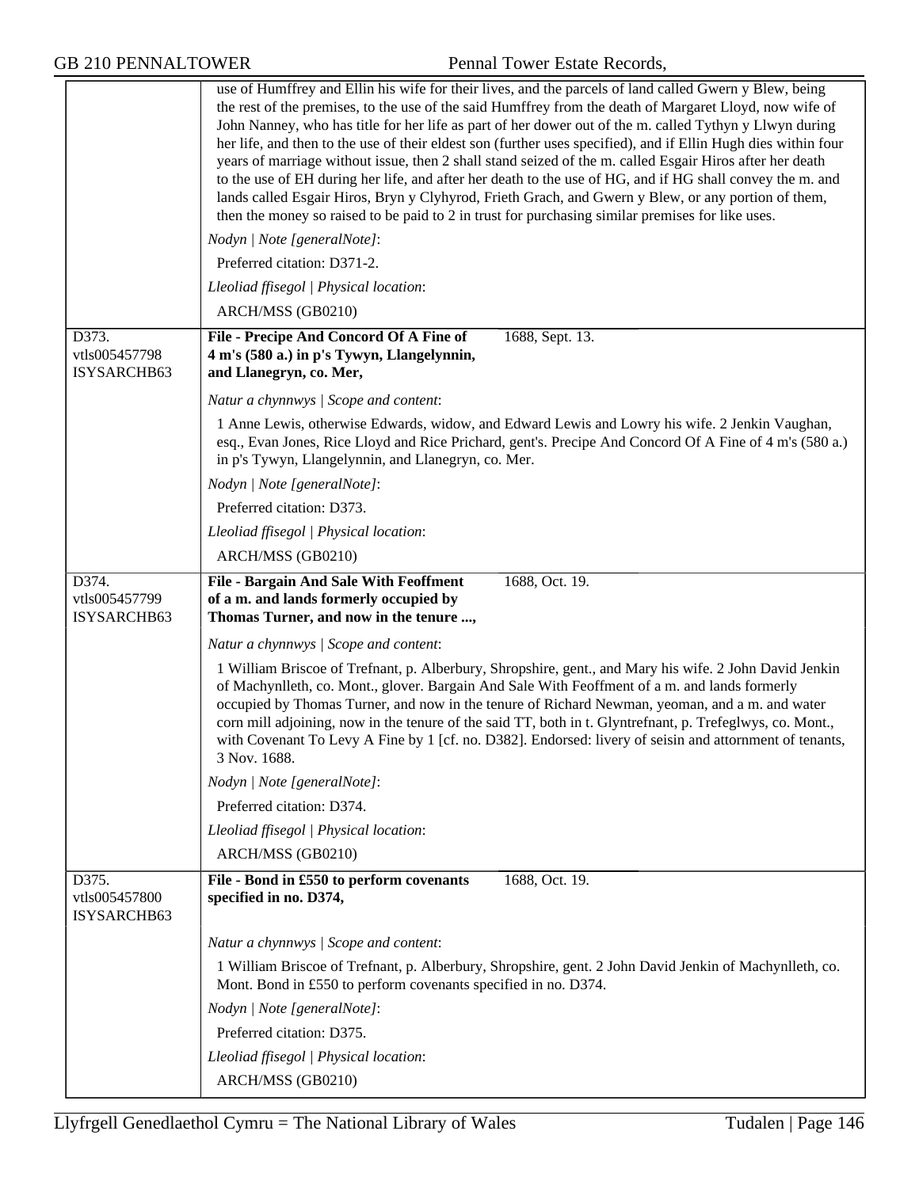use of Humffrey and Ellin his wife for their lives, and the parcels of land called Gwern y Blew, being the rest of the premises, to the use of the said Humffrey from the death of Margaret Lloyd, now wife of John Nanney, who has title for her life as part of her dower out of the m. called Tythyn y Llwyn during her life, and then to the use of their eldest son (further uses specified), and if Ellin Hugh dies within four years of marriage without issue, then 2 shall stand seized of the m. called Esgair Hiros after her death to the use of EH during her life, and after her death to the use of HG, and if HG shall convey the m. and lands called Esgair Hiros, Bryn y Clyhyrod, Frieth Grach, and Gwern y Blew, or any portion of them, then the money so raised to be paid to 2 in trust for purchasing similar premises for like uses.

*Nodyn | Note [generalNote]*:

Preferred citation: D371-2.

*Lleoliad ffisegol | Physical location*:

ARCH/MSS (GB0210)

---

D373.
vtls005457798
ISYSARCHB63

**File - Precipe And Concord Of A Fine of 4 m's (580 a.) in p's Tywyn, Llangelynnin, and Llanegryn, co. Mer,** 1688, Sept. 13.

*Natur a chynnwys | Scope and content*:

1 Anne Lewis, otherwise Edwards, widow, and Edward Lewis and Lowry his wife. 2 Jenkin Vaughan, esq., Evan Jones, Rice Lloyd and Rice Prichard, gent's. Precipe And Concord Of A Fine of 4 m's (580 a.) in p's Tywyn, Llangelynnin, and Llanegryn, co. Mer.

*Nodyn | Note [generalNote]*:

Preferred citation: D373.

*Lleoliad ffisegol | Physical location*:

ARCH/MSS (GB0210)

---

D374.
vtls005457799
ISYSARCHB63

**File - Bargain And Sale With Feoffment of a m. and lands formerly occupied by Thomas Turner, and now in the tenure ...,** 1688, Oct. 19.

*Natur a chynnwys | Scope and content*:

1 William Briscoe of Trefnant, p. Alberbury, Shropshire, gent., and Mary his wife. 2 John David Jenkin of Machynlleth, co. Mont., glover. Bargain And Sale With Feoffment of a m. and lands formerly occupied by Thomas Turner, and now in the tenure of Richard Newman, yeoman, and a m. and water corn mill adjoining, now in the tenure of the said TT, both in t. Glyntrefnant, p. Trefeglwys, co. Mont., with Covenant To Levy A Fine by 1 [cf. no. D382]. Endorsed: livery of seisin and attornment of tenants, 3 Nov. 1688.

*Nodyn | Note [generalNote]*:

Preferred citation: D374.

*Lleoliad ffisegol | Physical location*:

ARCH/MSS (GB0210)

---

D375.
vtls005457800
ISYSARCHB63

**File - Bond in £550 to perform covenants specified in no. D374,** 1688, Oct. 19.

*Natur a chynnwys | Scope and content*:

1 William Briscoe of Trefnant, p. Alberbury, Shropshire, gent. 2 John David Jenkin of Machynlleth, co. Mont. Bond in £550 to perform covenants specified in no. D374.

*Nodyn | Note [generalNote]*:

Preferred citation: D375.

*Lleoliad ffisegol | Physical location*:

ARCH/MSS (GB0210)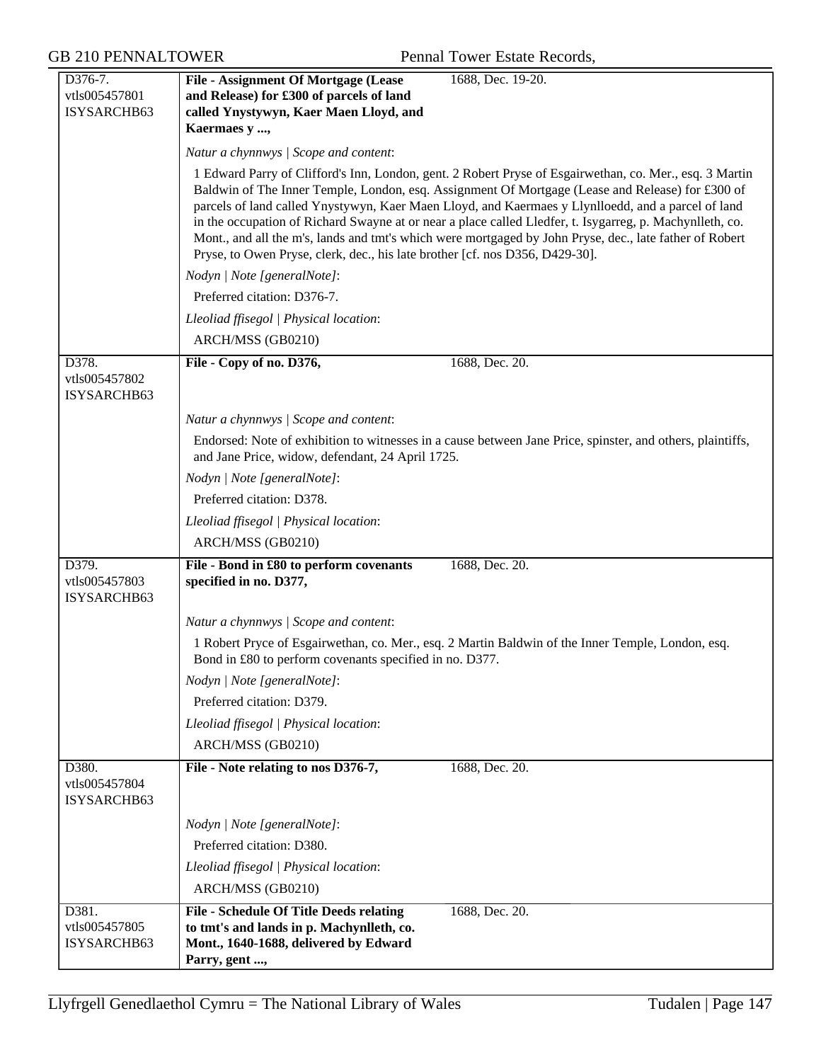| D376-7.<br>vtls005457801<br>ISYSARCHB63 | **File - Assignment Of Mortgage (Lease and Release) for £300 of parcels of land called Ynystywyn, Kaer Maen Lloyd, and Kaermaes y ...,** | 1688, Dec. 19-20. |
|---|---|---|
| | *Natur a chynnwys \| Scope and content*:<br>1 Edward Parry of Clifford's Inn, London, gent. 2 Robert Pryse of Esgairwethan, co. Mer., esq. 3 Martin Baldwin of The Inner Temple, London, esq. Assignment Of Mortgage (Lease and Release) for £300 of parcels of land called Ynystywyn, Kaer Maen Lloyd, and Kaermaes y Llynlloedd, and a parcel of land in the occupation of Richard Swayne at or near a place called Lledfer, t. Isygarreg, p. Machynlleth, co. Mont., and all the m's, lands and tmt's which were mortgaged by John Pryse, dec., late father of Robert Pryse, to Owen Pryse, clerk, dec., his late brother [cf. nos D356, D429-30].<br>*Nodyn \| Note [generalNote]*:<br>Preferred citation: D376-7.<br>*Lleoliad ffisegol \| Physical location*:<br>ARCH/MSS (GB0210) | |
| D378.<br>vtls005457802<br>ISYSARCHB63 | **File - Copy of no. D376,** | 1688, Dec. 20. |
| | *Natur a chynnwys \| Scope and content*:<br>Endorsed: Note of exhibition to witnesses in a cause between Jane Price, spinster, and others, plaintiffs, and Jane Price, widow, defendant, 24 April 1725.<br>*Nodyn \| Note [generalNote]*:<br>Preferred citation: D378.<br>*Lleoliad ffisegol \| Physical location*:<br>ARCH/MSS (GB0210) | |
| D379.<br>vtls005457803<br>ISYSARCHB63 | **File - Bond in £80 to perform covenants specified in no. D377,** | 1688, Dec. 20. |
| | *Natur a chynnwys \| Scope and content*:<br>1 Robert Pryce of Esgairwethan, co. Mer., esq. 2 Martin Baldwin of the Inner Temple, London, esq. Bond in £80 to perform covenants specified in no. D377.<br>*Nodyn \| Note [generalNote]*:<br>Preferred citation: D379.<br>*Lleoliad ffisegol \| Physical location*:<br>ARCH/MSS (GB0210) | |
| D380.<br>vtls005457804<br>ISYSARCHB63 | **File - Note relating to nos D376-7,** | 1688, Dec. 20. |
| | *Nodyn \| Note [generalNote]*:<br>Preferred citation: D380.<br>*Lleoliad ffisegol \| Physical location*:<br>ARCH/MSS (GB0210) | |
| D381.<br>vtls005457805<br>ISYSARCHB63 | **File - Schedule Of Title Deeds relating to tmt's and lands in p. Machynlleth, co. Mont., 1640-1688, delivered by Edward Parry, gent ...,** | 1688, Dec. 20. |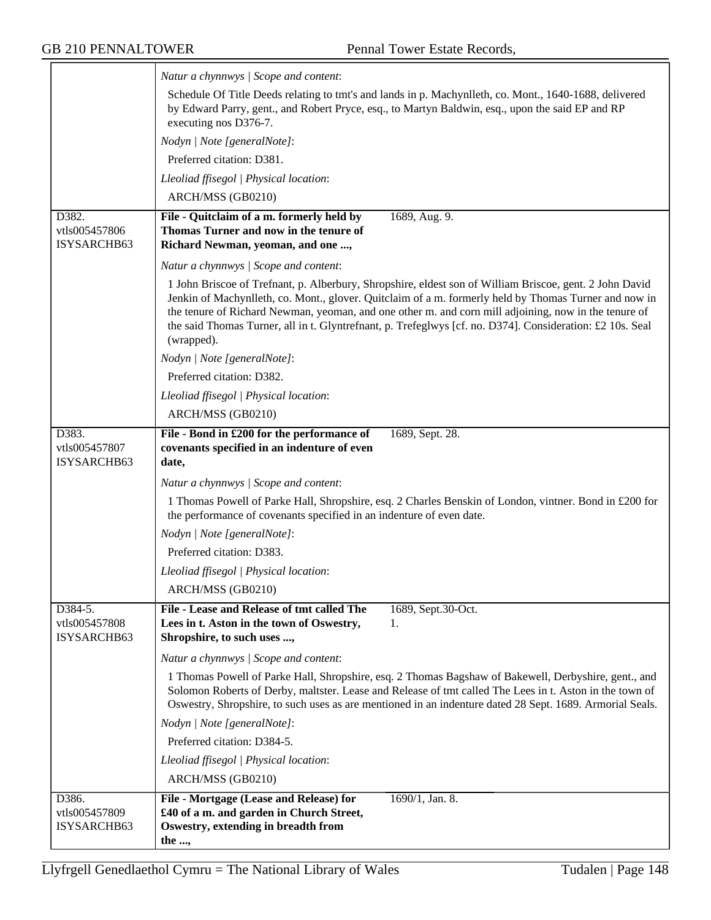*Natur a chynnwys | Scope and content*:

Schedule Of Title Deeds relating to tmt's and lands in p. Machynlleth, co. Mont., 1640-1688, delivered by Edward Parry, gent., and Robert Pryce, esq., to Martyn Baldwin, esq., upon the said EP and RP executing nos D376-7.

*Nodyn | Note [generalNote]*:

Preferred citation: D381.

*Lleoliad ffisegol | Physical location*:

ARCH/MSS (GB0210)

---

D382.
vtls005457806
ISYSARCHB63

**File - Quitclaim of a m. formerly held by Thomas Turner and now in the tenure of Richard Newman, yeoman, and one ...,** 1689, Aug. 9.

*Natur a chynnwys | Scope and content*:

1 John Briscoe of Trefnant, p. Alberbury, Shropshire, eldest son of William Briscoe, gent. 2 John David Jenkin of Machynlleth, co. Mont., glover. Quitclaim of a m. formerly held by Thomas Turner and now in the tenure of Richard Newman, yeoman, and one other m. and corn mill adjoining, now in the tenure of the said Thomas Turner, all in t. Glyntrefnant, p. Trefeglwys [cf. no. D374]. Consideration: £2 10s. Seal (wrapped).

*Nodyn | Note [generalNote]*:

Preferred citation: D382.

*Lleoliad ffisegol | Physical location*:

ARCH/MSS (GB0210)

---

D383.
vtls005457807
ISYSARCHB63

**File - Bond in £200 for the performance of covenants specified in an indenture of even date,** 1689, Sept. 28.

*Natur a chynnwys | Scope and content*:

1 Thomas Powell of Parke Hall, Shropshire, esq. 2 Charles Benskin of London, vintner. Bond in £200 for the performance of covenants specified in an indenture of even date.

*Nodyn | Note [generalNote]*:

Preferred citation: D383.

*Lleoliad ffisegol | Physical location*:

ARCH/MSS (GB0210)

---

D384-5.
vtls005457808
ISYSARCHB63

**File - Lease and Release of tmt called The Lees in t. Aston in the town of Oswestry, Shropshire, to such uses ...,** 1689, Sept.30-Oct. 1.

*Natur a chynnwys | Scope and content*:

1 Thomas Powell of Parke Hall, Shropshire, esq. 2 Thomas Bagshaw of Bakewell, Derbyshire, gent., and Solomon Roberts of Derby, maltster. Lease and Release of tmt called The Lees in t. Aston in the town of Oswestry, Shropshire, to such uses as are mentioned in an indenture dated 28 Sept. 1689. Armorial Seals.

*Nodyn | Note [generalNote]*:

Preferred citation: D384-5.

*Lleoliad ffisegol | Physical location*:

ARCH/MSS (GB0210)

---

D386.
vtls005457809
ISYSARCHB63

**File - Mortgage (Lease and Release) for £40 of a m. and garden in Church Street, Oswestry, extending in breadth from the ...,** 1690/1, Jan. 8.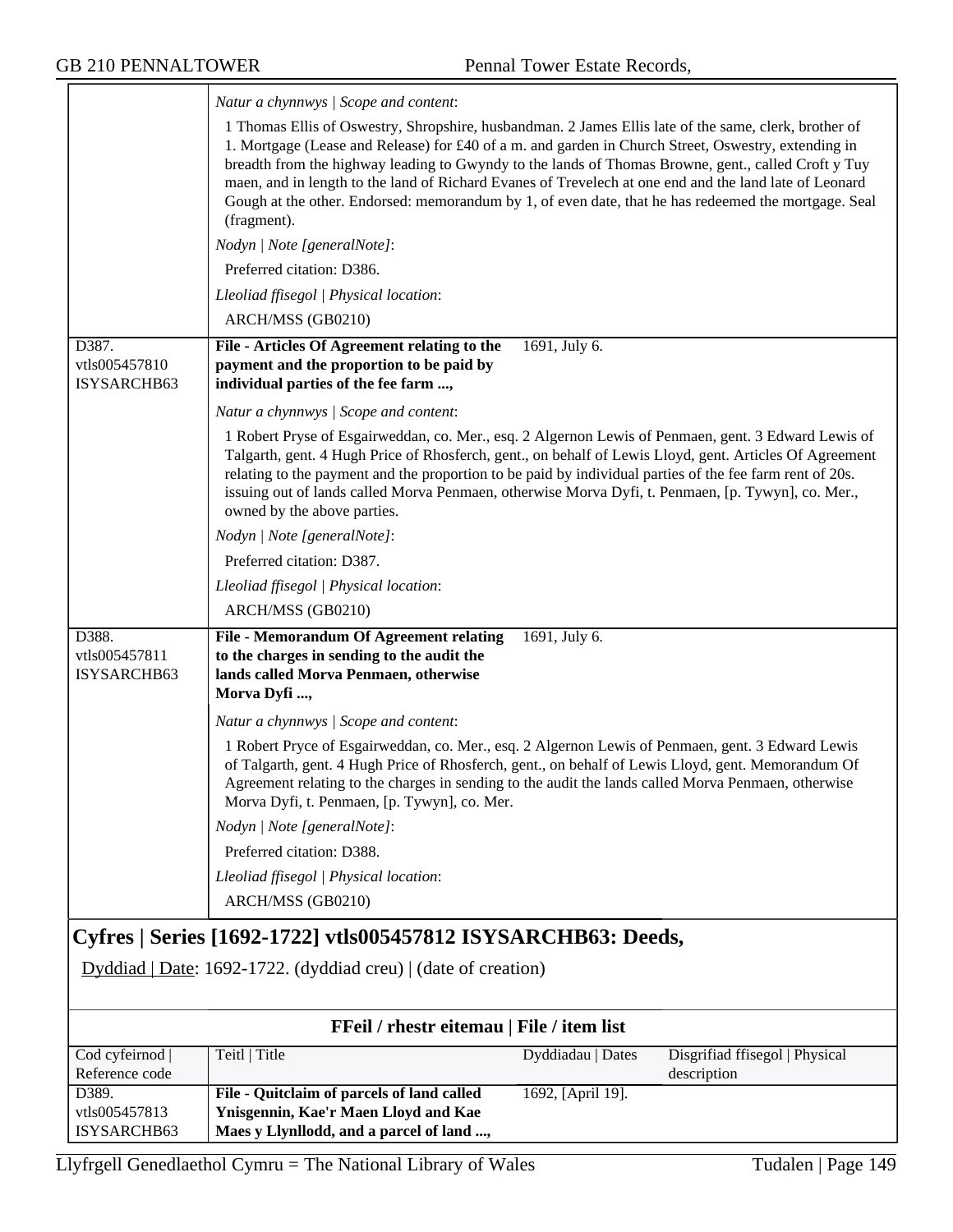*Natur a chynnwys | Scope and content*:

1 Thomas Ellis of Oswestry, Shropshire, husbandman. 2 James Ellis late of the same, clerk, brother of 1. Mortgage (Lease and Release) for £40 of a m. and garden in Church Street, Oswestry, extending in breadth from the highway leading to Gwyndy to the lands of Thomas Browne, gent., called Croft y Tuy maen, and in length to the land of Richard Evanes of Trevelech at one end and the land late of Leonard Gough at the other. Endorsed: memorandum by 1, of even date, that he has redeemed the mortgage. Seal (fragment).

*Nodyn | Note [generalNote]*:

Preferred citation: D386.

*Lleoliad ffisegol | Physical location*:

ARCH/MSS (GB0210)

| | | | |
|---|---|---|---|
| D387. vtls005457810 ISYSARCHB63 | **File - Articles Of Agreement relating to the payment and the proportion to be paid by individual parties of the fee farm ...,** | 1691, July 6. | |

*Natur a chynnwys | Scope and content*:

1 Robert Pryse of Esgairweddan, co. Mer., esq. 2 Algernon Lewis of Penmaen, gent. 3 Edward Lewis of Talgarth, gent. 4 Hugh Price of Rhosferch, gent., on behalf of Lewis Lloyd, gent. Articles Of Agreement relating to the payment and the proportion to be paid by individual parties of the fee farm rent of 20s. issuing out of lands called Morva Penmaen, otherwise Morva Dyfi, t. Penmaen, [p. Tywyn], co. Mer., owned by the above parties.

*Nodyn | Note [generalNote]*:

Preferred citation: D387.

*Lleoliad ffisegol | Physical location*:

ARCH/MSS (GB0210)

| | | | |
|---|---|---|---|
| D388. vtls005457811 ISYSARCHB63 | **File - Memorandum Of Agreement relating to the charges in sending to the audit the lands called Morva Penmaen, otherwise Morva Dyfi ...,** | 1691, July 6. | |

*Natur a chynnwys | Scope and content*:

1 Robert Pryce of Esgairweddan, co. Mer., esq. 2 Algernon Lewis of Penmaen, gent. 3 Edward Lewis of Talgarth, gent. 4 Hugh Price of Rhosferch, gent., on behalf of Lewis Lloyd, gent. Memorandum Of Agreement relating to the charges in sending to the audit the lands called Morva Penmaen, otherwise Morva Dyfi, t. Penmaen, [p. Tywyn], co. Mer.

*Nodyn | Note [generalNote]*:

Preferred citation: D388.

*Lleoliad ffisegol | Physical location*:

ARCH/MSS (GB0210)

## Cyfres | Series [1692-1722] vtls005457812 ISYSARCHB63: Deeds,

Dyddiad | Date: 1692-1722. (dyddiad creu) | (date of creation)

### FFeil / rhestr eitemau | File / item list

| Cod cyfeirnod \| Reference code | Teitl \| Title | Dyddiadau \| Dates | Disgrifiad ffisegol \| Physical description |
|---|---|---|---|
| D389. vtls005457813 ISYSARCHB63 | **File - Quitclaim of parcels of land called Ynisgennin, Kae'r Maen Lloyd and Kae Maes y Llynllodd, and a parcel of land ...,** | 1692, [April 19]. | |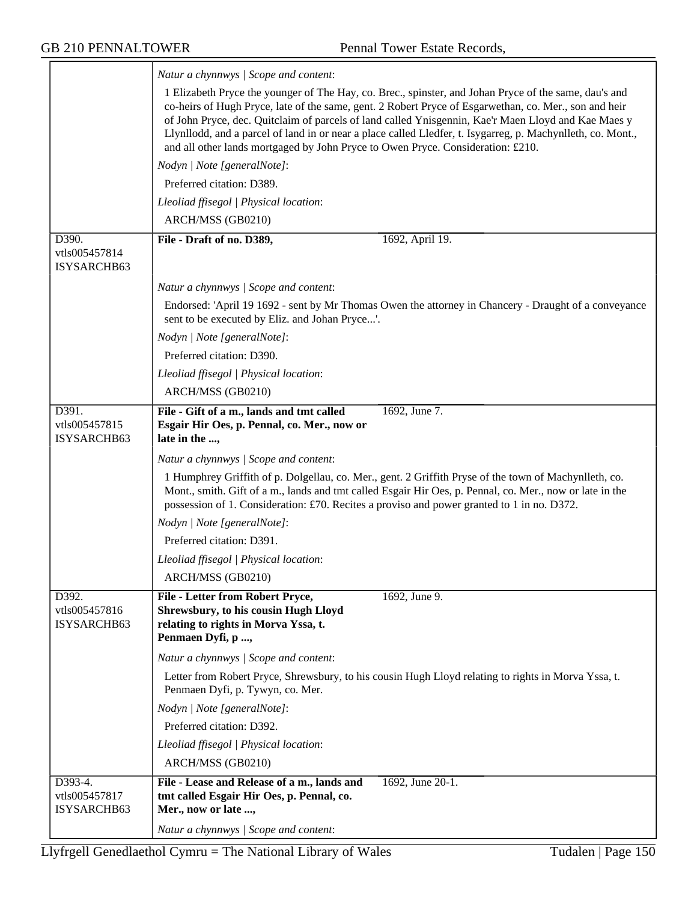*Natur a chynnwys | Scope and content*:

1 Elizabeth Pryce the younger of The Hay, co. Brec., spinster, and Johan Pryce of the same, dau's and co-heirs of Hugh Pryce, late of the same, gent. 2 Robert Pryce of Esgarwethan, co. Mer., son and heir of John Pryce, dec. Quitclaim of parcels of land called Ynisgennin, Kae'r Maen Lloyd and Kae Maes y Llynllodd, and a parcel of land in or near a place called Lledfer, t. Isygarreg, p. Machynlleth, co. Mont., and all other lands mortgaged by John Pryce to Owen Pryce. Consideration: £210.

*Nodyn | Note [generalNote]*:

Preferred citation: D389.

*Lleoliad ffisegol | Physical location*:

ARCH/MSS (GB0210)

---

D390. vtls005457814 ISYSARCHB63

**File - Draft of no. D389,** 1692, April 19.

*Natur a chynnwys | Scope and content*:

Endorsed: 'April 19 1692 - sent by Mr Thomas Owen the attorney in Chancery - Draught of a conveyance sent to be executed by Eliz. and Johan Pryce...'.

*Nodyn | Note [generalNote]*:

Preferred citation: D390.

*Lleoliad ffisegol | Physical location*:

ARCH/MSS (GB0210)

---

D391. vtls005457815 ISYSARCHB63

**File - Gift of a m., lands and tmt called Esgair Hir Oes, p. Pennal, co. Mer., now or late in the ...,** 1692, June 7.

*Natur a chynnwys | Scope and content*:

1 Humphrey Griffith of p. Dolgellau, co. Mer., gent. 2 Griffith Pryse of the town of Machynlleth, co. Mont., smith. Gift of a m., lands and tmt called Esgair Hir Oes, p. Pennal, co. Mer., now or late in the possession of 1. Consideration: £70. Recites a proviso and power granted to 1 in no. D372.

*Nodyn | Note [generalNote]*:

Preferred citation: D391.

*Lleoliad ffisegol | Physical location*:

ARCH/MSS (GB0210)

---

D392. vtls005457816 ISYSARCHB63

**File - Letter from Robert Pryce, Shrewsbury, to his cousin Hugh Lloyd relating to rights in Morva Yssa, t. Penmaen Dyfi, p ...,** 1692, June 9.

*Natur a chynnwys | Scope and content*:

Letter from Robert Pryce, Shrewsbury, to his cousin Hugh Lloyd relating to rights in Morva Yssa, t. Penmaen Dyfi, p. Tywyn, co. Mer.

*Nodyn | Note [generalNote]*:

Preferred citation: D392.

*Lleoliad ffisegol | Physical location*:

ARCH/MSS (GB0210)

---

D393-4. vtls005457817 ISYSARCHB63

**File - Lease and Release of a m., lands and tmt called Esgair Hir Oes, p. Pennal, co. Mer., now or late ...,** 1692, June 20-1.

*Natur a chynnwys | Scope and content*: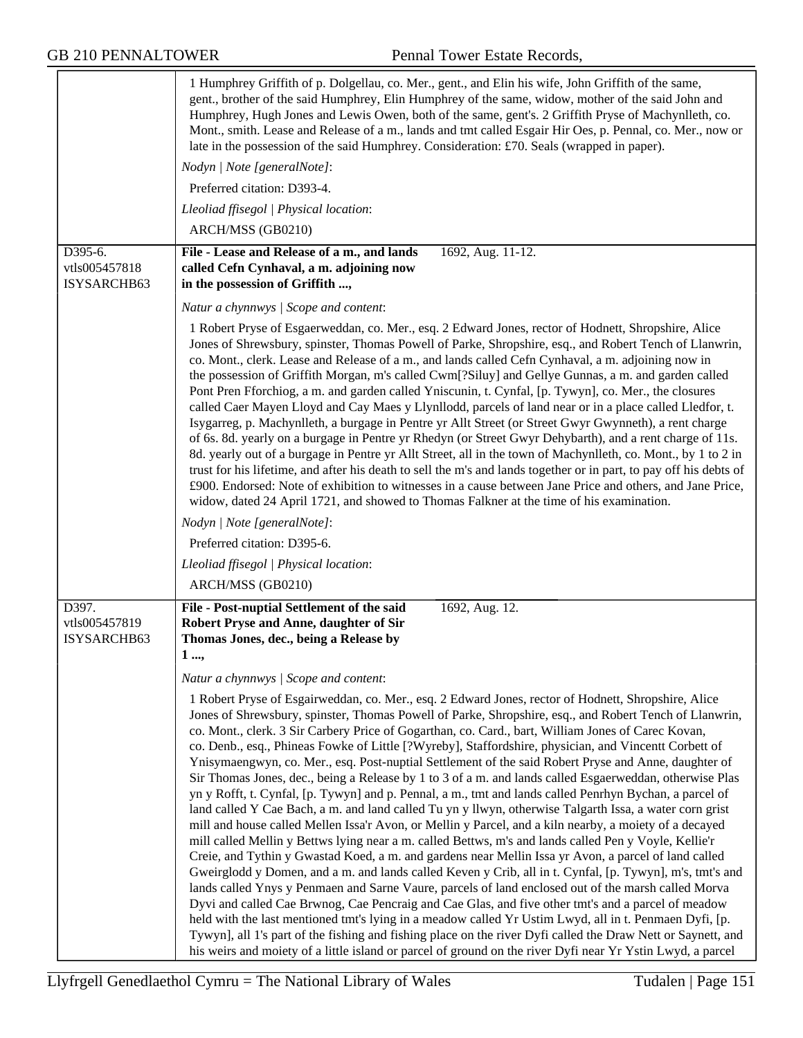1 Humphrey Griffith of p. Dolgellau, co. Mer., gent., and Elin his wife, John Griffith of the same, gent., brother of the said Humphrey, Elin Humphrey of the same, widow, mother of the said John and Humphrey, Hugh Jones and Lewis Owen, both of the same, gent's. 2 Griffith Pryse of Machynlleth, co. Mont., smith. Lease and Release of a m., lands and tmt called Esgair Hir Oes, p. Pennal, co. Mer., now or late in the possession of the said Humphrey. Consideration: £70. Seals (wrapped in paper).

*Nodyn | Note [generalNote]*:

Preferred citation: D393-4.

*Lleoliad ffisegol | Physical location*:

ARCH/MSS (GB0210)

---

D395-6.
vtls005457818
ISYSARCHB63

**File - Lease and Release of a m., and lands called Cefn Cynhaval, a m. adjoining now in the possession of Griffith ...,** 1692, Aug. 11-12.

*Natur a chynnwys | Scope and content*:

1 Robert Pryse of Esgaerweddan, co. Mer., esq. 2 Edward Jones, rector of Hodnett, Shropshire, Alice Jones of Shrewsbury, spinster, Thomas Powell of Parke, Shropshire, esq., and Robert Tench of Llanwrin, co. Mont., clerk. Lease and Release of a m., and lands called Cefn Cynhaval, a m. adjoining now in the possession of Griffith Morgan, m's called Cwm[?Siluy] and Gellye Gunnas, a m. and garden called Pont Pren Fforchiog, a m. and garden called Yniscunin, t. Cynfal, [p. Tywyn], co. Mer., the closures called Caer Mayen Lloyd and Cay Maes y Llynllodd, parcels of land near or in a place called Lledfor, t. Isygarreg, p. Machynlleth, a burgage in Pentre yr Allt Street (or Street Gwyr Gwynneth), a rent charge of 6s. 8d. yearly on a burgage in Pentre yr Rhedyn (or Street Gwyr Dehybarth), and a rent charge of 11s. 8d. yearly out of a burgage in Pentre yr Allt Street, all in the town of Machynlleth, co. Mont., by 1 to 2 in trust for his lifetime, and after his death to sell the m's and lands together or in part, to pay off his debts of £900. Endorsed: Note of exhibition to witnesses in a cause between Jane Price and others, and Jane Price, widow, dated 24 April 1721, and showed to Thomas Falkner at the time of his examination.

*Nodyn | Note [generalNote]*:

Preferred citation: D395-6.

*Lleoliad ffisegol | Physical location*:

ARCH/MSS (GB0210)

---

D397.
vtls005457819
ISYSARCHB63

**File - Post-nuptial Settlement of the said Robert Pryse and Anne, daughter of Sir Thomas Jones, dec., being a Release by 1 ...,** 1692, Aug. 12.

*Natur a chynnwys | Scope and content*:

1 Robert Pryse of Esgairweddan, co. Mer., esq. 2 Edward Jones, rector of Hodnett, Shropshire, Alice Jones of Shrewsbury, spinster, Thomas Powell of Parke, Shropshire, esq., and Robert Tench of Llanwrin, co. Mont., clerk. 3 Sir Carbery Price of Gogarthan, co. Card., bart, William Jones of Carec Kovan, co. Denb., esq., Phineas Fowke of Little [?Wyreby], Staffordshire, physician, and Vincentt Corbett of Ynisymaengwyn, co. Mer., esq. Post-nuptial Settlement of the said Robert Pryse and Anne, daughter of Sir Thomas Jones, dec., being a Release by 1 to 3 of a m. and lands called Esgaerweddan, otherwise Plas yn y Rofft, t. Cynfal, [p. Tywyn] and p. Pennal, a m., tmt and lands called Penrhyn Bychan, a parcel of land called Y Cae Bach, a m. and land called Tu yn y llwyn, otherwise Talgarth Issa, a water corn grist mill and house called Mellen Issa'r Avon, or Mellin y Parcel, and a kiln nearby, a moiety of a decayed mill called Mellin y Bettws lying near a m. called Bettws, m's and lands called Pen y Voyle, Kellie'r Creie, and Tythin y Gwastad Koed, a m. and gardens near Mellin Issa yr Avon, a parcel of land called Gweirglodd y Domen, and a m. and lands called Keven y Crib, all in t. Cynfal, [p. Tywyn], m's, tmt's and lands called Ynys y Penmaen and Sarne Vaure, parcels of land enclosed out of the marsh called Morva Dyvi and called Cae Brwnog, Cae Pencraig and Cae Glas, and five other tmt's and a parcel of meadow held with the last mentioned tmt's lying in a meadow called Yr Ustim Lwyd, all in t. Penmaen Dyfi, [p. Tywyn], all 1's part of the fishing and fishing place on the river Dyfi called the Draw Nett or Saynett, and his weirs and moiety of a little island or parcel of ground on the river Dyfi near Yr Ystin Lwyd, a parcel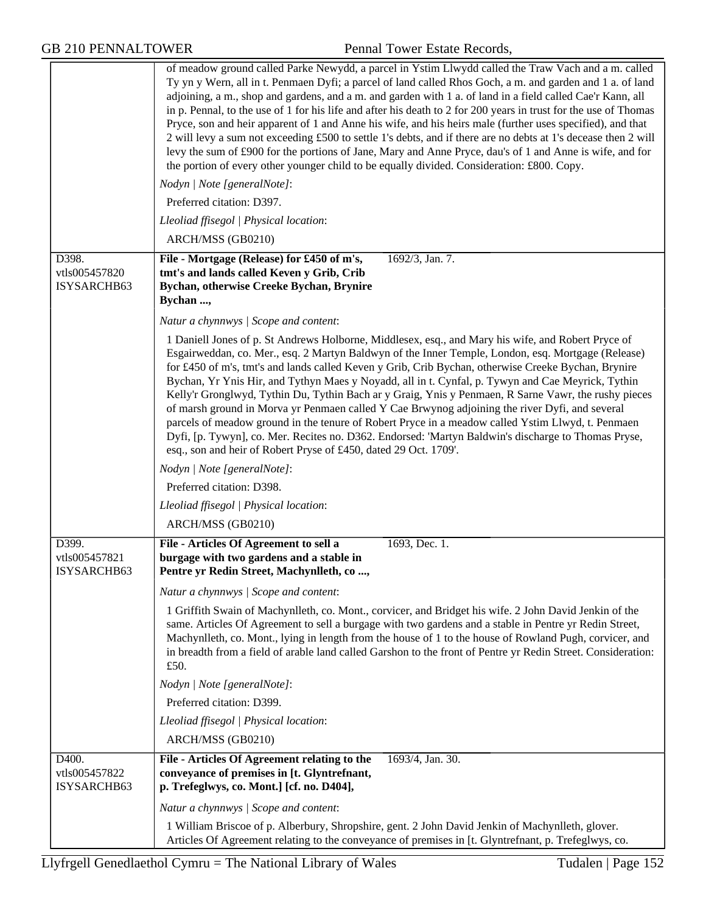of meadow ground called Parke Newydd, a parcel in Ystim Llwydd called the Traw Vach and a m. called Ty yn y Wern, all in t. Penmaen Dyfi; a parcel of land called Rhos Goch, a m. and garden and 1 a. of land adjoining, a m., shop and gardens, and a m. and garden with 1 a. of land in a field called Cae'r Kann, all in p. Pennal, to the use of 1 for his life and after his death to 2 for 200 years in trust for the use of Thomas Pryce, son and heir apparent of 1 and Anne his wife, and his heirs male (further uses specified), and that 2 will levy a sum not exceeding £500 to settle 1's debts, and if there are no debts at 1's decease then 2 will levy the sum of £900 for the portions of Jane, Mary and Anne Pryce, dau's of 1 and Anne is wife, and for the portion of every other younger child to be equally divided. Consideration: £800. Copy.

*Nodyn | Note [generalNote]*:

Preferred citation: D397.

*Lleoliad ffisegol | Physical location*:

ARCH/MSS (GB0210)

---

D398.
vtls005457820
ISYSARCHB63

**File - Mortgage (Release) for £450 of m's, tmt's and lands called Keven y Grib, Crib Bychan, otherwise Creeke Bychan, Brynire Bychan ...,** 1692/3, Jan. 7.

*Natur a chynnwys | Scope and content*:

1 Daniell Jones of p. St Andrews Holborne, Middlesex, esq., and Mary his wife, and Robert Pryce of Esgairweddan, co. Mer., esq. 2 Martyn Baldwyn of the Inner Temple, London, esq. Mortgage (Release) for £450 of m's, tmt's and lands called Keven y Grib, Crib Bychan, otherwise Creeke Bychan, Brynire Bychan, Yr Ynis Hir, and Tythyn Maes y Noyadd, all in t. Cynfal, p. Tywyn and Cae Meyrick, Tythin Kelly'r Gronglwyd, Tythin Du, Tythin Bach ar y Graig, Ynis y Penmaen, R Sarne Vawr, the rushy pieces of marsh ground in Morva yr Penmaen called Y Cae Brwynog adjoining the river Dyfi, and several parcels of meadow ground in the tenure of Robert Pryce in a meadow called Ystim Llwyd, t. Penmaen Dyfi, [p. Tywyn], co. Mer. Recites no. D362. Endorsed: 'Martyn Baldwin's discharge to Thomas Pryse, esq., son and heir of Robert Pryse of £450, dated 29 Oct. 1709'.

*Nodyn | Note [generalNote]*:

Preferred citation: D398.

*Lleoliad ffisegol | Physical location*:

ARCH/MSS (GB0210)

---

D399.
vtls005457821
ISYSARCHB63

**File - Articles Of Agreement to sell a burgage with two gardens and a stable in Pentre yr Redin Street, Machynlleth, co ...,** 1693, Dec. 1.

*Natur a chynnwys | Scope and content*:

1 Griffith Swain of Machynlleth, co. Mont., corvicer, and Bridget his wife. 2 John David Jenkin of the same. Articles Of Agreement to sell a burgage with two gardens and a stable in Pentre yr Redin Street, Machynlleth, co. Mont., lying in length from the house of 1 to the house of Rowland Pugh, corvicer, and in breadth from a field of arable land called Garshon to the front of Pentre yr Redin Street. Consideration: £50.

*Nodyn | Note [generalNote]*:

Preferred citation: D399.

*Lleoliad ffisegol | Physical location*:

ARCH/MSS (GB0210)

---

D400.
vtls005457822
ISYSARCHB63

**File - Articles Of Agreement relating to the conveyance of premises in [t. Glyntrefnant, p. Trefeglwys, co. Mont.] [cf. no. D404],** 1693/4, Jan. 30.

*Natur a chynnwys | Scope and content*:

1 William Briscoe of p. Alberbury, Shropshire, gent. 2 John David Jenkin of Machynlleth, glover. Articles Of Agreement relating to the conveyance of premises in [t. Glyntrefnant, p. Trefeglwys, co.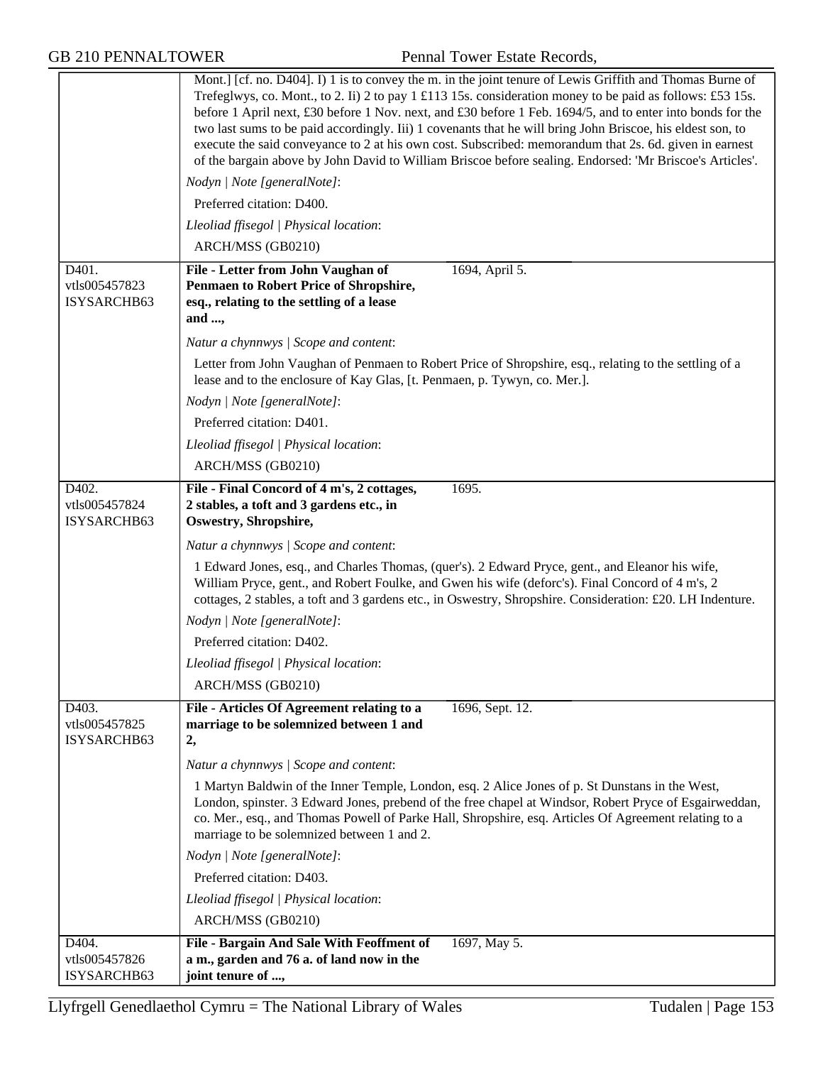| | |
|---|---|
| | Mont.] [cf. no. D404]. I) 1 is to convey the m. in the joint tenure of Lewis Griffith and Thomas Burne of Trefeglwys, co. Mont., to 2. Ii) 2 to pay 1 £113 15s. consideration money to be paid as follows: £53 15s. before 1 April next, £30 before 1 Nov. next, and £30 before 1 Feb. 1694/5, and to enter into bonds for the two last sums to be paid accordingly. Iii) 1 covenants that he will bring John Briscoe, his eldest son, to execute the said conveyance to 2 at his own cost. Subscribed: memorandum that 2s. 6d. given in earnest of the bargain above by John David to William Briscoe before sealing. Endorsed: 'Mr Briscoe's Articles'.<br>*Nodyn \| Note [generalNote]*:<br>Preferred citation: D400.<br>*Lleoliad ffisegol \| Physical location*:<br>ARCH/MSS (GB0210) |
| D401.<br>vtls005457823<br>ISYSARCHB63 | **File - Letter from John Vaughan of Penmaen to Robert Price of Shropshire, esq., relating to the settling of a lease and ...,** 1694, April 5.<br>*Natur a chynnwys \| Scope and content*:<br>Letter from John Vaughan of Penmaen to Robert Price of Shropshire, esq., relating to the settling of a lease and to the enclosure of Kay Glas, [t. Penmaen, p. Tywyn, co. Mer.].<br>*Nodyn \| Note [generalNote]*:<br>Preferred citation: D401.<br>*Lleoliad ffisegol \| Physical location*:<br>ARCH/MSS (GB0210) |
| D402.<br>vtls005457824<br>ISYSARCHB63 | **File - Final Concord of 4 m's, 2 cottages, 2 stables, a toft and 3 gardens etc., in Oswestry, Shropshire,** 1695.<br>*Natur a chynnwys \| Scope and content*:<br>1 Edward Jones, esq., and Charles Thomas, (quer's). 2 Edward Pryce, gent., and Eleanor his wife, William Pryce, gent., and Robert Foulke, and Gwen his wife (deforc's). Final Concord of 4 m's, 2 cottages, 2 stables, a toft and 3 gardens etc., in Oswestry, Shropshire. Consideration: £20. LH Indenture.<br>*Nodyn \| Note [generalNote]*:<br>Preferred citation: D402.<br>*Lleoliad ffisegol \| Physical location*:<br>ARCH/MSS (GB0210) |
| D403.<br>vtls005457825<br>ISYSARCHB63 | **File - Articles Of Agreement relating to a marriage to be solemnized between 1 and 2,** 1696, Sept. 12.<br>*Natur a chynnwys \| Scope and content*:<br>1 Martyn Baldwin of the Inner Temple, London, esq. 2 Alice Jones of p. St Dunstans in the West, London, spinster. 3 Edward Jones, prebend of the free chapel at Windsor, Robert Pryce of Esgairweddan, co. Mer., esq., and Thomas Powell of Parke Hall, Shropshire, esq. Articles Of Agreement relating to a marriage to be solemnized between 1 and 2.<br>*Nodyn \| Note [generalNote]*:<br>Preferred citation: D403.<br>*Lleoliad ffisegol \| Physical location*:<br>ARCH/MSS (GB0210) |
| D404.<br>vtls005457826<br>ISYSARCHB63 | **File - Bargain And Sale With Feoffment of a m., garden and 76 a. of land now in the joint tenure of ...,** 1697, May 5. |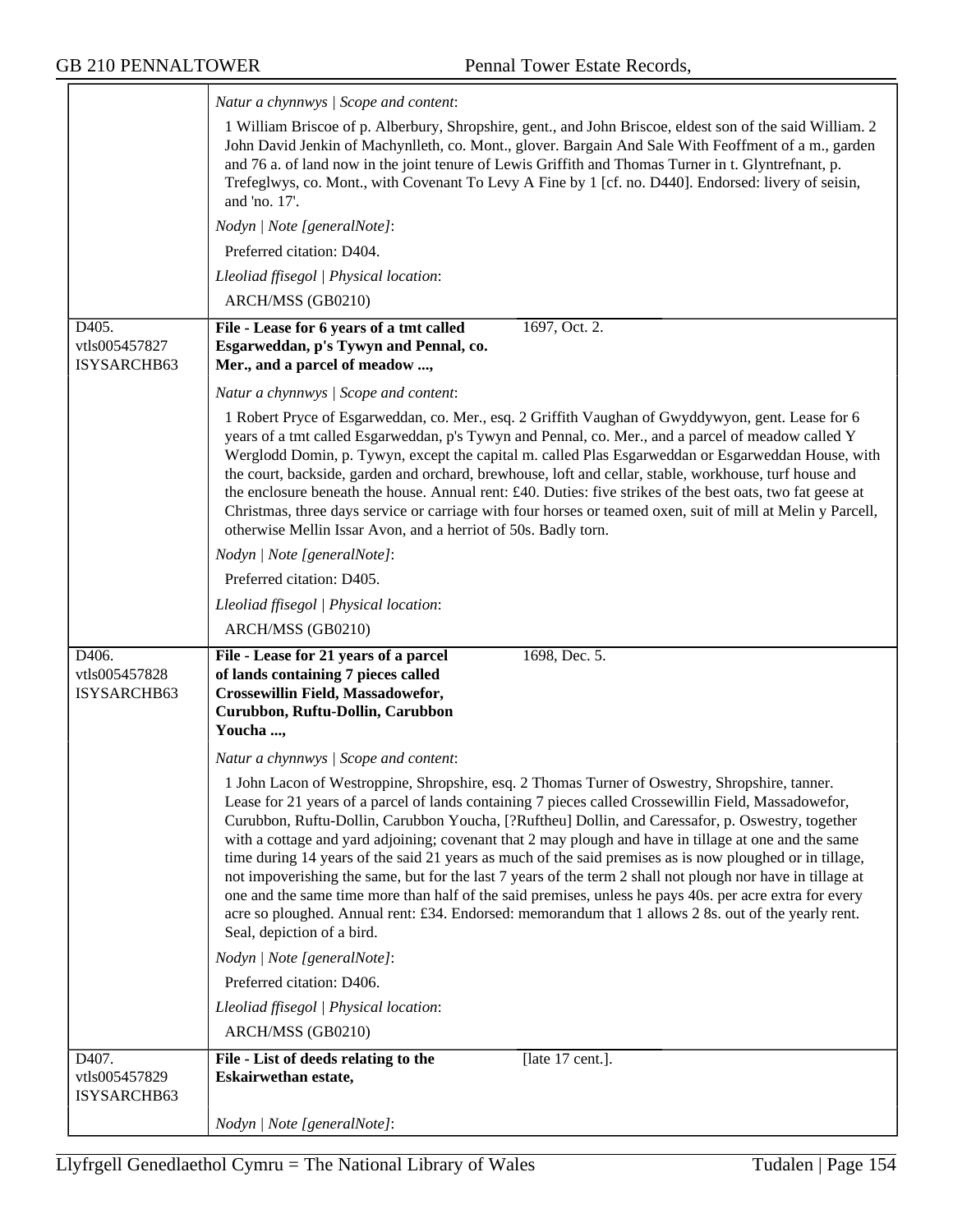*Natur a chynnwys | Scope and content*:

1 William Briscoe of p. Alberbury, Shropshire, gent., and John Briscoe, eldest son of the said William. 2 John David Jenkin of Machynlleth, co. Mont., glover. Bargain And Sale With Feoffment of a m., garden and 76 a. of land now in the joint tenure of Lewis Griffith and Thomas Turner in t. Glyntrefnant, p. Trefeglwys, co. Mont., with Covenant To Levy A Fine by 1 [cf. no. D440]. Endorsed: livery of seisin, and 'no. 17'.

*Nodyn | Note [generalNote]*:

Preferred citation: D404.

*Lleoliad ffisegol | Physical location*:

ARCH/MSS (GB0210)

---

D405.
vtls005457827
ISYSARCHB63

**File - Lease for 6 years of a tmt called Esgarweddan, p's Tywyn and Pennal, co. Mer., and a parcel of meadow ...,** 1697, Oct. 2.

*Natur a chynnwys | Scope and content*:

1 Robert Pryce of Esgarweddan, co. Mer., esq. 2 Griffith Vaughan of Gwyddywyon, gent. Lease for 6 years of a tmt called Esgarweddan, p's Tywyn and Pennal, co. Mer., and a parcel of meadow called Y Werglodd Domin, p. Tywyn, except the capital m. called Plas Esgarweddan or Esgarweddan House, with the court, backside, garden and orchard, brewhouse, loft and cellar, stable, workhouse, turf house and the enclosure beneath the house. Annual rent: £40. Duties: five strikes of the best oats, two fat geese at Christmas, three days service or carriage with four horses or teamed oxen, suit of mill at Melin y Parcell, otherwise Mellin Issar Avon, and a herriot of 50s. Badly torn.

*Nodyn | Note [generalNote]*:

Preferred citation: D405.

*Lleoliad ffisegol | Physical location*:

ARCH/MSS (GB0210)

---

D406.
vtls005457828
ISYSARCHB63

**File - Lease for 21 years of a parcel of lands containing 7 pieces called Crossewillin Field, Massadowefor, Curubbon, Ruftu-Dollin, Carubbon Youcha ...,** 1698, Dec. 5.

*Natur a chynnwys | Scope and content*:

1 John Lacon of Westroppine, Shropshire, esq. 2 Thomas Turner of Oswestry, Shropshire, tanner. Lease for 21 years of a parcel of lands containing 7 pieces called Crossewillin Field, Massadowefor, Curubbon, Ruftu-Dollin, Carubbon Youcha, [?Ruftheu] Dollin, and Caressafor, p. Oswestry, together with a cottage and yard adjoining; covenant that 2 may plough and have in tillage at one and the same time during 14 years of the said 21 years as much of the said premises as is now ploughed or in tillage, not impoverishing the same, but for the last 7 years of the term 2 shall not plough nor have in tillage at one and the same time more than half of the said premises, unless he pays 40s. per acre extra for every acre so ploughed. Annual rent: £34. Endorsed: memorandum that 1 allows 2 8s. out of the yearly rent. Seal, depiction of a bird.

*Nodyn | Note [generalNote]*:

Preferred citation: D406.

*Lleoliad ffisegol | Physical location*:

ARCH/MSS (GB0210)

---

D407.
vtls005457829
ISYSARCHB63

**File - List of deeds relating to the Eskairwethan estate,** [late 17 cent.].

*Nodyn | Note [generalNote]*: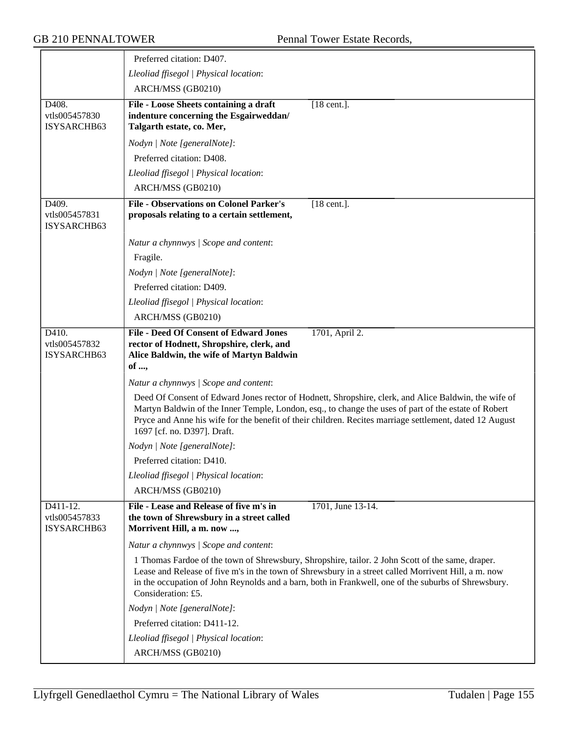| | | |
|---|---|---|
| | Preferred citation: D407. | |
| | *Lleoliad ffisegol \| Physical location*: | |
| | ARCH/MSS (GB0210) | |
| D408. vtls005457830 ISYSARCHB63 | **File - Loose Sheets containing a draft indenture concerning the Esgairweddan/ Talgarth estate, co. Mer,** | [18 cent.]. |
| | *Nodyn \| Note [generalNote]*: | |
| | Preferred citation: D408. | |
| | *Lleoliad ffisegol \| Physical location*: | |
| | ARCH/MSS (GB0210) | |
| D409. vtls005457831 ISYSARCHB63 | **File - Observations on Colonel Parker's proposals relating to a certain settlement,** | [18 cent.]. |
| | *Natur a chynnwys \| Scope and content*: | |
| | Fragile. | |
| | *Nodyn \| Note [generalNote]*: | |
| | Preferred citation: D409. | |
| | *Lleoliad ffisegol \| Physical location*: | |
| | ARCH/MSS (GB0210) | |
| D410. vtls005457832 ISYSARCHB63 | **File - Deed Of Consent of Edward Jones rector of Hodnett, Shropshire, clerk, and Alice Baldwin, the wife of Martyn Baldwin of ...,** | 1701, April 2. |
| | *Natur a chynnwys \| Scope and content*: | |
| | Deed Of Consent of Edward Jones rector of Hodnett, Shropshire, clerk, and Alice Baldwin, the wife of Martyn Baldwin of the Inner Temple, London, esq., to change the uses of part of the estate of Robert Pryce and Anne his wife for the benefit of their children. Recites marriage settlement, dated 12 August 1697 [cf. no. D397]. Draft. | |
| | *Nodyn \| Note [generalNote]*: | |
| | Preferred citation: D410. | |
| | *Lleoliad ffisegol \| Physical location*: | |
| | ARCH/MSS (GB0210) | |
| D411-12. vtls005457833 ISYSARCHB63 | **File - Lease and Release of five m's in the town of Shrewsbury in a street called Morrivent Hill, a m. now ...,** | 1701, June 13-14. |
| | *Natur a chynnwys \| Scope and content*: | |
| | 1 Thomas Fardoe of the town of Shrewsbury, Shropshire, tailor. 2 John Scott of the same, draper. Lease and Release of five m's in the town of Shrewsbury in a street called Morrivent Hill, a m. now in the occupation of John Reynolds and a barn, both in Frankwell, one of the suburbs of Shrewsbury. Consideration: £5. | |
| | *Nodyn \| Note [generalNote]*: | |
| | Preferred citation: D411-12. | |
| | *Lleoliad ffisegol \| Physical location*: | |
| | ARCH/MSS (GB0210) | |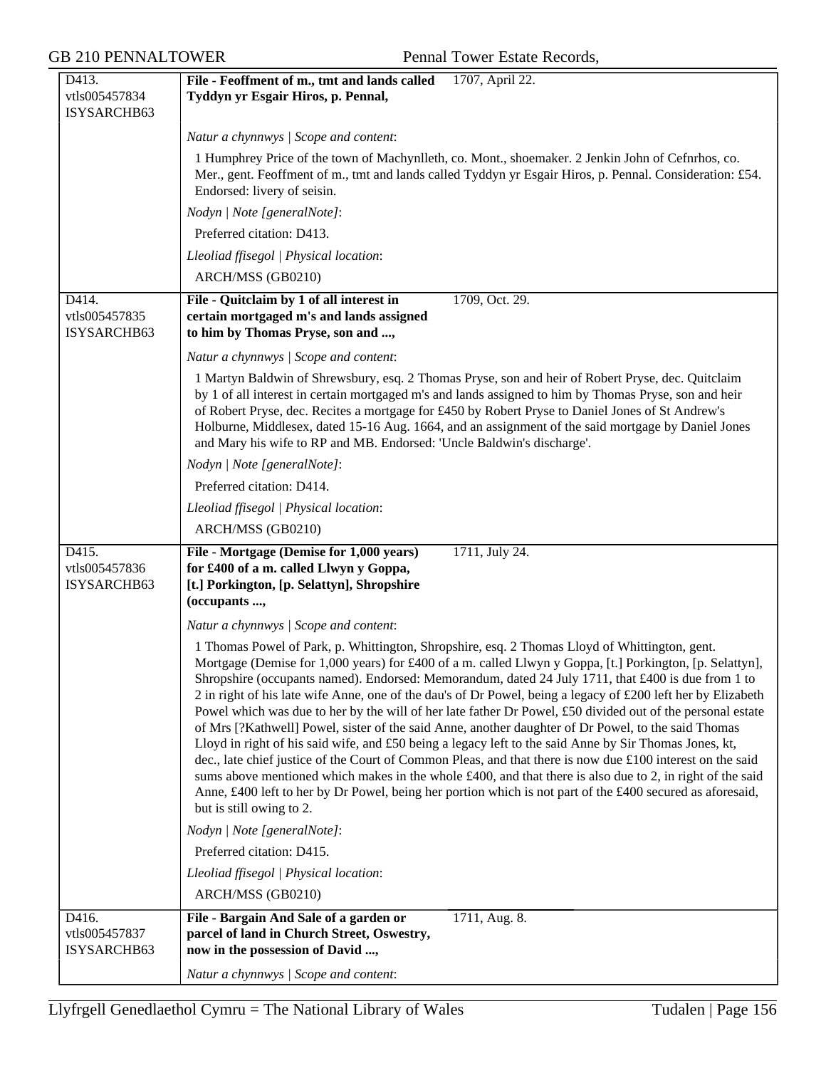**D413.** vtls005457834 ISYSARCHB63

**File - Feoffment of m., tmt and lands called Tyddyn yr Esgair Hiros, p. Pennal,** 1707, April 22.

*Natur a chynnwys | Scope and content*:

1 Humphrey Price of the town of Machynlleth, co. Mont., shoemaker. 2 Jenkin John of Cefnrhos, co. Mer., gent. Feoffment of m., tmt and lands called Tyddyn yr Esgair Hiros, p. Pennal. Consideration: £54. Endorsed: livery of seisin.

*Nodyn | Note [generalNote]*:

Preferred citation: D413.

*Lleoliad ffisegol | Physical location*:

ARCH/MSS (GB0210)

---

**D414.** vtls005457835 ISYSARCHB63

**File - Quitclaim by 1 of all interest in certain mortgaged m's and lands assigned to him by Thomas Pryse, son and ...,** 1709, Oct. 29.

*Natur a chynnwys | Scope and content*:

1 Martyn Baldwin of Shrewsbury, esq. 2 Thomas Pryse, son and heir of Robert Pryse, dec. Quitclaim by 1 of all interest in certain mortgaged m's and lands assigned to him by Thomas Pryse, son and heir of Robert Pryse, dec. Recites a mortgage for £450 by Robert Pryse to Daniel Jones of St Andrew's Holburne, Middlesex, dated 15-16 Aug. 1664, and an assignment of the said mortgage by Daniel Jones and Mary his wife to RP and MB. Endorsed: 'Uncle Baldwin's discharge'.

*Nodyn | Note [generalNote]*:

Preferred citation: D414.

*Lleoliad ffisegol | Physical location*:

ARCH/MSS (GB0210)

---

**D415.** vtls005457836 ISYSARCHB63

**File - Mortgage (Demise for 1,000 years) for £400 of a m. called Llwyn y Goppa, [t.] Porkington, [p. Selattyn], Shropshire (occupants ...,** 1711, July 24.

*Natur a chynnwys | Scope and content*:

1 Thomas Powel of Park, p. Whittington, Shropshire, esq. 2 Thomas Lloyd of Whittington, gent. Mortgage (Demise for 1,000 years) for £400 of a m. called Llwyn y Goppa, [t.] Porkington, [p. Selattyn], Shropshire (occupants named). Endorsed: Memorandum, dated 24 July 1711, that £400 is due from 1 to 2 in right of his late wife Anne, one of the dau's of Dr Powel, being a legacy of £200 left her by Elizabeth Powel which was due to her by the will of her late father Dr Powel, £50 divided out of the personal estate of Mrs [?Kathwell] Powel, sister of the said Anne, another daughter of Dr Powel, to the said Thomas Lloyd in right of his said wife, and £50 being a legacy left to the said Anne by Sir Thomas Jones, kt, dec., late chief justice of the Court of Common Pleas, and that there is now due £100 interest on the said sums above mentioned which makes in the whole £400, and that there is also due to 2, in right of the said Anne, £400 left to her by Dr Powel, being her portion which is not part of the £400 secured as aforesaid, but is still owing to 2.

*Nodyn | Note [generalNote]*:

Preferred citation: D415.

*Lleoliad ffisegol | Physical location*:

ARCH/MSS (GB0210)

---

**D416.** vtls005457837 ISYSARCHB63

**File - Bargain And Sale of a garden or parcel of land in Church Street, Oswestry, now in the possession of David ...,** 1711, Aug. 8.

*Natur a chynnwys | Scope and content*: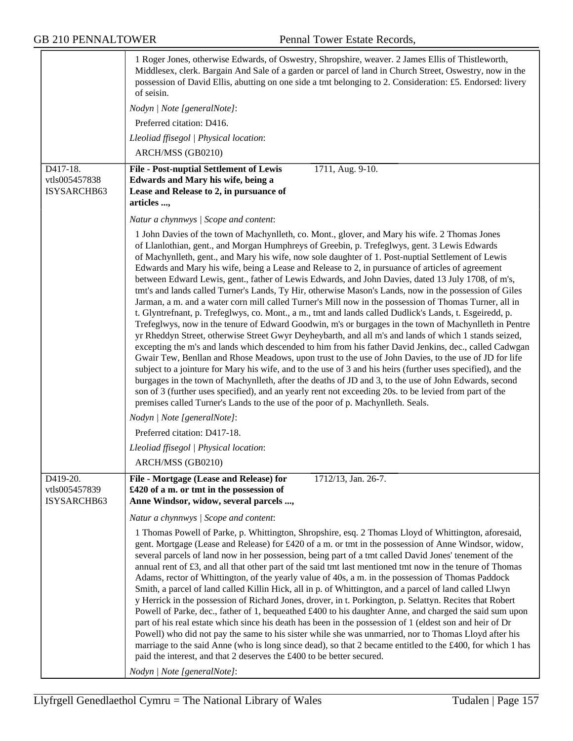1 Roger Jones, otherwise Edwards, of Oswestry, Shropshire, weaver. 2 James Ellis of Thistleworth, Middlesex, clerk. Bargain And Sale of a garden or parcel of land in Church Street, Oswestry, now in the possession of David Ellis, abutting on one side a tmt belonging to 2. Consideration: £5. Endorsed: livery of seisin.

*Nodyn | Note [generalNote]*:

Preferred citation: D416.

*Lleoliad ffisegol | Physical location*:

ARCH/MSS (GB0210)

---

D417-18.
vtls005457838
ISYSARCHB63

**File - Post-nuptial Settlement of Lewis Edwards and Mary his wife, being a Lease and Release to 2, in pursuance of articles ...,** 1711, Aug. 9-10.

*Natur a chynnwys | Scope and content*:

1 John Davies of the town of Machynlleth, co. Mont., glover, and Mary his wife. 2 Thomas Jones of Llanlothian, gent., and Morgan Humphreys of Greebin, p. Trefeglwys, gent. 3 Lewis Edwards of Machynlleth, gent., and Mary his wife, now sole daughter of 1. Post-nuptial Settlement of Lewis Edwards and Mary his wife, being a Lease and Release to 2, in pursuance of articles of agreement between Edward Lewis, gent., father of Lewis Edwards, and John Davies, dated 13 July 1708, of m's, tmt's and lands called Turner's Lands, Ty Hir, otherwise Mason's Lands, now in the possession of Giles Jarman, a m. and a water corn mill called Turner's Mill now in the possession of Thomas Turner, all in t. Glyntrefnant, p. Trefeglwys, co. Mont., a m., tmt and lands called Dudlick's Lands, t. Esgeiredd, p. Trefeglwys, now in the tenure of Edward Goodwin, m's or burgages in the town of Machynlleth in Pentre yr Rheddyn Street, otherwise Street Gwyr Deyheybarth, and all m's and lands of which 1 stands seized, excepting the m's and lands which descended to him from his father David Jenkins, dec., called Cadwgan Gwair Tew, Benllan and Rhose Meadows, upon trust to the use of John Davies, to the use of JD for life subject to a jointure for Mary his wife, and to the use of 3 and his heirs (further uses specified), and the burgages in the town of Machynlleth, after the deaths of JD and 3, to the use of John Edwards, second son of 3 (further uses specified), and an yearly rent not exceeding 20s. to be levied from part of the premises called Turner's Lands to the use of the poor of p. Machynlleth. Seals.

*Nodyn | Note [generalNote]*:

Preferred citation: D417-18.

*Lleoliad ffisegol | Physical location*:

ARCH/MSS (GB0210)

---

D419-20.
vtls005457839
ISYSARCHB63

**File - Mortgage (Lease and Release) for £420 of a m. or tmt in the possession of Anne Windsor, widow, several parcels ...,** 1712/13, Jan. 26-7.

*Natur a chynnwys | Scope and content*:

1 Thomas Powell of Parke, p. Whittington, Shropshire, esq. 2 Thomas Lloyd of Whittington, aforesaid, gent. Mortgage (Lease and Release) for £420 of a m. or tmt in the possession of Anne Windsor, widow, several parcels of land now in her possession, being part of a tmt called David Jones' tenement of the annual rent of £3, and all that other part of the said tmt last mentioned tmt now in the tenure of Thomas Adams, rector of Whittington, of the yearly value of 40s, a m. in the possession of Thomas Paddock Smith, a parcel of land called Killin Hick, all in p. of Whittington, and a parcel of land called Llwyn y Herrick in the possession of Richard Jones, drover, in t. Porkington, p. Selattyn. Recites that Robert Powell of Parke, dec., father of 1, bequeathed £400 to his daughter Anne, and charged the said sum upon part of his real estate which since his death has been in the possession of 1 (eldest son and heir of Dr Powell) who did not pay the same to his sister while she was unmarried, nor to Thomas Lloyd after his marriage to the said Anne (who is long since dead), so that 2 became entitled to the £400, for which 1 has paid the interest, and that 2 deserves the £400 to be better secured.

*Nodyn | Note [generalNote]*: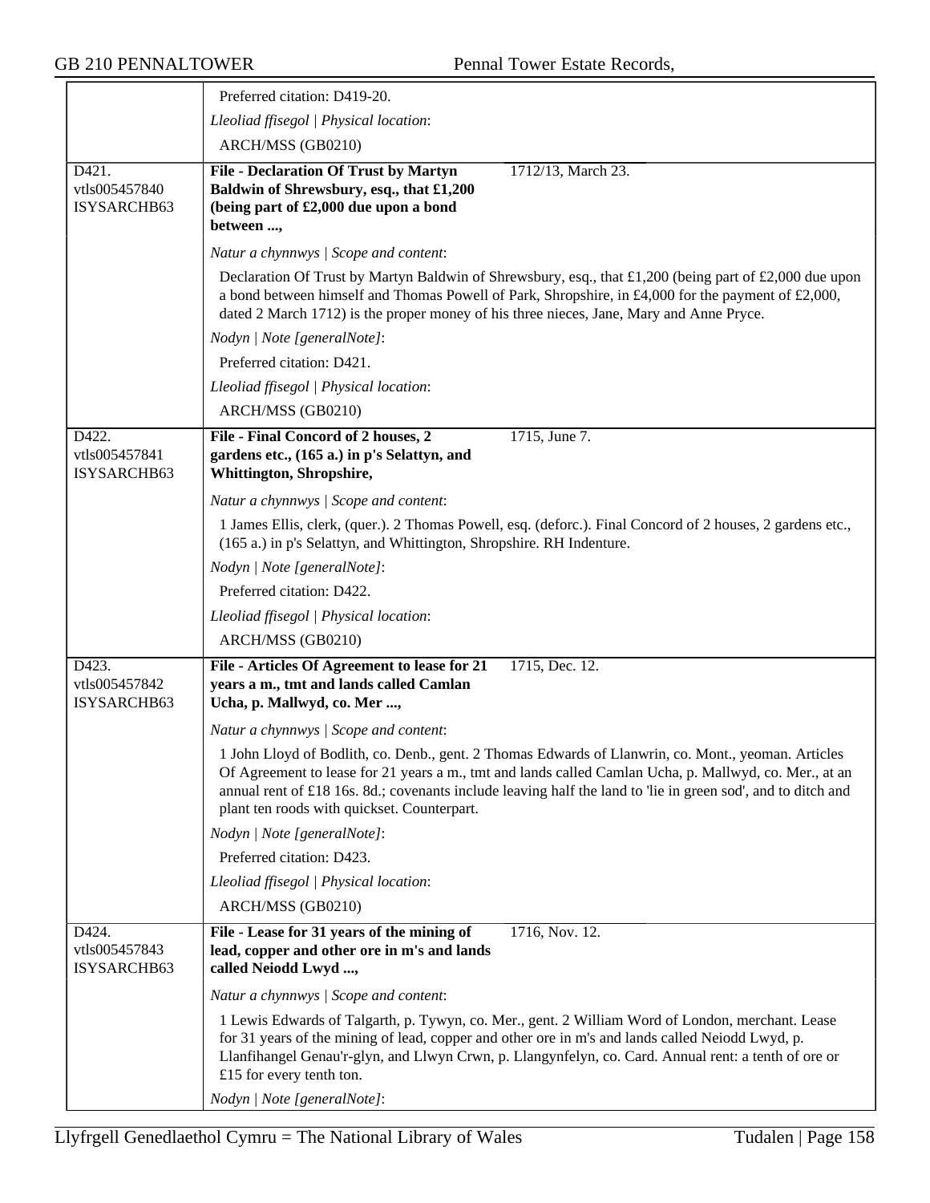Preferred citation: D419-20.

*Lleoliad ffisegol | Physical location*:

ARCH/MSS (GB0210)

D421.
vtls005457840
ISYSARCHB63

**File - Declaration Of Trust by Martyn Baldwin of Shrewsbury, esq., that £1,200 (being part of £2,000 due upon a bond between ...,** 1712/13, March 23.

*Natur a chynnwys | Scope and content*:

Declaration Of Trust by Martyn Baldwin of Shrewsbury, esq., that £1,200 (being part of £2,000 due upon a bond between himself and Thomas Powell of Park, Shropshire, in £4,000 for the payment of £2,000, dated 2 March 1712) is the proper money of his three nieces, Jane, Mary and Anne Pryce.

*Nodyn | Note [generalNote]*:

Preferred citation: D421.

*Lleoliad ffisegol | Physical location*:

ARCH/MSS (GB0210)

D422.
vtls005457841
ISYSARCHB63

**File - Final Concord of 2 houses, 2 gardens etc., (165 a.) in p's Selattyn, and Whittington, Shropshire,** 1715, June 7.

*Natur a chynnwys | Scope and content*:

1 James Ellis, clerk, (quer.). 2 Thomas Powell, esq. (deforc.). Final Concord of 2 houses, 2 gardens etc., (165 a.) in p's Selattyn, and Whittington, Shropshire. RH Indenture.

*Nodyn | Note [generalNote]*:

Preferred citation: D422.

*Lleoliad ffisegol | Physical location*:

ARCH/MSS (GB0210)

D423.
vtls005457842
ISYSARCHB63

**File - Articles Of Agreement to lease for 21 years a m., tmt and lands called Camlan Ucha, p. Mallwyd, co. Mer ...,** 1715, Dec. 12.

*Natur a chynnwys | Scope and content*:

1 John Lloyd of Bodlith, co. Denb., gent. 2 Thomas Edwards of Llanwrin, co. Mont., yeoman. Articles Of Agreement to lease for 21 years a m., tmt and lands called Camlan Ucha, p. Mallwyd, co. Mer., at an annual rent of £18 16s. 8d.; covenants include leaving half the land to 'lie in green sod', and to ditch and plant ten roods with quickset. Counterpart.

*Nodyn | Note [generalNote]*:

Preferred citation: D423.

*Lleoliad ffisegol | Physical location*:

ARCH/MSS (GB0210)

D424.
vtls005457843
ISYSARCHB63

**File - Lease for 31 years of the mining of lead, copper and other ore in m's and lands called Neiodd Lwyd ...,** 1716, Nov. 12.

*Natur a chynnwys | Scope and content*:

1 Lewis Edwards of Talgarth, p. Tywyn, co. Mer., gent. 2 William Word of London, merchant. Lease for 31 years of the mining of lead, copper and other ore in m's and lands called Neiodd Lwyd, p. Llanfihangel Genau'r-glyn, and Llwyn Crwn, p. Llangynfelyn, co. Card. Annual rent: a tenth of ore or £15 for every tenth ton.

*Nodyn | Note [generalNote]*: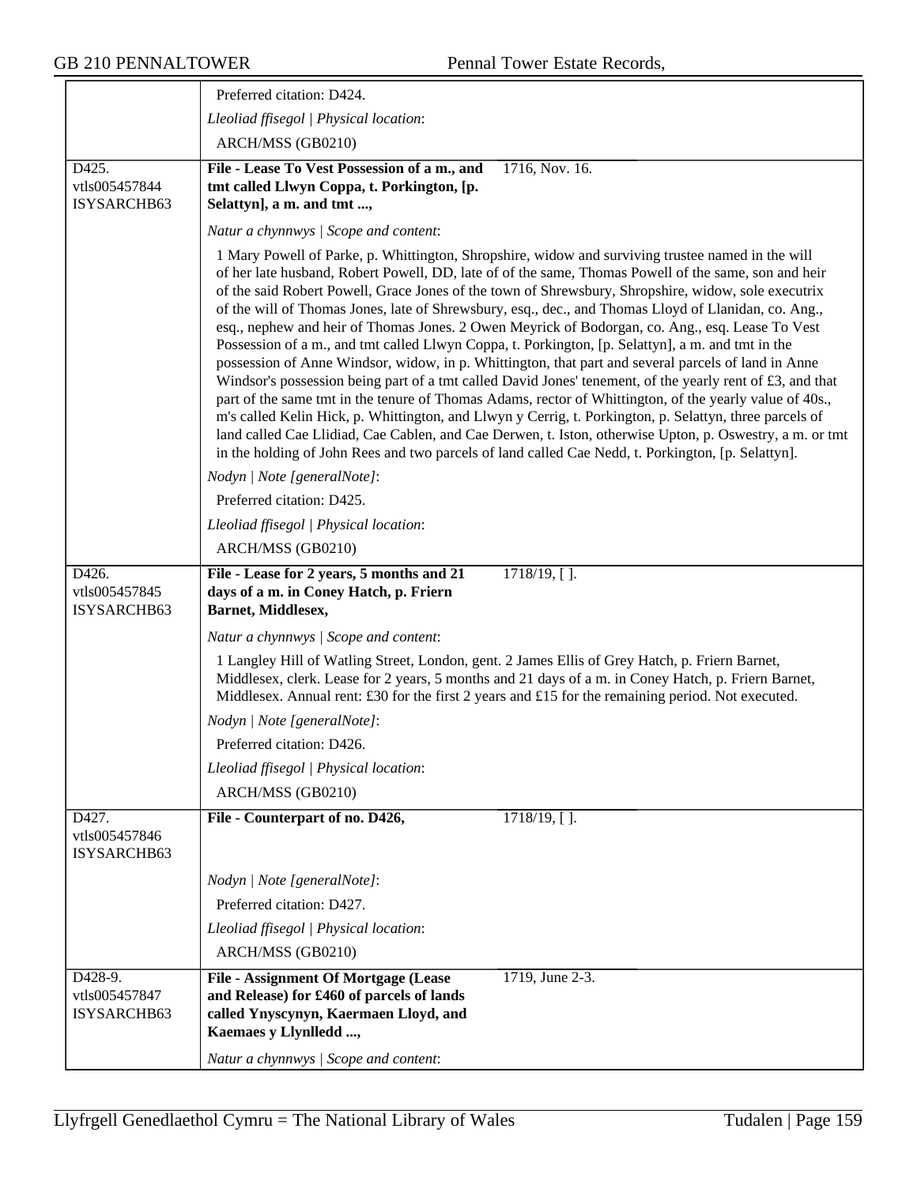| | |
|---|---|
| | Preferred citation: D424. |
| | *Lleoliad ffisegol \| Physical location*: |
| | ARCH/MSS (GB0210) |
| D425.<br>vtls005457844<br>ISYSARCHB63 | **File - Lease To Vest Possession of a m., and tmt called Llwyn Coppa, t. Porkington, [p. Selattyn], a m. and tmt ...,** 1716, Nov. 16. |
| | *Natur a chynnwys \| Scope and content*: |
| | 1 Mary Powell of Parke, p. Whittington, Shropshire, widow and surviving trustee named in the will of her late husband, Robert Powell, DD, late of of the same, Thomas Powell of the same, son and heir of the said Robert Powell, Grace Jones of the town of Shrewsbury, Shropshire, widow, sole executrix of the will of Thomas Jones, late of Shrewsbury, esq., dec., and Thomas Lloyd of Llanidan, co. Ang., esq., nephew and heir of Thomas Jones. 2 Owen Meyrick of Bodorgan, co. Ang., esq. Lease To Vest Possession of a m., and tmt called Llwyn Coppa, t. Porkington, [p. Selattyn], a m. and tmt in the possession of Anne Windsor, widow, in p. Whittington, that part and several parcels of land in Anne Windsor's possession being part of a tmt called David Jones' tenement, of the yearly rent of £3, and that part of the same tmt in the tenure of Thomas Adams, rector of Whittington, of the yearly value of 40s., m's called Kelin Hick, p. Whittington, and Llwyn y Cerrig, t. Porkington, p. Selattyn, three parcels of land called Cae Llidiad, Cae Cablen, and Cae Derwen, t. Iston, otherwise Upton, p. Oswestry, a m. or tmt in the holding of John Rees and two parcels of land called Cae Nedd, t. Porkington, [p. Selattyn]. |
| | *Nodyn \| Note [generalNote]*: |
| | Preferred citation: D425. |
| | *Lleoliad ffisegol \| Physical location*: |
| | ARCH/MSS (GB0210) |
| D426.<br>vtls005457845<br>ISYSARCHB63 | **File - Lease for 2 years, 5 months and 21 days of a m. in Coney Hatch, p. Friern Barnet, Middlesex,** 1718/19, [ ]. |
| | *Natur a chynnwys \| Scope and content*: |
| | 1 Langley Hill of Watling Street, London, gent. 2 James Ellis of Grey Hatch, p. Friern Barnet, Middlesex, clerk. Lease for 2 years, 5 months and 21 days of a m. in Coney Hatch, p. Friern Barnet, Middlesex. Annual rent: £30 for the first 2 years and £15 for the remaining period. Not executed. |
| | *Nodyn \| Note [generalNote]*: |
| | Preferred citation: D426. |
| | *Lleoliad ffisegol \| Physical location*: |
| | ARCH/MSS (GB0210) |
| D427.<br>vtls005457846<br>ISYSARCHB63 | **File - Counterpart of no. D426,** 1718/19, [ ]. |
| | *Nodyn \| Note [generalNote]*: |
| | Preferred citation: D427. |
| | *Lleoliad ffisegol \| Physical location*: |
| | ARCH/MSS (GB0210) |
| D428-9.<br>vtls005457847<br>ISYSARCHB63 | **File - Assignment Of Mortgage (Lease and Release) for £460 of parcels of lands called Ynyscynyn, Kaermaen Lloyd, and Kaemaes y Llynlledd ...,** 1719, June 2-3. |
| | *Natur a chynnwys \| Scope and content*: |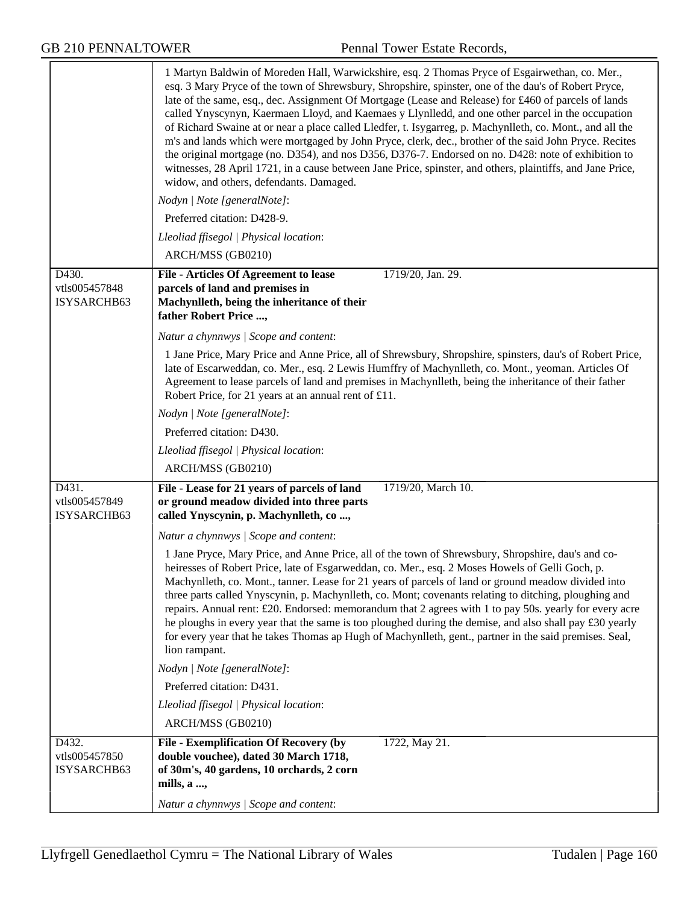| | |
|---|---|
| | 1 Martyn Baldwin of Moreden Hall, Warwickshire, esq. 2 Thomas Pryce of Esgairwethan, co. Mer., esq. 3 Mary Pryce of the town of Shrewsbury, Shropshire, spinster, one of the dau's of Robert Pryce, late of the same, esq., dec. Assignment Of Mortgage (Lease and Release) for £460 of parcels of lands called Ynyscynyn, Kaermaen Lloyd, and Kaemaes y Llynlledd, and one other parcel in the occupation of Richard Swaine at or near a place called Lledfer, t. Isygarreg, p. Machynlleth, co. Mont., and all the m's and lands which were mortgaged by John Pryce, clerk, dec., brother of the said John Pryce. Recites the original mortgage (no. D354), and nos D356, D376-7. Endorsed on no. D428: note of exhibition to witnesses, 28 April 1721, in a cause between Jane Price, spinster, and others, plaintiffs, and Jane Price, widow, and others, defendants. Damaged.<br>*Nodyn \| Note [generalNote]*:<br>Preferred citation: D428-9.<br>*Lleoliad ffisegol \| Physical location*:<br>ARCH/MSS (GB0210) |
| D430.<br>vtls005457848<br>ISYSARCHB63 | **File - Articles Of Agreement to lease parcels of land and premises in Machynlleth, being the inheritance of their father Robert Price ...,** 1719/20, Jan. 29.<br>*Natur a chynnwys \| Scope and content*:<br>1 Jane Price, Mary Price and Anne Price, all of Shrewsbury, Shropshire, spinsters, dau's of Robert Price, late of Escarweddan, co. Mer., esq. 2 Lewis Humffry of Machynlleth, co. Mont., yeoman. Articles Of Agreement to lease parcels of land and premises in Machynlleth, being the inheritance of their father Robert Price, for 21 years at an annual rent of £11.<br>*Nodyn \| Note [generalNote]*:<br>Preferred citation: D430.<br>*Lleoliad ffisegol \| Physical location*:<br>ARCH/MSS (GB0210) |
| D431.<br>vtls005457849<br>ISYSARCHB63 | **File - Lease for 21 years of parcels of land or ground meadow divided into three parts called Ynyscynin, p. Machynlleth, co ...,** 1719/20, March 10.<br>*Natur a chynnwys \| Scope and content*:<br>1 Jane Pryce, Mary Price, and Anne Price, all of the town of Shrewsbury, Shropshire, dau's and co-heiresses of Robert Price, late of Esgarweddan, co. Mer., esq. 2 Moses Howels of Gelli Goch, p. Machynlleth, co. Mont., tanner. Lease for 21 years of parcels of land or ground meadow divided into three parts called Ynyscynin, p. Machynlleth, co. Mont; covenants relating to ditching, ploughing and repairs. Annual rent: £20. Endorsed: memorandum that 2 agrees with 1 to pay 50s. yearly for every acre he ploughs in every year that the same is too ploughed during the demise, and also shall pay £30 yearly for every year that he takes Thomas ap Hugh of Machynlleth, gent., partner in the said premises. Seal, lion rampant.<br>*Nodyn \| Note [generalNote]*:<br>Preferred citation: D431.<br>*Lleoliad ffisegol \| Physical location*:<br>ARCH/MSS (GB0210) |
| D432.<br>vtls005457850<br>ISYSARCHB63 | **File - Exemplification Of Recovery (by double vouchee), dated 30 March 1718, of 30m's, 40 gardens, 10 orchards, 2 corn mills, a ...,** 1722, May 21.<br>*Natur a chynnwys \| Scope and content*: |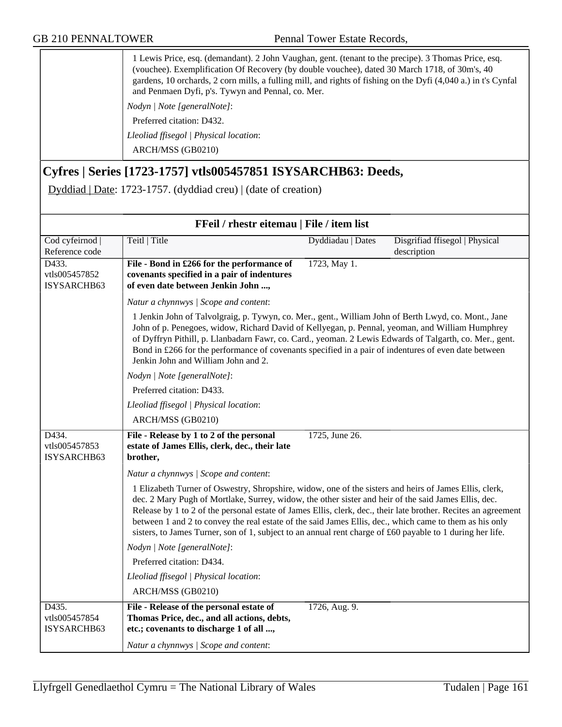1 Lewis Price, esq. (demandant). 2 John Vaughan, gent. (tenant to the precipe). 3 Thomas Price, esq. (vouchee). Exemplification Of Recovery (by double vouchee), dated 30 March 1718, of 30m's, 40 gardens, 10 orchards, 2 corn mills, a fulling mill, and rights of fishing on the Dyfi (4,040 a.) in t's Cynfal and Penmaen Dyfi, p's. Tywyn and Pennal, co. Mer.

*Nodyn | Note [generalNote]*:

Preferred citation: D432.

*Lleoliad ffisegol | Physical location*:

ARCH/MSS (GB0210)

## Cyfres | Series [1723-1757] vtls005457851 ISYSARCHB63: Deeds,

Dyddiad | Date: 1723-1757. (dyddiad creu) | (date of creation)

### FFeil / rhestr eitemau | File / item list

| Cod cyfeirnod \| Reference code | Teitl \| Title | Dyddiadau \| Dates | Disgrifiad ffisegol \| Physical description |
|---|---|---|---|
| D433. vtls005457852 ISYSARCHB63 | **File - Bond in £266 for the performance of covenants specified in a pair of indentures of even date between Jenkin John ...,** | 1723, May 1. | |

*Natur a chynnwys | Scope and content*:

1 Jenkin John of Talvolgraig, p. Tywyn, co. Mer., gent., William John of Berth Lwyd, co. Mont., Jane John of p. Penegoes, widow, Richard David of Kellyegan, p. Pennal, yeoman, and William Humphrey of Dyffryn Pithill, p. Llanbadarn Fawr, co. Card., yeoman. 2 Lewis Edwards of Talgarth, co. Mer., gent. Bond in £266 for the performance of covenants specified in a pair of indentures of even date between Jenkin John and William John and 2.

*Nodyn | Note [generalNote]*:

Preferred citation: D433.

*Lleoliad ffisegol | Physical location*:

ARCH/MSS (GB0210)

| Cod cyfeirnod \| Reference code | Teitl \| Title | Dyddiadau \| Dates | Disgrifiad ffisegol \| Physical description |
|---|---|---|---|
| D434. vtls005457853 ISYSARCHB63 | **File - Release by 1 to 2 of the personal estate of James Ellis, clerk, dec., their late brother,** | 1725, June 26. | |

*Natur a chynnwys | Scope and content*:

1 Elizabeth Turner of Oswestry, Shropshire, widow, one of the sisters and heirs of James Ellis, clerk, dec. 2 Mary Pugh of Mortlake, Surrey, widow, the other sister and heir of the said James Ellis, dec. Release by 1 to 2 of the personal estate of James Ellis, clerk, dec., their late brother. Recites an agreement between 1 and 2 to convey the real estate of the said James Ellis, dec., which came to them as his only sisters, to James Turner, son of 1, subject to an annual rent charge of £60 payable to 1 during her life.

*Nodyn | Note [generalNote]*:

Preferred citation: D434.

*Lleoliad ffisegol | Physical location*:

ARCH/MSS (GB0210)

| Cod cyfeirnod \| Reference code | Teitl \| Title | Dyddiadau \| Dates | Disgrifiad ffisegol \| Physical description |
|---|---|---|---|
| D435. vtls005457854 ISYSARCHB63 | **File - Release of the personal estate of Thomas Price, dec., and all actions, debts, etc.; covenants to discharge 1 of all ...,** | 1726, Aug. 9. | |

*Natur a chynnwys | Scope and content*: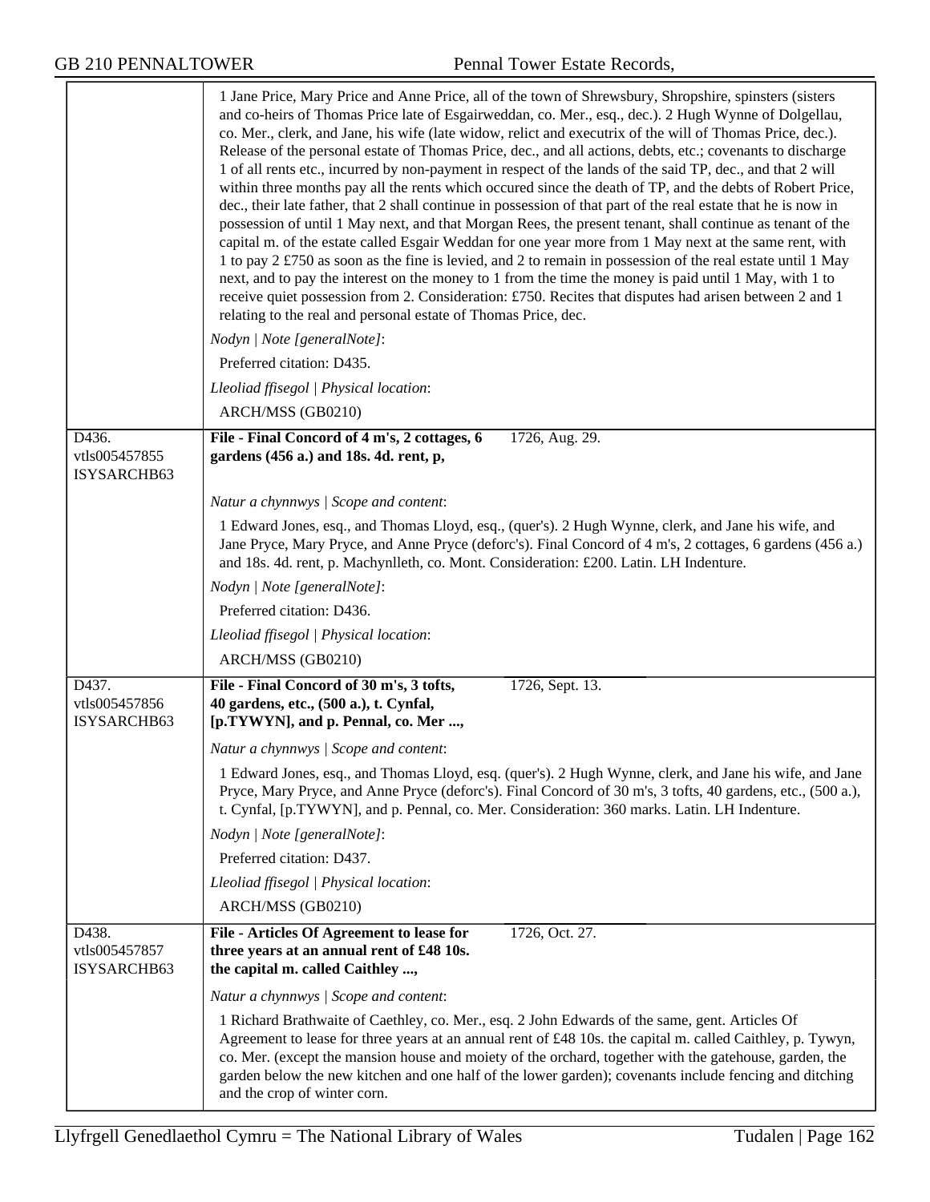1 Jane Price, Mary Price and Anne Price, all of the town of Shrewsbury, Shropshire, spinsters (sisters and co-heirs of Thomas Price late of Esgairweddan, co. Mer., esq., dec.). 2 Hugh Wynne of Dolgellau, co. Mer., clerk, and Jane, his wife (late widow, relict and executrix of the will of Thomas Price, dec.). Release of the personal estate of Thomas Price, dec., and all actions, debts, etc.; covenants to discharge 1 of all rents etc., incurred by non-payment in respect of the lands of the said TP, dec., and that 2 will within three months pay all the rents which occured since the death of TP, and the debts of Robert Price, dec., their late father, that 2 shall continue in possession of that part of the real estate that he is now in possession of until 1 May next, and that Morgan Rees, the present tenant, shall continue as tenant of the capital m. of the estate called Esgair Weddan for one year more from 1 May next at the same rent, with 1 to pay 2 £750 as soon as the fine is levied, and 2 to remain in possession of the real estate until 1 May next, and to pay the interest on the money to 1 from the time the money is paid until 1 May, with 1 to receive quiet possession from 2. Consideration: £750. Recites that disputes had arisen between 2 and 1 relating to the real and personal estate of Thomas Price, dec.

*Nodyn | Note [generalNote]*:

Preferred citation: D435.

*Lleoliad ffisegol | Physical location*:

ARCH/MSS (GB0210)

---

D436.
vtls005457855
ISYSARCHB63

**File - Final Concord of 4 m's, 2 cottages, 6 gardens (456 a.) and 18s. 4d. rent, p,** 1726, Aug. 29.

*Natur a chynnwys | Scope and content*:

1 Edward Jones, esq., and Thomas Lloyd, esq., (quer's). 2 Hugh Wynne, clerk, and Jane his wife, and Jane Pryce, Mary Pryce, and Anne Pryce (deforc's). Final Concord of 4 m's, 2 cottages, 6 gardens (456 a.) and 18s. 4d. rent, p. Machynlleth, co. Mont. Consideration: £200. Latin. LH Indenture.

*Nodyn | Note [generalNote]*:

Preferred citation: D436.

*Lleoliad ffisegol | Physical location*:

ARCH/MSS (GB0210)

---

D437.
vtls005457856
ISYSARCHB63

**File - Final Concord of 30 m's, 3 tofts, 40 gardens, etc., (500 a.), t. Cynfal, [p.TYWYN], and p. Pennal, co. Mer ...,** 1726, Sept. 13.

*Natur a chynnwys | Scope and content*:

1 Edward Jones, esq., and Thomas Lloyd, esq. (quer's). 2 Hugh Wynne, clerk, and Jane his wife, and Jane Pryce, Mary Pryce, and Anne Pryce (deforc's). Final Concord of 30 m's, 3 tofts, 40 gardens, etc., (500 a.), t. Cynfal, [p.TYWYN], and p. Pennal, co. Mer. Consideration: 360 marks. Latin. LH Indenture.

*Nodyn | Note [generalNote]*:

Preferred citation: D437.

*Lleoliad ffisegol | Physical location*:

ARCH/MSS (GB0210)

---

D438.
vtls005457857
ISYSARCHB63

**File - Articles Of Agreement to lease for three years at an annual rent of £48 10s. the capital m. called Caithley ...,** 1726, Oct. 27.

*Natur a chynnwys | Scope and content*:

1 Richard Brathwaite of Caethley, co. Mer., esq. 2 John Edwards of the same, gent. Articles Of Agreement to lease for three years at an annual rent of £48 10s. the capital m. called Caithley, p. Tywyn, co. Mer. (except the mansion house and moiety of the orchard, together with the gatehouse, garden, the garden below the new kitchen and one half of the lower garden); covenants include fencing and ditching and the crop of winter corn.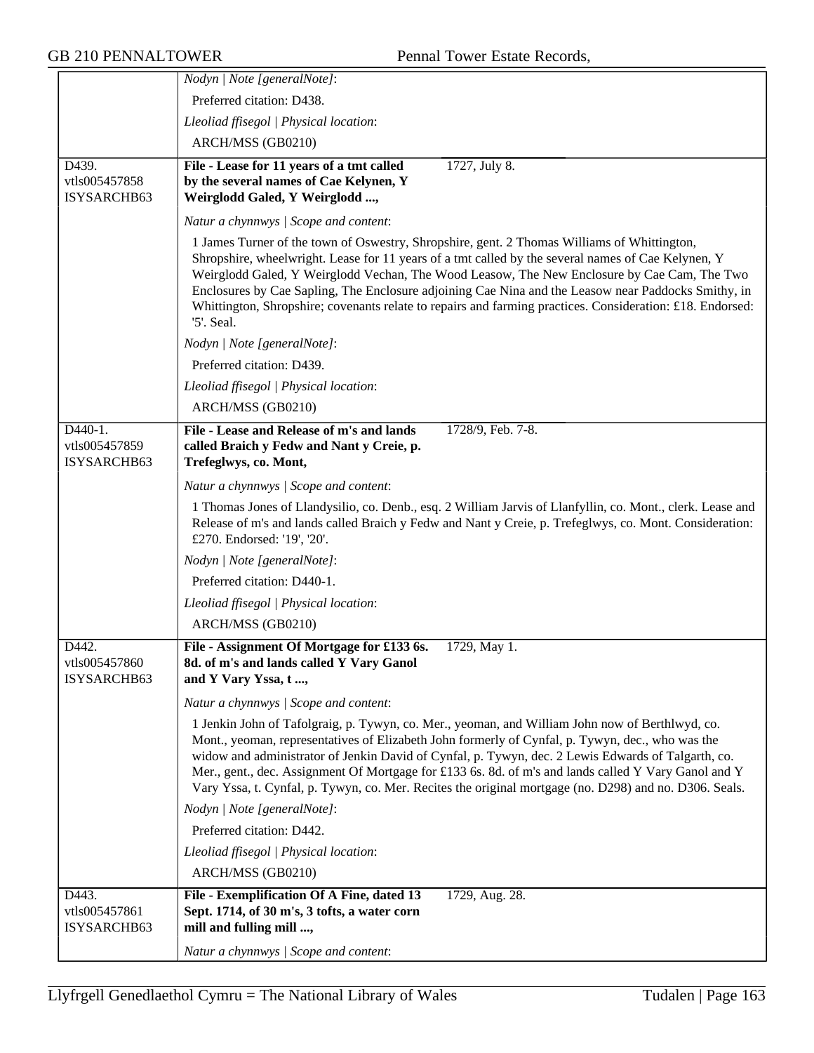*Nodyn | Note [generalNote]*:

Preferred citation: D438.

*Lleoliad ffisegol | Physical location*:

ARCH/MSS (GB0210)

---

D439.
vtls005457858
ISYSARCHB63

**File - Lease for 11 years of a tmt called by the several names of Cae Kelynen, Y Weirglodd Galed, Y Weirglodd ...,** 1727, July 8.

*Natur a chynnwys | Scope and content*:

1 James Turner of the town of Oswestry, Shropshire, gent. 2 Thomas Williams of Whittington, Shropshire, wheelwright. Lease for 11 years of a tmt called by the several names of Cae Kelynen, Y Weirglodd Galed, Y Weirglodd Vechan, The Wood Leasow, The New Enclosure by Cae Cam, The Two Enclosures by Cae Sapling, The Enclosure adjoining Cae Nina and the Leasow near Paddocks Smithy, in Whittington, Shropshire; covenants relate to repairs and farming practices. Consideration: £18. Endorsed: '5'. Seal.

*Nodyn | Note [generalNote]*:

Preferred citation: D439.

*Lleoliad ffisegol | Physical location*:

ARCH/MSS (GB0210)

---

D440-1.
vtls005457859
ISYSARCHB63

**File - Lease and Release of m's and lands called Braich y Fedw and Nant y Creie, p. Trefeglwys, co. Mont,** 1728/9, Feb. 7-8.

*Natur a chynnwys | Scope and content*:

1 Thomas Jones of Llandysilio, co. Denb., esq. 2 William Jarvis of Llanfyllin, co. Mont., clerk. Lease and Release of m's and lands called Braich y Fedw and Nant y Creie, p. Trefeglwys, co. Mont. Consideration: £270. Endorsed: '19', '20'.

*Nodyn | Note [generalNote]*:

Preferred citation: D440-1.

*Lleoliad ffisegol | Physical location*:

ARCH/MSS (GB0210)

---

D442.
vtls005457860
ISYSARCHB63

**File - Assignment Of Mortgage for £133 6s. 8d. of m's and lands called Y Vary Ganol and Y Vary Yssa, t ...,** 1729, May 1.

*Natur a chynnwys | Scope and content*:

1 Jenkin John of Tafolgraig, p. Tywyn, co. Mer., yeoman, and William John now of Berthlwyd, co. Mont., yeoman, representatives of Elizabeth John formerly of Cynfal, p. Tywyn, dec., who was the widow and administrator of Jenkin David of Cynfal, p. Tywyn, dec. 2 Lewis Edwards of Talgarth, co. Mer., gent., dec. Assignment Of Mortgage for £133 6s. 8d. of m's and lands called Y Vary Ganol and Y Vary Yssa, t. Cynfal, p. Tywyn, co. Mer. Recites the original mortgage (no. D298) and no. D306. Seals.

*Nodyn | Note [generalNote]*:

Preferred citation: D442.

*Lleoliad ffisegol | Physical location*:

ARCH/MSS (GB0210)

---

D443.
vtls005457861
ISYSARCHB63

**File - Exemplification Of A Fine, dated 13 Sept. 1714, of 30 m's, 3 tofts, a water corn mill and fulling mill ...,** 1729, Aug. 28.

*Natur a chynnwys | Scope and content*: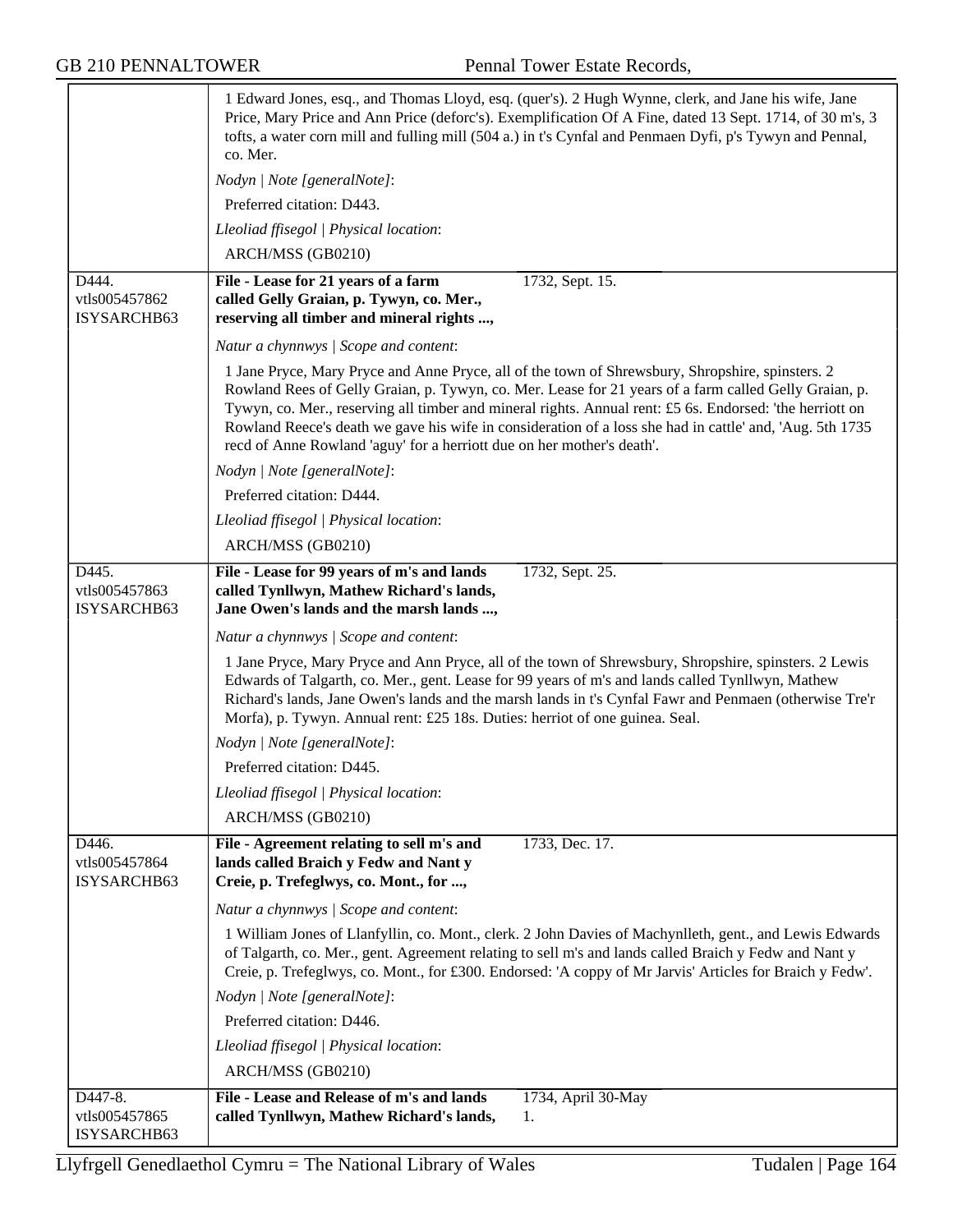1 Edward Jones, esq., and Thomas Lloyd, esq. (quer's). 2 Hugh Wynne, clerk, and Jane his wife, Jane Price, Mary Price and Ann Price (deforc's). Exemplification Of A Fine, dated 13 Sept. 1714, of 30 m's, 3 tofts, a water corn mill and fulling mill (504 a.) in t's Cynfal and Penmaen Dyfi, p's Tywyn and Pennal, co. Mer.

*Nodyn | Note [generalNote]*:

Preferred citation: D443.

*Lleoliad ffisegol | Physical location*:

ARCH/MSS (GB0210)

---

D444.
vtls005457862
ISYSARCHB63

**File - Lease for 21 years of a farm called Gelly Graian, p. Tywyn, co. Mer., reserving all timber and mineral rights ...,** 1732, Sept. 15.

*Natur a chynnwys | Scope and content*:

1 Jane Pryce, Mary Pryce and Anne Pryce, all of the town of Shrewsbury, Shropshire, spinsters. 2 Rowland Rees of Gelly Graian, p. Tywyn, co. Mer. Lease for 21 years of a farm called Gelly Graian, p. Tywyn, co. Mer., reserving all timber and mineral rights. Annual rent: £5 6s. Endorsed: 'the herriott on Rowland Reece's death we gave his wife in consideration of a loss she had in cattle' and, 'Aug. 5th 1735 recd of Anne Rowland 'aguy' for a herriott due on her mother's death'.

*Nodyn | Note [generalNote]*:

Preferred citation: D444.

*Lleoliad ffisegol | Physical location*:

ARCH/MSS (GB0210)

---

D445.
vtls005457863
ISYSARCHB63

**File - Lease for 99 years of m's and lands called Tynllwyn, Mathew Richard's lands, Jane Owen's lands and the marsh lands ...,** 1732, Sept. 25.

*Natur a chynnwys | Scope and content*:

1 Jane Pryce, Mary Pryce and Ann Pryce, all of the town of Shrewsbury, Shropshire, spinsters. 2 Lewis Edwards of Talgarth, co. Mer., gent. Lease for 99 years of m's and lands called Tynllwyn, Mathew Richard's lands, Jane Owen's lands and the marsh lands in t's Cynfal Fawr and Penmaen (otherwise Tre'r Morfa), p. Tywyn. Annual rent: £25 18s. Duties: herriot of one guinea. Seal.

*Nodyn | Note [generalNote]*:

Preferred citation: D445.

*Lleoliad ffisegol | Physical location*:

ARCH/MSS (GB0210)

---

D446.
vtls005457864
ISYSARCHB63

**File - Agreement relating to sell m's and lands called Braich y Fedw and Nant y Creie, p. Trefeglwys, co. Mont., for ...,** 1733, Dec. 17.

*Natur a chynnwys | Scope and content*:

1 William Jones of Llanfyllin, co. Mont., clerk. 2 John Davies of Machynlleth, gent., and Lewis Edwards of Talgarth, co. Mer., gent. Agreement relating to sell m's and lands called Braich y Fedw and Nant y Creie, p. Trefeglwys, co. Mont., for £300. Endorsed: 'A coppy of Mr Jarvis' Articles for Braich y Fedw'.

*Nodyn | Note [generalNote]*:

Preferred citation: D446.

*Lleoliad ffisegol | Physical location*:

ARCH/MSS (GB0210)

---

D447-8.
vtls005457865
ISYSARCHB63

**File - Lease and Release of m's and lands called Tynllwyn, Mathew Richard's lands,** 1734, April 30-May 1.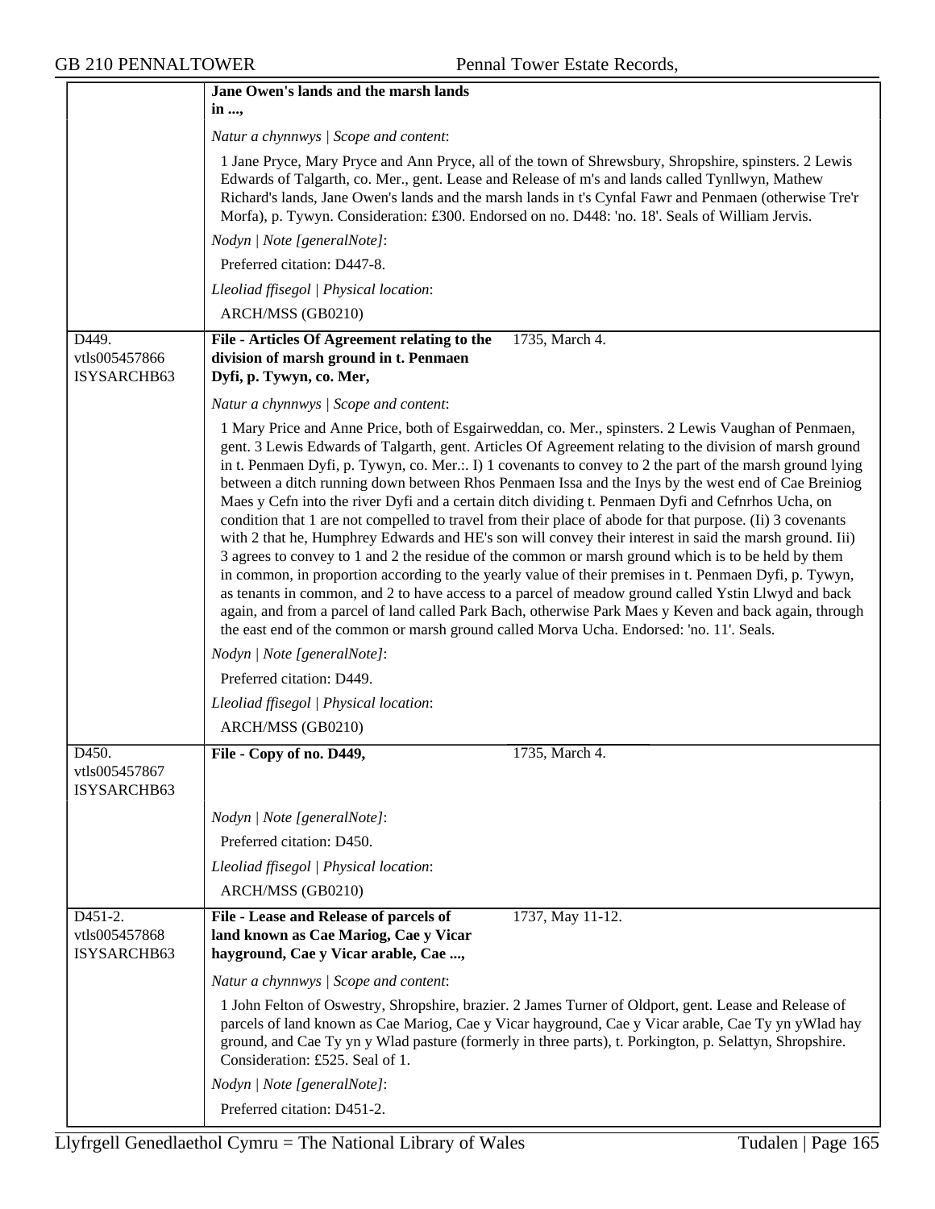**Jane Owen's lands and the marsh lands in ...,**

*Natur a chynnwys | Scope and content*:

1 Jane Pryce, Mary Pryce and Ann Pryce, all of the town of Shrewsbury, Shropshire, spinsters. 2 Lewis Edwards of Talgarth, co. Mer., gent. Lease and Release of m's and lands called Tynllwyn, Mathew Richard's lands, Jane Owen's lands and the marsh lands in t's Cynfal Fawr and Penmaen (otherwise Tre'r Morfa), p. Tywyn. Consideration: £300. Endorsed on no. D448: 'no. 18'. Seals of William Jervis.

*Nodyn | Note [generalNote]*:

Preferred citation: D447-8.

*Lleoliad ffisegol | Physical location*:

ARCH/MSS (GB0210)

---

D449.
vtls005457866
ISYSARCHB63

**File - Articles Of Agreement relating to the division of marsh ground in t. Penmaen Dyfi, p. Tywyn, co. Mer,** 1735, March 4.

*Natur a chynnwys | Scope and content*:

1 Mary Price and Anne Price, both of Esgairweddan, co. Mer., spinsters. 2 Lewis Vaughan of Penmaen, gent. 3 Lewis Edwards of Talgarth, gent. Articles Of Agreement relating to the division of marsh ground in t. Penmaen Dyfi, p. Tywyn, co. Mer.:. I) 1 covenants to convey to 2 the part of the marsh ground lying between a ditch running down between Rhos Penmaen Issa and the Inys by the west end of Cae Breiniog Maes y Cefn into the river Dyfi and a certain ditch dividing t. Penmaen Dyfi and Cefnrhos Ucha, on condition that 1 are not compelled to travel from their place of abode for that purpose. (Ii) 3 covenants with 2 that he, Humphrey Edwards and HE's son will convey their interest in said the marsh ground. Iii) 3 agrees to convey to 1 and 2 the residue of the common or marsh ground which is to be held by them in common, in proportion according to the yearly value of their premises in t. Penmaen Dyfi, p. Tywyn, as tenants in common, and 2 to have access to a parcel of meadow ground called Ystin Llwyd and back again, and from a parcel of land called Park Bach, otherwise Park Maes y Keven and back again, through the east end of the common or marsh ground called Morva Ucha. Endorsed: 'no. 11'. Seals.

*Nodyn | Note [generalNote]*:

Preferred citation: D449.

*Lleoliad ffisegol | Physical location*:

ARCH/MSS (GB0210)

---

D450.
vtls005457867
ISYSARCHB63

**File - Copy of no. D449,** 1735, March 4.

*Nodyn | Note [generalNote]*:

Preferred citation: D450.

*Lleoliad ffisegol | Physical location*:

ARCH/MSS (GB0210)

---

D451-2.
vtls005457868
ISYSARCHB63

**File - Lease and Release of parcels of land known as Cae Mariog, Cae y Vicar hayground, Cae y Vicar arable, Cae ...,** 1737, May 11-12.

*Natur a chynnwys | Scope and content*:

1 John Felton of Oswestry, Shropshire, brazier. 2 James Turner of Oldport, gent. Lease and Release of parcels of land known as Cae Mariog, Cae y Vicar hayground, Cae y Vicar arable, Cae Ty yn yWlad hay ground, and Cae Ty yn y Wlad pasture (formerly in three parts), t. Porkington, p. Selattyn, Shropshire. Consideration: £525. Seal of 1.

*Nodyn | Note [generalNote]*:

Preferred citation: D451-2.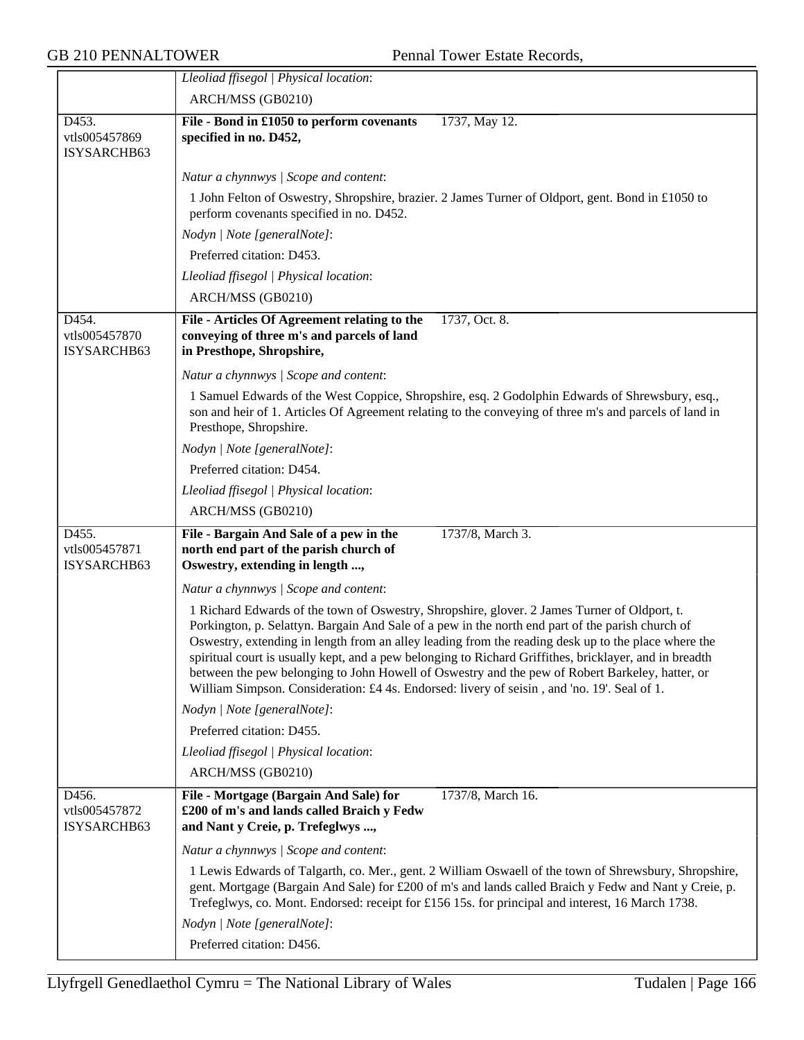| | |
|---|---|
| | *Lleoliad ffisegol \| Physical location*: |
| | ARCH/MSS (GB0210) |
| D453.<br>vtls005457869<br>ISYSARCHB63 | **File - Bond in £1050 to perform covenants specified in no. D452,** 1737, May 12. |
| | *Natur a chynnwys \| Scope and content*: |
| | 1 John Felton of Oswestry, Shropshire, brazier. 2 James Turner of Oldport, gent. Bond in £1050 to perform covenants specified in no. D452. |
| | *Nodyn \| Note [generalNote]*: |
| | Preferred citation: D453. |
| | *Lleoliad ffisegol \| Physical location*: |
| | ARCH/MSS (GB0210) |
| D454.<br>vtls005457870<br>ISYSARCHB63 | **File - Articles Of Agreement relating to the conveying of three m's and parcels of land in Presthope, Shropshire,** 1737, Oct. 8. |
| | *Natur a chynnwys \| Scope and content*: |
| | 1 Samuel Edwards of the West Coppice, Shropshire, esq. 2 Godolphin Edwards of Shrewsbury, esq., son and heir of 1. Articles Of Agreement relating to the conveying of three m's and parcels of land in Presthope, Shropshire. |
| | *Nodyn \| Note [generalNote]*: |
| | Preferred citation: D454. |
| | *Lleoliad ffisegol \| Physical location*: |
| | ARCH/MSS (GB0210) |
| D455.<br>vtls005457871<br>ISYSARCHB63 | **File - Bargain And Sale of a pew in the north end part of the parish church of Oswestry, extending in length ...,** 1737/8, March 3. |
| | *Natur a chynnwys \| Scope and content*: |
| | 1 Richard Edwards of the town of Oswestry, Shropshire, glover. 2 James Turner of Oldport, t. Porkington, p. Selattyn. Bargain And Sale of a pew in the north end part of the parish church of Oswestry, extending in length from an alley leading from the reading desk up to the place where the spiritual court is usually kept, and a pew belonging to Richard Griffithes, bricklayer, and in breadth between the pew belonging to John Howell of Oswestry and the pew of Robert Barkeley, hatter, or William Simpson. Consideration: £4 4s. Endorsed: livery of seisin , and 'no. 19'. Seal of 1. |
| | *Nodyn \| Note [generalNote]*: |
| | Preferred citation: D455. |
| | *Lleoliad ffisegol \| Physical location*: |
| | ARCH/MSS (GB0210) |
| D456.<br>vtls005457872<br>ISYSARCHB63 | **File - Mortgage (Bargain And Sale) for £200 of m's and lands called Braich y Fedw and Nant y Creie, p. Trefeglwys ...,** 1737/8, March 16. |
| | *Natur a chynnwys \| Scope and content*: |
| | 1 Lewis Edwards of Talgarth, co. Mer., gent. 2 William Oswaell of the town of Shrewsbury, Shropshire, gent. Mortgage (Bargain And Sale) for £200 of m's and lands called Braich y Fedw and Nant y Creie, p. Trefeglwys, co. Mont. Endorsed: receipt for £156 15s. for principal and interest, 16 March 1738. |
| | *Nodyn \| Note [generalNote]*: |
| | Preferred citation: D456. |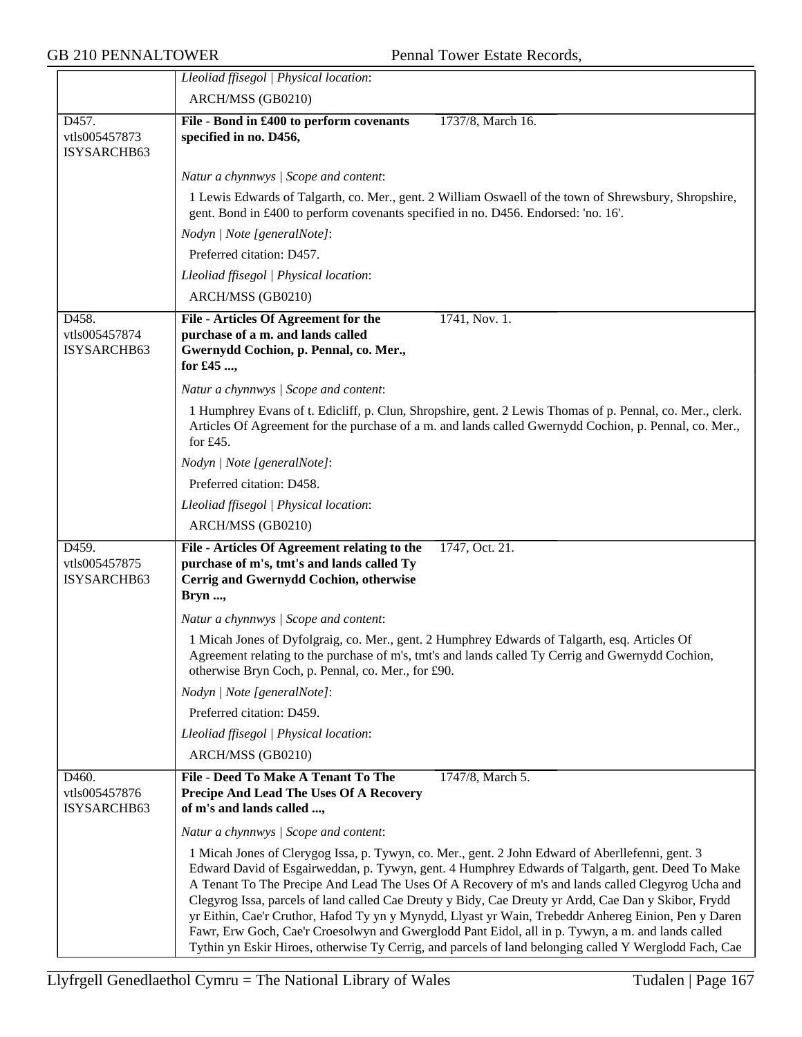| | |
|---|---|
| | *Lleoliad ffisegol \| Physical location*:<br>ARCH/MSS (GB0210) |
| D457.<br>vtls005457873<br>ISYSARCHB63 | **File - Bond in £400 to perform covenants specified in no. D456,** 1737/8, March 16.<br><br>*Natur a chynnwys \| Scope and content*:<br>1 Lewis Edwards of Talgarth, co. Mer., gent. 2 William Oswaell of the town of Shrewsbury, Shropshire, gent. Bond in £400 to perform covenants specified in no. D456. Endorsed: 'no. 16'.<br>*Nodyn \| Note [generalNote]*:<br>Preferred citation: D457.<br>*Lleoliad ffisegol \| Physical location*:<br>ARCH/MSS (GB0210) |
| D458.<br>vtls005457874<br>ISYSARCHB63 | **File - Articles Of Agreement for the purchase of a m. and lands called Gwernydd Cochion, p. Pennal, co. Mer., for £45 ...,** 1741, Nov. 1.<br><br>*Natur a chynnwys \| Scope and content*:<br>1 Humphrey Evans of t. Edicliff, p. Clun, Shropshire, gent. 2 Lewis Thomas of p. Pennal, co. Mer., clerk. Articles Of Agreement for the purchase of a m. and lands called Gwernydd Cochion, p. Pennal, co. Mer., for £45.<br>*Nodyn \| Note [generalNote]*:<br>Preferred citation: D458.<br>*Lleoliad ffisegol \| Physical location*:<br>ARCH/MSS (GB0210) |
| D459.<br>vtls005457875<br>ISYSARCHB63 | **File - Articles Of Agreement relating to the purchase of m's, tmt's and lands called Ty Cerrig and Gwernydd Cochion, otherwise Bryn ...,** 1747, Oct. 21.<br><br>*Natur a chynnwys \| Scope and content*:<br>1 Micah Jones of Dyfolgraig, co. Mer., gent. 2 Humphrey Edwards of Talgarth, esq. Articles Of Agreement relating to the purchase of m's, tmt's and lands called Ty Cerrig and Gwernydd Cochion, otherwise Bryn Coch, p. Pennal, co. Mer., for £90.<br>*Nodyn \| Note [generalNote]*:<br>Preferred citation: D459.<br>*Lleoliad ffisegol \| Physical location*:<br>ARCH/MSS (GB0210) |
| D460.<br>vtls005457876<br>ISYSARCHB63 | **File - Deed To Make A Tenant To The Precipe And Lead The Uses Of A Recovery of m's and lands called ...,** 1747/8, March 5.<br><br>*Natur a chynnwys \| Scope and content*:<br>1 Micah Jones of Clerygog Issa, p. Tywyn, co. Mer., gent. 2 John Edward of Aberllefenni, gent. 3 Edward David of Esgairweddan, p. Tywyn, gent. 4 Humphrey Edwards of Talgarth, gent. Deed To Make A Tenant To The Precipe And Lead The Uses Of A Recovery of m's and lands called Clegyrog Ucha and Clegyrog Issa, parcels of land called Cae Dreuty y Bidy, Cae Dreuty yr Ardd, Cae Dan y Skibor, Frydd yr Eithin, Cae'r Cruthor, Hafod Ty yn y Mynydd, Llyast yr Wain, Trebeddr Anhereg Einion, Pen y Daren Fawr, Erw Goch, Cae'r Croesolwyn and Gwerglodd Pant Eidol, all in p. Tywyn, a m. and lands called Tythin yn Eskir Hiroes, otherwise Ty Cerrig, and parcels of land belonging called Y Werglodd Fach, Cae |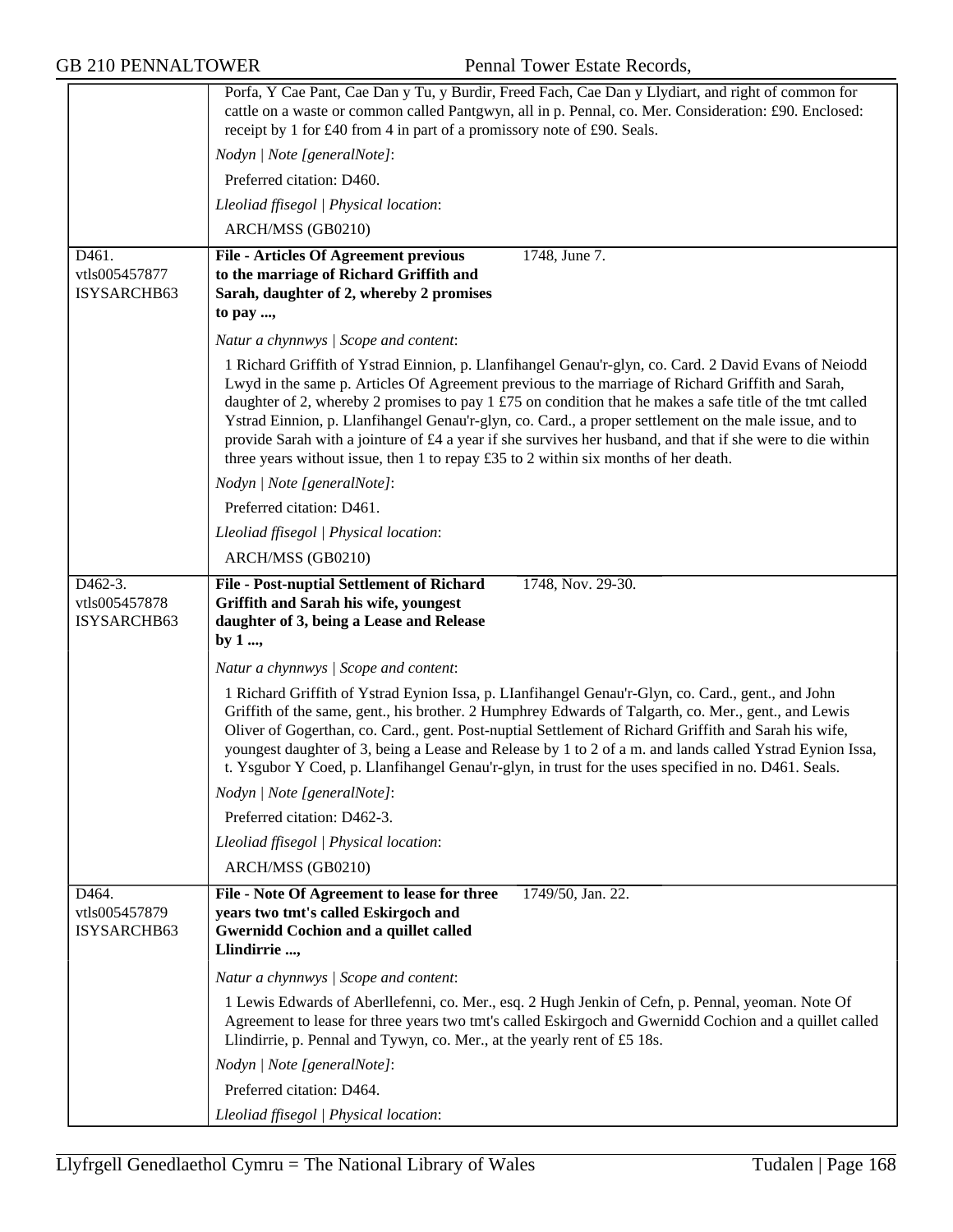| | |
|---|---|
| | Porfa, Y Cae Pant, Cae Dan y Tu, y Burdir, Freed Fach, Cae Dan y Llydiart, and right of common for cattle on a waste or common called Pantgwyn, all in p. Pennal, co. Mer. Consideration: £90. Enclosed: receipt by 1 for £40 from 4 in part of a promissory note of £90. Seals.<br>*Nodyn \| Note [generalNote]*:<br>Preferred citation: D460.<br>*Lleoliad ffisegol \| Physical location*:<br>ARCH/MSS (GB0210) |
| D461.<br>vtls005457877<br>ISYSARCHB63 | **File - Articles Of Agreement previous to the marriage of Richard Griffith and Sarah, daughter of 2, whereby 2 promises to pay ...,** 1748, June 7.<br>*Natur a chynnwys \| Scope and content*:<br>1 Richard Griffith of Ystrad Einnion, p. Llanfihangel Genau'r-glyn, co. Card. 2 David Evans of Neiodd Lwyd in the same p. Articles Of Agreement previous to the marriage of Richard Griffith and Sarah, daughter of 2, whereby 2 promises to pay 1 £75 on condition that he makes a safe title of the tmt called Ystrad Einnion, p. Llanfihangel Genau'r-glyn, co. Card., a proper settlement on the male issue, and to provide Sarah with a jointure of £4 a year if she survives her husband, and that if she were to die within three years without issue, then 1 to repay £35 to 2 within six months of her death.<br>*Nodyn \| Note [generalNote]*:<br>Preferred citation: D461.<br>*Lleoliad ffisegol \| Physical location*:<br>ARCH/MSS (GB0210) |
| D462-3.<br>vtls005457878<br>ISYSARCHB63 | **File - Post-nuptial Settlement of Richard Griffith and Sarah his wife, youngest daughter of 3, being a Lease and Release by 1 ...,** 1748, Nov. 29-30.<br>*Natur a chynnwys \| Scope and content*:<br>1 Richard Griffith of Ystrad Eynion Issa, p. LIanfihangel Genau'r-Glyn, co. Card., gent., and John Griffith of the same, gent., his brother. 2 Humphrey Edwards of Talgarth, co. Mer., gent., and Lewis Oliver of Gogerthan, co. Card., gent. Post-nuptial Settlement of Richard Griffith and Sarah his wife, youngest daughter of 3, being a Lease and Release by 1 to 2 of a m. and lands called Ystrad Eynion Issa, t. Ysgubor Y Coed, p. Llanfihangel Genau'r-glyn, in trust for the uses specified in no. D461. Seals.<br>*Nodyn \| Note [generalNote]*:<br>Preferred citation: D462-3.<br>*Lleoliad ffisegol \| Physical location*:<br>ARCH/MSS (GB0210) |
| D464.<br>vtls005457879<br>ISYSARCHB63 | **File - Note Of Agreement to lease for three years two tmt's called Eskirgoch and Gwernidd Cochion and a quillet called Llindirrie ...,** 1749/50, Jan. 22.<br>*Natur a chynnwys \| Scope and content*:<br>1 Lewis Edwards of Aberllefenni, co. Mer., esq. 2 Hugh Jenkin of Cefn, p. Pennal, yeoman. Note Of Agreement to lease for three years two tmt's called Eskirgoch and Gwernidd Cochion and a quillet called Llindirrie, p. Pennal and Tywyn, co. Mer., at the yearly rent of £5 18s.<br>*Nodyn \| Note [generalNote]*:<br>Preferred citation: D464.<br>*Lleoliad ffisegol \| Physical location*: |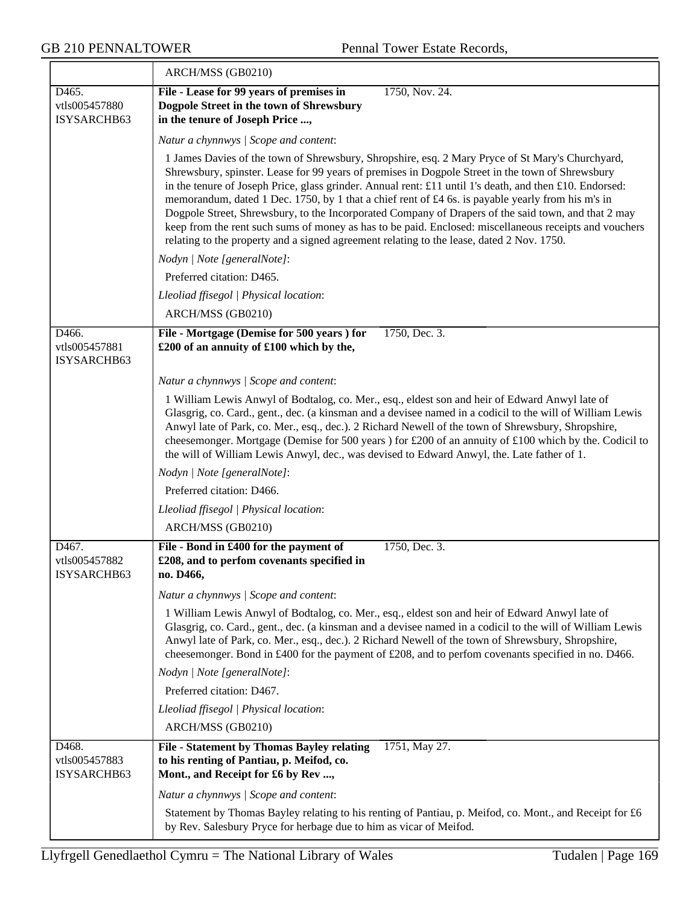ARCH/MSS (GB0210)

**D465.**
vtls005457880
ISYSARCHB63

**File - Lease for 99 years of premises in Dogpole Street in the town of Shrewsbury in the tenure of Joseph Price ...,** 1750, Nov. 24.

*Natur a chynnwys | Scope and content*:

1 James Davies of the town of Shrewsbury, Shropshire, esq. 2 Mary Pryce of St Mary's Churchyard, Shrewsbury, spinster. Lease for 99 years of premises in Dogpole Street in the town of Shrewsbury in the tenure of Joseph Price, glass grinder. Annual rent: £11 until 1's death, and then £10. Endorsed: memorandum, dated 1 Dec. 1750, by 1 that a chief rent of £4 6s. is payable yearly from his m's in Dogpole Street, Shrewsbury, to the Incorporated Company of Drapers of the said town, and that 2 may keep from the rent such sums of money as has to be paid. Enclosed: miscellaneous receipts and vouchers relating to the property and a signed agreement relating to the lease, dated 2 Nov. 1750.

*Nodyn | Note [generalNote]*:

Preferred citation: D465.

*Lleoliad ffisegol | Physical location*:

ARCH/MSS (GB0210)

**D466.**
vtls005457881
ISYSARCHB63

**File - Mortgage (Demise for 500 years ) for £200 of an annuity of £100 which by the,** 1750, Dec. 3.

*Natur a chynnwys | Scope and content*:

1 William Lewis Anwyl of Bodtalog, co. Mer., esq., eldest son and heir of Edward Anwyl late of Glasgrig, co. Card., gent., dec. (a kinsman and a devisee named in a codicil to the will of William Lewis Anwyl late of Park, co. Mer., esq., dec.). 2 Richard Newell of the town of Shrewsbury, Shropshire, cheesemonger. Mortgage (Demise for 500 years ) for £200 of an annuity of £100 which by the. Codicil to the will of William Lewis Anwyl, dec., was devised to Edward Anwyl, the. Late father of 1.

*Nodyn | Note [generalNote]*:

Preferred citation: D466.

*Lleoliad ffisegol | Physical location*:

ARCH/MSS (GB0210)

**D467.**
vtls005457882
ISYSARCHB63

**File - Bond in £400 for the payment of £208, and to perfom covenants specified in no. D466,** 1750, Dec. 3.

*Natur a chynnwys | Scope and content*:

1 William Lewis Anwyl of Bodtalog, co. Mer., esq., eldest son and heir of Edward Anwyl late of Glasgrig, co. Card., gent., dec. (a kinsman and a devisee named in a codicil to the will of William Lewis Anwyl late of Park, co. Mer., esq., dec.). 2 Richard Newell of the town of Shrewsbury, Shropshire, cheesemonger. Bond in £400 for the payment of £208, and to perfom covenants specified in no. D466.

*Nodyn | Note [generalNote]*:

Preferred citation: D467.

*Lleoliad ffisegol | Physical location*:

ARCH/MSS (GB0210)

**D468.**
vtls005457883
ISYSARCHB63

**File - Statement by Thomas Bayley relating to his renting of Pantiau, p. Meifod, co. Mont., and Receipt for £6 by Rev ...,** 1751, May 27.

*Natur a chynnwys | Scope and content*:

Statement by Thomas Bayley relating to his renting of Pantiau, p. Meifod, co. Mont., and Receipt for £6 by Rev. Salesbury Pryce for herbage due to him as vicar of Meifod.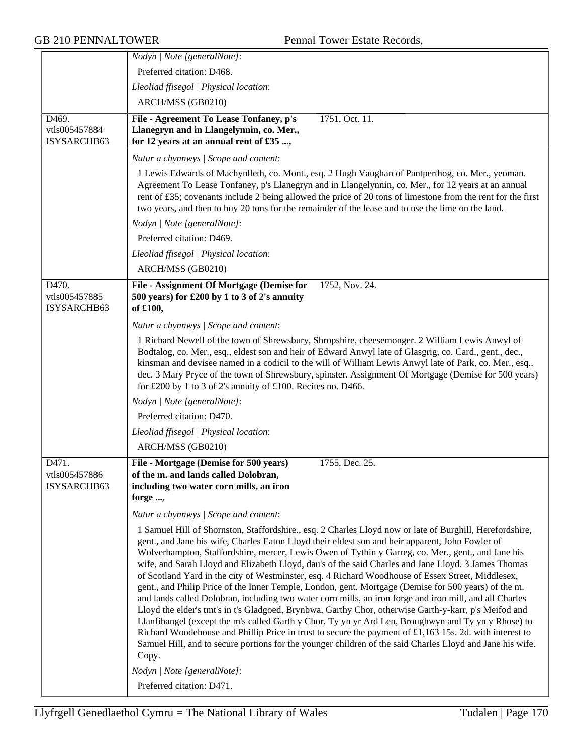*Nodyn | Note [generalNote]*:

Preferred citation: D468.

*Lleoliad ffisegol | Physical location*:

ARCH/MSS (GB0210)

---

D469.
vtls005457884
ISYSARCHB63

**File - Agreement To Lease Tonfaney, p's Llanegryn and in Llangelynnin, co. Mer., for 12 years at an annual rent of £35 ...,** 1751, Oct. 11.

*Natur a chynnwys | Scope and content*:

1 Lewis Edwards of Machynlleth, co. Mont., esq. 2 Hugh Vaughan of Pantperthog, co. Mer., yeoman. Agreement To Lease Tonfaney, p's Llanegryn and in Llangelynnin, co. Mer., for 12 years at an annual rent of £35; covenants include 2 being allowed the price of 20 tons of limestone from the rent for the first two years, and then to buy 20 tons for the remainder of the lease and to use the lime on the land.

*Nodyn | Note [generalNote]*:

Preferred citation: D469.

*Lleoliad ffisegol | Physical location*:

ARCH/MSS (GB0210)

---

D470.
vtls005457885
ISYSARCHB63

**File - Assignment Of Mortgage (Demise for 500 years) for £200 by 1 to 3 of 2's annuity of £100,** 1752, Nov. 24.

*Natur a chynnwys | Scope and content*:

1 Richard Newell of the town of Shrewsbury, Shropshire, cheesemonger. 2 William Lewis Anwyl of Bodtalog, co. Mer., esq., eldest son and heir of Edward Anwyl late of Glasgrig, co. Card., gent., dec., kinsman and devisee named in a codicil to the will of William Lewis Anwyl late of Park, co. Mer., esq., dec. 3 Mary Pryce of the town of Shrewsbury, spinster. Assignment Of Mortgage (Demise for 500 years) for £200 by 1 to 3 of 2's annuity of £100. Recites no. D466.

*Nodyn | Note [generalNote]*:

Preferred citation: D470.

*Lleoliad ffisegol | Physical location*:

ARCH/MSS (GB0210)

---

D471.
vtls005457886
ISYSARCHB63

**File - Mortgage (Demise for 500 years) of the m. and lands called Dolobran, including two water corn mills, an iron forge ...,** 1755, Dec. 25.

*Natur a chynnwys | Scope and content*:

1 Samuel Hill of Shornston, Staffordshire., esq. 2 Charles Lloyd now or late of Burghill, Herefordshire, gent., and Jane his wife, Charles Eaton Lloyd their eldest son and heir apparent, John Fowler of Wolverhampton, Staffordshire, mercer, Lewis Owen of Tythin y Garreg, co. Mer., gent., and Jane his wife, and Sarah Lloyd and Elizabeth Lloyd, dau's of the said Charles and Jane Lloyd. 3 James Thomas of Scotland Yard in the city of Westminster, esq. 4 Richard Woodhouse of Essex Street, Middlesex, gent., and Philip Price of the Inner Temple, London, gent. Mortgage (Demise for 500 years) of the m. and lands called Dolobran, including two water corn mills, an iron forge and iron mill, and all Charles Lloyd the elder's tmt's in t's Gladgoed, Brynbwa, Garthy Chor, otherwise Garth-y-karr, p's Meifod and Llanfihangel (except the m's called Garth y Chor, Ty yn yr Ard Len, Broughwyn and Ty yn y Rhose) to Richard Woodehouse and Phillip Price in trust to secure the payment of £1,163 15s. 2d. with interest to Samuel Hill, and to secure portions for the younger children of the said Charles Lloyd and Jane his wife. Copy.

*Nodyn | Note [generalNote]*:

Preferred citation: D471.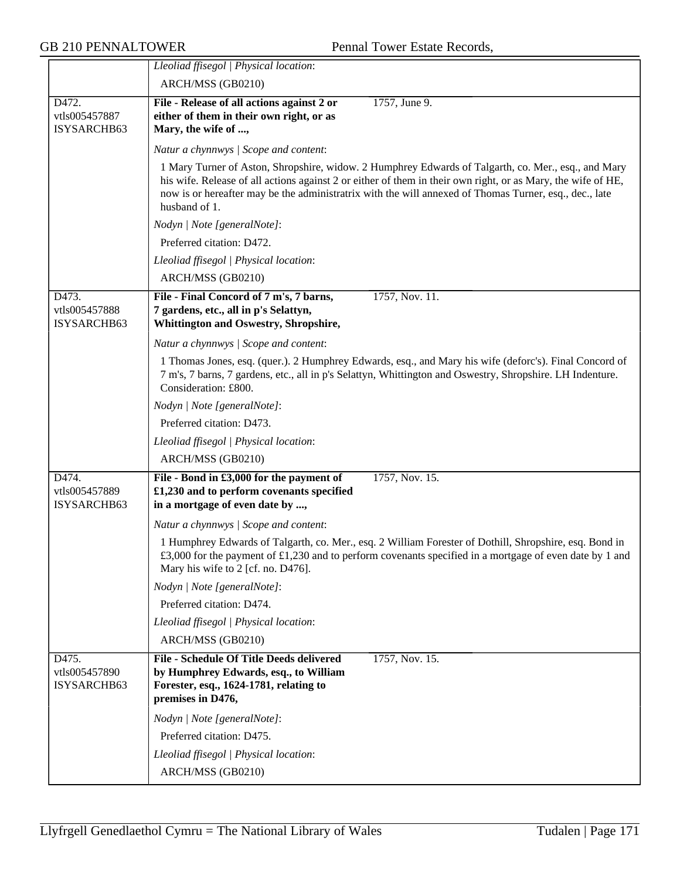*Lleoliad ffisegol | Physical location*:

ARCH/MSS (GB0210)

---

D472.
vtls005457887
ISYSARCHB63

**File - Release of all actions against 2 or either of them in their own right, or as Mary, the wife of ...,** 1757, June 9.

*Natur a chynnwys | Scope and content*:

1 Mary Turner of Aston, Shropshire, widow. 2 Humphrey Edwards of Talgarth, co. Mer., esq., and Mary his wife. Release of all actions against 2 or either of them in their own right, or as Mary, the wife of HE, now is or hereafter may be the administratrix with the will annexed of Thomas Turner, esq., dec., late husband of 1.

*Nodyn | Note [generalNote]*:

Preferred citation: D472.

*Lleoliad ffisegol | Physical location*:

ARCH/MSS (GB0210)

---

D473.
vtls005457888
ISYSARCHB63

**File - Final Concord of 7 m's, 7 barns, 7 gardens, etc., all in p's Selattyn, Whittington and Oswestry, Shropshire,** 1757, Nov. 11.

*Natur a chynnwys | Scope and content*:

1 Thomas Jones, esq. (quer.). 2 Humphrey Edwards, esq., and Mary his wife (deforc's). Final Concord of 7 m's, 7 barns, 7 gardens, etc., all in p's Selattyn, Whittington and Oswestry, Shropshire. LH Indenture. Consideration: £800.

*Nodyn | Note [generalNote]*:

Preferred citation: D473.

*Lleoliad ffisegol | Physical location*:

ARCH/MSS (GB0210)

---

D474.
vtls005457889
ISYSARCHB63

**File - Bond in £3,000 for the payment of £1,230 and to perform covenants specified in a mortgage of even date by ...,** 1757, Nov. 15.

*Natur a chynnwys | Scope and content*:

1 Humphrey Edwards of Talgarth, co. Mer., esq. 2 William Forester of Dothill, Shropshire, esq. Bond in £3,000 for the payment of £1,230 and to perform covenants specified in a mortgage of even date by 1 and Mary his wife to 2 [cf. no. D476].

*Nodyn | Note [generalNote]*:

Preferred citation: D474.

*Lleoliad ffisegol | Physical location*:

ARCH/MSS (GB0210)

---

D475.
vtls005457890
ISYSARCHB63

**File - Schedule Of Title Deeds delivered by Humphrey Edwards, esq., to William Forester, esq., 1624-1781, relating to premises in D476,** 1757, Nov. 15.

*Nodyn | Note [generalNote]*:

Preferred citation: D475.

*Lleoliad ffisegol | Physical location*:

ARCH/MSS (GB0210)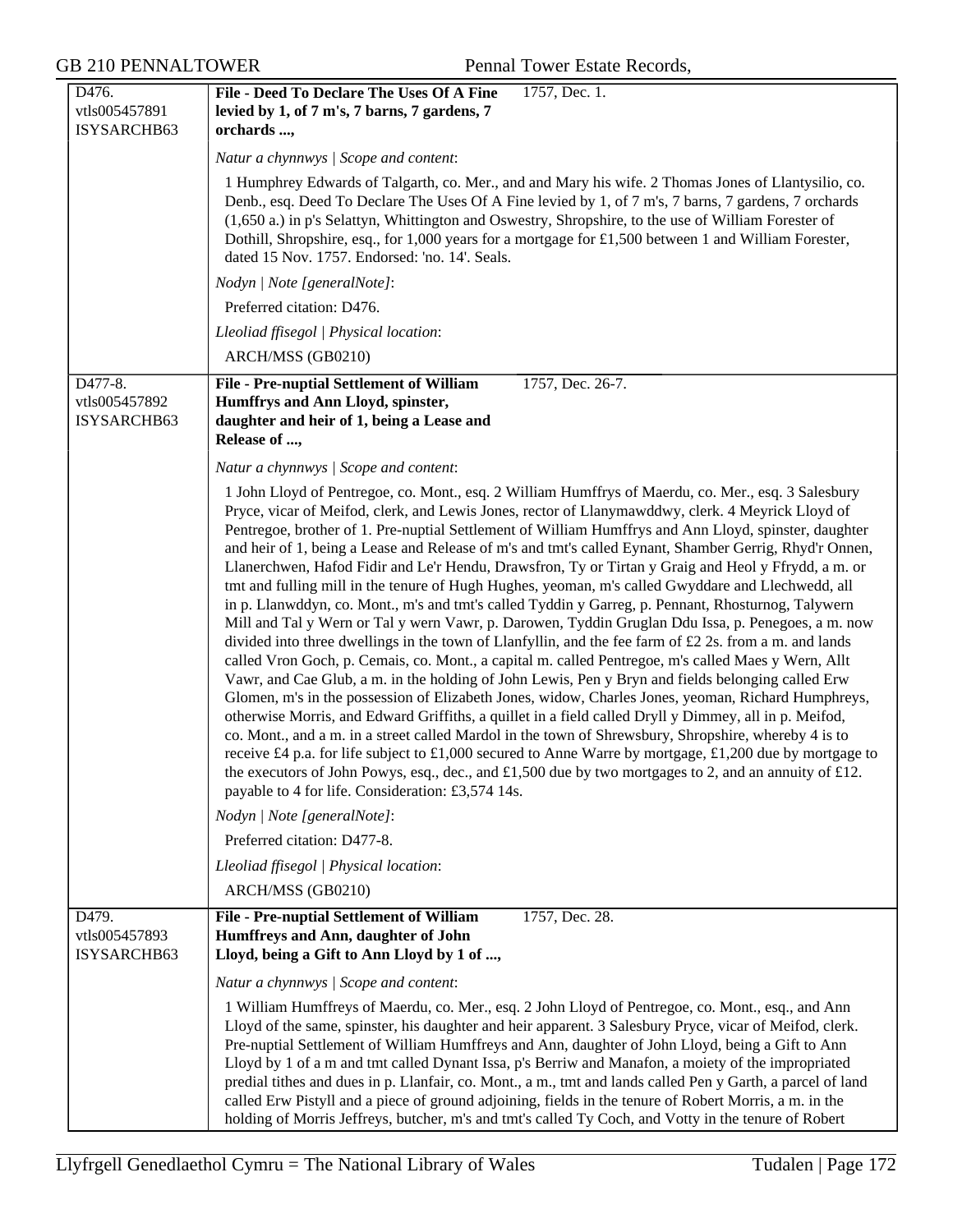| | | |
|---|---|---|
| D476.<br>vtls005457891<br>ISYSARCHB63 | **File - Deed To Declare The Uses Of A Fine levied by 1, of 7 m's, 7 barns, 7 gardens, 7 orchards ...,** | 1757, Dec. 1. |

*Natur a chynnwys | Scope and content*:

1 Humphrey Edwards of Talgarth, co. Mer., and and Mary his wife. 2 Thomas Jones of Llantysilio, co. Denb., esq. Deed To Declare The Uses Of A Fine levied by 1, of 7 m's, 7 barns, 7 gardens, 7 orchards (1,650 a.) in p's Selattyn, Whittington and Oswestry, Shropshire, to the use of William Forester of Dothill, Shropshire, esq., for 1,000 years for a mortgage for £1,500 between 1 and William Forester, dated 15 Nov. 1757. Endorsed: 'no. 14'. Seals.

*Nodyn | Note [generalNote]*:

Preferred citation: D476.

*Lleoliad ffisegol | Physical location*:

ARCH/MSS (GB0210)

| | | |
|---|---|---|
| D477-8.<br>vtls005457892<br>ISYSARCHB63 | **File - Pre-nuptial Settlement of William Humffrys and Ann Lloyd, spinster, daughter and heir of 1, being a Lease and Release of ...,** | 1757, Dec. 26-7. |

*Natur a chynnwys | Scope and content*:

1 John Lloyd of Pentregoe, co. Mont., esq. 2 William Humffrys of Maerdu, co. Mer., esq. 3 Salesbury Pryce, vicar of Meifod, clerk, and Lewis Jones, rector of Llanymawddwy, clerk. 4 Meyrick Lloyd of Pentregoe, brother of 1. Pre-nuptial Settlement of William Humffrys and Ann Lloyd, spinster, daughter and heir of 1, being a Lease and Release of m's and tmt's called Eynant, Shamber Gerrig, Rhyd'r Onnen, Llanerchwen, Hafod Fidir and Le'r Hendu, Drawsfron, Ty or Tirtan y Graig and Heol y Ffrydd, a m. or tmt and fulling mill in the tenure of Hugh Hughes, yeoman, m's called Gwyddare and Llechwedd, all in p. Llanwddyn, co. Mont., m's and tmt's called Tyddin y Garreg, p. Pennant, Rhosturnog, Talywern Mill and Tal y Wern or Tal y wern Vawr, p. Darowen, Tyddin Gruglan Ddu Issa, p. Penegoes, a m. now divided into three dwellings in the town of Llanfyllin, and the fee farm of £2 2s. from a m. and lands called Vron Goch, p. Cemais, co. Mont., a capital m. called Pentregoe, m's called Maes y Wern, Allt Vawr, and Cae Glub, a m. in the holding of John Lewis, Pen y Bryn and fields belonging called Erw Glomen, m's in the possession of Elizabeth Jones, widow, Charles Jones, yeoman, Richard Humphreys, otherwise Morris, and Edward Griffiths, a quillet in a field called Dryll y Dimmey, all in p. Meifod, co. Mont., and a m. in a street called Mardol in the town of Shrewsbury, Shropshire, whereby 4 is to receive £4 p.a. for life subject to £1,000 secured to Anne Warre by mortgage, £1,200 due by mortgage to the executors of John Powys, esq., dec., and £1,500 due by two mortgages to 2, and an annuity of £12. payable to 4 for life. Consideration: £3,574 14s.

*Nodyn | Note [generalNote]*:

Preferred citation: D477-8.

*Lleoliad ffisegol | Physical location*:

ARCH/MSS (GB0210)

| | | |
|---|---|---|
| D479.<br>vtls005457893<br>ISYSARCHB63 | **File - Pre-nuptial Settlement of William Humffreys and Ann, daughter of John Lloyd, being a Gift to Ann Lloyd by 1 of ...,** | 1757, Dec. 28. |

*Natur a chynnwys | Scope and content*:

1 William Humffreys of Maerdu, co. Mer., esq. 2 John Lloyd of Pentregoe, co. Mont., esq., and Ann Lloyd of the same, spinster, his daughter and heir apparent. 3 Salesbury Pryce, vicar of Meifod, clerk. Pre-nuptial Settlement of William Humffreys and Ann, daughter of John Lloyd, being a Gift to Ann Lloyd by 1 of a m and tmt called Dynant Issa, p's Berriw and Manafon, a moiety of the impropriated predial tithes and dues in p. Llanfair, co. Mont., a m., tmt and lands called Pen y Garth, a parcel of land called Erw Pistyll and a piece of ground adjoining, fields in the tenure of Robert Morris, a m. in the holding of Morris Jeffreys, butcher, m's and tmt's called Ty Coch, and Votty in the tenure of Robert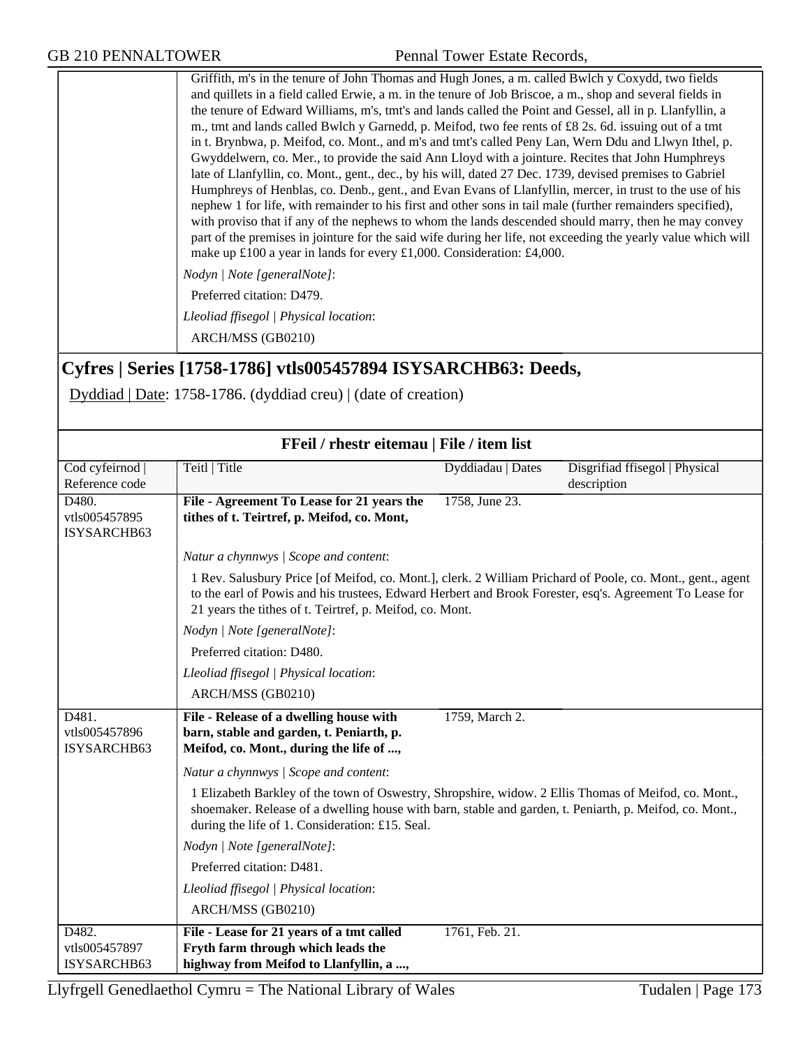Griffith, m's in the tenure of John Thomas and Hugh Jones, a m. called Bwlch y Coxydd, two fields and quillets in a field called Erwie, a m. in the tenure of Job Briscoe, a m., shop and several fields in the tenure of Edward Williams, m's, tmt's and lands called the Point and Gessel, all in p. Llanfyllin, a m., tmt and lands called Bwlch y Garnedd, p. Meifod, two fee rents of £8 2s. 6d. issuing out of a tmt in t. Brynbwa, p. Meifod, co. Mont., and m's and tmt's called Peny Lan, Wern Ddu and Llwyn Ithel, p. Gwyddelwern, co. Mer., to provide the said Ann Lloyd with a jointure. Recites that John Humphreys late of Llanfyllin, co. Mont., gent., dec., by his will, dated 27 Dec. 1739, devised premises to Gabriel Humphreys of Henblas, co. Denb., gent., and Evan Evans of Llanfyllin, mercer, in trust to the use of his nephew 1 for life, with remainder to his first and other sons in tail male (further remainders specified), with proviso that if any of the nephews to whom the lands descended should marry, then he may convey part of the premises in jointure for the said wife during her life, not exceeding the yearly value which will make up £100 a year in lands for every £1,000. Consideration: £4,000.

*Nodyn | Note [generalNote]*:

Preferred citation: D479.

*Lleoliad ffisegol | Physical location*:

ARCH/MSS (GB0210)

## Cyfres | Series [1758-1786] vtls005457894 ISYSARCHB63: Deeds,

Dyddiad | Date: 1758-1786. (dyddiad creu) | (date of creation)

### FFeil / rhestr eitemau | File / item list

| Cod cyfeirnod \| Reference code | Teitl \| Title | Dyddiadau \| Dates | Disgrifiad ffisegol \| Physical description |
|---|---|---|---|
| D480. vtls005457895 ISYSARCHB63 | **File - Agreement To Lease for 21 years the tithes of t. Teirtref, p. Meifod, co. Mont,** | 1758, June 23. | |

*Natur a chynnwys | Scope and content*:

1 Rev. Salusbury Price [of Meifod, co. Mont.], clerk. 2 William Prichard of Poole, co. Mont., gent., agent to the earl of Powis and his trustees, Edward Herbert and Brook Forester, esq's. Agreement To Lease for 21 years the tithes of t. Teirtref, p. Meifod, co. Mont.

*Nodyn | Note [generalNote]*:

Preferred citation: D480.

*Lleoliad ffisegol | Physical location*:

ARCH/MSS (GB0210)

| Cod cyfeirnod \| Reference code | Teitl \| Title | Dyddiadau \| Dates | Disgrifiad ffisegol \| Physical description |
|---|---|---|---|
| D481. vtls005457896 ISYSARCHB63 | **File - Release of a dwelling house with barn, stable and garden, t. Peniarth, p. Meifod, co. Mont., during the life of ...,** | 1759, March 2. | |

*Natur a chynnwys | Scope and content*:

1 Elizabeth Barkley of the town of Oswestry, Shropshire, widow. 2 Ellis Thomas of Meifod, co. Mont., shoemaker. Release of a dwelling house with barn, stable and garden, t. Peniarth, p. Meifod, co. Mont., during the life of 1. Consideration: £15. Seal.

*Nodyn | Note [generalNote]*:

Preferred citation: D481.

*Lleoliad ffisegol | Physical location*:

ARCH/MSS (GB0210)

| Cod cyfeirnod \| Reference code | Teitl \| Title | Dyddiadau \| Dates | Disgrifiad ffisegol \| Physical description |
|---|---|---|---|
| D482. vtls005457897 ISYSARCHB63 | **File - Lease for 21 years of a tmt called Fryth farm through which leads the highway from Meifod to Llanfyllin, a ...,** | 1761, Feb. 21. | |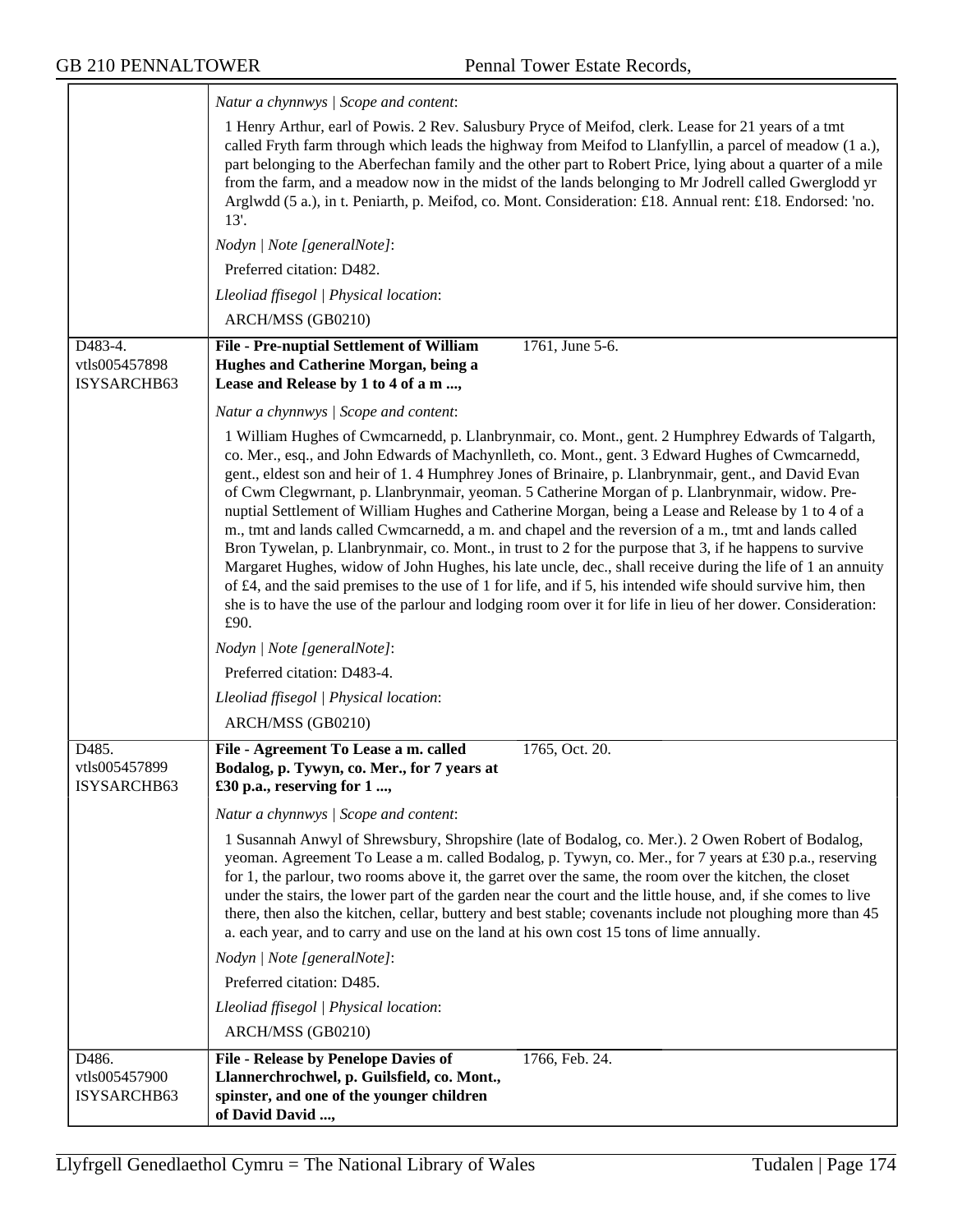*Natur a chynnwys | Scope and content*:

1 Henry Arthur, earl of Powis. 2 Rev. Salusbury Pryce of Meifod, clerk. Lease for 21 years of a tmt called Fryth farm through which leads the highway from Meifod to Llanfyllin, a parcel of meadow (1 a.), part belonging to the Aberfechan family and the other part to Robert Price, lying about a quarter of a mile from the farm, and a meadow now in the midst of the lands belonging to Mr Jodrell called Gwerglodd yr Arglwdd (5 a.), in t. Peniarth, p. Meifod, co. Mont. Consideration: £18. Annual rent: £18. Endorsed: 'no. 13'.

*Nodyn | Note [generalNote]*:

Preferred citation: D482.

*Lleoliad ffisegol | Physical location*:

ARCH/MSS (GB0210)

---

D483-4.
vtls005457898
ISYSARCHB63

**File - Pre-nuptial Settlement of William Hughes and Catherine Morgan, being a Lease and Release by 1 to 4 of a m ...,** 1761, June 5-6.

*Natur a chynnwys | Scope and content*:

1 William Hughes of Cwmcarnedd, p. Llanbrynmair, co. Mont., gent. 2 Humphrey Edwards of Talgarth, co. Mer., esq., and John Edwards of Machynlleth, co. Mont., gent. 3 Edward Hughes of Cwmcarnedd, gent., eldest son and heir of 1. 4 Humphrey Jones of Brinaire, p. Llanbrynmair, gent., and David Evan of Cwm Clegwrnant, p. Llanbrynmair, yeoman. 5 Catherine Morgan of p. Llanbrynmair, widow. Pre-nuptial Settlement of William Hughes and Catherine Morgan, being a Lease and Release by 1 to 4 of a m., tmt and lands called Cwmcarnedd, a m. and chapel and the reversion of a m., tmt and lands called Bron Tywelan, p. Llanbrynmair, co. Mont., in trust to 2 for the purpose that 3, if he happens to survive Margaret Hughes, widow of John Hughes, his late uncle, dec., shall receive during the life of 1 an annuity of £4, and the said premises to the use of 1 for life, and if 5, his intended wife should survive him, then she is to have the use of the parlour and lodging room over it for life in lieu of her dower. Consideration: £90.

*Nodyn | Note [generalNote]*:

Preferred citation: D483-4.

*Lleoliad ffisegol | Physical location*:

ARCH/MSS (GB0210)

---

D485.
vtls005457899
ISYSARCHB63

**File - Agreement To Lease a m. called Bodalog, p. Tywyn, co. Mer., for 7 years at £30 p.a., reserving for 1 ...,** 1765, Oct. 20.

*Natur a chynnwys | Scope and content*:

1 Susannah Anwyl of Shrewsbury, Shropshire (late of Bodalog, co. Mer.). 2 Owen Robert of Bodalog, yeoman. Agreement To Lease a m. called Bodalog, p. Tywyn, co. Mer., for 7 years at £30 p.a., reserving for 1, the parlour, two rooms above it, the garret over the same, the room over the kitchen, the closet under the stairs, the lower part of the garden near the court and the little house, and, if she comes to live there, then also the kitchen, cellar, buttery and best stable; covenants include not ploughing more than 45 a. each year, and to carry and use on the land at his own cost 15 tons of lime annually.

*Nodyn | Note [generalNote]*:

Preferred citation: D485.

*Lleoliad ffisegol | Physical location*:

ARCH/MSS (GB0210)

---

D486.
vtls005457900
ISYSARCHB63

**File - Release by Penelope Davies of Llannerchrochwel, p. Guilsfield, co. Mont., spinster, and one of the younger children of David David ...,** 1766, Feb. 24.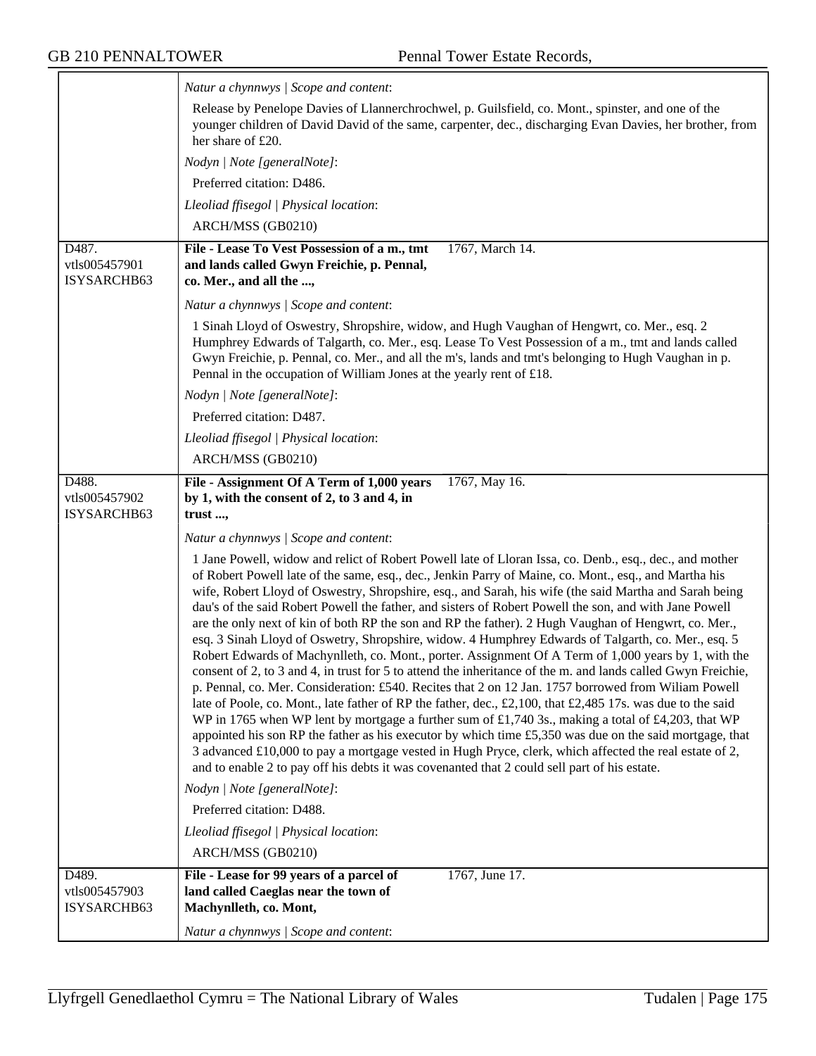*Natur a chynnwys | Scope and content*:

Release by Penelope Davies of Llannerchrochwel, p. Guilsfield, co. Mont., spinster, and one of the younger children of David David of the same, carpenter, dec., discharging Evan Davies, her brother, from her share of £20.

*Nodyn | Note [generalNote]*:

Preferred citation: D486.

*Lleoliad ffisegol | Physical location*:

ARCH/MSS (GB0210)

---

D487.
vtls005457901
ISYSARCHB63

**File - Lease To Vest Possession of a m., tmt and lands called Gwyn Freichie, p. Pennal, co. Mer., and all the ...,** 1767, March 14.

*Natur a chynnwys | Scope and content*:

1 Sinah Lloyd of Oswestry, Shropshire, widow, and Hugh Vaughan of Hengwrt, co. Mer., esq. 2 Humphrey Edwards of Talgarth, co. Mer., esq. Lease To Vest Possession of a m., tmt and lands called Gwyn Freichie, p. Pennal, co. Mer., and all the m's, lands and tmt's belonging to Hugh Vaughan in p. Pennal in the occupation of William Jones at the yearly rent of £18.

*Nodyn | Note [generalNote]*:

Preferred citation: D487.

*Lleoliad ffisegol | Physical location*:

ARCH/MSS (GB0210)

---

D488.
vtls005457902
ISYSARCHB63

**File - Assignment Of A Term of 1,000 years by 1, with the consent of 2, to 3 and 4, in trust ...,** 1767, May 16.

*Natur a chynnwys | Scope and content*:

1 Jane Powell, widow and relict of Robert Powell late of Lloran Issa, co. Denb., esq., dec., and mother of Robert Powell late of the same, esq., dec., Jenkin Parry of Maine, co. Mont., esq., and Martha his wife, Robert Lloyd of Oswestry, Shropshire, esq., and Sarah, his wife (the said Martha and Sarah being dau's of the said Robert Powell the father, and sisters of Robert Powell the son, and with Jane Powell are the only next of kin of both RP the son and RP the father). 2 Hugh Vaughan of Hengwrt, co. Mer., esq. 3 Sinah Lloyd of Oswetry, Shropshire, widow. 4 Humphrey Edwards of Talgarth, co. Mer., esq. 5 Robert Edwards of Machynlleth, co. Mont., porter. Assignment Of A Term of 1,000 years by 1, with the consent of 2, to 3 and 4, in trust for 5 to attend the inheritance of the m. and lands called Gwyn Freichie, p. Pennal, co. Mer. Consideration: £540. Recites that 2 on 12 Jan. 1757 borrowed from Wiliam Powell late of Poole, co. Mont., late father of RP the father, dec., £2,100, that £2,485 17s. was due to the said WP in 1765 when WP lent by mortgage a further sum of £1,740 3s., making a total of £4,203, that WP appointed his son RP the father as his executor by which time £5,350 was due on the said mortgage, that 3 advanced £10,000 to pay a mortgage vested in Hugh Pryce, clerk, which affected the real estate of 2, and to enable 2 to pay off his debts it was covenanted that 2 could sell part of his estate.

*Nodyn | Note [generalNote]*:

Preferred citation: D488.

*Lleoliad ffisegol | Physical location*:

ARCH/MSS (GB0210)

---

D489.
vtls005457903
ISYSARCHB63

**File - Lease for 99 years of a parcel of land called Caeglas near the town of Machynlleth, co. Mont,** 1767, June 17.

*Natur a chynnwys | Scope and content*: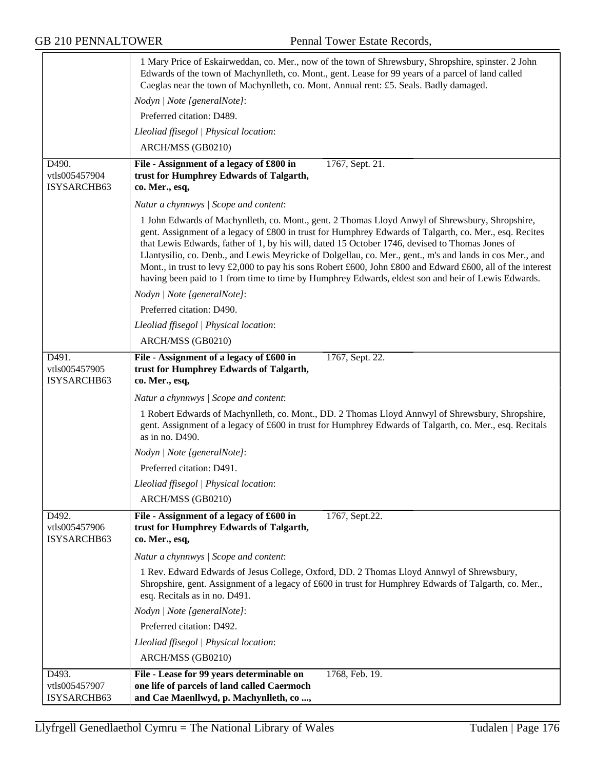1 Mary Price of Eskairweddan, co. Mer., now of the town of Shrewsbury, Shropshire, spinster. 2 John Edwards of the town of Machynlleth, co. Mont., gent. Lease for 99 years of a parcel of land called Caeglas near the town of Machynlleth, co. Mont. Annual rent: £5. Seals. Badly damaged.

*Nodyn | Note [generalNote]*:

Preferred citation: D489.

*Lleoliad ffisegol | Physical location*:

ARCH/MSS (GB0210)

---

D490.
vtls005457904
ISYSARCHB63

**File - Assignment of a legacy of £800 in trust for Humphrey Edwards of Talgarth, co. Mer., esq,** — 1767, Sept. 21.

*Natur a chynnwys | Scope and content*:

1 John Edwards of Machynlleth, co. Mont., gent. 2 Thomas Lloyd Anwyl of Shrewsbury, Shropshire, gent. Assignment of a legacy of £800 in trust for Humphrey Edwards of Talgarth, co. Mer., esq. Recites that Lewis Edwards, father of 1, by his will, dated 15 October 1746, devised to Thomas Jones of Llantysilio, co. Denb., and Lewis Meyricke of Dolgellau, co. Mer., gent., m's and lands in cos Mer., and Mont., in trust to levy £2,000 to pay his sons Robert £600, John £800 and Edward £600, all of the interest having been paid to 1 from time to time by Humphrey Edwards, eldest son and heir of Lewis Edwards.

*Nodyn | Note [generalNote]*:

Preferred citation: D490.

*Lleoliad ffisegol | Physical location*:

ARCH/MSS (GB0210)

---

D491.
vtls005457905
ISYSARCHB63

**File - Assignment of a legacy of £600 in trust for Humphrey Edwards of Talgarth, co. Mer., esq,** — 1767, Sept. 22.

*Natur a chynnwys | Scope and content*:

1 Robert Edwards of Machynlleth, co. Mont., DD. 2 Thomas Lloyd Annwyl of Shrewsbury, Shropshire, gent. Assignment of a legacy of £600 in trust for Humphrey Edwards of Talgarth, co. Mer., esq. Recitals as in no. D490.

*Nodyn | Note [generalNote]*:

Preferred citation: D491.

*Lleoliad ffisegol | Physical location*:

ARCH/MSS (GB0210)

---

D492.
vtls005457906
ISYSARCHB63

**File - Assignment of a legacy of £600 in trust for Humphrey Edwards of Talgarth, co. Mer., esq,** — 1767, Sept.22.

*Natur a chynnwys | Scope and content*:

1 Rev. Edward Edwards of Jesus College, Oxford, DD. 2 Thomas Lloyd Annwyl of Shrewsbury, Shropshire, gent. Assignment of a legacy of £600 in trust for Humphrey Edwards of Talgarth, co. Mer., esq. Recitals as in no. D491.

*Nodyn | Note [generalNote]*:

Preferred citation: D492.

*Lleoliad ffisegol | Physical location*:

ARCH/MSS (GB0210)

---

D493.
vtls005457907
ISYSARCHB63

**File - Lease for 99 years determinable on one life of parcels of land called Caermoch and Cae Maenllwyd, p. Machynlleth, co ...,** — 1768, Feb. 19.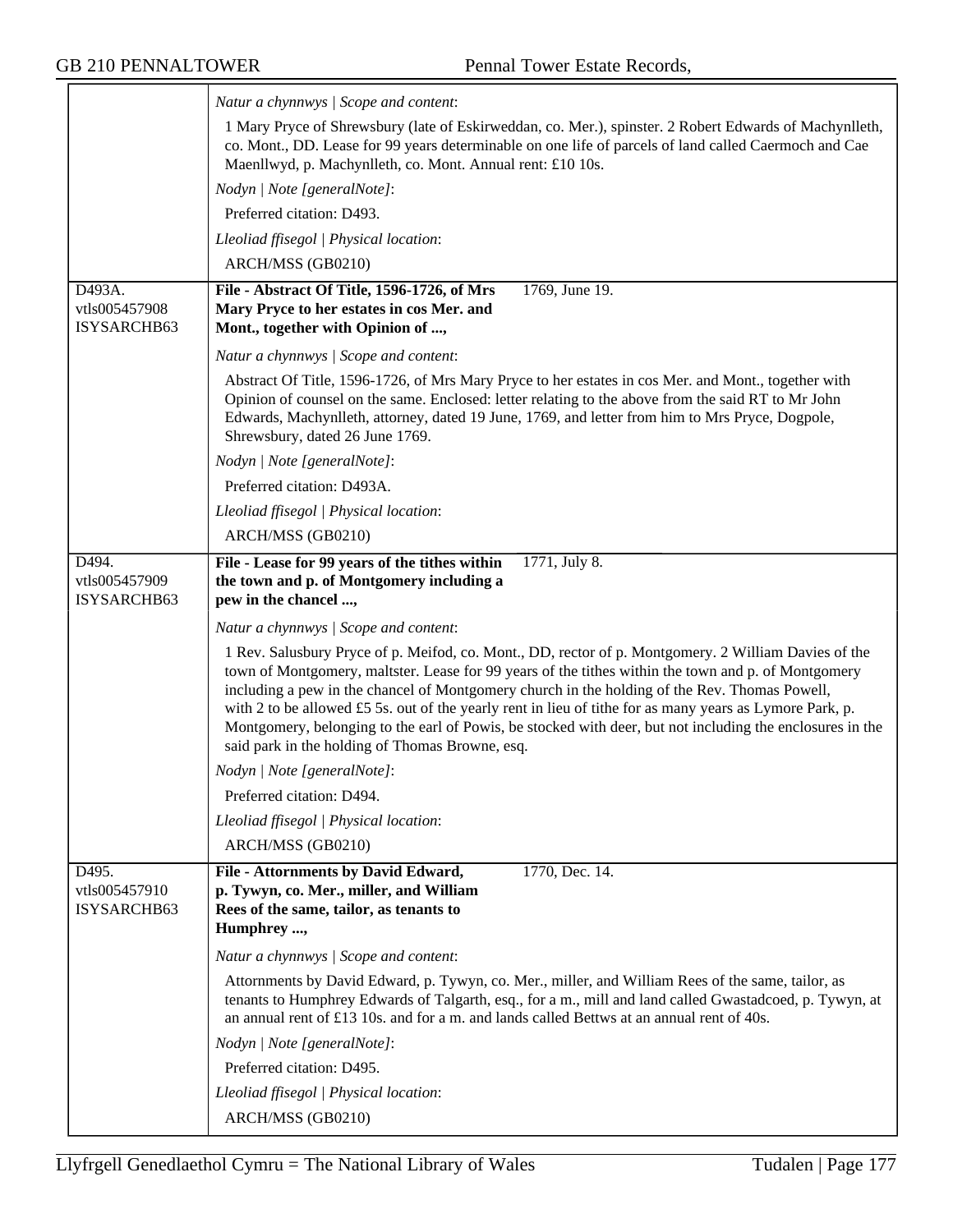*Natur a chynnwys | Scope and content*:

1 Mary Pryce of Shrewsbury (late of Eskirweddan, co. Mer.), spinster. 2 Robert Edwards of Machynlleth, co. Mont., DD. Lease for 99 years determinable on one life of parcels of land called Caermoch and Cae Maenllwyd, p. Machynlleth, co. Mont. Annual rent: £10 10s.

*Nodyn | Note [generalNote]*:

Preferred citation: D493.

*Lleoliad ffisegol | Physical location*:

ARCH/MSS (GB0210)

---

D493A.
vtls005457908
ISYSARCHB63

**File - Abstract Of Title, 1596-1726, of Mrs Mary Pryce to her estates in cos Mer. and Mont., together with Opinion of ...,** 1769, June 19.

*Natur a chynnwys | Scope and content*:

Abstract Of Title, 1596-1726, of Mrs Mary Pryce to her estates in cos Mer. and Mont., together with Opinion of counsel on the same. Enclosed: letter relating to the above from the said RT to Mr John Edwards, Machynlleth, attorney, dated 19 June, 1769, and letter from him to Mrs Pryce, Dogpole, Shrewsbury, dated 26 June 1769.

*Nodyn | Note [generalNote]*:

Preferred citation: D493A.

*Lleoliad ffisegol | Physical location*:

ARCH/MSS (GB0210)

---

D494.
vtls005457909
ISYSARCHB63

**File - Lease for 99 years of the tithes within the town and p. of Montgomery including a pew in the chancel ...,** 1771, July 8.

*Natur a chynnwys | Scope and content*:

1 Rev. Salusbury Pryce of p. Meifod, co. Mont., DD, rector of p. Montgomery. 2 William Davies of the town of Montgomery, maltster. Lease for 99 years of the tithes within the town and p. of Montgomery including a pew in the chancel of Montgomery church in the holding of the Rev. Thomas Powell, with 2 to be allowed £5 5s. out of the yearly rent in lieu of tithe for as many years as Lymore Park, p. Montgomery, belonging to the earl of Powis, be stocked with deer, but not including the enclosures in the said park in the holding of Thomas Browne, esq.

*Nodyn | Note [generalNote]*:

Preferred citation: D494.

*Lleoliad ffisegol | Physical location*:

ARCH/MSS (GB0210)

---

D495.
vtls005457910
ISYSARCHB63

**File - Attornments by David Edward, p. Tywyn, co. Mer., miller, and William Rees of the same, tailor, as tenants to Humphrey ...,** 1770, Dec. 14.

*Natur a chynnwys | Scope and content*:

Attornments by David Edward, p. Tywyn, co. Mer., miller, and William Rees of the same, tailor, as tenants to Humphrey Edwards of Talgarth, esq., for a m., mill and land called Gwastadcoed, p. Tywyn, at an annual rent of £13 10s. and for a m. and lands called Bettws at an annual rent of 40s.

*Nodyn | Note [generalNote]*:

Preferred citation: D495.

*Lleoliad ffisegol | Physical location*:

ARCH/MSS (GB0210)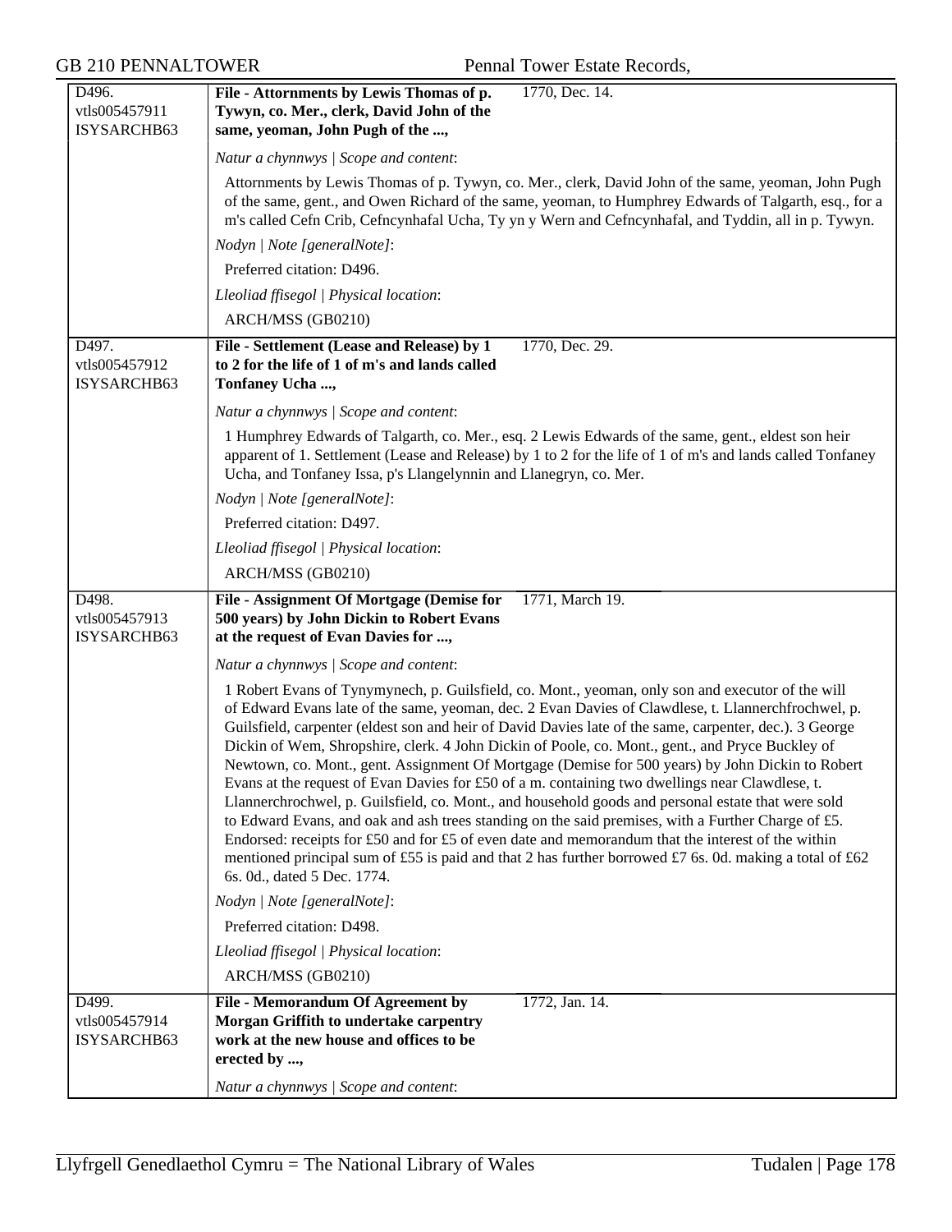| | | |
|---|---|---|
| D496.<br>vtls005457911<br>ISYSARCHB63 | **File - Attornments by Lewis Thomas of p. Tywyn, co. Mer., clerk, David John of the same, yeoman, John Pugh of the ...,** | 1770, Dec. 14. |
| | *Natur a chynnwys \| Scope and content*:<br>Attornments by Lewis Thomas of p. Tywyn, co. Mer., clerk, David John of the same, yeoman, John Pugh of the same, gent., and Owen Richard of the same, yeoman, to Humphrey Edwards of Talgarth, esq., for a m's called Cefn Crib, Cefncynhafal Ucha, Ty yn y Wern and Cefncynhafal, and Tyddin, all in p. Tywyn.<br>*Nodyn \| Note [generalNote]*:<br>Preferred citation: D496.<br>*Lleoliad ffisegol \| Physical location*:<br>ARCH/MSS (GB0210) | |
| D497.<br>vtls005457912<br>ISYSARCHB63 | **File - Settlement (Lease and Release) by 1 to 2 for the life of 1 of m's and lands called Tonfaney Ucha ...,** | 1770, Dec. 29. |
| | *Natur a chynnwys \| Scope and content*:<br>1 Humphrey Edwards of Talgarth, co. Mer., esq. 2 Lewis Edwards of the same, gent., eldest son heir apparent of 1. Settlement (Lease and Release) by 1 to 2 for the life of 1 of m's and lands called Tonfaney Ucha, and Tonfaney Issa, p's Llangelynnin and Llanegryn, co. Mer.<br>*Nodyn \| Note [generalNote]*:<br>Preferred citation: D497.<br>*Lleoliad ffisegol \| Physical location*:<br>ARCH/MSS (GB0210) | |
| D498.<br>vtls005457913<br>ISYSARCHB63 | **File - Assignment Of Mortgage (Demise for 500 years) by John Dickin to Robert Evans at the request of Evan Davies for ...,** | 1771, March 19. |
| | *Natur a chynnwys \| Scope and content*:<br>1 Robert Evans of Tynymynech, p. Guilsfield, co. Mont., yeoman, only son and executor of the will of Edward Evans late of the same, yeoman, dec. 2 Evan Davies of Clawdlese, t. Llannerchfrochwel, p. Guilsfield, carpenter (eldest son and heir of David Davies late of the same, carpenter, dec.). 3 George Dickin of Wem, Shropshire, clerk. 4 John Dickin of Poole, co. Mont., gent., and Pryce Buckley of Newtown, co. Mont., gent. Assignment Of Mortgage (Demise for 500 years) by John Dickin to Robert Evans at the request of Evan Davies for £50 of a m. containing two dwellings near Clawdlese, t. Llannerchrochwel, p. Guilsfield, co. Mont., and household goods and personal estate that were sold to Edward Evans, and oak and ash trees standing on the said premises, with a Further Charge of £5. Endorsed: receipts for £50 and for £5 of even date and memorandum that the interest of the within mentioned principal sum of £55 is paid and that 2 has further borrowed £7 6s. 0d. making a total of £62 6s. 0d., dated 5 Dec. 1774.<br>*Nodyn \| Note [generalNote]*:<br>Preferred citation: D498.<br>*Lleoliad ffisegol \| Physical location*:<br>ARCH/MSS (GB0210) | |
| D499.<br>vtls005457914<br>ISYSARCHB63 | **File - Memorandum Of Agreement by Morgan Griffith to undertake carpentry work at the new house and offices to be erected by ...,** | 1772, Jan. 14. |
| | *Natur a chynnwys \| Scope and content*: | |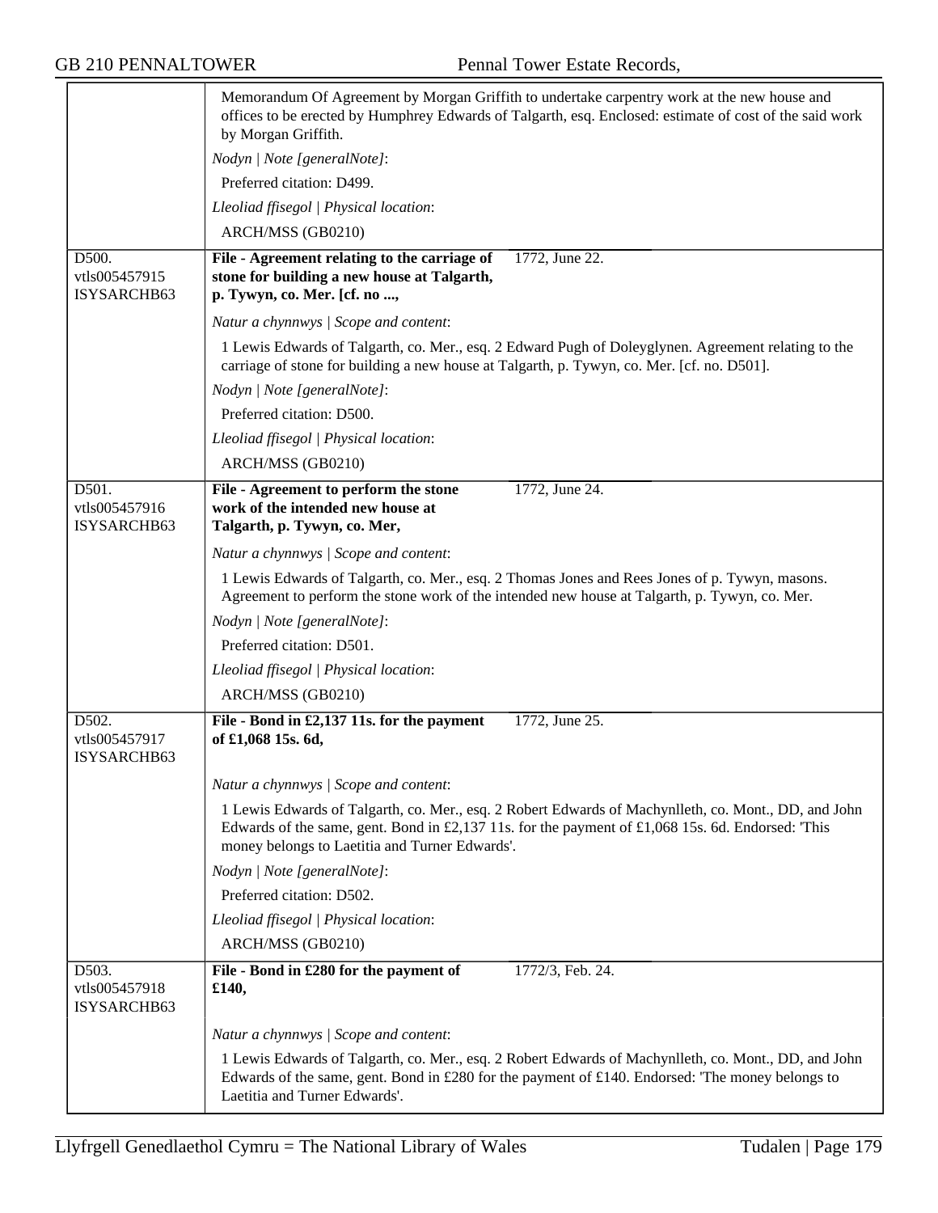| | |
|---|---|
| | Memorandum Of Agreement by Morgan Griffith to undertake carpentry work at the new house and offices to be erected by Humphrey Edwards of Talgarth, esq. Enclosed: estimate of cost of the said work by Morgan Griffith.<br>*Nodyn \| Note [generalNote]*:<br>Preferred citation: D499.<br>*Lleoliad ffisegol \| Physical location*:<br>ARCH/MSS (GB0210) |
| D500.<br>vtls005457915<br>ISYSARCHB63 | **File - Agreement relating to the carriage of stone for building a new house at Talgarth, p. Tywyn, co. Mer. [cf. no ...,** 1772, June 22.<br>*Natur a chynnwys \| Scope and content*:<br>1 Lewis Edwards of Talgarth, co. Mer., esq. 2 Edward Pugh of Doleyglynen. Agreement relating to the carriage of stone for building a new house at Talgarth, p. Tywyn, co. Mer. [cf. no. D501].<br>*Nodyn \| Note [generalNote]*:<br>Preferred citation: D500.<br>*Lleoliad ffisegol \| Physical location*:<br>ARCH/MSS (GB0210) |
| D501.<br>vtls005457916<br>ISYSARCHB63 | **File - Agreement to perform the stone work of the intended new house at Talgarth, p. Tywyn, co. Mer,** 1772, June 24.<br>*Natur a chynnwys \| Scope and content*:<br>1 Lewis Edwards of Talgarth, co. Mer., esq. 2 Thomas Jones and Rees Jones of p. Tywyn, masons. Agreement to perform the stone work of the intended new house at Talgarth, p. Tywyn, co. Mer.<br>*Nodyn \| Note [generalNote]*:<br>Preferred citation: D501.<br>*Lleoliad ffisegol \| Physical location*:<br>ARCH/MSS (GB0210) |
| D502.<br>vtls005457917<br>ISYSARCHB63 | **File - Bond in £2,137 11s. for the payment of £1,068 15s. 6d,** 1772, June 25.<br>*Natur a chynnwys \| Scope and content*:<br>1 Lewis Edwards of Talgarth, co. Mer., esq. 2 Robert Edwards of Machynlleth, co. Mont., DD, and John Edwards of the same, gent. Bond in £2,137 11s. for the payment of £1,068 15s. 6d. Endorsed: 'This money belongs to Laetitia and Turner Edwards'.<br>*Nodyn \| Note [generalNote]*:<br>Preferred citation: D502.<br>*Lleoliad ffisegol \| Physical location*:<br>ARCH/MSS (GB0210) |
| D503.<br>vtls005457918<br>ISYSARCHB63 | **File - Bond in £280 for the payment of £140,** 1772/3, Feb. 24.<br>*Natur a chynnwys \| Scope and content*:<br>1 Lewis Edwards of Talgarth, co. Mer., esq. 2 Robert Edwards of Machynlleth, co. Mont., DD, and John Edwards of the same, gent. Bond in £280 for the payment of £140. Endorsed: 'The money belongs to Laetitia and Turner Edwards'. |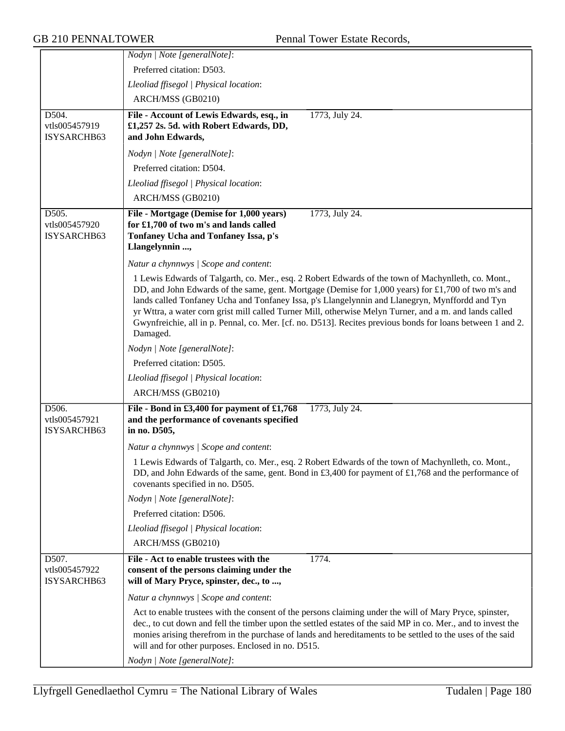*Nodyn | Note [generalNote]*:

Preferred citation: D503.

*Lleoliad ffisegol | Physical location*:

ARCH/MSS (GB0210)

---

D504.
vtls005457919
ISYSARCHB63

**File - Account of Lewis Edwards, esq., in £1,257 2s. 5d. with Robert Edwards, DD, and John Edwards,**

1773, July 24.

*Nodyn | Note [generalNote]*:

Preferred citation: D504.

*Lleoliad ffisegol | Physical location*:

ARCH/MSS (GB0210)

---

D505.
vtls005457920
ISYSARCHB63

**File - Mortgage (Demise for 1,000 years) for £1,700 of two m's and lands called Tonfaney Ucha and Tonfaney Issa, p's Llangelynnin ...,**

1773, July 24.

*Natur a chynnwys | Scope and content*:

1 Lewis Edwards of Talgarth, co. Mer., esq. 2 Robert Edwards of the town of Machynlleth, co. Mont., DD, and John Edwards of the same, gent. Mortgage (Demise for 1,000 years) for £1,700 of two m's and lands called Tonfaney Ucha and Tonfaney Issa, p's Llangelynnin and Llanegryn, Mynffordd and Tyn yr Wttra, a water corn grist mill called Turner Mill, otherwise Melyn Turner, and a m. and lands called Gwynfreichie, all in p. Pennal, co. Mer. [cf. no. D513]. Recites previous bonds for loans between 1 and 2. Damaged.

*Nodyn | Note [generalNote]*:

Preferred citation: D505.

*Lleoliad ffisegol | Physical location*:

ARCH/MSS (GB0210)

---

D506.
vtls005457921
ISYSARCHB63

**File - Bond in £3,400 for payment of £1,768 and the performance of covenants specified in no. D505,**

1773, July 24.

*Natur a chynnwys | Scope and content*:

1 Lewis Edwards of Talgarth, co. Mer., esq. 2 Robert Edwards of the town of Machynlleth, co. Mont., DD, and John Edwards of the same, gent. Bond in £3,400 for payment of £1,768 and the performance of covenants specified in no. D505.

*Nodyn | Note [generalNote]*:

Preferred citation: D506.

*Lleoliad ffisegol | Physical location*:

ARCH/MSS (GB0210)

---

D507.
vtls005457922
ISYSARCHB63

**File - Act to enable trustees with the consent of the persons claiming under the will of Mary Pryce, spinster, dec., to ...,**

1774.

*Natur a chynnwys | Scope and content*:

Act to enable trustees with the consent of the persons claiming under the will of Mary Pryce, spinster, dec., to cut down and fell the timber upon the settled estates of the said MP in co. Mer., and to invest the monies arising therefrom in the purchase of lands and hereditaments to be settled to the uses of the said will and for other purposes. Enclosed in no. D515.

*Nodyn | Note [generalNote]*: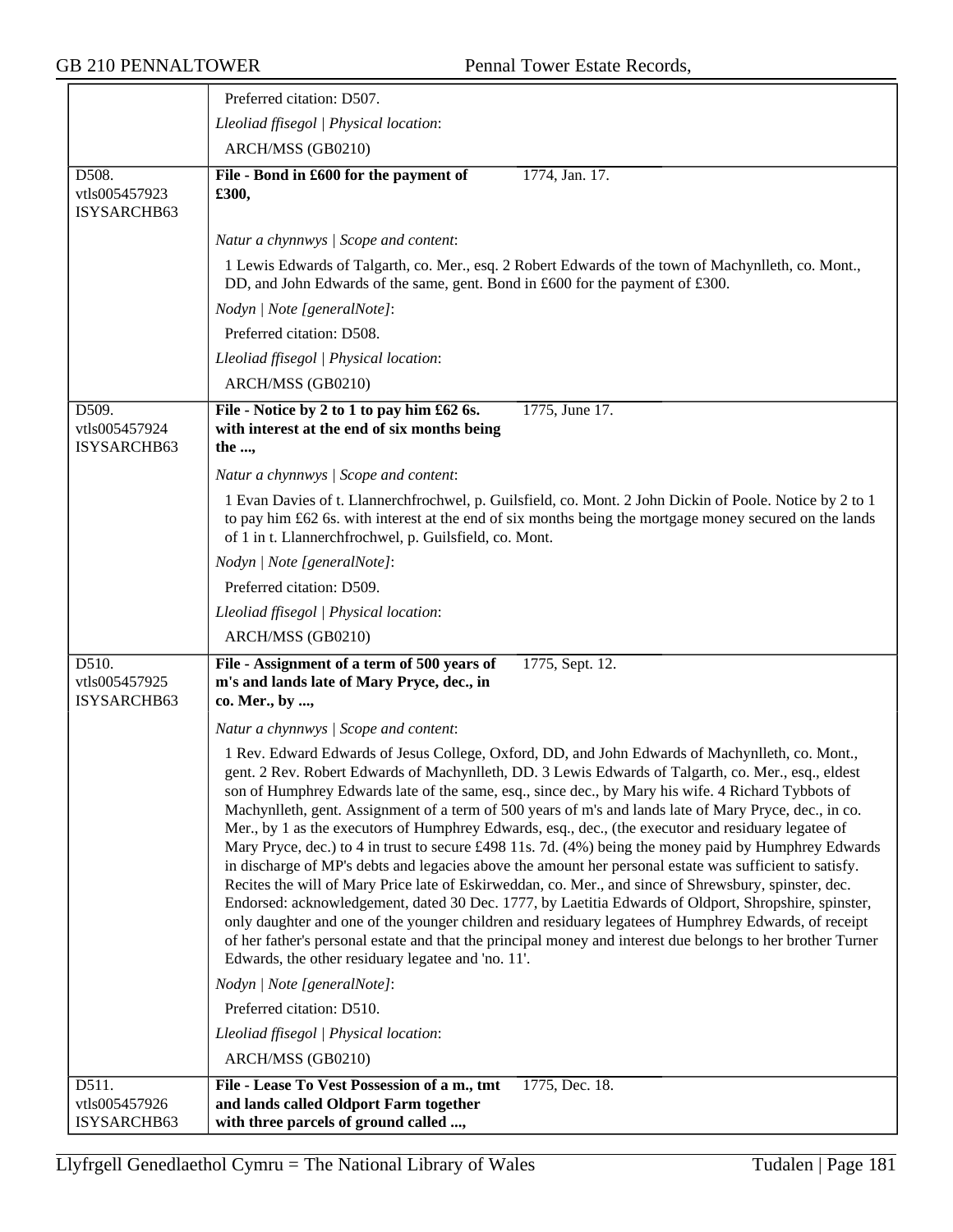Preferred citation: D507.

*Lleoliad ffisegol | Physical location*:

ARCH/MSS (GB0210)

---

D508.
vtls005457923
ISYSARCHB63

**File - Bond in £600 for the payment of £300,** 1774, Jan. 17.

*Natur a chynnwys | Scope and content*:

1 Lewis Edwards of Talgarth, co. Mer., esq. 2 Robert Edwards of the town of Machynlleth, co. Mont., DD, and John Edwards of the same, gent. Bond in £600 for the payment of £300.

*Nodyn | Note [generalNote]*:

Preferred citation: D508.

*Lleoliad ffisegol | Physical location*:

ARCH/MSS (GB0210)

---

D509.
vtls005457924
ISYSARCHB63

**File - Notice by 2 to 1 to pay him £62 6s. with interest at the end of six months being the ...,** 1775, June 17.

*Natur a chynnwys | Scope and content*:

1 Evan Davies of t. Llannerchfrochwel, p. Guilsfield, co. Mont. 2 John Dickin of Poole. Notice by 2 to 1 to pay him £62 6s. with interest at the end of six months being the mortgage money secured on the lands of 1 in t. Llannerchfrochwel, p. Guilsfield, co. Mont.

*Nodyn | Note [generalNote]*:

Preferred citation: D509.

*Lleoliad ffisegol | Physical location*:

ARCH/MSS (GB0210)

---

D510.
vtls005457925
ISYSARCHB63

**File - Assignment of a term of 500 years of m's and lands late of Mary Pryce, dec., in co. Mer., by ...,** 1775, Sept. 12.

*Natur a chynnwys | Scope and content*:

1 Rev. Edward Edwards of Jesus College, Oxford, DD, and John Edwards of Machynlleth, co. Mont., gent. 2 Rev. Robert Edwards of Machynlleth, DD. 3 Lewis Edwards of Talgarth, co. Mer., esq., eldest son of Humphrey Edwards late of the same, esq., since dec., by Mary his wife. 4 Richard Tybbots of Machynlleth, gent. Assignment of a term of 500 years of m's and lands late of Mary Pryce, dec., in co. Mer., by 1 as the executors of Humphrey Edwards, esq., dec., (the executor and residuary legatee of Mary Pryce, dec.) to 4 in trust to secure £498 11s. 7d. (4%) being the money paid by Humphrey Edwards in discharge of MP's debts and legacies above the amount her personal estate was sufficient to satisfy. Recites the will of Mary Price late of Eskirweddan, co. Mer., and since of Shrewsbury, spinster, dec. Endorsed: acknowledgement, dated 30 Dec. 1777, by Laetitia Edwards of Oldport, Shropshire, spinster, only daughter and one of the younger children and residuary legatees of Humphrey Edwards, of receipt of her father's personal estate and that the principal money and interest due belongs to her brother Turner Edwards, the other residuary legatee and 'no. 11'.

*Nodyn | Note [generalNote]*:

Preferred citation: D510.

*Lleoliad ffisegol | Physical location*:

ARCH/MSS (GB0210)

---

D511.
vtls005457926
ISYSARCHB63

**File - Lease To Vest Possession of a m., tmt and lands called Oldport Farm together with three parcels of ground called ...,** 1775, Dec. 18.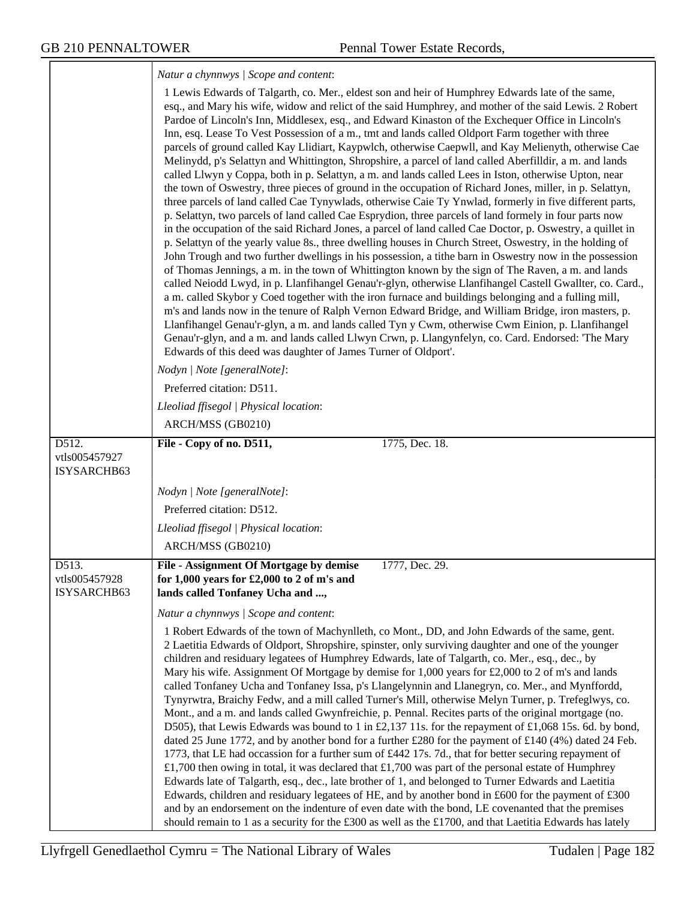*Natur a chynnwys | Scope and content*:

1 Lewis Edwards of Talgarth, co. Mer., eldest son and heir of Humphrey Edwards late of the same, esq., and Mary his wife, widow and relict of the said Humphrey, and mother of the said Lewis. 2 Robert Pardoe of Lincoln's Inn, Middlesex, esq., and Edward Kinaston of the Exchequer Office in Lincoln's Inn, esq. Lease To Vest Possession of a m., tmt and lands called Oldport Farm together with three parcels of ground called Kay Llidiart, Kaypwlch, otherwise Caepwll, and Kay Melienyth, otherwise Cae Melinydd, p's Selattyn and Whittington, Shropshire, a parcel of land called Aberfilldir, a m. and lands called Llwyn y Coppa, both in p. Selattyn, a m. and lands called Lees in Iston, otherwise Upton, near the town of Oswestry, three pieces of ground in the occupation of Richard Jones, miller, in p. Selattyn, three parcels of land called Cae Tynywlads, otherwise Caie Ty Ynwlad, formerly in five different parts, p. Selattyn, two parcels of land called Cae Esprydion, three parcels of land formely in four parts now in the occupation of the said Richard Jones, a parcel of land called Cae Doctor, p. Oswestry, a quillet in p. Selattyn of the yearly value 8s., three dwelling houses in Church Street, Oswestry, in the holding of John Trough and two further dwellings in his possession, a tithe barn in Oswestry now in the possession of Thomas Jennings, a m. in the town of Whittington known by the sign of The Raven, a m. and lands called Neiodd Lwyd, in p. Llanfihangel Genau'r-glyn, otherwise Llanfihangel Castell Gwallter, co. Card., a m. called Skybor y Coed together with the iron furnace and buildings belonging and a fulling mill, m's and lands now in the tenure of Ralph Vernon Edward Bridge, and William Bridge, iron masters, p. Llanfihangel Genau'r-glyn, a m. and lands called Tyn y Cwm, otherwise Cwm Einion, p. Llanfihangel Genau'r-glyn, and a m. and lands called Llwyn Crwn, p. Llangynfelyn, co. Card. Endorsed: 'The Mary Edwards of this deed was daughter of James Turner of Oldport'.

*Nodyn | Note [generalNote]*:

Preferred citation: D511.

*Lleoliad ffisegol | Physical location*:

ARCH/MSS (GB0210)

---

D512.
vtls005457927
ISYSARCHB63

**File - Copy of no. D511,** 1775, Dec. 18.

*Nodyn | Note [generalNote]*:

Preferred citation: D512.

*Lleoliad ffisegol | Physical location*:

ARCH/MSS (GB0210)

---

D513.
vtls005457928
ISYSARCHB63

**File - Assignment Of Mortgage by demise for 1,000 years for £2,000 to 2 of m's and lands called Tonfaney Ucha and ...,** 1777, Dec. 29.

*Natur a chynnwys | Scope and content*:

1 Robert Edwards of the town of Machynlleth, co Mont., DD, and John Edwards of the same, gent. 2 Laetitia Edwards of Oldport, Shropshire, spinster, only surviving daughter and one of the younger children and residuary legatees of Humphrey Edwards, late of Talgarth, co. Mer., esq., dec., by Mary his wife. Assignment Of Mortgage by demise for 1,000 years for £2,000 to 2 of m's and lands called Tonfaney Ucha and Tonfaney Issa, p's Llangelynnin and Llanegryn, co. Mer., and Mynffordd, Tynyrwtra, Braichy Fedw, and a mill called Turner's Mill, otherwise Melyn Turner, p. Trefeglwys, co. Mont., and a m. and lands called Gwynfreichie, p. Pennal. Recites parts of the original mortgage (no. D505), that Lewis Edwards was bound to 1 in £2,137 11s. for the repayment of £1,068 15s. 6d. by bond, dated 25 June 1772, and by another bond for a further £280 for the payment of £140 (4%) dated 24 Feb. 1773, that LE had occassion for a further sum of £442 17s. 7d., that for better securing repayment of £1,700 then owing in total, it was declared that £1,700 was part of the personal estate of Humphrey Edwards late of Talgarth, esq., dec., late brother of 1, and belonged to Turner Edwards and Laetitia Edwards, children and residuary legatees of HE, and by another bond in £600 for the payment of £300 and by an endorsement on the indenture of even date with the bond, LE covenanted that the premises should remain to 1 as a security for the £300 as well as the £1700, and that Laetitia Edwards has lately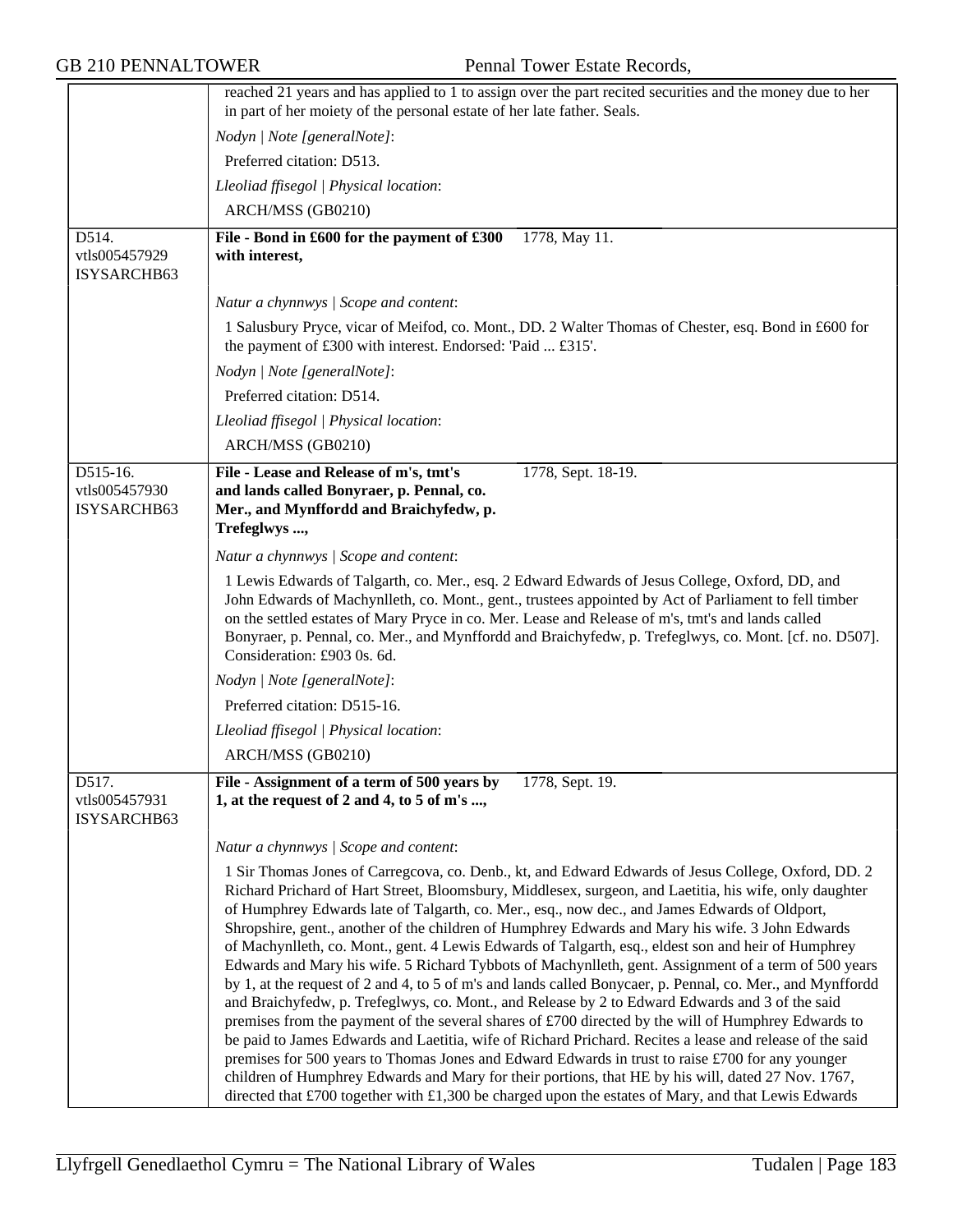reached 21 years and has applied to 1 to assign over the part recited securities and the money due to her in part of her moiety of the personal estate of her late father. Seals.

*Nodyn | Note [generalNote]*:

Preferred citation: D513.

*Lleoliad ffisegol | Physical location*:

ARCH/MSS (GB0210)

---

D514.
vtls005457929
ISYSARCHB63

**File - Bond in £600 for the payment of £300 with interest,** 1778, May 11.

*Natur a chynnwys | Scope and content*:

1 Salusbury Pryce, vicar of Meifod, co. Mont., DD. 2 Walter Thomas of Chester, esq. Bond in £600 for the payment of £300 with interest. Endorsed: 'Paid ... £315'.

*Nodyn | Note [generalNote]*:

Preferred citation: D514.

*Lleoliad ffisegol | Physical location*:

ARCH/MSS (GB0210)

---

D515-16.
vtls005457930
ISYSARCHB63

**File - Lease and Release of m's, tmt's and lands called Bonyraer, p. Pennal, co. Mer., and Mynffordd and Braichyfedw, p. Trefeglwys ...,** 1778, Sept. 18-19.

*Natur a chynnwys | Scope and content*:

1 Lewis Edwards of Talgarth, co. Mer., esq. 2 Edward Edwards of Jesus College, Oxford, DD, and John Edwards of Machynlleth, co. Mont., gent., trustees appointed by Act of Parliament to fell timber on the settled estates of Mary Pryce in co. Mer. Lease and Release of m's, tmt's and lands called Bonyraer, p. Pennal, co. Mer., and Mynffordd and Braichyfedw, p. Trefeglwys, co. Mont. [cf. no. D507]. Consideration: £903 0s. 6d.

*Nodyn | Note [generalNote]*:

Preferred citation: D515-16.

*Lleoliad ffisegol | Physical location*:

ARCH/MSS (GB0210)

---

D517.
vtls005457931
ISYSARCHB63

**File - Assignment of a term of 500 years by 1, at the request of 2 and 4, to 5 of m's ...,** 1778, Sept. 19.

*Natur a chynnwys | Scope and content*:

1 Sir Thomas Jones of Carregcova, co. Denb., kt, and Edward Edwards of Jesus College, Oxford, DD. 2 Richard Prichard of Hart Street, Bloomsbury, Middlesex, surgeon, and Laetitia, his wife, only daughter of Humphrey Edwards late of Talgarth, co. Mer., esq., now dec., and James Edwards of Oldport, Shropshire, gent., another of the children of Humphrey Edwards and Mary his wife. 3 John Edwards of Machynlleth, co. Mont., gent. 4 Lewis Edwards of Talgarth, esq., eldest son and heir of Humphrey Edwards and Mary his wife. 5 Richard Tybbots of Machynlleth, gent. Assignment of a term of 500 years by 1, at the request of 2 and 4, to 5 of m's and lands called Bonycaer, p. Pennal, co. Mer., and Mynffordd and Braichyfedw, p. Trefeglwys, co. Mont., and Release by 2 to Edward Edwards and 3 of the said premises from the payment of the several shares of £700 directed by the will of Humphrey Edwards to be paid to James Edwards and Laetitia, wife of Richard Prichard. Recites a lease and release of the said premises for 500 years to Thomas Jones and Edward Edwards in trust to raise £700 for any younger children of Humphrey Edwards and Mary for their portions, that HE by his will, dated 27 Nov. 1767, directed that £700 together with £1,300 be charged upon the estates of Mary, and that Lewis Edwards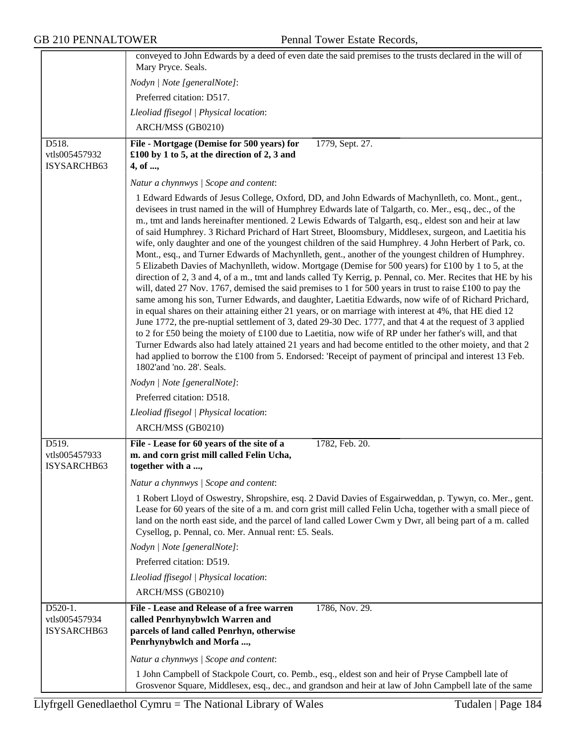conveyed to John Edwards by a deed of even date the said premises to the trusts declared in the will of Mary Pryce. Seals.

*Nodyn | Note [generalNote]*:

Preferred citation: D517.

*Lleoliad ffisegol | Physical location*:

ARCH/MSS (GB0210)

---

D518.
vtls005457932
ISYSARCHB63

**File - Mortgage (Demise for 500 years) for £100 by 1 to 5, at the direction of 2, 3 and 4, of ...,** 1779, Sept. 27.

*Natur a chynnwys | Scope and content*:

1 Edward Edwards of Jesus College, Oxford, DD, and John Edwards of Machynlleth, co. Mont., gent., devisees in trust named in the will of Humphrey Edwards late of Talgarth, co. Mer., esq., dec., of the m., tmt and lands hereinafter mentioned. 2 Lewis Edwards of Talgarth, esq., eldest son and heir at law of said Humphrey. 3 Richard Prichard of Hart Street, Bloomsbury, Middlesex, surgeon, and Laetitia his wife, only daughter and one of the youngest children of the said Humphrey. 4 John Herbert of Park, co. Mont., esq., and Turner Edwards of Machynlleth, gent., another of the youngest children of Humphrey. 5 Elizabeth Davies of Machynlleth, widow. Mortgage (Demise for 500 years) for £100 by 1 to 5, at the direction of 2, 3 and 4, of a m., tmt and lands called Ty Kerrig, p. Pennal, co. Mer. Recites that HE by his will, dated 27 Nov. 1767, demised the said premises to 1 for 500 years in trust to raise £100 to pay the same among his son, Turner Edwards, and daughter, Laetitia Edwards, now wife of of Richard Prichard, in equal shares on their attaining either 21 years, or on marriage with interest at 4%, that HE died 12 June 1772, the pre-nuptial settlement of 3, dated 29-30 Dec. 1777, and that 4 at the request of 3 applied to 2 for £50 being the moiety of £100 due to Laetitia, now wife of RP under her father's will, and that Turner Edwards also had lately attained 21 years and had become entitled to the other moiety, and that 2 had applied to borrow the £100 from 5. Endorsed: 'Receipt of payment of principal and interest 13 Feb. 1802'and 'no. 28'. Seals.

*Nodyn | Note [generalNote]*:

Preferred citation: D518.

*Lleoliad ffisegol | Physical location*:

ARCH/MSS (GB0210)

---

D519.
vtls005457933
ISYSARCHB63

**File - Lease for 60 years of the site of a m. and corn grist mill called Felin Ucha, together with a ...,** 1782, Feb. 20.

*Natur a chynnwys | Scope and content*:

1 Robert Lloyd of Oswestry, Shropshire, esq. 2 David Davies of Esgairweddan, p. Tywyn, co. Mer., gent. Lease for 60 years of the site of a m. and corn grist mill called Felin Ucha, together with a small piece of land on the north east side, and the parcel of land called Lower Cwm y Dwr, all being part of a m. called Cysellog, p. Pennal, co. Mer. Annual rent: £5. Seals.

*Nodyn | Note [generalNote]*:

Preferred citation: D519.

*Lleoliad ffisegol | Physical location*:

ARCH/MSS (GB0210)

---

D520-1.
vtls005457934
ISYSARCHB63

**File - Lease and Release of a free warren called Penrhynybwlch Warren and parcels of land called Penrhyn, otherwise Penrhynybwlch and Morfa ...,** 1786, Nov. 29.

*Natur a chynnwys | Scope and content*:

1 John Campbell of Stackpole Court, co. Pemb., esq., eldest son and heir of Pryse Campbell late of Grosvenor Square, Middlesex, esq., dec., and grandson and heir at law of John Campbell late of the same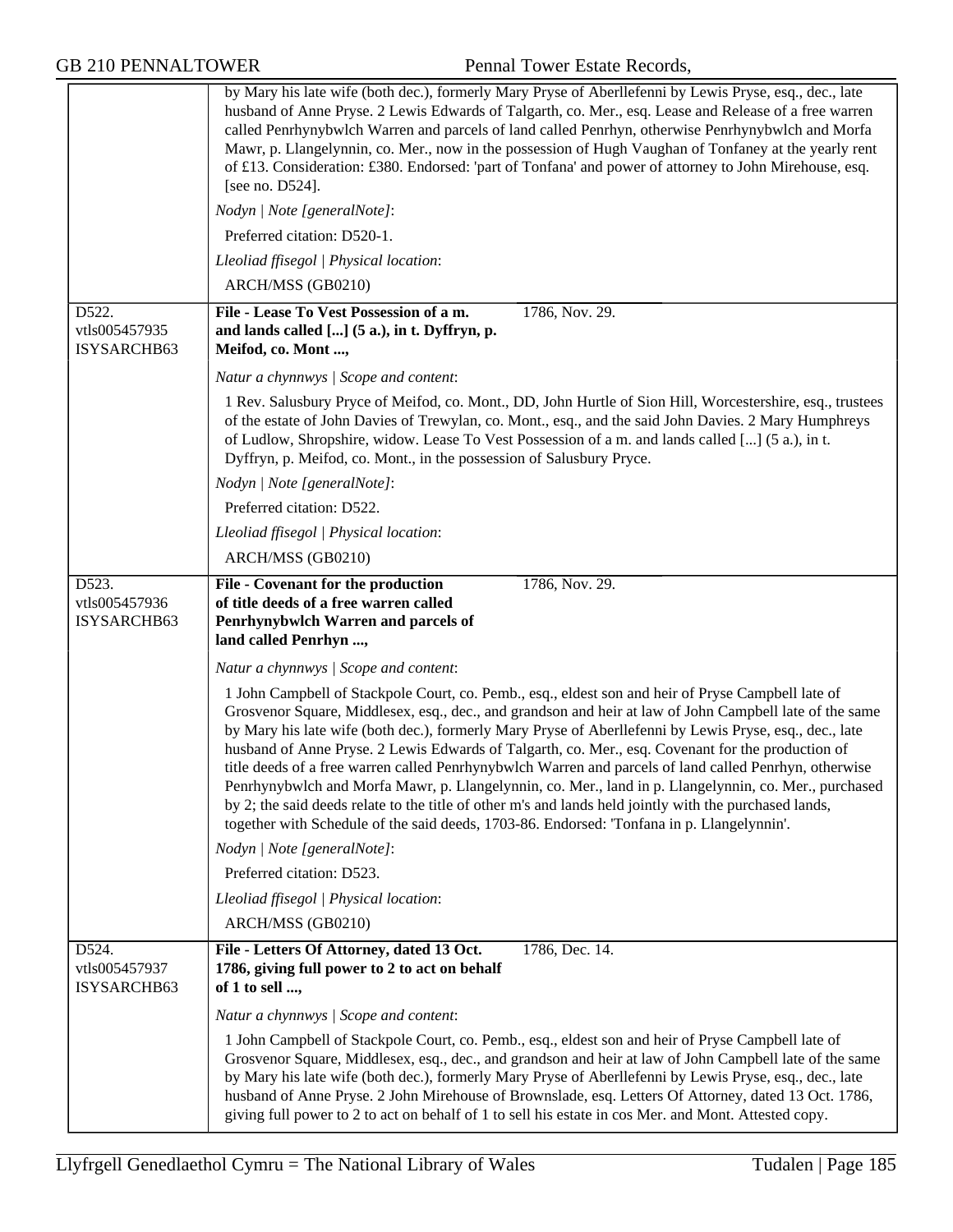by Mary his late wife (both dec.), formerly Mary Pryse of Aberllefenni by Lewis Pryse, esq., dec., late husband of Anne Pryse. 2 Lewis Edwards of Talgarth, co. Mer., esq. Lease and Release of a free warren called Penrhynybwlch Warren and parcels of land called Penrhyn, otherwise Penrhynybwlch and Morfa Mawr, p. Llangelynnin, co. Mer., now in the possession of Hugh Vaughan of Tonfaney at the yearly rent of £13. Consideration: £380. Endorsed: 'part of Tonfana' and power of attorney to John Mirehouse, esq. [see no. D524].

*Nodyn | Note [generalNote]*:

Preferred citation: D520-1.

*Lleoliad ffisegol | Physical location*:

ARCH/MSS (GB0210)

---

D522.
vtls005457935
ISYSARCHB63

**File - Lease To Vest Possession of a m. and lands called [...] (5 a.), in t. Dyffryn, p. Meifod, co. Mont ...,** 1786, Nov. 29.

*Natur a chynnwys | Scope and content*:

1 Rev. Salusbury Pryce of Meifod, co. Mont., DD, John Hurtle of Sion Hill, Worcestershire, esq., trustees of the estate of John Davies of Trewylan, co. Mont., esq., and the said John Davies. 2 Mary Humphreys of Ludlow, Shropshire, widow. Lease To Vest Possession of a m. and lands called [...] (5 a.), in t. Dyffryn, p. Meifod, co. Mont., in the possession of Salusbury Pryce.

*Nodyn | Note [generalNote]*:

Preferred citation: D522.

*Lleoliad ffisegol | Physical location*:

ARCH/MSS (GB0210)

---

D523.
vtls005457936
ISYSARCHB63

**File - Covenant for the production of title deeds of a free warren called Penrhynybwlch Warren and parcels of land called Penrhyn ...,** 1786, Nov. 29.

*Natur a chynnwys | Scope and content*:

1 John Campbell of Stackpole Court, co. Pemb., esq., eldest son and heir of Pryse Campbell late of Grosvenor Square, Middlesex, esq., dec., and grandson and heir at law of John Campbell late of the same by Mary his late wife (both dec.), formerly Mary Pryse of Aberllefenni by Lewis Pryse, esq., dec., late husband of Anne Pryse. 2 Lewis Edwards of Talgarth, co. Mer., esq. Covenant for the production of title deeds of a free warren called Penrhynybwlch Warren and parcels of land called Penrhyn, otherwise Penrhynybwlch and Morfa Mawr, p. Llangelynnin, co. Mer., land in p. Llangelynnin, co. Mer., purchased by 2; the said deeds relate to the title of other m's and lands held jointly with the purchased lands, together with Schedule of the said deeds, 1703-86. Endorsed: 'Tonfana in p. Llangelynnin'.

*Nodyn | Note [generalNote]*:

Preferred citation: D523.

*Lleoliad ffisegol | Physical location*:

ARCH/MSS (GB0210)

---

D524.
vtls005457937
ISYSARCHB63

**File - Letters Of Attorney, dated 13 Oct. 1786, giving full power to 2 to act on behalf of 1 to sell ...,** 1786, Dec. 14.

*Natur a chynnwys | Scope and content*:

1 John Campbell of Stackpole Court, co. Pemb., esq., eldest son and heir of Pryse Campbell late of Grosvenor Square, Middlesex, esq., dec., and grandson and heir at law of John Campbell late of the same by Mary his late wife (both dec.), formerly Mary Pryse of Aberllefenni by Lewis Pryse, esq., dec., late husband of Anne Pryse. 2 John Mirehouse of Brownslade, esq. Letters Of Attorney, dated 13 Oct. 1786, giving full power to 2 to act on behalf of 1 to sell his estate in cos Mer. and Mont. Attested copy.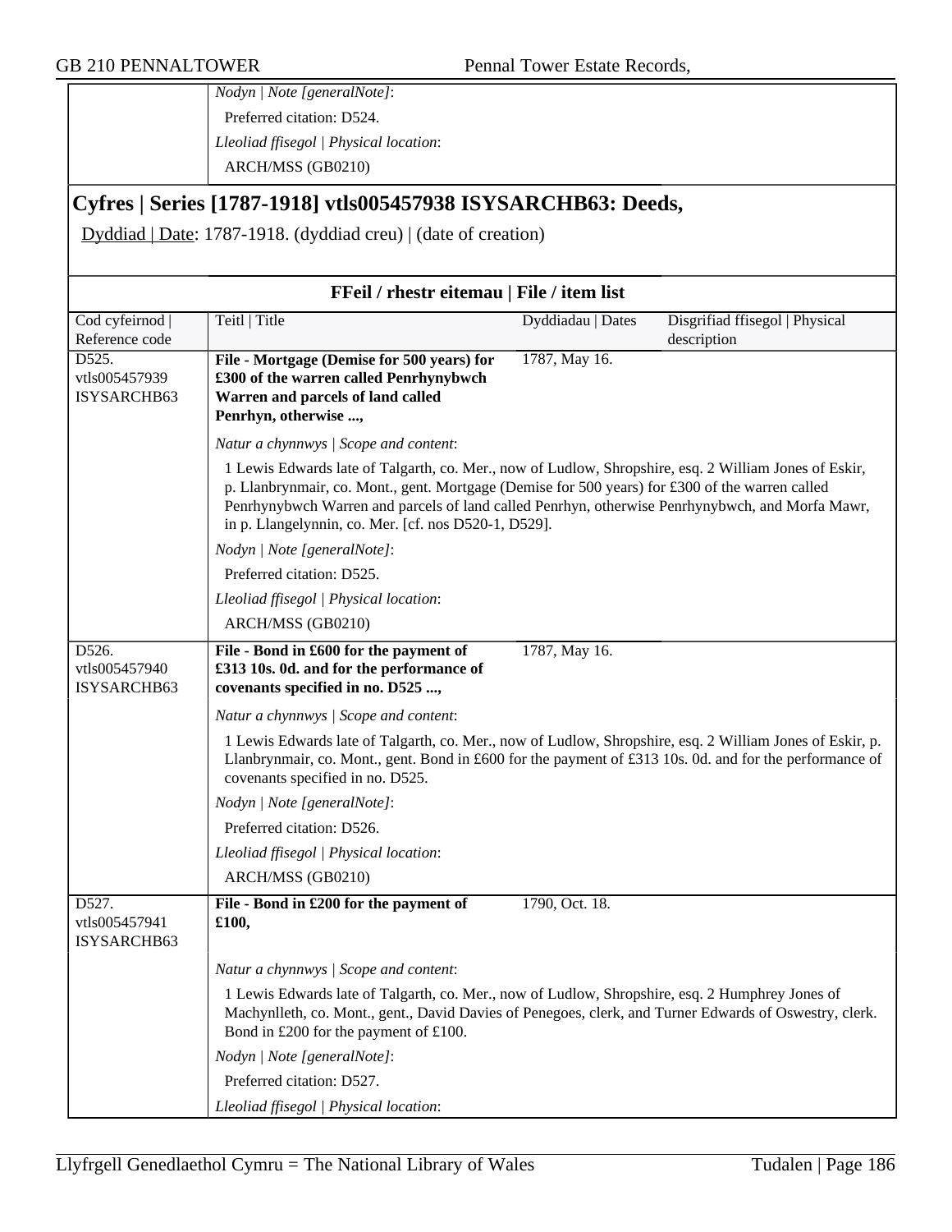*Nodyn | Note [generalNote]*:

Preferred citation: D524.

*Lleoliad ffisegol | Physical location*:

ARCH/MSS (GB0210)

## Cyfres | Series [1787-1918] vtls005457938 ISYSARCHB63: Deeds,

Dyddiad | Date: 1787-1918. (dyddiad creu) | (date of creation)

### FFeil / rhestr eitemau | File / item list

| Cod cyfeirnod \| Reference code | Teitl \| Title | Dyddiadau \| Dates | Disgrifiad ffisegol \| Physical description |
|---|---|---|---|
| D525. vtls005457939 ISYSARCHB63 | **File - Mortgage (Demise for 500 years) for £300 of the warren called Penrhynybwch Warren and parcels of land called Penrhyn, otherwise ...,** | 1787, May 16. | |

*Natur a chynnwys | Scope and content*:

1 Lewis Edwards late of Talgarth, co. Mer., now of Ludlow, Shropshire, esq. 2 William Jones of Eskir, p. Llanbrynmair, co. Mont., gent. Mortgage (Demise for 500 years) for £300 of the warren called Penrhynybwch Warren and parcels of land called Penrhyn, otherwise Penrhynybwch, and Morfa Mawr, in p. Llangelynnin, co. Mer. [cf. nos D520-1, D529].

*Nodyn | Note [generalNote]*:

Preferred citation: D525.

*Lleoliad ffisegol | Physical location*:

ARCH/MSS (GB0210)

| Cod cyfeirnod \| Reference code | Teitl \| Title | Dyddiadau \| Dates | Disgrifiad ffisegol \| Physical description |
|---|---|---|---|
| D526. vtls005457940 ISYSARCHB63 | **File - Bond in £600 for the payment of £313 10s. 0d. and for the performance of covenants specified in no. D525 ...,** | 1787, May 16. | |

*Natur a chynnwys | Scope and content*:

1 Lewis Edwards late of Talgarth, co. Mer., now of Ludlow, Shropshire, esq. 2 William Jones of Eskir, p. Llanbrynmair, co. Mont., gent. Bond in £600 for the payment of £313 10s. 0d. and for the performance of covenants specified in no. D525.

*Nodyn | Note [generalNote]*:

Preferred citation: D526.

*Lleoliad ffisegol | Physical location*:

ARCH/MSS (GB0210)

| Cod cyfeirnod \| Reference code | Teitl \| Title | Dyddiadau \| Dates | Disgrifiad ffisegol \| Physical description |
|---|---|---|---|
| D527. vtls005457941 ISYSARCHB63 | **File - Bond in £200 for the payment of £100,** | 1790, Oct. 18. | |

*Natur a chynnwys | Scope and content*:

1 Lewis Edwards late of Talgarth, co. Mer., now of Ludlow, Shropshire, esq. 2 Humphrey Jones of Machynlleth, co. Mont., gent., David Davies of Penegoes, clerk, and Turner Edwards of Oswestry, clerk. Bond in £200 for the payment of £100.

*Nodyn | Note [generalNote]*:

Preferred citation: D527.

*Lleoliad ffisegol | Physical location*: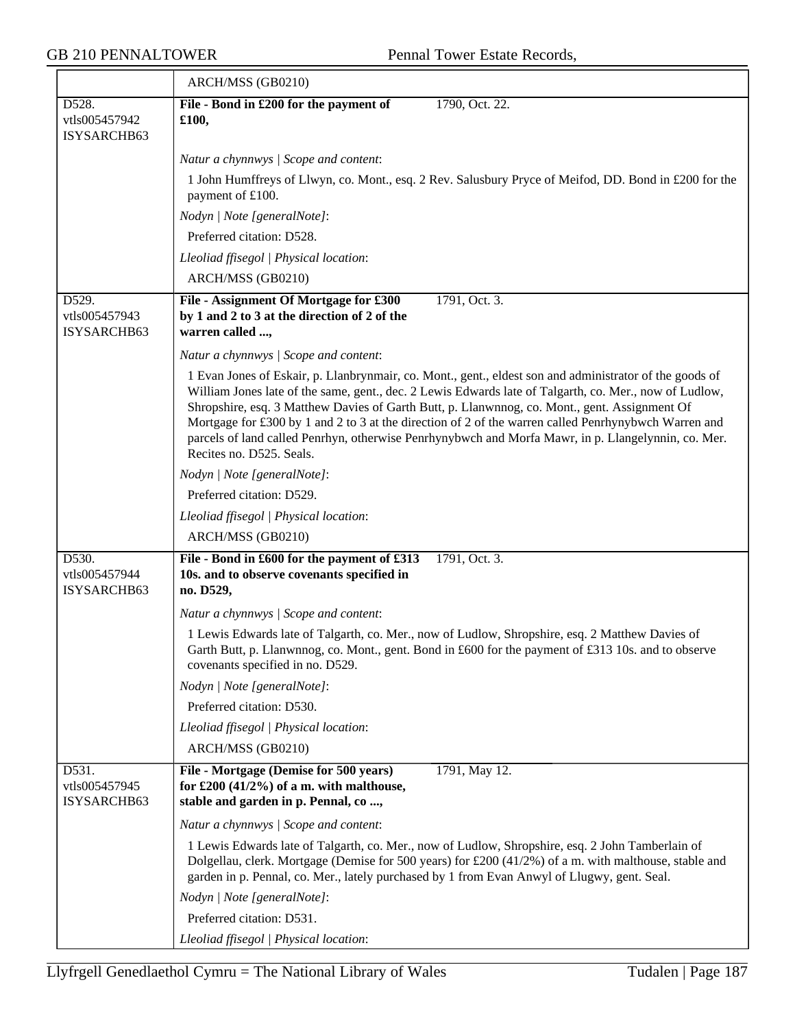ARCH/MSS (GB0210)

| | | |
|---|---|---|
| D528.<br>vtls005457942<br>ISYSARCHB63 | **File - Bond in £200 for the payment of £100,** | 1790, Oct. 22. |

*Natur a chynnwys | Scope and content*:

1 John Humffreys of Llwyn, co. Mont., esq. 2 Rev. Salusbury Pryce of Meifod, DD. Bond in £200 for the payment of £100.

*Nodyn | Note [generalNote]*:

Preferred citation: D528.

*Lleoliad ffisegol | Physical location*:

ARCH/MSS (GB0210)

| | | |
|---|---|---|
| D529.<br>vtls005457943<br>ISYSARCHB63 | **File - Assignment Of Mortgage for £300 by 1 and 2 to 3 at the direction of 2 of the warren called ...,** | 1791, Oct. 3. |

*Natur a chynnwys | Scope and content*:

1 Evan Jones of Eskair, p. Llanbrynmair, co. Mont., gent., eldest son and administrator of the goods of William Jones late of the same, gent., dec. 2 Lewis Edwards late of Talgarth, co. Mer., now of Ludlow, Shropshire, esq. 3 Matthew Davies of Garth Butt, p. Llanwnnog, co. Mont., gent. Assignment Of Mortgage for £300 by 1 and 2 to 3 at the direction of 2 of the warren called Penrhynybwch Warren and parcels of land called Penrhyn, otherwise Penrhynybwch and Morfa Mawr, in p. Llangelynnin, co. Mer. Recites no. D525. Seals.

*Nodyn | Note [generalNote]*:

Preferred citation: D529.

*Lleoliad ffisegol | Physical location*:

ARCH/MSS (GB0210)

| | | |
|---|---|---|
| D530.<br>vtls005457944<br>ISYSARCHB63 | **File - Bond in £600 for the payment of £313 10s. and to observe covenants specified in no. D529,** | 1791, Oct. 3. |

*Natur a chynnwys | Scope and content*:

1 Lewis Edwards late of Talgarth, co. Mer., now of Ludlow, Shropshire, esq. 2 Matthew Davies of Garth Butt, p. Llanwnnog, co. Mont., gent. Bond in £600 for the payment of £313 10s. and to observe covenants specified in no. D529.

*Nodyn | Note [generalNote]*:

Preferred citation: D530.

*Lleoliad ffisegol | Physical location*:

ARCH/MSS (GB0210)

| | | |
|---|---|---|
| D531.<br>vtls005457945<br>ISYSARCHB63 | **File - Mortgage (Demise for 500 years) for £200 (41/2%) of a m. with malthouse, stable and garden in p. Pennal, co ...,** | 1791, May 12. |

*Natur a chynnwys | Scope and content*:

1 Lewis Edwards late of Talgarth, co. Mer., now of Ludlow, Shropshire, esq. 2 John Tamberlain of Dolgellau, clerk. Mortgage (Demise for 500 years) for £200 (41/2%) of a m. with malthouse, stable and garden in p. Pennal, co. Mer., lately purchased by 1 from Evan Anwyl of Llugwy, gent. Seal.

*Nodyn | Note [generalNote]*:

Preferred citation: D531.

*Lleoliad ffisegol | Physical location*: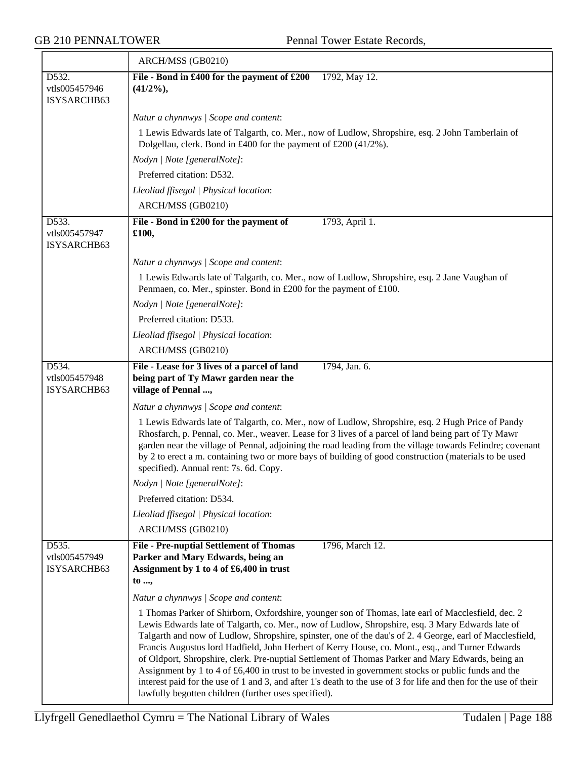| | ARCH/MSS (GB0210) |
|---|---|
| D532.<br>vtls005457946<br>ISYSARCHB63 | **File - Bond in £400 for the payment of £200 (41/2%),** 1792, May 12.<br><br>*Natur a chynnwys \| Scope and content*:<br>1 Lewis Edwards late of Talgarth, co. Mer., now of Ludlow, Shropshire, esq. 2 John Tamberlain of Dolgellau, clerk. Bond in £400 for the payment of £200 (41/2%).<br>*Nodyn \| Note [generalNote]*:<br>Preferred citation: D532.<br>*Lleoliad ffisegol \| Physical location*:<br>ARCH/MSS (GB0210) |
| D533.<br>vtls005457947<br>ISYSARCHB63 | **File - Bond in £200 for the payment of £100,** 1793, April 1.<br><br>*Natur a chynnwys \| Scope and content*:<br>1 Lewis Edwards late of Talgarth, co. Mer., now of Ludlow, Shropshire, esq. 2 Jane Vaughan of Penmaen, co. Mer., spinster. Bond in £200 for the payment of £100.<br>*Nodyn \| Note [generalNote]*:<br>Preferred citation: D533.<br>*Lleoliad ffisegol \| Physical location*:<br>ARCH/MSS (GB0210) |
| D534.<br>vtls005457948<br>ISYSARCHB63 | **File - Lease for 3 lives of a parcel of land being part of Ty Mawr garden near the village of Pennal ...,** 1794, Jan. 6.<br><br>*Natur a chynnwys \| Scope and content*:<br>1 Lewis Edwards late of Talgarth, co. Mer., now of Ludlow, Shropshire, esq. 2 Hugh Price of Pandy Rhosfarch, p. Pennal, co. Mer., weaver. Lease for 3 lives of a parcel of land being part of Ty Mawr garden near the village of Pennal, adjoining the road leading from the village towards Felindre; covenant by 2 to erect a m. containing two or more bays of building of good construction (materials to be used specified). Annual rent: 7s. 6d. Copy.<br>*Nodyn \| Note [generalNote]*:<br>Preferred citation: D534.<br>*Lleoliad ffisegol \| Physical location*:<br>ARCH/MSS (GB0210) |
| D535.<br>vtls005457949<br>ISYSARCHB63 | **File - Pre-nuptial Settlement of Thomas Parker and Mary Edwards, being an Assignment by 1 to 4 of £6,400 in trust to ...,** 1796, March 12.<br><br>*Natur a chynnwys \| Scope and content*:<br>1 Thomas Parker of Shirborn, Oxfordshire, younger son of Thomas, late earl of Macclesfield, dec. 2 Lewis Edwards late of Talgarth, co. Mer., now of Ludlow, Shropshire, esq. 3 Mary Edwards late of Talgarth and now of Ludlow, Shropshire, spinster, one of the dau's of 2. 4 George, earl of Macclesfield, Francis Augustus lord Hadfield, John Herbert of Kerry House, co. Mont., esq., and Turner Edwards of Oldport, Shropshire, clerk. Pre-nuptial Settlement of Thomas Parker and Mary Edwards, being an Assignment by 1 to 4 of £6,400 in trust to be invested in government stocks or public funds and the interest paid for the use of 1 and 3, and after 1's death to the use of 3 for life and then for the use of their lawfully begotten children (further uses specified). |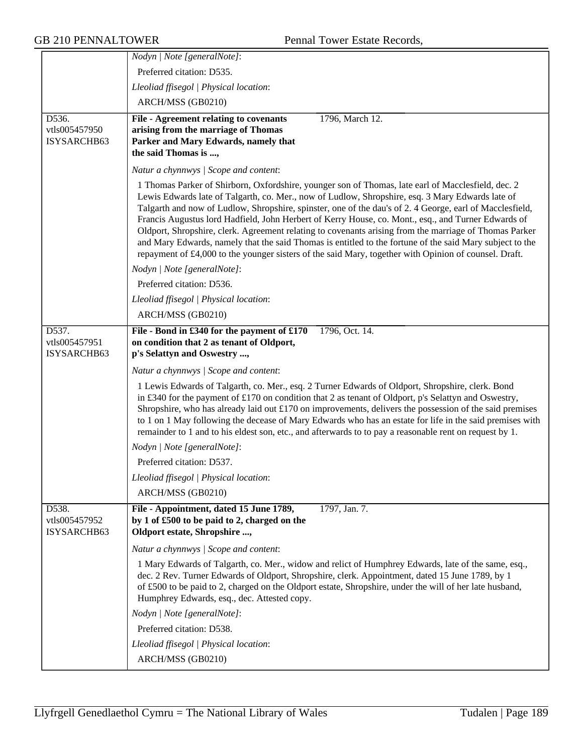| | |
|---|---|
| | *Nodyn \| Note [generalNote]*: |
| | Preferred citation: D535. |
| | *Lleoliad ffisegol \| Physical location*: |
| | ARCH/MSS (GB0210) |
| D536. vtls005457950 ISYSARCHB63 | **File - Agreement relating to covenants arising from the marriage of Thomas Parker and Mary Edwards, namely that the said Thomas is ...,** 1796, March 12. |
| | *Natur a chynnwys \| Scope and content*: |
| | 1 Thomas Parker of Shirborn, Oxfordshire, younger son of Thomas, late earl of Macclesfield, dec. 2 Lewis Edwards late of Talgarth, co. Mer., now of Ludlow, Shropshire, esq. 3 Mary Edwards late of Talgarth and now of Ludlow, Shropshire, spinster, one of the dau's of 2. 4 George, earl of Macclesfield, Francis Augustus lord Hadfield, John Herbert of Kerry House, co. Mont., esq., and Turner Edwards of Oldport, Shropshire, clerk. Agreement relating to covenants arising from the marriage of Thomas Parker and Mary Edwards, namely that the said Thomas is entitled to the fortune of the said Mary subject to the repayment of £4,000 to the younger sisters of the said Mary, together with Opinion of counsel. Draft. |
| | *Nodyn \| Note [generalNote]*: |
| | Preferred citation: D536. |
| | *Lleoliad ffisegol \| Physical location*: |
| | ARCH/MSS (GB0210) |
| D537. vtls005457951 ISYSARCHB63 | **File - Bond in £340 for the payment of £170 on condition that 2 as tenant of Oldport, p's Selattyn and Oswestry ...,** 1796, Oct. 14. |
| | *Natur a chynnwys \| Scope and content*: |
| | 1 Lewis Edwards of Talgarth, co. Mer., esq. 2 Turner Edwards of Oldport, Shropshire, clerk. Bond in £340 for the payment of £170 on condition that 2 as tenant of Oldport, p's Selattyn and Oswestry, Shropshire, who has already laid out £170 on improvements, delivers the possession of the said premises to 1 on 1 May following the decease of Mary Edwards who has an estate for life in the said premises with remainder to 1 and to his eldest son, etc., and afterwards to to pay a reasonable rent on request by 1. |
| | *Nodyn \| Note [generalNote]*: |
| | Preferred citation: D537. |
| | *Lleoliad ffisegol \| Physical location*: |
| | ARCH/MSS (GB0210) |
| D538. vtls005457952 ISYSARCHB63 | **File - Appointment, dated 15 June 1789, by 1 of £500 to be paid to 2, charged on the Oldport estate, Shropshire ...,** 1797, Jan. 7. |
| | *Natur a chynnwys \| Scope and content*: |
| | 1 Mary Edwards of Talgarth, co. Mer., widow and relict of Humphrey Edwards, late of the same, esq., dec. 2 Rev. Turner Edwards of Oldport, Shropshire, clerk. Appointment, dated 15 June 1789, by 1 of £500 to be paid to 2, charged on the Oldport estate, Shropshire, under the will of her late husband, Humphrey Edwards, esq., dec. Attested copy. |
| | *Nodyn \| Note [generalNote]*: |
| | Preferred citation: D538. |
| | *Lleoliad ffisegol \| Physical location*: |
| | ARCH/MSS (GB0210) |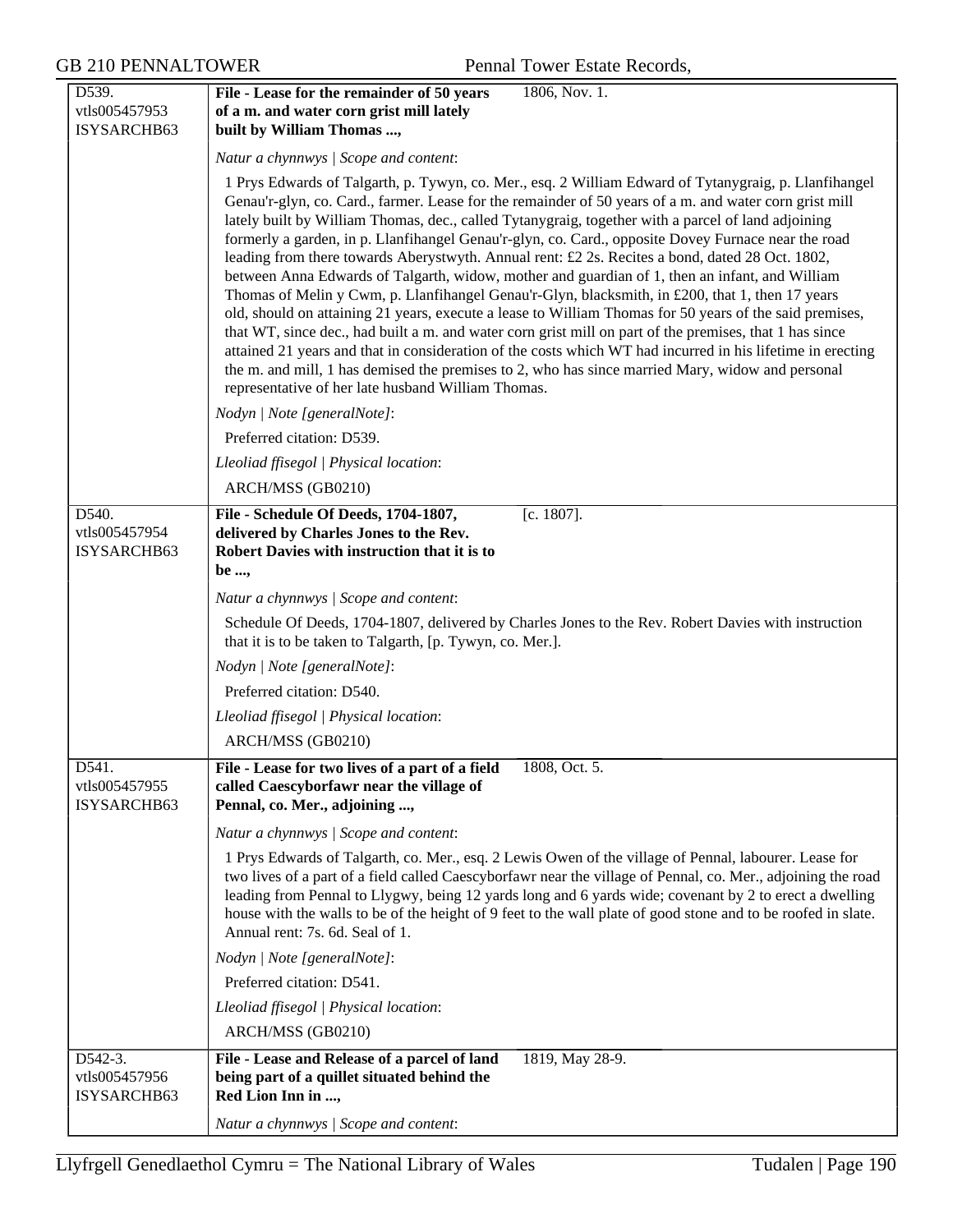D539.
vtls005457953
ISYSARCHB63

**File - Lease for the remainder of 50 years of a m. and water corn grist mill lately built by William Thomas ...,** 1806, Nov. 1.

*Natur a chynnwys | Scope and content*:

1 Prys Edwards of Talgarth, p. Tywyn, co. Mer., esq. 2 William Edward of Tytanygraig, p. Llanfihangel Genau'r-glyn, co. Card., farmer. Lease for the remainder of 50 years of a m. and water corn grist mill lately built by William Thomas, dec., called Tytanygraig, together with a parcel of land adjoining formerly a garden, in p. Llanfihangel Genau'r-glyn, co. Card., opposite Dovey Furnace near the road leading from there towards Aberystwyth. Annual rent: £2 2s. Recites a bond, dated 28 Oct. 1802, between Anna Edwards of Talgarth, widow, mother and guardian of 1, then an infant, and William Thomas of Melin y Cwm, p. Llanfihangel Genau'r-Glyn, blacksmith, in £200, that 1, then 17 years old, should on attaining 21 years, execute a lease to William Thomas for 50 years of the said premises, that WT, since dec., had built a m. and water corn grist mill on part of the premises, that 1 has since attained 21 years and that in consideration of the costs which WT had incurred in his lifetime in erecting the m. and mill, 1 has demised the premises to 2, who has since married Mary, widow and personal representative of her late husband William Thomas.

*Nodyn | Note [generalNote]*:

Preferred citation: D539.

*Lleoliad ffisegol | Physical location*:

ARCH/MSS (GB0210)

---

D540.
vtls005457954
ISYSARCHB63

**File - Schedule Of Deeds, 1704-1807, delivered by Charles Jones to the Rev. Robert Davies with instruction that it is to be ...,** [c. 1807].

*Natur a chynnwys | Scope and content*:

Schedule Of Deeds, 1704-1807, delivered by Charles Jones to the Rev. Robert Davies with instruction that it is to be taken to Talgarth, [p. Tywyn, co. Mer.].

*Nodyn | Note [generalNote]*:

Preferred citation: D540.

*Lleoliad ffisegol | Physical location*:

ARCH/MSS (GB0210)

---

D541.
vtls005457955
ISYSARCHB63

**File - Lease for two lives of a part of a field called Caescyborfawr near the village of Pennal, co. Mer., adjoining ...,** 1808, Oct. 5.

*Natur a chynnwys | Scope and content*:

1 Prys Edwards of Talgarth, co. Mer., esq. 2 Lewis Owen of the village of Pennal, labourer. Lease for two lives of a part of a field called Caescyborfawr near the village of Pennal, co. Mer., adjoining the road leading from Pennal to Llygwy, being 12 yards long and 6 yards wide; covenant by 2 to erect a dwelling house with the walls to be of the height of 9 feet to the wall plate of good stone and to be roofed in slate. Annual rent: 7s. 6d. Seal of 1.

*Nodyn | Note [generalNote]*:

Preferred citation: D541.

*Lleoliad ffisegol | Physical location*:

ARCH/MSS (GB0210)

---

D542-3.
vtls005457956
ISYSARCHB63

**File - Lease and Release of a parcel of land being part of a quillet situated behind the Red Lion Inn in ...,** 1819, May 28-9.

*Natur a chynnwys | Scope and content*: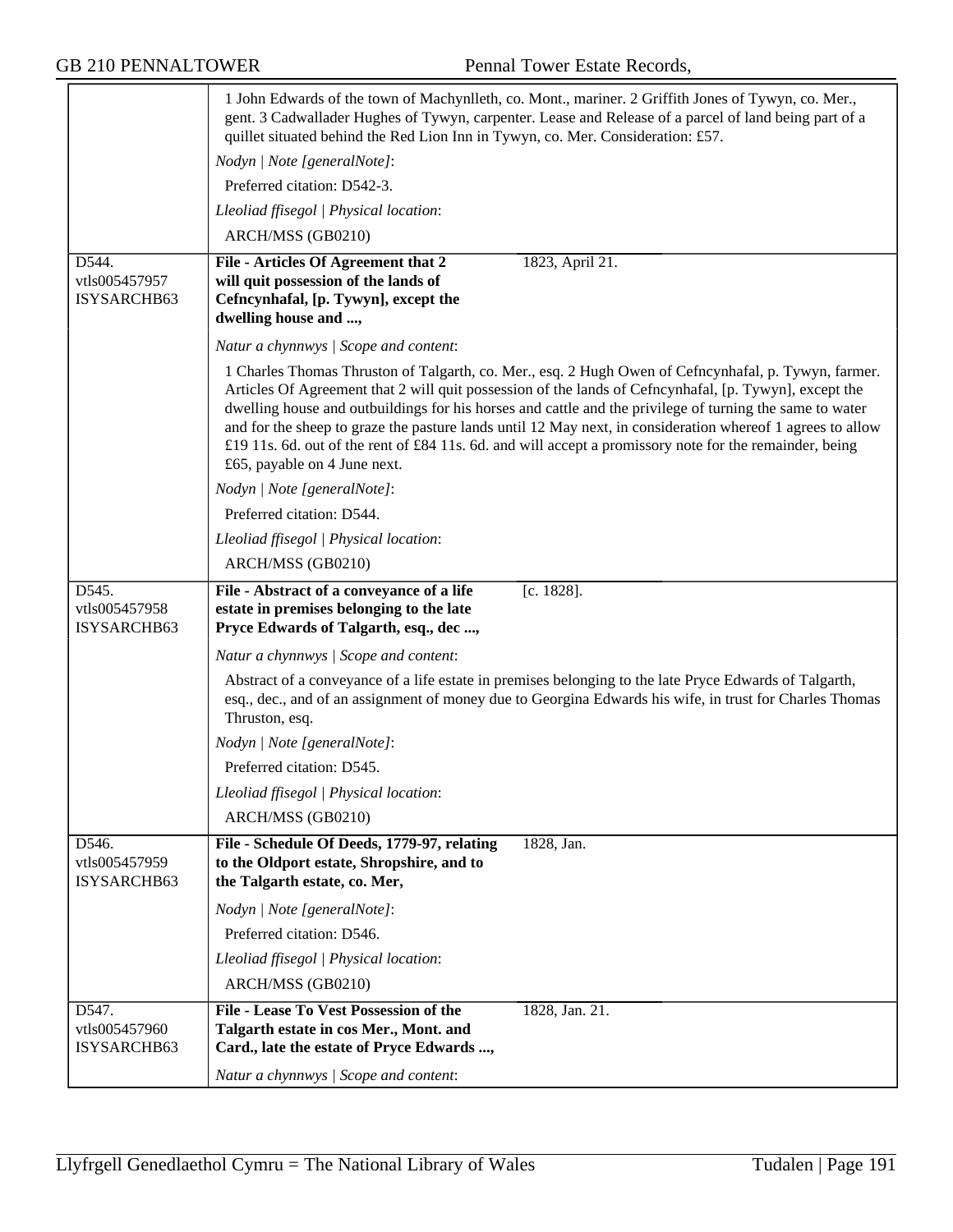| | | |
|---|---|---|
| | 1 John Edwards of the town of Machynlleth, co. Mont., mariner. 2 Griffith Jones of Tywyn, co. Mer., gent. 3 Cadwallader Hughes of Tywyn, carpenter. Lease and Release of a parcel of land being part of a quillet situated behind the Red Lion Inn in Tywyn, co. Mer. Consideration: £57.<br>*Nodyn \| Note [generalNote]*:<br>Preferred citation: D542-3.<br>*Lleoliad ffisegol \| Physical location*:<br>ARCH/MSS (GB0210) | |
| D544.<br>vtls005457957<br>ISYSARCHB63 | **File - Articles Of Agreement that 2 will quit possession of the lands of Cefncynhafal, [p. Tywyn], except the dwelling house and ...,**<br>*Natur a chynnwys \| Scope and content*:<br>1 Charles Thomas Thruston of Talgarth, co. Mer., esq. 2 Hugh Owen of Cefncynhafal, p. Tywyn, farmer. Articles Of Agreement that 2 will quit possession of the lands of Cefncynhafal, [p. Tywyn], except the dwelling house and outbuildings for his horses and cattle and the privilege of turning the same to water and for the sheep to graze the pasture lands until 12 May next, in consideration whereof 1 agrees to allow £19 11s. 6d. out of the rent of £84 11s. 6d. and will accept a promissory note for the remainder, being £65, payable on 4 June next.<br>*Nodyn \| Note [generalNote]*:<br>Preferred citation: D544.<br>*Lleoliad ffisegol \| Physical location*:<br>ARCH/MSS (GB0210) | 1823, April 21. |
| D545.<br>vtls005457958<br>ISYSARCHB63 | **File - Abstract of a conveyance of a life estate in premises belonging to the late Pryce Edwards of Talgarth, esq., dec ...,**<br>*Natur a chynnwys \| Scope and content*:<br>Abstract of a conveyance of a life estate in premises belonging to the late Pryce Edwards of Talgarth, esq., dec., and of an assignment of money due to Georgina Edwards his wife, in trust for Charles Thomas Thruston, esq.<br>*Nodyn \| Note [generalNote]*:<br>Preferred citation: D545.<br>*Lleoliad ffisegol \| Physical location*:<br>ARCH/MSS (GB0210) | [c. 1828]. |
| D546.<br>vtls005457959<br>ISYSARCHB63 | **File - Schedule Of Deeds, 1779-97, relating to the Oldport estate, Shropshire, and to the Talgarth estate, co. Mer,**<br>*Nodyn \| Note [generalNote]*:<br>Preferred citation: D546.<br>*Lleoliad ffisegol \| Physical location*:<br>ARCH/MSS (GB0210) | 1828, Jan. |
| D547.<br>vtls005457960<br>ISYSARCHB63 | **File - Lease To Vest Possession of the Talgarth estate in cos Mer., Mont. and Card., late the estate of Pryce Edwards ...,**<br>*Natur a chynnwys \| Scope and content*: | 1828, Jan. 21. |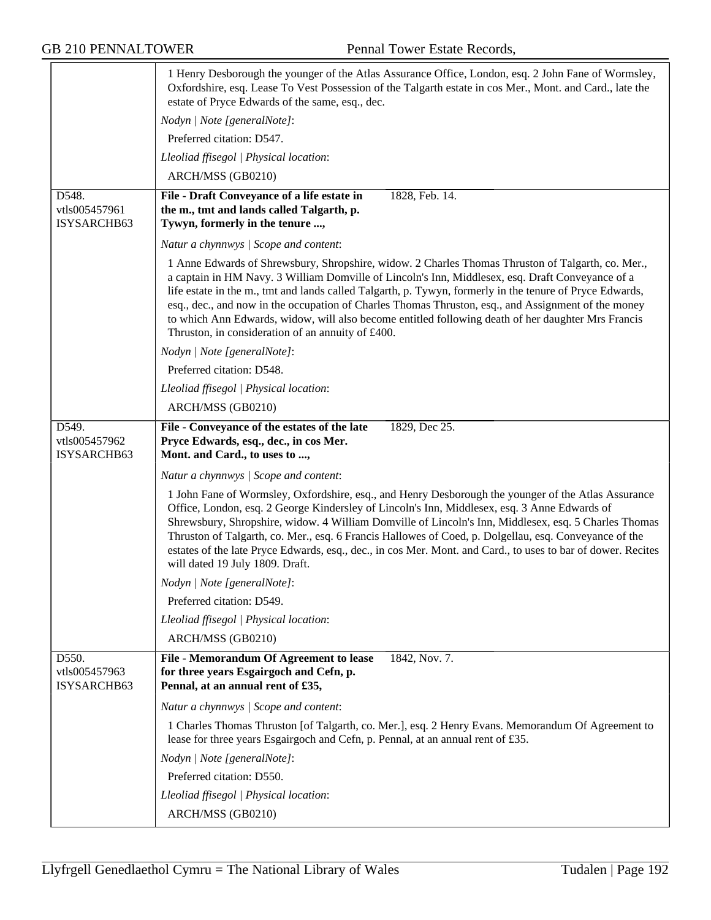| | |
|---|---|
| | 1 Henry Desborough the younger of the Atlas Assurance Office, London, esq. 2 John Fane of Wormsley, Oxfordshire, esq. Lease To Vest Possession of the Talgarth estate in cos Mer., Mont. and Card., late the estate of Pryce Edwards of the same, esq., dec.<br>*Nodyn \| Note [generalNote]*:<br>Preferred citation: D547.<br>*Lleoliad ffisegol \| Physical location*:<br>ARCH/MSS (GB0210) |
| D548.<br>vtls005457961<br>ISYSARCHB63 | **File - Draft Conveyance of a life estate in the m., tmt and lands called Talgarth, p. Tywyn, formerly in the tenure ...,** 1828, Feb. 14.<br>*Natur a chynnwys \| Scope and content*:<br>1 Anne Edwards of Shrewsbury, Shropshire, widow. 2 Charles Thomas Thruston of Talgarth, co. Mer., a captain in HM Navy. 3 William Domville of Lincoln's Inn, Middlesex, esq. Draft Conveyance of a life estate in the m., tmt and lands called Talgarth, p. Tywyn, formerly in the tenure of Pryce Edwards, esq., dec., and now in the occupation of Charles Thomas Thruston, esq., and Assignment of the money to which Ann Edwards, widow, will also become entitled following death of her daughter Mrs Francis Thruston, in consideration of an annuity of £400.<br>*Nodyn \| Note [generalNote]*:<br>Preferred citation: D548.<br>*Lleoliad ffisegol \| Physical location*:<br>ARCH/MSS (GB0210) |
| D549.<br>vtls005457962<br>ISYSARCHB63 | **File - Conveyance of the estates of the late Pryce Edwards, esq., dec., in cos Mer. Mont. and Card., to uses to ...,** 1829, Dec 25.<br>*Natur a chynnwys \| Scope and content*:<br>1 John Fane of Wormsley, Oxfordshire, esq., and Henry Desborough the younger of the Atlas Assurance Office, London, esq. 2 George Kindersley of Lincoln's Inn, Middlesex, esq. 3 Anne Edwards of Shrewsbury, Shropshire, widow. 4 William Domville of Lincoln's Inn, Middlesex, esq. 5 Charles Thomas Thruston of Talgarth, co. Mer., esq. 6 Francis Hallowes of Coed, p. Dolgellau, esq. Conveyance of the estates of the late Pryce Edwards, esq., dec., in cos Mer. Mont. and Card., to uses to bar of dower. Recites will dated 19 July 1809. Draft.<br>*Nodyn \| Note [generalNote]*:<br>Preferred citation: D549.<br>*Lleoliad ffisegol \| Physical location*:<br>ARCH/MSS (GB0210) |
| D550.<br>vtls005457963<br>ISYSARCHB63 | **File - Memorandum Of Agreement to lease for three years Esgairgoch and Cefn, p. Pennal, at an annual rent of £35,** 1842, Nov. 7.<br>*Natur a chynnwys \| Scope and content*:<br>1 Charles Thomas Thruston [of Talgarth, co. Mer.], esq. 2 Henry Evans. Memorandum Of Agreement to lease for three years Esgairgoch and Cefn, p. Pennal, at an annual rent of £35.<br>*Nodyn \| Note [generalNote]*:<br>Preferred citation: D550.<br>*Lleoliad ffisegol \| Physical location*:<br>ARCH/MSS (GB0210) |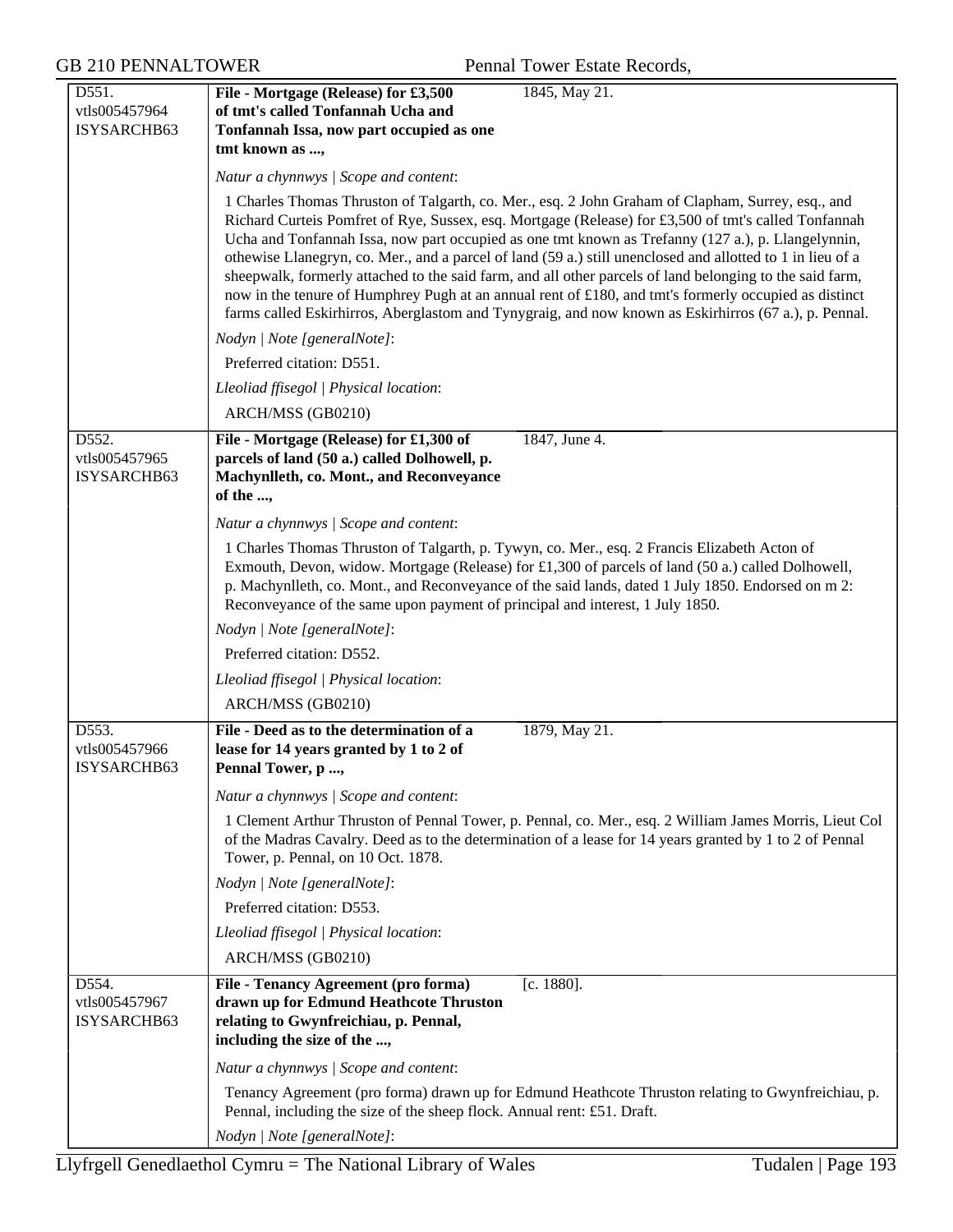| | | |
|---|---|---|
| D551.<br>vtls005457964<br>ISYSARCHB63 | **File - Mortgage (Release) for £3,500 of tmt's called Tonfannah Ucha and Tonfannah Issa, now part occupied as one tmt known as ...,** | 1845, May 21. |
| | *Natur a chynnwys \| Scope and content*:<br><br>1 Charles Thomas Thruston of Talgarth, co. Mer., esq. 2 John Graham of Clapham, Surrey, esq., and Richard Curteis Pomfret of Rye, Sussex, esq. Mortgage (Release) for £3,500 of tmt's called Tonfannah Ucha and Tonfannah Issa, now part occupied as one tmt known as Trefanny (127 a.), p. Llangelynnin, othewise Llanegryn, co. Mer., and a parcel of land (59 a.) still unenclosed and allotted to 1 in lieu of a sheepwalk, formerly attached to the said farm, and all other parcels of land belonging to the said farm, now in the tenure of Humphrey Pugh at an annual rent of £180, and tmt's formerly occupied as distinct farms called Eskirhirros, Aberglastom and Tynygraig, and now known as Eskirhirros (67 a.), p. Pennal.<br><br>*Nodyn \| Note [generalNote]*:<br><br>Preferred citation: D551.<br><br>*Lleoliad ffisegol \| Physical location*:<br><br>ARCH/MSS (GB0210) | |
| D552.<br>vtls005457965<br>ISYSARCHB63 | **File - Mortgage (Release) for £1,300 of parcels of land (50 a.) called Dolhowell, p. Machynlleth, co. Mont., and Reconveyance of the ...,** | 1847, June 4. |
| | *Natur a chynnwys \| Scope and content*:<br><br>1 Charles Thomas Thruston of Talgarth, p. Tywyn, co. Mer., esq. 2 Francis Elizabeth Acton of Exmouth, Devon, widow. Mortgage (Release) for £1,300 of parcels of land (50 a.) called Dolhowell, p. Machynlleth, co. Mont., and Reconveyance of the said lands, dated 1 July 1850. Endorsed on m 2: Reconveyance of the same upon payment of principal and interest, 1 July 1850.<br><br>*Nodyn \| Note [generalNote]*:<br><br>Preferred citation: D552.<br><br>*Lleoliad ffisegol \| Physical location*:<br><br>ARCH/MSS (GB0210) | |
| D553.<br>vtls005457966<br>ISYSARCHB63 | **File - Deed as to the determination of a lease for 14 years granted by 1 to 2 of Pennal Tower, p ...,** | 1879, May 21. |
| | *Natur a chynnwys \| Scope and content*:<br><br>1 Clement Arthur Thruston of Pennal Tower, p. Pennal, co. Mer., esq. 2 William James Morris, Lieut Col of the Madras Cavalry. Deed as to the determination of a lease for 14 years granted by 1 to 2 of Pennal Tower, p. Pennal, on 10 Oct. 1878.<br><br>*Nodyn \| Note [generalNote]*:<br><br>Preferred citation: D553.<br><br>*Lleoliad ffisegol \| Physical location*:<br><br>ARCH/MSS (GB0210) | |
| D554.<br>vtls005457967<br>ISYSARCHB63 | **File - Tenancy Agreement (pro forma) drawn up for Edmund Heathcote Thruston relating to Gwynfreichiau, p. Pennal, including the size of the ...,** | [c. 1880]. |
| | *Natur a chynnwys \| Scope and content*:<br><br>Tenancy Agreement (pro forma) drawn up for Edmund Heathcote Thruston relating to Gwynfreichiau, p. Pennal, including the size of the sheep flock. Annual rent: £51. Draft.<br><br>*Nodyn \| Note [generalNote]*: | |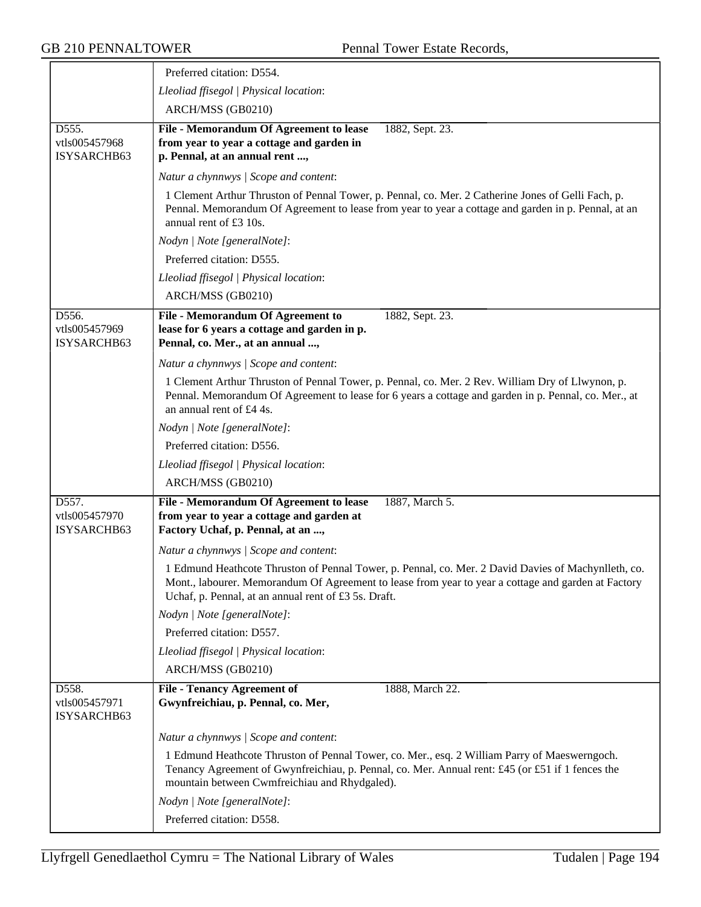Preferred citation: D554.

*Lleoliad ffisegol | Physical location*:

ARCH/MSS (GB0210)

---

D555.
vtls005457968
ISYSARCHB63

**File - Memorandum Of Agreement to lease from year to year a cottage and garden in p. Pennal, at an annual rent ...,** 1882, Sept. 23.

*Natur a chynnwys | Scope and content*:

1 Clement Arthur Thruston of Pennal Tower, p. Pennal, co. Mer. 2 Catherine Jones of Gelli Fach, p. Pennal. Memorandum Of Agreement to lease from year to year a cottage and garden in p. Pennal, at an annual rent of £3 10s.

*Nodyn | Note [generalNote]*:

Preferred citation: D555.

*Lleoliad ffisegol | Physical location*:

ARCH/MSS (GB0210)

---

D556.
vtls005457969
ISYSARCHB63

**File - Memorandum Of Agreement to lease for 6 years a cottage and garden in p. Pennal, co. Mer., at an annual ...,** 1882, Sept. 23.

*Natur a chynnwys | Scope and content*:

1 Clement Arthur Thruston of Pennal Tower, p. Pennal, co. Mer. 2 Rev. William Dry of Llwynon, p. Pennal. Memorandum Of Agreement to lease for 6 years a cottage and garden in p. Pennal, co. Mer., at an annual rent of £4 4s.

*Nodyn | Note [generalNote]*:

Preferred citation: D556.

*Lleoliad ffisegol | Physical location*:

ARCH/MSS (GB0210)

---

D557.
vtls005457970
ISYSARCHB63

**File - Memorandum Of Agreement to lease from year to year a cottage and garden at Factory Uchaf, p. Pennal, at an ...,** 1887, March 5.

*Natur a chynnwys | Scope and content*:

1 Edmund Heathcote Thruston of Pennal Tower, p. Pennal, co. Mer. 2 David Davies of Machynlleth, co. Mont., labourer. Memorandum Of Agreement to lease from year to year a cottage and garden at Factory Uchaf, p. Pennal, at an annual rent of £3 5s. Draft.

*Nodyn | Note [generalNote]*:

Preferred citation: D557.

*Lleoliad ffisegol | Physical location*:

ARCH/MSS (GB0210)

---

D558.
vtls005457971
ISYSARCHB63

**File - Tenancy Agreement of Gwynfreichiau, p. Pennal, co. Mer,** 1888, March 22.

*Natur a chynnwys | Scope and content*:

1 Edmund Heathcote Thruston of Pennal Tower, co. Mer., esq. 2 William Parry of Maeswerngoch. Tenancy Agreement of Gwynfreichiau, p. Pennal, co. Mer. Annual rent: £45 (or £51 if 1 fences the mountain between Cwmfreichiau and Rhydgaled).

*Nodyn | Note [generalNote]*:

Preferred citation: D558.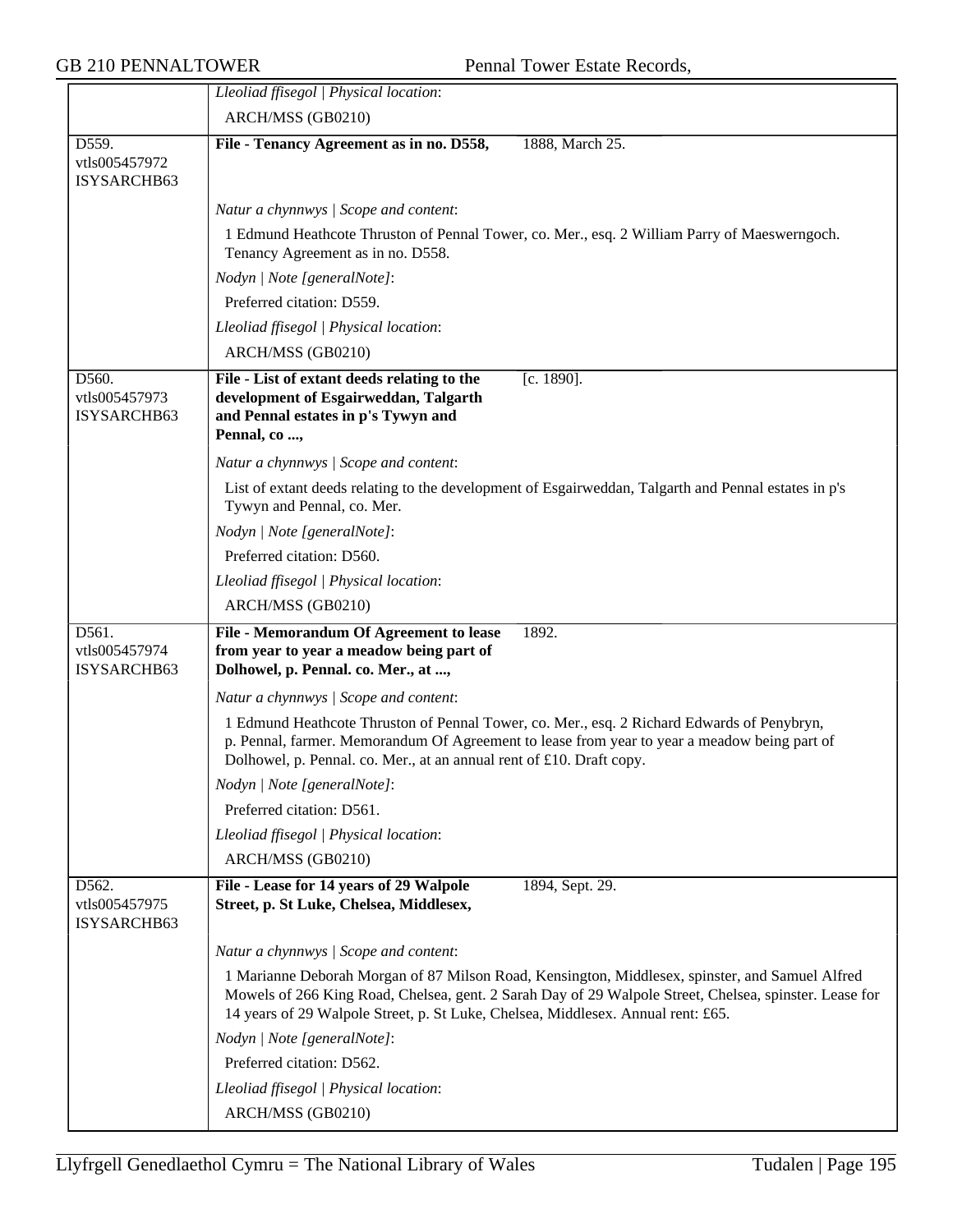| | |
|---|---|
| | *Lleoliad ffisegol \| Physical location*: |
| | ARCH/MSS (GB0210) |
| D559.<br>vtls005457972<br>ISYSARCHB63 | **File - Tenancy Agreement as in no. D558,** 1888, March 25. |
| | *Natur a chynnwys \| Scope and content*: |
| | 1 Edmund Heathcote Thruston of Pennal Tower, co. Mer., esq. 2 William Parry of Maeswerngoch. Tenancy Agreement as in no. D558. |
| | *Nodyn \| Note [generalNote]*: |
| | Preferred citation: D559. |
| | *Lleoliad ffisegol \| Physical location*: |
| | ARCH/MSS (GB0210) |
| D560.<br>vtls005457973<br>ISYSARCHB63 | **File - List of extant deeds relating to the development of Esgairweddan, Talgarth and Pennal estates in p's Tywyn and Pennal, co ...,** [c. 1890]. |
| | *Natur a chynnwys \| Scope and content*: |
| | List of extant deeds relating to the development of Esgairweddan, Talgarth and Pennal estates in p's Tywyn and Pennal, co. Mer. |
| | *Nodyn \| Note [generalNote]*: |
| | Preferred citation: D560. |
| | *Lleoliad ffisegol \| Physical location*: |
| | ARCH/MSS (GB0210) |
| D561.<br>vtls005457974<br>ISYSARCHB63 | **File - Memorandum Of Agreement to lease from year to year a meadow being part of Dolhowel, p. Pennal. co. Mer., at ...,** 1892. |
| | *Natur a chynnwys \| Scope and content*: |
| | 1 Edmund Heathcote Thruston of Pennal Tower, co. Mer., esq. 2 Richard Edwards of Penybryn, p. Pennal, farmer. Memorandum Of Agreement to lease from year to year a meadow being part of Dolhowel, p. Pennal. co. Mer., at an annual rent of £10. Draft copy. |
| | *Nodyn \| Note [generalNote]*: |
| | Preferred citation: D561. |
| | *Lleoliad ffisegol \| Physical location*: |
| | ARCH/MSS (GB0210) |
| D562.<br>vtls005457975<br>ISYSARCHB63 | **File - Lease for 14 years of 29 Walpole Street, p. St Luke, Chelsea, Middlesex,** 1894, Sept. 29. |
| | *Natur a chynnwys \| Scope and content*: |
| | 1 Marianne Deborah Morgan of 87 Milson Road, Kensington, Middlesex, spinster, and Samuel Alfred Mowels of 266 King Road, Chelsea, gent. 2 Sarah Day of 29 Walpole Street, Chelsea, spinster. Lease for 14 years of 29 Walpole Street, p. St Luke, Chelsea, Middlesex. Annual rent: £65. |
| | *Nodyn \| Note [generalNote]*: |
| | Preferred citation: D562. |
| | *Lleoliad ffisegol \| Physical location*: |
| | ARCH/MSS (GB0210) |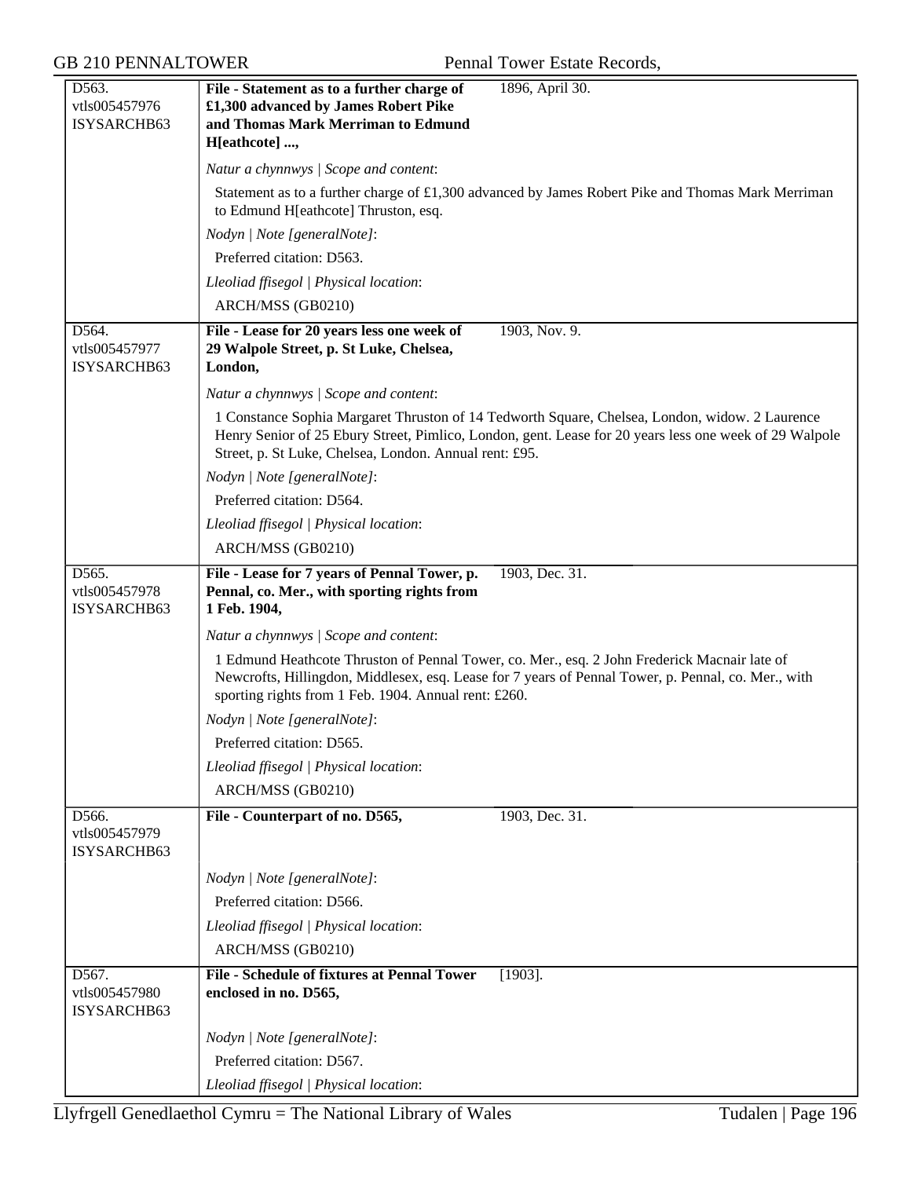| | | |
|---|---|---|
| D563.<br>vtls005457976<br>ISYSARCHB63 | **File - Statement as to a further charge of £1,300 advanced by James Robert Pike and Thomas Mark Merriman to Edmund H[eathcote] ...,** | 1896, April 30. |
| | *Natur a chynnwys \| Scope and content*:<br>Statement as to a further charge of £1,300 advanced by James Robert Pike and Thomas Mark Merriman to Edmund H[eathcote] Thruston, esq.<br>*Nodyn \| Note [generalNote]*:<br>Preferred citation: D563.<br>*Lleoliad ffisegol \| Physical location*:<br>ARCH/MSS (GB0210) | |
| D564.<br>vtls005457977<br>ISYSARCHB63 | **File - Lease for 20 years less one week of 29 Walpole Street, p. St Luke, Chelsea, London,** | 1903, Nov. 9. |
| | *Natur a chynnwys \| Scope and content*:<br>1 Constance Sophia Margaret Thruston of 14 Tedworth Square, Chelsea, London, widow. 2 Laurence Henry Senior of 25 Ebury Street, Pimlico, London, gent. Lease for 20 years less one week of 29 Walpole Street, p. St Luke, Chelsea, London. Annual rent: £95.<br>*Nodyn \| Note [generalNote]*:<br>Preferred citation: D564.<br>*Lleoliad ffisegol \| Physical location*:<br>ARCH/MSS (GB0210) | |
| D565.<br>vtls005457978<br>ISYSARCHB63 | **File - Lease for 7 years of Pennal Tower, p. Pennal, co. Mer., with sporting rights from 1 Feb. 1904,** | 1903, Dec. 31. |
| | *Natur a chynnwys \| Scope and content*:<br>1 Edmund Heathcote Thruston of Pennal Tower, co. Mer., esq. 2 John Frederick Macnair late of Newcrofts, Hillingdon, Middlesex, esq. Lease for 7 years of Pennal Tower, p. Pennal, co. Mer., with sporting rights from 1 Feb. 1904. Annual rent: £260.<br>*Nodyn \| Note [generalNote]*:<br>Preferred citation: D565.<br>*Lleoliad ffisegol \| Physical location*:<br>ARCH/MSS (GB0210) | |
| D566.<br>vtls005457979<br>ISYSARCHB63 | **File - Counterpart of no. D565,** | 1903, Dec. 31. |
| | *Nodyn \| Note [generalNote]*:<br>Preferred citation: D566.<br>*Lleoliad ffisegol \| Physical location*:<br>ARCH/MSS (GB0210) | |
| D567.<br>vtls005457980<br>ISYSARCHB63 | **File - Schedule of fixtures at Pennal Tower enclosed in no. D565,** | [1903]. |
| | *Nodyn \| Note [generalNote]*:<br>Preferred citation: D567.<br>*Lleoliad ffisegol \| Physical location*: | |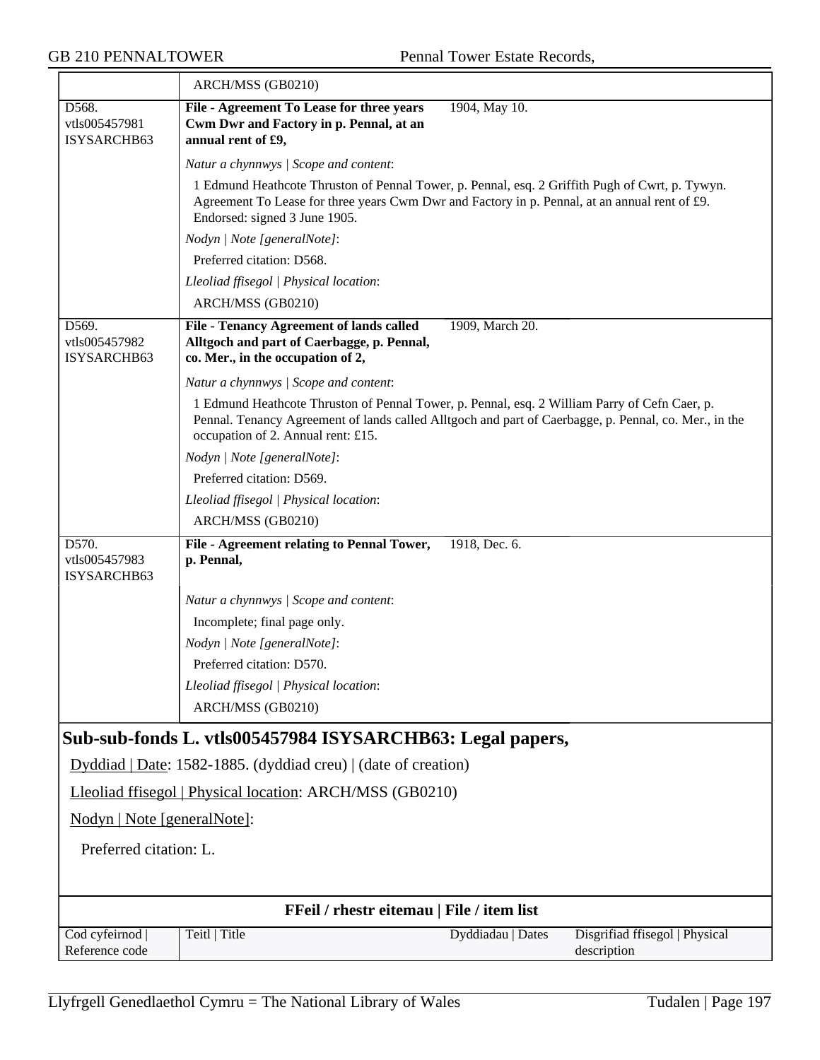| | |
|---|---|
| | ARCH/MSS (GB0210) |
| D568. vtls005457981 ISYSARCHB63 | **File - Agreement To Lease for three years Cwm Dwr and Factory in p. Pennal, at an annual rent of £9,** 1904, May 10.<br>*Natur a chynnwys \| Scope and content*:<br>1 Edmund Heathcote Thruston of Pennal Tower, p. Pennal, esq. 2 Griffith Pugh of Cwrt, p. Tywyn. Agreement To Lease for three years Cwm Dwr and Factory in p. Pennal, at an annual rent of £9. Endorsed: signed 3 June 1905.<br>*Nodyn \| Note [generalNote]*:<br>Preferred citation: D568.<br>*Lleoliad ffisegol \| Physical location*:<br>ARCH/MSS (GB0210) |
| D569. vtls005457982 ISYSARCHB63 | **File - Tenancy Agreement of lands called Alltgoch and part of Caerbagge, p. Pennal, co. Mer., in the occupation of 2,** 1909, March 20.<br>*Natur a chynnwys \| Scope and content*:<br>1 Edmund Heathcote Thruston of Pennal Tower, p. Pennal, esq. 2 William Parry of Cefn Caer, p. Pennal. Tenancy Agreement of lands called Alltgoch and part of Caerbagge, p. Pennal, co. Mer., in the occupation of 2. Annual rent: £15.<br>*Nodyn \| Note [generalNote]*:<br>Preferred citation: D569.<br>*Lleoliad ffisegol \| Physical location*:<br>ARCH/MSS (GB0210) |
| D570. vtls005457983 ISYSARCHB63 | **File - Agreement relating to Pennal Tower, p. Pennal,** 1918, Dec. 6.<br>*Natur a chynnwys \| Scope and content*:<br>Incomplete; final page only.<br>*Nodyn \| Note [generalNote]*:<br>Preferred citation: D570.<br>*Lleoliad ffisegol \| Physical location*:<br>ARCH/MSS (GB0210) |

## Sub-sub-fonds L. vtls005457984 ISYSARCHB63: Legal papers,

Dyddiad | Date: 1582-1885. (dyddiad creu) | (date of creation)

Lleoliad ffisegol | Physical location: ARCH/MSS (GB0210)

Nodyn | Note [generalNote]:

Preferred citation: L.

**FFeil / rhestr eitemau | File / item list**

| Cod cyfeirnod \| Reference code | Teitl \| Title | Dyddiadau \| Dates | Disgrifiad ffisegol \| Physical description |
|---|---|---|---|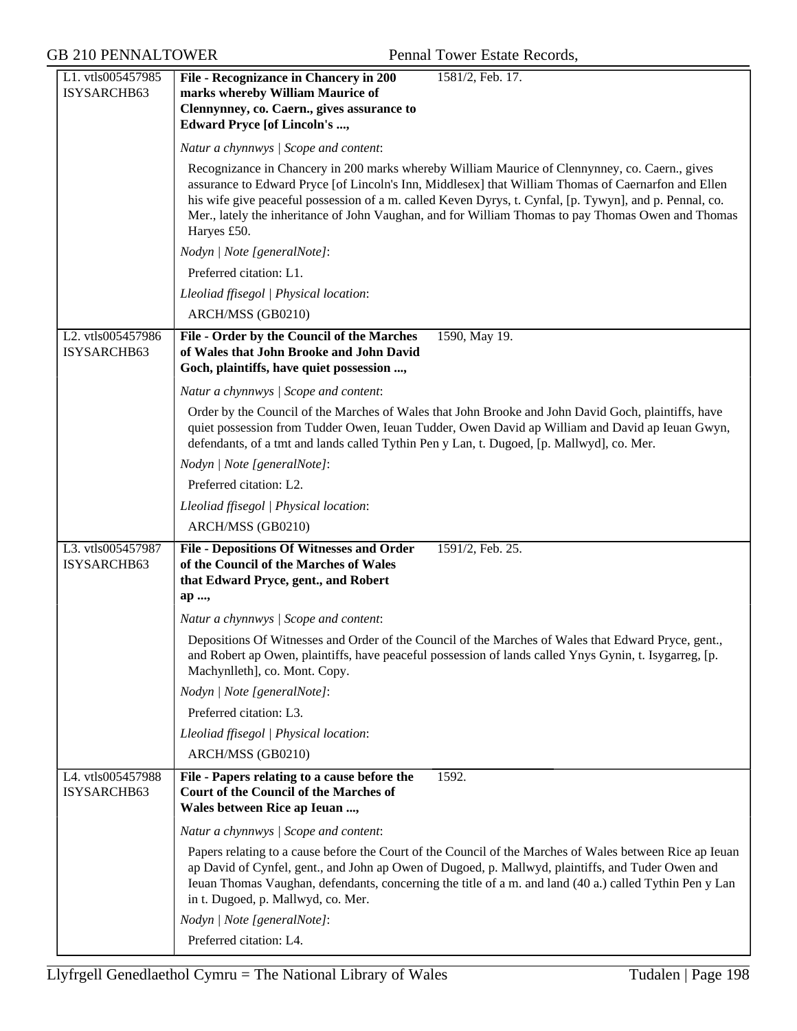| | | |
|---|---|---|
| L1. vtls005457985 ISYSARCHB63 | **File - Recognizance in Chancery in 200 marks whereby William Maurice of Clennynney, co. Caern., gives assurance to Edward Pryce [of Lincoln's ...,** | 1581/2, Feb. 17. |
| | *Natur a chynnwys \| Scope and content*:<br>Recognizance in Chancery in 200 marks whereby William Maurice of Clennynney, co. Caern., gives assurance to Edward Pryce [of Lincoln's Inn, Middlesex] that William Thomas of Caernarfon and Ellen his wife give peaceful possession of a m. called Keven Dyrys, t. Cynfal, [p. Tywyn], and p. Pennal, co. Mer., lately the inheritance of John Vaughan, and for William Thomas to pay Thomas Owen and Thomas Haryes £50.<br>*Nodyn \| Note [generalNote]*:<br>Preferred citation: L1.<br>*Lleoliad ffisegol \| Physical location*:<br>ARCH/MSS (GB0210) | |
| L2. vtls005457986 ISYSARCHB63 | **File - Order by the Council of the Marches of Wales that John Brooke and John David Goch, plaintiffs, have quiet possession ...,** | 1590, May 19. |
| | *Natur a chynnwys \| Scope and content*:<br>Order by the Council of the Marches of Wales that John Brooke and John David Goch, plaintiffs, have quiet possession from Tudder Owen, Ieuan Tudder, Owen David ap William and David ap Ieuan Gwyn, defendants, of a tmt and lands called Tythin Pen y Lan, t. Dugoed, [p. Mallwyd], co. Mer.<br>*Nodyn \| Note [generalNote]*:<br>Preferred citation: L2.<br>*Lleoliad ffisegol \| Physical location*:<br>ARCH/MSS (GB0210) | |
| L3. vtls005457987 ISYSARCHB63 | **File - Depositions Of Witnesses and Order of the Council of the Marches of Wales that Edward Pryce, gent., and Robert ap ...,** | 1591/2, Feb. 25. |
| | *Natur a chynnwys \| Scope and content*:<br>Depositions Of Witnesses and Order of the Council of the Marches of Wales that Edward Pryce, gent., and Robert ap Owen, plaintiffs, have peaceful possession of lands called Ynys Gynin, t. Isygarreg, [p. Machynlleth], co. Mont. Copy.<br>*Nodyn \| Note [generalNote]*:<br>Preferred citation: L3.<br>*Lleoliad ffisegol \| Physical location*:<br>ARCH/MSS (GB0210) | |
| L4. vtls005457988 ISYSARCHB63 | **File - Papers relating to a cause before the Court of the Council of the Marches of Wales between Rice ap Ieuan ...,** | 1592. |
| | *Natur a chynnwys \| Scope and content*:<br>Papers relating to a cause before the Court of the Council of the Marches of Wales between Rice ap Ieuan ap David of Cynfel, gent., and John ap Owen of Dugoed, p. Mallwyd, plaintiffs, and Tuder Owen and Ieuan Thomas Vaughan, defendants, concerning the title of a m. and land (40 a.) called Tythin Pen y Lan in t. Dugoed, p. Mallwyd, co. Mer.<br>*Nodyn \| Note [generalNote]*:<br>Preferred citation: L4. | |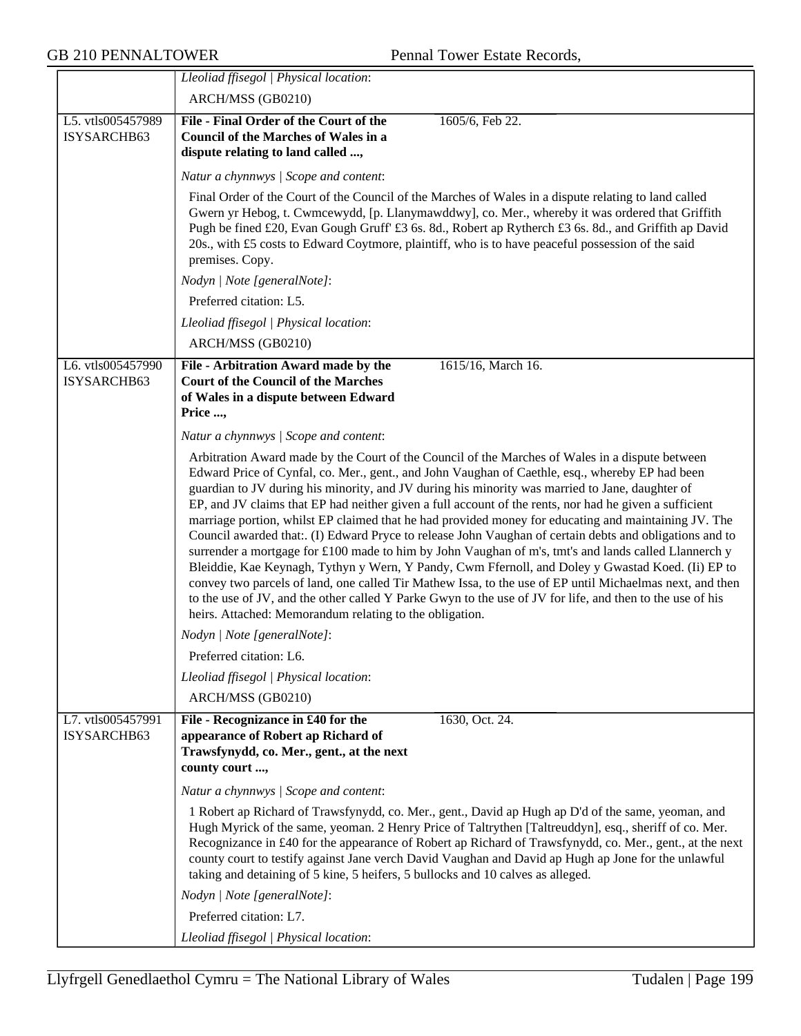| | |
|---|---|
| | *Lleoliad ffisegol \| Physical location*:<br>ARCH/MSS (GB0210) |
| L5. vtls005457989 ISYSARCHB63 | **File - Final Order of the Court of the Council of the Marches of Wales in a dispute relating to land called ...,** 1605/6, Feb 22.<br>*Natur a chynnwys \| Scope and content*:<br>Final Order of the Court of the Council of the Marches of Wales in a dispute relating to land called Gwern yr Hebog, t. Cwmcewydd, [p. Llanymawddwy], co. Mer., whereby it was ordered that Griffith Pugh be fined £20, Evan Gough Gruff' £3 6s. 8d., Robert ap Rytherch £3 6s. 8d., and Griffith ap David 20s., with £5 costs to Edward Coytmore, plaintiff, who is to have peaceful possession of the said premises. Copy.<br>*Nodyn \| Note [generalNote]*:<br>Preferred citation: L5.<br>*Lleoliad ffisegol \| Physical location*:<br>ARCH/MSS (GB0210) |
| L6. vtls005457990 ISYSARCHB63 | **File - Arbitration Award made by the Court of the Council of the Marches of Wales in a dispute between Edward Price ...,** 1615/16, March 16.<br>*Natur a chynnwys \| Scope and content*:<br>Arbitration Award made by the Court of the Council of the Marches of Wales in a dispute between Edward Price of Cynfal, co. Mer., gent., and John Vaughan of Caethle, esq., whereby EP had been guardian to JV during his minority, and JV during his minority was married to Jane, daughter of EP, and JV claims that EP had neither given a full account of the rents, nor had he given a sufficient marriage portion, whilst EP claimed that he had provided money for educating and maintaining JV. The Council awarded that:. (I) Edward Pryce to release John Vaughan of certain debts and obligations and to surrender a mortgage for £100 made to him by John Vaughan of m's, tmt's and lands called Llannerch y Bleiddie, Kae Keynagh, Tythyn y Wern, Y Pandy, Cwm Ffernoll, and Doley y Gwastad Koed. (Ii) EP to convey two parcels of land, one called Tir Mathew Issa, to the use of EP until Michaelmas next, and then to the use of JV, and the other called Y Parke Gwyn to the use of JV for life, and then to the use of his heirs. Attached: Memorandum relating to the obligation.<br>*Nodyn \| Note [generalNote]*:<br>Preferred citation: L6.<br>*Lleoliad ffisegol \| Physical location*:<br>ARCH/MSS (GB0210) |
| L7. vtls005457991 ISYSARCHB63 | **File - Recognizance in £40 for the appearance of Robert ap Richard of Trawsfynydd, co. Mer., gent., at the next county court ...,** 1630, Oct. 24.<br>*Natur a chynnwys \| Scope and content*:<br>1 Robert ap Richard of Trawsfynydd, co. Mer., gent., David ap Hugh ap D'd of the same, yeoman, and Hugh Myrick of the same, yeoman. 2 Henry Price of Taltrythen [Taltreuddyn], esq., sheriff of co. Mer. Recognizance in £40 for the appearance of Robert ap Richard of Trawsfynydd, co. Mer., gent., at the next county court to testify against Jane verch David Vaughan and David ap Hugh ap Jone for the unlawful taking and detaining of 5 kine, 5 heifers, 5 bullocks and 10 calves as alleged.<br>*Nodyn \| Note [generalNote]*:<br>Preferred citation: L7.<br>*Lleoliad ffisegol \| Physical location*: |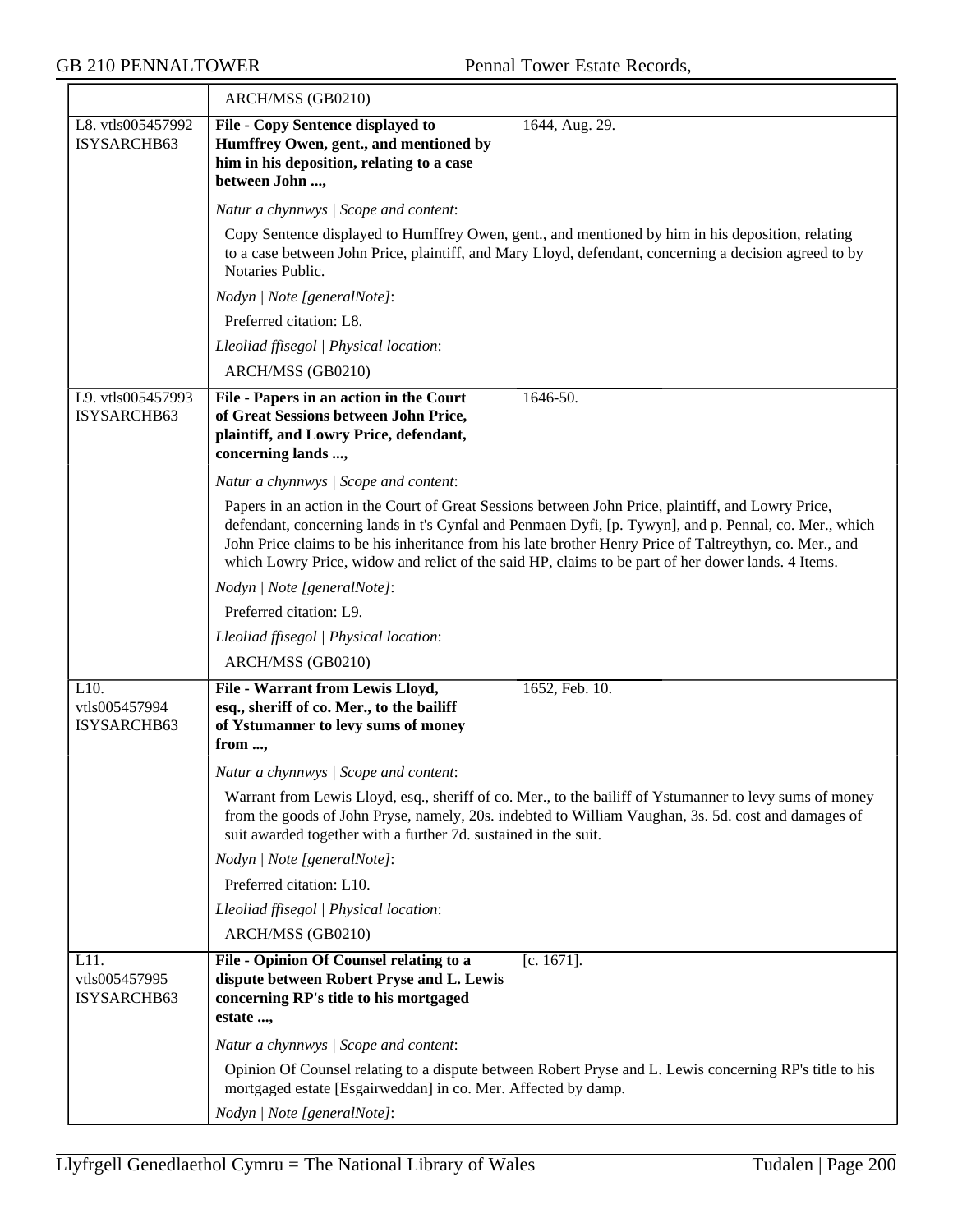| | |
|---|---|
| | ARCH/MSS (GB0210) |
| L8. vtls005457992 ISYSARCHB63 | **File - Copy Sentence displayed to Humffrey Owen, gent., and mentioned by him in his deposition, relating to a case between John ...,** 1644, Aug. 29.<br><br>*Natur a chynnwys \| Scope and content*:<br><br>Copy Sentence displayed to Humffrey Owen, gent., and mentioned by him in his deposition, relating to a case between John Price, plaintiff, and Mary Lloyd, defendant, concerning a decision agreed to by Notaries Public.<br><br>*Nodyn \| Note [generalNote]*:<br><br>Preferred citation: L8.<br><br>*Lleoliad ffisegol \| Physical location*:<br><br>ARCH/MSS (GB0210) |
| L9. vtls005457993 ISYSARCHB63 | **File - Papers in an action in the Court of Great Sessions between John Price, plaintiff, and Lowry Price, defendant, concerning lands ...,** 1646-50.<br><br>*Natur a chynnwys \| Scope and content*:<br><br>Papers in an action in the Court of Great Sessions between John Price, plaintiff, and Lowry Price, defendant, concerning lands in t's Cynfal and Penmaen Dyfi, [p. Tywyn], and p. Pennal, co. Mer., which John Price claims to be his inheritance from his late brother Henry Price of Taltreythyn, co. Mer., and which Lowry Price, widow and relict of the said HP, claims to be part of her dower lands. 4 Items.<br><br>*Nodyn \| Note [generalNote]*:<br><br>Preferred citation: L9.<br><br>*Lleoliad ffisegol \| Physical location*:<br><br>ARCH/MSS (GB0210) |
| L10. vtls005457994 ISYSARCHB63 | **File - Warrant from Lewis Lloyd, esq., sheriff of co. Mer., to the bailiff of Ystumanner to levy sums of money from ...,** 1652, Feb. 10.<br><br>*Natur a chynnwys \| Scope and content*:<br><br>Warrant from Lewis Lloyd, esq., sheriff of co. Mer., to the bailiff of Ystumanner to levy sums of money from the goods of John Pryse, namely, 20s. indebted to William Vaughan, 3s. 5d. cost and damages of suit awarded together with a further 7d. sustained in the suit.<br><br>*Nodyn \| Note [generalNote]*:<br><br>Preferred citation: L10.<br><br>*Lleoliad ffisegol \| Physical location*:<br><br>ARCH/MSS (GB0210) |
| L11. vtls005457995 ISYSARCHB63 | **File - Opinion Of Counsel relating to a dispute between Robert Pryse and L. Lewis concerning RP's title to his mortgaged estate ...,** [c. 1671].<br><br>*Natur a chynnwys \| Scope and content*:<br><br>Opinion Of Counsel relating to a dispute between Robert Pryse and L. Lewis concerning RP's title to his mortgaged estate [Esgairweddan] in co. Mer. Affected by damp.<br><br>*Nodyn \| Note [generalNote]*: |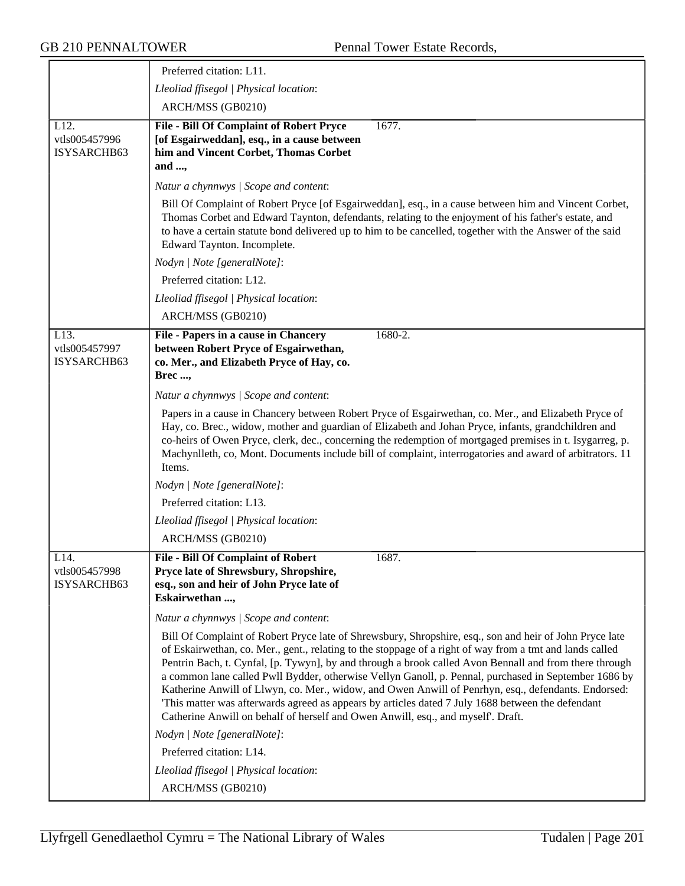Preferred citation: L11.

*Lleoliad ffisegol | Physical location*:

ARCH/MSS (GB0210)

---

L12.
vtls005457996
ISYSARCHB63

**File - Bill Of Complaint of Robert Pryce [of Esgairweddan], esq., in a cause between him and Vincent Corbet, Thomas Corbet and ...,** 1677.

*Natur a chynnwys | Scope and content*:

Bill Of Complaint of Robert Pryce [of Esgairweddan], esq., in a cause between him and Vincent Corbet, Thomas Corbet and Edward Taynton, defendants, relating to the enjoyment of his father's estate, and to have a certain statute bond delivered up to him to be cancelled, together with the Answer of the said Edward Taynton. Incomplete.

*Nodyn | Note [generalNote]*:

Preferred citation: L12.

*Lleoliad ffisegol | Physical location*:

ARCH/MSS (GB0210)

---

L13.
vtls005457997
ISYSARCHB63

**File - Papers in a cause in Chancery between Robert Pryce of Esgairwethan, co. Mer., and Elizabeth Pryce of Hay, co. Brec ...,** 1680-2.

*Natur a chynnwys | Scope and content*:

Papers in a cause in Chancery between Robert Pryce of Esgairwethan, co. Mer., and Elizabeth Pryce of Hay, co. Brec., widow, mother and guardian of Elizabeth and Johan Pryce, infants, grandchildren and co-heirs of Owen Pryce, clerk, dec., concerning the redemption of mortgaged premises in t. Isygarreg, p. Machynlleth, co, Mont. Documents include bill of complaint, interrogatories and award of arbitrators. 11 Items.

*Nodyn | Note [generalNote]*:

Preferred citation: L13.

*Lleoliad ffisegol | Physical location*:

ARCH/MSS (GB0210)

---

L14.
vtls005457998
ISYSARCHB63

**File - Bill Of Complaint of Robert Pryce late of Shrewsbury, Shropshire, esq., son and heir of John Pryce late of Eskairwethan ...,** 1687.

*Natur a chynnwys | Scope and content*:

Bill Of Complaint of Robert Pryce late of Shrewsbury, Shropshire, esq., son and heir of John Pryce late of Eskairwethan, co. Mer., gent., relating to the stoppage of a right of way from a tmt and lands called Pentrin Bach, t. Cynfal, [p. Tywyn], by and through a brook called Avon Bennall and from there through a common lane called Pwll Bydder, otherwise Vellyn Ganoll, p. Pennal, purchased in September 1686 by Katherine Anwill of Llwyn, co. Mer., widow, and Owen Anwill of Penrhyn, esq., defendants. Endorsed: 'This matter was afterwards agreed as appears by articles dated 7 July 1688 between the defendant Catherine Anwill on behalf of herself and Owen Anwill, esq., and myself'. Draft.

*Nodyn | Note [generalNote]*:

Preferred citation: L14.

*Lleoliad ffisegol | Physical location*:

ARCH/MSS (GB0210)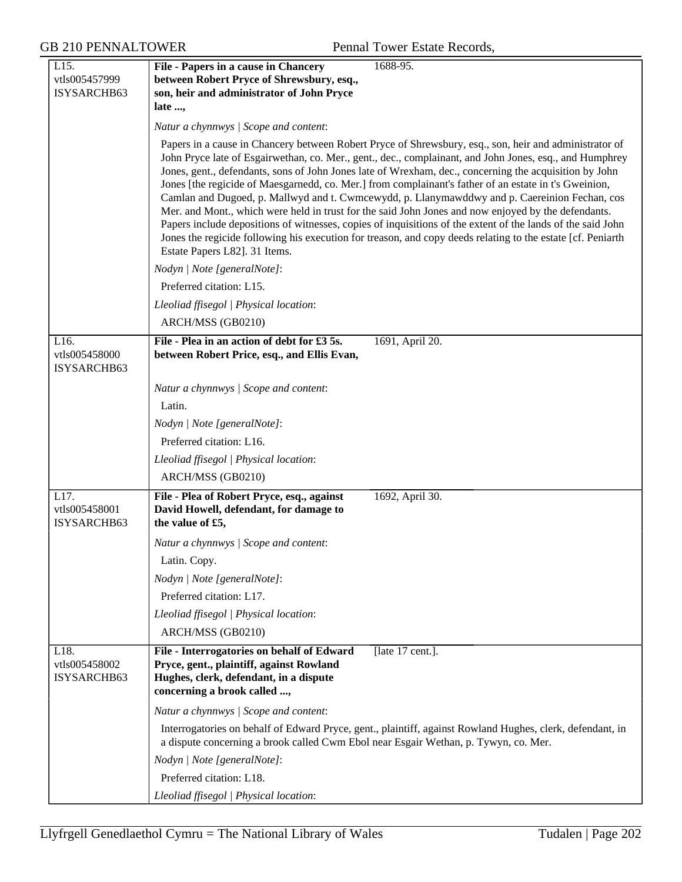| | | |
|---|---|---|
| L15.<br>vtls005457999<br>ISYSARCHB63 | **File - Papers in a cause in Chancery between Robert Pryce of Shrewsbury, esq., son, heir and administrator of John Pryce late ...,** | 1688-95. |
| | *Natur a chynnwys \| Scope and content*:<br>Papers in a cause in Chancery between Robert Pryce of Shrewsbury, esq., son, heir and administrator of John Pryce late of Esgairwethan, co. Mer., gent., dec., complainant, and John Jones, esq., and Humphrey Jones, gent., defendants, sons of John Jones late of Wrexham, dec., concerning the acquisition by John Jones [the regicide of Maesgarnedd, co. Mer.] from complainant's father of an estate in t's Gweinion, Camlan and Dugoed, p. Mallwyd and t. Cwmcewydd, p. Llanymawddwy and p. Caereinion Fechan, cos Mer. and Mont., which were held in trust for the said John Jones and now enjoyed by the defendants. Papers include depositions of witnesses, copies of inquisitions of the extent of the lands of the said John Jones the regicide following his execution for treason, and copy deeds relating to the estate [cf. Peniarth Estate Papers L82]. 31 Items.<br>*Nodyn \| Note [generalNote]*:<br>Preferred citation: L15.<br>*Lleoliad ffisegol \| Physical location*:<br>ARCH/MSS (GB0210) | |
| L16.<br>vtls005458000<br>ISYSARCHB63 | **File - Plea in an action of debt for £3 5s. between Robert Price, esq., and Ellis Evan,** | 1691, April 20. |
| | *Natur a chynnwys \| Scope and content*:<br>Latin.<br>*Nodyn \| Note [generalNote]*:<br>Preferred citation: L16.<br>*Lleoliad ffisegol \| Physical location*:<br>ARCH/MSS (GB0210) | |
| L17.<br>vtls005458001<br>ISYSARCHB63 | **File - Plea of Robert Pryce, esq., against David Howell, defendant, for damage to the value of £5,** | 1692, April 30. |
| | *Natur a chynnwys \| Scope and content*:<br>Latin. Copy.<br>*Nodyn \| Note [generalNote]*:<br>Preferred citation: L17.<br>*Lleoliad ffisegol \| Physical location*:<br>ARCH/MSS (GB0210) | |
| L18.<br>vtls005458002<br>ISYSARCHB63 | **File - Interrogatories on behalf of Edward Pryce, gent., plaintiff, against Rowland Hughes, clerk, defendant, in a dispute concerning a brook called ...,** | [late 17 cent.]. |
| | *Natur a chynnwys \| Scope and content*:<br>Interrogatories on behalf of Edward Pryce, gent., plaintiff, against Rowland Hughes, clerk, defendant, in a dispute concerning a brook called Cwm Ebol near Esgair Wethan, p. Tywyn, co. Mer.<br>*Nodyn \| Note [generalNote]*:<br>Preferred citation: L18.<br>*Lleoliad ffisegol \| Physical location*: | |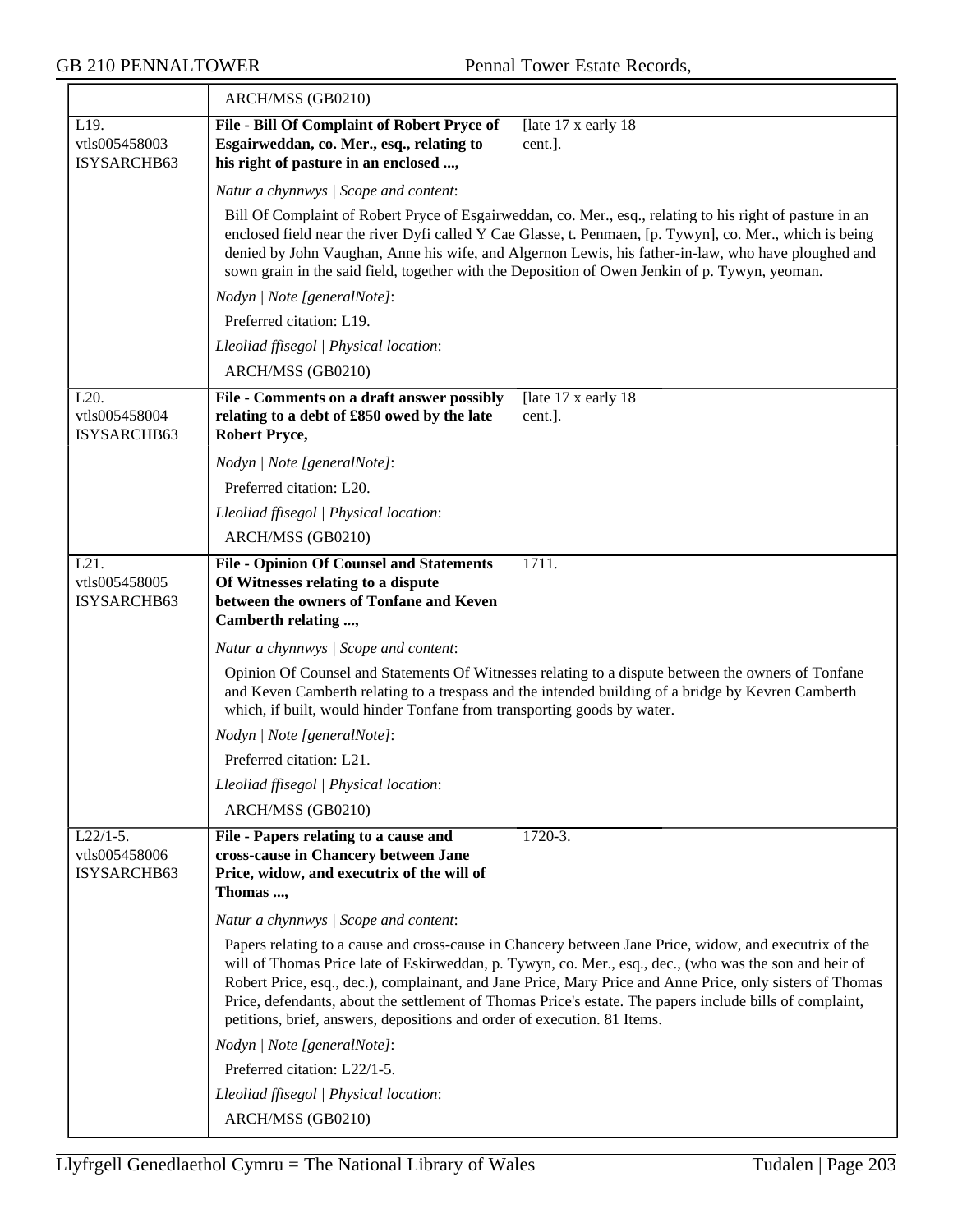ARCH/MSS (GB0210)

| L19. vtls005458003 ISYSARCHB63 | **File - Bill Of Complaint of Robert Pryce of Esgairweddan, co. Mer., esq., relating to his right of pasture in an enclosed ...,** | [late 17 x early 18 cent.]. |
|---|---|---|

*Natur a chynnwys | Scope and content*:

Bill Of Complaint of Robert Pryce of Esgairweddan, co. Mer., esq., relating to his right of pasture in an enclosed field near the river Dyfi called Y Cae Glasse, t. Penmaen, [p. Tywyn], co. Mer., which is being denied by John Vaughan, Anne his wife, and Algernon Lewis, his father-in-law, who have ploughed and sown grain in the said field, together with the Deposition of Owen Jenkin of p. Tywyn, yeoman.

*Nodyn | Note [generalNote]*:

Preferred citation: L19.

*Lleoliad ffisegol | Physical location*:

ARCH/MSS (GB0210)

| L20. vtls005458004 ISYSARCHB63 | **File - Comments on a draft answer possibly relating to a debt of £850 owed by the late Robert Pryce,** | [late 17 x early 18 cent.]. |
|---|---|---|

*Nodyn | Note [generalNote]*:

Preferred citation: L20.

*Lleoliad ffisegol | Physical location*:

ARCH/MSS (GB0210)

| L21. vtls005458005 ISYSARCHB63 | **File - Opinion Of Counsel and Statements Of Witnesses relating to a dispute between the owners of Tonfane and Keven Camberth relating ...,** | 1711. |
|---|---|---|

*Natur a chynnwys | Scope and content*:

Opinion Of Counsel and Statements Of Witnesses relating to a dispute between the owners of Tonfane and Keven Camberth relating to a trespass and the intended building of a bridge by Kevren Camberth which, if built, would hinder Tonfane from transporting goods by water.

*Nodyn | Note [generalNote]*:

Preferred citation: L21.

*Lleoliad ffisegol | Physical location*:

ARCH/MSS (GB0210)

| L22/1-5. vtls005458006 ISYSARCHB63 | **File - Papers relating to a cause and cross-cause in Chancery between Jane Price, widow, and executrix of the will of Thomas ...,** | 1720-3. |
|---|---|---|

*Natur a chynnwys | Scope and content*:

Papers relating to a cause and cross-cause in Chancery between Jane Price, widow, and executrix of the will of Thomas Price late of Eskirweddan, p. Tywyn, co. Mer., esq., dec., (who was the son and heir of Robert Price, esq., dec.), complainant, and Jane Price, Mary Price and Anne Price, only sisters of Thomas Price, defendants, about the settlement of Thomas Price's estate. The papers include bills of complaint, petitions, brief, answers, depositions and order of execution. 81 Items.

*Nodyn | Note [generalNote]*:

Preferred citation: L22/1-5.

*Lleoliad ffisegol | Physical location*:

ARCH/MSS (GB0210)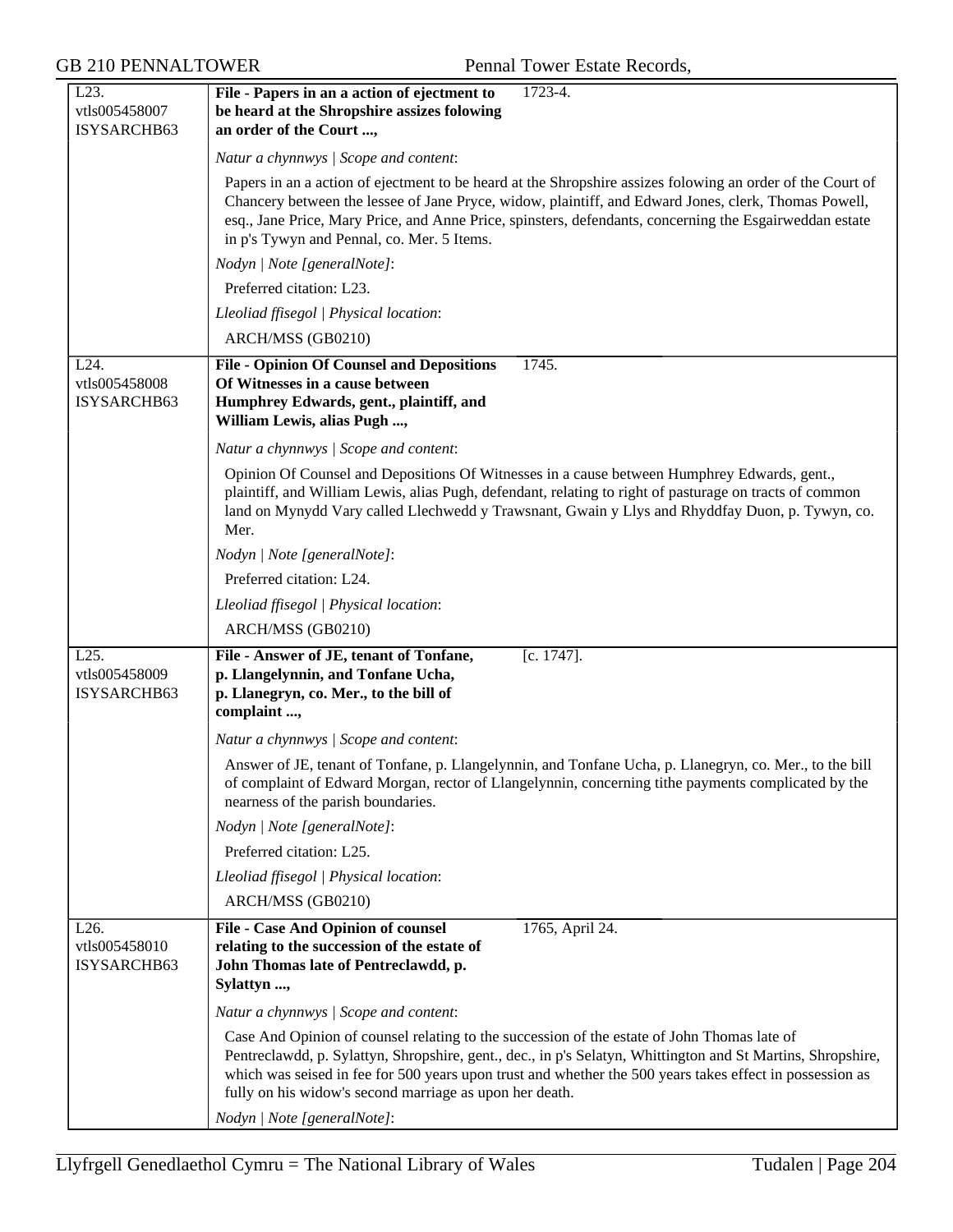| | | |
|---|---|---|
| L23.<br>vtls005458007<br>ISYSARCHB63 | **File - Papers in an a action of ejectment to be heard at the Shropshire assizes folowing an order of the Court ...,** | 1723-4. |

*Natur a chynnwys | Scope and content*:

Papers in an a action of ejectment to be heard at the Shropshire assizes folowing an order of the Court of Chancery between the lessee of Jane Pryce, widow, plaintiff, and Edward Jones, clerk, Thomas Powell, esq., Jane Price, Mary Price, and Anne Price, spinsters, defendants, concerning the Esgairweddan estate in p's Tywyn and Pennal, co. Mer. 5 Items.

*Nodyn | Note [generalNote]*:

Preferred citation: L23.

*Lleoliad ffisegol | Physical location*:

ARCH/MSS (GB0210)

| | | |
|---|---|---|
| L24.<br>vtls005458008<br>ISYSARCHB63 | **File - Opinion Of Counsel and Depositions Of Witnesses in a cause between Humphrey Edwards, gent., plaintiff, and William Lewis, alias Pugh ...,** | 1745. |

*Natur a chynnwys | Scope and content*:

Opinion Of Counsel and Depositions Of Witnesses in a cause between Humphrey Edwards, gent., plaintiff, and William Lewis, alias Pugh, defendant, relating to right of pasturage on tracts of common land on Mynydd Vary called Llechwedd y Trawsnant, Gwain y Llys and Rhyddfay Duon, p. Tywyn, co. Mer.

*Nodyn | Note [generalNote]*:

Preferred citation: L24.

*Lleoliad ffisegol | Physical location*:

ARCH/MSS (GB0210)

| | | |
|---|---|---|
| L25.<br>vtls005458009<br>ISYSARCHB63 | **File - Answer of JE, tenant of Tonfane, p. Llangelynnin, and Tonfane Ucha, p. Llanegryn, co. Mer., to the bill of complaint ...,** | [c. 1747]. |

*Natur a chynnwys | Scope and content*:

Answer of JE, tenant of Tonfane, p. Llangelynnin, and Tonfane Ucha, p. Llanegryn, co. Mer., to the bill of complaint of Edward Morgan, rector of Llangelynnin, concerning tithe payments complicated by the nearness of the parish boundaries.

*Nodyn | Note [generalNote]*:

Preferred citation: L25.

*Lleoliad ffisegol | Physical location*:

ARCH/MSS (GB0210)

| | | |
|---|---|---|
| L26.<br>vtls005458010<br>ISYSARCHB63 | **File - Case And Opinion of counsel relating to the succession of the estate of John Thomas late of Pentreclawdd, p. Sylattyn ...,** | 1765, April 24. |

*Natur a chynnwys | Scope and content*:

Case And Opinion of counsel relating to the succession of the estate of John Thomas late of Pentreclawdd, p. Sylattyn, Shropshire, gent., dec., in p's Selatyn, Whittington and St Martins, Shropshire, which was seised in fee for 500 years upon trust and whether the 500 years takes effect in possession as fully on his widow's second marriage as upon her death.

*Nodyn | Note [generalNote]*: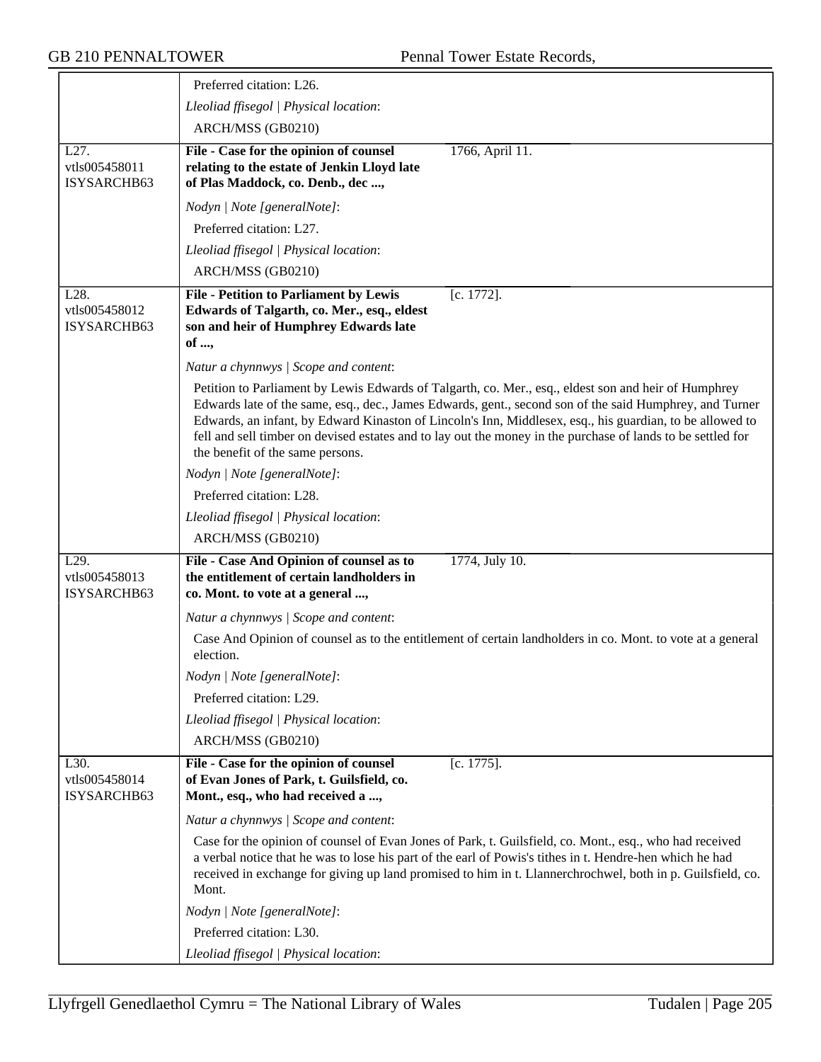Preferred citation: L26.

*Lleoliad ffisegol | Physical location*:

ARCH/MSS (GB0210)

---

L27.
vtls005458011
ISYSARCHB63

**File - Case for the opinion of counsel relating to the estate of Jenkin Lloyd late of Plas Maddock, co. Denb., dec ...,** 1766, April 11.

*Nodyn | Note [generalNote]*:

Preferred citation: L27.

*Lleoliad ffisegol | Physical location*:

ARCH/MSS (GB0210)

---

L28.
vtls005458012
ISYSARCHB63

**File - Petition to Parliament by Lewis Edwards of Talgarth, co. Mer., esq., eldest son and heir of Humphrey Edwards late of ...,** [c. 1772].

*Natur a chynnwys | Scope and content*:

Petition to Parliament by Lewis Edwards of Talgarth, co. Mer., esq., eldest son and heir of Humphrey Edwards late of the same, esq., dec., James Edwards, gent., second son of the said Humphrey, and Turner Edwards, an infant, by Edward Kinaston of Lincoln's Inn, Middlesex, esq., his guardian, to be allowed to fell and sell timber on devised estates and to lay out the money in the purchase of lands to be settled for the benefit of the same persons.

*Nodyn | Note [generalNote]*:

Preferred citation: L28.

*Lleoliad ffisegol | Physical location*:

ARCH/MSS (GB0210)

---

L29.
vtls005458013
ISYSARCHB63

**File - Case And Opinion of counsel as to the entitlement of certain landholders in co. Mont. to vote at a general ...,** 1774, July 10.

*Natur a chynnwys | Scope and content*:

Case And Opinion of counsel as to the entitlement of certain landholders in co. Mont. to vote at a general election.

*Nodyn | Note [generalNote]*:

Preferred citation: L29.

*Lleoliad ffisegol | Physical location*:

ARCH/MSS (GB0210)

---

L30.
vtls005458014
ISYSARCHB63

**File - Case for the opinion of counsel of Evan Jones of Park, t. Guilsfield, co. Mont., esq., who had received a ...,** [c. 1775].

*Natur a chynnwys | Scope and content*:

Case for the opinion of counsel of Evan Jones of Park, t. Guilsfield, co. Mont., esq., who had received a verbal notice that he was to lose his part of the earl of Powis's tithes in t. Hendre-hen which he had received in exchange for giving up land promised to him in t. Llannerchrochwel, both in p. Guilsfield, co. Mont.

*Nodyn | Note [generalNote]*:

Preferred citation: L30.

*Lleoliad ffisegol | Physical location*: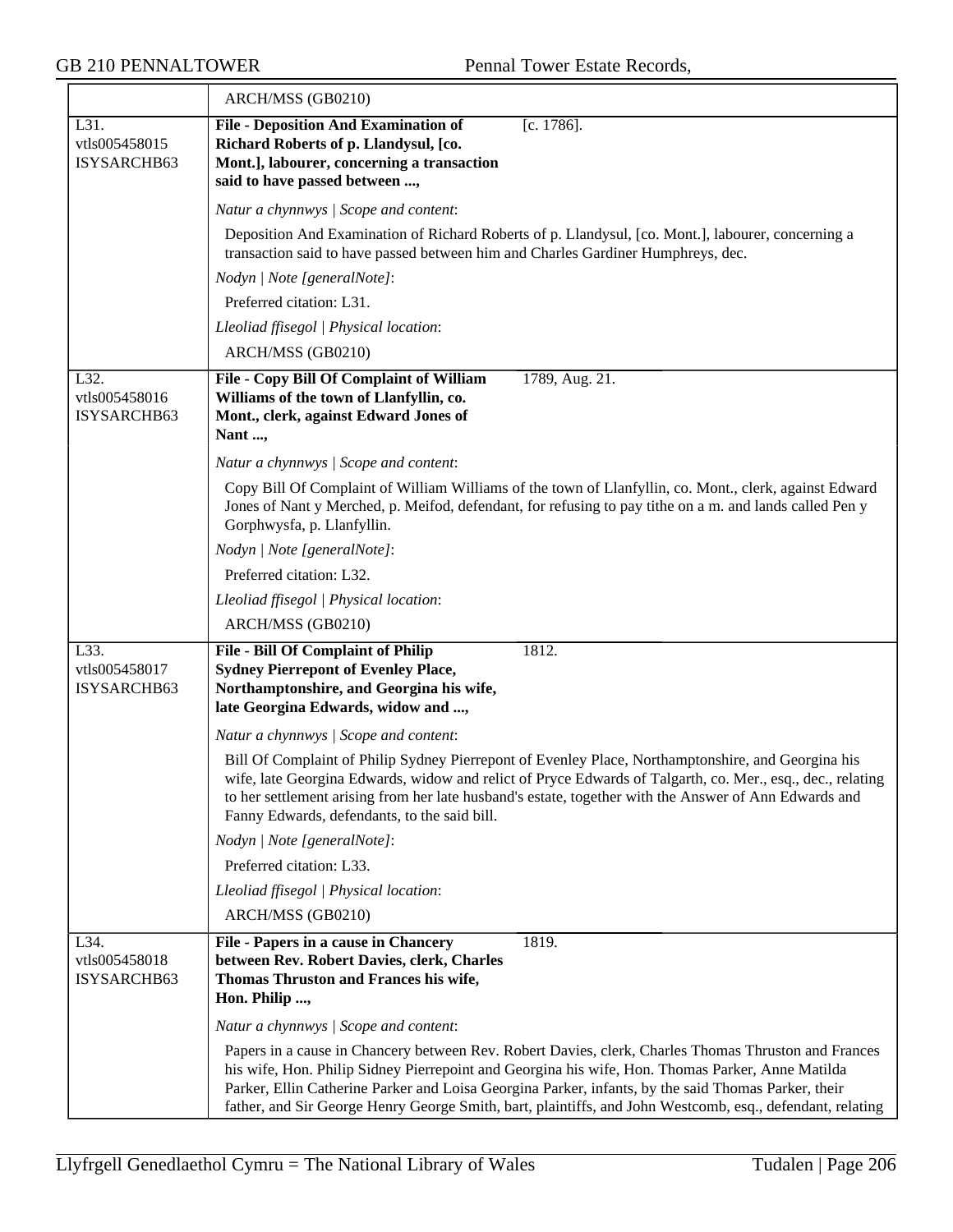ARCH/MSS (GB0210)

L31.
vtls005458015
ISYSARCHB63

**File - Deposition And Examination of Richard Roberts of p. Llandysul, [co. Mont.], labourer, concerning a transaction said to have passed between ...,** [c. 1786].

*Natur a chynnwys | Scope and content*:

Deposition And Examination of Richard Roberts of p. Llandysul, [co. Mont.], labourer, concerning a transaction said to have passed between him and Charles Gardiner Humphreys, dec.

*Nodyn | Note [generalNote]*:

Preferred citation: L31.

*Lleoliad ffisegol | Physical location*:

ARCH/MSS (GB0210)

L32.
vtls005458016
ISYSARCHB63

**File - Copy Bill Of Complaint of William Williams of the town of Llanfyllin, co. Mont., clerk, against Edward Jones of Nant ...,** 1789, Aug. 21.

*Natur a chynnwys | Scope and content*:

Copy Bill Of Complaint of William Williams of the town of Llanfyllin, co. Mont., clerk, against Edward Jones of Nant y Merched, p. Meifod, defendant, for refusing to pay tithe on a m. and lands called Pen y Gorphwysfa, p. Llanfyllin.

*Nodyn | Note [generalNote]*:

Preferred citation: L32.

*Lleoliad ffisegol | Physical location*:

ARCH/MSS (GB0210)

L33.
vtls005458017
ISYSARCHB63

**File - Bill Of Complaint of Philip Sydney Pierrepont of Evenley Place, Northamptonshire, and Georgina his wife, late Georgina Edwards, widow and ...,** 1812.

*Natur a chynnwys | Scope and content*:

Bill Of Complaint of Philip Sydney Pierrepont of Evenley Place, Northamptonshire, and Georgina his wife, late Georgina Edwards, widow and relict of Pryce Edwards of Talgarth, co. Mer., esq., dec., relating to her settlement arising from her late husband's estate, together with the Answer of Ann Edwards and Fanny Edwards, defendants, to the said bill.

*Nodyn | Note [generalNote]*:

Preferred citation: L33.

*Lleoliad ffisegol | Physical location*:

ARCH/MSS (GB0210)

L34.
vtls005458018
ISYSARCHB63

**File - Papers in a cause in Chancery between Rev. Robert Davies, clerk, Charles Thomas Thruston and Frances his wife, Hon. Philip ...,** 1819.

*Natur a chynnwys | Scope and content*:

Papers in a cause in Chancery between Rev. Robert Davies, clerk, Charles Thomas Thruston and Frances his wife, Hon. Philip Sidney Pierrepoint and Georgina his wife, Hon. Thomas Parker, Anne Matilda Parker, Ellin Catherine Parker and Loisa Georgina Parker, infants, by the said Thomas Parker, their father, and Sir George Henry George Smith, bart, plaintiffs, and John Westcomb, esq., defendant, relating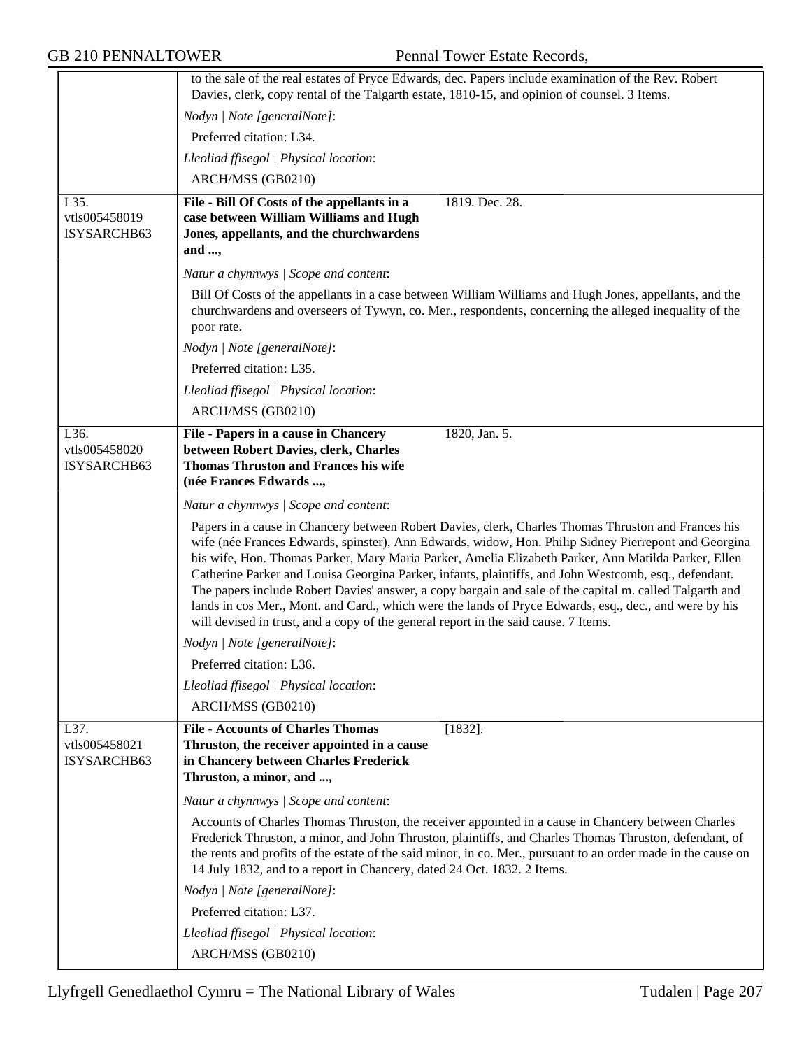to the sale of the real estates of Pryce Edwards, dec. Papers include examination of the Rev. Robert Davies, clerk, copy rental of the Talgarth estate, 1810-15, and opinion of counsel. 3 Items.

*Nodyn | Note [generalNote]*:

Preferred citation: L34.

*Lleoliad ffisegol | Physical location*:

ARCH/MSS (GB0210)

---

L35.
vtls005458019
ISYSARCHB63

**File - Bill Of Costs of the appellants in a case between William Williams and Hugh Jones, appellants, and the churchwardens and ...,** 1819. Dec. 28.

*Natur a chynnwys | Scope and content*:

Bill Of Costs of the appellants in a case between William Williams and Hugh Jones, appellants, and the churchwardens and overseers of Tywyn, co. Mer., respondents, concerning the alleged inequality of the poor rate.

*Nodyn | Note [generalNote]*:

Preferred citation: L35.

*Lleoliad ffisegol | Physical location*:

ARCH/MSS (GB0210)

---

L36.
vtls005458020
ISYSARCHB63

**File - Papers in a cause in Chancery between Robert Davies, clerk, Charles Thomas Thruston and Frances his wife (née Frances Edwards ...,** 1820, Jan. 5.

*Natur a chynnwys | Scope and content*:

Papers in a cause in Chancery between Robert Davies, clerk, Charles Thomas Thruston and Frances his wife (née Frances Edwards, spinster), Ann Edwards, widow, Hon. Philip Sidney Pierrepont and Georgina his wife, Hon. Thomas Parker, Mary Maria Parker, Amelia Elizabeth Parker, Ann Matilda Parker, Ellen Catherine Parker and Louisa Georgina Parker, infants, plaintiffs, and John Westcomb, esq., defendant. The papers include Robert Davies' answer, a copy bargain and sale of the capital m. called Talgarth and lands in cos Mer., Mont. and Card., which were the lands of Pryce Edwards, esq., dec., and were by his will devised in trust, and a copy of the general report in the said cause. 7 Items.

*Nodyn | Note [generalNote]*:

Preferred citation: L36.

*Lleoliad ffisegol | Physical location*:

ARCH/MSS (GB0210)

---

L37.
vtls005458021
ISYSARCHB63

**File - Accounts of Charles Thomas Thruston, the receiver appointed in a cause in Chancery between Charles Frederick Thruston, a minor, and ...,** [1832].

*Natur a chynnwys | Scope and content*:

Accounts of Charles Thomas Thruston, the receiver appointed in a cause in Chancery between Charles Frederick Thruston, a minor, and John Thruston, plaintiffs, and Charles Thomas Thruston, defendant, of the rents and profits of the estate of the said minor, in co. Mer., pursuant to an order made in the cause on 14 July 1832, and to a report in Chancery, dated 24 Oct. 1832. 2 Items.

*Nodyn | Note [generalNote]*:

Preferred citation: L37.

*Lleoliad ffisegol | Physical location*:

ARCH/MSS (GB0210)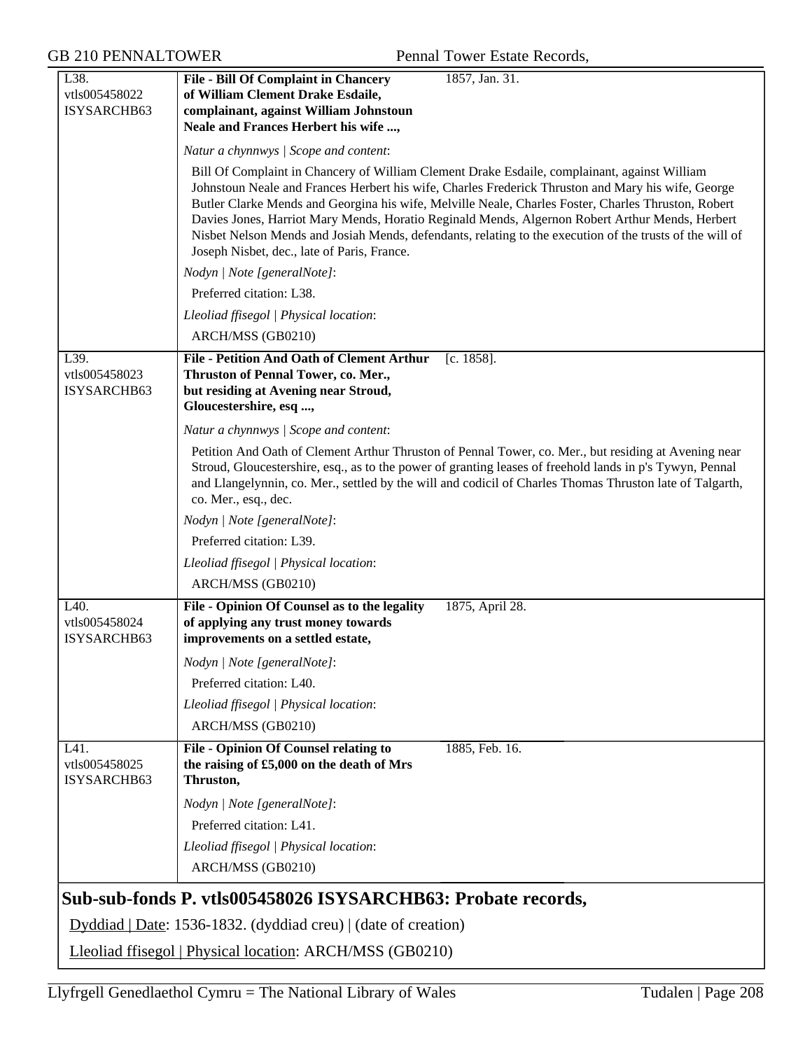L38.
vtls005458022
ISYSARCHB63

**File - Bill Of Complaint in Chancery of William Clement Drake Esdaile, complainant, against William Johnstoun Neale and Frances Herbert his wife ...,** 1857, Jan. 31.

*Natur a chynnwys | Scope and content*:

Bill Of Complaint in Chancery of William Clement Drake Esdaile, complainant, against William Johnstoun Neale and Frances Herbert his wife, Charles Frederick Thruston and Mary his wife, George Butler Clarke Mends and Georgina his wife, Melville Neale, Charles Foster, Charles Thruston, Robert Davies Jones, Harriot Mary Mends, Horatio Reginald Mends, Algernon Robert Arthur Mends, Herbert Nisbet Nelson Mends and Josiah Mends, defendants, relating to the execution of the trusts of the will of Joseph Nisbet, dec., late of Paris, France.

*Nodyn | Note [generalNote]*:

Preferred citation: L38.

*Lleoliad ffisegol | Physical location*:

ARCH/MSS (GB0210)

L39.
vtls005458023
ISYSARCHB63

**File - Petition And Oath of Clement Arthur Thruston of Pennal Tower, co. Mer., but residing at Avening near Stroud, Gloucestershire, esq ...,** [c. 1858].

*Natur a chynnwys | Scope and content*:

Petition And Oath of Clement Arthur Thruston of Pennal Tower, co. Mer., but residing at Avening near Stroud, Gloucestershire, esq., as to the power of granting leases of freehold lands in p's Tywyn, Pennal and Llangelynnin, co. Mer., settled by the will and codicil of Charles Thomas Thruston late of Talgarth, co. Mer., esq., dec.

*Nodyn | Note [generalNote]*:

Preferred citation: L39.

*Lleoliad ffisegol | Physical location*:

ARCH/MSS (GB0210)

L40.
vtls005458024
ISYSARCHB63

**File - Opinion Of Counsel as to the legality of applying any trust money towards improvements on a settled estate,** 1875, April 28.

*Nodyn | Note [generalNote]*:

Preferred citation: L40.

*Lleoliad ffisegol | Physical location*:

ARCH/MSS (GB0210)

L41.
vtls005458025
ISYSARCHB63

**File - Opinion Of Counsel relating to the raising of £5,000 on the death of Mrs Thruston,** 1885, Feb. 16.

*Nodyn | Note [generalNote]*:

Preferred citation: L41.

*Lleoliad ffisegol | Physical location*:

ARCH/MSS (GB0210)

## Sub-sub-fonds P. vtls005458026 ISYSARCHB63: Probate records,

Dyddiad | Date: 1536-1832. (dyddiad creu) | (date of creation)

Lleoliad ffisegol | Physical location: ARCH/MSS (GB0210)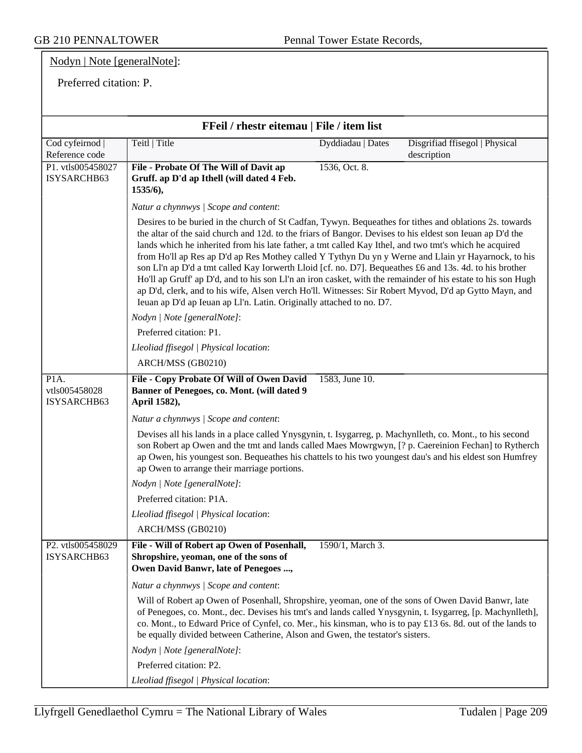Nodyn | Note [generalNote]:

Preferred citation: P.

## FFeil / rhestr eitemau | File / item list

| Cod cyfeirnod \| Reference code | Teitl \| Title | Dyddiadau \| Dates | Disgrifiad ffisegol \| Physical description |
|---|---|---|---|
| P1. vtls005458027 ISYSARCHB63 | **File - Probate Of The Will of Davit ap Gruff. ap D'd ap Ithell (will dated 4 Feb. 1535/6),** | 1536, Oct. 8. | |

*Natur a chynnwys | Scope and content*:

Desires to be buried in the church of St Cadfan, Tywyn. Bequeathes for tithes and oblations 2s. towards the altar of the said church and 12d. to the friars of Bangor. Devises to his eldest son Ieuan ap D'd the lands which he inherited from his late father, a tmt called Kay Ithel, and two tmt's which he acquired from Ho'll ap Res ap D'd ap Res Mothey called Y Tythyn Du yn y Werne and Llain yr Hayarnock, to his son Ll'n ap D'd a tmt called Kay Iorwerth Lloid [cf. no. D7]. Bequeathes £6 and 13s. 4d. to his brother Ho'll ap Gruff' ap D'd, and to his son Ll'n an iron casket, with the remainder of his estate to his son Hugh ap D'd, clerk, and to his wife, Alsen verch Ho'll. Witnesses: Sir Robert Myvod, D'd ap Gytto Mayn, and Ieuan ap D'd ap Ieuan ap Ll'n. Latin. Originally attached to no. D7.

*Nodyn | Note [generalNote]*:

Preferred citation: P1.

*Lleoliad ffisegol | Physical location*:

ARCH/MSS (GB0210)

| Cod cyfeirnod \| Reference code | Teitl \| Title | Dyddiadau \| Dates | Disgrifiad ffisegol \| Physical description |
|---|---|---|---|
| P1A. vtls005458028 ISYSARCHB63 | **File - Copy Probate Of Will of Owen David Banner of Penegoes, co. Mont. (will dated 9 April 1582),** | 1583, June 10. | |

*Natur a chynnwys | Scope and content*:

Devises all his lands in a place called Ynysgynin, t. Isygarreg, p. Machynlleth, co. Mont., to his second son Robert ap Owen and the tmt and lands called Maes Mowrgwyn, [? p. Caereinion Fechan] to Rytherch ap Owen, his youngest son. Bequeathes his chattels to his two youngest dau's and his eldest son Humfrey ap Owen to arrange their marriage portions.

*Nodyn | Note [generalNote]*:

Preferred citation: P1A.

*Lleoliad ffisegol | Physical location*:

ARCH/MSS (GB0210)

| Cod cyfeirnod \| Reference code | Teitl \| Title | Dyddiadau \| Dates | Disgrifiad ffisegol \| Physical description |
|---|---|---|---|
| P2. vtls005458029 ISYSARCHB63 | **File - Will of Robert ap Owen of Posenhall, Shropshire, yeoman, one of the sons of Owen David Banwr, late of Penegoes ...,** | 1590/1, March 3. | |

*Natur a chynnwys | Scope and content*:

Will of Robert ap Owen of Posenhall, Shropshire, yeoman, one of the sons of Owen David Banwr, late of Penegoes, co. Mont., dec. Devises his tmt's and lands called Ynysgynin, t. Isygarreg, [p. Machynlleth], co. Mont., to Edward Price of Cynfel, co. Mer., his kinsman, who is to pay £13 6s. 8d. out of the lands to be equally divided between Catherine, Alson and Gwen, the testator's sisters.

*Nodyn | Note [generalNote]*:

Preferred citation: P2.

*Lleoliad ffisegol | Physical location*: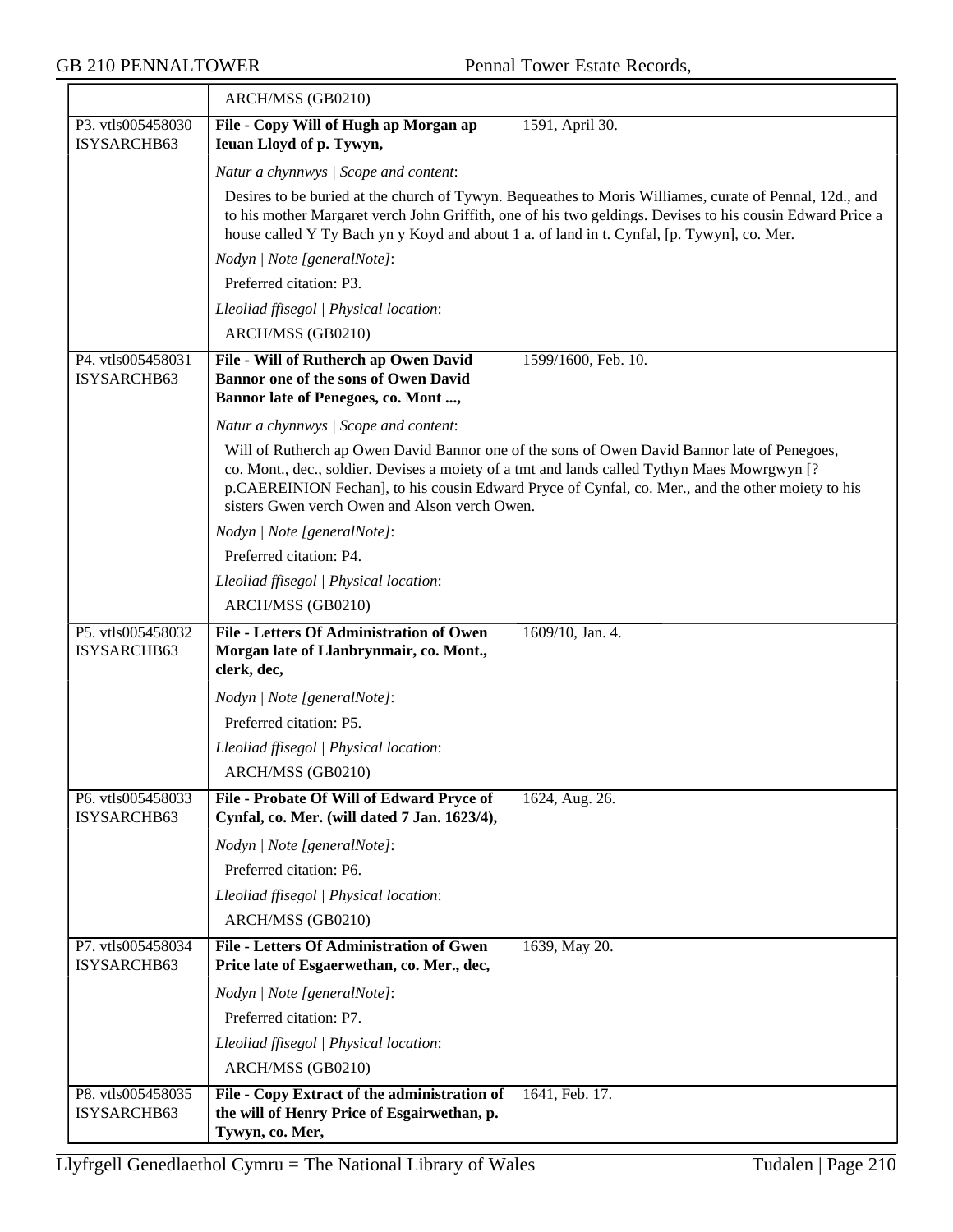ARCH/MSS (GB0210)

| | | |
|---|---|---|
| P3. vtls005458030 ISYSARCHB63 | **File - Copy Will of Hugh ap Morgan ap Ieuan Lloyd of p. Tywyn,** | 1591, April 30. |

*Natur a chynnwys | Scope and content*:

Desires to be buried at the church of Tywyn. Bequeathes to Moris Williames, curate of Pennal, 12d., and to his mother Margaret verch John Griffith, one of his two geldings. Devises to his cousin Edward Price a house called Y Ty Bach yn y Koyd and about 1 a. of land in t. Cynfal, [p. Tywyn], co. Mer.

*Nodyn | Note [generalNote]*:

Preferred citation: P3.

*Lleoliad ffisegol | Physical location*:

ARCH/MSS (GB0210)

| | | |
|---|---|---|
| P4. vtls005458031 ISYSARCHB63 | **File - Will of Rutherch ap Owen David Bannor one of the sons of Owen David Bannor late of Penegoes, co. Mont ...,** | 1599/1600, Feb. 10. |

*Natur a chynnwys | Scope and content*:

Will of Rutherch ap Owen David Bannor one of the sons of Owen David Bannor late of Penegoes, co. Mont., dec., soldier. Devises a moiety of a tmt and lands called Tythyn Maes Mowrgwyn [? p.CAEREINION Fechan], to his cousin Edward Pryce of Cynfal, co. Mer., and the other moiety to his sisters Gwen verch Owen and Alson verch Owen.

*Nodyn | Note [generalNote]*:

Preferred citation: P4.

*Lleoliad ffisegol | Physical location*:

ARCH/MSS (GB0210)

| | | |
|---|---|---|
| P5. vtls005458032 ISYSARCHB63 | **File - Letters Of Administration of Owen Morgan late of Llanbrynmair, co. Mont., clerk, dec,** | 1609/10, Jan. 4. |

*Nodyn | Note [generalNote]*:

Preferred citation: P5.

*Lleoliad ffisegol | Physical location*:

ARCH/MSS (GB0210)

| | | |
|---|---|---|
| P6. vtls005458033 ISYSARCHB63 | **File - Probate Of Will of Edward Pryce of Cynfal, co. Mer. (will dated 7 Jan. 1623/4),** | 1624, Aug. 26. |

*Nodyn | Note [generalNote]*:

Preferred citation: P6.

*Lleoliad ffisegol | Physical location*:

ARCH/MSS (GB0210)

| | | |
|---|---|---|
| P7. vtls005458034 ISYSARCHB63 | **File - Letters Of Administration of Gwen Price late of Esgaerwethan, co. Mer., dec,** | 1639, May 20. |

*Nodyn | Note [generalNote]*:

Preferred citation: P7.

*Lleoliad ffisegol | Physical location*:

ARCH/MSS (GB0210)

| | | |
|---|---|---|
| P8. vtls005458035 ISYSARCHB63 | **File - Copy Extract of the administration of the will of Henry Price of Esgairwethan, p. Tywyn, co. Mer,** | 1641, Feb. 17. |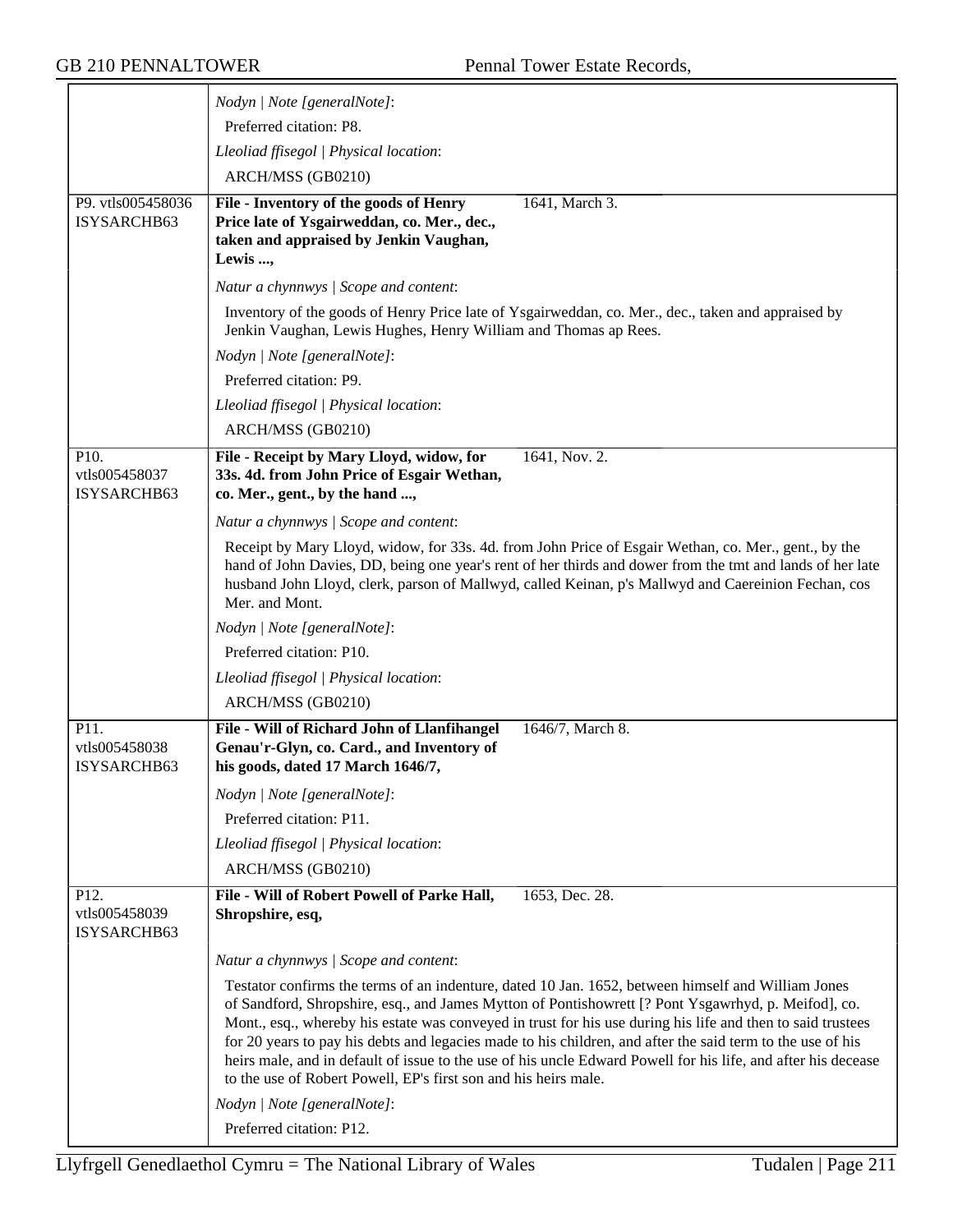| | |
|---|---|
| | *Nodyn \| Note [generalNote]*:<br>Preferred citation: P8.<br>*Lleoliad ffisegol \| Physical location*:<br>ARCH/MSS (GB0210) |
| P9. vtls005458036 ISYSARCHB63 | **File - Inventory of the goods of Henry Price late of Ysgairweddan, co. Mer., dec., taken and appraised by Jenkin Vaughan, Lewis ...,** 1641, March 3.<br>*Natur a chynnwys \| Scope and content*:<br>Inventory of the goods of Henry Price late of Ysgairweddan, co. Mer., dec., taken and appraised by Jenkin Vaughan, Lewis Hughes, Henry William and Thomas ap Rees.<br>*Nodyn \| Note [generalNote]*:<br>Preferred citation: P9.<br>*Lleoliad ffisegol \| Physical location*:<br>ARCH/MSS (GB0210) |
| P10. vtls005458037 ISYSARCHB63 | **File - Receipt by Mary Lloyd, widow, for 33s. 4d. from John Price of Esgair Wethan, co. Mer., gent., by the hand ...,** 1641, Nov. 2.<br>*Natur a chynnwys \| Scope and content*:<br>Receipt by Mary Lloyd, widow, for 33s. 4d. from John Price of Esgair Wethan, co. Mer., gent., by the hand of John Davies, DD, being one year's rent of her thirds and dower from the tmt and lands of her late husband John Lloyd, clerk, parson of Mallwyd, called Keinan, p's Mallwyd and Caereinion Fechan, cos Mer. and Mont.<br>*Nodyn \| Note [generalNote]*:<br>Preferred citation: P10.<br>*Lleoliad ffisegol \| Physical location*:<br>ARCH/MSS (GB0210) |
| P11. vtls005458038 ISYSARCHB63 | **File - Will of Richard John of Llanfihangel Genau'r-Glyn, co. Card., and Inventory of his goods, dated 17 March 1646/7,** 1646/7, March 8.<br>*Nodyn \| Note [generalNote]*:<br>Preferred citation: P11.<br>*Lleoliad ffisegol \| Physical location*:<br>ARCH/MSS (GB0210) |
| P12. vtls005458039 ISYSARCHB63 | **File - Will of Robert Powell of Parke Hall, Shropshire, esq,** 1653, Dec. 28.<br>*Natur a chynnwys \| Scope and content*:<br>Testator confirms the terms of an indenture, dated 10 Jan. 1652, between himself and William Jones of Sandford, Shropshire, esq., and James Mytton of Pontishowrett [? Pont Ysgawrhyd, p. Meifod], co. Mont., esq., whereby his estate was conveyed in trust for his use during his life and then to said trustees for 20 years to pay his debts and legacies made to his children, and after the said term to the use of his heirs male, and in default of issue to the use of his uncle Edward Powell for his life, and after his decease to the use of Robert Powell, EP's first son and his heirs male.<br>*Nodyn \| Note [generalNote]*:<br>Preferred citation: P12. |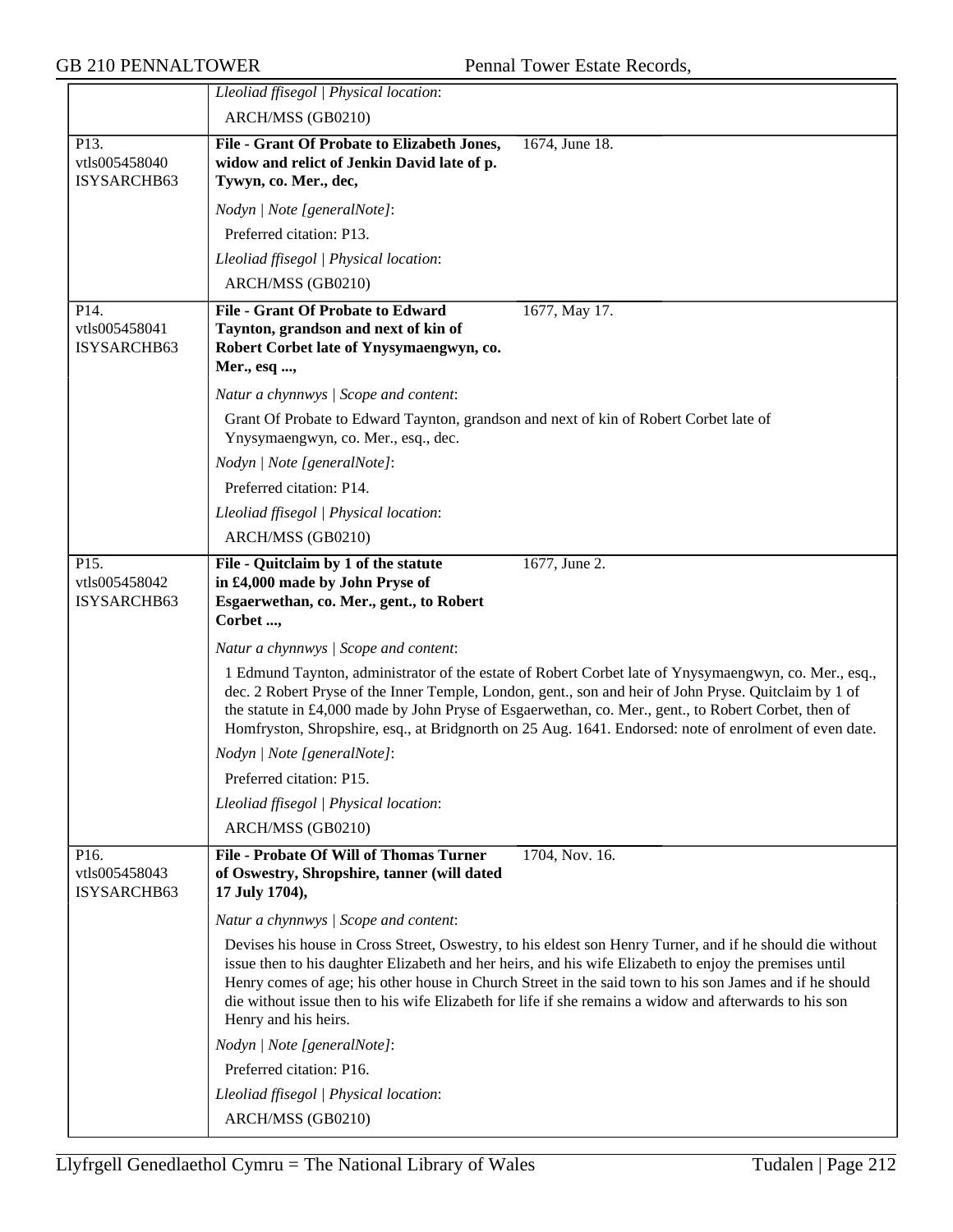| | |
|---|---|
| | *Lleoliad ffisegol \| Physical location*: |
| | ARCH/MSS (GB0210) |
| P13.<br>vtls005458040<br>ISYSARCHB63 | **File - Grant Of Probate to Elizabeth Jones, widow and relict of Jenkin David late of p. Tywyn, co. Mer., dec,** 1674, June 18. |
| | *Nodyn \| Note [generalNote]*: |
| | Preferred citation: P13. |
| | *Lleoliad ffisegol \| Physical location*: |
| | ARCH/MSS (GB0210) |
| P14.<br>vtls005458041<br>ISYSARCHB63 | **File - Grant Of Probate to Edward Taynton, grandson and next of kin of Robert Corbet late of Ynysymaengwyn, co. Mer., esq ...,** 1677, May 17. |
| | *Natur a chynnwys \| Scope and content*: |
| | Grant Of Probate to Edward Taynton, grandson and next of kin of Robert Corbet late of Ynysymaengwyn, co. Mer., esq., dec. |
| | *Nodyn \| Note [generalNote]*: |
| | Preferred citation: P14. |
| | *Lleoliad ffisegol \| Physical location*: |
| | ARCH/MSS (GB0210) |
| P15.<br>vtls005458042<br>ISYSARCHB63 | **File - Quitclaim by 1 of the statute in £4,000 made by John Pryse of Esgaerwethan, co. Mer., gent., to Robert Corbet ...,** 1677, June 2. |
| | *Natur a chynnwys \| Scope and content*: |
| | 1 Edmund Taynton, administrator of the estate of Robert Corbet late of Ynysymaengwyn, co. Mer., esq., dec. 2 Robert Pryse of the Inner Temple, London, gent., son and heir of John Pryse. Quitclaim by 1 of the statute in £4,000 made by John Pryse of Esgaerwethan, co. Mer., gent., to Robert Corbet, then of Homfryston, Shropshire, esq., at Bridgnorth on 25 Aug. 1641. Endorsed: note of enrolment of even date. |
| | *Nodyn \| Note [generalNote]*: |
| | Preferred citation: P15. |
| | *Lleoliad ffisegol \| Physical location*: |
| | ARCH/MSS (GB0210) |
| P16.<br>vtls005458043<br>ISYSARCHB63 | **File - Probate Of Will of Thomas Turner of Oswestry, Shropshire, tanner (will dated 17 July 1704),** 1704, Nov. 16. |
| | *Natur a chynnwys \| Scope and content*: |
| | Devises his house in Cross Street, Oswestry, to his eldest son Henry Turner, and if he should die without issue then to his daughter Elizabeth and her heirs, and his wife Elizabeth to enjoy the premises until Henry comes of age; his other house in Church Street in the said town to his son James and if he should die without issue then to his wife Elizabeth for life if she remains a widow and afterwards to his son Henry and his heirs. |
| | *Nodyn \| Note [generalNote]*: |
| | Preferred citation: P16. |
| | *Lleoliad ffisegol \| Physical location*: |
| | ARCH/MSS (GB0210) |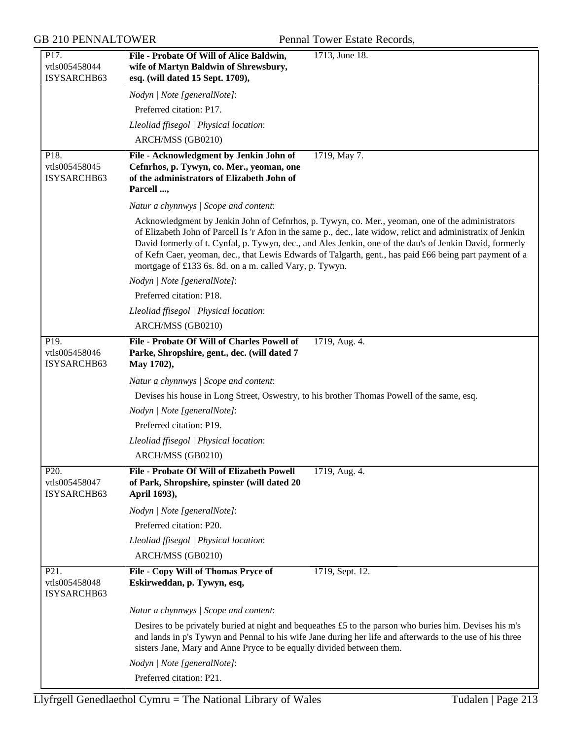| | | |
|---|---|---|
| P17.<br>vtls005458044<br>ISYSARCHB63 | **File - Probate Of Will of Alice Baldwin, wife of Martyn Baldwin of Shrewsbury, esq. (will dated 15 Sept. 1709),** | 1713, June 18. |
| | *Nodyn \| Note [generalNote]*:<br>Preferred citation: P17.<br>*Lleoliad ffisegol \| Physical location*:<br>ARCH/MSS (GB0210) | |
| P18.<br>vtls005458045<br>ISYSARCHB63 | **File - Acknowledgment by Jenkin John of Cefnrhos, p. Tywyn, co. Mer., yeoman, one of the administrators of Elizabeth John of Parcell ...,** | 1719, May 7. |
| | *Natur a chynnwys \| Scope and content*:<br>Acknowledgment by Jenkin John of Cefnrhos, p. Tywyn, co. Mer., yeoman, one of the administrators of Elizabeth John of Parcell Is 'r Afon in the same p., dec., late widow, relict and administratix of Jenkin David formerly of t. Cynfal, p. Tywyn, dec., and Ales Jenkin, one of the dau's of Jenkin David, formerly of Kefn Caer, yeoman, dec., that Lewis Edwards of Talgarth, gent., has paid £66 being part payment of a mortgage of £133 6s. 8d. on a m. called Vary, p. Tywyn.<br>*Nodyn \| Note [generalNote]*:<br>Preferred citation: P18.<br>*Lleoliad ffisegol \| Physical location*:<br>ARCH/MSS (GB0210) | |
| P19.<br>vtls005458046<br>ISYSARCHB63 | **File - Probate Of Will of Charles Powell of Parke, Shropshire, gent., dec. (will dated 7 May 1702),** | 1719, Aug. 4. |
| | *Natur a chynnwys \| Scope and content*:<br>Devises his house in Long Street, Oswestry, to his brother Thomas Powell of the same, esq.<br>*Nodyn \| Note [generalNote]*:<br>Preferred citation: P19.<br>*Lleoliad ffisegol \| Physical location*:<br>ARCH/MSS (GB0210) | |
| P20.<br>vtls005458047<br>ISYSARCHB63 | **File - Probate Of Will of Elizabeth Powell of Park, Shropshire, spinster (will dated 20 April 1693),** | 1719, Aug. 4. |
| | *Nodyn \| Note [generalNote]*:<br>Preferred citation: P20.<br>*Lleoliad ffisegol \| Physical location*:<br>ARCH/MSS (GB0210) | |
| P21.<br>vtls005458048<br>ISYSARCHB63 | **File - Copy Will of Thomas Pryce of Eskirweddan, p. Tywyn, esq,** | 1719, Sept. 12. |
| | *Natur a chynnwys \| Scope and content*:<br>Desires to be privately buried at night and bequeathes £5 to the parson who buries him. Devises his m's and lands in p's Tywyn and Pennal to his wife Jane during her life and afterwards to the use of his three sisters Jane, Mary and Anne Pryce to be equally divided between them.<br>*Nodyn \| Note [generalNote]*:<br>Preferred citation: P21. | |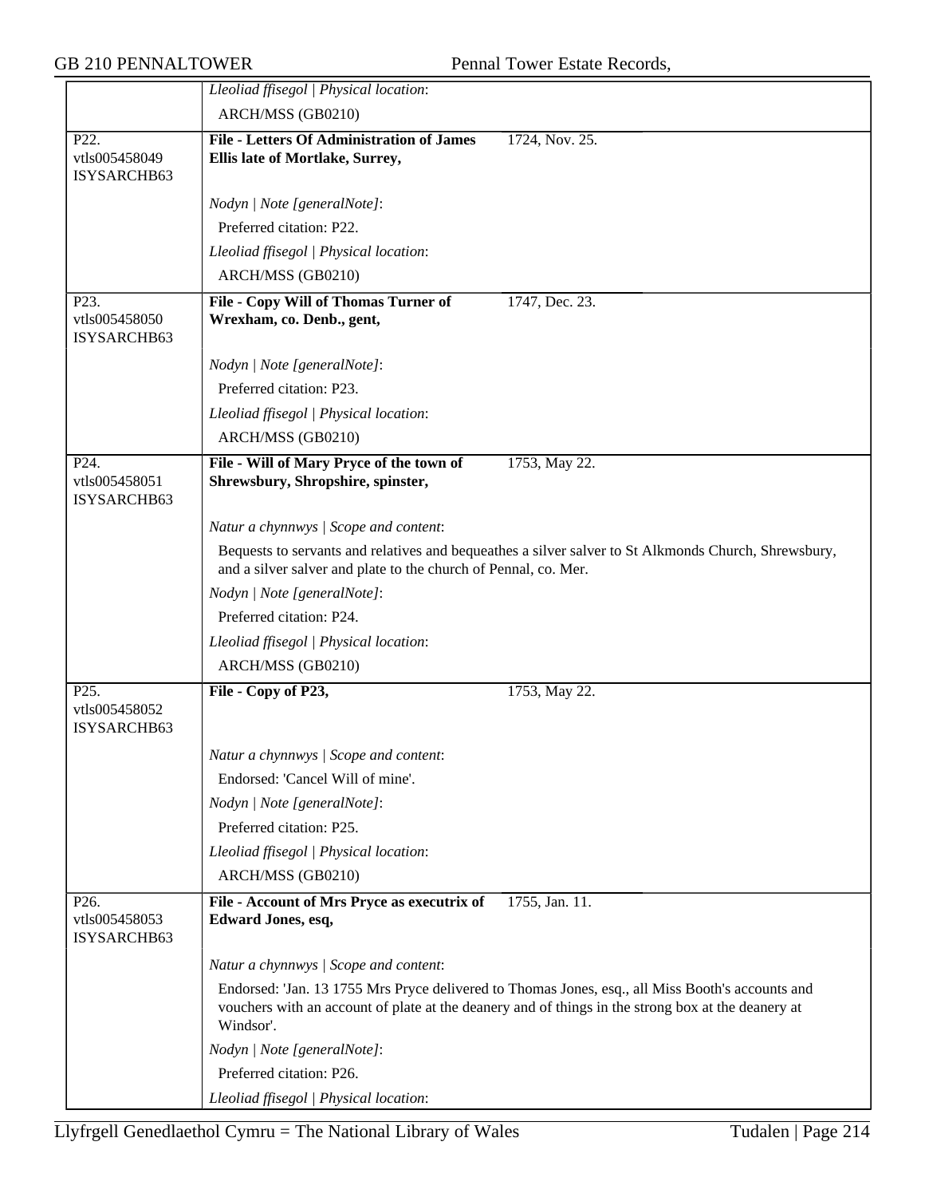| | |
|---|---|
| | *Lleoliad ffisegol \| Physical location*: |
| | ARCH/MSS (GB0210) |
| P22. vtls005458049 ISYSARCHB63 | **File - Letters Of Administration of James Ellis late of Mortlake, Surrey,** 1724, Nov. 25. |
| | *Nodyn \| Note [generalNote]*: |
| | Preferred citation: P22. |
| | *Lleoliad ffisegol \| Physical location*: |
| | ARCH/MSS (GB0210) |
| P23. vtls005458050 ISYSARCHB63 | **File - Copy Will of Thomas Turner of Wrexham, co. Denb., gent,** 1747, Dec. 23. |
| | *Nodyn \| Note [generalNote]*: |
| | Preferred citation: P23. |
| | *Lleoliad ffisegol \| Physical location*: |
| | ARCH/MSS (GB0210) |
| P24. vtls005458051 ISYSARCHB63 | **File - Will of Mary Pryce of the town of Shrewsbury, Shropshire, spinster,** 1753, May 22. |
| | *Natur a chynnwys \| Scope and content*: |
| | Bequests to servants and relatives and bequeathes a silver salver to St Alkmonds Church, Shrewsbury, and a silver salver and plate to the church of Pennal, co. Mer. |
| | *Nodyn \| Note [generalNote]*: |
| | Preferred citation: P24. |
| | *Lleoliad ffisegol \| Physical location*: |
| | ARCH/MSS (GB0210) |
| P25. vtls005458052 ISYSARCHB63 | **File - Copy of P23,** 1753, May 22. |
| | *Natur a chynnwys \| Scope and content*: |
| | Endorsed: 'Cancel Will of mine'. |
| | *Nodyn \| Note [generalNote]*: |
| | Preferred citation: P25. |
| | *Lleoliad ffisegol \| Physical location*: |
| | ARCH/MSS (GB0210) |
| P26. vtls005458053 ISYSARCHB63 | **File - Account of Mrs Pryce as executrix of Edward Jones, esq,** 1755, Jan. 11. |
| | *Natur a chynnwys \| Scope and content*: |
| | Endorsed: 'Jan. 13 1755 Mrs Pryce delivered to Thomas Jones, esq., all Miss Booth's accounts and vouchers with an account of plate at the deanery and of things in the strong box at the deanery at Windsor'. |
| | *Nodyn \| Note [generalNote]*: |
| | Preferred citation: P26. |
| | *Lleoliad ffisegol \| Physical location*: |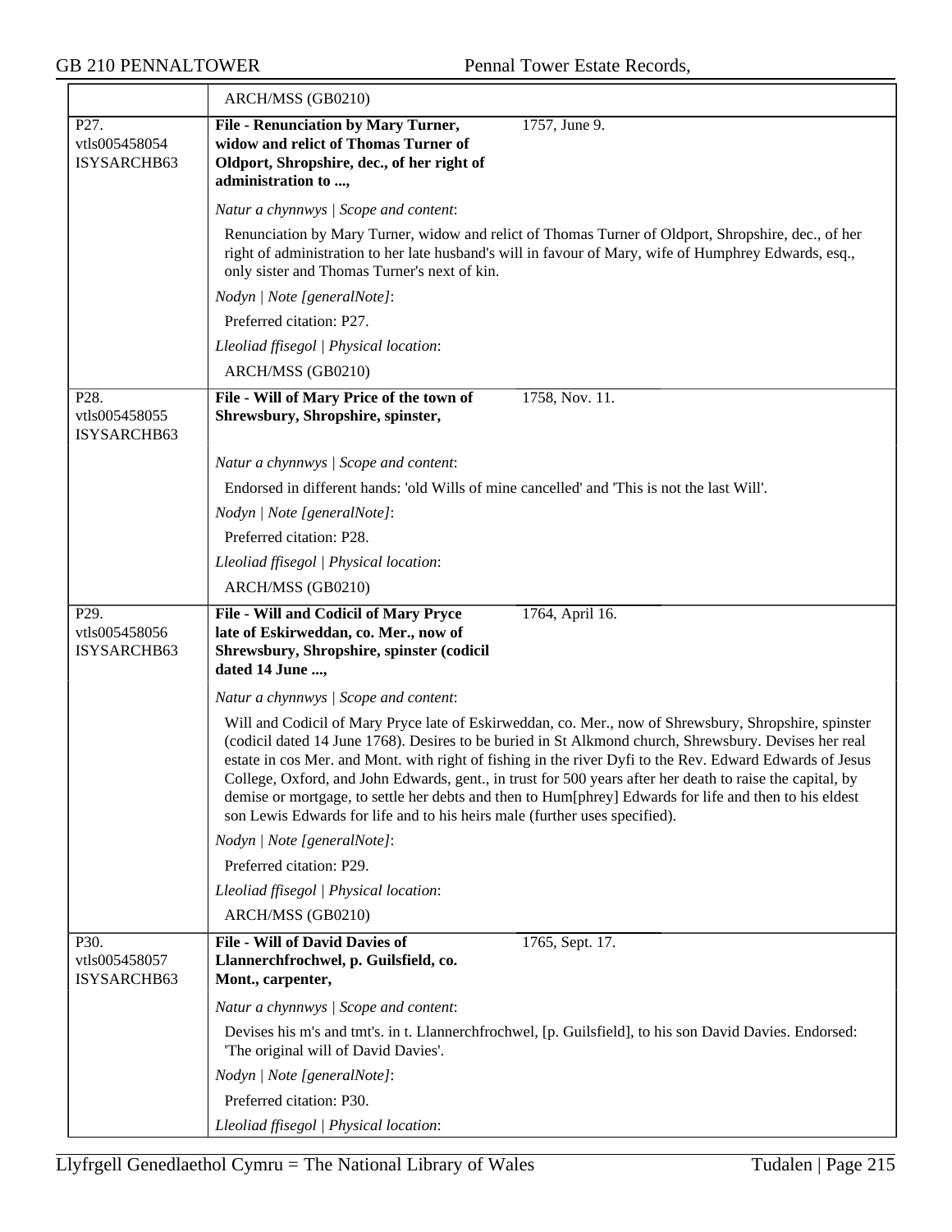ARCH/MSS (GB0210)

| | |
|---|---|
| P27. vtls005458054 ISYSARCHB63 | **File - Renunciation by Mary Turner, widow and relict of Thomas Turner of Oldport, Shropshire, dec., of her right of administration to ...,** 1757, June 9. |
| | *Natur a chynnwys \| Scope and content*: |
| | Renunciation by Mary Turner, widow and relict of Thomas Turner of Oldport, Shropshire, dec., of her right of administration to her late husband's will in favour of Mary, wife of Humphrey Edwards, esq., only sister and Thomas Turner's next of kin. |
| | *Nodyn \| Note [generalNote]*: |
| | Preferred citation: P27. |
| | *Lleoliad ffisegol \| Physical location*: |
| | ARCH/MSS (GB0210) |
| P28. vtls005458055 ISYSARCHB63 | **File - Will of Mary Price of the town of Shrewsbury, Shropshire, spinster,** 1758, Nov. 11. |
| | *Natur a chynnwys \| Scope and content*: |
| | Endorsed in different hands: 'old Wills of mine cancelled' and 'This is not the last Will'. |
| | *Nodyn \| Note [generalNote]*: |
| | Preferred citation: P28. |
| | *Lleoliad ffisegol \| Physical location*: |
| | ARCH/MSS (GB0210) |
| P29. vtls005458056 ISYSARCHB63 | **File - Will and Codicil of Mary Pryce late of Eskirweddan, co. Mer., now of Shrewsbury, Shropshire, spinster (codicil dated 14 June ...,** 1764, April 16. |
| | *Natur a chynnwys \| Scope and content*: |
| | Will and Codicil of Mary Pryce late of Eskirweddan, co. Mer., now of Shrewsbury, Shropshire, spinster (codicil dated 14 June 1768). Desires to be buried in St Alkmond church, Shrewsbury. Devises her real estate in cos Mer. and Mont. with right of fishing in the river Dyfi to the Rev. Edward Edwards of Jesus College, Oxford, and John Edwards, gent., in trust for 500 years after her death to raise the capital, by demise or mortgage, to settle her debts and then to Hum[phrey] Edwards for life and then to his eldest son Lewis Edwards for life and to his heirs male (further uses specified). |
| | *Nodyn \| Note [generalNote]*: |
| | Preferred citation: P29. |
| | *Lleoliad ffisegol \| Physical location*: |
| | ARCH/MSS (GB0210) |
| P30. vtls005458057 ISYSARCHB63 | **File - Will of David Davies of Llannerchfrochwel, p. Guilsfield, co. Mont., carpenter,** 1765, Sept. 17. |
| | *Natur a chynnwys \| Scope and content*: |
| | Devises his m's and tmt's. in t. Llannerchfrochwel, [p. Guilsfield], to his son David Davies. Endorsed: 'The original will of David Davies'. |
| | *Nodyn \| Note [generalNote]*: |
| | Preferred citation: P30. |
| | *Lleoliad ffisegol \| Physical location*: |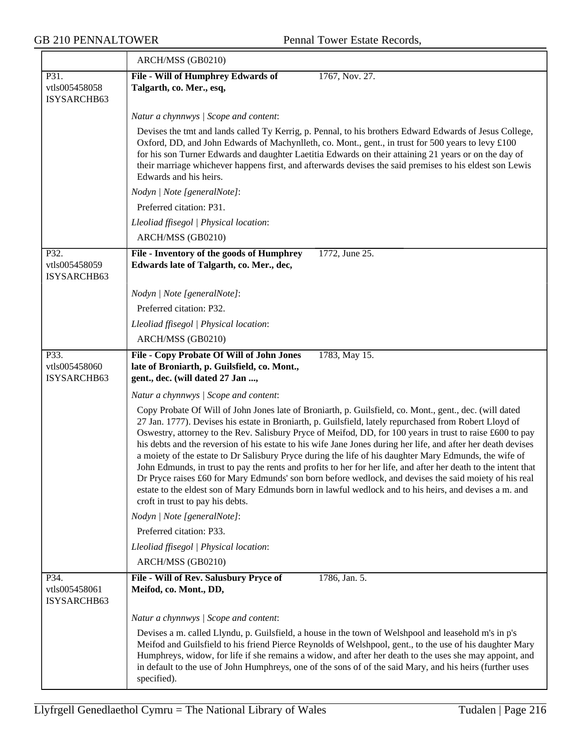| | ARCH/MSS (GB0210) |
|---|---|
| P31. vtls005458058 ISYSARCHB63 | **File - Will of Humphrey Edwards of Talgarth, co. Mer., esq,** 1767, Nov. 27.<br><br>*Natur a chynnwys \| Scope and content*:<br><br>Devises the tmt and lands called Ty Kerrig, p. Pennal, to his brothers Edward Edwards of Jesus College, Oxford, DD, and John Edwards of Machynlleth, co. Mont., gent., in trust for 500 years to levy £100 for his son Turner Edwards and daughter Laetitia Edwards on their attaining 21 years or on the day of their marriage whichever happens first, and afterwards devises the said premises to his eldest son Lewis Edwards and his heirs.<br><br>*Nodyn \| Note [generalNote]*:<br><br>Preferred citation: P31.<br><br>*Lleoliad ffisegol \| Physical location*:<br><br>ARCH/MSS (GB0210) |
| P32. vtls005458059 ISYSARCHB63 | **File - Inventory of the goods of Humphrey Edwards late of Talgarth, co. Mer., dec,** 1772, June 25.<br><br>*Nodyn \| Note [generalNote]*:<br><br>Preferred citation: P32.<br><br>*Lleoliad ffisegol \| Physical location*:<br><br>ARCH/MSS (GB0210) |
| P33. vtls005458060 ISYSARCHB63 | **File - Copy Probate Of Will of John Jones late of Broniarth, p. Guilsfield, co. Mont., gent., dec. (will dated 27 Jan ...,** 1783, May 15.<br><br>*Natur a chynnwys \| Scope and content*:<br><br>Copy Probate Of Will of John Jones late of Broniarth, p. Guilsfield, co. Mont., gent., dec. (will dated 27 Jan. 1777). Devises his estate in Broniarth, p. Guilsfield, lately repurchased from Robert Lloyd of Oswestry, attorney to the Rev. Salisbury Pryce of Meifod, DD, for 100 years in trust to raise £600 to pay his debts and the reversion of his estate to his wife Jane Jones during her life, and after her death devises a moiety of the estate to Dr Salisbury Pryce during the life of his daughter Mary Edmunds, the wife of John Edmunds, in trust to pay the rents and profits to her for her life, and after her death to the intent that Dr Pryce raises £60 for Mary Edmunds' son born before wedlock, and devises the said moiety of his real estate to the eldest son of Mary Edmunds born in lawful wedlock and to his heirs, and devises a m. and croft in trust to pay his debts.<br><br>*Nodyn \| Note [generalNote]*:<br><br>Preferred citation: P33.<br><br>*Lleoliad ffisegol \| Physical location*:<br><br>ARCH/MSS (GB0210) |
| P34. vtls005458061 ISYSARCHB63 | **File - Will of Rev. Salusbury Pryce of Meifod, co. Mont., DD,** 1786, Jan. 5.<br><br>*Natur a chynnwys \| Scope and content*:<br><br>Devises a m. called Llyndu, p. Guilsfield, a house in the town of Welshpool and leasehold m's in p's Meifod and Guilsfield to his friend Pierce Reynolds of Welshpool, gent., to the use of his daughter Mary Humphreys, widow, for life if she remains a widow, and after her death to the uses she may appoint, and in default to the use of John Humphreys, one of the sons of of the said Mary, and his heirs (further uses specified). |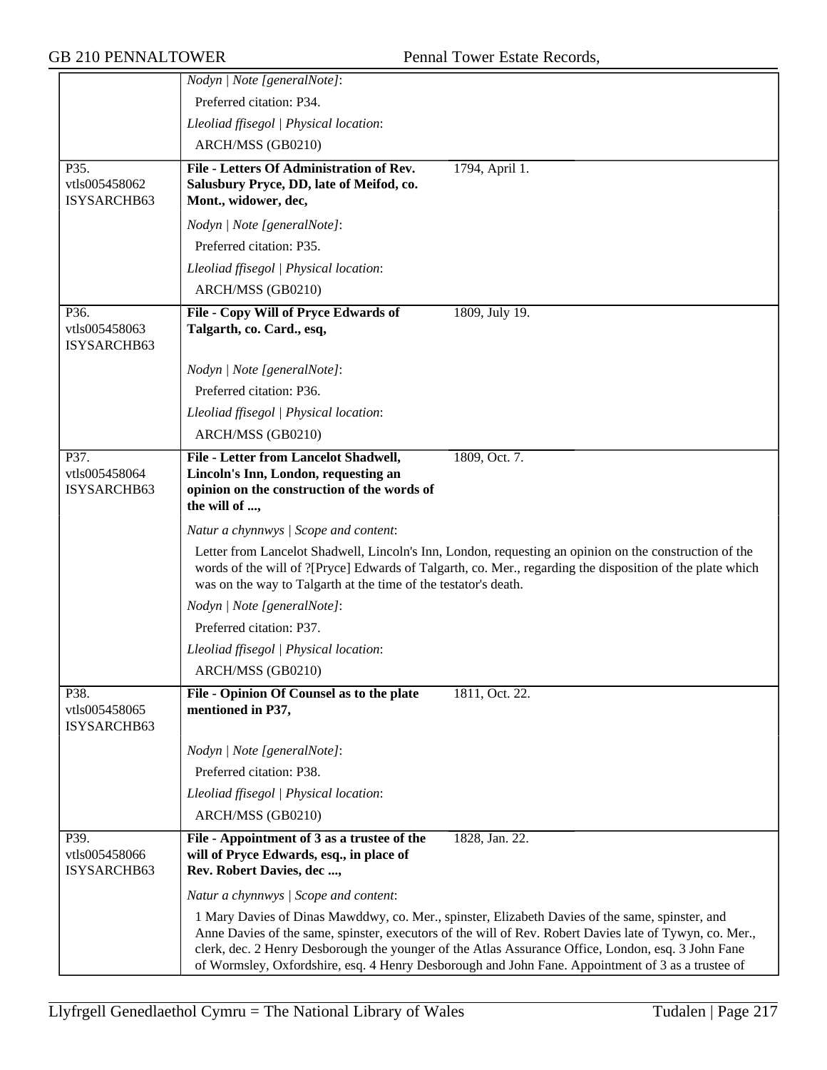| | |
|---|---|
| | *Nodyn \| Note [generalNote]*: |
| | Preferred citation: P34. |
| | *Lleoliad ffisegol \| Physical location*: |
| | ARCH/MSS (GB0210) |
| P35. vtls005458062 ISYSARCHB63 | **File - Letters Of Administration of Rev. Salusbury Pryce, DD, late of Meifod, co. Mont., widower, dec,** 1794, April 1. |
| | *Nodyn \| Note [generalNote]*: |
| | Preferred citation: P35. |
| | *Lleoliad ffisegol \| Physical location*: |
| | ARCH/MSS (GB0210) |
| P36. vtls005458063 ISYSARCHB63 | **File - Copy Will of Pryce Edwards of Talgarth, co. Card., esq,** 1809, July 19. |
| | *Nodyn \| Note [generalNote]*: |
| | Preferred citation: P36. |
| | *Lleoliad ffisegol \| Physical location*: |
| | ARCH/MSS (GB0210) |
| P37. vtls005458064 ISYSARCHB63 | **File - Letter from Lancelot Shadwell, Lincoln's Inn, London, requesting an opinion on the construction of the words of the will of ...,** 1809, Oct. 7. |
| | *Natur a chynnwys \| Scope and content*: |
| | Letter from Lancelot Shadwell, Lincoln's Inn, London, requesting an opinion on the construction of the words of the will of ?[Pryce] Edwards of Talgarth, co. Mer., regarding the disposition of the plate which was on the way to Talgarth at the time of the testator's death. |
| | *Nodyn \| Note [generalNote]*: |
| | Preferred citation: P37. |
| | *Lleoliad ffisegol \| Physical location*: |
| | ARCH/MSS (GB0210) |
| P38. vtls005458065 ISYSARCHB63 | **File - Opinion Of Counsel as to the plate mentioned in P37,** 1811, Oct. 22. |
| | *Nodyn \| Note [generalNote]*: |
| | Preferred citation: P38. |
| | *Lleoliad ffisegol \| Physical location*: |
| | ARCH/MSS (GB0210) |
| P39. vtls005458066 ISYSARCHB63 | **File - Appointment of 3 as a trustee of the will of Pryce Edwards, esq., in place of Rev. Robert Davies, dec ...,** 1828, Jan. 22. |
| | *Natur a chynnwys \| Scope and content*: |
| | 1 Mary Davies of Dinas Mawddwy, co. Mer., spinster, Elizabeth Davies of the same, spinster, and Anne Davies of the same, spinster, executors of the will of Rev. Robert Davies late of Tywyn, co. Mer., clerk, dec. 2 Henry Desborough the younger of the Atlas Assurance Office, London, esq. 3 John Fane of Wormsley, Oxfordshire, esq. 4 Henry Desborough and John Fane. Appointment of 3 as a trustee of |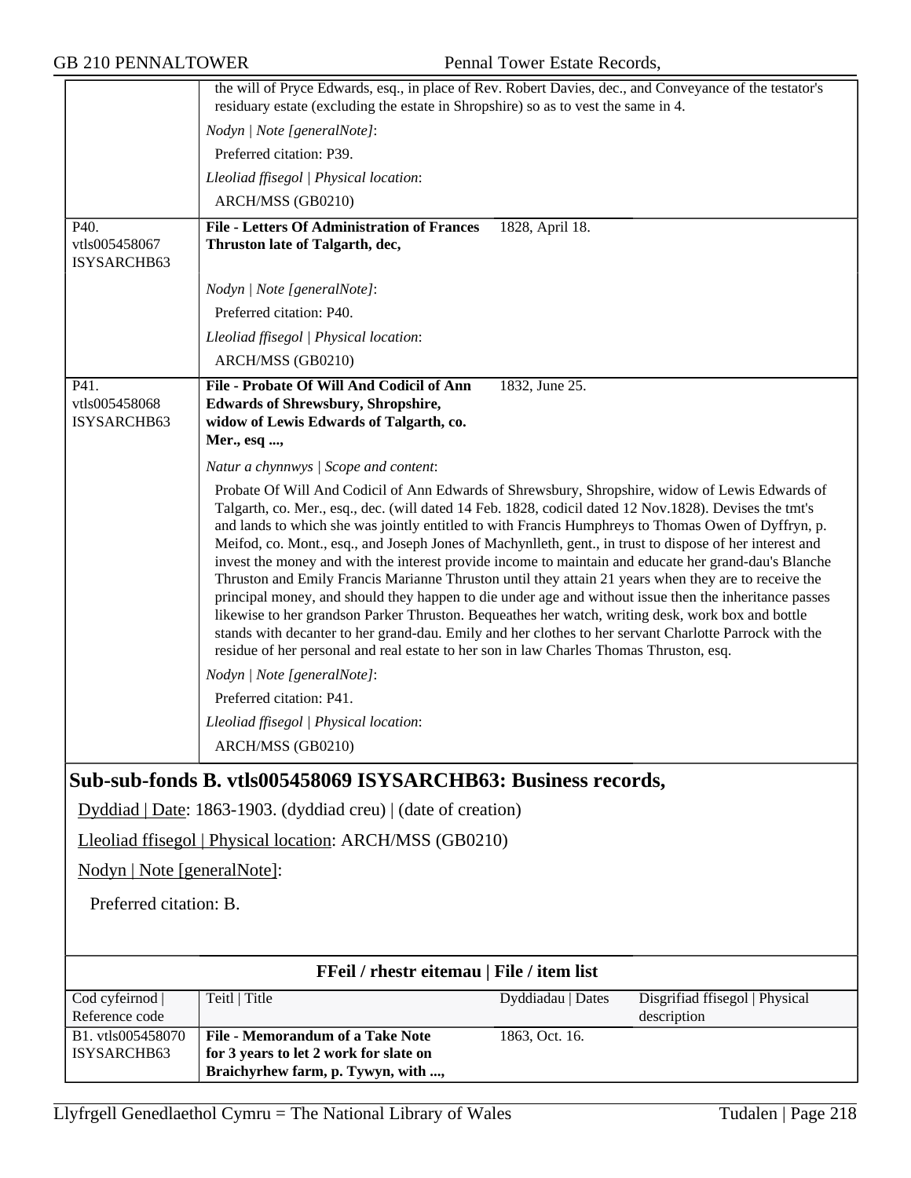the will of Pryce Edwards, esq., in place of Rev. Robert Davies, dec., and Conveyance of the testator's residuary estate (excluding the estate in Shropshire) so as to vest the same in 4.

*Nodyn | Note [generalNote]*:

Preferred citation: P39.

*Lleoliad ffisegol | Physical location*:

ARCH/MSS (GB0210)

| | | |
|---|---|---|
| P40. vtls005458067 ISYSARCHB63 | **File - Letters Of Administration of Frances Thruston late of Talgarth, dec,** | 1828, April 18. |

*Nodyn | Note [generalNote]*:

Preferred citation: P40.

*Lleoliad ffisegol | Physical location*:

ARCH/MSS (GB0210)

| | | |
|---|---|---|
| P41. vtls005458068 ISYSARCHB63 | **File - Probate Of Will And Codicil of Ann Edwards of Shrewsbury, Shropshire, widow of Lewis Edwards of Talgarth, co. Mer., esq ...,** | 1832, June 25. |

*Natur a chynnwys | Scope and content*:

Probate Of Will And Codicil of Ann Edwards of Shrewsbury, Shropshire, widow of Lewis Edwards of Talgarth, co. Mer., esq., dec. (will dated 14 Feb. 1828, codicil dated 12 Nov.1828). Devises the tmt's and lands to which she was jointly entitled to with Francis Humphreys to Thomas Owen of Dyffryn, p. Meifod, co. Mont., esq., and Joseph Jones of Machynlleth, gent., in trust to dispose of her interest and invest the money and with the interest provide income to maintain and educate her grand-dau's Blanche Thruston and Emily Francis Marianne Thruston until they attain 21 years when they are to receive the principal money, and should they happen to die under age and without issue then the inheritance passes likewise to her grandson Parker Thruston. Bequeathes her watch, writing desk, work box and bottle stands with decanter to her grand-dau. Emily and her clothes to her servant Charlotte Parrock with the residue of her personal and real estate to her son in law Charles Thomas Thruston, esq.

*Nodyn | Note [generalNote]*:

Preferred citation: P41.

*Lleoliad ffisegol | Physical location*:

ARCH/MSS (GB0210)

## Sub-sub-fonds B. vtls005458069 ISYSARCHB63: Business records,

Dyddiad | Date: 1863-1903. (dyddiad creu) | (date of creation)

Lleoliad ffisegol | Physical location: ARCH/MSS (GB0210)

Nodyn | Note [generalNote]:

Preferred citation: B.

**FFeil / rhestr eitemau | File / item list**

| Cod cyfeirnod \| Reference code | Teitl \| Title | Dyddiadau \| Dates | Disgrifiad ffisegol \| Physical description |
|---|---|---|---|
| B1. vtls005458070 ISYSARCHB63 | **File - Memorandum of a Take Note for 3 years to let 2 work for slate on Braichyrhew farm, p. Tywyn, with ...,** | 1863, Oct. 16. | |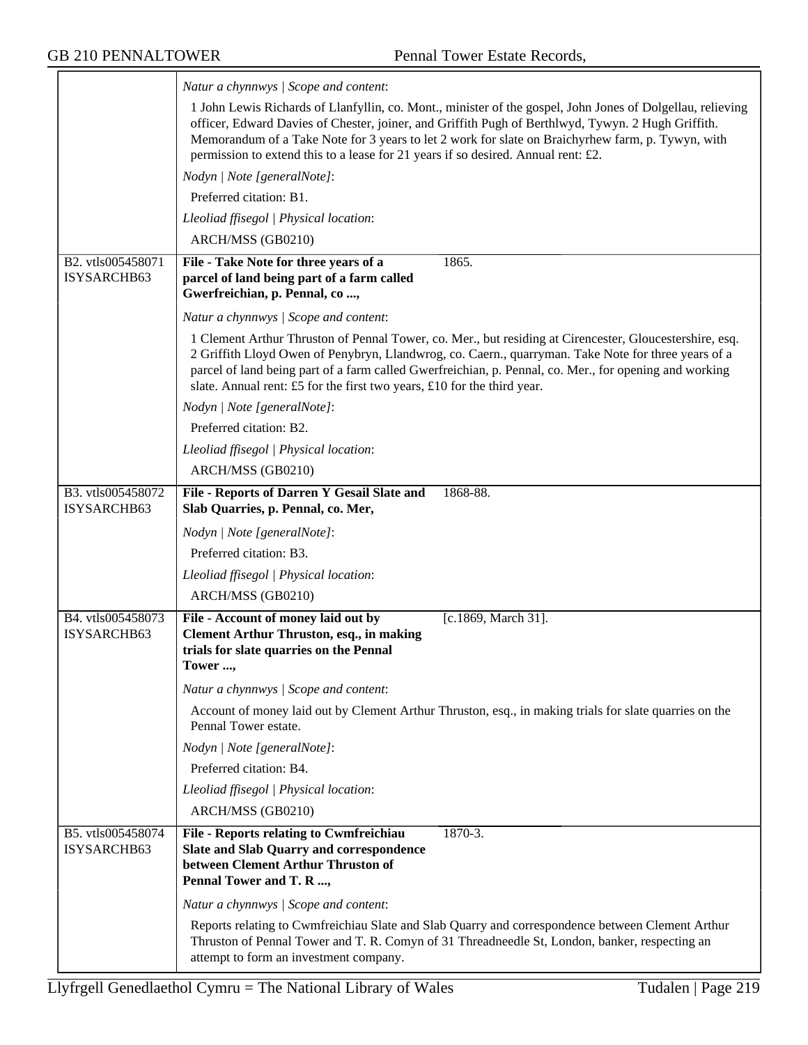*Natur a chynnwys | Scope and content*:

1 John Lewis Richards of Llanfyllin, co. Mont., minister of the gospel, John Jones of Dolgellau, relieving officer, Edward Davies of Chester, joiner, and Griffith Pugh of Berthlwyd, Tywyn. 2 Hugh Griffith. Memorandum of a Take Note for 3 years to let 2 work for slate on Braichyrhew farm, p. Tywyn, with permission to extend this to a lease for 21 years if so desired. Annual rent: £2.

*Nodyn | Note [generalNote]*:

Preferred citation: B1.

*Lleoliad ffisegol | Physical location*:

ARCH/MSS (GB0210)

---

B2. vtls005458071 ISYSARCHB63

**File - Take Note for three years of a parcel of land being part of a farm called Gwerfreichian, p. Pennal, co ...,** 1865.

*Natur a chynnwys | Scope and content*:

1 Clement Arthur Thruston of Pennal Tower, co. Mer., but residing at Cirencester, Gloucestershire, esq. 2 Griffith Lloyd Owen of Penybryn, Llandwrog, co. Caern., quarryman. Take Note for three years of a parcel of land being part of a farm called Gwerfreichian, p. Pennal, co. Mer., for opening and working slate. Annual rent: £5 for the first two years, £10 for the third year.

*Nodyn | Note [generalNote]*:

Preferred citation: B2.

*Lleoliad ffisegol | Physical location*:

ARCH/MSS (GB0210)

---

B3. vtls005458072 ISYSARCHB63

**File - Reports of Darren Y Gesail Slate and Slab Quarries, p. Pennal, co. Mer,** 1868-88.

*Nodyn | Note [generalNote]*:

Preferred citation: B3.

*Lleoliad ffisegol | Physical location*:

ARCH/MSS (GB0210)

---

B4. vtls005458073 ISYSARCHB63

**File - Account of money laid out by Clement Arthur Thruston, esq., in making trials for slate quarries on the Pennal Tower ...,** [c.1869, March 31].

*Natur a chynnwys | Scope and content*:

Account of money laid out by Clement Arthur Thruston, esq., in making trials for slate quarries on the Pennal Tower estate.

*Nodyn | Note [generalNote]*:

Preferred citation: B4.

*Lleoliad ffisegol | Physical location*:

ARCH/MSS (GB0210)

---

B5. vtls005458074 ISYSARCHB63

**File - Reports relating to Cwmfreichiau Slate and Slab Quarry and correspondence between Clement Arthur Thruston of Pennal Tower and T. R ...,** 1870-3.

*Natur a chynnwys | Scope and content*:

Reports relating to Cwmfreichiau Slate and Slab Quarry and correspondence between Clement Arthur Thruston of Pennal Tower and T. R. Comyn of 31 Threadneedle St, London, banker, respecting an attempt to form an investment company.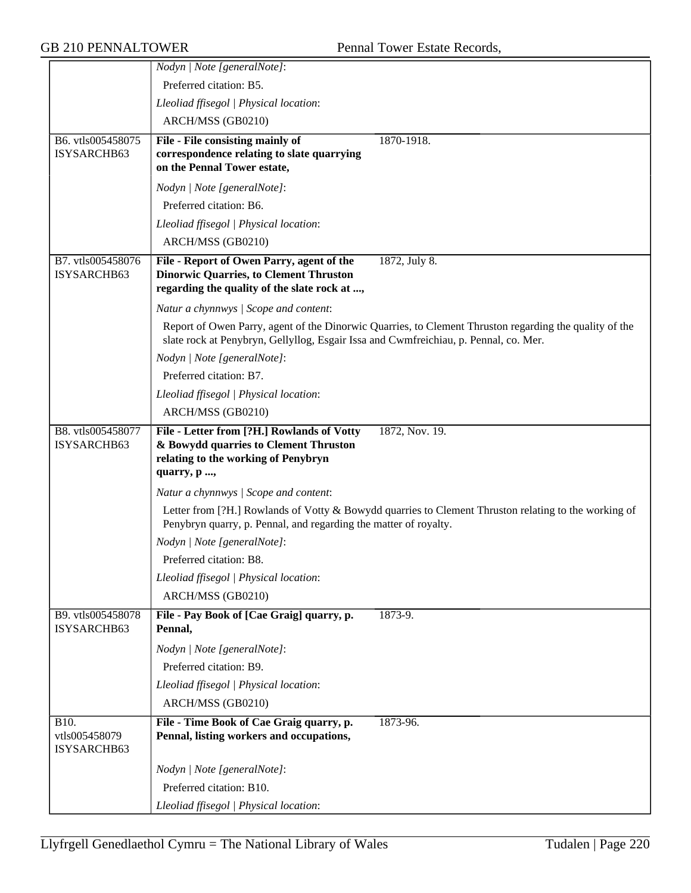| | |
|---|---|
| | *Nodyn \| Note [generalNote]*:<br>Preferred citation: B5.<br>*Lleoliad ffisegol \| Physical location*:<br>ARCH/MSS (GB0210) |
| B6. vtls005458075 ISYSARCHB63 | **File - File consisting mainly of correspondence relating to slate quarrying on the Pennal Tower estate,** 1870-1918.<br>*Nodyn \| Note [generalNote]*:<br>Preferred citation: B6.<br>*Lleoliad ffisegol \| Physical location*:<br>ARCH/MSS (GB0210) |
| B7. vtls005458076 ISYSARCHB63 | **File - Report of Owen Parry, agent of the Dinorwic Quarries, to Clement Thruston regarding the quality of the slate rock at ...,** 1872, July 8.<br>*Natur a chynnwys \| Scope and content*:<br>Report of Owen Parry, agent of the Dinorwic Quarries, to Clement Thruston regarding the quality of the slate rock at Penybryn, Gellyllog, Esgair Issa and Cwmfreichiau, p. Pennal, co. Mer.<br>*Nodyn \| Note [generalNote]*:<br>Preferred citation: B7.<br>*Lleoliad ffisegol \| Physical location*:<br>ARCH/MSS (GB0210) |
| B8. vtls005458077 ISYSARCHB63 | **File - Letter from [?H.] Rowlands of Votty & Bowydd quarries to Clement Thruston relating to the working of Penybryn quarry, p ...,** 1872, Nov. 19.<br>*Natur a chynnwys \| Scope and content*:<br>Letter from [?H.] Rowlands of Votty & Bowydd quarries to Clement Thruston relating to the working of Penybryn quarry, p. Pennal, and regarding the matter of royalty.<br>*Nodyn \| Note [generalNote]*:<br>Preferred citation: B8.<br>*Lleoliad ffisegol \| Physical location*:<br>ARCH/MSS (GB0210) |
| B9. vtls005458078 ISYSARCHB63 | **File - Pay Book of [Cae Graig] quarry, p. Pennal,** 1873-9.<br>*Nodyn \| Note [generalNote]*:<br>Preferred citation: B9.<br>*Lleoliad ffisegol \| Physical location*:<br>ARCH/MSS (GB0210) |
| B10. vtls005458079 ISYSARCHB63 | **File - Time Book of Cae Graig quarry, p. Pennal, listing workers and occupations,** 1873-96.<br>*Nodyn \| Note [generalNote]*:<br>Preferred citation: B10.<br>*Lleoliad ffisegol \| Physical location*: |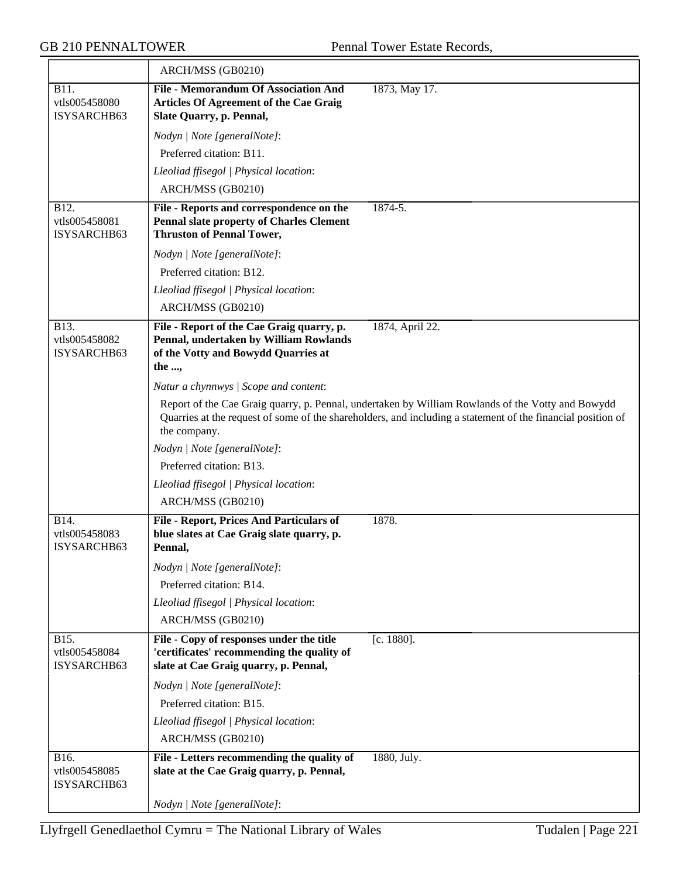| | ARCH/MSS (GB0210) | |
|---|---|---|
| B11.<br>vtls005458080<br>ISYSARCHB63 | **File - Memorandum Of Association And Articles Of Agreement of the Cae Graig Slate Quarry, p. Pennal,**<br><br>*Nodyn \| Note [generalNote]*:<br>Preferred citation: B11.<br>*Lleoliad ffisegol \| Physical location*:<br>ARCH/MSS (GB0210) | 1873, May 17. |
| B12.<br>vtls005458081<br>ISYSARCHB63 | **File - Reports and correspondence on the Pennal slate property of Charles Clement Thruston of Pennal Tower,**<br><br>*Nodyn \| Note [generalNote]*:<br>Preferred citation: B12.<br>*Lleoliad ffisegol \| Physical location*:<br>ARCH/MSS (GB0210) | 1874-5. |
| B13.<br>vtls005458082<br>ISYSARCHB63 | **File - Report of the Cae Graig quarry, p. Pennal, undertaken by William Rowlands of the Votty and Bowydd Quarries at the ...,**<br><br>*Natur a chynnwys \| Scope and content*:<br>Report of the Cae Graig quarry, p. Pennal, undertaken by William Rowlands of the Votty and Bowydd Quarries at the request of some of the shareholders, and including a statement of the financial position of the company.<br>*Nodyn \| Note [generalNote]*:<br>Preferred citation: B13.<br>*Lleoliad ffisegol \| Physical location*:<br>ARCH/MSS (GB0210) | 1874, April 22. |
| B14.<br>vtls005458083<br>ISYSARCHB63 | **File - Report, Prices And Particulars of blue slates at Cae Graig slate quarry, p. Pennal,**<br><br>*Nodyn \| Note [generalNote]*:<br>Preferred citation: B14.<br>*Lleoliad ffisegol \| Physical location*:<br>ARCH/MSS (GB0210) | 1878. |
| B15.<br>vtls005458084<br>ISYSARCHB63 | **File - Copy of responses under the title 'certificates' recommending the quality of slate at Cae Graig quarry, p. Pennal,**<br><br>*Nodyn \| Note [generalNote]*:<br>Preferred citation: B15.<br>*Lleoliad ffisegol \| Physical location*:<br>ARCH/MSS (GB0210) | [c. 1880]. |
| B16.<br>vtls005458085<br>ISYSARCHB63 | **File - Letters recommending the quality of slate at the Cae Graig quarry, p. Pennal,**<br><br>*Nodyn \| Note [generalNote]*: | 1880, July. |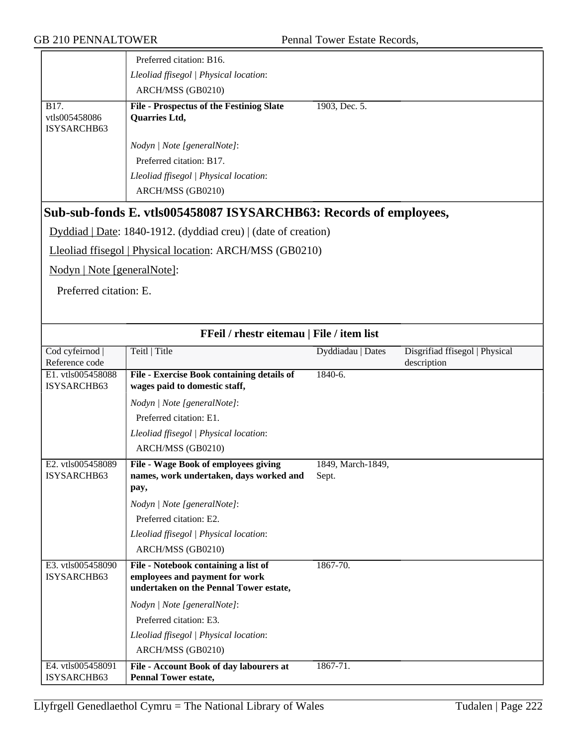| | | | |
|---|---|---|---|
| | Preferred citation: B16. | | |
| | *Lleoliad ffisegol \| Physical location*: | | |
| | ARCH/MSS (GB0210) | | |
| B17. vtls005458086 ISYSARCHB63 | **File - Prospectus of the Festiniog Slate Quarries Ltd,** | 1903, Dec. 5. | |
| | *Nodyn \| Note [generalNote]*: | | |
| | Preferred citation: B17. | | |
| | *Lleoliad ffisegol \| Physical location*: | | |
| | ARCH/MSS (GB0210) | | |

## Sub-sub-fonds E. vtls005458087 ISYSARCHB63: Records of employees,

Dyddiad | Date: 1840-1912. (dyddiad creu) | (date of creation)

Lleoliad ffisegol | Physical location: ARCH/MSS (GB0210)

Nodyn | Note [generalNote]:

Preferred citation: E.

### FFeil / rhestr eitemau | File / item list

| Cod cyfeirnod \| Reference code | Teitl \| Title | Dyddiadau \| Dates | Disgrifiad ffisegol \| Physical description |
|---|---|---|---|
| E1. vtls005458088 ISYSARCHB63 | **File - Exercise Book containing details of wages paid to domestic staff,** | 1840-6. | |
| | *Nodyn \| Note [generalNote]*: | | |
| | Preferred citation: E1. | | |
| | *Lleoliad ffisegol \| Physical location*: | | |
| | ARCH/MSS (GB0210) | | |
| E2. vtls005458089 ISYSARCHB63 | **File - Wage Book of employees giving names, work undertaken, days worked and pay,** | 1849, March-1849, Sept. | |
| | *Nodyn \| Note [generalNote]*: | | |
| | Preferred citation: E2. | | |
| | *Lleoliad ffisegol \| Physical location*: | | |
| | ARCH/MSS (GB0210) | | |
| E3. vtls005458090 ISYSARCHB63 | **File - Notebook containing a list of employees and payment for work undertaken on the Pennal Tower estate,** | 1867-70. | |
| | *Nodyn \| Note [generalNote]*: | | |
| | Preferred citation: E3. | | |
| | *Lleoliad ffisegol \| Physical location*: | | |
| | ARCH/MSS (GB0210) | | |
| E4. vtls005458091 ISYSARCHB63 | **File - Account Book of day labourers at Pennal Tower estate,** | 1867-71. | |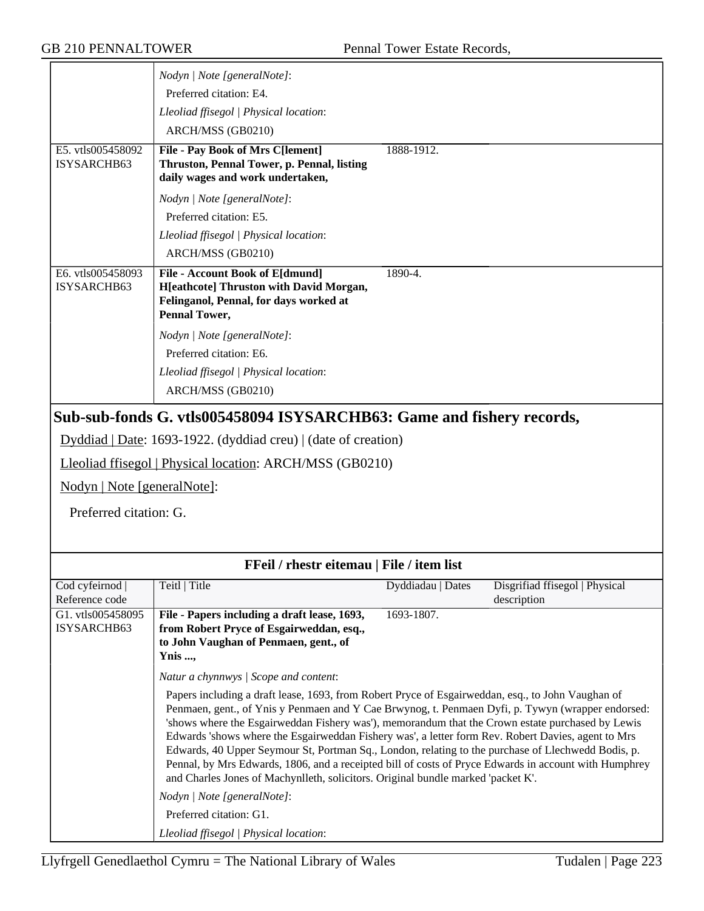| | | | |
|---|---|---|---|
| | *Nodyn \| Note [generalNote]*:<br>Preferred citation: E4.<br>*Lleoliad ffisegol \| Physical location*:<br>ARCH/MSS (GB0210) | | |
| E5. vtls005458092 ISYSARCHB63 | **File - Pay Book of Mrs C[lement] Thruston, Pennal Tower, p. Pennal, listing daily wages and work undertaken,**<br>*Nodyn \| Note [generalNote]*:<br>Preferred citation: E5.<br>*Lleoliad ffisegol \| Physical location*:<br>ARCH/MSS (GB0210) | 1888-1912. | |
| E6. vtls005458093 ISYSARCHB63 | **File - Account Book of E[dmund] H[eathcote] Thruston with David Morgan, Felinganol, Pennal, for days worked at Pennal Tower,**<br>*Nodyn \| Note [generalNote]*:<br>Preferred citation: E6.<br>*Lleoliad ffisegol \| Physical location*:<br>ARCH/MSS (GB0210) | 1890-4. | |

## Sub-sub-fonds G. vtls005458094 ISYSARCHB63: Game and fishery records,

Dyddiad | Date: 1693-1922. (dyddiad creu) | (date of creation)

Lleoliad ffisegol | Physical location: ARCH/MSS (GB0210)

Nodyn | Note [generalNote]:

Preferred citation: G.

**FFeil / rhestr eitemau | File / item list**

| Cod cyfeirnod \| Reference code | Teitl \| Title | Dyddiadau \| Dates | Disgrifiad ffisegol \| Physical description |
|---|---|---|---|
| G1. vtls005458095 ISYSARCHB63 | **File - Papers including a draft lease, 1693, from Robert Pryce of Esgairweddan, esq., to John Vaughan of Penmaen, gent., of Ynis ...,**<br>*Natur a chynnwys \| Scope and content*:<br>Papers including a draft lease, 1693, from Robert Pryce of Esgairweddan, esq., to John Vaughan of Penmaen, gent., of Ynis y Penmaen and Y Cae Brwynog, t. Penmaen Dyfi, p. Tywyn (wrapper endorsed: 'shows where the Esgairweddan Fishery was'), memorandum that the Crown estate purchased by Lewis Edwards 'shows where the Esgairweddan Fishery was', a letter form Rev. Robert Davies, agent to Mrs Edwards, 40 Upper Seymour St, Portman Sq., London, relating to the purchase of Llechwedd Bodis, p. Pennal, by Mrs Edwards, 1806, and a receipted bill of costs of Pryce Edwards in account with Humphrey and Charles Jones of Machynlleth, solicitors. Original bundle marked 'packet K'.<br>*Nodyn \| Note [generalNote]*:<br>Preferred citation: G1.<br>*Lleoliad ffisegol \| Physical location*: | 1693-1807. | |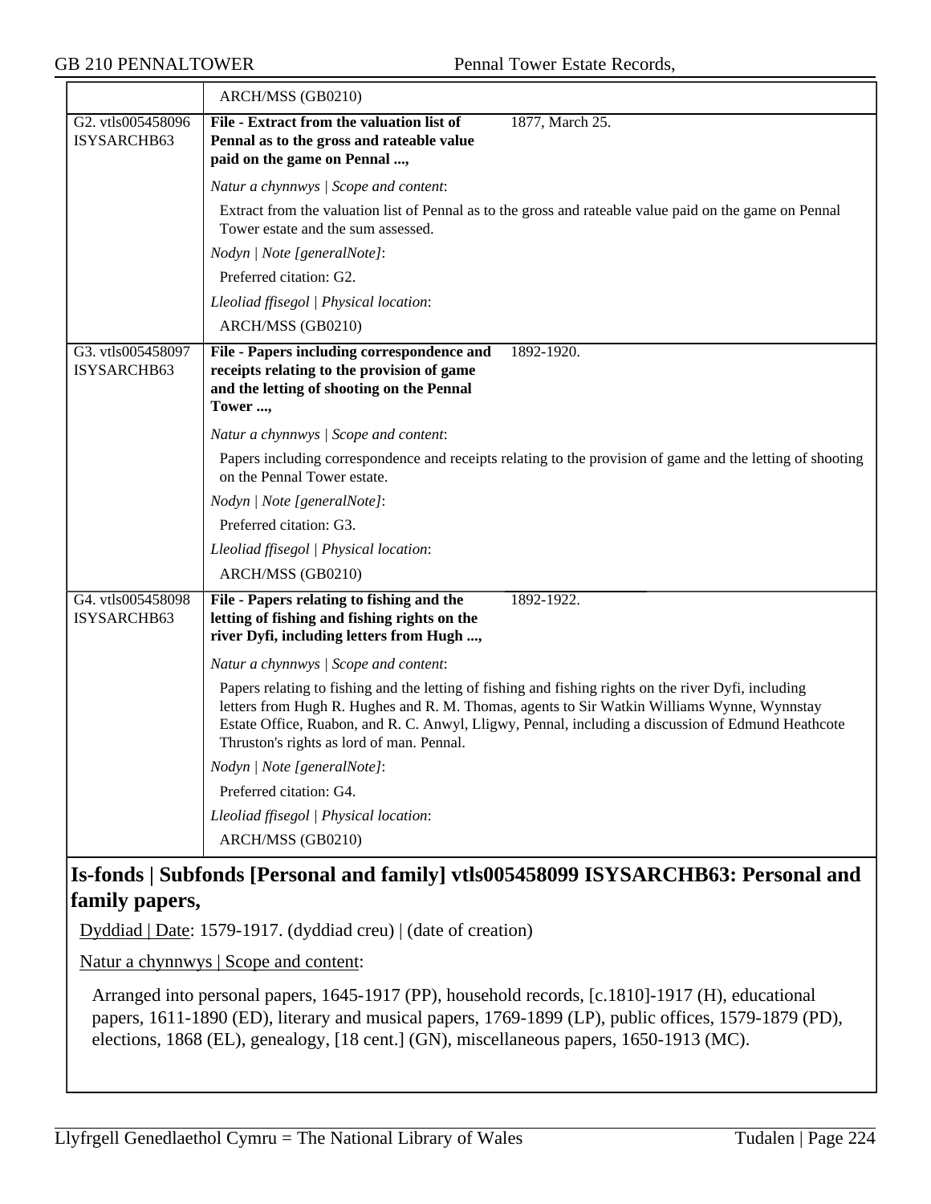| | ARCH/MSS (GB0210) | |
|---|---|---|
| G2. vtls005458096 ISYSARCHB63 | **File - Extract from the valuation list of Pennal as to the gross and rateable value paid on the game on Pennal ...,** | 1877, March 25. |
| | *Natur a chynnwys \| Scope and content*: | |
| | Extract from the valuation list of Pennal as to the gross and rateable value paid on the game on Pennal Tower estate and the sum assessed. | |
| | *Nodyn \| Note [generalNote]*: | |
| | Preferred citation: G2. | |
| | *Lleoliad ffisegol \| Physical location*: | |
| | ARCH/MSS (GB0210) | |
| G3. vtls005458097 ISYSARCHB63 | **File - Papers including correspondence and receipts relating to the provision of game and the letting of shooting on the Pennal Tower ...,** | 1892-1920. |
| | *Natur a chynnwys \| Scope and content*: | |
| | Papers including correspondence and receipts relating to the provision of game and the letting of shooting on the Pennal Tower estate. | |
| | *Nodyn \| Note [generalNote]*: | |
| | Preferred citation: G3. | |
| | *Lleoliad ffisegol \| Physical location*: | |
| | ARCH/MSS (GB0210) | |
| G4. vtls005458098 ISYSARCHB63 | **File - Papers relating to fishing and the letting of fishing and fishing rights on the river Dyfi, including letters from Hugh ...,** | 1892-1922. |
| | *Natur a chynnwys \| Scope and content*: | |
| | Papers relating to fishing and the letting of fishing and fishing rights on the river Dyfi, including letters from Hugh R. Hughes and R. M. Thomas, agents to Sir Watkin Williams Wynne, Wynnstay Estate Office, Ruabon, and R. C. Anwyl, Lligwy, Pennal, including a discussion of Edmund Heathcote Thruston's rights as lord of man. Pennal. | |
| | *Nodyn \| Note [generalNote]*: | |
| | Preferred citation: G4. | |
| | *Lleoliad ffisegol \| Physical location*: | |
| | ARCH/MSS (GB0210) | |

## Is-fonds | Subfonds [Personal and family] vtls005458099 ISYSARCHB63: Personal and family papers,

Dyddiad | Date: 1579-1917. (dyddiad creu) | (date of creation)

Natur a chynnwys | Scope and content:

Arranged into personal papers, 1645-1917 (PP), household records, [c.1810]-1917 (H), educational papers, 1611-1890 (ED), literary and musical papers, 1769-1899 (LP), public offices, 1579-1879 (PD), elections, 1868 (EL), genealogy, [18 cent.] (GN), miscellaneous papers, 1650-1913 (MC).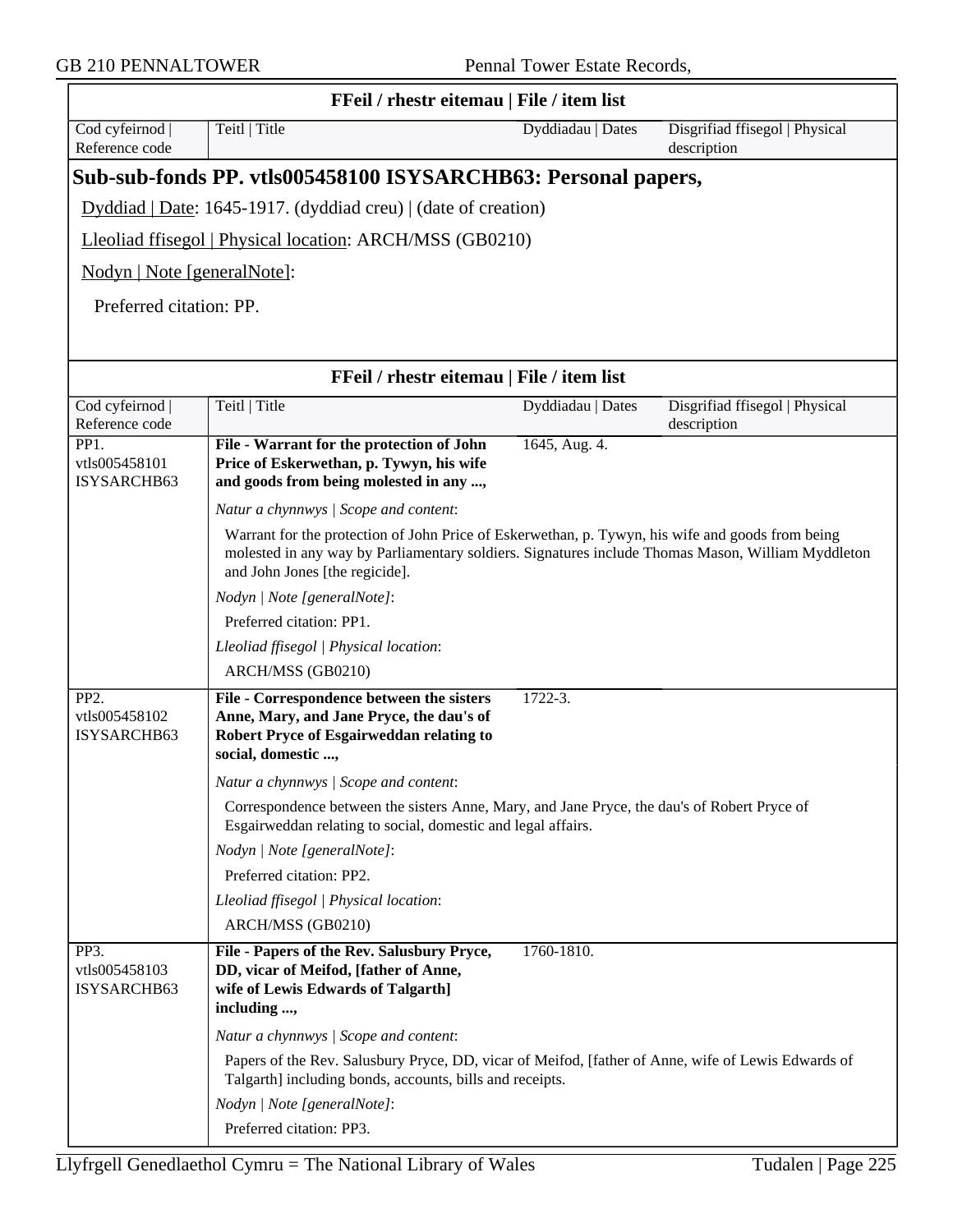| Cod cyfeirnod \| Reference code | Teitl \| Title | Dyddiadau \| Dates | Disgrifiad ffisegol \| Physical description |
|---|---|---|---|

## Sub-sub-fonds PP. vtls005458100 ISYSARCHB63: Personal papers,

Dyddiad | Date: 1645-1917. (dyddiad creu) | (date of creation)

Lleoliad ffisegol | Physical location: ARCH/MSS (GB0210)

Nodyn | Note [generalNote]:

Preferred citation: PP.

### FFeil / rhestr eitemau | File / item list

| Cod cyfeirnod \| Reference code | Teitl \| Title | Dyddiadau \| Dates | Disgrifiad ffisegol \| Physical description |
|---|---|---|---|
| PP1. vtls005458101 ISYSARCHB63 | **File - Warrant for the protection of John Price of Eskerwethan, p. Tywyn, his wife and goods from being molested in any ...,** | 1645, Aug. 4. | |

*Natur a chynnwys | Scope and content*:

Warrant for the protection of John Price of Eskerwethan, p. Tywyn, his wife and goods from being molested in any way by Parliamentary soldiers. Signatures include Thomas Mason, William Myddleton and John Jones [the regicide].

*Nodyn | Note [generalNote]*:

Preferred citation: PP1.

*Lleoliad ffisegol | Physical location*:

ARCH/MSS (GB0210)

| Cod cyfeirnod \| Reference code | Teitl \| Title | Dyddiadau \| Dates | Disgrifiad ffisegol \| Physical description |
|---|---|---|---|
| PP2. vtls005458102 ISYSARCHB63 | **File - Correspondence between the sisters Anne, Mary, and Jane Pryce, the dau's of Robert Pryce of Esgairweddan relating to social, domestic ...,** | 1722-3. | |

*Natur a chynnwys | Scope and content*:

Correspondence between the sisters Anne, Mary, and Jane Pryce, the dau's of Robert Pryce of Esgairweddan relating to social, domestic and legal affairs.

*Nodyn | Note [generalNote]*:

Preferred citation: PP2.

*Lleoliad ffisegol | Physical location*:

ARCH/MSS (GB0210)

| Cod cyfeirnod \| Reference code | Teitl \| Title | Dyddiadau \| Dates | Disgrifiad ffisegol \| Physical description |
|---|---|---|---|
| PP3. vtls005458103 ISYSARCHB63 | **File - Papers of the Rev. Salusbury Pryce, DD, vicar of Meifod, [father of Anne, wife of Lewis Edwards of Talgarth] including ...,** | 1760-1810. | |

*Natur a chynnwys | Scope and content*:

Papers of the Rev. Salusbury Pryce, DD, vicar of Meifod, [father of Anne, wife of Lewis Edwards of Talgarth] including bonds, accounts, bills and receipts.

*Nodyn | Note [generalNote]*:

Preferred citation: PP3.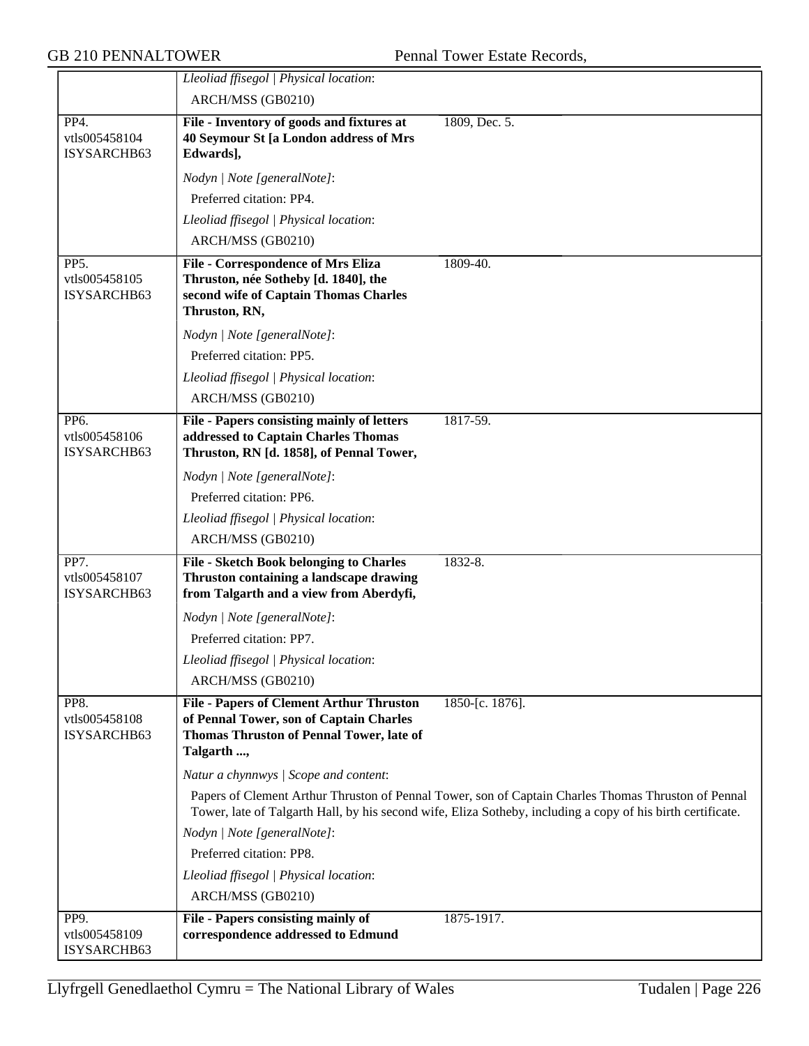| | | |
|---|---|---|
| | *Lleoliad ffisegol \| Physical location*:<br>ARCH/MSS (GB0210) | |
| PP4.<br>vtls005458104<br>ISYSARCHB63 | **File - Inventory of goods and fixtures at 40 Seymour St [a London address of Mrs Edwards],**<br>*Nodyn \| Note [generalNote]*:<br>Preferred citation: PP4.<br>*Lleoliad ffisegol \| Physical location*:<br>ARCH/MSS (GB0210) | 1809, Dec. 5. |
| PP5.<br>vtls005458105<br>ISYSARCHB63 | **File - Correspondence of Mrs Eliza Thruston, née Sotheby [d. 1840], the second wife of Captain Thomas Charles Thruston, RN,**<br>*Nodyn \| Note [generalNote]*:<br>Preferred citation: PP5.<br>*Lleoliad ffisegol \| Physical location*:<br>ARCH/MSS (GB0210) | 1809-40. |
| PP6.<br>vtls005458106<br>ISYSARCHB63 | **File - Papers consisting mainly of letters addressed to Captain Charles Thomas Thruston, RN [d. 1858], of Pennal Tower,**<br>*Nodyn \| Note [generalNote]*:<br>Preferred citation: PP6.<br>*Lleoliad ffisegol \| Physical location*:<br>ARCH/MSS (GB0210) | 1817-59. |
| PP7.<br>vtls005458107<br>ISYSARCHB63 | **File - Sketch Book belonging to Charles Thruston containing a landscape drawing from Talgarth and a view from Aberdyfi,**<br>*Nodyn \| Note [generalNote]*:<br>Preferred citation: PP7.<br>*Lleoliad ffisegol \| Physical location*:<br>ARCH/MSS (GB0210) | 1832-8. |
| PP8.<br>vtls005458108<br>ISYSARCHB63 | **File - Papers of Clement Arthur Thruston of Pennal Tower, son of Captain Charles Thomas Thruston of Pennal Tower, late of Talgarth ...,**<br>*Natur a chynnwys \| Scope and content*:<br>Papers of Clement Arthur Thruston of Pennal Tower, son of Captain Charles Thomas Thruston of Pennal Tower, late of Talgarth Hall, by his second wife, Eliza Sotheby, including a copy of his birth certificate.<br>*Nodyn \| Note [generalNote]*:<br>Preferred citation: PP8.<br>*Lleoliad ffisegol \| Physical location*:<br>ARCH/MSS (GB0210) | 1850-[c. 1876]. |
| PP9.<br>vtls005458109<br>ISYSARCHB63 | **File - Papers consisting mainly of correspondence addressed to Edmund** | 1875-1917. |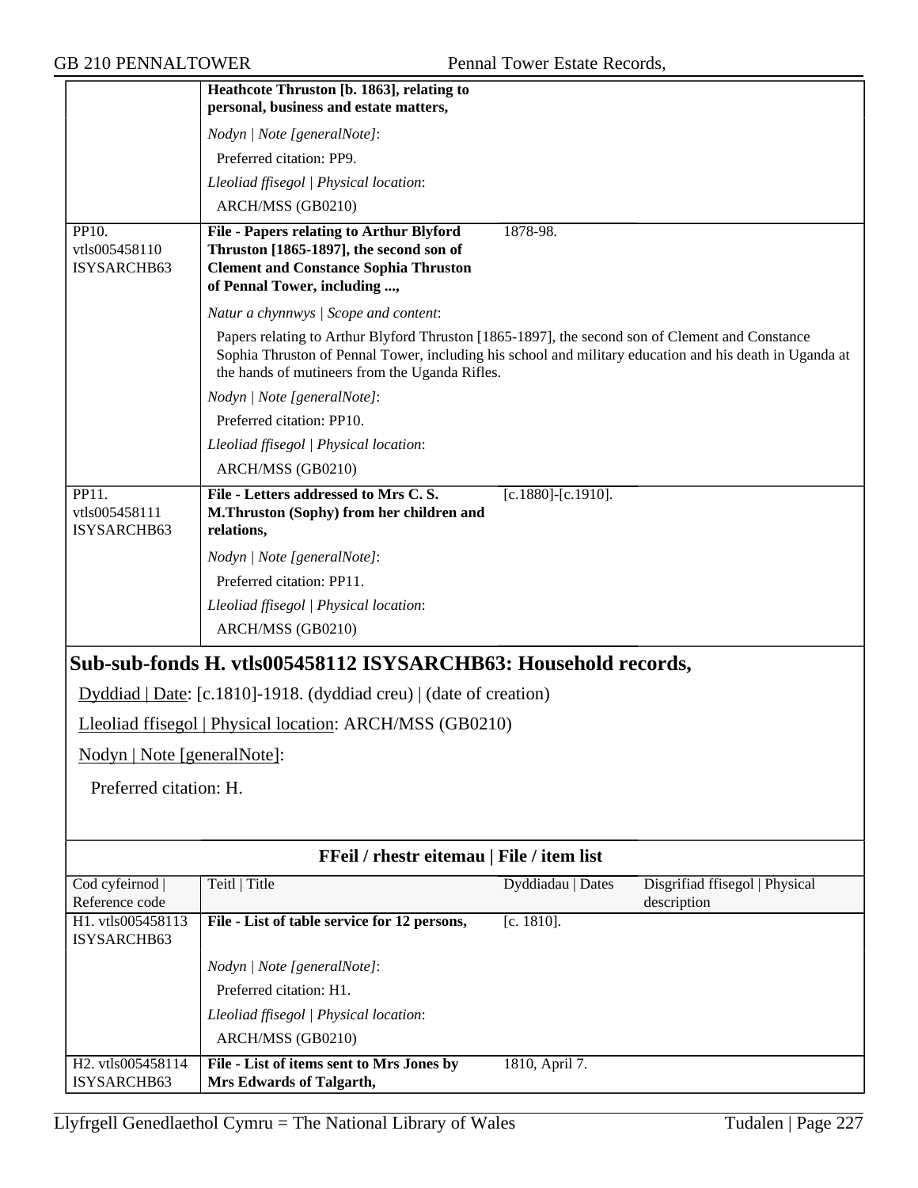| | **Heathcote Thruston [b. 1863], relating to personal, business and estate matters,** | | |
|---|---|---|---|
| | *Nodyn \| Note [generalNote]*: | | |
| | Preferred citation: PP9. | | |
| | *Lleoliad ffisegol \| Physical location*: | | |
| | ARCH/MSS (GB0210) | | |
| PP10. vtls005458110 ISYSARCHB63 | **File - Papers relating to Arthur Blyford Thruston [1865-1897], the second son of Clement and Constance Sophia Thruston of Pennal Tower, including ...,** | 1878-98. | |
| | *Natur a chynnwys \| Scope and content*: | | |
| | Papers relating to Arthur Blyford Thruston [1865-1897], the second son of Clement and Constance Sophia Thruston of Pennal Tower, including his school and military education and his death in Uganda at the hands of mutineers from the Uganda Rifles. | | |
| | *Nodyn \| Note [generalNote]*: | | |
| | Preferred citation: PP10. | | |
| | *Lleoliad ffisegol \| Physical location*: | | |
| | ARCH/MSS (GB0210) | | |
| PP11. vtls005458111 ISYSARCHB63 | **File - Letters addressed to Mrs C. S. M.Thruston (Sophy) from her children and relations,** | [c.1880]-[c.1910]. | |
| | *Nodyn \| Note [generalNote]*: | | |
| | Preferred citation: PP11. | | |
| | *Lleoliad ffisegol \| Physical location*: | | |
| | ARCH/MSS (GB0210) | | |

## Sub-sub-fonds H. vtls005458112 ISYSARCHB63: Household records,

Dyddiad | Date: [c.1810]-1918. (dyddiad creu) | (date of creation)

Lleoliad ffisegol | Physical location: ARCH/MSS (GB0210)

Nodyn | Note [generalNote]:

Preferred citation: H.

**FFeil / rhestr eitemau | File / item list**

| Cod cyfeirnod \| Reference code | Teitl \| Title | Dyddiadau \| Dates | Disgrifiad ffisegol \| Physical description |
|---|---|---|---|
| H1. vtls005458113 ISYSARCHB63 | **File - List of table service for 12 persons,** | [c. 1810]. | |
| | *Nodyn \| Note [generalNote]*: | | |
| | Preferred citation: H1. | | |
| | *Lleoliad ffisegol \| Physical location*: | | |
| | ARCH/MSS (GB0210) | | |
| H2. vtls005458114 ISYSARCHB63 | **File - List of items sent to Mrs Jones by Mrs Edwards of Talgarth,** | 1810, April 7. | |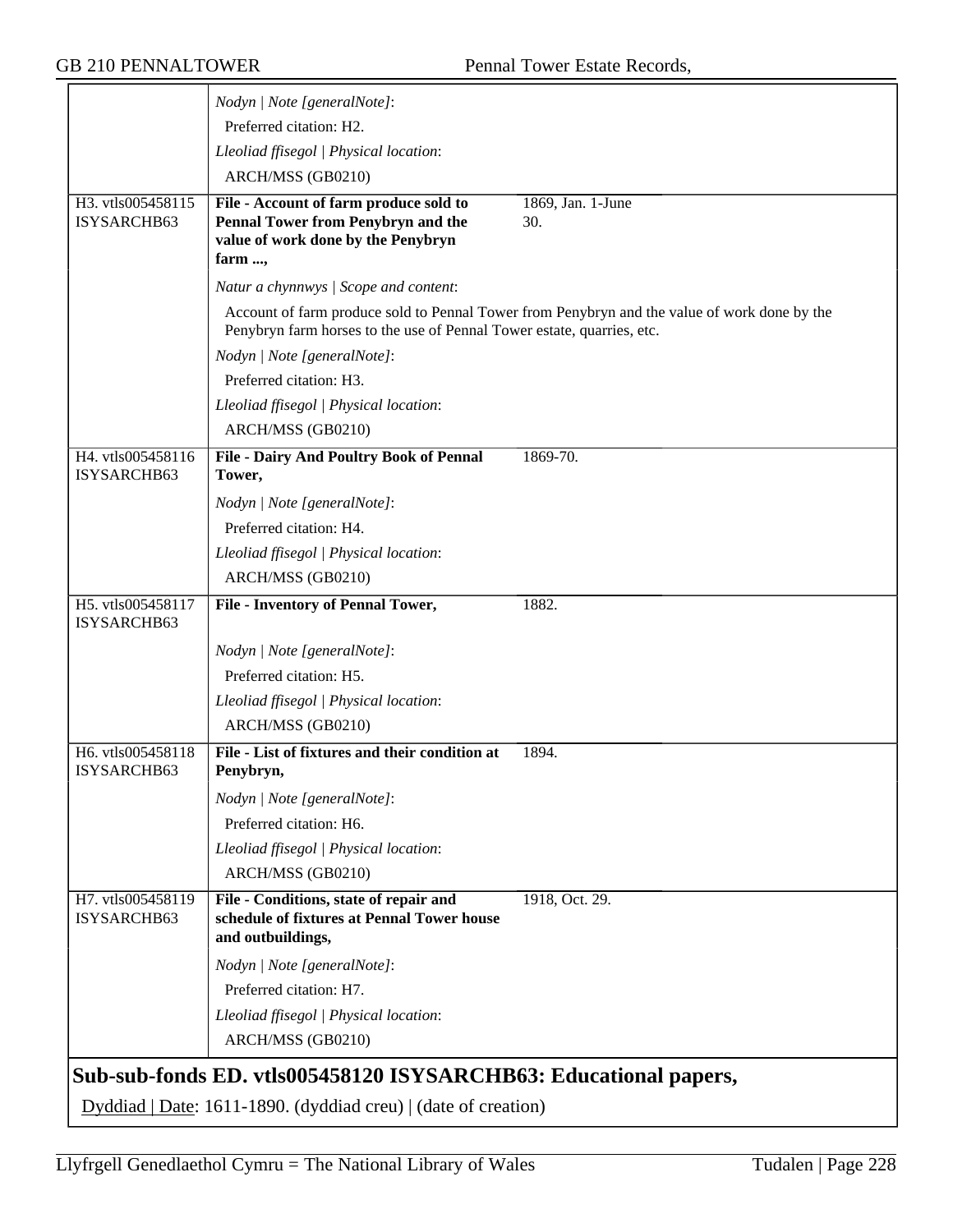| | | |
|---|---|---|
| | *Nodyn \| Note [generalNote]*: | |
| | Preferred citation: H2. | |
| | *Lleoliad ffisegol \| Physical location*: | |
| | ARCH/MSS (GB0210) | |
| H3. vtls005458115 ISYSARCHB63 | **File - Account of farm produce sold to Pennal Tower from Penybryn and the value of work done by the Penybryn farm ...,** | 1869, Jan. 1-June 30. |
| | *Natur a chynnwys \| Scope and content*: | |
| | Account of farm produce sold to Pennal Tower from Penybryn and the value of work done by the Penybryn farm horses to the use of Pennal Tower estate, quarries, etc. | |
| | *Nodyn \| Note [generalNote]*: | |
| | Preferred citation: H3. | |
| | *Lleoliad ffisegol \| Physical location*: | |
| | ARCH/MSS (GB0210) | |
| H4. vtls005458116 ISYSARCHB63 | **File - Dairy And Poultry Book of Pennal Tower,** | 1869-70. |
| | *Nodyn \| Note [generalNote]*: | |
| | Preferred citation: H4. | |
| | *Lleoliad ffisegol \| Physical location*: | |
| | ARCH/MSS (GB0210) | |
| H5. vtls005458117 ISYSARCHB63 | **File - Inventory of Pennal Tower,** | 1882. |
| | *Nodyn \| Note [generalNote]*: | |
| | Preferred citation: H5. | |
| | *Lleoliad ffisegol \| Physical location*: | |
| | ARCH/MSS (GB0210) | |
| H6. vtls005458118 ISYSARCHB63 | **File - List of fixtures and their condition at Penybryn,** | 1894. |
| | *Nodyn \| Note [generalNote]*: | |
| | Preferred citation: H6. | |
| | *Lleoliad ffisegol \| Physical location*: | |
| | ARCH/MSS (GB0210) | |
| H7. vtls005458119 ISYSARCHB63 | **File - Conditions, state of repair and schedule of fixtures at Pennal Tower house and outbuildings,** | 1918, Oct. 29. |
| | *Nodyn \| Note [generalNote]*: | |
| | Preferred citation: H7. | |
| | *Lleoliad ffisegol \| Physical location*: | |
| | ARCH/MSS (GB0210) | |

## Sub-sub-fonds ED. vtls005458120 ISYSARCHB63: Educational papers,

Dyddiad | Date: 1611-1890. (dyddiad creu) | (date of creation)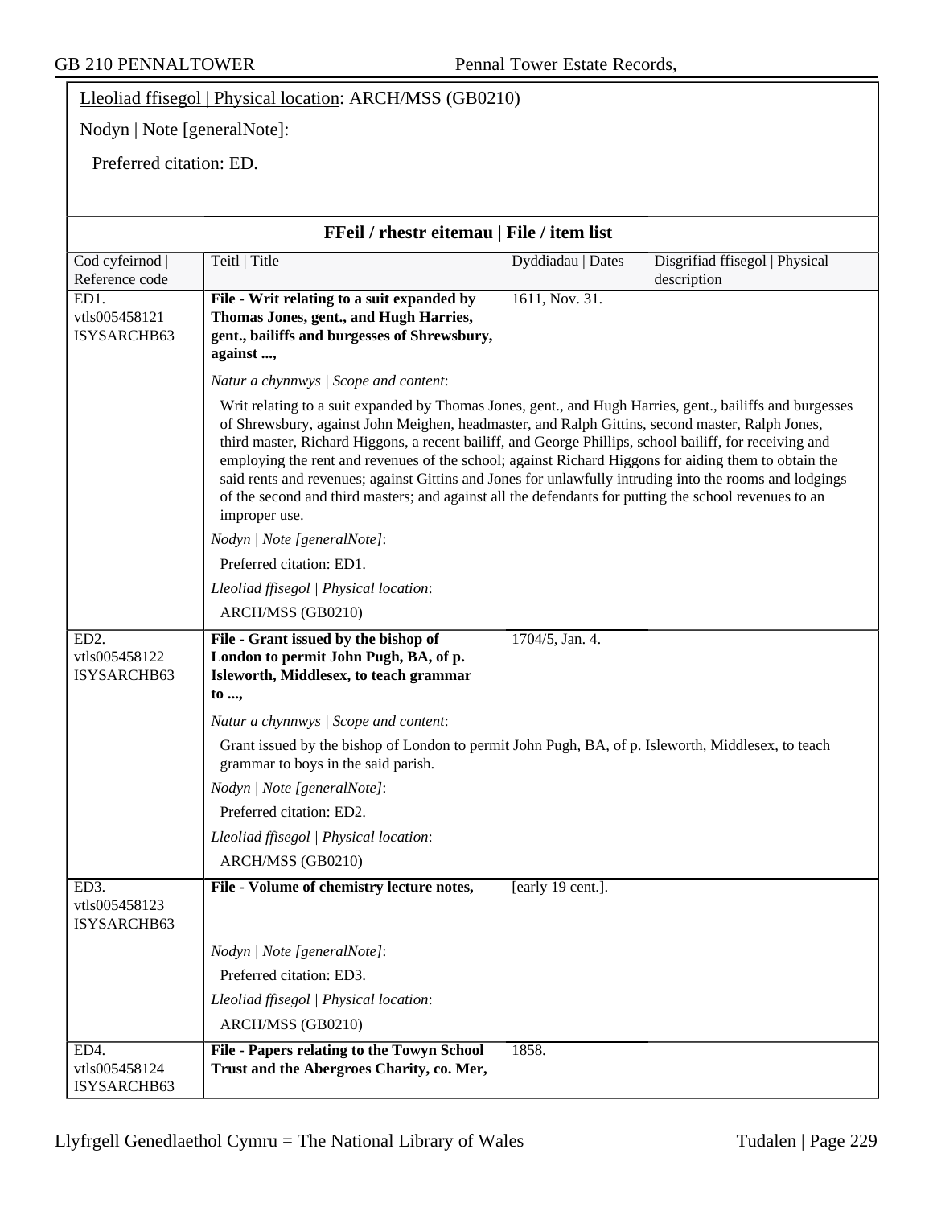Lleoliad ffisegol | Physical location: ARCH/MSS (GB0210)

Nodyn | Note [generalNote]:

Preferred citation: ED.

## FFeil / rhestr eitemau | File / item list

| Cod cyfeirnod \| Reference code | Teitl \| Title | Dyddiadau \| Dates | Disgrifiad ffisegol \| Physical description |
|---|---|---|---|
| ED1. vtls005458121 ISYSARCHB63 | **File - Writ relating to a suit expanded by Thomas Jones, gent., and Hugh Harries, gent., bailiffs and burgesses of Shrewsbury, against ...,** | 1611, Nov. 31. | |

*Natur a chynnwys | Scope and content*:

Writ relating to a suit expanded by Thomas Jones, gent., and Hugh Harries, gent., bailiffs and burgesses of Shrewsbury, against John Meighen, headmaster, and Ralph Gittins, second master, Ralph Jones, third master, Richard Higgons, a recent bailiff, and George Phillips, school bailiff, for receiving and employing the rent and revenues of the school; against Richard Higgons for aiding them to obtain the said rents and revenues; against Gittins and Jones for unlawfully intruding into the rooms and lodgings of the second and third masters; and against all the defendants for putting the school revenues to an improper use.

*Nodyn | Note [generalNote]*:

Preferred citation: ED1.

*Lleoliad ffisegol | Physical location*:

ARCH/MSS (GB0210)

| Cod cyfeirnod \| Reference code | Teitl \| Title | Dyddiadau \| Dates | Disgrifiad ffisegol \| Physical description |
|---|---|---|---|
| ED2. vtls005458122 ISYSARCHB63 | **File - Grant issued by the bishop of London to permit John Pugh, BA, of p. Isleworth, Middlesex, to teach grammar to ...,** | 1704/5, Jan. 4. | |

*Natur a chynnwys | Scope and content*:

Grant issued by the bishop of London to permit John Pugh, BA, of p. Isleworth, Middlesex, to teach grammar to boys in the said parish.

*Nodyn | Note [generalNote]*:

Preferred citation: ED2.

*Lleoliad ffisegol | Physical location*:

ARCH/MSS (GB0210)

| Cod cyfeirnod \| Reference code | Teitl \| Title | Dyddiadau \| Dates | Disgrifiad ffisegol \| Physical description |
|---|---|---|---|
| ED3. vtls005458123 ISYSARCHB63 | **File - Volume of chemistry lecture notes,** | [early 19 cent.]. | |

*Nodyn | Note [generalNote]*:

Preferred citation: ED3.

*Lleoliad ffisegol | Physical location*:

ARCH/MSS (GB0210)

| Cod cyfeirnod \| Reference code | Teitl \| Title | Dyddiadau \| Dates | Disgrifiad ffisegol \| Physical description |
|---|---|---|---|
| ED4. vtls005458124 ISYSARCHB63 | **File - Papers relating to the Towyn School Trust and the Abergroes Charity, co. Mer,** | 1858. | |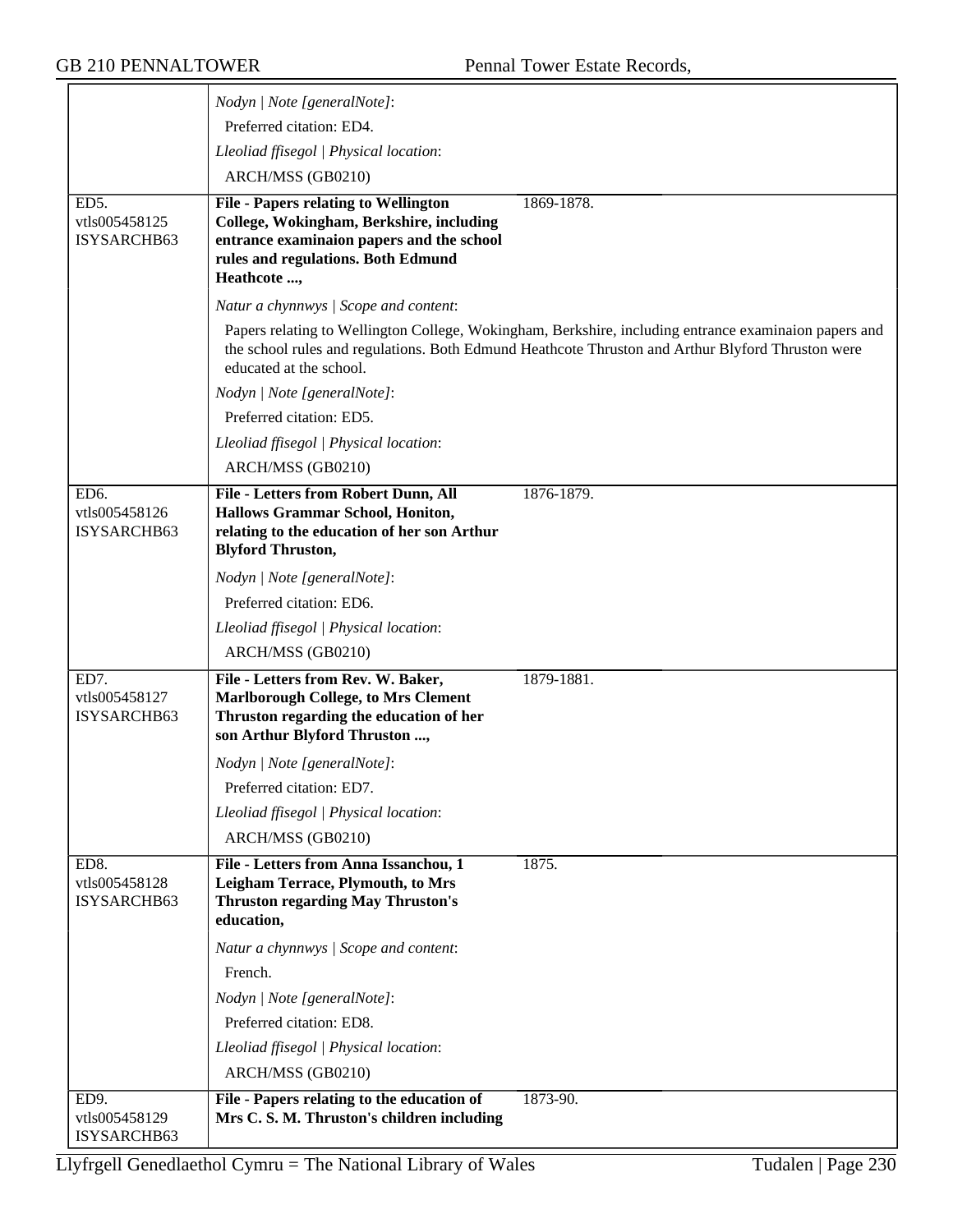| | | |
|---|---|---|
| | *Nodyn \| Note [generalNote]*:<br>Preferred citation: ED4.<br>*Lleoliad ffisegol \| Physical location*:<br>ARCH/MSS (GB0210) | |
| ED5.<br>vtls005458125<br>ISYSARCHB63 | **File - Papers relating to Wellington College, Wokingham, Berkshire, including entrance examinaion papers and the school rules and regulations. Both Edmund Heathcote ...,**<br>*Natur a chynnwys \| Scope and content*:<br>Papers relating to Wellington College, Wokingham, Berkshire, including entrance examinaion papers and the school rules and regulations. Both Edmund Heathcote Thruston and Arthur Blyford Thruston were educated at the school.<br>*Nodyn \| Note [generalNote]*:<br>Preferred citation: ED5.<br>*Lleoliad ffisegol \| Physical location*:<br>ARCH/MSS (GB0210) | 1869-1878. |
| ED6.<br>vtls005458126<br>ISYSARCHB63 | **File - Letters from Robert Dunn, All Hallows Grammar School, Honiton, relating to the education of her son Arthur Blyford Thruston,**<br>*Nodyn \| Note [generalNote]*:<br>Preferred citation: ED6.<br>*Lleoliad ffisegol \| Physical location*:<br>ARCH/MSS (GB0210) | 1876-1879. |
| ED7.<br>vtls005458127<br>ISYSARCHB63 | **File - Letters from Rev. W. Baker, Marlborough College, to Mrs Clement Thruston regarding the education of her son Arthur Blyford Thruston ...,**<br>*Nodyn \| Note [generalNote]*:<br>Preferred citation: ED7.<br>*Lleoliad ffisegol \| Physical location*:<br>ARCH/MSS (GB0210) | 1879-1881. |
| ED8.<br>vtls005458128<br>ISYSARCHB63 | **File - Letters from Anna Issanchou, 1 Leigham Terrace, Plymouth, to Mrs Thruston regarding May Thruston's education,**<br>*Natur a chynnwys \| Scope and content*:<br>French.<br>*Nodyn \| Note [generalNote]*:<br>Preferred citation: ED8.<br>*Lleoliad ffisegol \| Physical location*:<br>ARCH/MSS (GB0210) | 1875. |
| ED9.<br>vtls005458129<br>ISYSARCHB63 | **File - Papers relating to the education of Mrs C. S. M. Thruston's children including** | 1873-90. |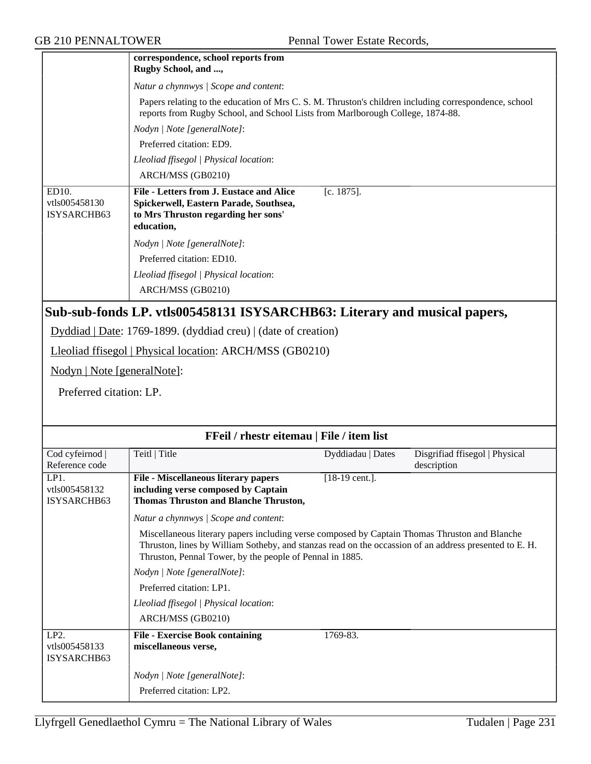| | **correspondence, school reports from Rugby School, and ...,** | | |
|---|---|---|---|
| | *Natur a chynnwys \| Scope and content*: | | |
| | Papers relating to the education of Mrs C. S. M. Thruston's children including correspondence, school reports from Rugby School, and School Lists from Marlborough College, 1874-88. | | |
| | *Nodyn \| Note [generalNote]*: | | |
| | Preferred citation: ED9. | | |
| | *Lleoliad ffisegol \| Physical location*: | | |
| | ARCH/MSS (GB0210) | | |
| ED10. vtls005458130 ISYSARCHB63 | **File - Letters from J. Eustace and Alice Spickerwell, Eastern Parade, Southsea, to Mrs Thruston regarding her sons' education,** | [c. 1875]. | |
| | *Nodyn \| Note [generalNote]*: | | |
| | Preferred citation: ED10. | | |
| | *Lleoliad ffisegol \| Physical location*: | | |
| | ARCH/MSS (GB0210) | | |

## Sub-sub-fonds LP. vtls005458131 ISYSARCHB63: Literary and musical papers,

Dyddiad | Date: 1769-1899. (dyddiad creu) | (date of creation)

Lleoliad ffisegol | Physical location: ARCH/MSS (GB0210)

Nodyn | Note [generalNote]:

Preferred citation: LP.

### FFeil / rhestr eitemau | File / item list

| Cod cyfeirnod \| Reference code | Teitl \| Title | Dyddiadau \| Dates | Disgrifiad ffisegol \| Physical description |
|---|---|---|---|
| LP1. vtls005458132 ISYSARCHB63 | **File - Miscellaneous literary papers including verse composed by Captain Thomas Thruston and Blanche Thruston,** | [18-19 cent.]. | |
| | *Natur a chynnwys \| Scope and content*: | | |
| | Miscellaneous literary papers including verse composed by Captain Thomas Thruston and Blanche Thruston, lines by William Sotheby, and stanzas read on the occassion of an address presented to E. H. Thruston, Pennal Tower, by the people of Pennal in 1885. | | |
| | *Nodyn \| Note [generalNote]*: | | |
| | Preferred citation: LP1. | | |
| | *Lleoliad ffisegol \| Physical location*: | | |
| | ARCH/MSS (GB0210) | | |
| LP2. vtls005458133 ISYSARCHB63 | **File - Exercise Book containing miscellaneous verse,** | 1769-83. | |
| | *Nodyn \| Note [generalNote]*: | | |
| | Preferred citation: LP2. | | |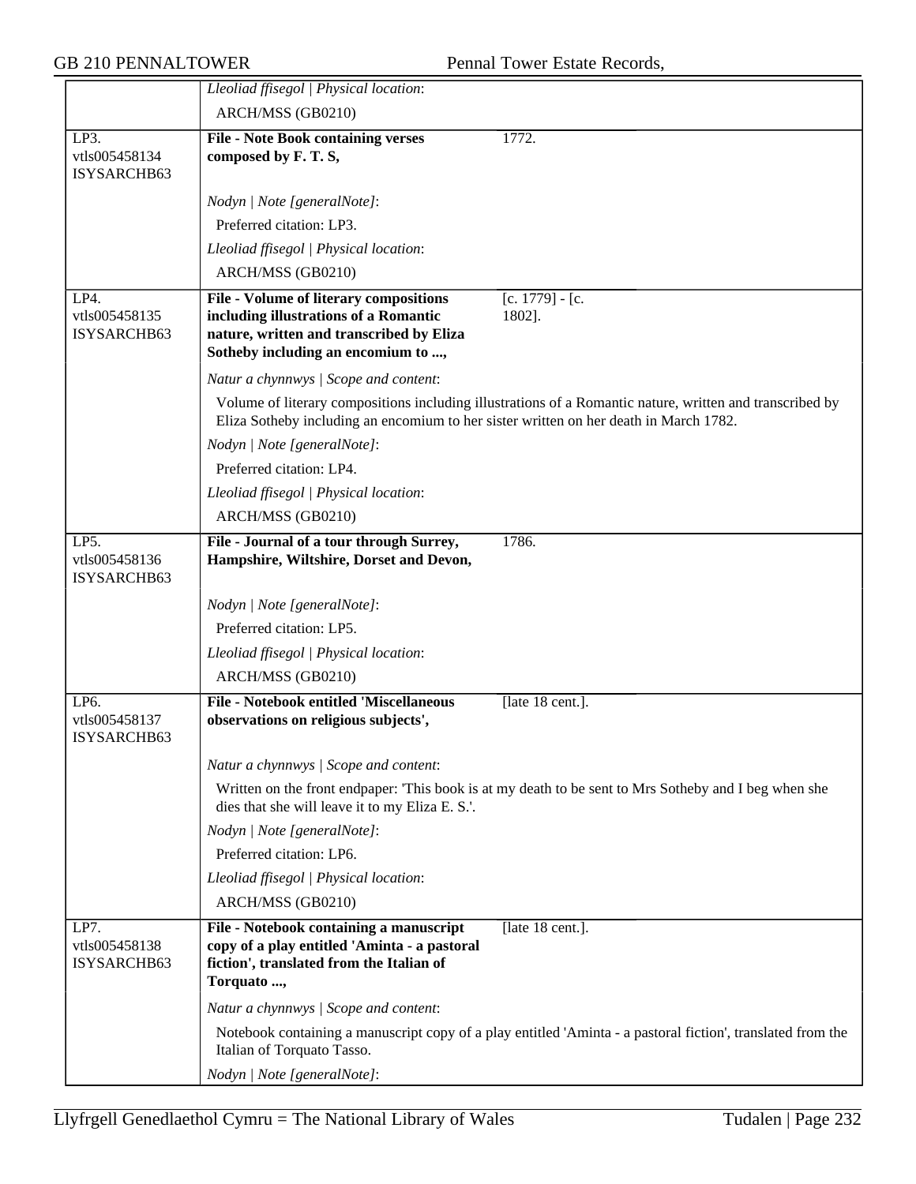| | | |
|---|---|---|
| | *Lleoliad ffisegol \| Physical location*: | |
| | ARCH/MSS (GB0210) | |
| LP3. vtls005458134 ISYSARCHB63 | **File - Note Book containing verses composed by F. T. S,** | 1772. |
| | *Nodyn \| Note [generalNote]*: | |
| | Preferred citation: LP3. | |
| | *Lleoliad ffisegol \| Physical location*: | |
| | ARCH/MSS (GB0210) | |
| LP4. vtls005458135 ISYSARCHB63 | **File - Volume of literary compositions including illustrations of a Romantic nature, written and transcribed by Eliza Sotheby including an encomium to ...,** | [c. 1779] - [c. 1802]. |
| | *Natur a chynnwys \| Scope and content*: | |
| | Volume of literary compositions including illustrations of a Romantic nature, written and transcribed by Eliza Sotheby including an encomium to her sister written on her death in March 1782. | |
| | *Nodyn \| Note [generalNote]*: | |
| | Preferred citation: LP4. | |
| | *Lleoliad ffisegol \| Physical location*: | |
| | ARCH/MSS (GB0210) | |
| LP5. vtls005458136 ISYSARCHB63 | **File - Journal of a tour through Surrey, Hampshire, Wiltshire, Dorset and Devon,** | 1786. |
| | *Nodyn \| Note [generalNote]*: | |
| | Preferred citation: LP5. | |
| | *Lleoliad ffisegol \| Physical location*: | |
| | ARCH/MSS (GB0210) | |
| LP6. vtls005458137 ISYSARCHB63 | **File - Notebook entitled 'Miscellaneous observations on religious subjects',** | [late 18 cent.]. |
| | *Natur a chynnwys \| Scope and content*: | |
| | Written on the front endpaper: 'This book is at my death to be sent to Mrs Sotheby and I beg when she dies that she will leave it to my Eliza E. S.'. | |
| | *Nodyn \| Note [generalNote]*: | |
| | Preferred citation: LP6. | |
| | *Lleoliad ffisegol \| Physical location*: | |
| | ARCH/MSS (GB0210) | |
| LP7. vtls005458138 ISYSARCHB63 | **File - Notebook containing a manuscript copy of a play entitled 'Aminta - a pastoral fiction', translated from the Italian of Torquato ...,** | [late 18 cent.]. |
| | *Natur a chynnwys \| Scope and content*: | |
| | Notebook containing a manuscript copy of a play entitled 'Aminta - a pastoral fiction', translated from the Italian of Torquato Tasso. | |
| | *Nodyn \| Note [generalNote]*: | |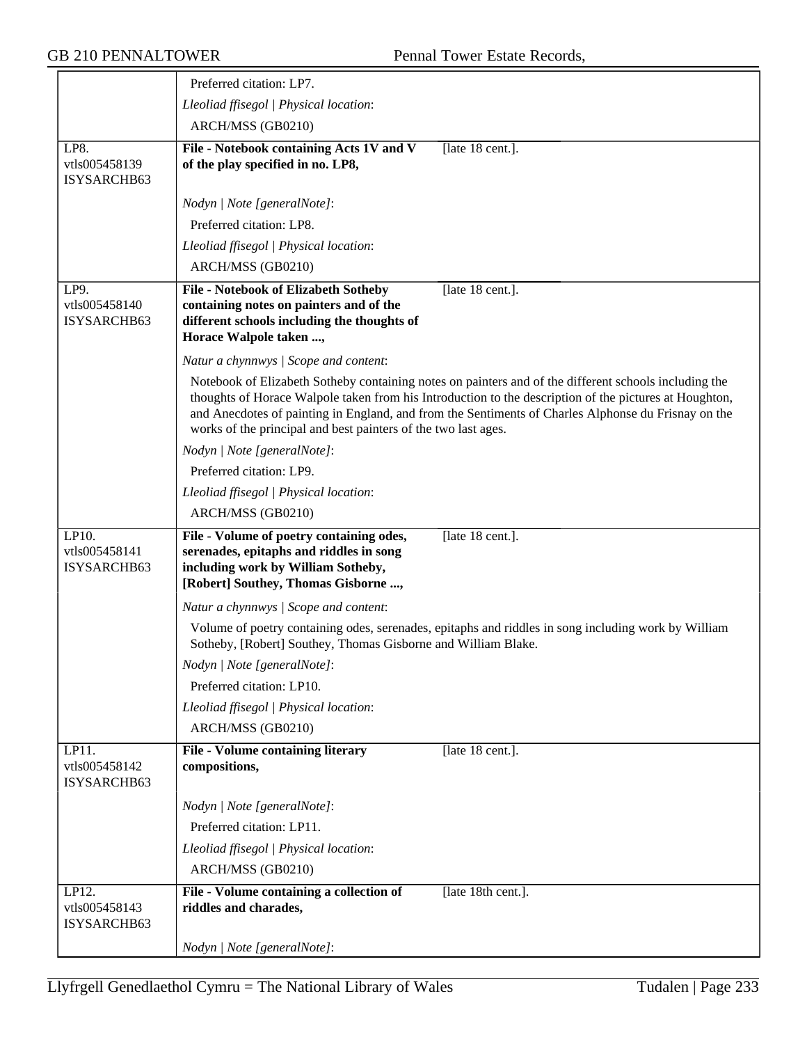| | |
|---|---|
| | Preferred citation: LP7.<br>*Lleoliad ffisegol \| Physical location*:<br>ARCH/MSS (GB0210) |
| LP8.<br>vtls005458139<br>ISYSARCHB63 | **File - Notebook containing Acts 1V and V of the play specified in no. LP8,** [late 18 cent.].<br>*Nodyn \| Note [generalNote]*:<br>Preferred citation: LP8.<br>*Lleoliad ffisegol \| Physical location*:<br>ARCH/MSS (GB0210) |
| LP9.<br>vtls005458140<br>ISYSARCHB63 | **File - Notebook of Elizabeth Sotheby containing notes on painters and of the different schools including the thoughts of Horace Walpole taken ...,** [late 18 cent.].<br>*Natur a chynnwys \| Scope and content*:<br>Notebook of Elizabeth Sotheby containing notes on painters and of the different schools including the thoughts of Horace Walpole taken from his Introduction to the description of the pictures at Houghton, and Anecdotes of painting in England, and from the Sentiments of Charles Alphonse du Frisnay on the works of the principal and best painters of the two last ages.<br>*Nodyn \| Note [generalNote]*:<br>Preferred citation: LP9.<br>*Lleoliad ffisegol \| Physical location*:<br>ARCH/MSS (GB0210) |
| LP10.<br>vtls005458141<br>ISYSARCHB63 | **File - Volume of poetry containing odes, serenades, epitaphs and riddles in song including work by William Sotheby, [Robert] Southey, Thomas Gisborne ...,** [late 18 cent.].<br>*Natur a chynnwys \| Scope and content*:<br>Volume of poetry containing odes, serenades, epitaphs and riddles in song including work by William Sotheby, [Robert] Southey, Thomas Gisborne and William Blake.<br>*Nodyn \| Note [generalNote]*:<br>Preferred citation: LP10.<br>*Lleoliad ffisegol \| Physical location*:<br>ARCH/MSS (GB0210) |
| LP11.<br>vtls005458142<br>ISYSARCHB63 | **File - Volume containing literary compositions,** [late 18 cent.].<br>*Nodyn \| Note [generalNote]*:<br>Preferred citation: LP11.<br>*Lleoliad ffisegol \| Physical location*:<br>ARCH/MSS (GB0210) |
| LP12.<br>vtls005458143<br>ISYSARCHB63 | **File - Volume containing a collection of riddles and charades,** [late 18th cent.].<br>*Nodyn \| Note [generalNote]*: |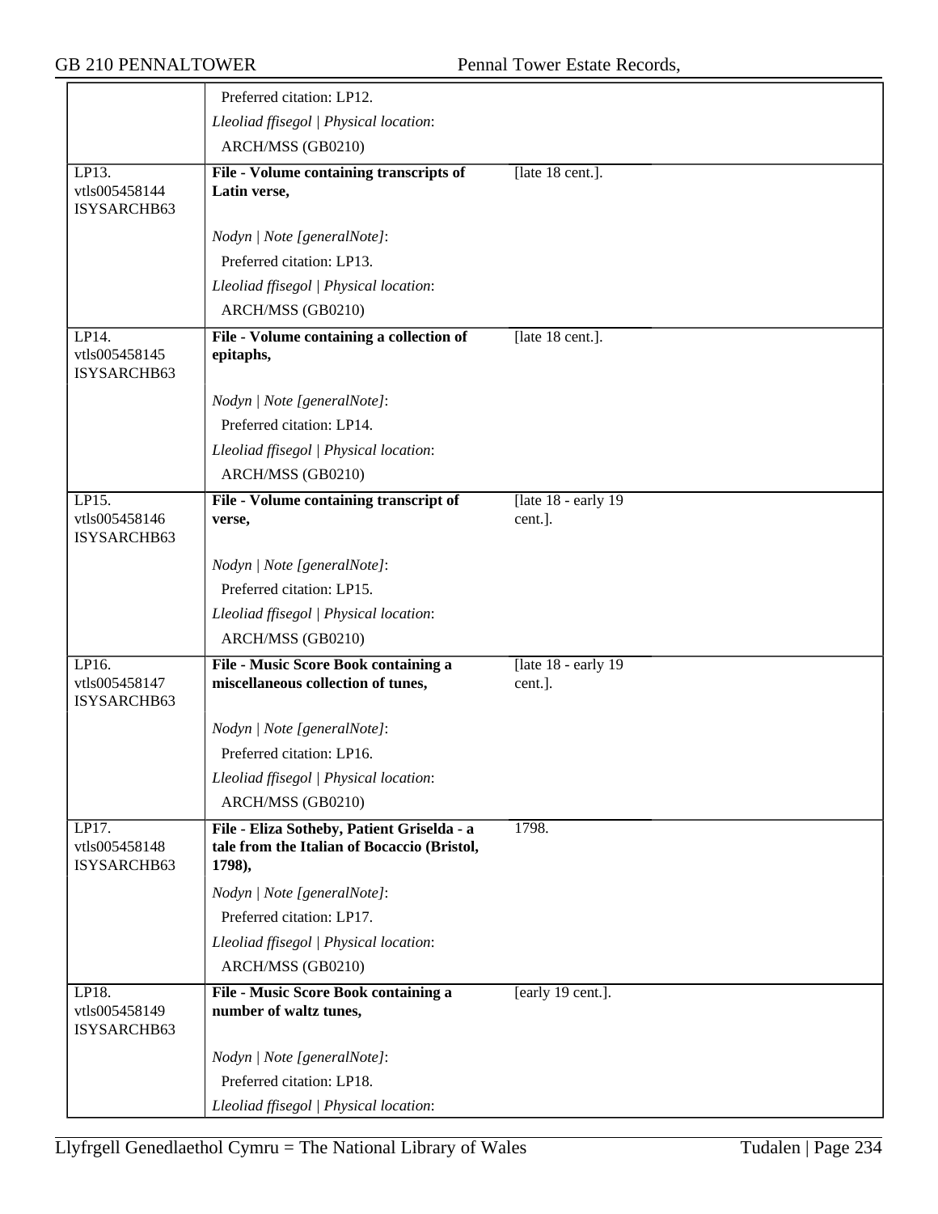| | | |
|---|---|---|
| | Preferred citation: LP12. | |
| | *Lleoliad ffisegol \| Physical location*: | |
| | ARCH/MSS (GB0210) | |
| LP13. vtls005458144 ISYSARCHB63 | **File - Volume containing transcripts of Latin verse,** | [late 18 cent.]. |
| | *Nodyn \| Note [generalNote]*: | |
| | Preferred citation: LP13. | |
| | *Lleoliad ffisegol \| Physical location*: | |
| | ARCH/MSS (GB0210) | |
| LP14. vtls005458145 ISYSARCHB63 | **File - Volume containing a collection of epitaphs,** | [late 18 cent.]. |
| | *Nodyn \| Note [generalNote]*: | |
| | Preferred citation: LP14. | |
| | *Lleoliad ffisegol \| Physical location*: | |
| | ARCH/MSS (GB0210) | |
| LP15. vtls005458146 ISYSARCHB63 | **File - Volume containing transcript of verse,** | [late 18 - early 19 cent.]. |
| | *Nodyn \| Note [generalNote]*: | |
| | Preferred citation: LP15. | |
| | *Lleoliad ffisegol \| Physical location*: | |
| | ARCH/MSS (GB0210) | |
| LP16. vtls005458147 ISYSARCHB63 | **File - Music Score Book containing a miscellaneous collection of tunes,** | [late 18 - early 19 cent.]. |
| | *Nodyn \| Note [generalNote]*: | |
| | Preferred citation: LP16. | |
| | *Lleoliad ffisegol \| Physical location*: | |
| | ARCH/MSS (GB0210) | |
| LP17. vtls005458148 ISYSARCHB63 | **File - Eliza Sotheby, Patient Griselda - a tale from the Italian of Bocaccio (Bristol, 1798),** | 1798. |
| | *Nodyn \| Note [generalNote]*: | |
| | Preferred citation: LP17. | |
| | *Lleoliad ffisegol \| Physical location*: | |
| | ARCH/MSS (GB0210) | |
| LP18. vtls005458149 ISYSARCHB63 | **File - Music Score Book containing a number of waltz tunes,** | [early 19 cent.]. |
| | *Nodyn \| Note [generalNote]*: | |
| | Preferred citation: LP18. | |
| | *Lleoliad ffisegol \| Physical location*: | |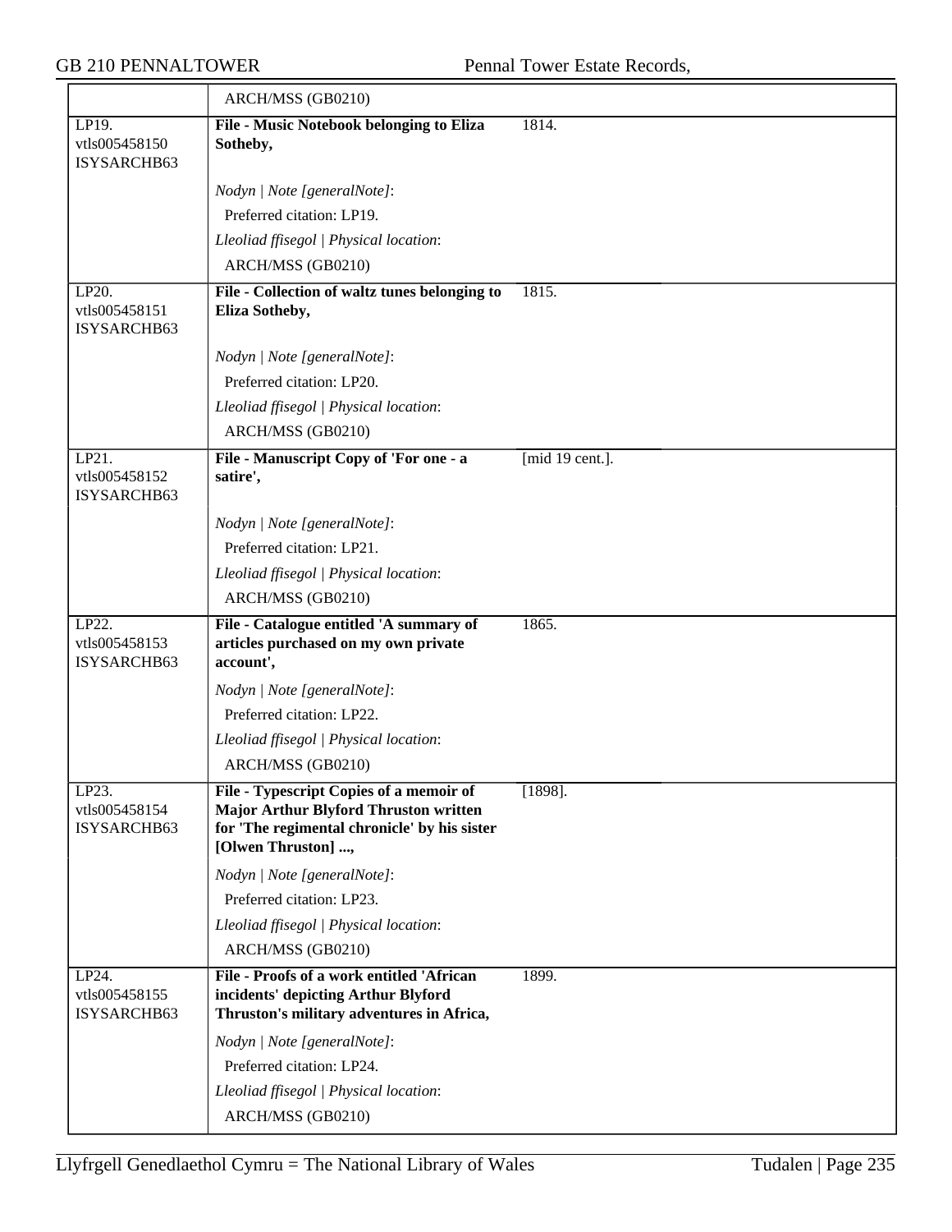| | | |
|---|---|---|
| | ARCH/MSS (GB0210) | |
| LP19.<br>vtls005458150<br>ISYSARCHB63 | **File - Music Notebook belonging to Eliza Sotheby,**<br><br>*Nodyn \| Note [generalNote]*:<br>Preferred citation: LP19.<br>*Lleoliad ffisegol \| Physical location*:<br>ARCH/MSS (GB0210) | 1814. |
| LP20.<br>vtls005458151<br>ISYSARCHB63 | **File - Collection of waltz tunes belonging to Eliza Sotheby,**<br><br>*Nodyn \| Note [generalNote]*:<br>Preferred citation: LP20.<br>*Lleoliad ffisegol \| Physical location*:<br>ARCH/MSS (GB0210) | 1815. |
| LP21.<br>vtls005458152<br>ISYSARCHB63 | **File - Manuscript Copy of 'For one - a satire',**<br><br>*Nodyn \| Note [generalNote]*:<br>Preferred citation: LP21.<br>*Lleoliad ffisegol \| Physical location*:<br>ARCH/MSS (GB0210) | [mid 19 cent.]. |
| LP22.<br>vtls005458153<br>ISYSARCHB63 | **File - Catalogue entitled 'A summary of articles purchased on my own private account',**<br><br>*Nodyn \| Note [generalNote]*:<br>Preferred citation: LP22.<br>*Lleoliad ffisegol \| Physical location*:<br>ARCH/MSS (GB0210) | 1865. |
| LP23.<br>vtls005458154<br>ISYSARCHB63 | **File - Typescript Copies of a memoir of Major Arthur Blyford Thruston written for 'The regimental chronicle' by his sister [Olwen Thruston] ...,**<br><br>*Nodyn \| Note [generalNote]*:<br>Preferred citation: LP23.<br>*Lleoliad ffisegol \| Physical location*:<br>ARCH/MSS (GB0210) | [1898]. |
| LP24.<br>vtls005458155<br>ISYSARCHB63 | **File - Proofs of a work entitled 'African incidents' depicting Arthur Blyford Thruston's military adventures in Africa,**<br><br>*Nodyn \| Note [generalNote]*:<br>Preferred citation: LP24.<br>*Lleoliad ffisegol \| Physical location*:<br>ARCH/MSS (GB0210) | 1899. |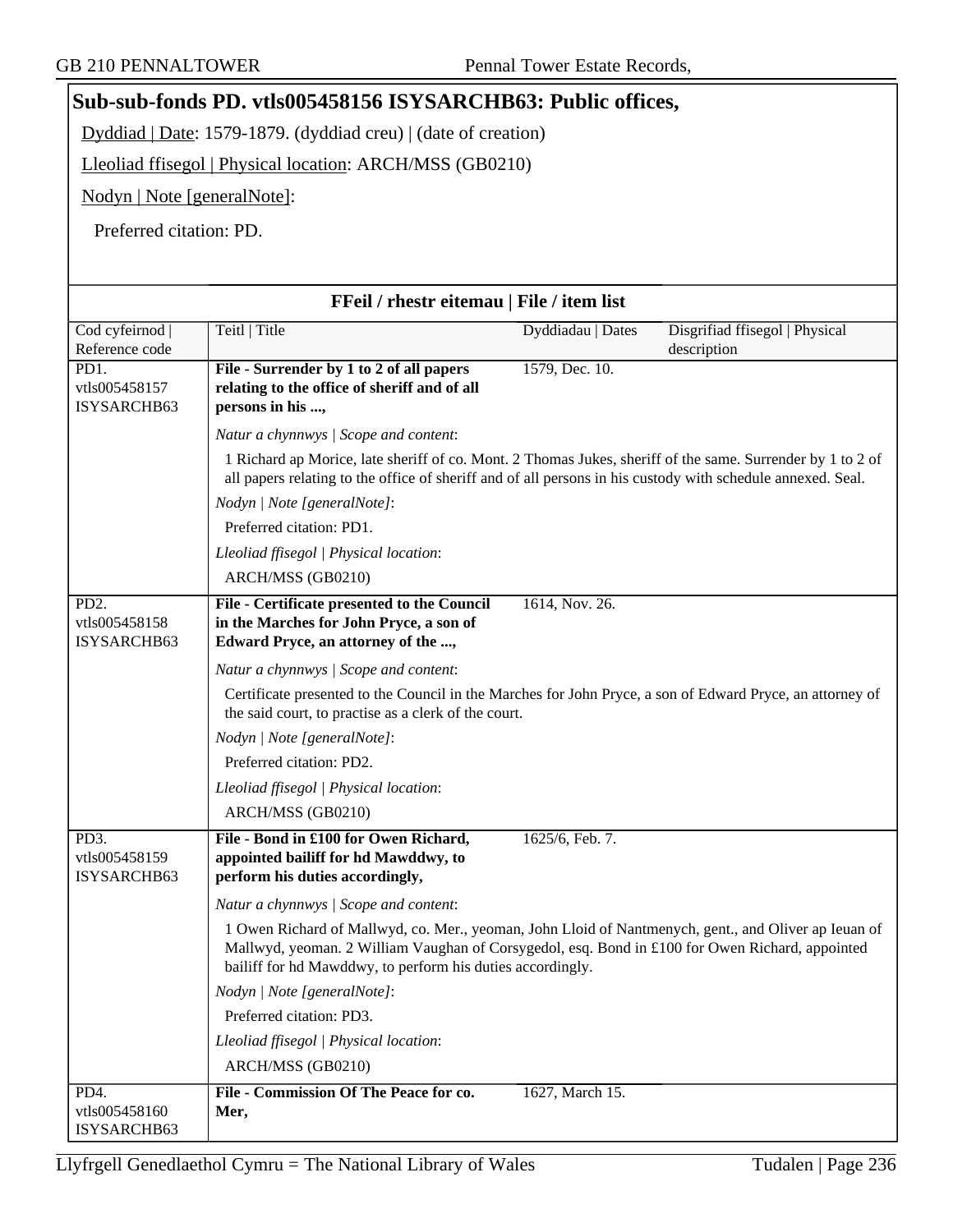## Sub-sub-fonds PD. vtls005458156 ISYSARCHB63: Public offices,

Dyddiad | Date: 1579-1879. (dyddiad creu) | (date of creation)

Lleoliad ffisegol | Physical location: ARCH/MSS (GB0210)

Nodyn | Note [generalNote]:

Preferred citation: PD.

### FFeil / rhestr eitemau | File / item list

| Cod cyfeirnod \| Reference code | Teitl \| Title | Dyddiadau \| Dates | Disgrifiad ffisegol \| Physical description |
|---|---|---|---|
| PD1. vtls005458157 ISYSARCHB63 | **File - Surrender by 1 to 2 of all papers relating to the office of sheriff and of all persons in his ...,** | 1579, Dec. 10. | |

*Natur a chynnwys | Scope and content*:

1 Richard ap Morice, late sheriff of co. Mont. 2 Thomas Jukes, sheriff of the same. Surrender by 1 to 2 of all papers relating to the office of sheriff and of all persons in his custody with schedule annexed. Seal.

*Nodyn | Note [generalNote]*:

Preferred citation: PD1.

*Lleoliad ffisegol | Physical location*:

ARCH/MSS (GB0210)

| Cod cyfeirnod \| Reference code | Teitl \| Title | Dyddiadau \| Dates | Disgrifiad ffisegol \| Physical description |
|---|---|---|---|
| PD2. vtls005458158 ISYSARCHB63 | **File - Certificate presented to the Council in the Marches for John Pryce, a son of Edward Pryce, an attorney of the ...,** | 1614, Nov. 26. | |

*Natur a chynnwys | Scope and content*:

Certificate presented to the Council in the Marches for John Pryce, a son of Edward Pryce, an attorney of the said court, to practise as a clerk of the court.

*Nodyn | Note [generalNote]*:

Preferred citation: PD2.

*Lleoliad ffisegol | Physical location*:

ARCH/MSS (GB0210)

| Cod cyfeirnod \| Reference code | Teitl \| Title | Dyddiadau \| Dates | Disgrifiad ffisegol \| Physical description |
|---|---|---|---|
| PD3. vtls005458159 ISYSARCHB63 | **File - Bond in £100 for Owen Richard, appointed bailiff for hd Mawddwy, to perform his duties accordingly,** | 1625/6, Feb. 7. | |

*Natur a chynnwys | Scope and content*:

1 Owen Richard of Mallwyd, co. Mer., yeoman, John Lloid of Nantmenych, gent., and Oliver ap Ieuan of Mallwyd, yeoman. 2 William Vaughan of Corsygedol, esq. Bond in £100 for Owen Richard, appointed bailiff for hd Mawddwy, to perform his duties accordingly.

*Nodyn | Note [generalNote]*:

Preferred citation: PD3.

*Lleoliad ffisegol | Physical location*:

ARCH/MSS (GB0210)

| Cod cyfeirnod \| Reference code | Teitl \| Title | Dyddiadau \| Dates | Disgrifiad ffisegol \| Physical description |
|---|---|---|---|
| PD4. vtls005458160 ISYSARCHB63 | **File - Commission Of The Peace for co. Mer,** | 1627, March 15. | |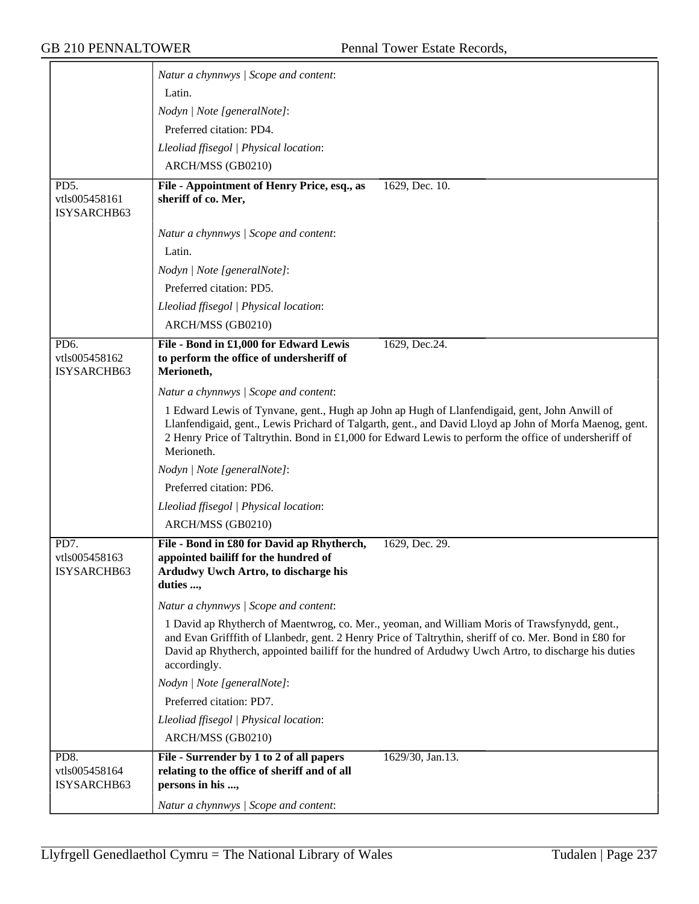| | |
|---|---|
| | *Natur a chynnwys \| Scope and content*: |
| | Latin. |
| | *Nodyn \| Note [generalNote]*: |
| | Preferred citation: PD4. |
| | *Lleoliad ffisegol \| Physical location*: |
| | ARCH/MSS (GB0210) |
| PD5. vtls005458161 ISYSARCHB63 | **File - Appointment of Henry Price, esq., as sheriff of co. Mer,** 1629, Dec. 10. |
| | *Natur a chynnwys \| Scope and content*: |
| | Latin. |
| | *Nodyn \| Note [generalNote]*: |
| | Preferred citation: PD5. |
| | *Lleoliad ffisegol \| Physical location*: |
| | ARCH/MSS (GB0210) |
| PD6. vtls005458162 ISYSARCHB63 | **File - Bond in £1,000 for Edward Lewis to perform the office of undersheriff of Merioneth,** 1629, Dec.24. |
| | *Natur a chynnwys \| Scope and content*: |
| | 1 Edward Lewis of Tynvane, gent., Hugh ap John ap Hugh of Llanfendigaid, gent, John Anwill of Llanfendigaid, gent., Lewis Prichard of Talgarth, gent., and David Lloyd ap John of Morfa Maenog, gent. 2 Henry Price of Taltrythin. Bond in £1,000 for Edward Lewis to perform the office of undersheriff of Merioneth. |
| | *Nodyn \| Note [generalNote]*: |
| | Preferred citation: PD6. |
| | *Lleoliad ffisegol \| Physical location*: |
| | ARCH/MSS (GB0210) |
| PD7. vtls005458163 ISYSARCHB63 | **File - Bond in £80 for David ap Rhytherch, appointed bailiff for the hundred of Ardudwy Uwch Artro, to discharge his duties ...,** 1629, Dec. 29. |
| | *Natur a chynnwys \| Scope and content*: |
| | 1 David ap Rhytherch of Maentwrog, co. Mer., yeoman, and William Moris of Trawsfynydd, gent., and Evan Grifffith of Llanbedr, gent. 2 Henry Price of Taltrythin, sheriff of co. Mer. Bond in £80 for David ap Rhytherch, appointed bailiff for the hundred of Ardudwy Uwch Artro, to discharge his duties accordingly. |
| | *Nodyn \| Note [generalNote]*: |
| | Preferred citation: PD7. |
| | *Lleoliad ffisegol \| Physical location*: |
| | ARCH/MSS (GB0210) |
| PD8. vtls005458164 ISYSARCHB63 | **File - Surrender by 1 to 2 of all papers relating to the office of sheriff and of all persons in his ...,** 1629/30, Jan.13. |
| | *Natur a chynnwys \| Scope and content*: |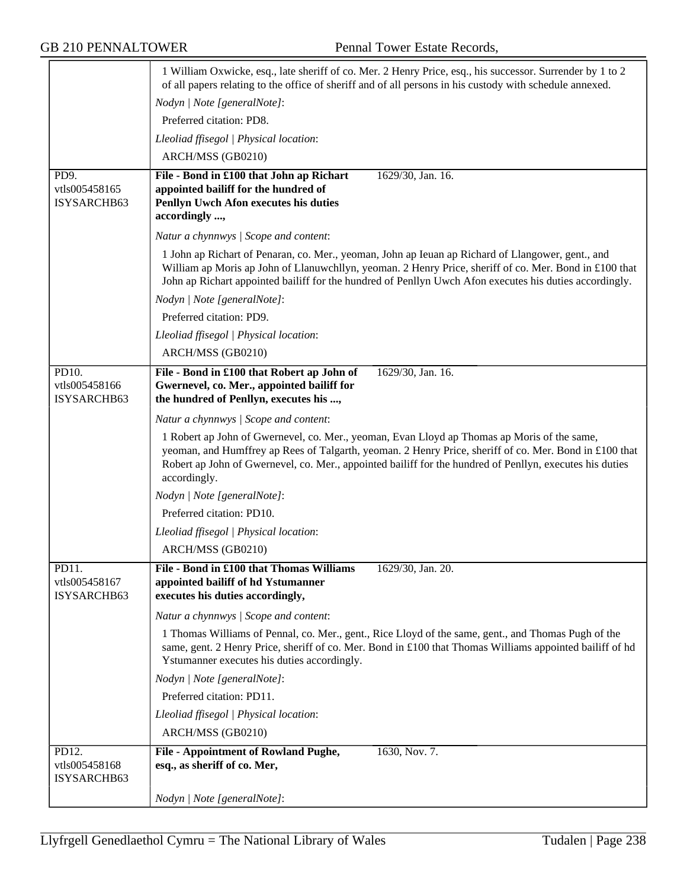| | |
|---|---|
| | 1 William Oxwicke, esq., late sheriff of co. Mer. 2 Henry Price, esq., his successor. Surrender by 1 to 2 of all papers relating to the office of sheriff and of all persons in his custody with schedule annexed.<br><br>*Nodyn \| Note [generalNote]*:<br>Preferred citation: PD8.<br><br>*Lleoliad ffisegol \| Physical location*:<br>ARCH/MSS (GB0210) |
| PD9.<br>vtls005458165<br>ISYSARCHB63 | **File - Bond in £100 that John ap Richart appointed bailiff for the hundred of Penllyn Uwch Afon executes his duties accordingly ...,** 1629/30, Jan. 16.<br><br>*Natur a chynnwys \| Scope and content*:<br>1 John ap Richart of Penaran, co. Mer., yeoman, John ap Ieuan ap Richard of Llangower, gent., and William ap Moris ap John of Llanuwchllyn, yeoman. 2 Henry Price, sheriff of co. Mer. Bond in £100 that John ap Richart appointed bailiff for the hundred of Penllyn Uwch Afon executes his duties accordingly.<br><br>*Nodyn \| Note [generalNote]*:<br>Preferred citation: PD9.<br><br>*Lleoliad ffisegol \| Physical location*:<br>ARCH/MSS (GB0210) |
| PD10.<br>vtls005458166<br>ISYSARCHB63 | **File - Bond in £100 that Robert ap John of Gwernevel, co. Mer., appointed bailiff for the hundred of Penllyn, executes his ...,** 1629/30, Jan. 16.<br><br>*Natur a chynnwys \| Scope and content*:<br>1 Robert ap John of Gwernevel, co. Mer., yeoman, Evan Lloyd ap Thomas ap Moris of the same, yeoman, and Humffrey ap Rees of Talgarth, yeoman. 2 Henry Price, sheriff of co. Mer. Bond in £100 that Robert ap John of Gwernevel, co. Mer., appointed bailiff for the hundred of Penllyn, executes his duties accordingly.<br><br>*Nodyn \| Note [generalNote]*:<br>Preferred citation: PD10.<br><br>*Lleoliad ffisegol \| Physical location*:<br>ARCH/MSS (GB0210) |
| PD11.<br>vtls005458167<br>ISYSARCHB63 | **File - Bond in £100 that Thomas Williams appointed bailiff of hd Ystumanner executes his duties accordingly,** 1629/30, Jan. 20.<br><br>*Natur a chynnwys \| Scope and content*:<br>1 Thomas Williams of Pennal, co. Mer., gent., Rice Lloyd of the same, gent., and Thomas Pugh of the same, gent. 2 Henry Price, sheriff of co. Mer. Bond in £100 that Thomas Williams appointed bailiff of hd Ystumanner executes his duties accordingly.<br><br>*Nodyn \| Note [generalNote]*:<br>Preferred citation: PD11.<br><br>*Lleoliad ffisegol \| Physical location*:<br>ARCH/MSS (GB0210) |
| PD12.<br>vtls005458168<br>ISYSARCHB63 | **File - Appointment of Rowland Pughe, esq., as sheriff of co. Mer,** 1630, Nov. 7.<br><br>*Nodyn \| Note [generalNote]*: |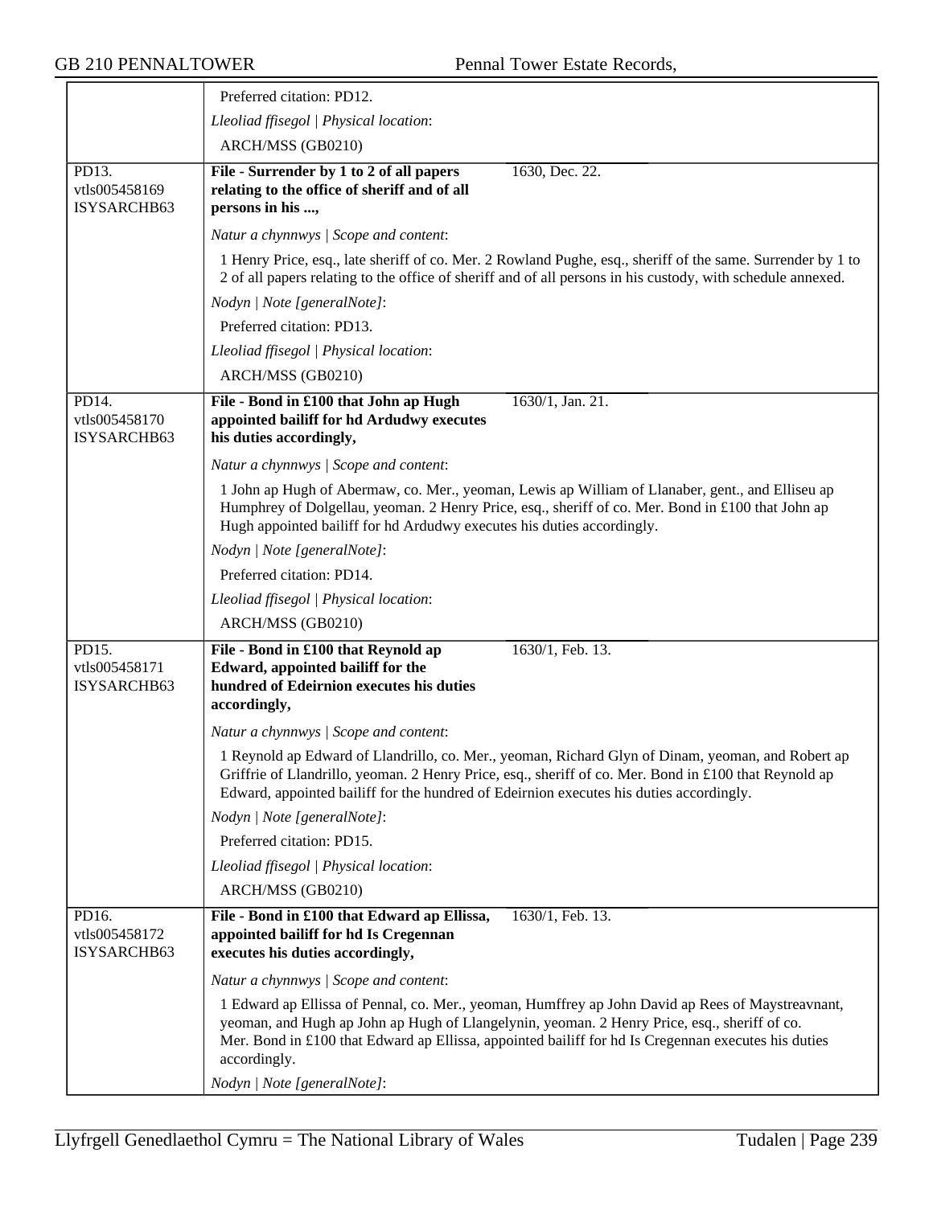Preferred citation: PD12.

*Lleoliad ffisegol | Physical location*:

ARCH/MSS (GB0210)

---

PD13.
vtls005458169
ISYSARCHB63

**File - Surrender by 1 to 2 of all papers relating to the office of sheriff and of all persons in his ...,**

1630, Dec. 22.

*Natur a chynnwys | Scope and content*:

1 Henry Price, esq., late sheriff of co. Mer. 2 Rowland Pughe, esq., sheriff of the same. Surrender by 1 to 2 of all papers relating to the office of sheriff and of all persons in his custody, with schedule annexed.

*Nodyn | Note [generalNote]*:

Preferred citation: PD13.

*Lleoliad ffisegol | Physical location*:

ARCH/MSS (GB0210)

---

PD14.
vtls005458170
ISYSARCHB63

**File - Bond in £100 that John ap Hugh appointed bailiff for hd Ardudwy executes his duties accordingly,**

1630/1, Jan. 21.

*Natur a chynnwys | Scope and content*:

1 John ap Hugh of Abermaw, co. Mer., yeoman, Lewis ap William of Llanaber, gent., and Elliseu ap Humphrey of Dolgellau, yeoman. 2 Henry Price, esq., sheriff of co. Mer. Bond in £100 that John ap Hugh appointed bailiff for hd Ardudwy executes his duties accordingly.

*Nodyn | Note [generalNote]*:

Preferred citation: PD14.

*Lleoliad ffisegol | Physical location*:

ARCH/MSS (GB0210)

---

PD15.
vtls005458171
ISYSARCHB63

**File - Bond in £100 that Reynold ap Edward, appointed bailiff for the hundred of Edeirnion executes his duties accordingly,**

1630/1, Feb. 13.

*Natur a chynnwys | Scope and content*:

1 Reynold ap Edward of Llandrillo, co. Mer., yeoman, Richard Glyn of Dinam, yeoman, and Robert ap Griffrie of Llandrillo, yeoman. 2 Henry Price, esq., sheriff of co. Mer. Bond in £100 that Reynold ap Edward, appointed bailiff for the hundred of Edeirnion executes his duties accordingly.

*Nodyn | Note [generalNote]*:

Preferred citation: PD15.

*Lleoliad ffisegol | Physical location*:

ARCH/MSS (GB0210)

---

PD16.
vtls005458172
ISYSARCHB63

**File - Bond in £100 that Edward ap Ellissa, appointed bailiff for hd Is Cregennan executes his duties accordingly,**

1630/1, Feb. 13.

*Natur a chynnwys | Scope and content*:

1 Edward ap Ellissa of Pennal, co. Mer., yeoman, Humffrey ap John David ap Rees of Maystreavnant, yeoman, and Hugh ap John ap Hugh of Llangelynin, yeoman. 2 Henry Price, esq., sheriff of co. Mer. Bond in £100 that Edward ap Ellissa, appointed bailiff for hd Is Cregennan executes his duties accordingly.

*Nodyn | Note [generalNote]*: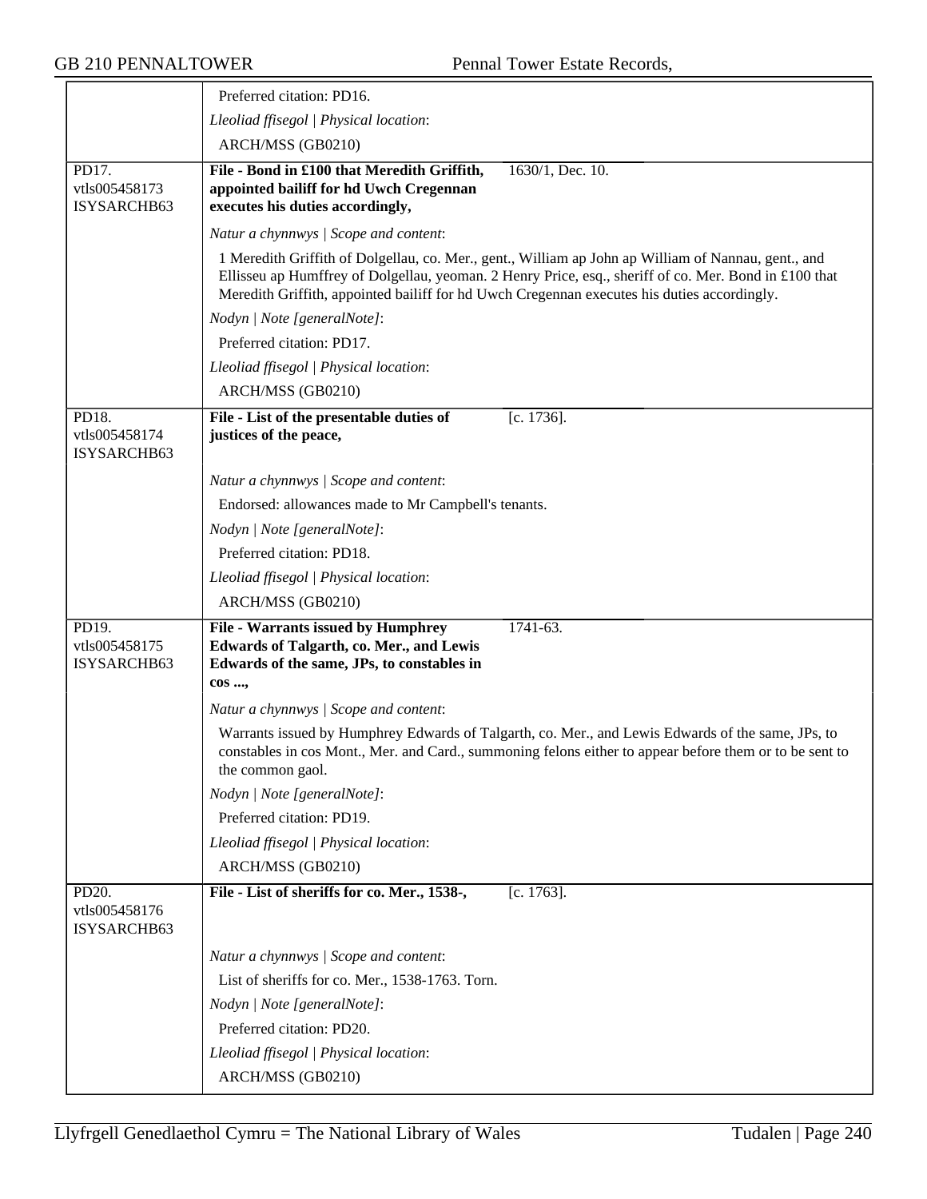| | |
|---|---|
| | Preferred citation: PD16. |
| | *Lleoliad ffisegol \| Physical location*: |
| | ARCH/MSS (GB0210) |
| PD17.<br>vtls005458173<br>ISYSARCHB63 | **File - Bond in £100 that Meredith Griffith, appointed bailiff for hd Uwch Cregennan executes his duties accordingly,** 1630/1, Dec. 10. |
| | *Natur a chynnwys \| Scope and content*: |
| | 1 Meredith Griffith of Dolgellau, co. Mer., gent., William ap John ap William of Nannau, gent., and Ellisseu ap Humffrey of Dolgellau, yeoman. 2 Henry Price, esq., sheriff of co. Mer. Bond in £100 that Meredith Griffith, appointed bailiff for hd Uwch Cregennan executes his duties accordingly. |
| | *Nodyn \| Note [generalNote]*: |
| | Preferred citation: PD17. |
| | *Lleoliad ffisegol \| Physical location*: |
| | ARCH/MSS (GB0210) |
| PD18.<br>vtls005458174<br>ISYSARCHB63 | **File - List of the presentable duties of justices of the peace,** [c. 1736]. |
| | *Natur a chynnwys \| Scope and content*: |
| | Endorsed: allowances made to Mr Campbell's tenants. |
| | *Nodyn \| Note [generalNote]*: |
| | Preferred citation: PD18. |
| | *Lleoliad ffisegol \| Physical location*: |
| | ARCH/MSS (GB0210) |
| PD19.<br>vtls005458175<br>ISYSARCHB63 | **File - Warrants issued by Humphrey Edwards of Talgarth, co. Mer., and Lewis Edwards of the same, JPs, to constables in cos ...,** 1741-63. |
| | *Natur a chynnwys \| Scope and content*: |
| | Warrants issued by Humphrey Edwards of Talgarth, co. Mer., and Lewis Edwards of the same, JPs, to constables in cos Mont., Mer. and Card., summoning felons either to appear before them or to be sent to the common gaol. |
| | *Nodyn \| Note [generalNote]*: |
| | Preferred citation: PD19. |
| | *Lleoliad ffisegol \| Physical location*: |
| | ARCH/MSS (GB0210) |
| PD20.<br>vtls005458176<br>ISYSARCHB63 | **File - List of sheriffs for co. Mer., 1538-,** [c. 1763]. |
| | *Natur a chynnwys \| Scope and content*: |
| | List of sheriffs for co. Mer., 1538-1763. Torn. |
| | *Nodyn \| Note [generalNote]*: |
| | Preferred citation: PD20. |
| | *Lleoliad ffisegol \| Physical location*: |
| | ARCH/MSS (GB0210) |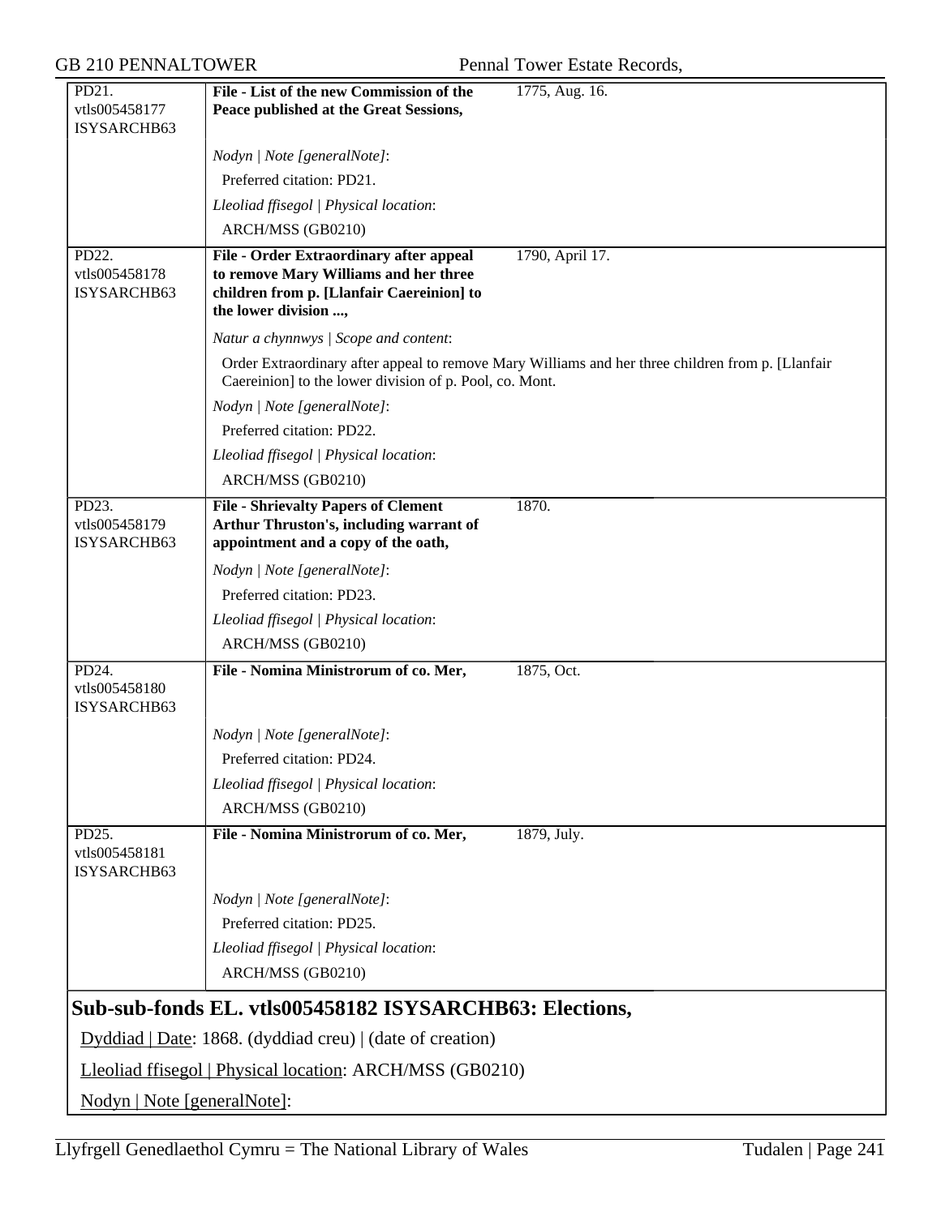| | | |
|---|---|---|
| PD21.<br>vtls005458177<br>ISYSARCHB63 | **File - List of the new Commission of the Peace published at the Great Sessions,** | 1775, Aug. 16. |
| | *Nodyn \| Note [generalNote]*:<br>Preferred citation: PD21.<br>*Lleoliad ffisegol \| Physical location*:<br>ARCH/MSS (GB0210) | |
| PD22.<br>vtls005458178<br>ISYSARCHB63 | **File - Order Extraordinary after appeal to remove Mary Williams and her three children from p. [Llanfair Caereinion] to the lower division ...,** | 1790, April 17. |
| | *Natur a chynnwys \| Scope and content*:<br>Order Extraordinary after appeal to remove Mary Williams and her three children from p. [Llanfair Caereinion] to the lower division of p. Pool, co. Mont.<br>*Nodyn \| Note [generalNote]*:<br>Preferred citation: PD22.<br>*Lleoliad ffisegol \| Physical location*:<br>ARCH/MSS (GB0210) | |
| PD23.<br>vtls005458179<br>ISYSARCHB63 | **File - Shrievalty Papers of Clement Arthur Thruston's, including warrant of appointment and a copy of the oath,** | 1870. |
| | *Nodyn \| Note [generalNote]*:<br>Preferred citation: PD23.<br>*Lleoliad ffisegol \| Physical location*:<br>ARCH/MSS (GB0210) | |
| PD24.<br>vtls005458180<br>ISYSARCHB63 | **File - Nomina Ministrorum of co. Mer,** | 1875, Oct. |
| | *Nodyn \| Note [generalNote]*:<br>Preferred citation: PD24.<br>*Lleoliad ffisegol \| Physical location*:<br>ARCH/MSS (GB0210) | |
| PD25.<br>vtls005458181<br>ISYSARCHB63 | **File - Nomina Ministrorum of co. Mer,** | 1879, July. |
| | *Nodyn \| Note [generalNote]*:<br>Preferred citation: PD25.<br>*Lleoliad ffisegol \| Physical location*:<br>ARCH/MSS (GB0210) | |

## Sub-sub-fonds EL. vtls005458182 ISYSARCHB63: Elections,

Dyddiad | Date: 1868. (dyddiad creu) | (date of creation)

Lleoliad ffisegol | Physical location: ARCH/MSS (GB0210)

Nodyn | Note [generalNote]: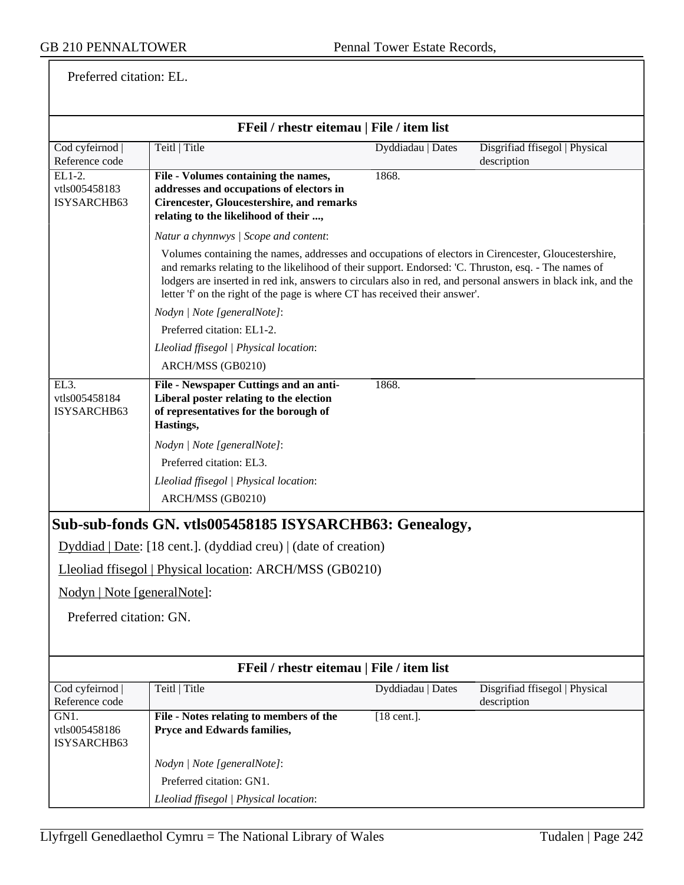Preferred citation: EL.

**FFeil / rhestr eitemau | File / item list**

| Cod cyfeirnod \| Reference code | Teitl \| Title | Dyddiadau \| Dates | Disgrifiad ffisegol \| Physical description |
|---|---|---|---|
| EL1-2. vtls005458183 ISYSARCHB63 | **File - Volumes containing the names, addresses and occupations of electors in Cirencester, Gloucestershire, and remarks relating to the likelihood of their ...,** | 1868. | |
| | *Natur a chynnwys \| Scope and content*: Volumes containing the names, addresses and occupations of electors in Cirencester, Gloucestershire, and remarks relating to the likelihood of their support. Endorsed: 'C. Thruston, esq. - The names of lodgers are inserted in red ink, answers to circulars also in red, and personal answers in black ink, and the letter 'f' on the right of the page is where CT has received their answer'. | | |
| | *Nodyn \| Note [generalNote]*: Preferred citation: EL1-2. | | |
| | *Lleoliad ffisegol \| Physical location*: ARCH/MSS (GB0210) | | |
| EL3. vtls005458184 ISYSARCHB63 | **File - Newspaper Cuttings and an anti-Liberal poster relating to the election of representatives for the borough of Hastings,** | 1868. | |
| | *Nodyn \| Note [generalNote]*: Preferred citation: EL3. | | |
| | *Lleoliad ffisegol \| Physical location*: ARCH/MSS (GB0210) | | |

## Sub-sub-fonds GN. vtls005458185 ISYSARCHB63: Genealogy,

Dyddiad | Date: [18 cent.]. (dyddiad creu) | (date of creation)

Lleoliad ffisegol | Physical location: ARCH/MSS (GB0210)

Nodyn | Note [generalNote]:

Preferred citation: GN.

**FFeil / rhestr eitemau | File / item list**

| Cod cyfeirnod \| Reference code | Teitl \| Title | Dyddiadau \| Dates | Disgrifiad ffisegol \| Physical description |
|---|---|---|---|
| GN1. vtls005458186 ISYSARCHB63 | **File - Notes relating to members of the Pryce and Edwards families,** | [18 cent.]. | |
| | *Nodyn \| Note [generalNote]*: Preferred citation: GN1. | | |
| | *Lleoliad ffisegol \| Physical location*: | | |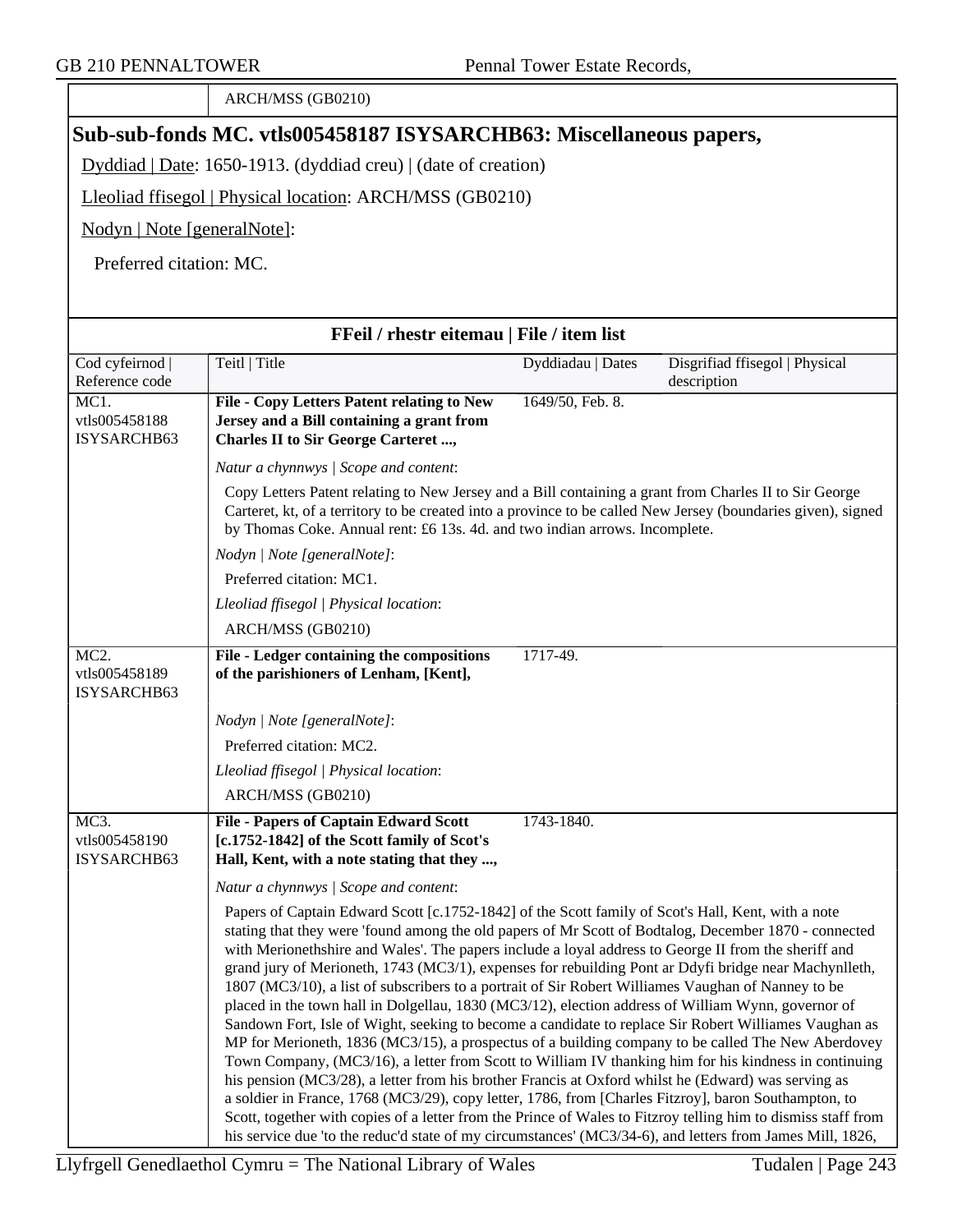| | ARCH/MSS (GB0210) |
|---|---|

## Sub-sub-fonds MC. vtls005458187 ISYSARCHB63: Miscellaneous papers,

Dyddiad | Date: 1650-1913. (dyddiad creu) | (date of creation)

Lleoliad ffisegol | Physical location: ARCH/MSS (GB0210)

Nodyn | Note [generalNote]:

Preferred citation: MC.

### FFeil / rhestr eitemau | File / item list

| Cod cyfeirnod \| Reference code | Teitl \| Title | Dyddiadau \| Dates | Disgrifiad ffisegol \| Physical description |
|---|---|---|---|
| MC1. vtls005458188 ISYSARCHB63 | **File - Copy Letters Patent relating to New Jersey and a Bill containing a grant from Charles II to Sir George Carteret ...,** | 1649/50, Feb. 8. | |
| | *Natur a chynnwys \| Scope and content*: Copy Letters Patent relating to New Jersey and a Bill containing a grant from Charles II to Sir George Carteret, kt, of a territory to be created into a province to be called New Jersey (boundaries given), signed by Thomas Coke. Annual rent: £6 13s. 4d. and two indian arrows. Incomplete. | | |
| | *Nodyn \| Note [generalNote]*: Preferred citation: MC1. | | |
| | *Lleoliad ffisegol \| Physical location*: ARCH/MSS (GB0210) | | |
| MC2. vtls005458189 ISYSARCHB63 | **File - Ledger containing the compositions of the parishioners of Lenham, [Kent],** | 1717-49. | |
| | *Nodyn \| Note [generalNote]*: Preferred citation: MC2. | | |
| | *Lleoliad ffisegol \| Physical location*: ARCH/MSS (GB0210) | | |
| MC3. vtls005458190 ISYSARCHB63 | **File - Papers of Captain Edward Scott [c.1752-1842] of the Scott family of Scot's Hall, Kent, with a note stating that they ...,** | 1743-1840. | |
| | *Natur a chynnwys \| Scope and content*: Papers of Captain Edward Scott [c.1752-1842] of the Scott family of Scot's Hall, Kent, with a note stating that they were 'found among the old papers of Mr Scott of Bodtalog, December 1870 - connected with Merionethshire and Wales'. The papers include a loyal address to George II from the sheriff and grand jury of Merioneth, 1743 (MC3/1), expenses for rebuilding Pont ar Ddyfi bridge near Machynlleth, 1807 (MC3/10), a list of subscribers to a portrait of Sir Robert Williames Vaughan of Nanney to be placed in the town hall in Dolgellau, 1830 (MC3/12), election address of William Wynn, governor of Sandown Fort, Isle of Wight, seeking to become a candidate to replace Sir Robert Williames Vaughan as MP for Merioneth, 1836 (MC3/15), a prospectus of a building company to be called The New Aberdovey Town Company, (MC3/16), a letter from Scott to William IV thanking him for his kindness in continuing his pension (MC3/28), a letter from his brother Francis at Oxford whilst he (Edward) was serving as a soldier in France, 1768 (MC3/29), copy letter, 1786, from [Charles Fitzroy], baron Southampton, to Scott, together with copies of a letter from the Prince of Wales to Fitzroy telling him to dismiss staff from his service due 'to the reduc'd state of my circumstances' (MC3/34-6), and letters from James Mill, 1826, | | |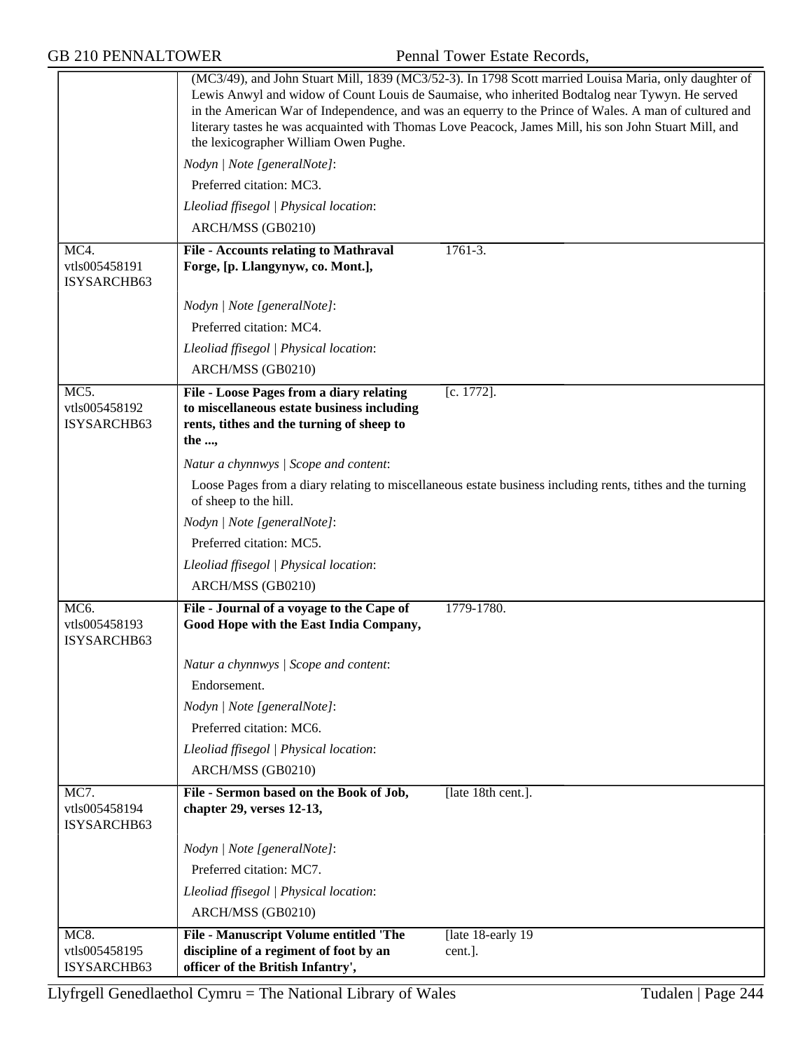(MC3/49), and John Stuart Mill, 1839 (MC3/52-3). In 1798 Scott married Louisa Maria, only daughter of Lewis Anwyl and widow of Count Louis de Saumaise, who inherited Bodtalog near Tywyn. He served in the American War of Independence, and was an equerry to the Prince of Wales. A man of cultured and literary tastes he was acquainted with Thomas Love Peacock, James Mill, his son John Stuart Mill, and the lexicographer William Owen Pughe.

*Nodyn | Note [generalNote]*:

Preferred citation: MC3.

*Lleoliad ffisegol | Physical location*:

ARCH/MSS (GB0210)

---

MC4.
vtls005458191
ISYSARCHB63

**File - Accounts relating to Mathraval Forge, [p. Llangynyw, co. Mont.],** 1761-3.

*Nodyn | Note [generalNote]*:

Preferred citation: MC4.

*Lleoliad ffisegol | Physical location*:

ARCH/MSS (GB0210)

---

MC5.
vtls005458192
ISYSARCHB63

**File - Loose Pages from a diary relating to miscellaneous estate business including rents, tithes and the turning of sheep to the ...,** [c. 1772].

*Natur a chynnwys | Scope and content*:

Loose Pages from a diary relating to miscellaneous estate business including rents, tithes and the turning of sheep to the hill.

*Nodyn | Note [generalNote]*:

Preferred citation: MC5.

*Lleoliad ffisegol | Physical location*:

ARCH/MSS (GB0210)

---

MC6.
vtls005458193
ISYSARCHB63

**File - Journal of a voyage to the Cape of Good Hope with the East India Company,** 1779-1780.

*Natur a chynnwys | Scope and content*:

Endorsement.

*Nodyn | Note [generalNote]*:

Preferred citation: MC6.

*Lleoliad ffisegol | Physical location*:

ARCH/MSS (GB0210)

---

MC7.
vtls005458194
ISYSARCHB63

**File - Sermon based on the Book of Job, chapter 29, verses 12-13,** [late 18th cent.].

*Nodyn | Note [generalNote]*:

Preferred citation: MC7.

*Lleoliad ffisegol | Physical location*:

ARCH/MSS (GB0210)

---

MC8.
vtls005458195
ISYSARCHB63

**File - Manuscript Volume entitled 'The discipline of a regiment of foot by an officer of the British Infantry',** [late 18-early 19 cent.].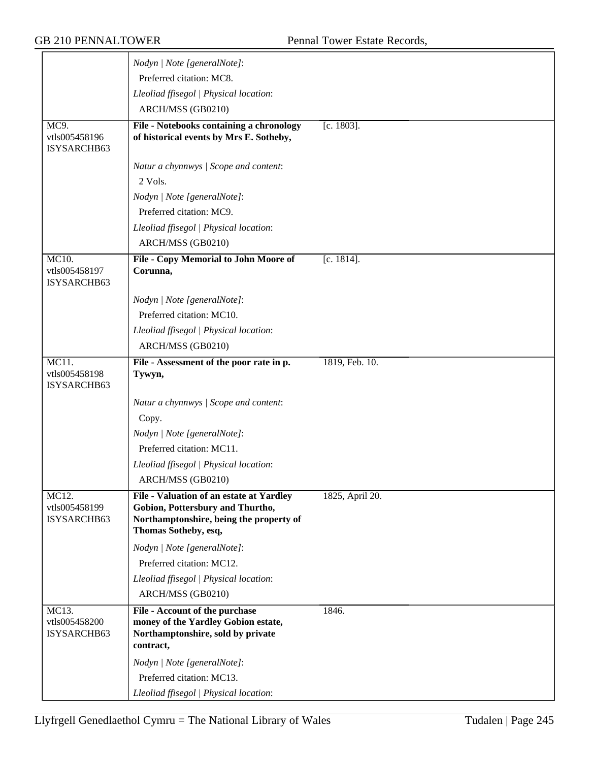| | | | |
|---|---|---|---|
| | *Nodyn \| Note [generalNote]*: Preferred citation: MC8. *Lleoliad ffisegol \| Physical location*: ARCH/MSS (GB0210) | | |
| MC9. vtls005458196 ISYSARCHB63 | **File - Notebooks containing a chronology of historical events by Mrs E. Sotheby,** *Natur a chynnwys \| Scope and content*: 2 Vols. *Nodyn \| Note [generalNote]*: Preferred citation: MC9. *Lleoliad ffisegol \| Physical location*: ARCH/MSS (GB0210) | [c. 1803]. | |
| MC10. vtls005458197 ISYSARCHB63 | **File - Copy Memorial to John Moore of Corunna,** *Nodyn \| Note [generalNote]*: Preferred citation: MC10. *Lleoliad ffisegol \| Physical location*: ARCH/MSS (GB0210) | [c. 1814]. | |
| MC11. vtls005458198 ISYSARCHB63 | **File - Assessment of the poor rate in p. Tywyn,** *Natur a chynnwys \| Scope and content*: Copy. *Nodyn \| Note [generalNote]*: Preferred citation: MC11. *Lleoliad ffisegol \| Physical location*: ARCH/MSS (GB0210) | 1819, Feb. 10. | |
| MC12. vtls005458199 ISYSARCHB63 | **File - Valuation of an estate at Yardley Gobion, Pottersbury and Thurtho, Northamptonshire, being the property of Thomas Sotheby, esq,** *Nodyn \| Note [generalNote]*: Preferred citation: MC12. *Lleoliad ffisegol \| Physical location*: ARCH/MSS (GB0210) | 1825, April 20. | |
| MC13. vtls005458200 ISYSARCHB63 | **File - Account of the purchase money of the Yardley Gobion estate, Northamptonshire, sold by private contract,** *Nodyn \| Note [generalNote]*: Preferred citation: MC13. *Lleoliad ffisegol \| Physical location*: | 1846. | |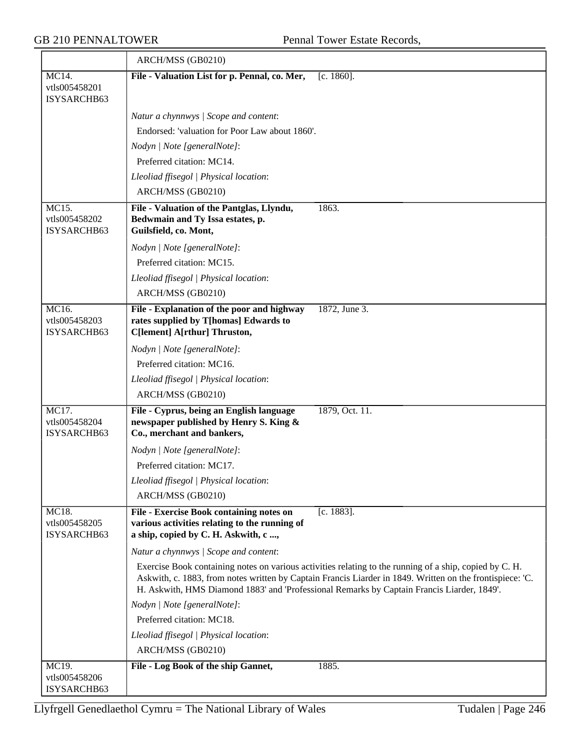| | |
|---|---|
| | ARCH/MSS (GB0210) |
| MC14.<br>vtls005458201<br>ISYSARCHB63 | **File - Valuation List for p. Pennal, co. Mer,** [c. 1860].<br><br>*Natur a chynnwys \| Scope and content*:<br>Endorsed: 'valuation for Poor Law about 1860'.<br>*Nodyn \| Note [generalNote]*:<br>Preferred citation: MC14.<br>*Lleoliad ffisegol \| Physical location*:<br>ARCH/MSS (GB0210) |
| MC15.<br>vtls005458202<br>ISYSARCHB63 | **File - Valuation of the Pantglas, Llyndu, Bedwmain and Ty Issa estates, p. Guilsfield, co. Mont,** 1863.<br><br>*Nodyn \| Note [generalNote]*:<br>Preferred citation: MC15.<br>*Lleoliad ffisegol \| Physical location*:<br>ARCH/MSS (GB0210) |
| MC16.<br>vtls005458203<br>ISYSARCHB63 | **File - Explanation of the poor and highway rates supplied by T[homas] Edwards to C[lement] A[rthur] Thruston,** 1872, June 3.<br><br>*Nodyn \| Note [generalNote]*:<br>Preferred citation: MC16.<br>*Lleoliad ffisegol \| Physical location*:<br>ARCH/MSS (GB0210) |
| MC17.<br>vtls005458204<br>ISYSARCHB63 | **File - Cyprus, being an English language newspaper published by Henry S. King & Co., merchant and bankers,** 1879, Oct. 11.<br><br>*Nodyn \| Note [generalNote]*:<br>Preferred citation: MC17.<br>*Lleoliad ffisegol \| Physical location*:<br>ARCH/MSS (GB0210) |
| MC18.<br>vtls005458205<br>ISYSARCHB63 | **File - Exercise Book containing notes on various activities relating to the running of a ship, copied by C. H. Askwith, c ...,** [c. 1883].<br><br>*Natur a chynnwys \| Scope and content*:<br>Exercise Book containing notes on various activities relating to the running of a ship, copied by C. H. Askwith, c. 1883, from notes written by Captain Francis Liarder in 1849. Written on the frontispiece: 'C. H. Askwith, HMS Diamond 1883' and 'Professional Remarks by Captain Francis Liarder, 1849'.<br>*Nodyn \| Note [generalNote]*:<br>Preferred citation: MC18.<br>*Lleoliad ffisegol \| Physical location*:<br>ARCH/MSS (GB0210) |
| MC19.<br>vtls005458206<br>ISYSARCHB63 | **File - Log Book of the ship Gannet,** 1885. |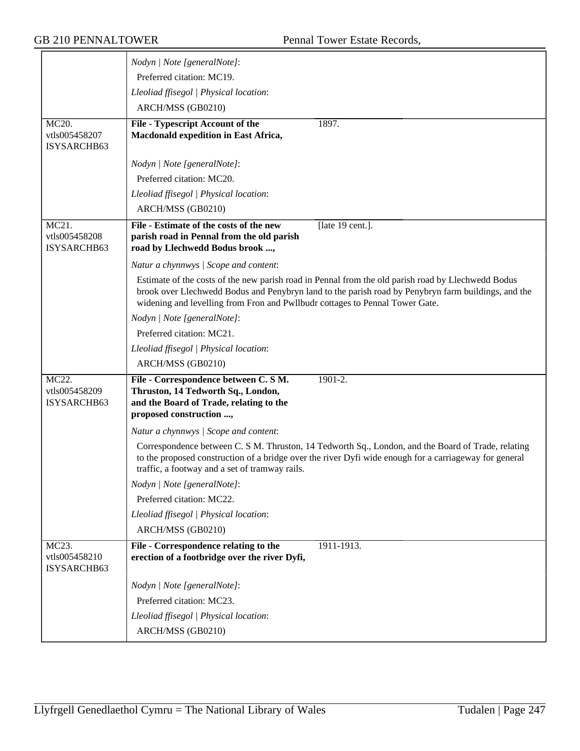| | | |
|---|---|---|
| | *Nodyn \| Note [generalNote]*:<br>Preferred citation: MC19.<br>*Lleoliad ffisegol \| Physical location*:<br>ARCH/MSS (GB0210) | |
| MC20.<br>vtls005458207<br>ISYSARCHB63 | **File - Typescript Account of the Macdonald expedition in East Africa,**<br>*Nodyn \| Note [generalNote]*:<br>Preferred citation: MC20.<br>*Lleoliad ffisegol \| Physical location*:<br>ARCH/MSS (GB0210) | 1897. |
| MC21.<br>vtls005458208<br>ISYSARCHB63 | **File - Estimate of the costs of the new parish road in Pennal from the old parish road by Llechwedd Bodus brook ...,**<br>*Natur a chynnwys \| Scope and content*:<br>Estimate of the costs of the new parish road in Pennal from the old parish road by Llechwedd Bodus brook over Llechwedd Bodus and Penybryn land to the parish road by Penybryn farm buildings, and the widening and levelling from Fron and Pwllbudr cottages to Pennal Tower Gate.<br>*Nodyn \| Note [generalNote]*:<br>Preferred citation: MC21.<br>*Lleoliad ffisegol \| Physical location*:<br>ARCH/MSS (GB0210) | [late 19 cent.]. |
| MC22.<br>vtls005458209<br>ISYSARCHB63 | **File - Correspondence between C. S M. Thruston, 14 Tedworth Sq., London, and the Board of Trade, relating to the proposed construction ...,**<br>*Natur a chynnwys \| Scope and content*:<br>Correspondence between C. S M. Thruston, 14 Tedworth Sq., London, and the Board of Trade, relating to the proposed construction of a bridge over the river Dyfi wide enough for a carriageway for general traffic, a footway and a set of tramway rails.<br>*Nodyn \| Note [generalNote]*:<br>Preferred citation: MC22.<br>*Lleoliad ffisegol \| Physical location*:<br>ARCH/MSS (GB0210) | 1901-2. |
| MC23.<br>vtls005458210<br>ISYSARCHB63 | **File - Correspondence relating to the erection of a footbridge over the river Dyfi,**<br>*Nodyn \| Note [generalNote]*:<br>Preferred citation: MC23.<br>*Lleoliad ffisegol \| Physical location*:<br>ARCH/MSS (GB0210) | 1911-1913. |